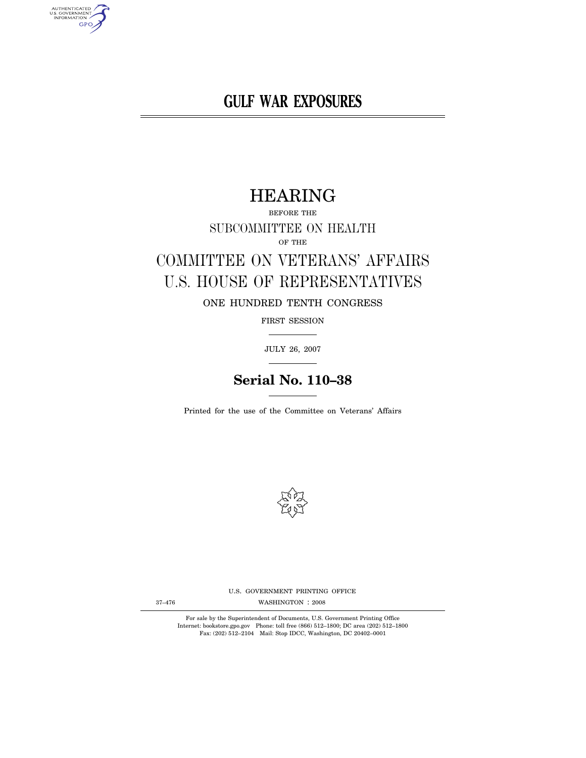# GULF WAR EXPOSURES

## HEARING

BEFORE THE

SUBCOMMITTEE ON HEALTH

OF THE

COMMITTEE ON VETERANS' AFFAIRS

U.S. HOUSE OF REPRESENTATIVES

ONE HUNDRED TENTH CONGRESS

FIRST SESSION

JULY 26, 2007

**Serial No. 110–38**

Printed for the use of the Committee on Veterans' Affairs

U.S. GOVERNMENT PRINTING OFFICE

37–476 WASHINGTON : 2008

For sale by the Superintendent of Documents, U.S. Government Printing Office
Internet: bookstore.gpo.gov Phone: toll free (866) 512–1800; DC area (202) 512–1800
Fax: (202) 512–2104 Mail: Stop IDCC, Washington, DC 20402–0001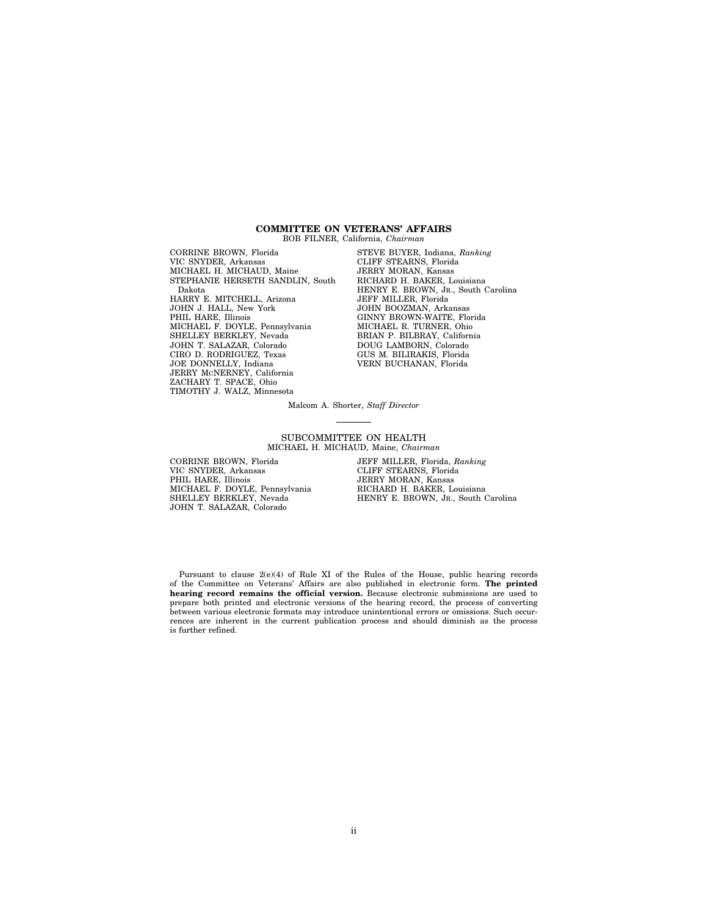## COMMITTEE ON VETERANS' AFFAIRS

BOB FILNER, California, *Chairman*

CORRINE BROWN, Florida
VIC SNYDER, Arkansas
MICHAEL H. MICHAUD, Maine
STEPHANIE HERSETH SANDLIN, South Dakota
HARRY E. MITCHELL, Arizona
JOHN J. HALL, New York
PHIL HARE, Illinois
MICHAEL F. DOYLE, Pennsylvania
SHELLEY BERKLEY, Nevada
JOHN T. SALAZAR, Colorado
CIRO D. RODRIGUEZ, Texas
JOE DONNELLY, Indiana
JERRY MCNERNEY, California
ZACHARY T. SPACE, Ohio
TIMOTHY J. WALZ, Minnesota

STEVE BUYER, Indiana, *Ranking*
CLIFF STEARNS, Florida
JERRY MORAN, Kansas
RICHARD H. BAKER, Louisiana
HENRY E. BROWN, JR., South Carolina
JEFF MILLER, Florida
JOHN BOOZMAN, Arkansas
GINNY BROWN-WAITE, Florida
MICHAEL R. TURNER, Ohio
BRIAN P. BILBRAY, California
DOUG LAMBORN, Colorado
GUS M. BILIRAKIS, Florida
VERN BUCHANAN, Florida

Malcom A. Shorter, *Staff Director*

---

## SUBCOMMITTEE ON HEALTH

MICHAEL H. MICHAUD, Maine, *Chairman*

CORRINE BROWN, Florida
VIC SNYDER, Arkansas
PHIL HARE, Illinois
MICHAEL F. DOYLE, Pennsylvania
SHELLEY BERKLEY, Nevada
JOHN T. SALAZAR, Colorado

JEFF MILLER, Florida, *Ranking*
CLIFF STEARNS, Florida
JERRY MORAN, Kansas
RICHARD H. BAKER, Louisiana
HENRY E. BROWN, JR., South Carolina

Pursuant to clause 2(e)(4) of Rule XI of the Rules of the House, public hearing records of the Committee on Veterans' Affairs are also published in electronic form. **The printed hearing record remains the official version.** Because electronic submissions are used to prepare both printed and electronic versions of the hearing record, the process of converting between various electronic formats may introduce unintentional errors or omissions. Such occurrences are inherent in the current publication process and should diminish as the process is further refined.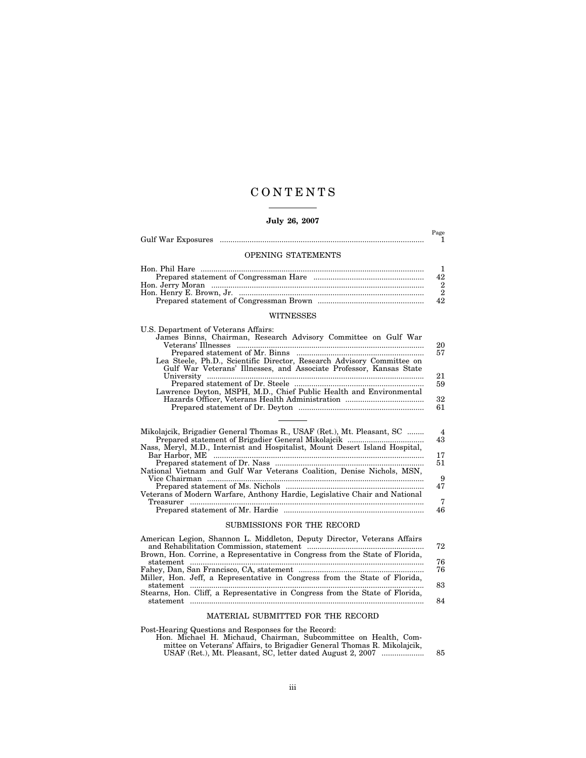# CONTENTS

**July 26, 2007**

| | Page |
|---|---|
| Gulf War Exposures | 1 |

## OPENING STATEMENTS

| | |
|---|---|
| Hon. Phil Hare | 1 |
| Prepared statement of Congressman Hare | 42 |
| Hon. Jerry Moran | 2 |
| Hon. Henry E. Brown, Jr. | 2 |
| Prepared statement of Congressman Brown | 42 |

## WITNESSES

| | |
|---|---|
| U.S. Department of Veterans Affairs: | |
| James Binns, Chairman, Research Advisory Committee on Gulf War Veterans' Illnesses | 20 |
| Prepared statement of Mr. Binns | 57 |
| Lea Steele, Ph.D., Scientific Director, Research Advisory Committee on Gulf War Veterans' Illnesses, and Associate Professor, Kansas State University | 21 |
| Prepared statement of Dr. Steele | 59 |
| Lawrence Deyton, MSPH, M.D., Chief Public Health and Environmental Hazards Officer, Veterans Health Administration | 32 |
| Prepared statement of Dr. Deyton | 61 |

---

| | |
|---|---|
| Mikolajcik, Brigadier General Thomas R., USAF (Ret.), Mt. Pleasant, SC | 4 |
| Prepared statement of Brigadier General Mikolajcik | 43 |
| Nass, Meryl, M.D., Internist and Hospitalist, Mount Desert Island Hospital, Bar Harbor, ME | 17 |
| Prepared statement of Dr. Nass | 51 |
| National Vietnam and Gulf War Veterans Coalition, Denise Nichols, MSN, Vice Chairman | 9 |
| Prepared statement of Ms. Nichols | 47 |
| Veterans of Modern Warfare, Anthony Hardie, Legislative Chair and National Treasurer | 7 |
| Prepared statement of Mr. Hardie | 46 |

## SUBMISSIONS FOR THE RECORD

| | |
|---|---|
| American Legion, Shannon L. Middleton, Deputy Director, Veterans Affairs and Rehabilitation Commission, statement | 72 |
| Brown, Hon. Corrine, a Representative in Congress from the State of Florida, statement | 76 |
| Fahey, Dan, San Francisco, CA, statement | 76 |
| Miller, Hon. Jeff, a Representative in Congress from the State of Florida, statement | 83 |
| Stearns, Hon. Cliff, a Representative in Congress from the State of Florida, statement | 84 |

## MATERIAL SUBMITTED FOR THE RECORD

| | |
|---|---|
| Post-Hearing Questions and Responses for the Record: | |
| Hon. Michael H. Michaud, Chairman, Subcommittee on Health, Committee on Veterans' Affairs, to Brigadier General Thomas R. Mikolajcik, USAF (Ret.), Mt. Pleasant, SC, letter dated August 2, 2007 | 85 |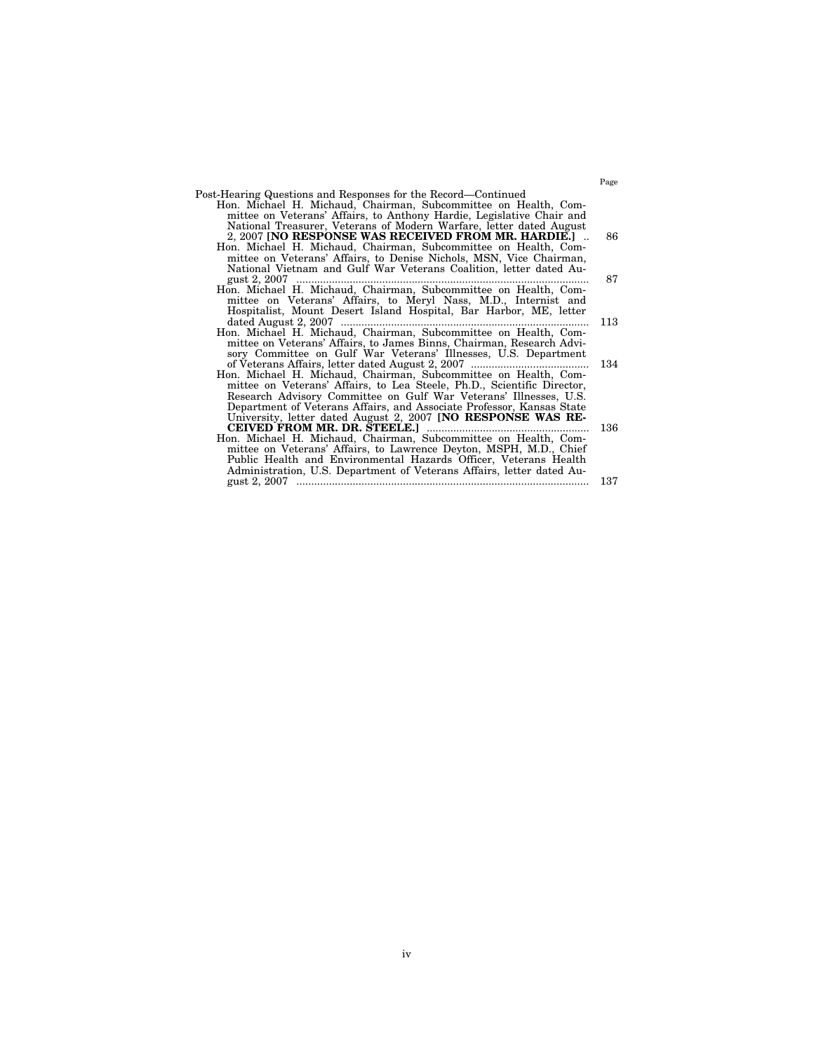Page

Post-Hearing Questions and Responses for the Record—Continued

- Hon. Michael H. Michaud, Chairman, Subcommittee on Health, Committee on Veterans' Affairs, to Anthony Hardie, Legislative Chair and National Treasurer, Veterans of Modern Warfare, letter dated August 2, 2007 **[NO RESPONSE WAS RECEIVED FROM MR. HARDIE.]** .. 86
- Hon. Michael H. Michaud, Chairman, Subcommittee on Health, Committee on Veterans' Affairs, to Denise Nichols, MSN, Vice Chairman, National Vietnam and Gulf War Veterans Coalition, letter dated August 2, 2007 .......... 87
- Hon. Michael H. Michaud, Chairman, Subcommittee on Health, Committee on Veterans' Affairs, to Meryl Nass, M.D., Internist and Hospitalist, Mount Desert Island Hospital, Bar Harbor, ME, letter dated August 2, 2007 .......... 113
- Hon. Michael H. Michaud, Chairman, Subcommittee on Health, Committee on Veterans' Affairs, to James Binns, Chairman, Research Advisory Committee on Gulf War Veterans' Illnesses, U.S. Department of Veterans Affairs, letter dated August 2, 2007 .......... 134
- Hon. Michael H. Michaud, Chairman, Subcommittee on Health, Committee on Veterans' Affairs, to Lea Steele, Ph.D., Scientific Director, Research Advisory Committee on Gulf War Veterans' Illnesses, U.S. Department of Veterans Affairs, and Associate Professor, Kansas State University, letter dated August 2, 2007 **[NO RESPONSE WAS RECEIVED FROM MR. DR. STEELE.]** .......... 136
- Hon. Michael H. Michaud, Chairman, Subcommittee on Health, Committee on Veterans' Affairs, to Lawrence Deyton, MSPH, M.D., Chief Public Health and Environmental Hazards Officer, Veterans Health Administration, U.S. Department of Veterans Affairs, letter dated August 2, 2007 .......... 137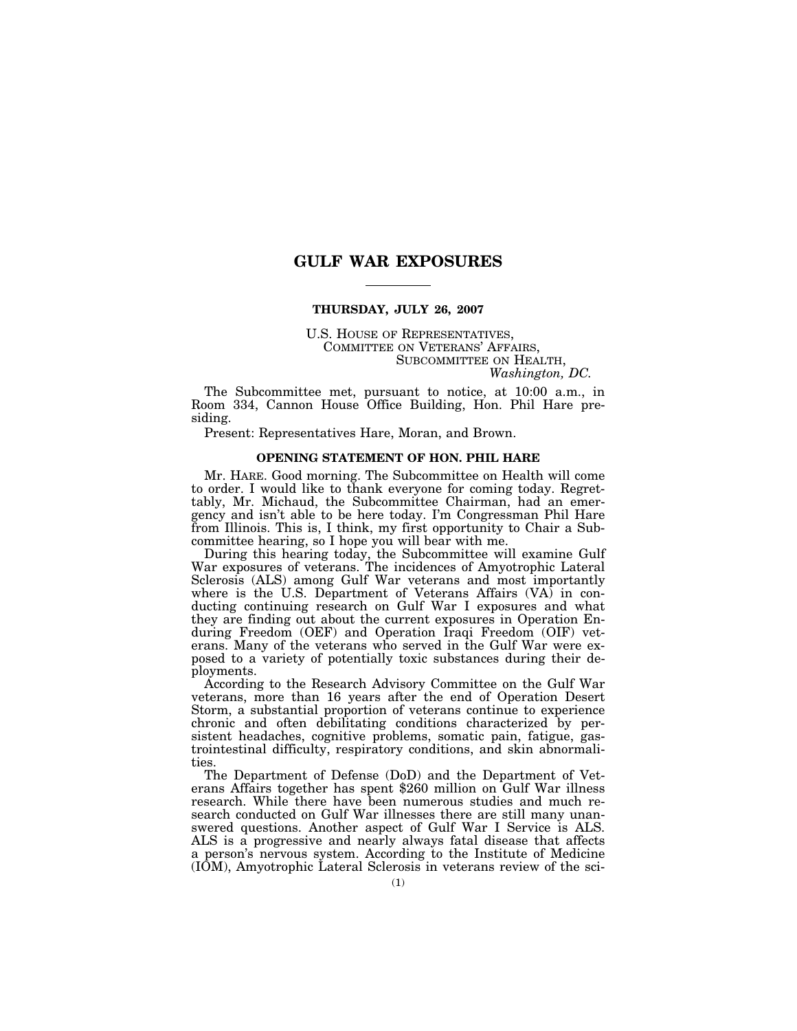# GULF WAR EXPOSURES

**THURSDAY, JULY 26, 2007**

U.S. HOUSE OF REPRESENTATIVES,
COMMITTEE ON VETERANS' AFFAIRS,
SUBCOMMITTEE ON HEALTH,
*Washington, DC.*

The Subcommittee met, pursuant to notice, at 10:00 a.m., in Room 334, Cannon House Office Building, Hon. Phil Hare presiding.

Present: Representatives Hare, Moran, and Brown.

## OPENING STATEMENT OF HON. PHIL HARE

Mr. HARE. Good morning. The Subcommittee on Health will come to order. I would like to thank everyone for coming today. Regrettably, Mr. Michaud, the Subcommittee Chairman, had an emergency and isn't able to be here today. I'm Congressman Phil Hare from Illinois. This is, I think, my first opportunity to Chair a Subcommittee hearing, so I hope you will bear with me.

During this hearing today, the Subcommittee will examine Gulf War exposures of veterans. The incidences of Amyotrophic Lateral Sclerosis (ALS) among Gulf War veterans and most importantly where is the U.S. Department of Veterans Affairs (VA) in conducting continuing research on Gulf War I exposures and what they are finding out about the current exposures in Operation Enduring Freedom (OEF) and Operation Iraqi Freedom (OIF) veterans. Many of the veterans who served in the Gulf War were exposed to a variety of potentially toxic substances during their deployments.

According to the Research Advisory Committee on the Gulf War veterans, more than 16 years after the end of Operation Desert Storm, a substantial proportion of veterans continue to experience chronic and often debilitating conditions characterized by persistent headaches, cognitive problems, somatic pain, fatigue, gastrointestinal difficulty, respiratory conditions, and skin abnormalities.

The Department of Defense (DoD) and the Department of Veterans Affairs together has spent $260 million on Gulf War illness research. While there have been numerous studies and much research conducted on Gulf War illnesses there are still many unanswered questions. Another aspect of Gulf War I Service is ALS. ALS is a progressive and nearly always fatal disease that affects a person's nervous system. According to the Institute of Medicine (IOM), Amyotrophic Lateral Sclerosis in veterans review of the sci-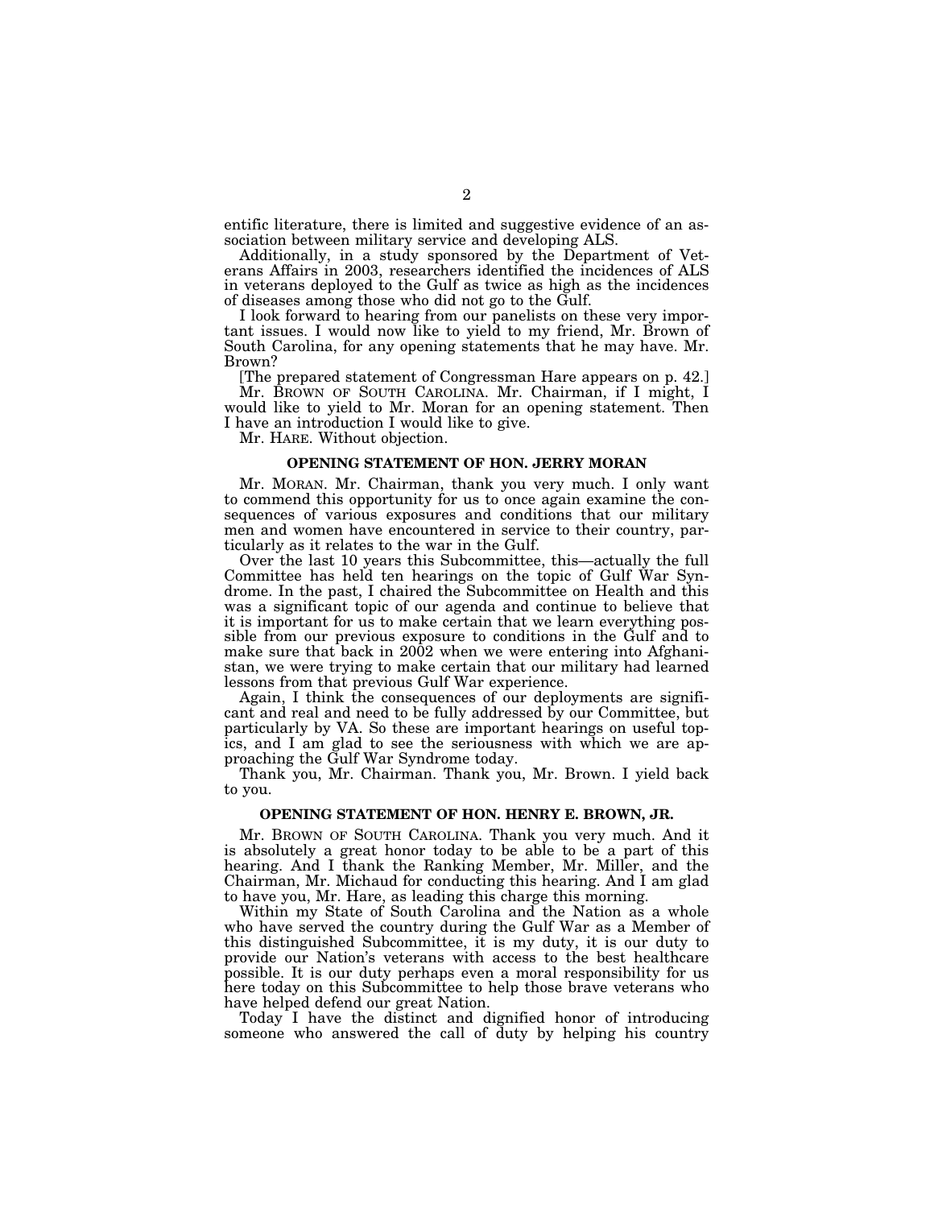entific literature, there is limited and suggestive evidence of an association between military service and developing ALS.

Additionally, in a study sponsored by the Department of Veterans Affairs in 2003, researchers identified the incidences of ALS in veterans deployed to the Gulf as twice as high as the incidences of diseases among those who did not go to the Gulf.

I look forward to hearing from our panelists on these very important issues. I would now like to yield to my friend, Mr. Brown of South Carolina, for any opening statements that he may have. Mr. Brown?

[The prepared statement of Congressman Hare appears on p. 42.]

Mr. BROWN OF SOUTH CAROLINA. Mr. Chairman, if I might, I would like to yield to Mr. Moran for an opening statement. Then I have an introduction I would like to give.

Mr. HARE. Without objection.

## OPENING STATEMENT OF HON. JERRY MORAN

Mr. MORAN. Mr. Chairman, thank you very much. I only want to commend this opportunity for us to once again examine the consequences of various exposures and conditions that our military men and women have encountered in service to their country, particularly as it relates to the war in the Gulf.

Over the last 10 years this Subcommittee, this—actually the full Committee has held ten hearings on the topic of Gulf War Syndrome. In the past, I chaired the Subcommittee on Health and this was a significant topic of our agenda and continue to believe that it is important for us to make certain that we learn everything possible from our previous exposure to conditions in the Gulf and to make sure that back in 2002 when we were entering into Afghanistan, we were trying to make certain that our military had learned lessons from that previous Gulf War experience.

Again, I think the consequences of our deployments are significant and real and need to be fully addressed by our Committee, but particularly by VA. So these are important hearings on useful topics, and I am glad to see the seriousness with which we are approaching the Gulf War Syndrome today.

Thank you, Mr. Chairman. Thank you, Mr. Brown. I yield back to you.

## OPENING STATEMENT OF HON. HENRY E. BROWN, JR.

Mr. BROWN OF SOUTH CAROLINA. Thank you very much. And it is absolutely a great honor today to be able to be a part of this hearing. And I thank the Ranking Member, Mr. Miller, and the Chairman, Mr. Michaud for conducting this hearing. And I am glad to have you, Mr. Hare, as leading this charge this morning.

Within my State of South Carolina and the Nation as a whole who have served the country during the Gulf War as a Member of this distinguished Subcommittee, it is my duty, it is our duty to provide our Nation's veterans with access to the best healthcare possible. It is our duty perhaps even a moral responsibility for us here today on this Subcommittee to help those brave veterans who have helped defend our great Nation.

Today I have the distinct and dignified honor of introducing someone who answered the call of duty by helping his country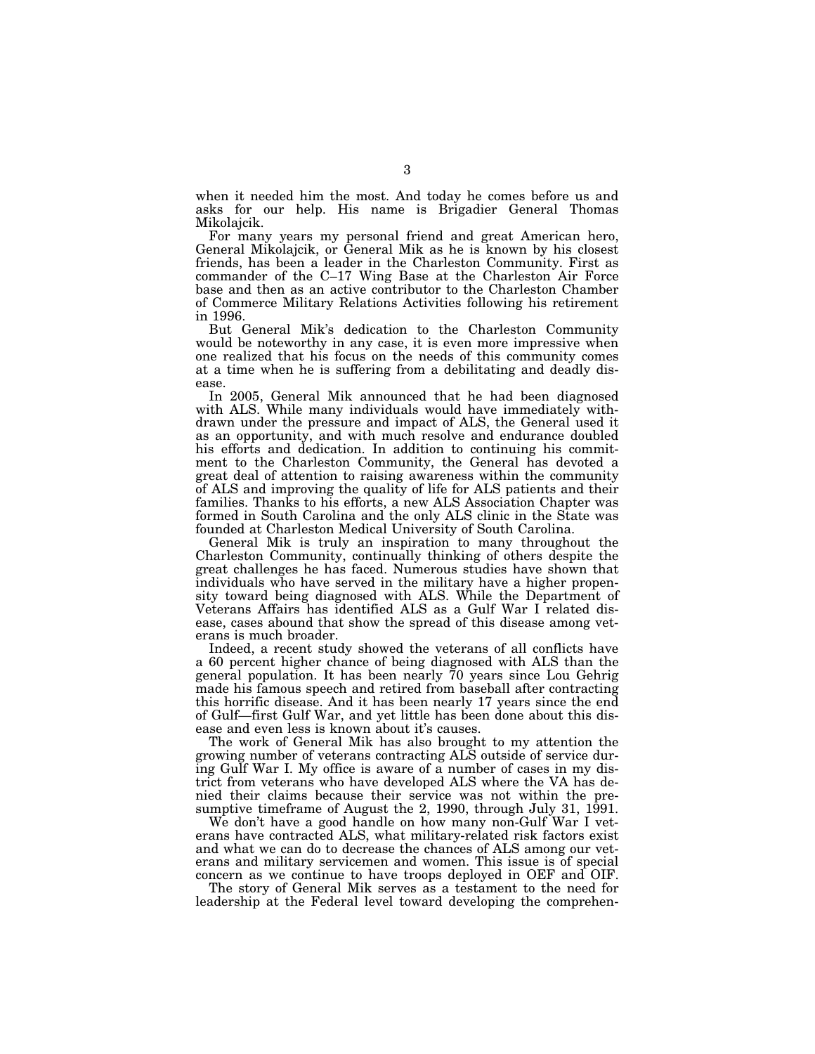when it needed him the most. And today he comes before us and asks for our help. His name is Brigadier General Thomas Mikolajcik.

For many years my personal friend and great American hero, General Mikolajcik, or General Mik as he is known by his closest friends, has been a leader in the Charleston Community. First as commander of the C–17 Wing Base at the Charleston Air Force base and then as an active contributor to the Charleston Chamber of Commerce Military Relations Activities following his retirement in 1996.

But General Mik's dedication to the Charleston Community would be noteworthy in any case, it is even more impressive when one realized that his focus on the needs of this community comes at a time when he is suffering from a debilitating and deadly disease.

In 2005, General Mik announced that he had been diagnosed with ALS. While many individuals would have immediately withdrawn under the pressure and impact of ALS, the General used it as an opportunity, and with much resolve and endurance doubled his efforts and dedication. In addition to continuing his commitment to the Charleston Community, the General has devoted a great deal of attention to raising awareness within the community of ALS and improving the quality of life for ALS patients and their families. Thanks to his efforts, a new ALS Association Chapter was formed in South Carolina and the only ALS clinic in the State was founded at Charleston Medical University of South Carolina.

General Mik is truly an inspiration to many throughout the Charleston Community, continually thinking of others despite the great challenges he has faced. Numerous studies have shown that individuals who have served in the military have a higher propensity toward being diagnosed with ALS. While the Department of Veterans Affairs has identified ALS as a Gulf War I related disease, cases abound that show the spread of this disease among veterans is much broader.

Indeed, a recent study showed the veterans of all conflicts have a 60 percent higher chance of being diagnosed with ALS than the general population. It has been nearly 70 years since Lou Gehrig made his famous speech and retired from baseball after contracting this horrific disease. And it has been nearly 17 years since the end of Gulf—first Gulf War, and yet little has been done about this disease and even less is known about it's causes.

The work of General Mik has also brought to my attention the growing number of veterans contracting ALS outside of service during Gulf War I. My office is aware of a number of cases in my district from veterans who have developed ALS where the VA has denied their claims because their service was not within the presumptive timeframe of August the 2, 1990, through July 31, 1991.

We don't have a good handle on how many non-Gulf War I veterans have contracted ALS, what military-related risk factors exist and what we can do to decrease the chances of ALS among our veterans and military servicemen and women. This issue is of special concern as we continue to have troops deployed in OEF and OIF.

The story of General Mik serves as a testament to the need for leadership at the Federal level toward developing the comprehen-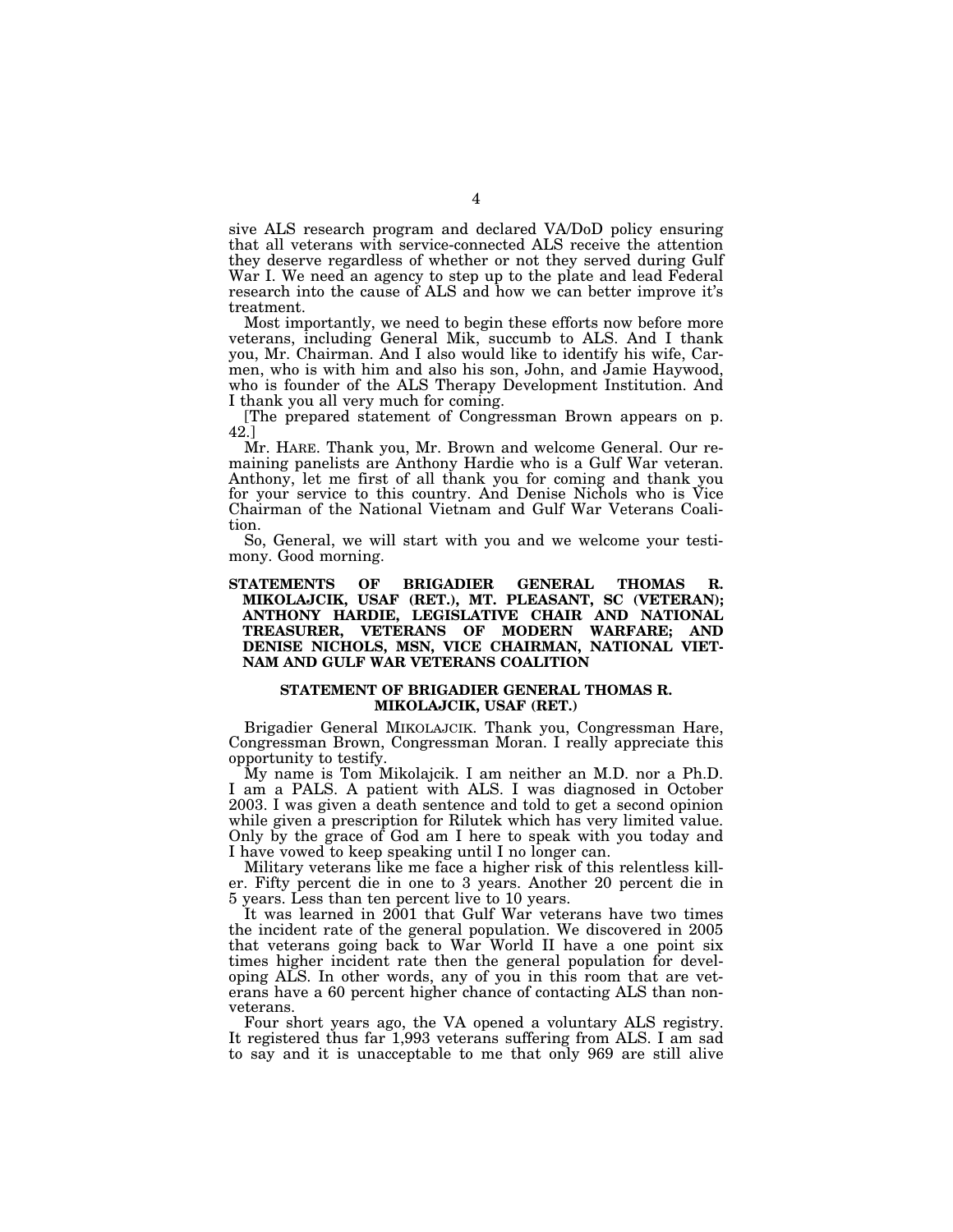sive ALS research program and declared VA/DoD policy ensuring that all veterans with service-connected ALS receive the attention they deserve regardless of whether or not they served during Gulf War I. We need an agency to step up to the plate and lead Federal research into the cause of ALS and how we can better improve it's treatment.

Most importantly, we need to begin these efforts now before more veterans, including General Mik, succumb to ALS. And I thank you, Mr. Chairman. And I also would like to identify his wife, Carmen, who is with him and also his son, John, and Jamie Haywood, who is founder of the ALS Therapy Development Institution. And I thank you all very much for coming.

[The prepared statement of Congressman Brown appears on p. 42.]

Mr. HARE. Thank you, Mr. Brown and welcome General. Our remaining panelists are Anthony Hardie who is a Gulf War veteran. Anthony, let me first of all thank you for coming and thank you for your service to this country. And Denise Nichols who is Vice Chairman of the National Vietnam and Gulf War Veterans Coalition.

So, General, we will start with you and we welcome your testimony. Good morning.

**STATEMENTS OF BRIGADIER GENERAL THOMAS R. MIKOLAJCIK, USAF (RET.), MT. PLEASANT, SC (VETERAN); ANTHONY HARDIE, LEGISLATIVE CHAIR AND NATIONAL TREASURER, VETERANS OF MODERN WARFARE; AND DENISE NICHOLS, MSN, VICE CHAIRMAN, NATIONAL VIETNAM AND GULF WAR VETERANS COALITION**

**STATEMENT OF BRIGADIER GENERAL THOMAS R. MIKOLAJCIK, USAF (RET.)**

Brigadier General MIKOLAJCIK. Thank you, Congressman Hare, Congressman Brown, Congressman Moran. I really appreciate this opportunity to testify.

My name is Tom Mikolajcik. I am neither an M.D. nor a Ph.D. I am a PALS. A patient with ALS. I was diagnosed in October 2003. I was given a death sentence and told to get a second opinion while given a prescription for Rilutek which has very limited value. Only by the grace of God am I here to speak with you today and I have vowed to keep speaking until I no longer can.

Military veterans like me face a higher risk of this relentless killer. Fifty percent die in one to 3 years. Another 20 percent die in 5 years. Less than ten percent live to 10 years.

It was learned in 2001 that Gulf War veterans have two times the incident rate of the general population. We discovered in 2005 that veterans going back to War World II have a one point six times higher incident rate then the general population for developing ALS. In other words, any of you in this room that are veterans have a 60 percent higher chance of contacting ALS than non-veterans.

Four short years ago, the VA opened a voluntary ALS registry. It registered thus far 1,993 veterans suffering from ALS. I am sad to say and it is unacceptable to me that only 969 are still alive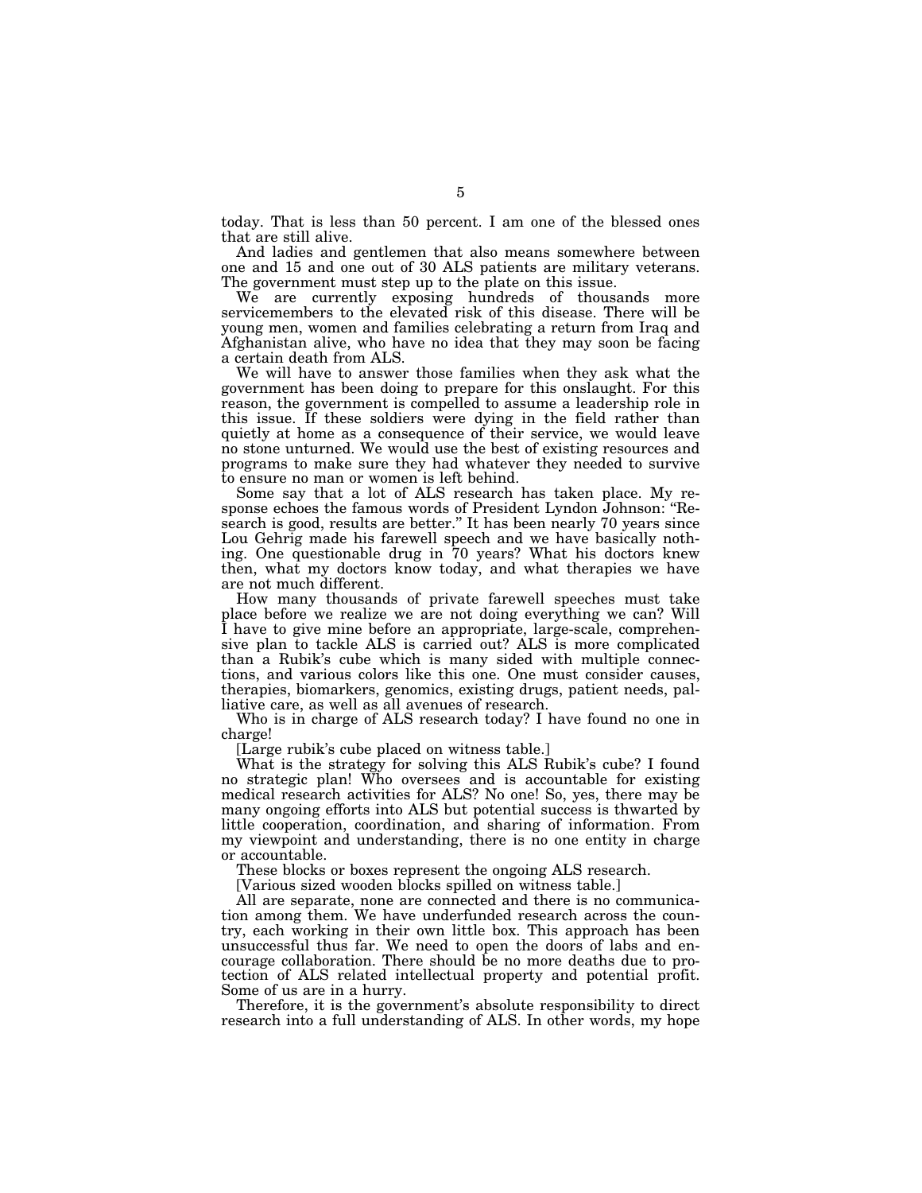today. That is less than 50 percent. I am one of the blessed ones that are still alive.

And ladies and gentlemen that also means somewhere between one and 15 and one out of 30 ALS patients are military veterans. The government must step up to the plate on this issue.

We are currently exposing hundreds of thousands more servicemembers to the elevated risk of this disease. There will be young men, women and families celebrating a return from Iraq and Afghanistan alive, who have no idea that they may soon be facing a certain death from ALS.

We will have to answer those families when they ask what the government has been doing to prepare for this onslaught. For this reason, the government is compelled to assume a leadership role in this issue. If these soldiers were dying in the field rather than quietly at home as a consequence of their service, we would leave no stone unturned. We would use the best of existing resources and programs to make sure they had whatever they needed to survive to ensure no man or women is left behind.

Some say that a lot of ALS research has taken place. My response echoes the famous words of President Lyndon Johnson: "Research is good, results are better." It has been nearly 70 years since Lou Gehrig made his farewell speech and we have basically nothing. One questionable drug in 70 years? What his doctors knew then, what my doctors know today, and what therapies we have are not much different.

How many thousands of private farewell speeches must take place before we realize we are not doing everything we can? Will I have to give mine before an appropriate, large-scale, comprehensive plan to tackle ALS is carried out? ALS is more complicated than a Rubik's cube which is many sided with multiple connections, and various colors like this one. One must consider causes, therapies, biomarkers, genomics, existing drugs, patient needs, palliative care, as well as all avenues of research.

Who is in charge of ALS research today? I have found no one in charge!

[Large rubik's cube placed on witness table.]

What is the strategy for solving this ALS Rubik's cube? I found no strategic plan! Who oversees and is accountable for existing medical research activities for ALS? No one! So, yes, there may be many ongoing efforts into ALS but potential success is thwarted by little cooperation, coordination, and sharing of information. From my viewpoint and understanding, there is no one entity in charge or accountable.

These blocks or boxes represent the ongoing ALS research.

[Various sized wooden blocks spilled on witness table.]

All are separate, none are connected and there is no communication among them. We have underfunded research across the country, each working in their own little box. This approach has been unsuccessful thus far. We need to open the doors of labs and encourage collaboration. There should be no more deaths due to protection of ALS related intellectual property and potential profit. Some of us are in a hurry.

Therefore, it is the government's absolute responsibility to direct research into a full understanding of ALS. In other words, my hope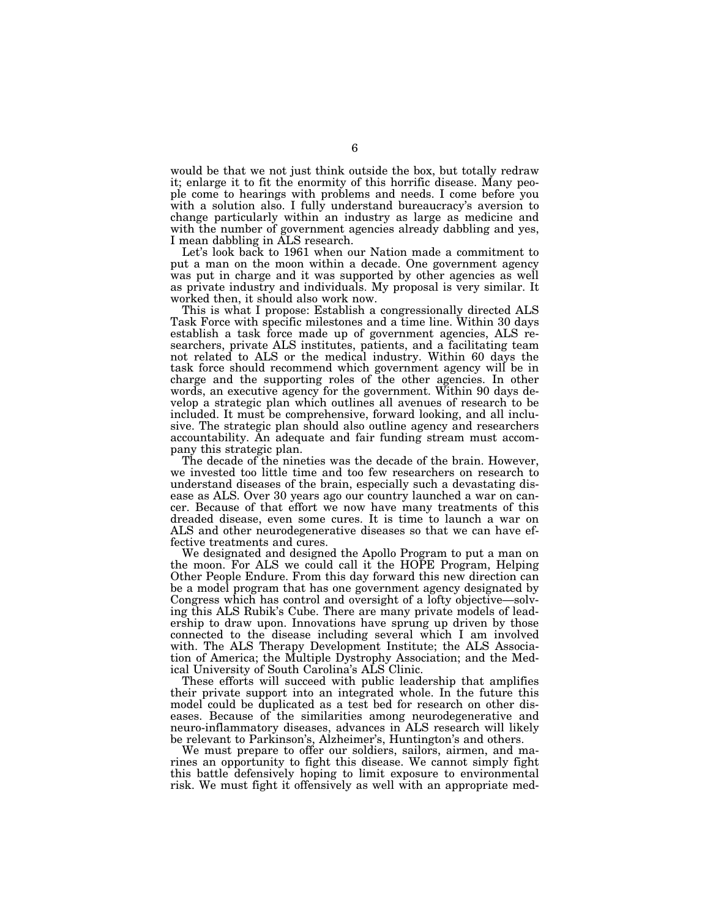would be that we not just think outside the box, but totally redraw it; enlarge it to fit the enormity of this horrific disease. Many people come to hearings with problems and needs. I come before you with a solution also. I fully understand bureaucracy's aversion to change particularly within an industry as large as medicine and with the number of government agencies already dabbling and yes, I mean dabbling in ALS research.

Let's look back to 1961 when our Nation made a commitment to put a man on the moon within a decade. One government agency was put in charge and it was supported by other agencies as well as private industry and individuals. My proposal is very similar. It worked then, it should also work now.

This is what I propose: Establish a congressionally directed ALS Task Force with specific milestones and a time line. Within 30 days establish a task force made up of government agencies, ALS researchers, private ALS institutes, patients, and a facilitating team not related to ALS or the medical industry. Within 60 days the task force should recommend which government agency will be in charge and the supporting roles of the other agencies. In other words, an executive agency for the government. Within 90 days develop a strategic plan which outlines all avenues of research to be included. It must be comprehensive, forward looking, and all inclusive. The strategic plan should also outline agency and researchers accountability. An adequate and fair funding stream must accompany this strategic plan.

The decade of the nineties was the decade of the brain. However, we invested too little time and too few researchers on research to understand diseases of the brain, especially such a devastating disease as ALS. Over 30 years ago our country launched a war on cancer. Because of that effort we now have many treatments of this dreaded disease, even some cures. It is time to launch a war on ALS and other neurodegenerative diseases so that we can have effective treatments and cures.

We designated and designed the Apollo Program to put a man on the moon. For ALS we could call it the HOPE Program, Helping Other People Endure. From this day forward this new direction can be a model program that has one government agency designated by Congress which has control and oversight of a lofty objective—solving this ALS Rubik's Cube. There are many private models of leadership to draw upon. Innovations have sprung up driven by those connected to the disease including several which I am involved with. The ALS Therapy Development Institute; the ALS Association of America; the Multiple Dystrophy Association; and the Medical University of South Carolina's ALS Clinic.

These efforts will succeed with public leadership that amplifies their private support into an integrated whole. In the future this model could be duplicated as a test bed for research on other diseases. Because of the similarities among neurodegenerative and neuro-inflammatory diseases, advances in ALS research will likely be relevant to Parkinson's, Alzheimer's, Huntington's and others.

We must prepare to offer our soldiers, sailors, airmen, and marines an opportunity to fight this disease. We cannot simply fight this battle defensively hoping to limit exposure to environmental risk. We must fight it offensively as well with an appropriate med-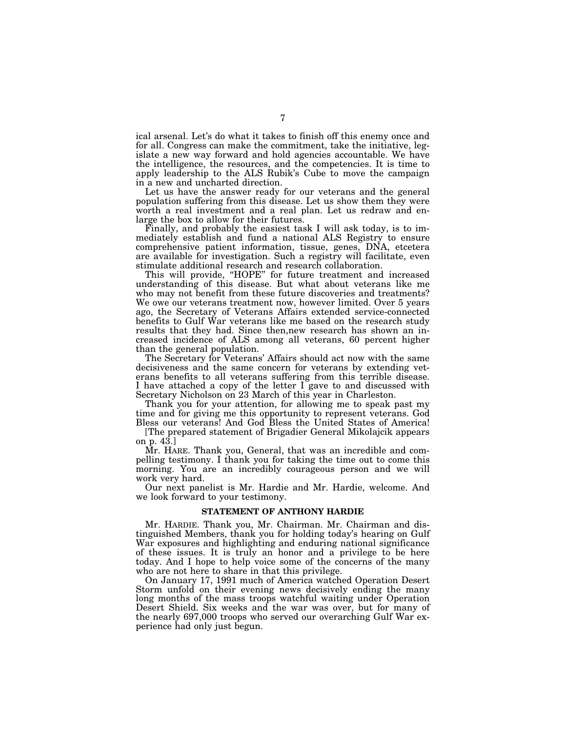ical arsenal. Let's do what it takes to finish off this enemy once and for all. Congress can make the commitment, take the initiative, legislate a new way forward and hold agencies accountable. We have the intelligence, the resources, and the competencies. It is time to apply leadership to the ALS Rubik's Cube to move the campaign in a new and uncharted direction.

Let us have the answer ready for our veterans and the general population suffering from this disease. Let us show them they were worth a real investment and a real plan. Let us redraw and enlarge the box to allow for their futures.

Finally, and probably the easiest task I will ask today, is to immediately establish and fund a national ALS Registry to ensure comprehensive patient information, tissue, genes, DNA, etcetera are available for investigation. Such a registry will facilitate, even stimulate additional research and research collaboration.

This will provide, "HOPE" for future treatment and increased understanding of this disease. But what about veterans like me who may not benefit from these future discoveries and treatments? We owe our veterans treatment now, however limited. Over 5 years ago, the Secretary of Veterans Affairs extended service-connected benefits to Gulf War veterans like me based on the research study results that they had. Since then,new research has shown an increased incidence of ALS among all veterans, 60 percent higher than the general population.

The Secretary for Veterans' Affairs should act now with the same decisiveness and the same concern for veterans by extending veterans benefits to all veterans suffering from this terrible disease. I have attached a copy of the letter I gave to and discussed with Secretary Nicholson on 23 March of this year in Charleston.

Thank you for your attention, for allowing me to speak past my time and for giving me this opportunity to represent veterans. God Bless our veterans! And God Bless the United States of America!

[The prepared statement of Brigadier General Mikolajcik appears on p. 43.]

Mr. HARE. Thank you, General, that was an incredible and compelling testimony. I thank you for taking the time out to come this morning. You are an incredibly courageous person and we will work very hard.

Our next panelist is Mr. Hardie and Mr. Hardie, welcome. And we look forward to your testimony.

## STATEMENT OF ANTHONY HARDIE

Mr. HARDIE. Thank you, Mr. Chairman. Mr. Chairman and distinguished Members, thank you for holding today's hearing on Gulf War exposures and highlighting and enduring national significance of these issues. It is truly an honor and a privilege to be here today. And I hope to help voice some of the concerns of the many who are not here to share in that this privilege.

On January 17, 1991 much of America watched Operation Desert Storm unfold on their evening news decisively ending the many long months of the mass troops watchful waiting under Operation Desert Shield. Six weeks and the war was over, but for many of the nearly 697,000 troops who served our overarching Gulf War experience had only just begun.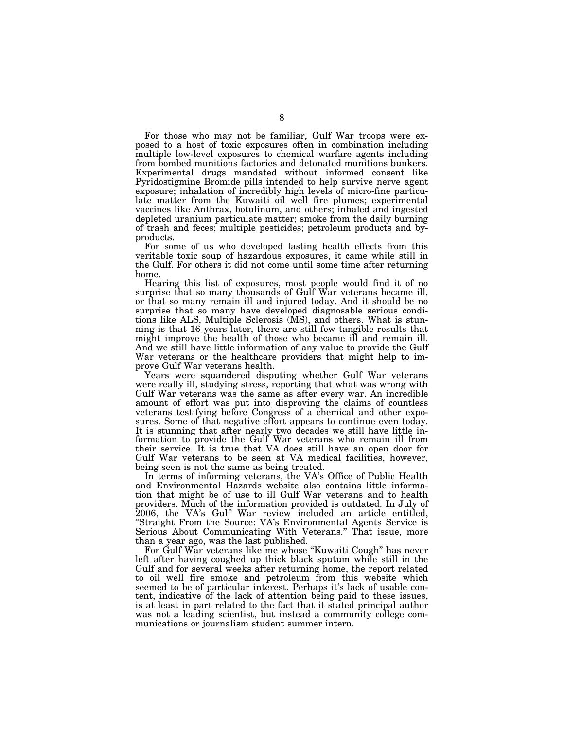For those who may not be familiar, Gulf War troops were exposed to a host of toxic exposures often in combination including multiple low-level exposures to chemical warfare agents including from bombed munitions factories and detonated munitions bunkers. Experimental drugs mandated without informed consent like Pyridostigmine Bromide pills intended to help survive nerve agent exposure; inhalation of incredibly high levels of micro-fine particulate matter from the Kuwaiti oil well fire plumes; experimental vaccines like Anthrax, botulinum, and others; inhaled and ingested depleted uranium particulate matter; smoke from the daily burning of trash and feces; multiple pesticides; petroleum products and by-products.

For some of us who developed lasting health effects from this veritable toxic soup of hazardous exposures, it came while still in the Gulf. For others it did not come until some time after returning home.

Hearing this list of exposures, most people would find it of no surprise that so many thousands of Gulf War veterans became ill, or that so many remain ill and injured today. And it should be no surprise that so many have developed diagnosable serious conditions like ALS, Multiple Sclerosis (MS), and others. What is stunning is that 16 years later, there are still few tangible results that might improve the health of those who became ill and remain ill. And we still have little information of any value to provide the Gulf War veterans or the healthcare providers that might help to improve Gulf War veterans health.

Years were squandered disputing whether Gulf War veterans were really ill, studying stress, reporting that what was wrong with Gulf War veterans was the same as after every war. An incredible amount of effort was put into disproving the claims of countless veterans testifying before Congress of a chemical and other exposures. Some of that negative effort appears to continue even today. It is stunning that after nearly two decades we still have little information to provide the Gulf War veterans who remain ill from their service. It is true that VA does still have an open door for Gulf War veterans to be seen at VA medical facilities, however, being seen is not the same as being treated.

In terms of informing veterans, the VA's Office of Public Health and Environmental Hazards website also contains little information that might be of use to ill Gulf War veterans and to health providers. Much of the information provided is outdated. In July of 2006, the VA's Gulf War review included an article entitled, "Straight From the Source: VA's Environmental Agents Service is Serious About Communicating With Veterans." That issue, more than a year ago, was the last published.

For Gulf War veterans like me whose "Kuwaiti Cough" has never left after having coughed up thick black sputum while still in the Gulf and for several weeks after returning home, the report related to oil well fire smoke and petroleum from this website which seemed to be of particular interest. Perhaps it's lack of usable content, indicative of the lack of attention being paid to these issues, is at least in part related to the fact that it stated principal author was not a leading scientist, but instead a community college communications or journalism student summer intern.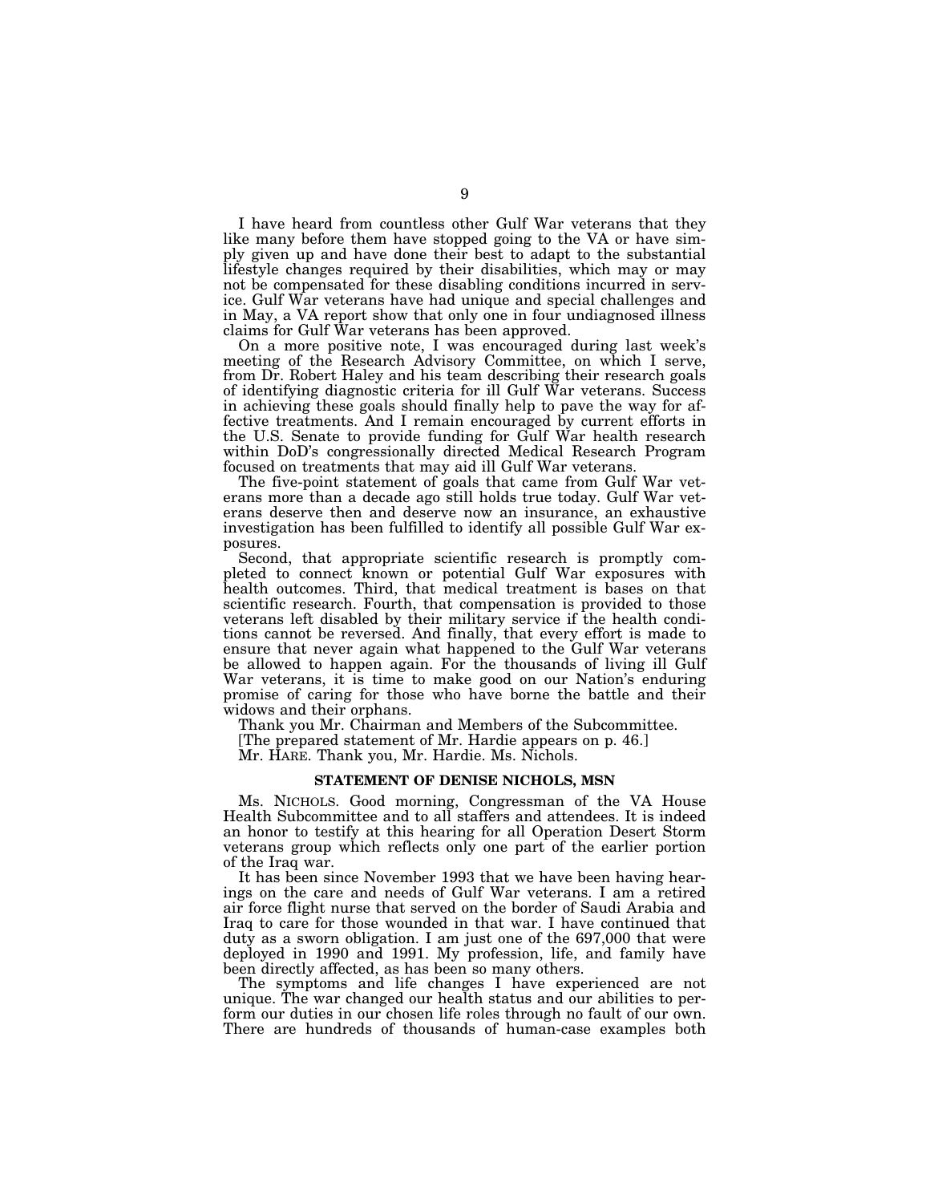I have heard from countless other Gulf War veterans that they like many before them have stopped going to the VA or have simply given up and have done their best to adapt to the substantial lifestyle changes required by their disabilities, which may or may not be compensated for these disabling conditions incurred in service. Gulf War veterans have had unique and special challenges and in May, a VA report show that only one in four undiagnosed illness claims for Gulf War veterans has been approved.

On a more positive note, I was encouraged during last week's meeting of the Research Advisory Committee, on which I serve, from Dr. Robert Haley and his team describing their research goals of identifying diagnostic criteria for ill Gulf War veterans. Success in achieving these goals should finally help to pave the way for affective treatments. And I remain encouraged by current efforts in the U.S. Senate to provide funding for Gulf War health research within DoD's congressionally directed Medical Research Program focused on treatments that may aid ill Gulf War veterans.

The five-point statement of goals that came from Gulf War veterans more than a decade ago still holds true today. Gulf War veterans deserve then and deserve now an insurance, an exhaustive investigation has been fulfilled to identify all possible Gulf War exposures.

Second, that appropriate scientific research is promptly completed to connect known or potential Gulf War exposures with health outcomes. Third, that medical treatment is bases on that scientific research. Fourth, that compensation is provided to those veterans left disabled by their military service if the health conditions cannot be reversed. And finally, that every effort is made to ensure that never again what happened to the Gulf War veterans be allowed to happen again. For the thousands of living ill Gulf War veterans, it is time to make good on our Nation's enduring promise of caring for those who have borne the battle and their widows and their orphans.

Thank you Mr. Chairman and Members of the Subcommittee.

[The prepared statement of Mr. Hardie appears on p. 46.]

Mr. HARE. Thank you, Mr. Hardie. Ms. Nichols.

**STATEMENT OF DENISE NICHOLS, MSN**

Ms. NICHOLS. Good morning, Congressman of the VA House Health Subcommittee and to all staffers and attendees. It is indeed an honor to testify at this hearing for all Operation Desert Storm veterans group which reflects only one part of the earlier portion of the Iraq war.

It has been since November 1993 that we have been having hearings on the care and needs of Gulf War veterans. I am a retired air force flight nurse that served on the border of Saudi Arabia and Iraq to care for those wounded in that war. I have continued that duty as a sworn obligation. I am just one of the 697,000 that were deployed in 1990 and 1991. My profession, life, and family have been directly affected, as has been so many others.

The symptoms and life changes I have experienced are not unique. The war changed our health status and our abilities to perform our duties in our chosen life roles through no fault of our own. There are hundreds of thousands of human-case examples both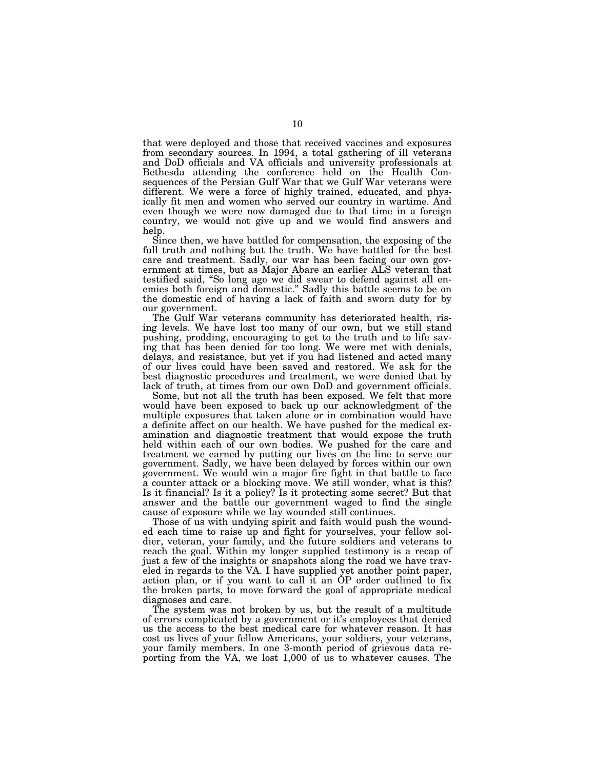that were deployed and those that received vaccines and exposures from secondary sources. In 1994, a total gathering of ill veterans and DoD officials and VA officials and university professionals at Bethesda attending the conference held on the Health Consequences of the Persian Gulf War that we Gulf War veterans were different. We were a force of highly trained, educated, and physically fit men and women who served our country in wartime. And even though we were now damaged due to that time in a foreign country, we would not give up and we would find answers and help.

Since then, we have battled for compensation, the exposing of the full truth and nothing but the truth. We have battled for the best care and treatment. Sadly, our war has been facing our own government at times, but as Major Abare an earlier ALS veteran that testified said, "So long ago we did swear to defend against all enemies both foreign and domestic." Sadly this battle seems to be on the domestic end of having a lack of faith and sworn duty for by our government.

The Gulf War veterans community has deteriorated health, rising levels. We have lost too many of our own, but we still stand pushing, prodding, encouraging to get to the truth and to life saving that has been denied for too long. We were met with denials, delays, and resistance, but yet if you had listened and acted many of our lives could have been saved and restored. We ask for the best diagnostic procedures and treatment, we were denied that by lack of truth, at times from our own DoD and government officials.

Some, but not all the truth has been exposed. We felt that more would have been exposed to back up our acknowledgment of the multiple exposures that taken alone or in combination would have a definite affect on our health. We have pushed for the medical examination and diagnostic treatment that would expose the truth held within each of our own bodies. We pushed for the care and treatment we earned by putting our lives on the line to serve our government. Sadly, we have been delayed by forces within our own government. We would win a major fire fight in that battle to face a counter attack or a blocking move. We still wonder, what is this? Is it financial? Is it a policy? Is it protecting some secret? But that answer and the battle our government waged to find the single cause of exposure while we lay wounded still continues.

Those of us with undying spirit and faith would push the wounded each time to raise up and fight for yourselves, your fellow soldier, veteran, your family, and the future soldiers and veterans to reach the goal. Within my longer supplied testimony is a recap of just a few of the insights or snapshots along the road we have traveled in regards to the VA. I have supplied yet another point paper, action plan, or if you want to call it an OP order outlined to fix the broken parts, to move forward the goal of appropriate medical diagnoses and care.

The system was not broken by us, but the result of a multitude of errors complicated by a government or it's employees that denied us the access to the best medical care for whatever reason. It has cost us lives of your fellow Americans, your soldiers, your veterans, your family members. In one 3-month period of grievous data reporting from the VA, we lost 1,000 of us to whatever causes. The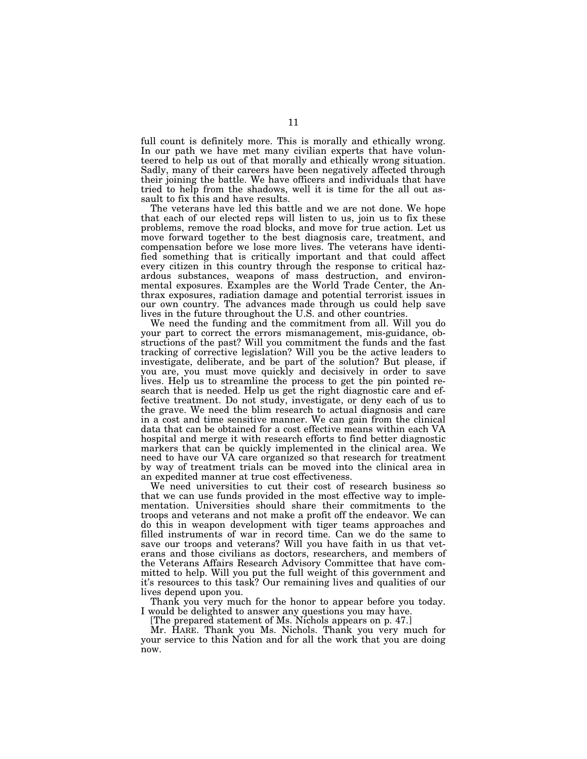full count is definitely more. This is morally and ethically wrong. In our path we have met many civilian experts that have volunteered to help us out of that morally and ethically wrong situation. Sadly, many of their careers have been negatively affected through their joining the battle. We have officers and individuals that have tried to help from the shadows, well it is time for the all out assault to fix this and have results.

The veterans have led this battle and we are not done. We hope that each of our elected reps will listen to us, join us to fix these problems, remove the road blocks, and move for true action. Let us move forward together to the best diagnosis care, treatment, and compensation before we lose more lives. The veterans have identified something that is critically important and that could affect every citizen in this country through the response to critical hazardous substances, weapons of mass destruction, and environmental exposures. Examples are the World Trade Center, the Anthrax exposures, radiation damage and potential terrorist issues in our own country. The advances made through us could help save lives in the future throughout the U.S. and other countries.

We need the funding and the commitment from all. Will you do your part to correct the errors mismanagement, mis-guidance, obstructions of the past? Will you commitment the funds and the fast tracking of corrective legislation? Will you be the active leaders to investigate, deliberate, and be part of the solution? But please, if you are, you must move quickly and decisively in order to save lives. Help us to streamline the process to get the pin pointed research that is needed. Help us get the right diagnostic care and effective treatment. Do not study, investigate, or deny each of us to the grave. We need the blim research to actual diagnosis and care in a cost and time sensitive manner. We can gain from the clinical data that can be obtained for a cost effective means within each VA hospital and merge it with research efforts to find better diagnostic markers that can be quickly implemented in the clinical area. We need to have our VA care organized so that research for treatment by way of treatment trials can be moved into the clinical area in an expedited manner at true cost effectiveness.

We need universities to cut their cost of research business so that we can use funds provided in the most effective way to implementation. Universities should share their commitments to the troops and veterans and not make a profit off the endeavor. We can do this in weapon development with tiger teams approaches and filled instruments of war in record time. Can we do the same to save our troops and veterans? Will you have faith in us that veterans and those civilians as doctors, researchers, and members of the Veterans Affairs Research Advisory Committee that have committed to help. Will you put the full weight of this government and it's resources to this task? Our remaining lives and qualities of our lives depend upon you.

Thank you very much for the honor to appear before you today. I would be delighted to answer any questions you may have.

[The prepared statement of Ms. Nichols appears on p. 47.]

Mr. HARE. Thank you Ms. Nichols. Thank you very much for your service to this Nation and for all the work that you are doing now.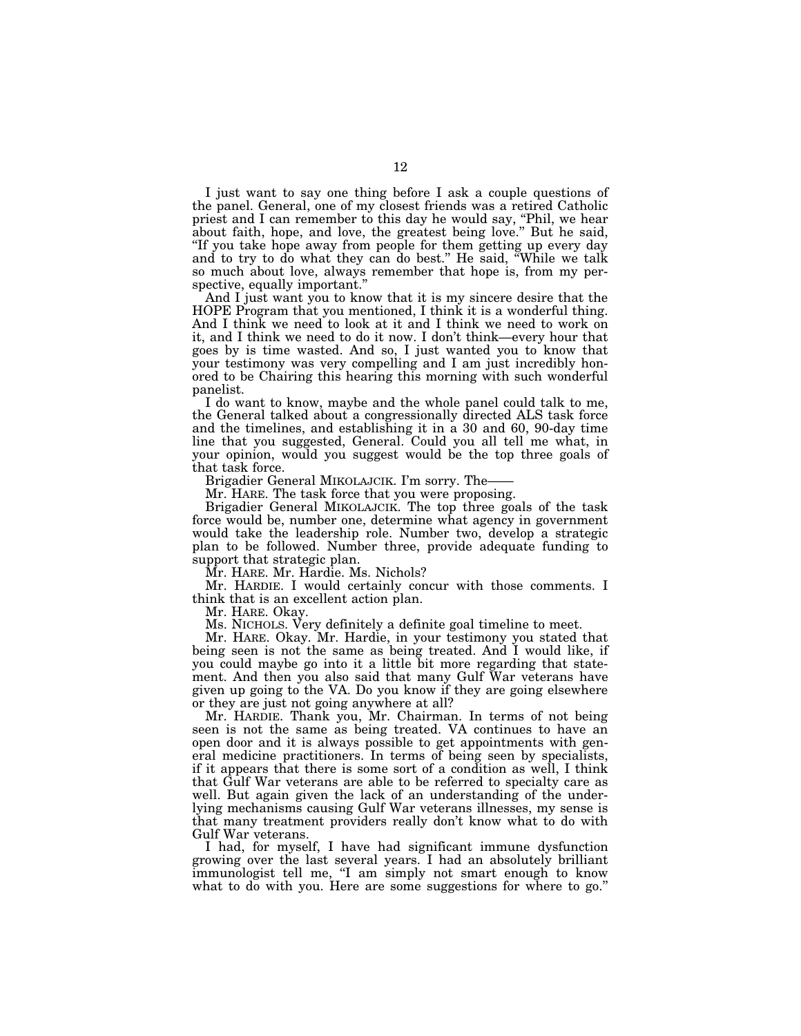I just want to say one thing before I ask a couple questions of the panel. General, one of my closest friends was a retired Catholic priest and I can remember to this day he would say, "Phil, we hear about faith, hope, and love, the greatest being love." But he said, "If you take hope away from people for them getting up every day and to try to do what they can do best." He said, "While we talk so much about love, always remember that hope is, from my perspective, equally important."

And I just want you to know that it is my sincere desire that the HOPE Program that you mentioned, I think it is a wonderful thing. And I think we need to look at it and I think we need to work on it, and I think we need to do it now. I don't think—every hour that goes by is time wasted. And so, I just wanted you to know that your testimony was very compelling and I am just incredibly honored to be Chairing this hearing this morning with such wonderful panelist.

I do want to know, maybe and the whole panel could talk to me, the General talked about a congressionally directed ALS task force and the timelines, and establishing it in a 30 and 60, 90-day time line that you suggested, General. Could you all tell me what, in your opinion, would you suggest would be the top three goals of that task force.

Brigadier General MIKOLAJCIK. I'm sorry. The——

Mr. HARE. The task force that you were proposing.

Brigadier General MIKOLAJCIK. The top three goals of the task force would be, number one, determine what agency in government would take the leadership role. Number two, develop a strategic plan to be followed. Number three, provide adequate funding to support that strategic plan.

Mr. HARE. Mr. Hardie. Ms. Nichols?

Mr. HARDIE. I would certainly concur with those comments. I think that is an excellent action plan.

Mr. HARE. Okay.

Ms. NICHOLS. Very definitely a definite goal timeline to meet.

Mr. HARE. Okay. Mr. Hardie, in your testimony you stated that being seen is not the same as being treated. And I would like, if you could maybe go into it a little bit more regarding that statement. And then you also said that many Gulf War veterans have given up going to the VA. Do you know if they are going elsewhere or they are just not going anywhere at all?

Mr. HARDIE. Thank you, Mr. Chairman. In terms of not being seen is not the same as being treated. VA continues to have an open door and it is always possible to get appointments with general medicine practitioners. In terms of being seen by specialists, if it appears that there is some sort of a condition as well, I think that Gulf War veterans are able to be referred to specialty care as well. But again given the lack of an understanding of the underlying mechanisms causing Gulf War veterans illnesses, my sense is that many treatment providers really don't know what to do with Gulf War veterans.

I had, for myself, I have had significant immune dysfunction growing over the last several years. I had an absolutely brilliant immunologist tell me, "I am simply not smart enough to know what to do with you. Here are some suggestions for where to go."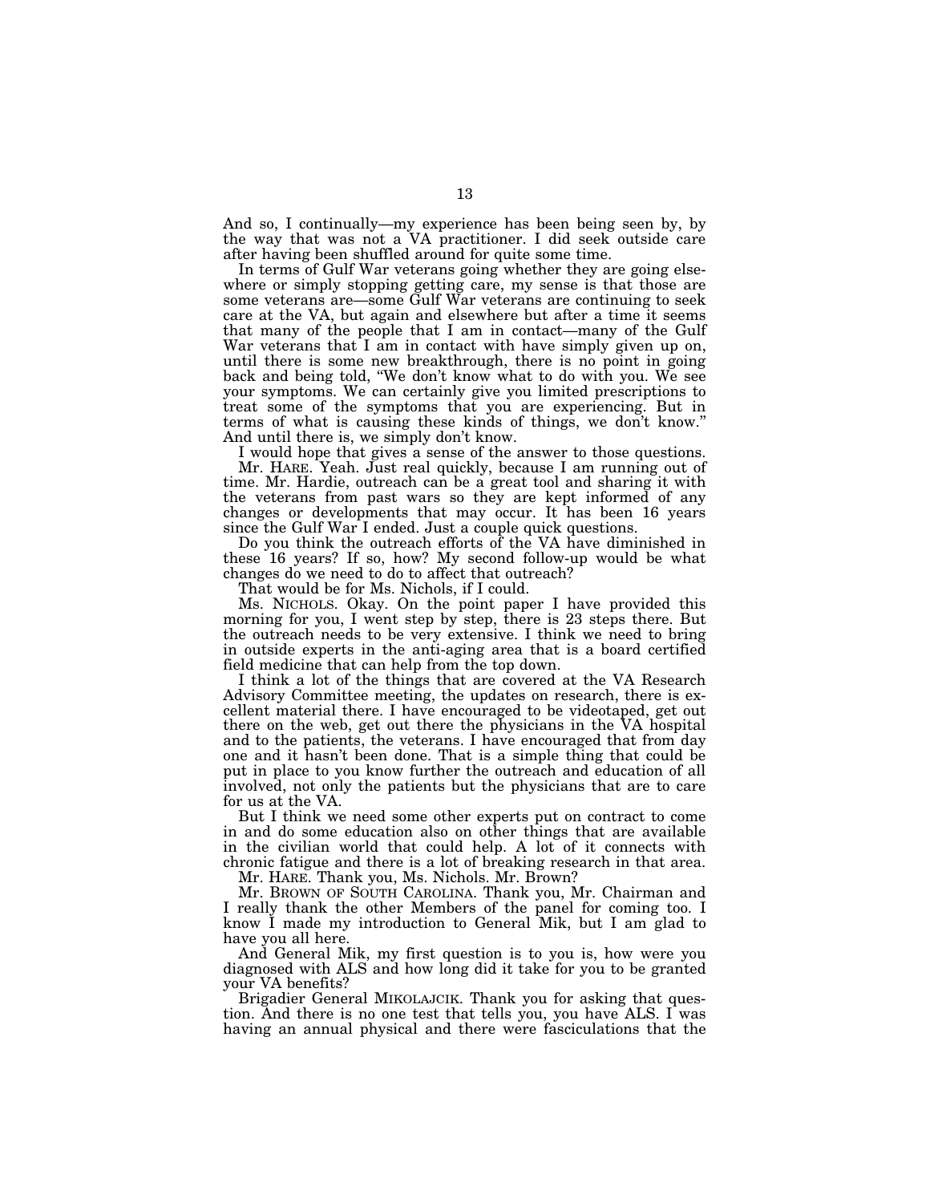And so, I continually—my experience has been being seen by, by the way that was not a VA practitioner. I did seek outside care after having been shuffled around for quite some time.

In terms of Gulf War veterans going whether they are going elsewhere or simply stopping getting care, my sense is that those are some veterans are—some Gulf War veterans are continuing to seek care at the VA, but again and elsewhere but after a time it seems that many of the people that I am in contact—many of the Gulf War veterans that I am in contact with have simply given up on, until there is some new breakthrough, there is no point in going back and being told, "We don't know what to do with you. We see your symptoms. We can certainly give you limited prescriptions to treat some of the symptoms that you are experiencing. But in terms of what is causing these kinds of things, we don't know." And until there is, we simply don't know.

I would hope that gives a sense of the answer to those questions.

Mr. HARE. Yeah. Just real quickly, because I am running out of time. Mr. Hardie, outreach can be a great tool and sharing it with the veterans from past wars so they are kept informed of any changes or developments that may occur. It has been 16 years since the Gulf War I ended. Just a couple quick questions.

Do you think the outreach efforts of the VA have diminished in these 16 years? If so, how? My second follow-up would be what changes do we need to do to affect that outreach?

That would be for Ms. Nichols, if I could.

Ms. NICHOLS. Okay. On the point paper I have provided this morning for you, I went step by step, there is 23 steps there. But the outreach needs to be very extensive. I think we need to bring in outside experts in the anti-aging area that is a board certified field medicine that can help from the top down.

I think a lot of the things that are covered at the VA Research Advisory Committee meeting, the updates on research, there is excellent material there. I have encouraged to be videotaped, get out there on the web, get out there the physicians in the VA hospital and to the patients, the veterans. I have encouraged that from day one and it hasn't been done. That is a simple thing that could be put in place to you know further the outreach and education of all involved, not only the patients but the physicians that are to care for us at the VA.

But I think we need some other experts put on contract to come in and do some education also on other things that are available in the civilian world that could help. A lot of it connects with chronic fatigue and there is a lot of breaking research in that area.

Mr. HARE. Thank you, Ms. Nichols. Mr. Brown?

Mr. BROWN OF SOUTH CAROLINA. Thank you, Mr. Chairman and I really thank the other Members of the panel for coming too. I know I made my introduction to General Mik, but I am glad to have you all here.

And General Mik, my first question is to you is, how were you diagnosed with ALS and how long did it take for you to be granted your VA benefits?

Brigadier General MIKOLAJCIK. Thank you for asking that question. And there is no one test that tells you, you have ALS. I was having an annual physical and there were fasciculations that the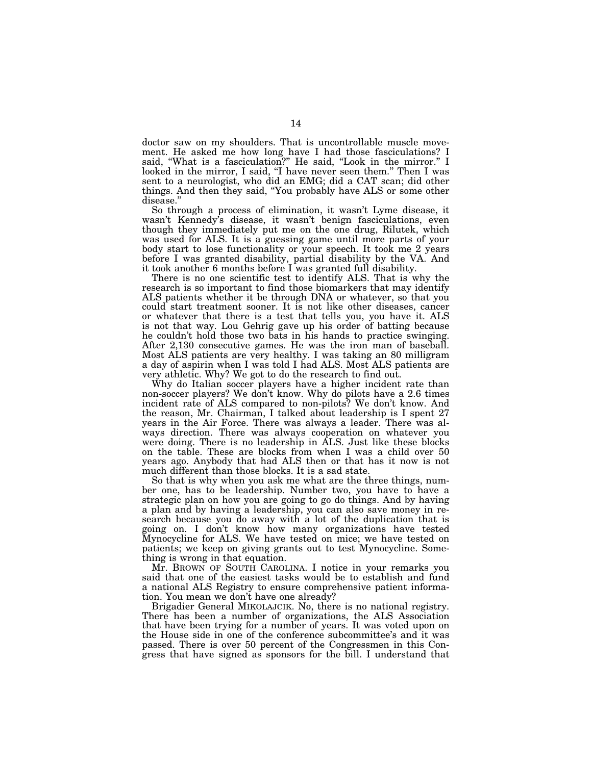doctor saw on my shoulders. That is uncontrollable muscle movement. He asked me how long have I had those fasciculations? I said, "What is a fasciculation?" He said, "Look in the mirror." I looked in the mirror, I said, "I have never seen them." Then I was sent to a neurologist, who did an EMG; did a CAT scan; did other things. And then they said, "You probably have ALS or some other disease."

So through a process of elimination, it wasn't Lyme disease, it wasn't Kennedy's disease, it wasn't benign fasciculations, even though they immediately put me on the one drug, Rilutek, which was used for ALS. It is a guessing game until more parts of your body start to lose functionality or your speech. It took me 2 years before I was granted disability, partial disability by the VA. And it took another 6 months before I was granted full disability.

There is no one scientific test to identify ALS. That is why the research is so important to find those biomarkers that may identify ALS patients whether it be through DNA or whatever, so that you could start treatment sooner. It is not like other diseases, cancer or whatever that there is a test that tells you, you have it. ALS is not that way. Lou Gehrig gave up his order of batting because he couldn't hold those two bats in his hands to practice swinging. After 2,130 consecutive games. He was the iron man of baseball. Most ALS patients are very healthy. I was taking an 80 milligram a day of aspirin when I was told I had ALS. Most ALS patients are very athletic. Why? We got to do the research to find out.

Why do Italian soccer players have a higher incident rate than non-soccer players? We don't know. Why do pilots have a 2.6 times incident rate of ALS compared to non-pilots? We don't know. And the reason, Mr. Chairman, I talked about leadership is I spent 27 years in the Air Force. There was always a leader. There was always direction. There was always cooperation on whatever you were doing. There is no leadership in ALS. Just like these blocks on the table. These are blocks from when I was a child over 50 years ago. Anybody that had ALS then or that has it now is not much different than those blocks. It is a sad state.

So that is why when you ask me what are the three things, number one, has to be leadership. Number two, you have to have a strategic plan on how you are going to go do things. And by having a plan and by having a leadership, you can also save money in research because you do away with a lot of the duplication that is going on. I don't know how many organizations have tested Mynocycline for ALS. We have tested on mice; we have tested on patients; we keep on giving grants out to test Mynocycline. Something is wrong in that equation.

Mr. BROWN OF SOUTH CAROLINA. I notice in your remarks you said that one of the easiest tasks would be to establish and fund a national ALS Registry to ensure comprehensive patient information. You mean we don't have one already?

Brigadier General MIKOLAJCIK. No, there is no national registry. There has been a number of organizations, the ALS Association that have been trying for a number of years. It was voted upon on the House side in one of the conference subcommittee's and it was passed. There is over 50 percent of the Congressmen in this Congress that have signed as sponsors for the bill. I understand that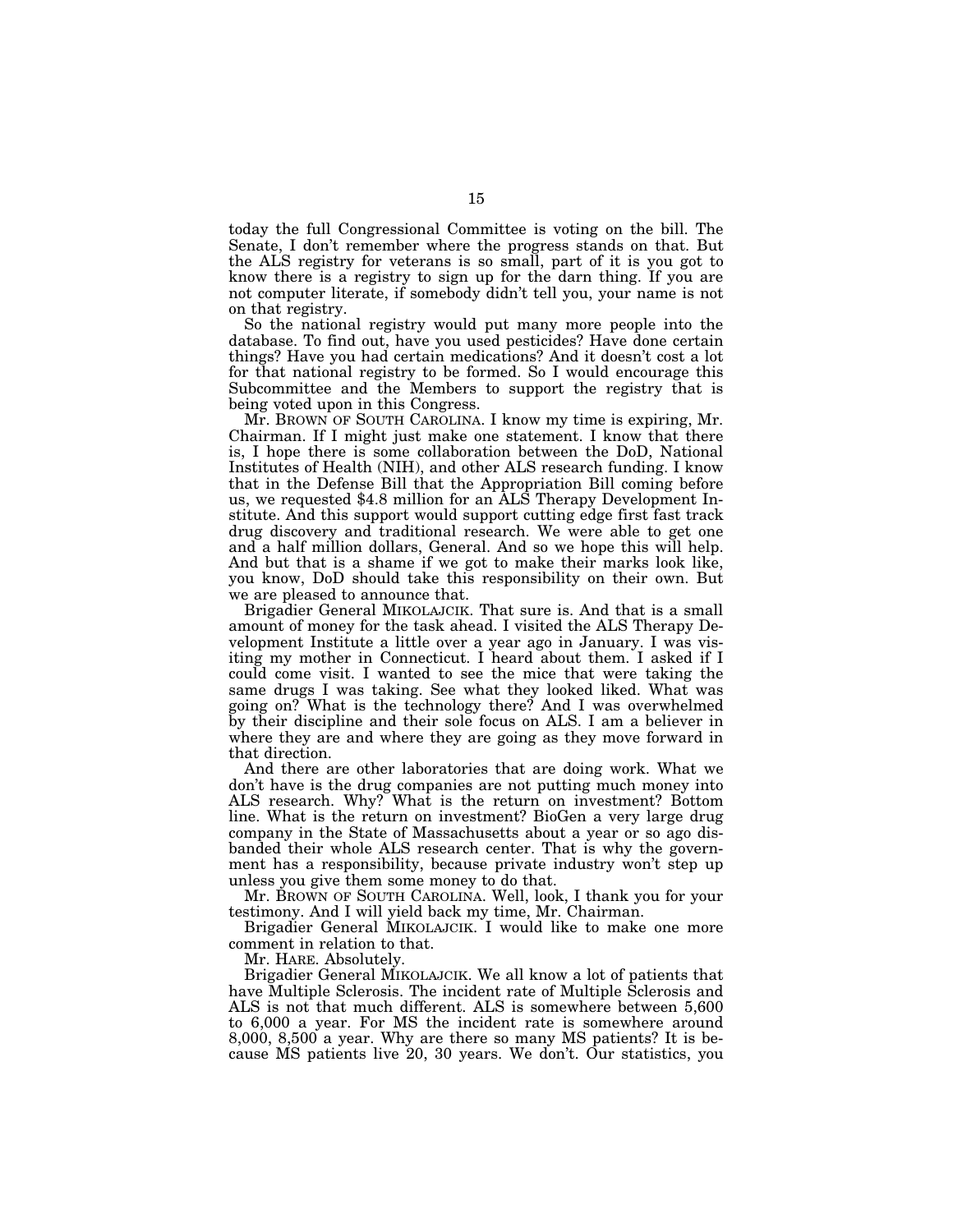today the full Congressional Committee is voting on the bill. The Senate, I don't remember where the progress stands on that. But the ALS registry for veterans is so small, part of it is you got to know there is a registry to sign up for the darn thing. If you are not computer literate, if somebody didn't tell you, your name is not on that registry.

So the national registry would put many more people into the database. To find out, have you used pesticides? Have done certain things? Have you had certain medications? And it doesn't cost a lot for that national registry to be formed. So I would encourage this Subcommittee and the Members to support the registry that is being voted upon in this Congress.

Mr. BROWN OF SOUTH CAROLINA. I know my time is expiring, Mr. Chairman. If I might just make one statement. I know that there is, I hope there is some collaboration between the DoD, National Institutes of Health (NIH), and other ALS research funding. I know that in the Defense Bill that the Appropriation Bill coming before us, we requested $4.8 million for an ALS Therapy Development Institute. And this support would support cutting edge first fast track drug discovery and traditional research. We were able to get one and a half million dollars, General. And so we hope this will help. And but that is a shame if we got to make their marks look like, you know, DoD should take this responsibility on their own. But we are pleased to announce that.

Brigadier General MIKOLAJCIK. That sure is. And that is a small amount of money for the task ahead. I visited the ALS Therapy Development Institute a little over a year ago in January. I was visiting my mother in Connecticut. I heard about them. I asked if I could come visit. I wanted to see the mice that were taking the same drugs I was taking. See what they looked liked. What was going on? What is the technology there? And I was overwhelmed by their discipline and their sole focus on ALS. I am a believer in where they are and where they are going as they move forward in that direction.

And there are other laboratories that are doing work. What we don't have is the drug companies are not putting much money into ALS research. Why? What is the return on investment? Bottom line. What is the return on investment? BioGen a very large drug company in the State of Massachusetts about a year or so ago disbanded their whole ALS research center. That is why the government has a responsibility, because private industry won't step up unless you give them some money to do that.

Mr. BROWN OF SOUTH CAROLINA. Well, look, I thank you for your testimony. And I will yield back my time, Mr. Chairman.

Brigadier General MIKOLAJCIK. I would like to make one more comment in relation to that.

Mr. HARE. Absolutely.

Brigadier General MIKOLAJCIK. We all know a lot of patients that have Multiple Sclerosis. The incident rate of Multiple Sclerosis and ALS is not that much different. ALS is somewhere between 5,600 to 6,000 a year. For MS the incident rate is somewhere around 8,000, 8,500 a year. Why are there so many MS patients? It is because MS patients live 20, 30 years. We don't. Our statistics, you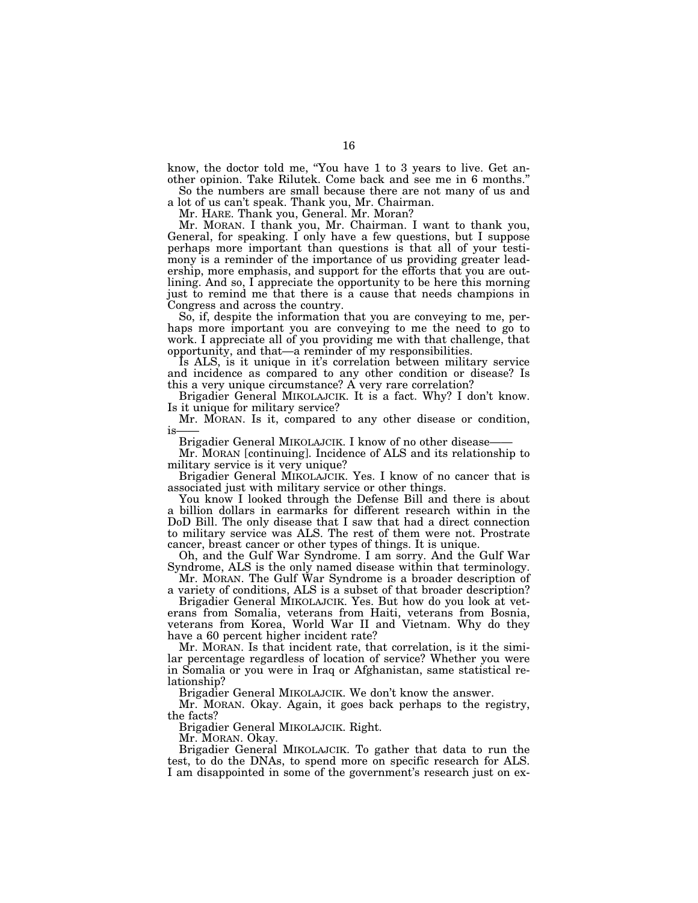know, the doctor told me, "You have 1 to 3 years to live. Get another opinion. Take Rilutek. Come back and see me in 6 months."

So the numbers are small because there are not many of us and a lot of us can't speak. Thank you, Mr. Chairman.

Mr. HARE. Thank you, General. Mr. Moran?

Mr. MORAN. I thank you, Mr. Chairman. I want to thank you, General, for speaking. I only have a few questions, but I suppose perhaps more important than questions is that all of your testimony is a reminder of the importance of us providing greater leadership, more emphasis, and support for the efforts that you are outlining. And so, I appreciate the opportunity to be here this morning just to remind me that there is a cause that needs champions in Congress and across the country.

So, if, despite the information that you are conveying to me, perhaps more important you are conveying to me the need to go to work. I appreciate all of you providing me with that challenge, that opportunity, and that—a reminder of my responsibilities.

Is ALS, is it unique in it's correlation between military service and incidence as compared to any other condition or disease? Is this a very unique circumstance? A very rare correlation?

Brigadier General MIKOLAJCIK. It is a fact. Why? I don't know. Is it unique for military service?

Mr. MORAN. Is it, compared to any other disease or condition, is——

Brigadier General MIKOLAJCIK. I know of no other disease——

Mr. MORAN [continuing]. Incidence of ALS and its relationship to military service is it very unique?

Brigadier General MIKOLAJCIK. Yes. I know of no cancer that is associated just with military service or other things.

You know I looked through the Defense Bill and there is about a billion dollars in earmarks for different research within in the DoD Bill. The only disease that I saw that had a direct connection to military service was ALS. The rest of them were not. Prostrate cancer, breast cancer or other types of things. It is unique.

Oh, and the Gulf War Syndrome. I am sorry. And the Gulf War Syndrome, ALS is the only named disease within that terminology.

Mr. MORAN. The Gulf War Syndrome is a broader description of a variety of conditions, ALS is a subset of that broader description?

Brigadier General MIKOLAJCIK. Yes. But how do you look at veterans from Somalia, veterans from Haiti, veterans from Bosnia, veterans from Korea, World War II and Vietnam. Why do they have a 60 percent higher incident rate?

Mr. MORAN. Is that incident rate, that correlation, is it the similar percentage regardless of location of service? Whether you were in Somalia or you were in Iraq or Afghanistan, same statistical relationship?

Brigadier General MIKOLAJCIK. We don't know the answer.

Mr. MORAN. Okay. Again, it goes back perhaps to the registry, the facts?

Brigadier General MIKOLAJCIK. Right.

Mr. MORAN. Okay.

Brigadier General MIKOLAJCIK. To gather that data to run the test, to do the DNAs, to spend more on specific research for ALS. I am disappointed in some of the government's research just on ex-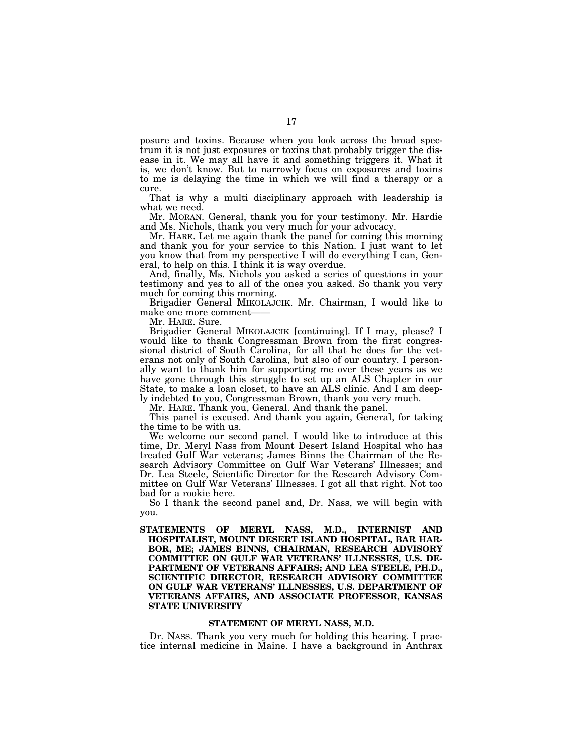posure and toxins. Because when you look across the broad spectrum it is not just exposures or toxins that probably trigger the disease in it. We may all have it and something triggers it. What it is, we don't know. But to narrowly focus on exposures and toxins to me is delaying the time in which we will find a therapy or a cure.

That is why a multi disciplinary approach with leadership is what we need.

Mr. MORAN. General, thank you for your testimony. Mr. Hardie and Ms. Nichols, thank you very much for your advocacy.

Mr. HARE. Let me again thank the panel for coming this morning and thank you for your service to this Nation. I just want to let you know that from my perspective I will do everything I can, General, to help on this. I think it is way overdue.

And, finally, Ms. Nichols you asked a series of questions in your testimony and yes to all of the ones you asked. So thank you very much for coming this morning.

Brigadier General MIKOLAJCIK. Mr. Chairman, I would like to make one more comment——

Mr. HARE. Sure.

Brigadier General MIKOLAJCIK [continuing]. If I may, please? I would like to thank Congressman Brown from the first congressional district of South Carolina, for all that he does for the veterans not only of South Carolina, but also of our country. I personally want to thank him for supporting me over these years as we have gone through this struggle to set up an ALS Chapter in our State, to make a loan closet, to have an ALS clinic. And I am deeply indebted to you, Congressman Brown, thank you very much.

Mr. HARE. Thank you, General. And thank the panel.

This panel is excused. And thank you again, General, for taking the time to be with us.

We welcome our second panel. I would like to introduce at this time, Dr. Meryl Nass from Mount Desert Island Hospital who has treated Gulf War veterans; James Binns the Chairman of the Research Advisory Committee on Gulf War Veterans' Illnesses; and Dr. Lea Steele, Scientific Director for the Research Advisory Committee on Gulf War Veterans' Illnesses. I got all that right. Not too bad for a rookie here.

So I thank the second panel and, Dr. Nass, we will begin with you.

**STATEMENTS OF MERYL NASS, M.D., INTERNIST AND HOSPITALIST, MOUNT DESERT ISLAND HOSPITAL, BAR HARBOR, ME; JAMES BINNS, CHAIRMAN, RESEARCH ADVISORY COMMITTEE ON GULF WAR VETERANS' ILLNESSES, U.S. DEPARTMENT OF VETERANS AFFAIRS; AND LEA STEELE, PH.D., SCIENTIFIC DIRECTOR, RESEARCH ADVISORY COMMITTEE ON GULF WAR VETERANS' ILLNESSES, U.S. DEPARTMENT OF VETERANS AFFAIRS, AND ASSOCIATE PROFESSOR, KANSAS STATE UNIVERSITY**

## STATEMENT OF MERYL NASS, M.D.

Dr. NASS. Thank you very much for holding this hearing. I practice internal medicine in Maine. I have a background in Anthrax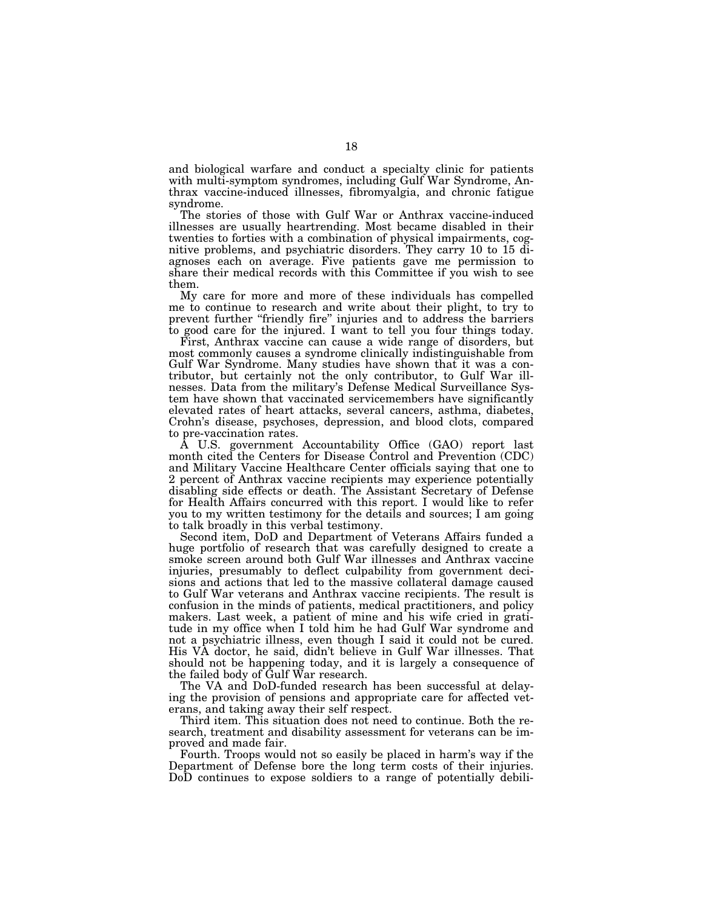and biological warfare and conduct a specialty clinic for patients with multi-symptom syndromes, including Gulf War Syndrome, Anthrax vaccine-induced illnesses, fibromyalgia, and chronic fatigue syndrome.

The stories of those with Gulf War or Anthrax vaccine-induced illnesses are usually heartrending. Most became disabled in their twenties to forties with a combination of physical impairments, cognitive problems, and psychiatric disorders. They carry 10 to 15 diagnoses each on average. Five patients gave me permission to share their medical records with this Committee if you wish to see them.

My care for more and more of these individuals has compelled me to continue to research and write about their plight, to try to prevent further "friendly fire" injuries and to address the barriers to good care for the injured. I want to tell you four things today.

First, Anthrax vaccine can cause a wide range of disorders, but most commonly causes a syndrome clinically indistinguishable from Gulf War Syndrome. Many studies have shown that it was a contributor, but certainly not the only contributor, to Gulf War illnesses. Data from the military's Defense Medical Surveillance System have shown that vaccinated servicemembers have significantly elevated rates of heart attacks, several cancers, asthma, diabetes, Crohn's disease, psychoses, depression, and blood clots, compared to pre-vaccination rates.

A U.S. government Accountability Office (GAO) report last month cited the Centers for Disease Control and Prevention (CDC) and Military Vaccine Healthcare Center officials saying that one to 2 percent of Anthrax vaccine recipients may experience potentially disabling side effects or death. The Assistant Secretary of Defense for Health Affairs concurred with this report. I would like to refer you to my written testimony for the details and sources; I am going to talk broadly in this verbal testimony.

Second item, DoD and Department of Veterans Affairs funded a huge portfolio of research that was carefully designed to create a smoke screen around both Gulf War illnesses and Anthrax vaccine injuries, presumably to deflect culpability from government decisions and actions that led to the massive collateral damage caused to Gulf War veterans and Anthrax vaccine recipients. The result is confusion in the minds of patients, medical practitioners, and policy makers. Last week, a patient of mine and his wife cried in gratitude in my office when I told him he had Gulf War syndrome and not a psychiatric illness, even though I said it could not be cured. His VA doctor, he said, didn't believe in Gulf War illnesses. That should not be happening today, and it is largely a consequence of the failed body of Gulf War research.

The VA and DoD-funded research has been successful at delaying the provision of pensions and appropriate care for affected veterans, and taking away their self respect.

Third item. This situation does not need to continue. Both the research, treatment and disability assessment for veterans can be improved and made fair.

Fourth. Troops would not so easily be placed in harm's way if the Department of Defense bore the long term costs of their injuries. DoD continues to expose soldiers to a range of potentially debili-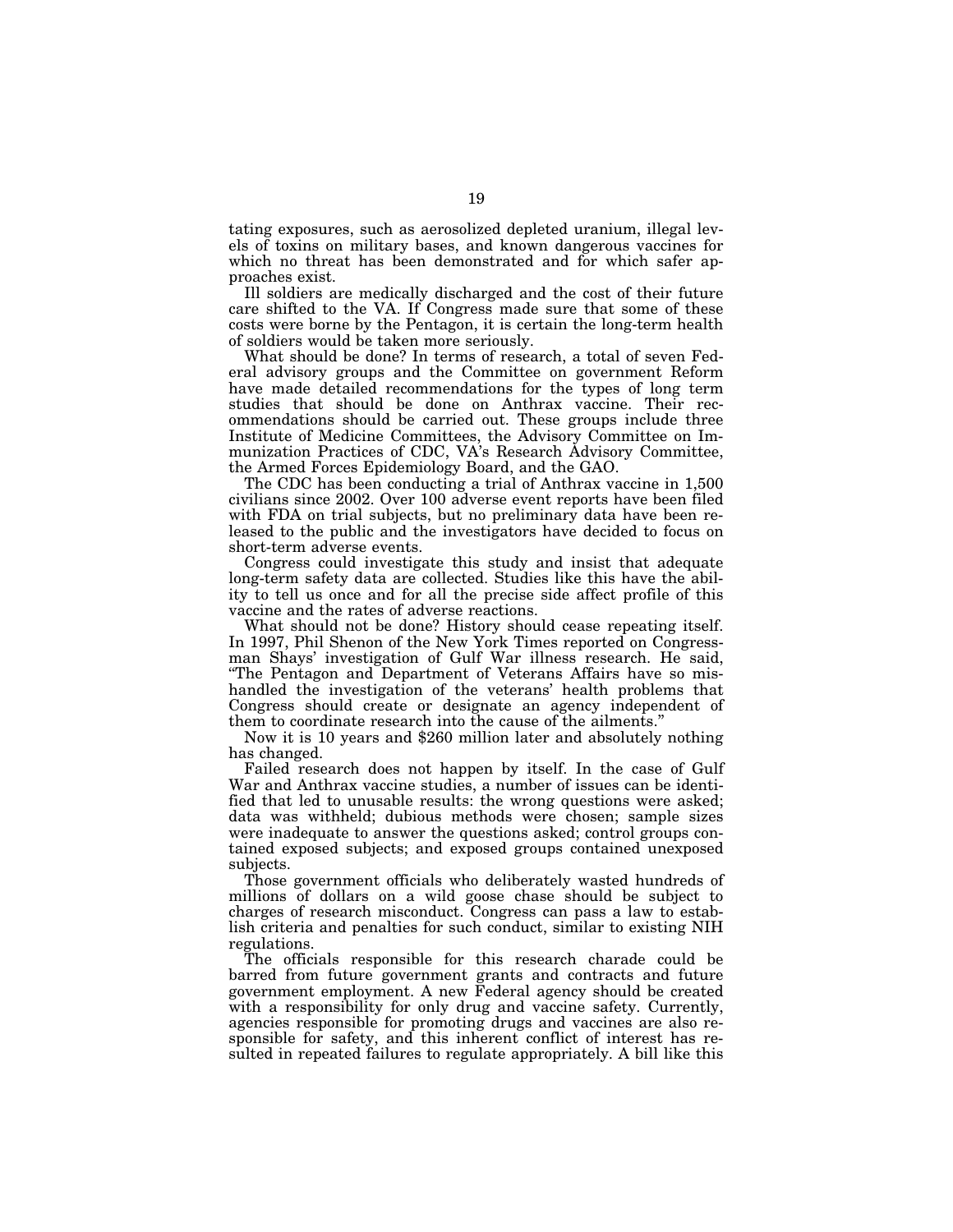tating exposures, such as aerosolized depleted uranium, illegal levels of toxins on military bases, and known dangerous vaccines for which no threat has been demonstrated and for which safer approaches exist.

Ill soldiers are medically discharged and the cost of their future care shifted to the VA. If Congress made sure that some of these costs were borne by the Pentagon, it is certain the long-term health of soldiers would be taken more seriously.

What should be done? In terms of research, a total of seven Federal advisory groups and the Committee on government Reform have made detailed recommendations for the types of long term studies that should be done on Anthrax vaccine. Their recommendations should be carried out. These groups include three Institute of Medicine Committees, the Advisory Committee on Immunization Practices of CDC, VA's Research Advisory Committee, the Armed Forces Epidemiology Board, and the GAO.

The CDC has been conducting a trial of Anthrax vaccine in 1,500 civilians since 2002. Over 100 adverse event reports have been filed with FDA on trial subjects, but no preliminary data have been released to the public and the investigators have decided to focus on short-term adverse events.

Congress could investigate this study and insist that adequate long-term safety data are collected. Studies like this have the ability to tell us once and for all the precise side affect profile of this vaccine and the rates of adverse reactions.

What should not be done? History should cease repeating itself. In 1997, Phil Shenon of the New York Times reported on Congressman Shays' investigation of Gulf War illness research. He said, "The Pentagon and Department of Veterans Affairs have so mishandled the investigation of the veterans' health problems that Congress should create or designate an agency independent of them to coordinate research into the cause of the ailments."

Now it is 10 years and $260 million later and absolutely nothing has changed.

Failed research does not happen by itself. In the case of Gulf War and Anthrax vaccine studies, a number of issues can be identified that led to unusable results: the wrong questions were asked; data was withheld; dubious methods were chosen; sample sizes were inadequate to answer the questions asked; control groups contained exposed subjects; and exposed groups contained unexposed subjects.

Those government officials who deliberately wasted hundreds of millions of dollars on a wild goose chase should be subject to charges of research misconduct. Congress can pass a law to establish criteria and penalties for such conduct, similar to existing NIH regulations.

The officials responsible for this research charade could be barred from future government grants and contracts and future government employment. A new Federal agency should be created with a responsibility for only drug and vaccine safety. Currently, agencies responsible for promoting drugs and vaccines are also responsible for safety, and this inherent conflict of interest has resulted in repeated failures to regulate appropriately. A bill like this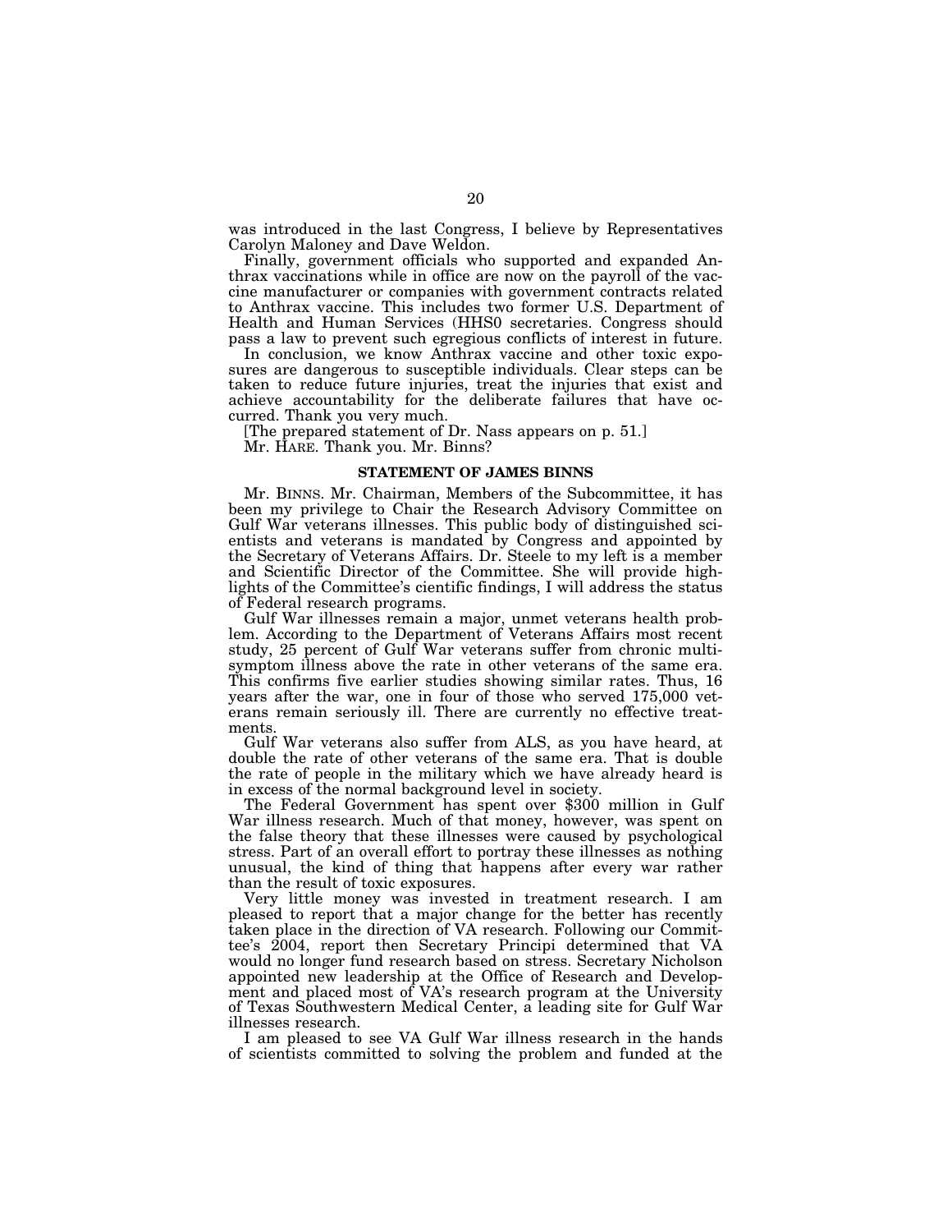was introduced in the last Congress, I believe by Representatives Carolyn Maloney and Dave Weldon.

Finally, government officials who supported and expanded Anthrax vaccinations while in office are now on the payroll of the vaccine manufacturer or companies with government contracts related to Anthrax vaccine. This includes two former U.S. Department of Health and Human Services (HHS0 secretaries. Congress should pass a law to prevent such egregious conflicts of interest in future.

In conclusion, we know Anthrax vaccine and other toxic exposures are dangerous to susceptible individuals. Clear steps can be taken to reduce future injuries, treat the injuries that exist and achieve accountability for the deliberate failures that have occurred. Thank you very much.

[The prepared statement of Dr. Nass appears on p. 51.]

Mr. HARE. Thank you. Mr. Binns?

## STATEMENT OF JAMES BINNS

Mr. BINNS. Mr. Chairman, Members of the Subcommittee, it has been my privilege to Chair the Research Advisory Committee on Gulf War veterans illnesses. This public body of distinguished scientists and veterans is mandated by Congress and appointed by the Secretary of Veterans Affairs. Dr. Steele to my left is a member and Scientific Director of the Committee. She will provide highlights of the Committee's cientific findings, I will address the status of Federal research programs.

Gulf War illnesses remain a major, unmet veterans health problem. According to the Department of Veterans Affairs most recent study, 25 percent of Gulf War veterans suffer from chronic multisymptom illness above the rate in other veterans of the same era. This confirms five earlier studies showing similar rates. Thus, 16 years after the war, one in four of those who served 175,000 veterans remain seriously ill. There are currently no effective treatments.

Gulf War veterans also suffer from ALS, as you have heard, at double the rate of other veterans of the same era. That is double the rate of people in the military which we have already heard is in excess of the normal background level in society.

The Federal Government has spent over $300 million in Gulf War illness research. Much of that money, however, was spent on the false theory that these illnesses were caused by psychological stress. Part of an overall effort to portray these illnesses as nothing unusual, the kind of thing that happens after every war rather than the result of toxic exposures.

Very little money was invested in treatment research. I am pleased to report that a major change for the better has recently taken place in the direction of VA research. Following our Committee's 2004, report then Secretary Principi determined that VA would no longer fund research based on stress. Secretary Nicholson appointed new leadership at the Office of Research and Development and placed most of VA's research program at the University of Texas Southwestern Medical Center, a leading site for Gulf War illnesses research.

I am pleased to see VA Gulf War illness research in the hands of scientists committed to solving the problem and funded at the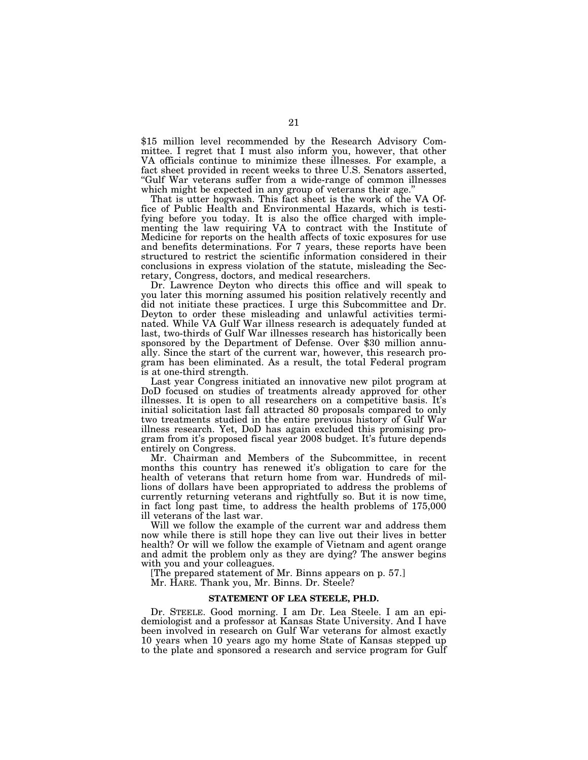$15 million level recommended by the Research Advisory Committee. I regret that I must also inform you, however, that other VA officials continue to minimize these illnesses. For example, a fact sheet provided in recent weeks to three U.S. Senators asserted, "Gulf War veterans suffer from a wide-range of common illnesses which might be expected in any group of veterans their age."

That is utter hogwash. This fact sheet is the work of the VA Office of Public Health and Environmental Hazards, which is testifying before you today. It is also the office charged with implementing the law requiring VA to contract with the Institute of Medicine for reports on the health affects of toxic exposures for use and benefits determinations. For 7 years, these reports have been structured to restrict the scientific information considered in their conclusions in express violation of the statute, misleading the Secretary, Congress, doctors, and medical researchers.

Dr. Lawrence Deyton who directs this office and will speak to you later this morning assumed his position relatively recently and did not initiate these practices. I urge this Subcommittee and Dr. Deyton to order these misleading and unlawful activities terminated. While VA Gulf War illness research is adequately funded at last, two-thirds of Gulf War illnesses research has historically been sponsored by the Department of Defense. Over $30 million annually. Since the start of the current war, however, this research program has been eliminated. As a result, the total Federal program is at one-third strength.

Last year Congress initiated an innovative new pilot program at DoD focused on studies of treatments already approved for other illnesses. It is open to all researchers on a competitive basis. It's initial solicitation last fall attracted 80 proposals compared to only two treatments studied in the entire previous history of Gulf War illness research. Yet, DoD has again excluded this promising program from it's proposed fiscal year 2008 budget. It's future depends entirely on Congress.

Mr. Chairman and Members of the Subcommittee, in recent months this country has renewed it's obligation to care for the health of veterans that return home from war. Hundreds of millions of dollars have been appropriated to address the problems of currently returning veterans and rightfully so. But it is now time, in fact long past time, to address the health problems of 175,000 ill veterans of the last war.

Will we follow the example of the current war and address them now while there is still hope they can live out their lives in better health? Or will we follow the example of Vietnam and agent orange and admit the problem only as they are dying? The answer begins with you and your colleagues.

[The prepared statement of Mr. Binns appears on p. 57.]

Mr. HARE. Thank you, Mr. Binns. Dr. Steele?

## STATEMENT OF LEA STEELE, PH.D.

Dr. STEELE. Good morning. I am Dr. Lea Steele. I am an epidemiologist and a professor at Kansas State University. And I have been involved in research on Gulf War veterans for almost exactly 10 years when 10 years ago my home State of Kansas stepped up to the plate and sponsored a research and service program for Gulf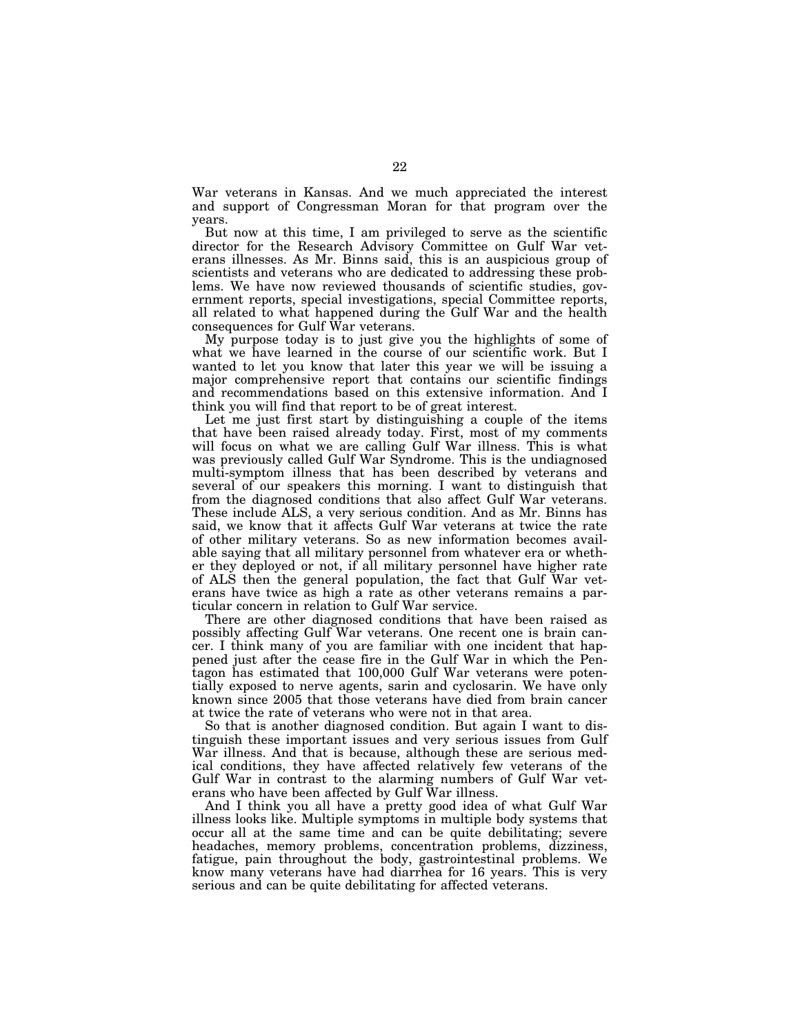War veterans in Kansas. And we much appreciated the interest and support of Congressman Moran for that program over the years.

But now at this time, I am privileged to serve as the scientific director for the Research Advisory Committee on Gulf War veterans illnesses. As Mr. Binns said, this is an auspicious group of scientists and veterans who are dedicated to addressing these problems. We have now reviewed thousands of scientific studies, government reports, special investigations, special Committee reports, all related to what happened during the Gulf War and the health consequences for Gulf War veterans.

My purpose today is to just give you the highlights of some of what we have learned in the course of our scientific work. But I wanted to let you know that later this year we will be issuing a major comprehensive report that contains our scientific findings and recommendations based on this extensive information. And I think you will find that report to be of great interest.

Let me just first start by distinguishing a couple of the items that have been raised already today. First, most of my comments will focus on what we are calling Gulf War illness. This is what was previously called Gulf War Syndrome. This is the undiagnosed multi-symptom illness that has been described by veterans and several of our speakers this morning. I want to distinguish that from the diagnosed conditions that also affect Gulf War veterans. These include ALS, a very serious condition. And as Mr. Binns has said, we know that it affects Gulf War veterans at twice the rate of other military veterans. So as new information becomes available saying that all military personnel from whatever era or whether they deployed or not, if all military personnel have higher rate of ALS then the general population, the fact that Gulf War veterans have twice as high a rate as other veterans remains a particular concern in relation to Gulf War service.

There are other diagnosed conditions that have been raised as possibly affecting Gulf War veterans. One recent one is brain cancer. I think many of you are familiar with one incident that happened just after the cease fire in the Gulf War in which the Pentagon has estimated that 100,000 Gulf War veterans were potentially exposed to nerve agents, sarin and cyclosarin. We have only known since 2005 that those veterans have died from brain cancer at twice the rate of veterans who were not in that area.

So that is another diagnosed condition. But again I want to distinguish these important issues and very serious issues from Gulf War illness. And that is because, although these are serious medical conditions, they have affected relatively few veterans of the Gulf War in contrast to the alarming numbers of Gulf War veterans who have been affected by Gulf War illness.

And I think you all have a pretty good idea of what Gulf War illness looks like. Multiple symptoms in multiple body systems that occur all at the same time and can be quite debilitating; severe headaches, memory problems, concentration problems, dizziness, fatigue, pain throughout the body, gastrointestinal problems. We know many veterans have had diarrhea for 16 years. This is very serious and can be quite debilitating for affected veterans.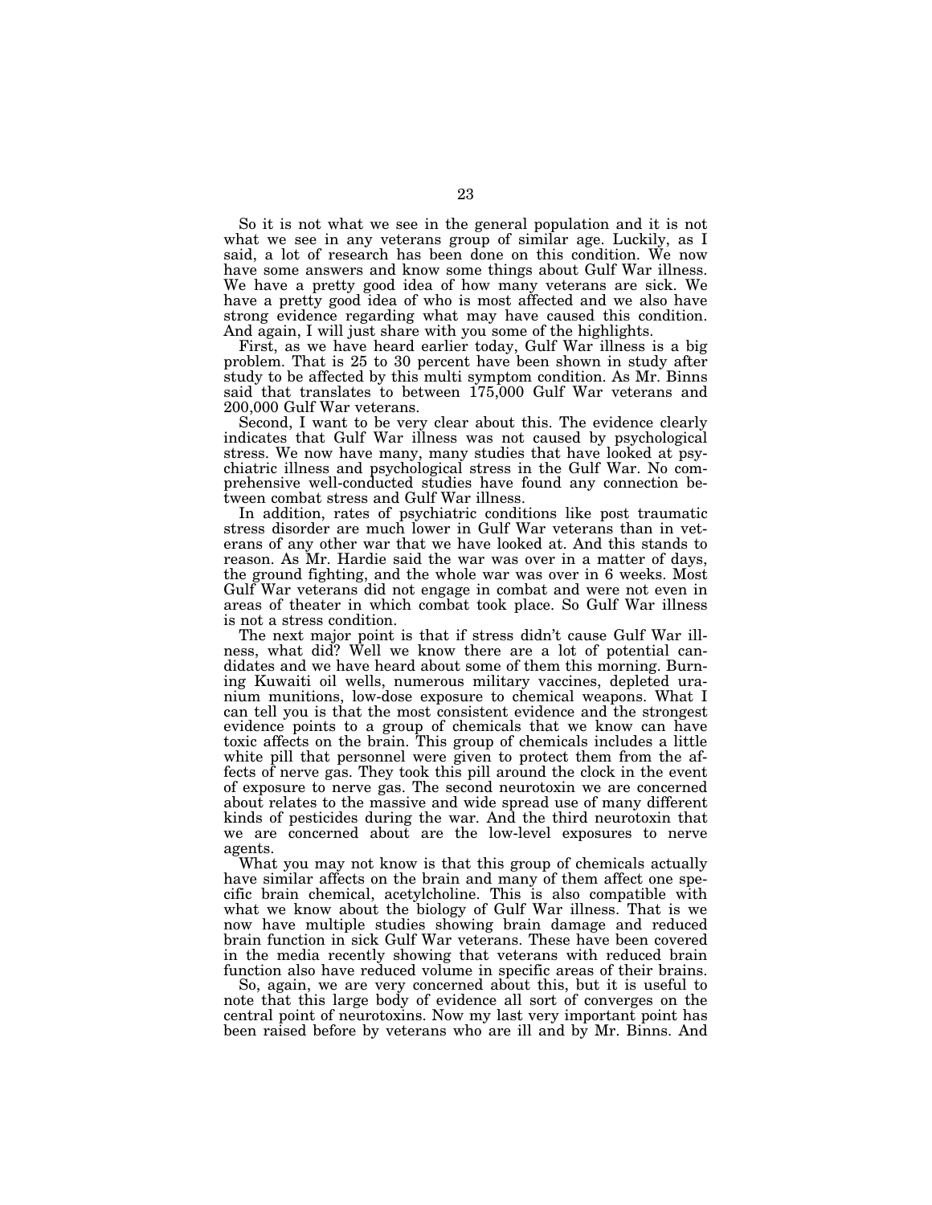So it is not what we see in the general population and it is not what we see in any veterans group of similar age. Luckily, as I said, a lot of research has been done on this condition. We now have some answers and know some things about Gulf War illness. We have a pretty good idea of how many veterans are sick. We have a pretty good idea of who is most affected and we also have strong evidence regarding what may have caused this condition. And again, I will just share with you some of the highlights.

First, as we have heard earlier today, Gulf War illness is a big problem. That is 25 to 30 percent have been shown in study after study to be affected by this multi symptom condition. As Mr. Binns said that translates to between 175,000 Gulf War veterans and 200,000 Gulf War veterans.

Second, I want to be very clear about this. The evidence clearly indicates that Gulf War illness was not caused by psychological stress. We now have many, many studies that have looked at psychiatric illness and psychological stress in the Gulf War. No comprehensive well-conducted studies have found any connection between combat stress and Gulf War illness.

In addition, rates of psychiatric conditions like post traumatic stress disorder are much lower in Gulf War veterans than in veterans of any other war that we have looked at. And this stands to reason. As Mr. Hardie said the war was over in a matter of days, the ground fighting, and the whole war was over in 6 weeks. Most Gulf War veterans did not engage in combat and were not even in areas of theater in which combat took place. So Gulf War illness is not a stress condition.

The next major point is that if stress didn't cause Gulf War illness, what did? Well we know there are a lot of potential candidates and we have heard about some of them this morning. Burning Kuwaiti oil wells, numerous military vaccines, depleted uranium munitions, low-dose exposure to chemical weapons. What I can tell you is that the most consistent evidence and the strongest evidence points to a group of chemicals that we know can have toxic affects on the brain. This group of chemicals includes a little white pill that personnel were given to protect them from the affects of nerve gas. They took this pill around the clock in the event of exposure to nerve gas. The second neurotoxin we are concerned about relates to the massive and wide spread use of many different kinds of pesticides during the war. And the third neurotoxin that we are concerned about are the low-level exposures to nerve agents.

What you may not know is that this group of chemicals actually have similar affects on the brain and many of them affect one specific brain chemical, acetylcholine. This is also compatible with what we know about the biology of Gulf War illness. That is we now have multiple studies showing brain damage and reduced brain function in sick Gulf War veterans. These have been covered in the media recently showing that veterans with reduced brain function also have reduced volume in specific areas of their brains.

So, again, we are very concerned about this, but it is useful to note that this large body of evidence all sort of converges on the central point of neurotoxins. Now my last very important point has been raised before by veterans who are ill and by Mr. Binns. And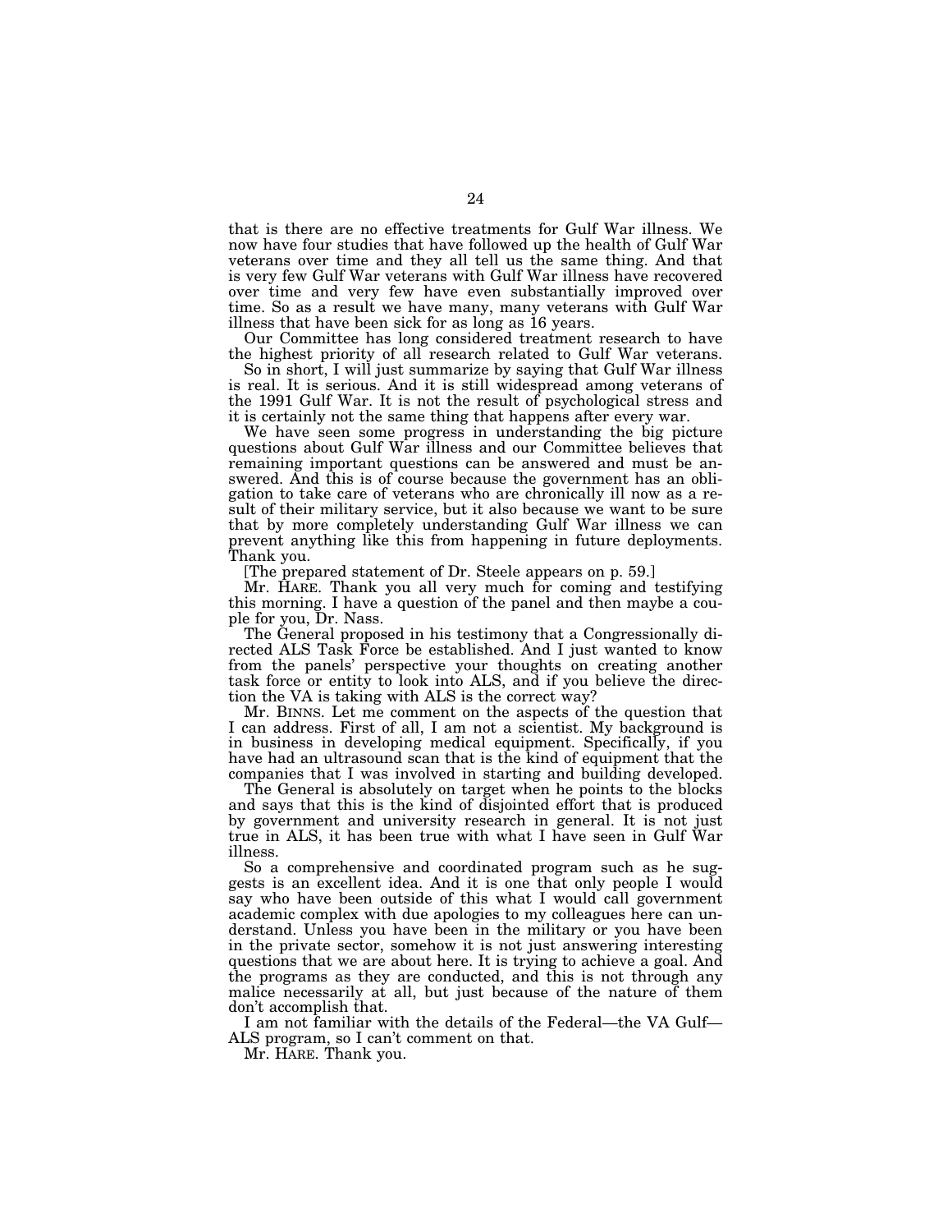that is there are no effective treatments for Gulf War illness. We now have four studies that have followed up the health of Gulf War veterans over time and they all tell us the same thing. And that is very few Gulf War veterans with Gulf War illness have recovered over time and very few have even substantially improved over time. So as a result we have many, many veterans with Gulf War illness that have been sick for as long as 16 years.

Our Committee has long considered treatment research to have the highest priority of all research related to Gulf War veterans.

So in short, I will just summarize by saying that Gulf War illness is real. It is serious. And it is still widespread among veterans of the 1991 Gulf War. It is not the result of psychological stress and it is certainly not the same thing that happens after every war.

We have seen some progress in understanding the big picture questions about Gulf War illness and our Committee believes that remaining important questions can be answered and must be answered. And this is of course because the government has an obligation to take care of veterans who are chronically ill now as a result of their military service, but it also because we want to be sure that by more completely understanding Gulf War illness we can prevent anything like this from happening in future deployments. Thank you.

[The prepared statement of Dr. Steele appears on p. 59.]

Mr. HARE. Thank you all very much for coming and testifying this morning. I have a question of the panel and then maybe a couple for you, Dr. Nass.

The General proposed in his testimony that a Congressionally directed ALS Task Force be established. And I just wanted to know from the panels' perspective your thoughts on creating another task force or entity to look into ALS, and if you believe the direction the VA is taking with ALS is the correct way?

Mr. BINNS. Let me comment on the aspects of the question that I can address. First of all, I am not a scientist. My background is in business in developing medical equipment. Specifically, if you have had an ultrasound scan that is the kind of equipment that the companies that I was involved in starting and building developed.

The General is absolutely on target when he points to the blocks and says that this is the kind of disjointed effort that is produced by government and university research in general. It is not just true in ALS, it has been true with what I have seen in Gulf War illness.

So a comprehensive and coordinated program such as he suggests is an excellent idea. And it is one that only people I would say who have been outside of this what I would call government academic complex with due apologies to my colleagues here can understand. Unless you have been in the military or you have been in the private sector, somehow it is not just answering interesting questions that we are about here. It is trying to achieve a goal. And the programs as they are conducted, and this is not through any malice necessarily at all, but just because of the nature of them don't accomplish that.

I am not familiar with the details of the Federal—the VA Gulf—ALS program, so I can't comment on that.

Mr. HARE. Thank you.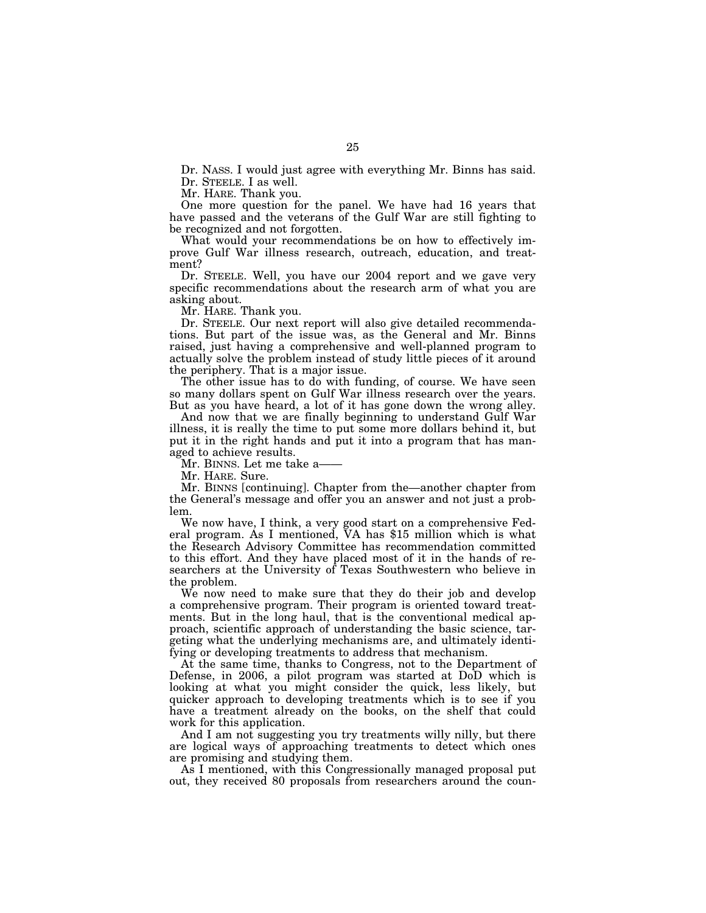Dr. NASS. I would just agree with everything Mr. Binns has said.

Dr. STEELE. I as well.

Mr. HARE. Thank you.

One more question for the panel. We have had 16 years that have passed and the veterans of the Gulf War are still fighting to be recognized and not forgotten.

What would your recommendations be on how to effectively improve Gulf War illness research, outreach, education, and treatment?

Dr. STEELE. Well, you have our 2004 report and we gave very specific recommendations about the research arm of what you are asking about.

Mr. HARE. Thank you.

Dr. STEELE. Our next report will also give detailed recommendations. But part of the issue was, as the General and Mr. Binns raised, just having a comprehensive and well-planned program to actually solve the problem instead of study little pieces of it around the periphery. That is a major issue.

The other issue has to do with funding, of course. We have seen so many dollars spent on Gulf War illness research over the years. But as you have heard, a lot of it has gone down the wrong alley.

And now that we are finally beginning to understand Gulf War illness, it is really the time to put some more dollars behind it, but put it in the right hands and put it into a program that has managed to achieve results.

Mr. BINNS. Let me take a——

Mr. HARE. Sure.

Mr. BINNS [continuing]. Chapter from the—another chapter from the General's message and offer you an answer and not just a problem.

We now have, I think, a very good start on a comprehensive Federal program. As I mentioned, VA has $15 million which is what the Research Advisory Committee has recommendation committed to this effort. And they have placed most of it in the hands of researchers at the University of Texas Southwestern who believe in the problem.

We now need to make sure that they do their job and develop a comprehensive program. Their program is oriented toward treatments. But in the long haul, that is the conventional medical approach, scientific approach of understanding the basic science, targeting what the underlying mechanisms are, and ultimately identifying or developing treatments to address that mechanism.

At the same time, thanks to Congress, not to the Department of Defense, in 2006, a pilot program was started at DoD which is looking at what you might consider the quick, less likely, but quicker approach to developing treatments which is to see if you have a treatment already on the books, on the shelf that could work for this application.

And I am not suggesting you try treatments willy nilly, but there are logical ways of approaching treatments to detect which ones are promising and studying them.

As I mentioned, with this Congressionally managed proposal put out, they received 80 proposals from researchers around the coun-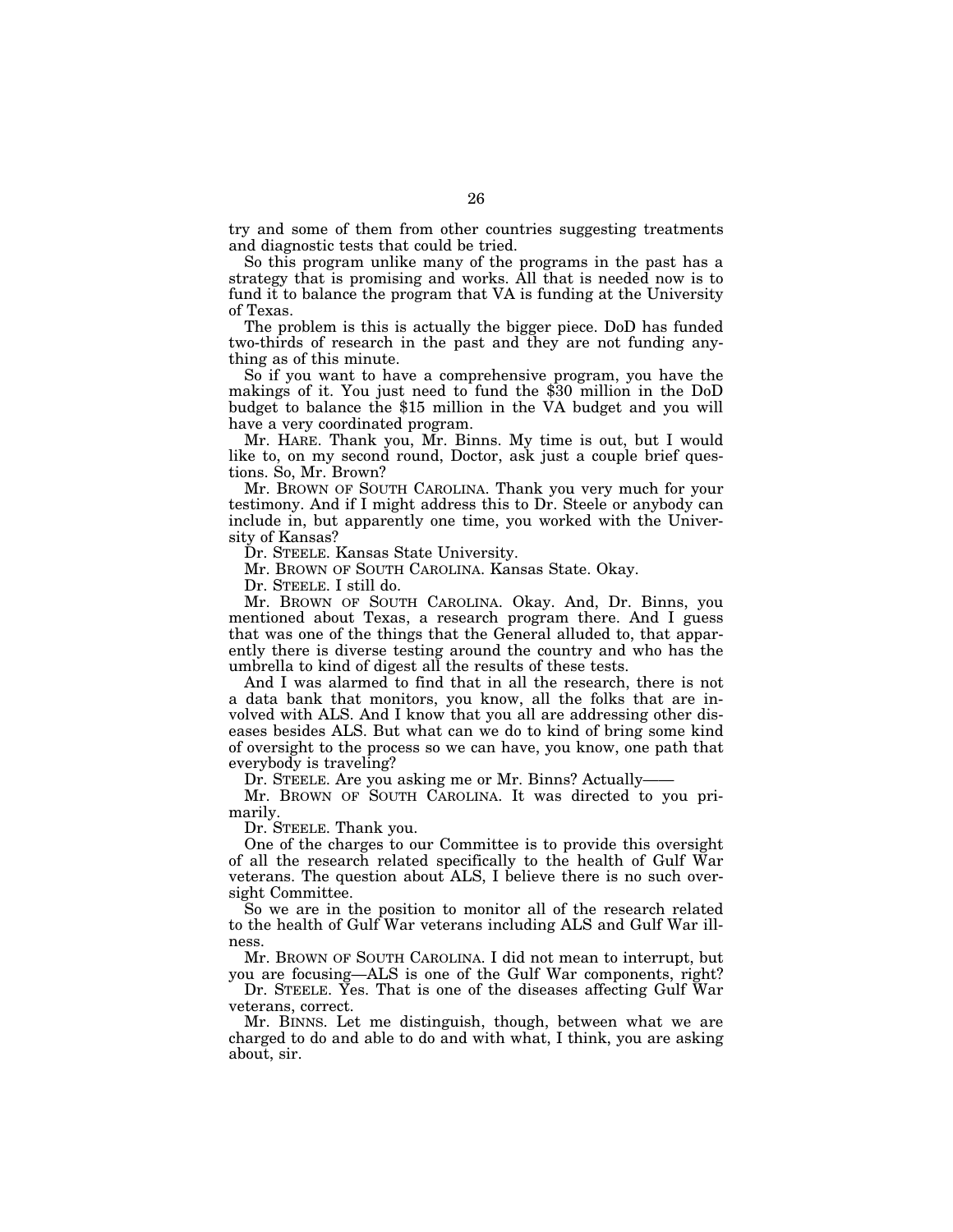try and some of them from other countries suggesting treatments and diagnostic tests that could be tried.

So this program unlike many of the programs in the past has a strategy that is promising and works. All that is needed now is to fund it to balance the program that VA is funding at the University of Texas.

The problem is this is actually the bigger piece. DoD has funded two-thirds of research in the past and they are not funding anything as of this minute.

So if you want to have a comprehensive program, you have the makings of it. You just need to fund the $30 million in the DoD budget to balance the $15 million in the VA budget and you will have a very coordinated program.

Mr. HARE. Thank you, Mr. Binns. My time is out, but I would like to, on my second round, Doctor, ask just a couple brief questions. So, Mr. Brown?

Mr. BROWN OF SOUTH CAROLINA. Thank you very much for your testimony. And if I might address this to Dr. Steele or anybody can include in, but apparently one time, you worked with the University of Kansas?

Dr. STEELE. Kansas State University.

Mr. BROWN OF SOUTH CAROLINA. Kansas State. Okay.

Dr. STEELE. I still do.

Mr. BROWN OF SOUTH CAROLINA. Okay. And, Dr. Binns, you mentioned about Texas, a research program there. And I guess that was one of the things that the General alluded to, that apparently there is diverse testing around the country and who has the umbrella to kind of digest all the results of these tests.

And I was alarmed to find that in all the research, there is not a data bank that monitors, you know, all the folks that are involved with ALS. And I know that you all are addressing other diseases besides ALS. But what can we do to kind of bring some kind of oversight to the process so we can have, you know, one path that everybody is traveling?

Dr. STEELE. Are you asking me or Mr. Binns? Actually——

Mr. BROWN OF SOUTH CAROLINA. It was directed to you primarily.

Dr. STEELE. Thank you.

One of the charges to our Committee is to provide this oversight of all the research related specifically to the health of Gulf War veterans. The question about ALS, I believe there is no such oversight Committee.

So we are in the position to monitor all of the research related to the health of Gulf War veterans including ALS and Gulf War illness.

Mr. BROWN OF SOUTH CAROLINA. I did not mean to interrupt, but you are focusing—ALS is one of the Gulf War components, right?

Dr. STEELE. Yes. That is one of the diseases affecting Gulf War veterans, correct.

Mr. BINNS. Let me distinguish, though, between what we are charged to do and able to do and with what, I think, you are asking about, sir.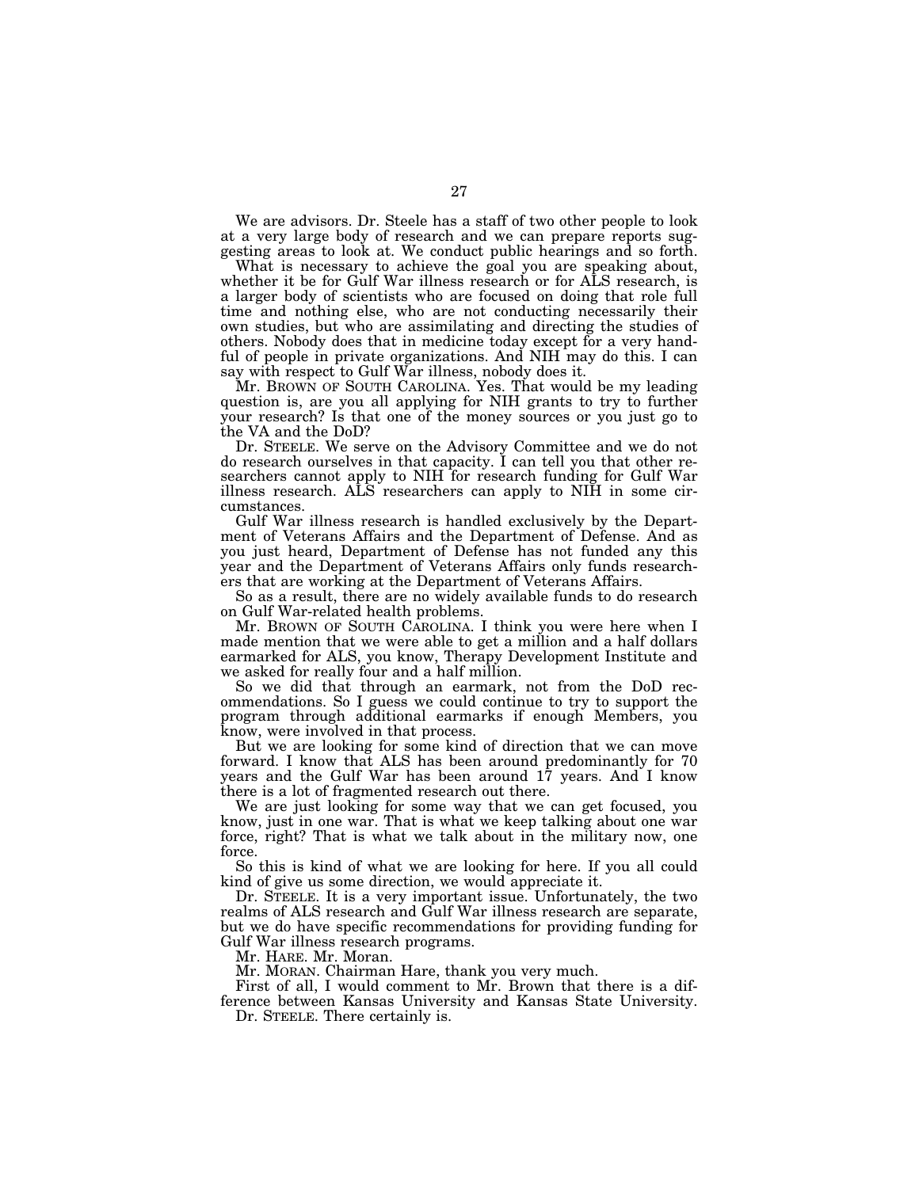We are advisors. Dr. Steele has a staff of two other people to look at a very large body of research and we can prepare reports suggesting areas to look at. We conduct public hearings and so forth.

What is necessary to achieve the goal you are speaking about, whether it be for Gulf War illness research or for ALS research, is a larger body of scientists who are focused on doing that role full time and nothing else, who are not conducting necessarily their own studies, but who are assimilating and directing the studies of others. Nobody does that in medicine today except for a very handful of people in private organizations. And NIH may do this. I can say with respect to Gulf War illness, nobody does it.

Mr. BROWN OF SOUTH CAROLINA. Yes. That would be my leading question is, are you all applying for NIH grants to try to further your research? Is that one of the money sources or you just go to the VA and the DoD?

Dr. STEELE. We serve on the Advisory Committee and we do not do research ourselves in that capacity. I can tell you that other researchers cannot apply to NIH for research funding for Gulf War illness research. ALS researchers can apply to NIH in some circumstances.

Gulf War illness research is handled exclusively by the Department of Veterans Affairs and the Department of Defense. And as you just heard, Department of Defense has not funded any this year and the Department of Veterans Affairs only funds researchers that are working at the Department of Veterans Affairs.

So as a result, there are no widely available funds to do research on Gulf War-related health problems.

Mr. BROWN OF SOUTH CAROLINA. I think you were here when I made mention that we were able to get a million and a half dollars earmarked for ALS, you know, Therapy Development Institute and we asked for really four and a half million.

So we did that through an earmark, not from the DoD recommendations. So I guess we could continue to try to support the program through additional earmarks if enough Members, you know, were involved in that process.

But we are looking for some kind of direction that we can move forward. I know that ALS has been around predominantly for 70 years and the Gulf War has been around 17 years. And I know there is a lot of fragmented research out there.

We are just looking for some way that we can get focused, you know, just in one war. That is what we keep talking about one war force, right? That is what we talk about in the military now, one force.

So this is kind of what we are looking for here. If you all could kind of give us some direction, we would appreciate it.

Dr. STEELE. It is a very important issue. Unfortunately, the two realms of ALS research and Gulf War illness research are separate, but we do have specific recommendations for providing funding for Gulf War illness research programs.

Mr. HARE. Mr. Moran.

Mr. MORAN. Chairman Hare, thank you very much.

First of all, I would comment to Mr. Brown that there is a difference between Kansas University and Kansas State University.

Dr. STEELE. There certainly is.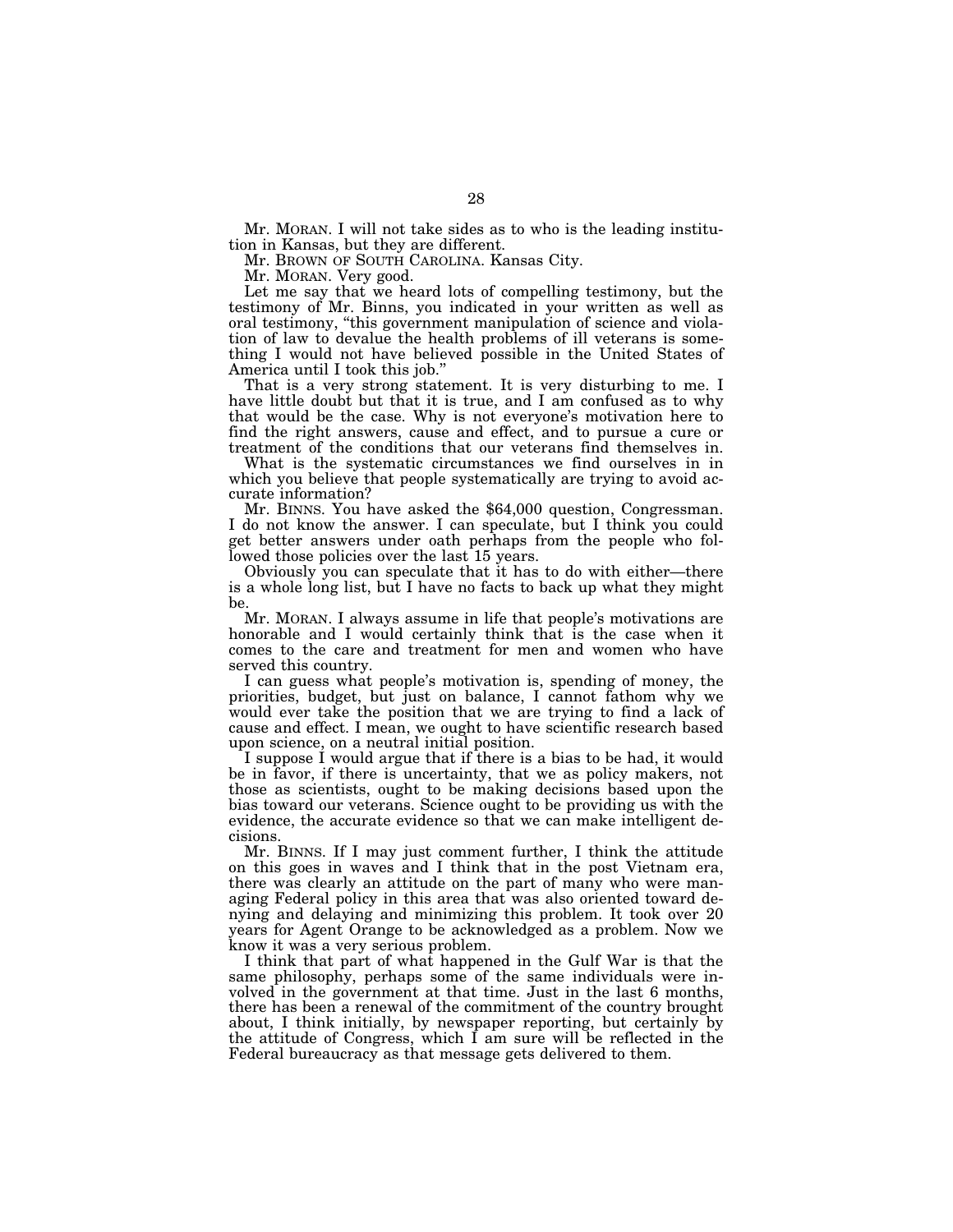Mr. MORAN. I will not take sides as to who is the leading institution in Kansas, but they are different.

Mr. BROWN OF SOUTH CAROLINA. Kansas City.

Mr. MORAN. Very good.

Let me say that we heard lots of compelling testimony, but the testimony of Mr. Binns, you indicated in your written as well as oral testimony, "this government manipulation of science and violation of law to devalue the health problems of ill veterans is something I would not have believed possible in the United States of America until I took this job."

That is a very strong statement. It is very disturbing to me. I have little doubt but that it is true, and I am confused as to why that would be the case. Why is not everyone's motivation here to find the right answers, cause and effect, and to pursue a cure or treatment of the conditions that our veterans find themselves in.

What is the systematic circumstances we find ourselves in in which you believe that people systematically are trying to avoid accurate information?

Mr. BINNS. You have asked the $64,000 question, Congressman. I do not know the answer. I can speculate, but I think you could get better answers under oath perhaps from the people who followed those policies over the last 15 years.

Obviously you can speculate that it has to do with either—there is a whole long list, but I have no facts to back up what they might be.

Mr. MORAN. I always assume in life that people's motivations are honorable and I would certainly think that is the case when it comes to the care and treatment for men and women who have served this country.

I can guess what people's motivation is, spending of money, the priorities, budget, but just on balance, I cannot fathom why we would ever take the position that we are trying to find a lack of cause and effect. I mean, we ought to have scientific research based upon science, on a neutral initial position.

I suppose I would argue that if there is a bias to be had, it would be in favor, if there is uncertainty, that we as policy makers, not those as scientists, ought to be making decisions based upon the bias toward our veterans. Science ought to be providing us with the evidence, the accurate evidence so that we can make intelligent decisions.

Mr. BINNS. If I may just comment further, I think the attitude on this goes in waves and I think that in the post Vietnam era, there was clearly an attitude on the part of many who were managing Federal policy in this area that was also oriented toward denying and delaying and minimizing this problem. It took over 20 years for Agent Orange to be acknowledged as a problem. Now we know it was a very serious problem.

I think that part of what happened in the Gulf War is that the same philosophy, perhaps some of the same individuals were involved in the government at that time. Just in the last 6 months, there has been a renewal of the commitment of the country brought about, I think initially, by newspaper reporting, but certainly by the attitude of Congress, which I am sure will be reflected in the Federal bureaucracy as that message gets delivered to them.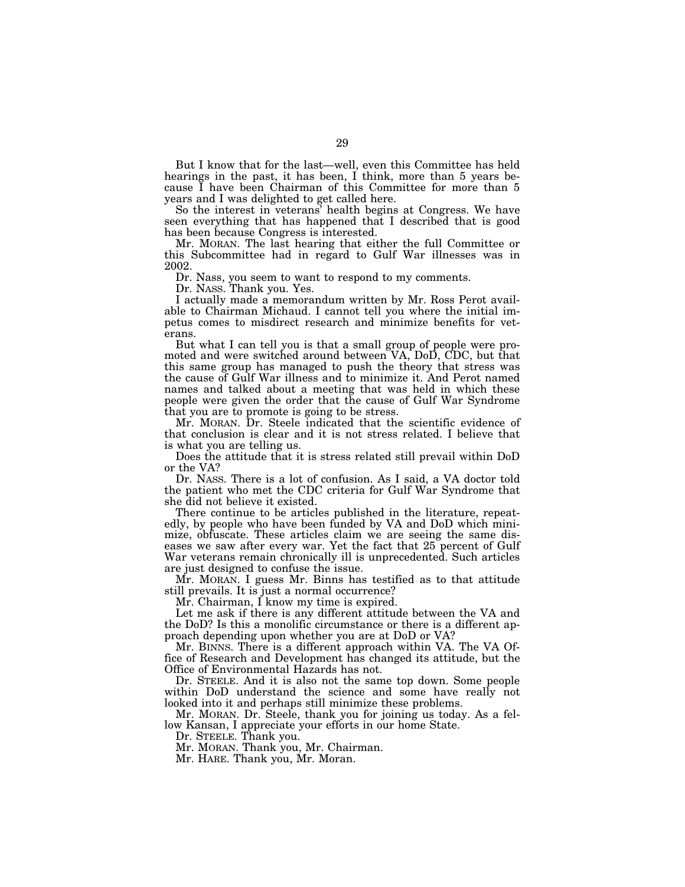But I know that for the last—well, even this Committee has held hearings in the past, it has been, I think, more than 5 years because I have been Chairman of this Committee for more than 5 years and I was delighted to get called here.

So the interest in veterans' health begins at Congress. We have seen everything that has happened that I described that is good has been because Congress is interested.

Mr. MORAN. The last hearing that either the full Committee or this Subcommittee had in regard to Gulf War illnesses was in 2002.

Dr. Nass, you seem to want to respond to my comments.

Dr. NASS. Thank you. Yes.

I actually made a memorandum written by Mr. Ross Perot available to Chairman Michaud. I cannot tell you where the initial impetus comes to misdirect research and minimize benefits for veterans.

But what I can tell you is that a small group of people were promoted and were switched around between VA, DoD, CDC, but that this same group has managed to push the theory that stress was the cause of Gulf War illness and to minimize it. And Perot named names and talked about a meeting that was held in which these people were given the order that the cause of Gulf War Syndrome that you are to promote is going to be stress.

Mr. MORAN. Dr. Steele indicated that the scientific evidence of that conclusion is clear and it is not stress related. I believe that is what you are telling us.

Does the attitude that it is stress related still prevail within DoD or the VA?

Dr. NASS. There is a lot of confusion. As I said, a VA doctor told the patient who met the CDC criteria for Gulf War Syndrome that she did not believe it existed.

There continue to be articles published in the literature, repeatedly, by people who have been funded by VA and DoD which minimize, obfuscate. These articles claim we are seeing the same diseases we saw after every war. Yet the fact that 25 percent of Gulf War veterans remain chronically ill is unprecedented. Such articles are just designed to confuse the issue.

Mr. MORAN. I guess Mr. Binns has testified as to that attitude still prevails. It is just a normal occurrence?

Mr. Chairman, I know my time is expired.

Let me ask if there is any different attitude between the VA and the DoD? Is this a monolific circumstance or there is a different approach depending upon whether you are at DoD or VA?

Mr. BINNS. There is a different approach within VA. The VA Office of Research and Development has changed its attitude, but the Office of Environmental Hazards has not.

Dr. STEELE. And it is also not the same top down. Some people within DoD understand the science and some have really not looked into it and perhaps still minimize these problems.

Mr. MORAN. Dr. Steele, thank you for joining us today. As a fellow Kansan, I appreciate your efforts in our home State.

Dr. STEELE. Thank you.

Mr. MORAN. Thank you, Mr. Chairman.

Mr. HARE. Thank you, Mr. Moran.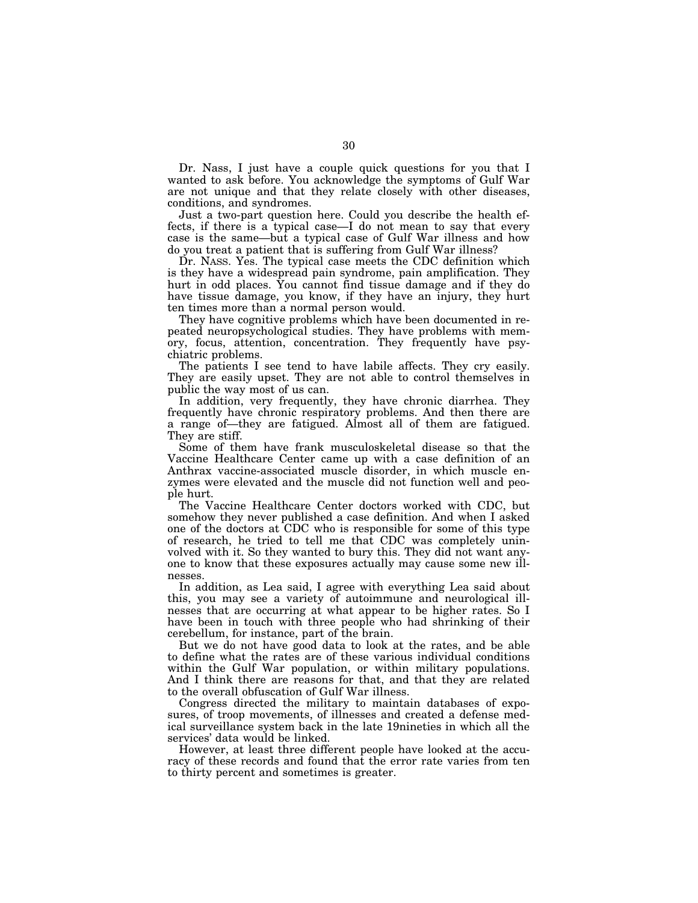Dr. Nass, I just have a couple quick questions for you that I wanted to ask before. You acknowledge the symptoms of Gulf War are not unique and that they relate closely with other diseases, conditions, and syndromes.

Just a two-part question here. Could you describe the health effects, if there is a typical case—I do not mean to say that every case is the same—but a typical case of Gulf War illness and how do you treat a patient that is suffering from Gulf War illness?

Dr. NASS. Yes. The typical case meets the CDC definition which is they have a widespread pain syndrome, pain amplification. They hurt in odd places. You cannot find tissue damage and if they do have tissue damage, you know, if they have an injury, they hurt ten times more than a normal person would.

They have cognitive problems which have been documented in repeated neuropsychological studies. They have problems with memory, focus, attention, concentration. They frequently have psychiatric problems.

The patients I see tend to have labile affects. They cry easily. They are easily upset. They are not able to control themselves in public the way most of us can.

In addition, very frequently, they have chronic diarrhea. They frequently have chronic respiratory problems. And then there are a range of—they are fatigued. Almost all of them are fatigued. They are stiff.

Some of them have frank musculoskeletal disease so that the Vaccine Healthcare Center came up with a case definition of an Anthrax vaccine-associated muscle disorder, in which muscle enzymes were elevated and the muscle did not function well and people hurt.

The Vaccine Healthcare Center doctors worked with CDC, but somehow they never published a case definition. And when I asked one of the doctors at CDC who is responsible for some of this type of research, he tried to tell me that CDC was completely uninvolved with it. So they wanted to bury this. They did not want anyone to know that these exposures actually may cause some new illnesses.

In addition, as Lea said, I agree with everything Lea said about this, you may see a variety of autoimmune and neurological illnesses that are occurring at what appear to be higher rates. So I have been in touch with three people who had shrinking of their cerebellum, for instance, part of the brain.

But we do not have good data to look at the rates, and be able to define what the rates are of these various individual conditions within the Gulf War population, or within military populations. And I think there are reasons for that, and that they are related to the overall obfuscation of Gulf War illness.

Congress directed the military to maintain databases of exposures, of troop movements, of illnesses and created a defense medical surveillance system back in the late 19nineties in which all the services' data would be linked.

However, at least three different people have looked at the accuracy of these records and found that the error rate varies from ten to thirty percent and sometimes is greater.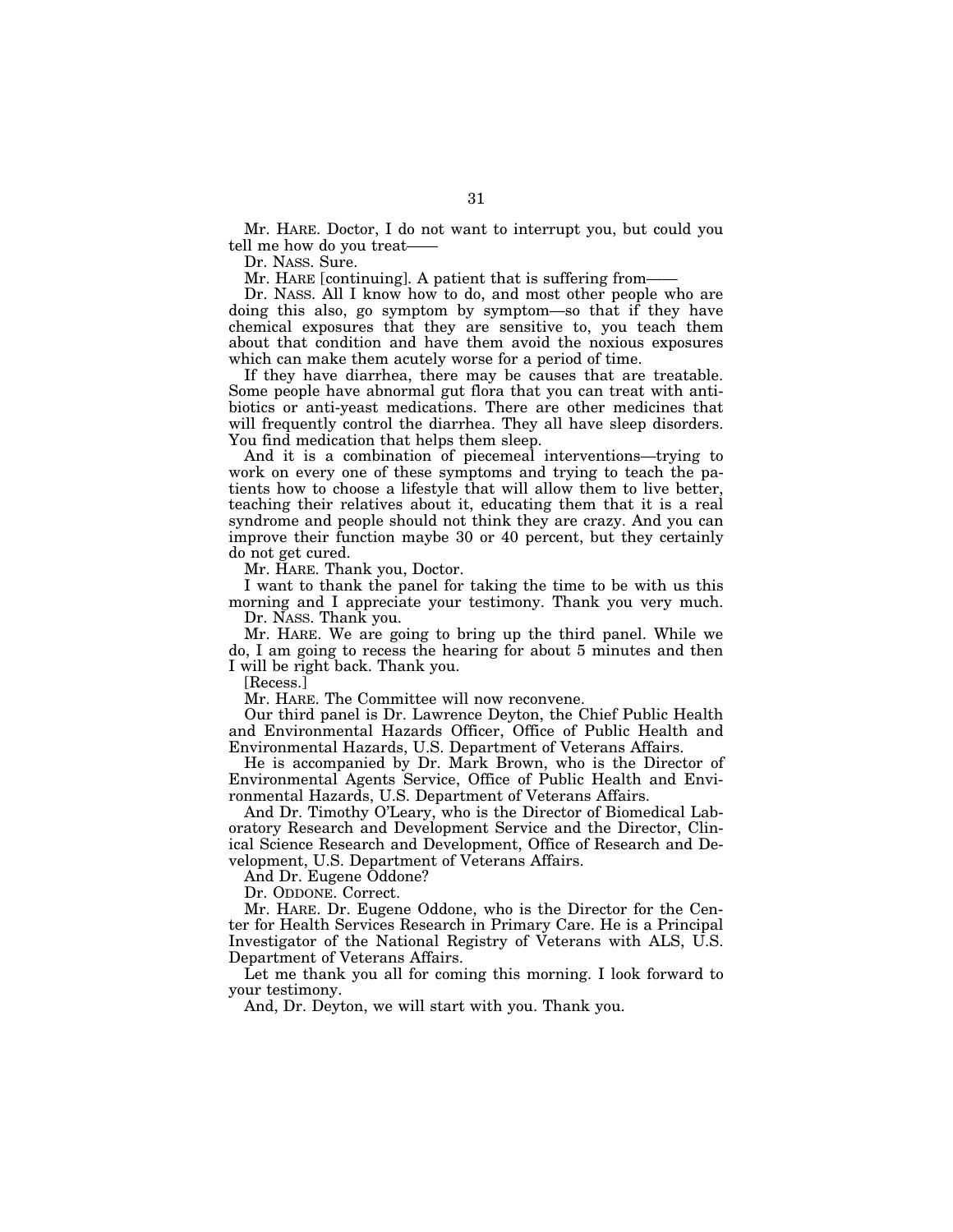Mr. HARE. Doctor, I do not want to interrupt you, but could you tell me how do you treat——

Dr. NASS. Sure.

Mr. HARE [continuing]. A patient that is suffering from——

Dr. NASS. All I know how to do, and most other people who are doing this also, go symptom by symptom—so that if they have chemical exposures that they are sensitive to, you teach them about that condition and have them avoid the noxious exposures which can make them acutely worse for a period of time.

If they have diarrhea, there may be causes that are treatable. Some people have abnormal gut flora that you can treat with antibiotics or anti-yeast medications. There are other medicines that will frequently control the diarrhea. They all have sleep disorders. You find medication that helps them sleep.

And it is a combination of piecemeal interventions—trying to work on every one of these symptoms and trying to teach the patients how to choose a lifestyle that will allow them to live better, teaching their relatives about it, educating them that it is a real syndrome and people should not think they are crazy. And you can improve their function maybe 30 or 40 percent, but they certainly do not get cured.

Mr. HARE. Thank you, Doctor.

I want to thank the panel for taking the time to be with us this morning and I appreciate your testimony. Thank you very much.

Dr. NASS. Thank you.

Mr. HARE. We are going to bring up the third panel. While we do, I am going to recess the hearing for about 5 minutes and then I will be right back. Thank you.

[Recess.]

Mr. HARE. The Committee will now reconvene.

Our third panel is Dr. Lawrence Deyton, the Chief Public Health and Environmental Hazards Officer, Office of Public Health and Environmental Hazards, U.S. Department of Veterans Affairs.

He is accompanied by Dr. Mark Brown, who is the Director of Environmental Agents Service, Office of Public Health and Environmental Hazards, U.S. Department of Veterans Affairs.

And Dr. Timothy O'Leary, who is the Director of Biomedical Laboratory Research and Development Service and the Director, Clinical Science Research and Development, Office of Research and Development, U.S. Department of Veterans Affairs.

And Dr. Eugene Oddone?

Dr. ODDONE. Correct.

Mr. HARE. Dr. Eugene Oddone, who is the Director for the Center for Health Services Research in Primary Care. He is a Principal Investigator of the National Registry of Veterans with ALS, U.S. Department of Veterans Affairs.

Let me thank you all for coming this morning. I look forward to your testimony.

And, Dr. Deyton, we will start with you. Thank you.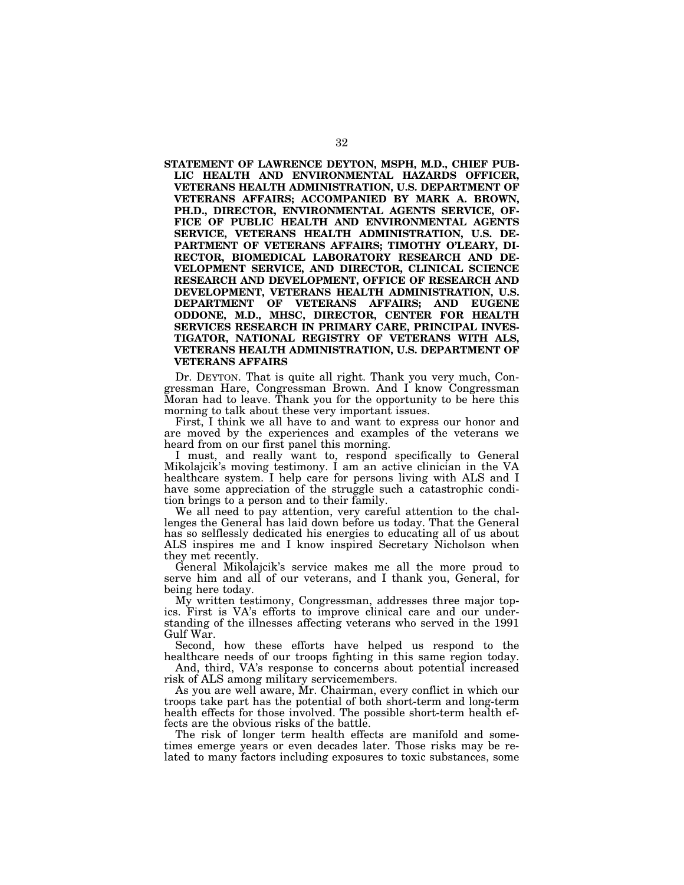**STATEMENT OF LAWRENCE DEYTON, MSPH, M.D., CHIEF PUBLIC HEALTH AND ENVIRONMENTAL HAZARDS OFFICER, VETERANS HEALTH ADMINISTRATION, U.S. DEPARTMENT OF VETERANS AFFAIRS; ACCOMPANIED BY MARK A. BROWN, PH.D., DIRECTOR, ENVIRONMENTAL AGENTS SERVICE, OFFICE OF PUBLIC HEALTH AND ENVIRONMENTAL AGENTS SERVICE, VETERANS HEALTH ADMINISTRATION, U.S. DEPARTMENT OF VETERANS AFFAIRS; TIMOTHY O'LEARY, DIRECTOR, BIOMEDICAL LABORATORY RESEARCH AND DEVELOPMENT SERVICE, AND DIRECTOR, CLINICAL SCIENCE RESEARCH AND DEVELOPMENT, OFFICE OF RESEARCH AND DEVELOPMENT, VETERANS HEALTH ADMINISTRATION, U.S. DEPARTMENT OF VETERANS AFFAIRS; AND EUGENE ODDONE, M.D., MHSC, DIRECTOR, CENTER FOR HEALTH SERVICES RESEARCH IN PRIMARY CARE, PRINCIPAL INVESTIGATOR, NATIONAL REGISTRY OF VETERANS WITH ALS, VETERANS HEALTH ADMINISTRATION, U.S. DEPARTMENT OF VETERANS AFFAIRS**

Dr. DEYTON. That is quite all right. Thank you very much, Congressman Hare, Congressman Brown. And I know Congressman Moran had to leave. Thank you for the opportunity to be here this morning to talk about these very important issues.

First, I think we all have to and want to express our honor and are moved by the experiences and examples of the veterans we heard from on our first panel this morning.

I must, and really want to, respond specifically to General Mikolajcik's moving testimony. I am an active clinician in the VA healthcare system. I help care for persons living with ALS and I have some appreciation of the struggle such a catastrophic condition brings to a person and to their family.

We all need to pay attention, very careful attention to the challenges the General has laid down before us today. That the General has so selflessly dedicated his energies to educating all of us about ALS inspires me and I know inspired Secretary Nicholson when they met recently.

General Mikolajcik's service makes me all the more proud to serve him and all of our veterans, and I thank you, General, for being here today.

My written testimony, Congressman, addresses three major topics. First is VA's efforts to improve clinical care and our understanding of the illnesses affecting veterans who served in the 1991 Gulf War.

Second, how these efforts have helped us respond to the healthcare needs of our troops fighting in this same region today.

And, third, VA's response to concerns about potential increased risk of ALS among military servicemembers.

As you are well aware, Mr. Chairman, every conflict in which our troops take part has the potential of both short-term and long-term health effects for those involved. The possible short-term health effects are the obvious risks of the battle.

The risk of longer term health effects are manifold and sometimes emerge years or even decades later. Those risks may be related to many factors including exposures to toxic substances, some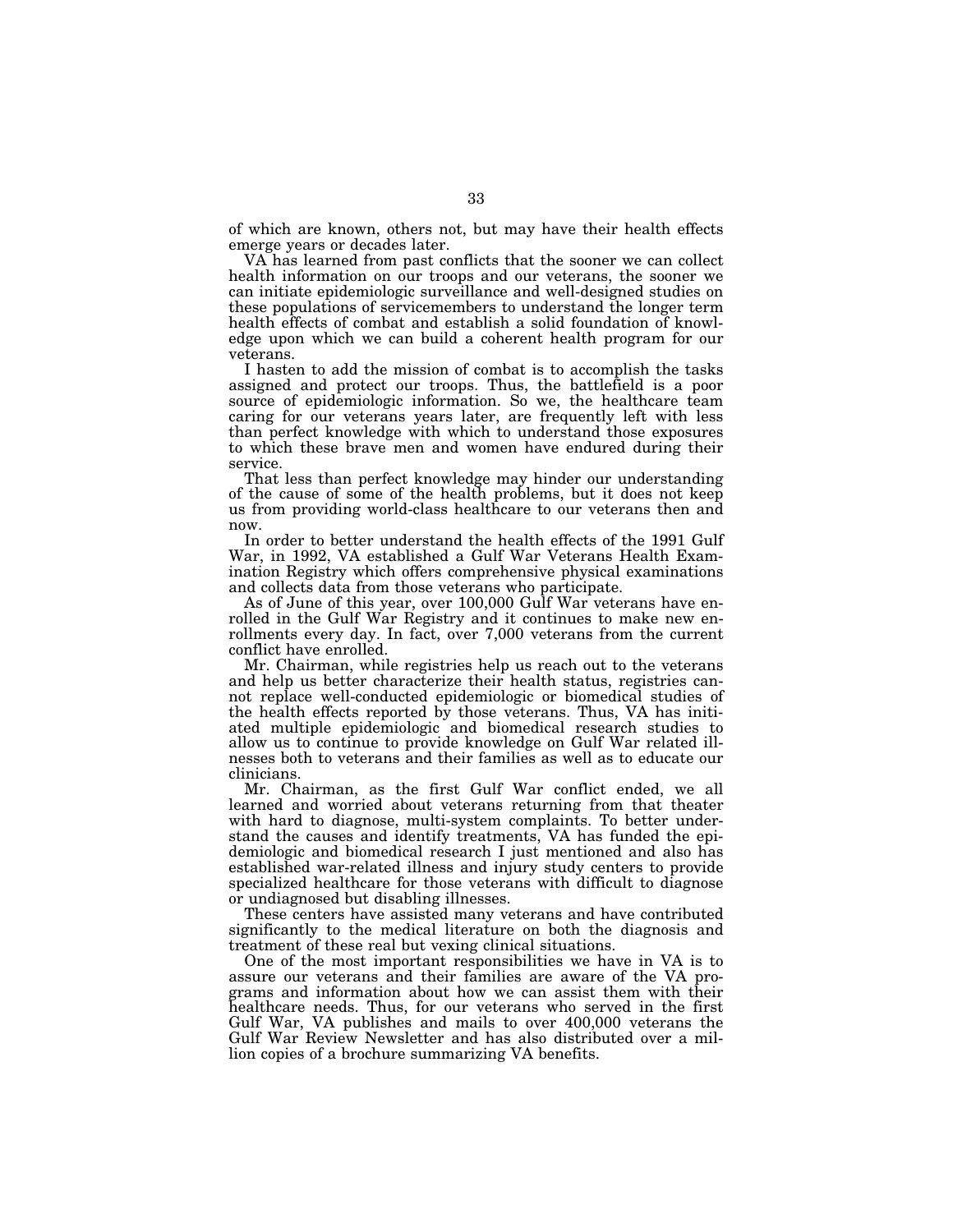of which are known, others not, but may have their health effects emerge years or decades later.

VA has learned from past conflicts that the sooner we can collect health information on our troops and our veterans, the sooner we can initiate epidemiologic surveillance and well-designed studies on these populations of servicemembers to understand the longer term health effects of combat and establish a solid foundation of knowledge upon which we can build a coherent health program for our veterans.

I hasten to add the mission of combat is to accomplish the tasks assigned and protect our troops. Thus, the battlefield is a poor source of epidemiologic information. So we, the healthcare team caring for our veterans years later, are frequently left with less than perfect knowledge with which to understand those exposures to which these brave men and women have endured during their service.

That less than perfect knowledge may hinder our understanding of the cause of some of the health problems, but it does not keep us from providing world-class healthcare to our veterans then and now.

In order to better understand the health effects of the 1991 Gulf War, in 1992, VA established a Gulf War Veterans Health Examination Registry which offers comprehensive physical examinations and collects data from those veterans who participate.

As of June of this year, over 100,000 Gulf War veterans have enrolled in the Gulf War Registry and it continues to make new enrollments every day. In fact, over 7,000 veterans from the current conflict have enrolled.

Mr. Chairman, while registries help us reach out to the veterans and help us better characterize their health status, registries cannot replace well-conducted epidemiologic or biomedical studies of the health effects reported by those veterans. Thus, VA has initiated multiple epidemiologic and biomedical research studies to allow us to continue to provide knowledge on Gulf War related illnesses both to veterans and their families as well as to educate our clinicians.

Mr. Chairman, as the first Gulf War conflict ended, we all learned and worried about veterans returning from that theater with hard to diagnose, multi-system complaints. To better understand the causes and identify treatments, VA has funded the epidemiologic and biomedical research I just mentioned and also has established war-related illness and injury study centers to provide specialized healthcare for those veterans with difficult to diagnose or undiagnosed but disabling illnesses.

These centers have assisted many veterans and have contributed significantly to the medical literature on both the diagnosis and treatment of these real but vexing clinical situations.

One of the most important responsibilities we have in VA is to assure our veterans and their families are aware of the VA programs and information about how we can assist them with their healthcare needs. Thus, for our veterans who served in the first Gulf War, VA publishes and mails to over 400,000 veterans the Gulf War Review Newsletter and has also distributed over a million copies of a brochure summarizing VA benefits.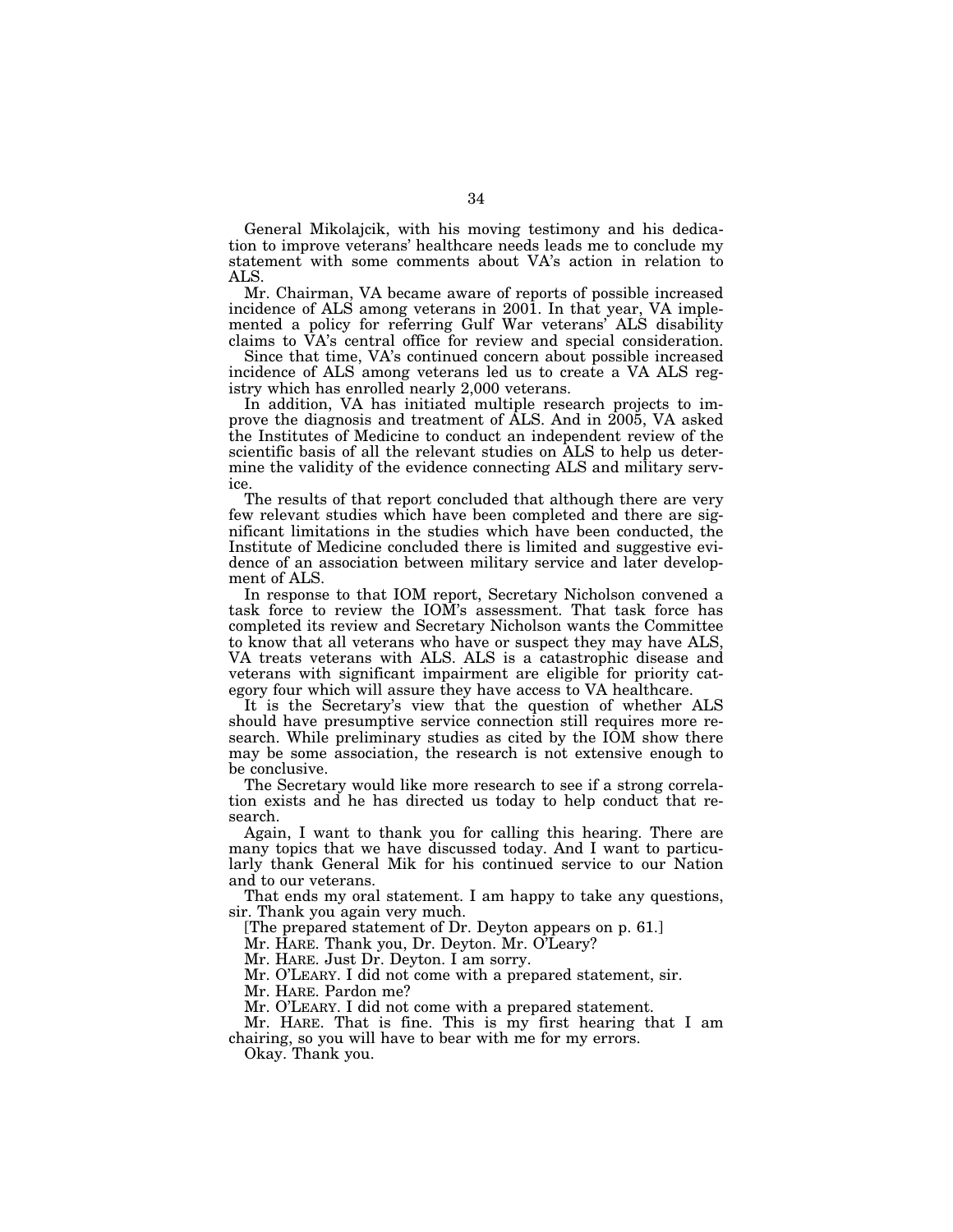General Mikolajcik, with his moving testimony and his dedication to improve veterans' healthcare needs leads me to conclude my statement with some comments about VA's action in relation to ALS.

Mr. Chairman, VA became aware of reports of possible increased incidence of ALS among veterans in 2001. In that year, VA implemented a policy for referring Gulf War veterans' ALS disability claims to VA's central office for review and special consideration.

Since that time, VA's continued concern about possible increased incidence of ALS among veterans led us to create a VA ALS registry which has enrolled nearly 2,000 veterans.

In addition, VA has initiated multiple research projects to improve the diagnosis and treatment of ALS. And in 2005, VA asked the Institutes of Medicine to conduct an independent review of the scientific basis of all the relevant studies on ALS to help us determine the validity of the evidence connecting ALS and military service.

The results of that report concluded that although there are very few relevant studies which have been completed and there are significant limitations in the studies which have been conducted, the Institute of Medicine concluded there is limited and suggestive evidence of an association between military service and later development of ALS.

In response to that IOM report, Secretary Nicholson convened a task force to review the IOM's assessment. That task force has completed its review and Secretary Nicholson wants the Committee to know that all veterans who have or suspect they may have ALS, VA treats veterans with ALS. ALS is a catastrophic disease and veterans with significant impairment are eligible for priority category four which will assure they have access to VA healthcare.

It is the Secretary's view that the question of whether ALS should have presumptive service connection still requires more research. While preliminary studies as cited by the IOM show there may be some association, the research is not extensive enough to be conclusive.

The Secretary would like more research to see if a strong correlation exists and he has directed us today to help conduct that research.

Again, I want to thank you for calling this hearing. There are many topics that we have discussed today. And I want to particularly thank General Mik for his continued service to our Nation and to our veterans.

That ends my oral statement. I am happy to take any questions, sir. Thank you again very much.

[The prepared statement of Dr. Deyton appears on p. 61.]

Mr. HARE. Thank you, Dr. Deyton. Mr. O'Leary?

Mr. HARE. Just Dr. Deyton. I am sorry.

Mr. O'LEARY. I did not come with a prepared statement, sir.

Mr. HARE. Pardon me?

Mr. O'LEARY. I did not come with a prepared statement.

Mr. HARE. That is fine. This is my first hearing that I am chairing, so you will have to bear with me for my errors.

Okay. Thank you.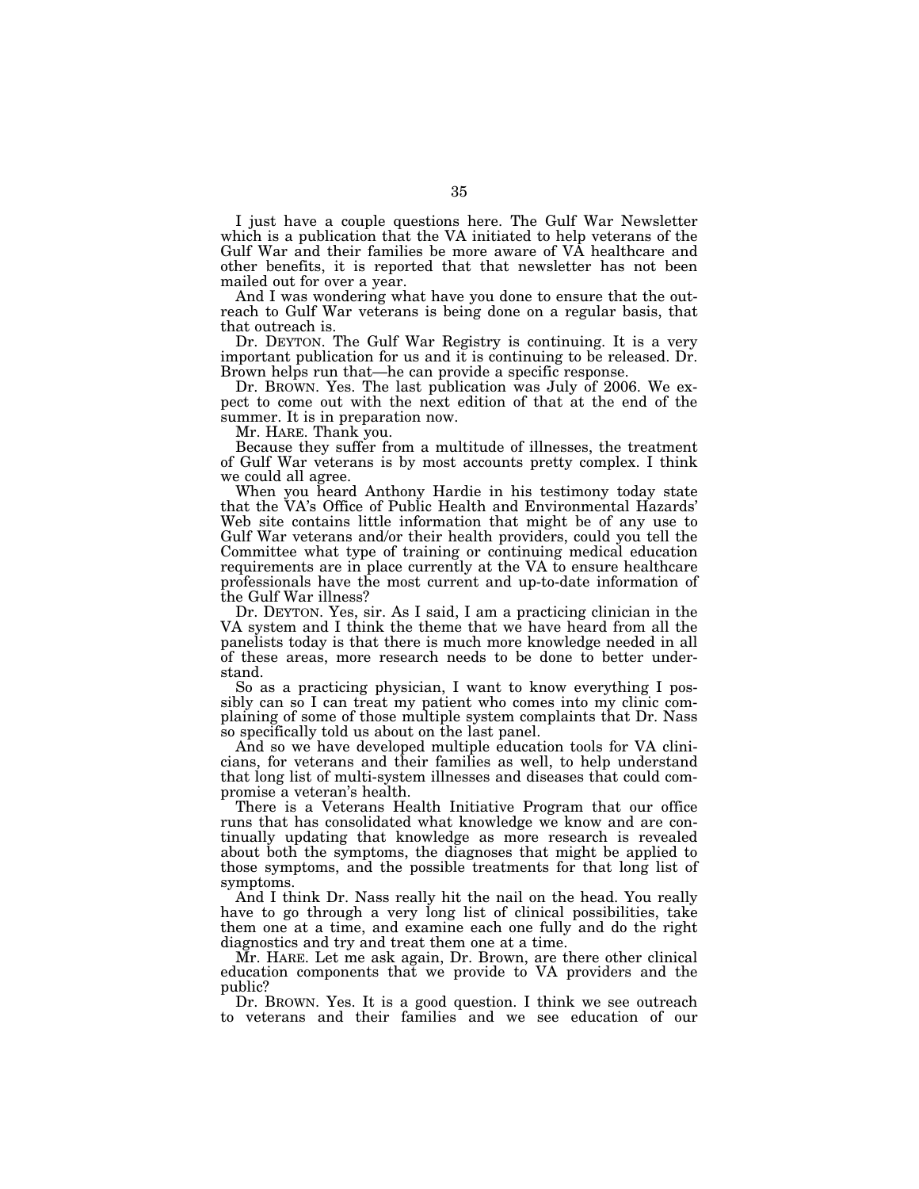I just have a couple questions here. The Gulf War Newsletter which is a publication that the VA initiated to help veterans of the Gulf War and their families be more aware of VA healthcare and other benefits, it is reported that that newsletter has not been mailed out for over a year.

And I was wondering what have you done to ensure that the outreach to Gulf War veterans is being done on a regular basis, that that outreach is.

Dr. DEYTON. The Gulf War Registry is continuing. It is a very important publication for us and it is continuing to be released. Dr. Brown helps run that—he can provide a specific response.

Dr. BROWN. Yes. The last publication was July of 2006. We expect to come out with the next edition of that at the end of the summer. It is in preparation now.

Mr. HARE. Thank you.

Because they suffer from a multitude of illnesses, the treatment of Gulf War veterans is by most accounts pretty complex. I think we could all agree.

When you heard Anthony Hardie in his testimony today state that the VA's Office of Public Health and Environmental Hazards' Web site contains little information that might be of any use to Gulf War veterans and/or their health providers, could you tell the Committee what type of training or continuing medical education requirements are in place currently at the VA to ensure healthcare professionals have the most current and up-to-date information of the Gulf War illness?

Dr. DEYTON. Yes, sir. As I said, I am a practicing clinician in the VA system and I think the theme that we have heard from all the panelists today is that there is much more knowledge needed in all of these areas, more research needs to be done to better understand.

So as a practicing physician, I want to know everything I possibly can so I can treat my patient who comes into my clinic complaining of some of those multiple system complaints that Dr. Nass so specifically told us about on the last panel.

And so we have developed multiple education tools for VA clinicians, for veterans and their families as well, to help understand that long list of multi-system illnesses and diseases that could compromise a veteran's health.

There is a Veterans Health Initiative Program that our office runs that has consolidated what knowledge we know and are continually updating that knowledge as more research is revealed about both the symptoms, the diagnoses that might be applied to those symptoms, and the possible treatments for that long list of symptoms.

And I think Dr. Nass really hit the nail on the head. You really have to go through a very long list of clinical possibilities, take them one at a time, and examine each one fully and do the right diagnostics and try and treat them one at a time.

Mr. HARE. Let me ask again, Dr. Brown, are there other clinical education components that we provide to VA providers and the public?

Dr. BROWN. Yes. It is a good question. I think we see outreach to veterans and their families and we see education of our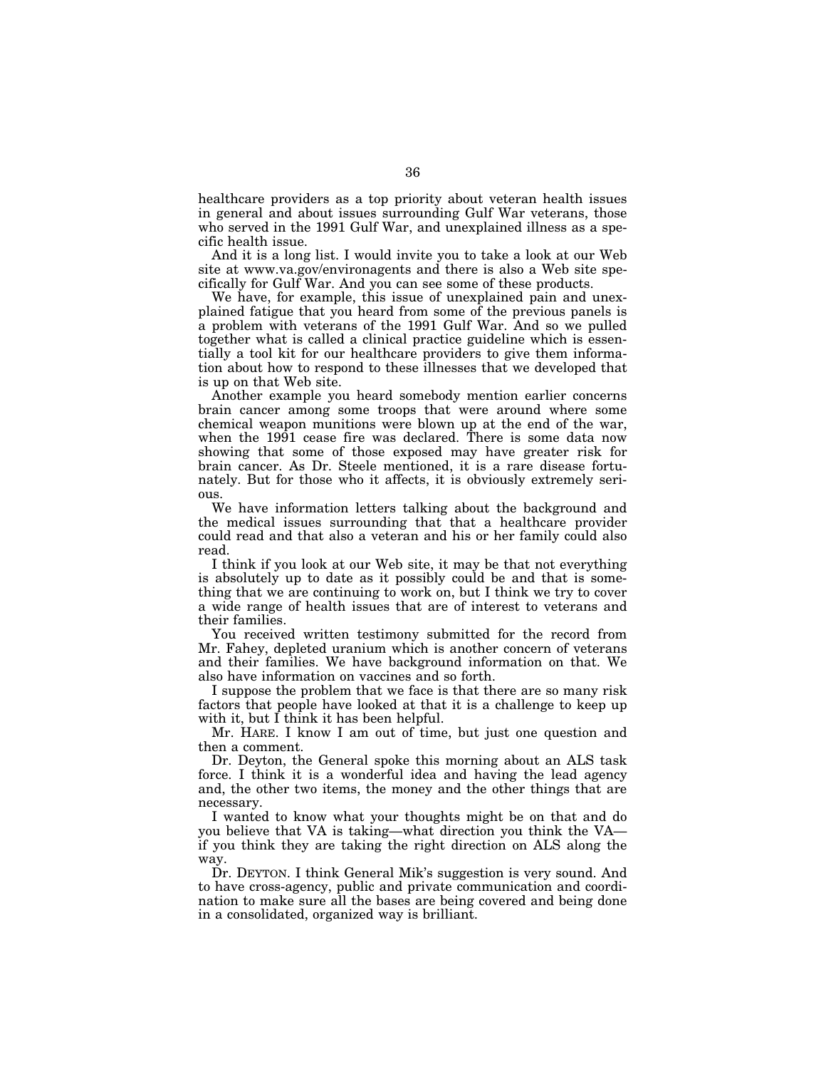healthcare providers as a top priority about veteran health issues in general and about issues surrounding Gulf War veterans, those who served in the 1991 Gulf War, and unexplained illness as a specific health issue.

And it is a long list. I would invite you to take a look at our Web site at www.va.gov/environagents and there is also a Web site specifically for Gulf War. And you can see some of these products.

We have, for example, this issue of unexplained pain and unexplained fatigue that you heard from some of the previous panels is a problem with veterans of the 1991 Gulf War. And so we pulled together what is called a clinical practice guideline which is essentially a tool kit for our healthcare providers to give them information about how to respond to these illnesses that we developed that is up on that Web site.

Another example you heard somebody mention earlier concerns brain cancer among some troops that were around where some chemical weapon munitions were blown up at the end of the war, when the 1991 cease fire was declared. There is some data now showing that some of those exposed may have greater risk for brain cancer. As Dr. Steele mentioned, it is a rare disease fortunately. But for those who it affects, it is obviously extremely serious.

We have information letters talking about the background and the medical issues surrounding that that a healthcare provider could read and that also a veteran and his or her family could also read.

I think if you look at our Web site, it may be that not everything is absolutely up to date as it possibly could be and that is something that we are continuing to work on, but I think we try to cover a wide range of health issues that are of interest to veterans and their families.

You received written testimony submitted for the record from Mr. Fahey, depleted uranium which is another concern of veterans and their families. We have background information on that. We also have information on vaccines and so forth.

I suppose the problem that we face is that there are so many risk factors that people have looked at that it is a challenge to keep up with it, but I think it has been helpful.

Mr. HARE. I know I am out of time, but just one question and then a comment.

Dr. Deyton, the General spoke this morning about an ALS task force. I think it is a wonderful idea and having the lead agency and, the other two items, the money and the other things that are necessary.

I wanted to know what your thoughts might be on that and do you believe that VA is taking—what direction you think the VA—if you think they are taking the right direction on ALS along the way.

Dr. DEYTON. I think General Mik's suggestion is very sound. And to have cross-agency, public and private communication and coordination to make sure all the bases are being covered and being done in a consolidated, organized way is brilliant.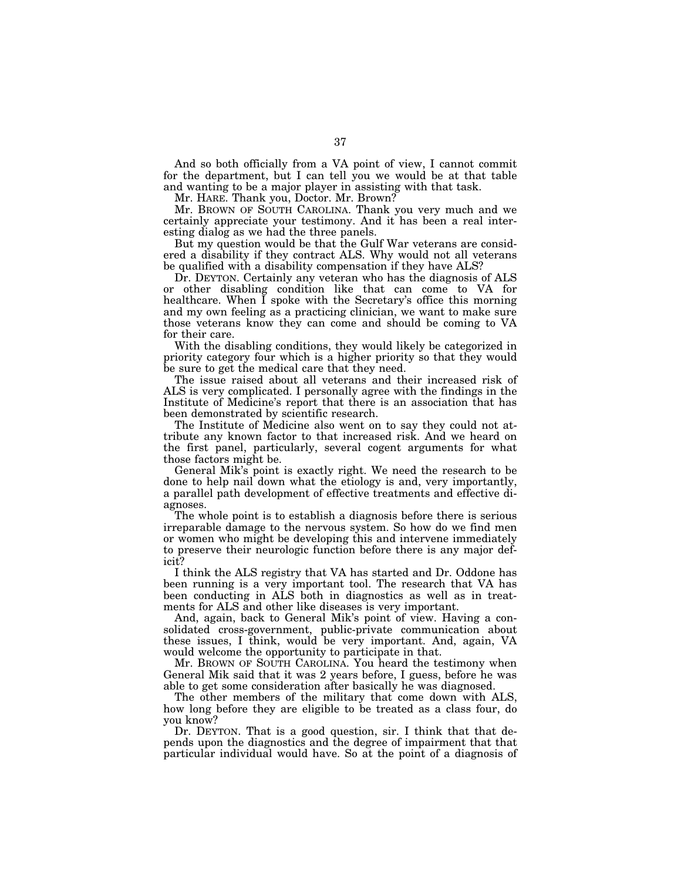And so both officially from a VA point of view, I cannot commit for the department, but I can tell you we would be at that table and wanting to be a major player in assisting with that task.

Mr. HARE. Thank you, Doctor. Mr. Brown?

Mr. BROWN OF SOUTH CAROLINA. Thank you very much and we certainly appreciate your testimony. And it has been a real interesting dialog as we had the three panels.

But my question would be that the Gulf War veterans are considered a disability if they contract ALS. Why would not all veterans be qualified with a disability compensation if they have ALS?

Dr. DEYTON. Certainly any veteran who has the diagnosis of ALS or other disabling condition like that can come to VA for healthcare. When I spoke with the Secretary's office this morning and my own feeling as a practicing clinician, we want to make sure those veterans know they can come and should be coming to VA for their care.

With the disabling conditions, they would likely be categorized in priority category four which is a higher priority so that they would be sure to get the medical care that they need.

The issue raised about all veterans and their increased risk of ALS is very complicated. I personally agree with the findings in the Institute of Medicine's report that there is an association that has been demonstrated by scientific research.

The Institute of Medicine also went on to say they could not attribute any known factor to that increased risk. And we heard on the first panel, particularly, several cogent arguments for what those factors might be.

General Mik's point is exactly right. We need the research to be done to help nail down what the etiology is and, very importantly, a parallel path development of effective treatments and effective diagnoses.

The whole point is to establish a diagnosis before there is serious irreparable damage to the nervous system. So how do we find men or women who might be developing this and intervene immediately to preserve their neurologic function before there is any major deficit?

I think the ALS registry that VA has started and Dr. Oddone has been running is a very important tool. The research that VA has been conducting in ALS both in diagnostics as well as in treatments for ALS and other like diseases is very important.

And, again, back to General Mik's point of view. Having a consolidated cross-government, public-private communication about these issues, I think, would be very important. And, again, VA would welcome the opportunity to participate in that.

Mr. BROWN OF SOUTH CAROLINA. You heard the testimony when General Mik said that it was 2 years before, I guess, before he was able to get some consideration after basically he was diagnosed.

The other members of the military that come down with ALS, how long before they are eligible to be treated as a class four, do you know?

Dr. DEYTON. That is a good question, sir. I think that that depends upon the diagnostics and the degree of impairment that that particular individual would have. So at the point of a diagnosis of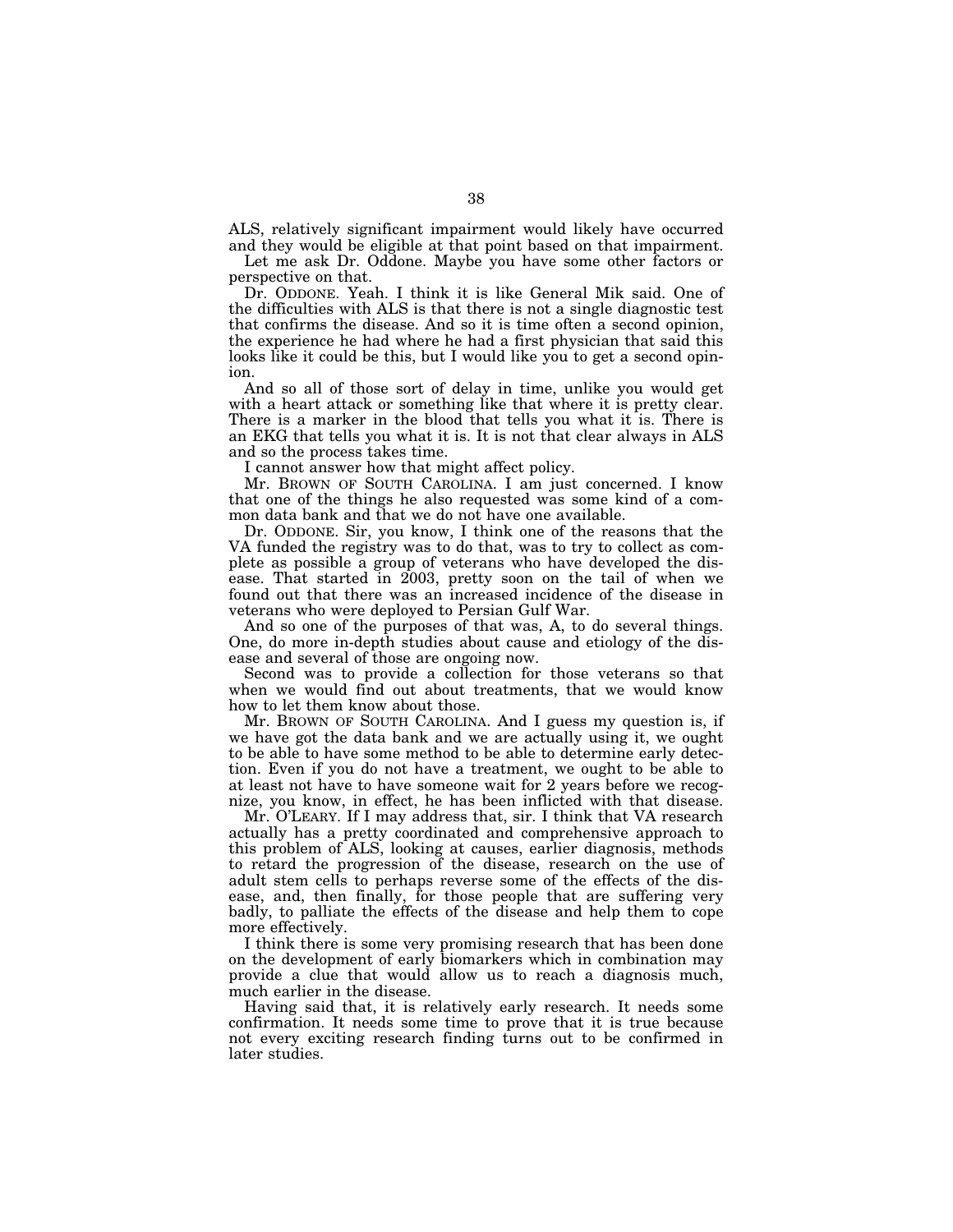ALS, relatively significant impairment would likely have occurred and they would be eligible at that point based on that impairment.

Let me ask Dr. Oddone. Maybe you have some other factors or perspective on that.

Dr. ODDONE. Yeah. I think it is like General Mik said. One of the difficulties with ALS is that there is not a single diagnostic test that confirms the disease. And so it is time often a second opinion, the experience he had where he had a first physician that said this looks like it could be this, but I would like you to get a second opinion.

And so all of those sort of delay in time, unlike you would get with a heart attack or something like that where it is pretty clear. There is a marker in the blood that tells you what it is. There is an EKG that tells you what it is. It is not that clear always in ALS and so the process takes time.

I cannot answer how that might affect policy.

Mr. BROWN OF SOUTH CAROLINA. I am just concerned. I know that one of the things he also requested was some kind of a common data bank and that we do not have one available.

Dr. ODDONE. Sir, you know, I think one of the reasons that the VA funded the registry was to do that, was to try to collect as complete as possible a group of veterans who have developed the disease. That started in 2003, pretty soon on the tail of when we found out that there was an increased incidence of the disease in veterans who were deployed to Persian Gulf War.

And so one of the purposes of that was, A, to do several things. One, do more in-depth studies about cause and etiology of the disease and several of those are ongoing now.

Second was to provide a collection for those veterans so that when we would find out about treatments, that we would know how to let them know about those.

Mr. BROWN OF SOUTH CAROLINA. And I guess my question is, if we have got the data bank and we are actually using it, we ought to be able to have some method to be able to determine early detection. Even if you do not have a treatment, we ought to be able to at least not have to have someone wait for 2 years before we recognize, you know, in effect, he has been inflicted with that disease.

Mr. O'LEARY. If I may address that, sir. I think that VA research actually has a pretty coordinated and comprehensive approach to this problem of ALS, looking at causes, earlier diagnosis, methods to retard the progression of the disease, research on the use of adult stem cells to perhaps reverse some of the effects of the disease, and, then finally, for those people that are suffering very badly, to palliate the effects of the disease and help them to cope more effectively.

I think there is some very promising research that has been done on the development of early biomarkers which in combination may provide a clue that would allow us to reach a diagnosis much, much earlier in the disease.

Having said that, it is relatively early research. It needs some confirmation. It needs some time to prove that it is true because not every exciting research finding turns out to be confirmed in later studies.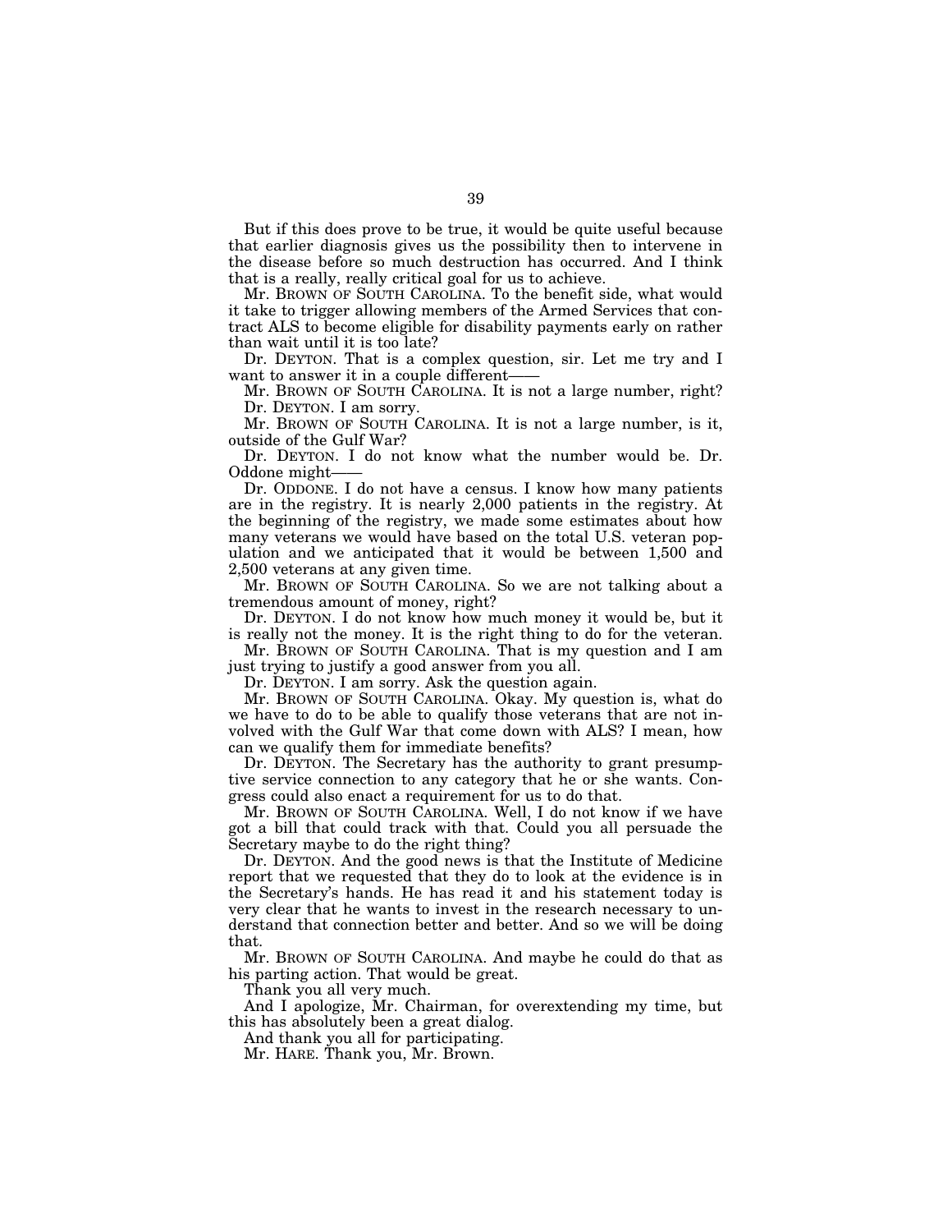But if this does prove to be true, it would be quite useful because that earlier diagnosis gives us the possibility then to intervene in the disease before so much destruction has occurred. And I think that is a really, really critical goal for us to achieve.

Mr. BROWN OF SOUTH CAROLINA. To the benefit side, what would it take to trigger allowing members of the Armed Services that contract ALS to become eligible for disability payments early on rather than wait until it is too late?

Dr. DEYTON. That is a complex question, sir. Let me try and I want to answer it in a couple different——

Mr. BROWN OF SOUTH CAROLINA. It is not a large number, right?

Dr. DEYTON. I am sorry.

Mr. BROWN OF SOUTH CAROLINA. It is not a large number, is it, outside of the Gulf War?

Dr. DEYTON. I do not know what the number would be. Dr. Oddone might——

Dr. ODDONE. I do not have a census. I know how many patients are in the registry. It is nearly 2,000 patients in the registry. At the beginning of the registry, we made some estimates about how many veterans we would have based on the total U.S. veteran population and we anticipated that it would be between 1,500 and 2,500 veterans at any given time.

Mr. BROWN OF SOUTH CAROLINA. So we are not talking about a tremendous amount of money, right?

Dr. DEYTON. I do not know how much money it would be, but it is really not the money. It is the right thing to do for the veteran.

Mr. BROWN OF SOUTH CAROLINA. That is my question and I am just trying to justify a good answer from you all.

Dr. DEYTON. I am sorry. Ask the question again.

Mr. BROWN OF SOUTH CAROLINA. Okay. My question is, what do we have to do to be able to qualify those veterans that are not involved with the Gulf War that come down with ALS? I mean, how can we qualify them for immediate benefits?

Dr. DEYTON. The Secretary has the authority to grant presumptive service connection to any category that he or she wants. Congress could also enact a requirement for us to do that.

Mr. BROWN OF SOUTH CAROLINA. Well, I do not know if we have got a bill that could track with that. Could you all persuade the Secretary maybe to do the right thing?

Dr. DEYTON. And the good news is that the Institute of Medicine report that we requested that they do to look at the evidence is in the Secretary's hands. He has read it and his statement today is very clear that he wants to invest in the research necessary to understand that connection better and better. And so we will be doing that.

Mr. BROWN OF SOUTH CAROLINA. And maybe he could do that as his parting action. That would be great.

Thank you all very much.

And I apologize, Mr. Chairman, for overextending my time, but this has absolutely been a great dialog.

And thank you all for participating.

Mr. HARE. Thank you, Mr. Brown.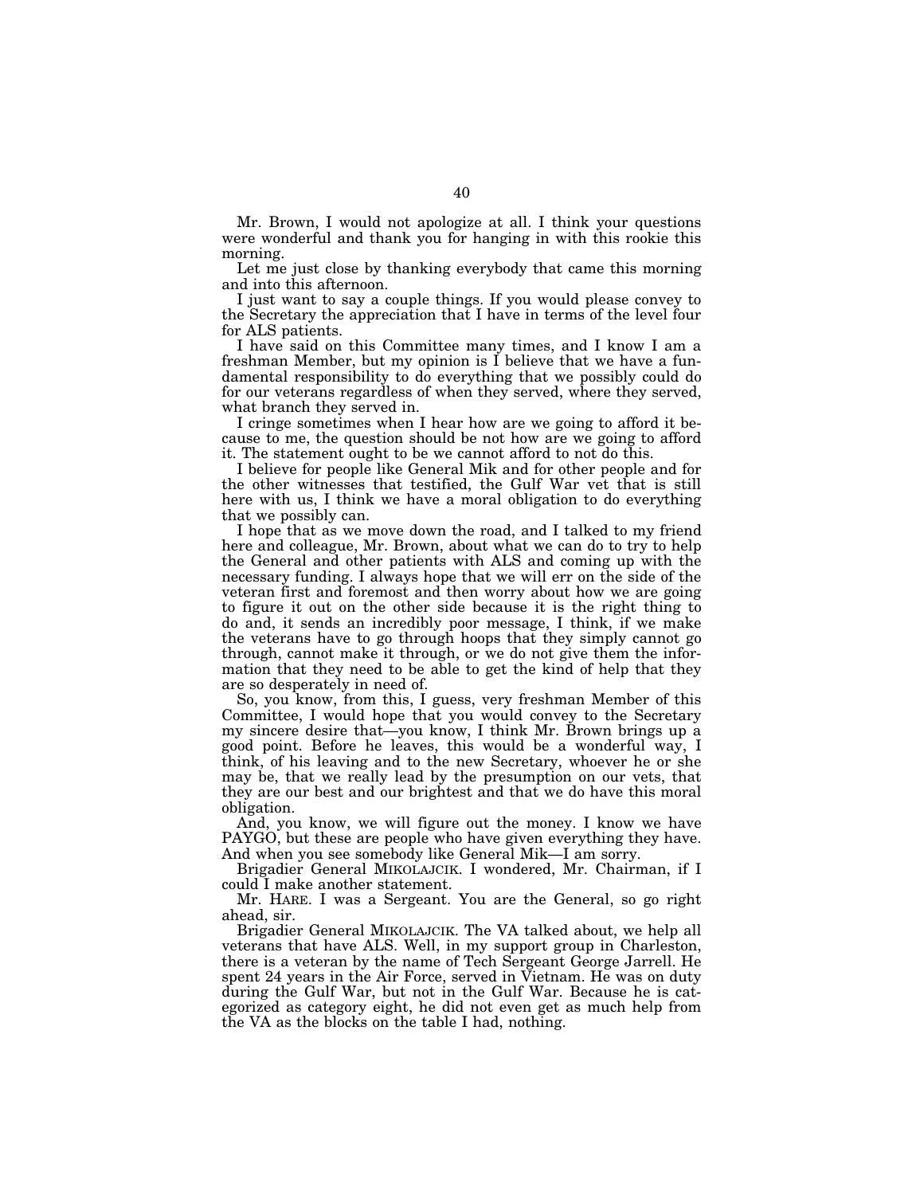Mr. Brown, I would not apologize at all. I think your questions were wonderful and thank you for hanging in with this rookie this morning.

Let me just close by thanking everybody that came this morning and into this afternoon.

I just want to say a couple things. If you would please convey to the Secretary the appreciation that I have in terms of the level four for ALS patients.

I have said on this Committee many times, and I know I am a freshman Member, but my opinion is I believe that we have a fundamental responsibility to do everything that we possibly could do for our veterans regardless of when they served, where they served, what branch they served in.

I cringe sometimes when I hear how are we going to afford it because to me, the question should be not how are we going to afford it. The statement ought to be we cannot afford to not do this.

I believe for people like General Mik and for other people and for the other witnesses that testified, the Gulf War vet that is still here with us, I think we have a moral obligation to do everything that we possibly can.

I hope that as we move down the road, and I talked to my friend here and colleague, Mr. Brown, about what we can do to try to help the General and other patients with ALS and coming up with the necessary funding. I always hope that we will err on the side of the veteran first and foremost and then worry about how we are going to figure it out on the other side because it is the right thing to do and, it sends an incredibly poor message, I think, if we make the veterans have to go through hoops that they simply cannot go through, cannot make it through, or we do not give them the information that they need to be able to get the kind of help that they are so desperately in need of.

So, you know, from this, I guess, very freshman Member of this Committee, I would hope that you would convey to the Secretary my sincere desire that—you know, I think Mr. Brown brings up a good point. Before he leaves, this would be a wonderful way, I think, of his leaving and to the new Secretary, whoever he or she may be, that we really lead by the presumption on our vets, that they are our best and our brightest and that we do have this moral obligation.

And, you know, we will figure out the money. I know we have PAYGO, but these are people who have given everything they have. And when you see somebody like General Mik—I am sorry.

Brigadier General MIKOLAJCIK. I wondered, Mr. Chairman, if I could I make another statement.

Mr. HARE. I was a Sergeant. You are the General, so go right ahead, sir.

Brigadier General MIKOLAJCIK. The VA talked about, we help all veterans that have ALS. Well, in my support group in Charleston, there is a veteran by the name of Tech Sergeant George Jarrell. He spent 24 years in the Air Force, served in Vietnam. He was on duty during the Gulf War, but not in the Gulf War. Because he is categorized as category eight, he did not even get as much help from the VA as the blocks on the table I had, nothing.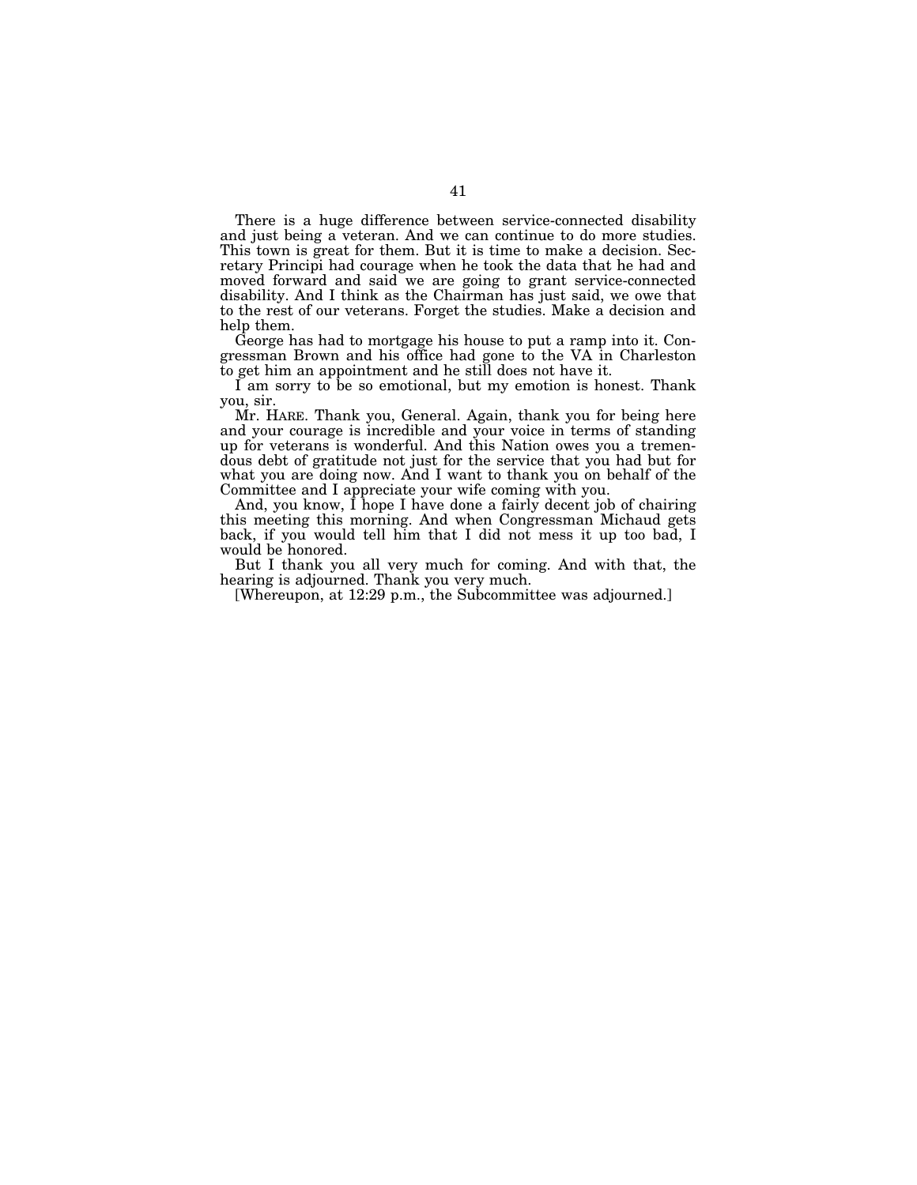There is a huge difference between service-connected disability and just being a veteran. And we can continue to do more studies. This town is great for them. But it is time to make a decision. Secretary Principi had courage when he took the data that he had and moved forward and said we are going to grant service-connected disability. And I think as the Chairman has just said, we owe that to the rest of our veterans. Forget the studies. Make a decision and help them.

George has had to mortgage his house to put a ramp into it. Congressman Brown and his office had gone to the VA in Charleston to get him an appointment and he still does not have it.

I am sorry to be so emotional, but my emotion is honest. Thank you, sir.

Mr. HARE. Thank you, General. Again, thank you for being here and your courage is incredible and your voice in terms of standing up for veterans is wonderful. And this Nation owes you a tremendous debt of gratitude not just for the service that you had but for what you are doing now. And I want to thank you on behalf of the Committee and I appreciate your wife coming with you.

And, you know, I hope I have done a fairly decent job of chairing this meeting this morning. And when Congressman Michaud gets back, if you would tell him that I did not mess it up too bad, I would be honored.

But I thank you all very much for coming. And with that, the hearing is adjourned. Thank you very much.

[Whereupon, at 12:29 p.m., the Subcommittee was adjourned.]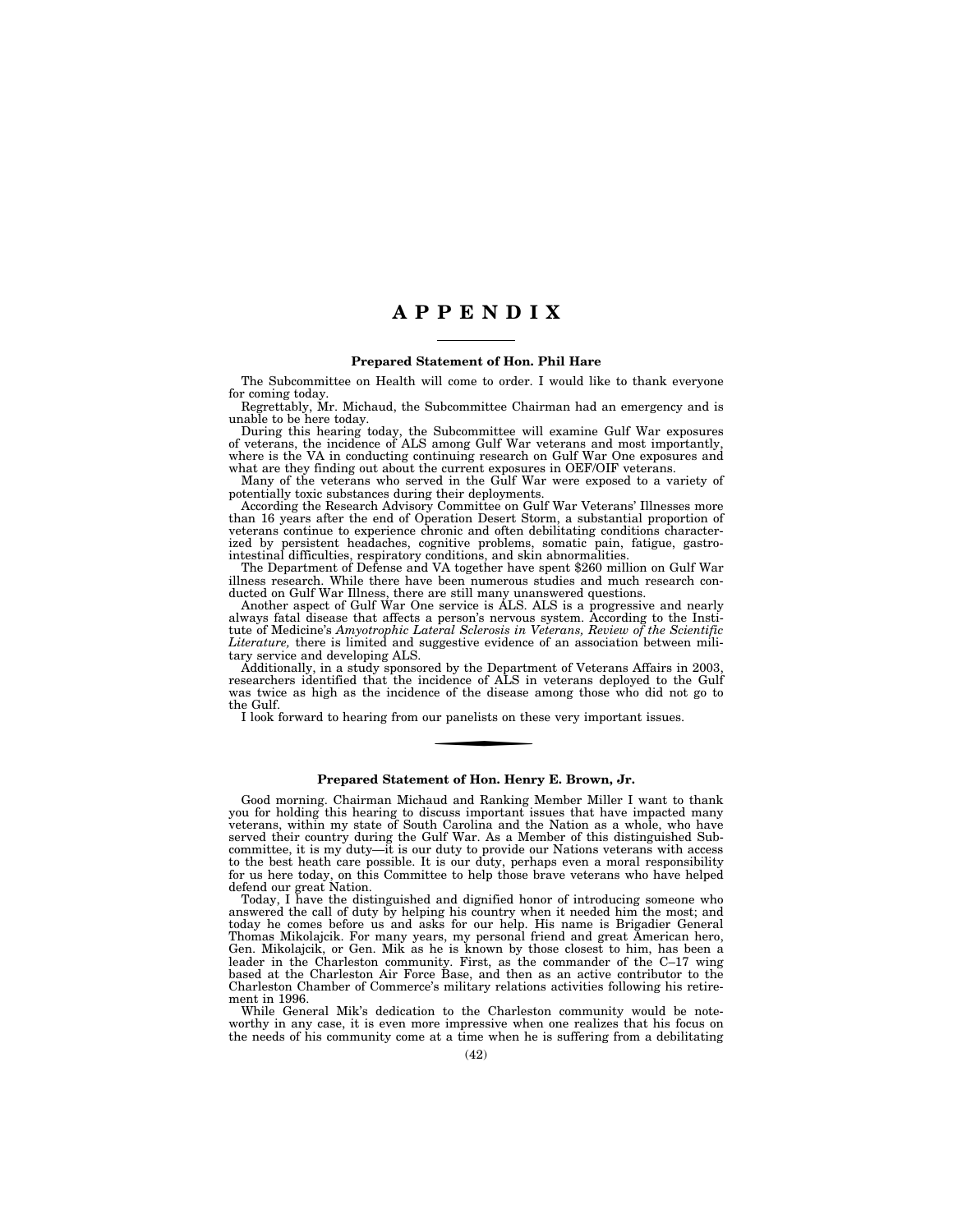# APPENDIX

## Prepared Statement of Hon. Phil Hare

The Subcommittee on Health will come to order. I would like to thank everyone for coming today.

Regrettably, Mr. Michaud, the Subcommittee Chairman had an emergency and is unable to be here today.

During this hearing today, the Subcommittee will examine Gulf War exposures of veterans, the incidence of ALS among Gulf War veterans and most importantly, where is the VA in conducting continuing research on Gulf War One exposures and what are they finding out about the current exposures in OEF/OIF veterans.

Many of the veterans who served in the Gulf War were exposed to a variety of potentially toxic substances during their deployments.

According the Research Advisory Committee on Gulf War Veterans' Illnesses more than 16 years after the end of Operation Desert Storm, a substantial proportion of veterans continue to experience chronic and often debilitating conditions characterized by persistent headaches, cognitive problems, somatic pain, fatigue, gastrointestinal difficulties, respiratory conditions, and skin abnormalities.

The Department of Defense and VA together have spent $260 million on Gulf War illness research. While there have been numerous studies and much research conducted on Gulf War Illness, there are still many unanswered questions.

Another aspect of Gulf War One service is ALS. ALS is a progressive and nearly always fatal disease that affects a person's nervous system. According to the Institute of Medicine's *Amyotrophic Lateral Sclerosis in Veterans, Review of the Scientific Literature,* there is limited and suggestive evidence of an association between military service and developing ALS.

Additionally, in a study sponsored by the Department of Veterans Affairs in 2003, researchers identified that the incidence of ALS in veterans deployed to the Gulf was twice as high as the incidence of the disease among those who did not go to the Gulf.

I look forward to hearing from our panelists on these very important issues.

---

## Prepared Statement of Hon. Henry E. Brown, Jr.

Good morning. Chairman Michaud and Ranking Member Miller I want to thank you for holding this hearing to discuss important issues that have impacted many veterans, within my state of South Carolina and the Nation as a whole, who have served their country during the Gulf War. As a Member of this distinguished Subcommittee, it is my duty—it is our duty to provide our Nations veterans with access to the best heath care possible. It is our duty, perhaps even a moral responsibility for us here today, on this Committee to help those brave veterans who have helped defend our great Nation.

Today, I have the distinguished and dignified honor of introducing someone who answered the call of duty by helping his country when it needed him the most; and today he comes before us and asks for our help. His name is Brigadier General Thomas Mikolajcik. For many years, my personal friend and great American hero, Gen. Mikolajcik, or Gen. Mik as he is known by those closest to him, has been a leader in the Charleston community. First, as the commander of the C–17 wing based at the Charleston Air Force Base, and then as an active contributor to the Charleston Chamber of Commerce's military relations activities following his retirement in 1996.

While General Mik's dedication to the Charleston community would be noteworthy in any case, it is even more impressive when one realizes that his focus on the needs of his community come at a time when he is suffering from a debilitating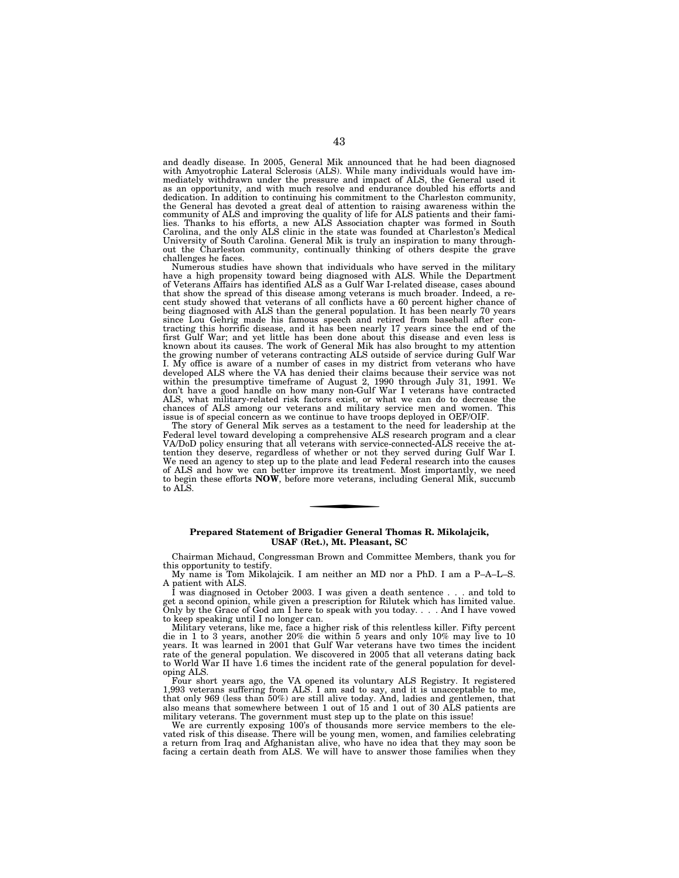and deadly disease. In 2005, General Mik announced that he had been diagnosed with Amyotrophic Lateral Sclerosis (ALS). While many individuals would have immediately withdrawn under the pressure and impact of ALS, the General used it as an opportunity, and with much resolve and endurance doubled his efforts and dedication. In addition to continuing his commitment to the Charleston community, the General has devoted a great deal of attention to raising awareness within the community of ALS and improving the quality of life for ALS patients and their families. Thanks to his efforts, a new ALS Association chapter was formed in South Carolina, and the only ALS clinic in the state was founded at Charleston's Medical University of South Carolina. General Mik is truly an inspiration to many throughout the Charleston community, continually thinking of others despite the grave challenges he faces.

Numerous studies have shown that individuals who have served in the military have a high propensity toward being diagnosed with ALS. While the Department of Veterans Affairs has identified ALS as a Gulf War I-related disease, cases abound that show the spread of this disease among veterans is much broader. Indeed, a recent study showed that veterans of all conflicts have a 60 percent higher chance of being diagnosed with ALS than the general population. It has been nearly 70 years since Lou Gehrig made his famous speech and retired from baseball after contracting this horrific disease, and it has been nearly 17 years since the end of the first Gulf War; and yet little has been done about this disease and even less is known about its causes. The work of General Mik has also brought to my attention the growing number of veterans contracting ALS outside of service during Gulf War I. My office is aware of a number of cases in my district from veterans who have developed ALS where the VA has denied their claims because their service was not within the presumptive timeframe of August 2, 1990 through July 31, 1991. We don't have a good handle on how many non-Gulf War I veterans have contracted ALS, what military-related risk factors exist, or what we can do to decrease the chances of ALS among our veterans and military service men and women. This issue is of special concern as we continue to have troops deployed in OEF/OIF.

The story of General Mik serves as a testament to the need for leadership at the Federal level toward developing a comprehensive ALS research program and a clear VA/DoD policy ensuring that all veterans with service-connected-ALS receive the attention they deserve, regardless of whether or not they served during Gulf War I. We need an agency to step up to the plate and lead Federal research into the causes of ALS and how we can better improve its treatment. Most importantly, we need to begin these efforts **NOW**, before more veterans, including General Mik, succumb to ALS.

---

## Prepared Statement of Brigadier General Thomas R. Mikolajcik, USAF (Ret.), Mt. Pleasant, SC

Chairman Michaud, Congressman Brown and Committee Members, thank you for this opportunity to testify.

My name is Tom Mikolajcik. I am neither an MD nor a PhD. I am a P–A–L–S. A patient with ALS.

I was diagnosed in October 2003. I was given a death sentence . . . and told to get a second opinion, while given a prescription for Rilutek which has limited value. Only by the Grace of God am I here to speak with you today. . . . And I have vowed to keep speaking until I no longer can.

Military veterans, like me, face a higher risk of this relentless killer. Fifty percent die in 1 to 3 years, another 20% die within 5 years and only 10% may live to 10 years. It was learned in 2001 that Gulf War veterans have two times the incident rate of the general population. We discovered in 2005 that all veterans dating back to World War II have 1.6 times the incident rate of the general population for developing ALS.

Four short years ago, the VA opened its voluntary ALS Registry. It registered 1,993 veterans suffering from ALS. I am sad to say, and it is unacceptable to me, that only 969 (less than 50%) are still alive today. And, ladies and gentlemen, that also means that somewhere between 1 out of 15 and 1 out of 30 ALS patients are military veterans. The government must step up to the plate on this issue!

We are currently exposing 100's of thousands more service members to the elevated risk of this disease. There will be young men, women, and families celebrating a return from Iraq and Afghanistan alive, who have no idea that they may soon be facing a certain death from ALS. We will have to answer those families when they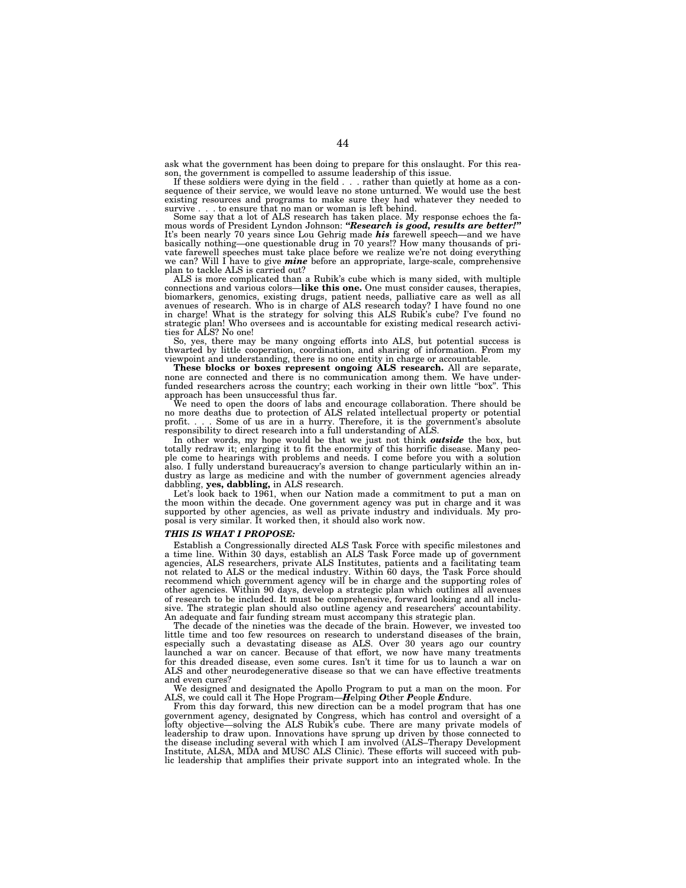ask what the government has been doing to prepare for this onslaught. For this reason, the government is compelled to assume leadership of this issue.

If these soldiers were dying in the field . . . rather than quietly at home as a consequence of their service, we would leave no stone unturned. We would use the best existing resources and programs to make sure they had whatever they needed to survive . . . to ensure that no man or woman is left behind.

Some say that a lot of ALS research has taken place. My response echoes the famous words of President Lyndon Johnson: ***"Research is good, results are better!"*** It's been nearly 70 years since Lou Gehrig made ***his*** farewell speech—and we have basically nothing—one questionable drug in 70 years!? How many thousands of private farewell speeches must take place before we realize we're not doing everything we can? Will I have to give ***mine*** before an appropriate, large-scale, comprehensive plan to tackle ALS is carried out?

ALS is more complicated than a Rubik's cube which is many sided, with multiple connections and various colors—**like this one.** One must consider causes, therapies, biomarkers, genomics, existing drugs, patient needs, palliative care as well as all avenues of research. Who is in charge of ALS research today? I have found no one in charge! What is the strategy for solving this ALS Rubik's cube? I've found no strategic plan! Who oversees and is accountable for existing medical research activities for ALS? No one!

So, yes, there may be many ongoing efforts into ALS, but potential success is thwarted by little cooperation, coordination, and sharing of information. From my viewpoint and understanding, there is no one entity in charge or accountable.

**These blocks or boxes represent ongoing ALS research.** All are separate, none are connected and there is no communication among them. We have underfunded researchers across the country; each working in their own little "box". This approach has been unsuccessful thus far.

We need to open the doors of labs and encourage collaboration. There should be no more deaths due to protection of ALS related intellectual property or potential profit. . . . Some of us are in a hurry. Therefore, it is the government's absolute responsibility to direct research into a full understanding of ALS.

In other words, my hope would be that we just not think ***outside*** the box, but totally redraw it; enlarging it to fit the enormity of this horrific disease. Many people come to hearings with problems and needs. I come before you with a solution also. I fully understand bureaucracy's aversion to change particularly within an industry as large as medicine and with the number of government agencies already dabbling, **yes, dabbling,** in ALS research.

Let's look back to 1961, when our Nation made a commitment to put a man on the moon within the decade. One government agency was put in charge and it was supported by other agencies, as well as private industry and individuals. My proposal is very similar. It worked then, it should also work now.

***THIS IS WHAT I PROPOSE:***

Establish a Congressionally directed ALS Task Force with specific milestones and a time line. Within 30 days, establish an ALS Task Force made up of government agencies, ALS researchers, private ALS Institutes, patients and a facilitating team not related to ALS or the medical industry. Within 60 days, the Task Force should recommend which government agency will be in charge and the supporting roles of other agencies. Within 90 days, develop a strategic plan which outlines all avenues of research to be included. It must be comprehensive, forward looking and all inclusive. The strategic plan should also outline agency and researchers' accountability. An adequate and fair funding stream must accompany this strategic plan.

The decade of the nineties was the decade of the brain. However, we invested too little time and too few resources on research to understand diseases of the brain, especially such a devastating disease as ALS. Over 30 years ago our country launched a war on cancer. Because of that effort, we now have many treatments for this dreaded disease, even some cures. Isn't it time for us to launch a war on ALS and other neurodegenerative disease so that we can have effective treatments and even cures?

We designed and designated the Apollo Program to put a man on the moon. For ALS, we could call it The Hope Program—***H***elping ***O***ther ***P***eople ***E***ndure.

From this day forward, this new direction can be a model program that has one government agency, designated by Congress, which has control and oversight of a lofty objective—solving the ALS Rubik's cube. There are many private models of leadership to draw upon. Innovations have sprung up driven by those connected to the disease including several with which I am involved (ALS–Therapy Development Institute, ALSA, MDA and MUSC ALS Clinic). These efforts will succeed with public leadership that amplifies their private support into an integrated whole. In the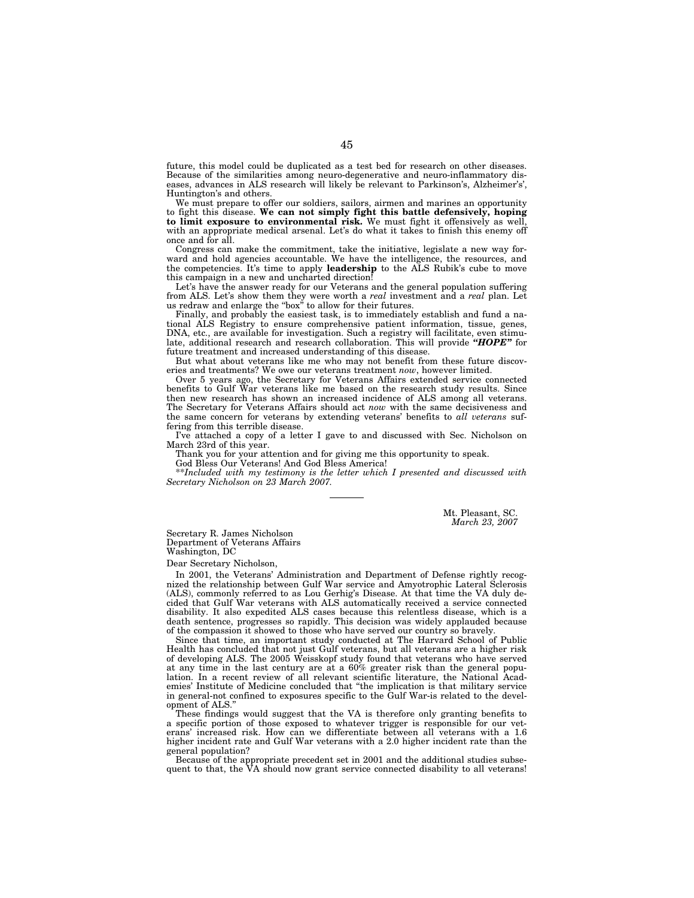future, this model could be duplicated as a test bed for research on other diseases. Because of the similarities among neuro-degenerative and neuro-inflammatory diseases, advances in ALS research will likely be relevant to Parkinson's, Alzheimer's', Huntington's and others.

We must prepare to offer our soldiers, sailors, airmen and marines an opportunity to fight this disease. **We can not simply fight this battle defensively, hoping to limit exposure to environmental risk.** We must fight it offensively as well, with an appropriate medical arsenal. Let's do what it takes to finish this enemy off once and for all.

Congress can make the commitment, take the initiative, legislate a new way forward and hold agencies accountable. We have the intelligence, the resources, and the competencies. It's time to apply **leadership** to the ALS Rubik's cube to move this campaign in a new and uncharted direction!

Let's have the answer ready for our Veterans and the general population suffering from ALS. Let's show them they were worth a *real* investment and a *real* plan. Let us redraw and enlarge the "box" to allow for their futures.

Finally, and probably the easiest task, is to immediately establish and fund a national ALS Registry to ensure comprehensive patient information, tissue, genes, DNA, etc., are available for investigation. Such a registry will facilitate, even stimulate, additional research and research collaboration. This will provide ***"HOPE"*** for future treatment and increased understanding of this disease.

But what about veterans like me who may not benefit from these future discoveries and treatments? We owe our veterans treatment *now*, however limited.

Over 5 years ago, the Secretary for Veterans Affairs extended service connected benefits to Gulf War veterans like me based on the research study results. Since then new research has shown an increased incidence of ALS among all veterans. The Secretary for Veterans Affairs should act *now* with the same decisiveness and the same concern for veterans by extending veterans' benefits to *all veterans* suffering from this terrible disease.

I've attached a copy of a letter I gave to and discussed with Sec. Nicholson on March 23rd of this year.

Thank you for your attention and for giving me this opportunity to speak.

God Bless Our Veterans! And God Bless America!

*\*\*Included with my testimony is the letter which I presented and discussed with Secretary Nicholson on 23 March 2007.*

---

Mt. Pleasant, SC.
*March 23, 2007*

Secretary R. James Nicholson
Department of Veterans Affairs
Washington, DC

Dear Secretary Nicholson,

In 2001, the Veterans' Administration and Department of Defense rightly recognized the relationship between Gulf War service and Amyotrophic Lateral Sclerosis (ALS), commonly referred to as Lou Gerhig's Disease. At that time the VA duly decided that Gulf War veterans with ALS automatically received a service connected disability. It also expedited ALS cases because this relentless disease, which is a death sentence, progresses so rapidly. This decision was widely applauded because of the compassion it showed to those who have served our country so bravely.

Since that time, an important study conducted at The Harvard School of Public Health has concluded that not just Gulf veterans, but all veterans are a higher risk of developing ALS. The 2005 Weisskopf study found that veterans who have served at any time in the last century are at a 60% greater risk than the general population. In a recent review of all relevant scientific literature, the National Academies' Institute of Medicine concluded that "the implication is that military service in general-not confined to exposures specific to the Gulf War-is related to the development of ALS."

These findings would suggest that the VA is therefore only granting benefits to a specific portion of those exposed to whatever trigger is responsible for our veterans' increased risk. How can we differentiate between all veterans with a 1.6 higher incident rate and Gulf War veterans with a 2.0 higher incident rate than the general population?

Because of the appropriate precedent set in 2001 and the additional studies subsequent to that, the VA should now grant service connected disability to all veterans!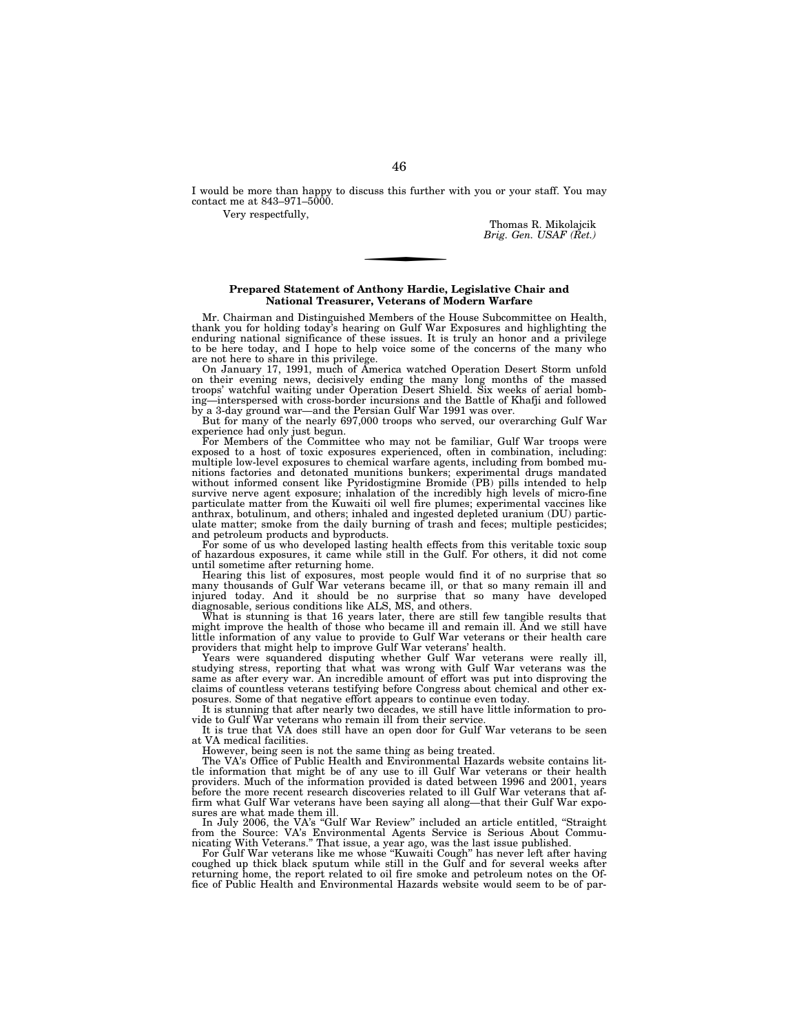I would be more than happy to discuss this further with you or your staff. You may contact me at 843–971–5000.

Very respectfully,

Thomas R. Mikolajcik
*Brig. Gen. USAF (Ret.)*

---

**Prepared Statement of Anthony Hardie, Legislative Chair and National Treasurer, Veterans of Modern Warfare**

Mr. Chairman and Distinguished Members of the House Subcommittee on Health, thank you for holding today's hearing on Gulf War Exposures and highlighting the enduring national significance of these issues. It is truly an honor and a privilege to be here today, and I hope to help voice some of the concerns of the many who are not here to share in this privilege.

On January 17, 1991, much of America watched Operation Desert Storm unfold on their evening news, decisively ending the many long months of the massed troops' watchful waiting under Operation Desert Shield. Six weeks of aerial bombing—interspersed with cross-border incursions and the Battle of Khafji and followed by a 3-day ground war—and the Persian Gulf War 1991 was over.

But for many of the nearly 697,000 troops who served, our overarching Gulf War experience had only just begun.

For Members of the Committee who may not be familiar, Gulf War troops were exposed to a host of toxic exposures experienced, often in combination, including: multiple low-level exposures to chemical warfare agents, including from bombed munitions factories and detonated munitions bunkers; experimental drugs mandated without informed consent like Pyridostigmine Bromide (PB) pills intended to help survive nerve agent exposure; inhalation of the incredibly high levels of micro-fine particulate matter from the Kuwaiti oil well fire plumes; experimental vaccines like anthrax, botulinum, and others; inhaled and ingested depleted uranium (DU) particulate matter; smoke from the daily burning of trash and feces; multiple pesticides; and petroleum products and byproducts.

For some of us who developed lasting health effects from this veritable toxic soup of hazardous exposures, it came while still in the Gulf. For others, it did not come until sometime after returning home.

Hearing this list of exposures, most people would find it of no surprise that so many thousands of Gulf War veterans became ill, or that so many remain ill and injured today. And it should be no surprise that so many have developed diagnosable, serious conditions like ALS, MS, and others.

What is stunning is that 16 years later, there are still few tangible results that might improve the health of those who became ill and remain ill. And we still have little information of any value to provide to Gulf War veterans or their health care providers that might help to improve Gulf War veterans' health.

Years were squandered disputing whether Gulf War veterans were really ill, studying stress, reporting that what was wrong with Gulf War veterans was the same as after every war. An incredible amount of effort was put into disproving the claims of countless veterans testifying before Congress about chemical and other exposures. Some of that negative effort appears to continue even today.

It is stunning that after nearly two decades, we still have little information to provide to Gulf War veterans who remain ill from their service.

It is true that VA does still have an open door for Gulf War veterans to be seen at VA medical facilities.

However, being seen is not the same thing as being treated.

The VA's Office of Public Health and Environmental Hazards website contains little information that might be of any use to ill Gulf War veterans or their health providers. Much of the information provided is dated between 1996 and 2001, years before the more recent research discoveries related to ill Gulf War veterans that affirm what Gulf War veterans have been saying all along—that their Gulf War exposures are what made them ill.

In July 2006, the VA's "Gulf War Review" included an article entitled, "Straight from the Source: VA's Environmental Agents Service is Serious About Communicating With Veterans." That issue, a year ago, was the last issue published.

For Gulf War veterans like me whose "Kuwaiti Cough" has never left after having coughed up thick black sputum while still in the Gulf and for several weeks after returning home, the report related to oil fire smoke and petroleum notes on the Office of Public Health and Environmental Hazards website would seem to be of par-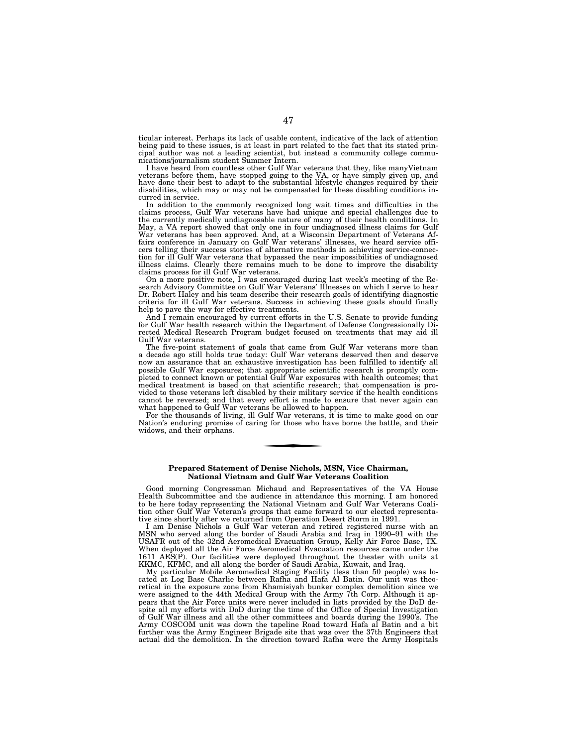ticular interest. Perhaps its lack of usable content, indicative of the lack of attention being paid to these issues, is at least in part related to the fact that its stated principal author was not a leading scientist, but instead a community college communications/journalism student Summer Intern.

I have heard from countless other Gulf War veterans that they, like manyVietnam veterans before them, have stopped going to the VA, or have simply given up, and have done their best to adapt to the substantial lifestyle changes required by their disabilities, which may or may not be compensated for these disabling conditions incurred in service.

In addition to the commonly recognized long wait times and difficulties in the claims process, Gulf War veterans have had unique and special challenges due to the currently medically undiagnosable nature of many of their health conditions. In May, a VA report showed that only one in four undiagnosed illness claims for Gulf War veterans has been approved. And, at a Wisconsin Department of Veterans Affairs conference in January on Gulf War veterans' illnesses, we heard service officers telling their success stories of alternative methods in achieving service-connection for ill Gulf War veterans that bypassed the near impossibilities of undiagnosed illness claims. Clearly there remains much to be done to improve the disability claims process for ill Gulf War veterans.

On a more positive note, I was encouraged during last week's meeting of the Research Advisory Committee on Gulf War Veterans' Illnesses on which I serve to hear Dr. Robert Haley and his team describe their research goals of identifying diagnostic criteria for ill Gulf War veterans. Success in achieving these goals should finally help to pave the way for effective treatments.

And I remain encouraged by current efforts in the U.S. Senate to provide funding for Gulf War health research within the Department of Defense Congressionally Directed Medical Research Program budget focused on treatments that may aid ill Gulf War veterans.

The five-point statement of goals that came from Gulf War veterans more than a decade ago still holds true today: Gulf War veterans deserved then and deserve now an assurance that an exhaustive investigation has been fulfilled to identify all possible Gulf War exposures; that appropriate scientific research is promptly completed to connect known or potential Gulf War exposures with health outcomes; that medical treatment is based on that scientific research; that compensation is provided to those veterans left disabled by their military service if the health conditions cannot be reversed; and that every effort is made to ensure that never again can what happened to Gulf War veterans be allowed to happen.

For the thousands of living, ill Gulf War veterans, it is time to make good on our Nation's enduring promise of caring for those who have borne the battle, and their widows, and their orphans.

---

### Prepared Statement of Denise Nichols, MSN, Vice Chairman, National Vietnam and Gulf War Veterans Coalition

Good morning Congressman Michaud and Representatives of the VA House Health Subcommittee and the audience in attendance this morning. I am honored to be here today representing the National Vietnam and Gulf War Veterans Coalition other Gulf War Veteran's groups that came forward to our elected representative since shortly after we returned from Operation Desert Storm in 1991.

I am Denise Nichols a Gulf War veteran and retired registered nurse with an MSN who served along the border of Saudi Arabia and Iraq in 1990–91 with the USAFR out of the 32nd Aeromedical Evacuation Group, Kelly Air Force Base, TX. When deployed all the Air Force Aeromedical Evacuation resources came under the 1611 AES(P). Our facilities were deployed throughout the theater with units at KKMC, KFMC, and all along the border of Saudi Arabia, Kuwait, and Iraq.

My particular Mobile Aeromedical Staging Facility (less than 50 people) was located at Log Base Charlie between Rafha and Hafa Al Batin. Our unit was theoretical in the exposure zone from Khamisiyah bunker complex demolition since we were assigned to the 44th Medical Group with the Army 7th Corp. Although it appears that the Air Force units were never included in lists provided by the DoD despite all my efforts with DoD during the time of the Office of Special Investigation of Gulf War illness and all the other committees and boards during the 1990's. The Army COSCOM unit was down the tapeline Road toward Hafa al Batin and a bit further was the Army Engineer Brigade site that was over the 37th Engineers that actual did the demolition. In the direction toward Rafha were the Army Hospitals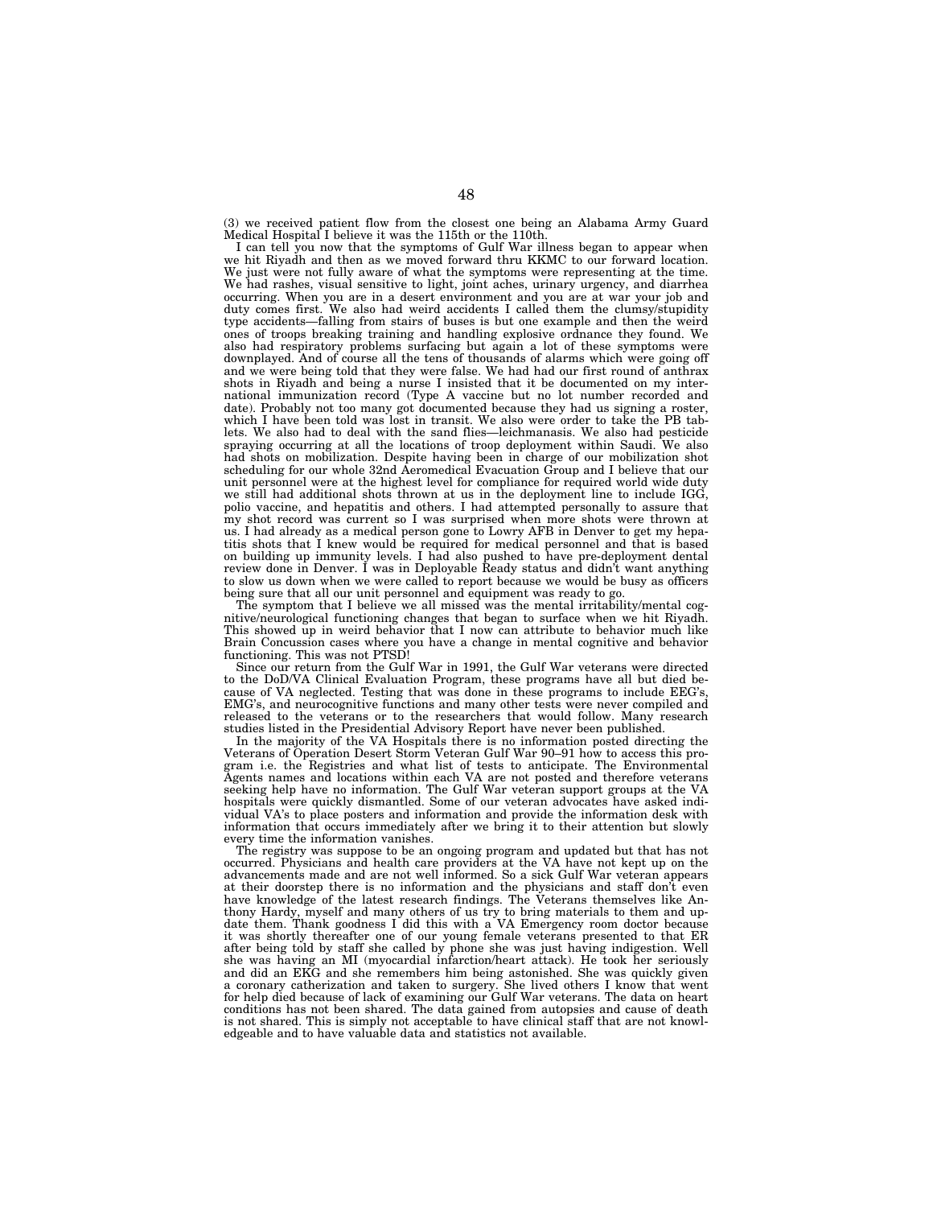(3) we received patient flow from the closest one being an Alabama Army Guard Medical Hospital I believe it was the 115th or the 110th.

I can tell you now that the symptoms of Gulf War illness began to appear when we hit Riyadh and then as we moved forward thru KKMC to our forward location. We just were not fully aware of what the symptoms were representing at the time. We had rashes, visual sensitive to light, joint aches, urinary urgency, and diarrhea occurring. When you are in a desert environment and you are at war your job and duty comes first. We also had weird accidents I called them the clumsy/stupidity type accidents—falling from stairs of buses is but one example and then the weird ones of troops breaking training and handling explosive ordnance they found. We also had respiratory problems surfacing but again a lot of these symptoms were downplayed. And of course all the tens of thousands of alarms which were going off and we were being told that they were false. We had had our first round of anthrax shots in Riyadh and being a nurse I insisted that it be documented on my international immunization record (Type A vaccine but no lot number recorded and date). Probably not too many got documented because they had us signing a roster, which I have been told was lost in transit. We also were order to take the PB tablets. We also had to deal with the sand flies—leichmanasis. We also had pesticide spraying occurring at all the locations of troop deployment within Saudi. We also had shots on mobilization. Despite having been in charge of our mobilization shot scheduling for our whole 32nd Aeromedical Evacuation Group and I believe that our unit personnel were at the highest level for compliance for required world wide duty we still had additional shots thrown at us in the deployment line to include IGG, polio vaccine, and hepatitis and others. I had attempted personally to assure that my shot record was current so I was surprised when more shots were thrown at us. I had already as a medical person gone to Lowry AFB in Denver to get my hepatitis shots that I knew would be required for medical personnel and that is based on building up immunity levels. I had also pushed to have pre-deployment dental review done in Denver. I was in Deployable Ready status and didn't want anything to slow us down when we were called to report because we would be busy as officers being sure that all our unit personnel and equipment was ready to go.

The symptom that I believe we all missed was the mental irritability/mental cognitive/neurological functioning changes that began to surface when we hit Riyadh. This showed up in weird behavior that I now can attribute to behavior much like Brain Concussion cases where you have a change in mental cognitive and behavior functioning. This was not PTSD!

Since our return from the Gulf War in 1991, the Gulf War veterans were directed to the DoD/VA Clinical Evaluation Program, these programs have all but died because of VA neglected. Testing that was done in these programs to include EEG's, EMG's, and neurocognitive functions and many other tests were never compiled and released to the veterans or to the researchers that would follow. Many research studies listed in the Presidential Advisory Report have never been published.

In the majority of the VA Hospitals there is no information posted directing the Veterans of Operation Desert Storm Veteran Gulf War 90–91 how to access this program i.e. the Registries and what list of tests to anticipate. The Environmental Agents names and locations within each VA are not posted and therefore veterans seeking help have no information. The Gulf War veteran support groups at the VA hospitals were quickly dismantled. Some of our veteran advocates have asked individual VA's to place posters and information and provide the information desk with information that occurs immediately after we bring it to their attention but slowly every time the information vanishes.

The registry was suppose to be an ongoing program and updated but that has not occurred. Physicians and health care providers at the VA have not kept up on the advancements made and are not well informed. So a sick Gulf War veteran appears at their doorstep there is no information and the physicians and staff don't even have knowledge of the latest research findings. The Veterans themselves like Anthony Hardy, myself and many others of us try to bring materials to them and update them. Thank goodness I did this with a VA Emergency room doctor because it was shortly thereafter one of our young female veterans presented to that ER after being told by staff she called by phone she was just having indigestion. Well she was having an MI (myocardial infarction/heart attack). He took her seriously and did an EKG and she remembers him being astonished. She was quickly given a coronary catherization and taken to surgery. She lived others I know that went for help died because of lack of examining our Gulf War veterans. The data on heart conditions has not been shared. The data gained from autopsies and cause of death is not shared. This is simply not acceptable to have clinical staff that are not knowledgeable and to have valuable data and statistics not available.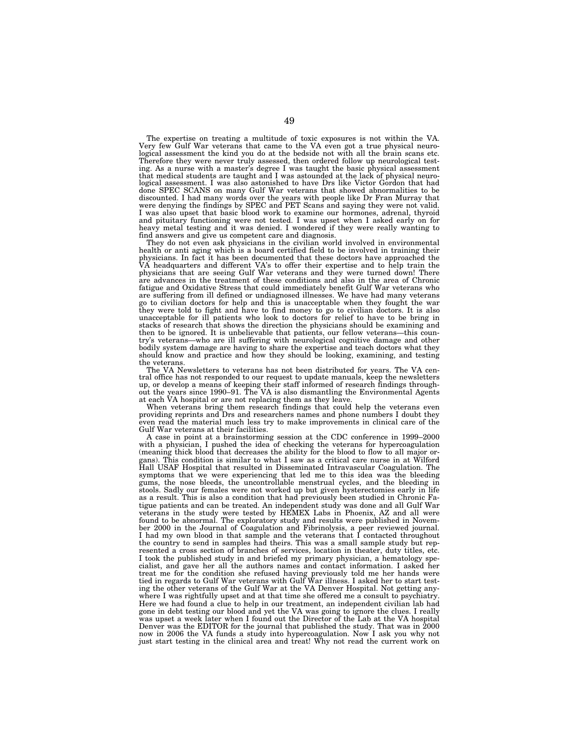The expertise on treating a multitude of toxic exposures is not within the VA. Very few Gulf War veterans that came to the VA even got a true physical neurological assessment the kind you do at the bedside not with all the brain scans etc. Therefore they were never truly assessed, then ordered follow up neurological testing. As a nurse with a master's degree I was taught the basic physical assessment that medical students are taught and I was astounded at the lack of physical neurological assessment. I was also astonished to have Drs like Victor Gordon that had done SPEC SCANS on many Gulf War veterans that showed abnormalities to be discounted. I had many words over the years with people like Dr Fran Murray that were denying the findings by SPEC and PET Scans and saying they were not valid. I was also upset that basic blood work to examine our hormones, adrenal, thyroid and pituitary functioning were not tested. I was upset when I asked early on for heavy metal testing and it was denied. I wondered if they were really wanting to find answers and give us competent care and diagnosis.

They do not even ask physicians in the civilian world involved in environmental health or anti aging which is a board certified field to be involved in training their physicians. In fact it has been documented that these doctors have approached the VA headquarters and different VA's to offer their expertise and to help train the physicians that are seeing Gulf War veterans and they were turned down! There are advances in the treatment of these conditions and also in the area of Chronic fatigue and Oxidative Stress that could immediately benefit Gulf War veterans who are suffering from ill defined or undiagnosed illnesses. We have had many veterans go to civilian doctors for help and this is unacceptable when they fought the war they were told to fight and have to find money to go to civilian doctors. It is also unacceptable for ill patients who look to doctors for relief to have to be bring in stacks of research that shows the direction the physicians should be examining and then to be ignored. It is unbelievable that patients, our fellow veterans—this country's veterans—who are ill suffering with neurological cognitive damage and other bodily system damage are having to share the expertise and teach doctors what they should know and practice and how they should be looking, examining, and testing the veterans.

The VA Newsletters to veterans has not been distributed for years. The VA central office has not responded to our request to update manuals, keep the newsletters up, or develop a means of keeping their staff informed of research findings throughout the years since 1990–91. The VA is also dismantling the Environmental Agents at each VA hospital or are not replacing them as they leave.

When veterans bring them research findings that could help the veterans even providing reprints and Drs and researchers names and phone numbers I doubt they even read the material much less try to make improvements in clinical care of the Gulf War veterans at their facilities.

A case in point at a brainstorming session at the CDC conference in 1999–2000 with a physician, I pushed the idea of checking the veterans for hypercoagulation (meaning thick blood that decreases the ability for the blood to flow to all major organs). This condition is similar to what I saw as a critical care nurse in at Wilford Hall USAF Hospital that resulted in Disseminated Intravascular Coagulation. The symptoms that we were experiencing that led me to this idea was the bleeding gums, the nose bleeds, the uncontrollable menstrual cycles, and the bleeding in stools. Sadly our females were not worked up but given hysterectomies early in life as a result. This is also a condition that had previously been studied in Chronic Fatigue patients and can be treated. An independent study was done and all Gulf War veterans in the study were tested by HEMEX Labs in Phoenix, AZ and all were found to be abnormal. The exploratory study and results were published in November 2000 in the Journal of Coagulation and Fibrinolysis, a peer reviewed journal. I had my own blood in that sample and the veterans that I contacted throughout the country to send in samples had theirs. This was a small sample study but represented a cross section of branches of services, location in theater, duty titles, etc. I took the published study in and briefed my primary physician, a hematology specialist, and gave her all the authors names and contact information. I asked her treat me for the condition she refused having previously told me her hands were tied in regards to Gulf War veterans with Gulf War illness. I asked her to start testing the other veterans of the Gulf War at the VA Denver Hospital. Not getting anywhere I was rightfully upset and at that time she offered me a consult to psychiatry. Here we had found a clue to help in our treatment, an independent civilian lab had gone in debt testing our blood and yet the VA was going to ignore the clues. I really was upset a week later when I found out the Director of the Lab at the VA hospital Denver was the EDITOR for the journal that published the study. That was in 2000 now in 2006 the VA funds a study into hypercoagulation. Now I ask you why not just start testing in the clinical area and treat! Why not read the current work on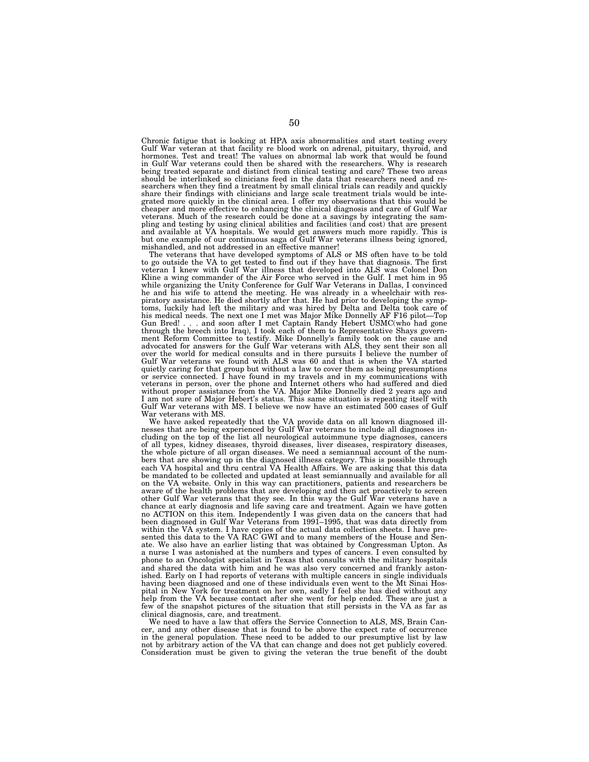Chronic fatigue that is looking at HPA axis abnormalities and start testing every Gulf War veteran at that facility re blood work on adrenal, pituitary, thyroid, and hormones. Test and treat! The values on abnormal lab work that would be found in Gulf War veterans could then be shared with the researchers. Why is research being treated separate and distinct from clinical testing and care? These two areas should be interlinked so clinicians feed in the data that researchers need and researchers when they find a treatment by small clinical trials can readily and quickly share their findings with clinicians and large scale treatment trials would be integrated more quickly in the clinical area. I offer my observations that this would be cheaper and more effective to enhancing the clinical diagnosis and care of Gulf War veterans. Much of the research could be done at a savings by integrating the sampling and testing by using clinical abilities and facilities (and cost) that are present and available at VA hospitals. We would get answers much more rapidly. This is but one example of our continuous saga of Gulf War veterans illness being ignored, mishandled, and not addressed in an effective manner!

The veterans that have developed symptoms of ALS or MS often have to be told to go outside the VA to get tested to find out if they have that diagnosis. The first veteran I knew with Gulf War illness that developed into ALS was Colonel Don Kline a wing commander of the Air Force who served in the Gulf. I met him in 95 while organizing the Unity Conference for Gulf War Veterans in Dallas, I convinced he and his wife to attend the meeting. He was already in a wheelchair with respiratory assistance. He died shortly after that. He had prior to developing the symptoms, luckily had left the military and was hired by Delta and Delta took care of his medical needs. The next one I met was Major Mike Donnelly AF F16 pilot—Top Gun Bred! . . . and soon after I met Captain Randy Hebert USMC(who had gone through the breech into Iraq), I took each of them to Representative Shays government Reform Committee to testify. Mike Donnelly's family took on the cause and advocated for answers for the Gulf War veterans with ALS, they sent their son all over the world for medical consults and in there pursuits I believe the number of Gulf War veterans we found with ALS was 60 and that is when the VA started quietly caring for that group but without a law to cover them as being presumptions or service connected. I have found in my travels and in my communications with veterans in person, over the phone and Internet others who had suffered and died without proper assistance from the VA. Major Mike Donnelly died 2 years ago and I am not sure of Major Hebert's status. This same situation is repeating itself with Gulf War veterans with MS. I believe we now have an estimated 500 cases of Gulf War veterans with MS.

We have asked repeatedly that the VA provide data on all known diagnosed illnesses that are being experienced by Gulf War veterans to include all diagnoses including on the top of the list all neurological autoimmune type diagnoses, cancers of all types, kidney diseases, thyroid diseases, liver diseases, respiratory diseases, the whole picture of all organ diseases. We need a semiannual account of the numbers that are showing up in the diagnosed illness category. This is possible through each VA hospital and thru central VA Health Affairs. We are asking that this data be mandated to be collected and updated at least semiannually and available for all on the VA website. Only in this way can practitioners, patients and researchers be aware of the health problems that are developing and then act proactively to screen other Gulf War veterans that they see. In this way the Gulf War veterans have a chance at early diagnosis and life saving care and treatment. Again we have gotten no ACTION on this item. Independently I was given data on the cancers that had been diagnosed in Gulf War Veterans from 1991–1995, that was data directly from within the VA system. I have copies of the actual data collection sheets. I have presented this data to the VA RAC GWI and to many members of the House and Senate. We also have an earlier listing that was obtained by Congressman Upton. As a nurse I was astonished at the numbers and types of cancers. I even consulted by phone to an Oncologist specialist in Texas that consults with the military hospitals and shared the data with him and he was also very concerned and frankly astonished. Early on I had reports of veterans with multiple cancers in single individuals having been diagnosed and one of these individuals even went to the Mt Sinai Hospital in New York for treatment on her own, sadly I feel she has died without any help from the VA because contact after she went for help ended. These are just a few of the snapshot pictures of the situation that still persists in the VA as far as clinical diagnosis, care, and treatment.

We need to have a law that offers the Service Connection to ALS, MS, Brain Cancer, and any other disease that is found to be above the expect rate of occurrence in the general population. These need to be added to our presumptive list by law not by arbitrary action of the VA that can change and does not get publicly covered. Consideration must be given to giving the veteran the true benefit of the doubt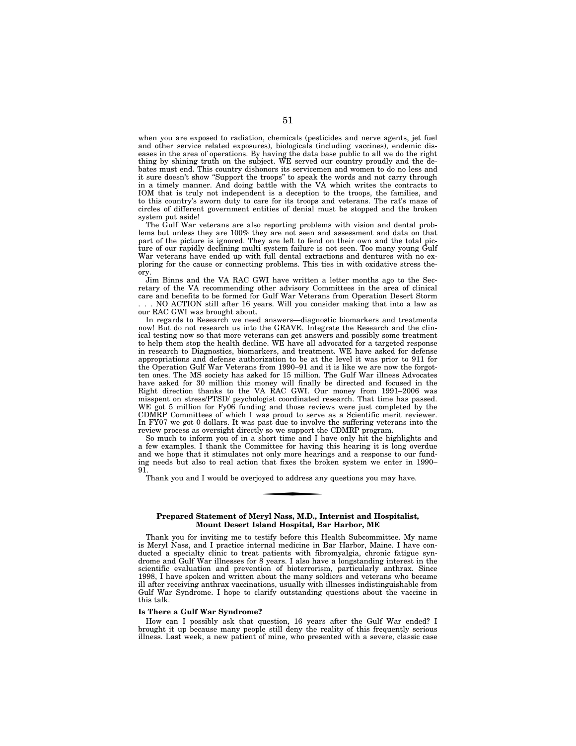when you are exposed to radiation, chemicals (pesticides and nerve agents, jet fuel and other service related exposures), biologicals (including vaccines), endemic diseases in the area of operations. By having the data base public to all we do the right thing by shining truth on the subject. WE served our country proudly and the debates must end. This country dishonors its servicemen and women to do no less and it sure doesn't show "Support the troops" to speak the words and not carry through in a timely manner. And doing battle with the VA which writes the contracts to IOM that is truly not independent is a deception to the troops, the families, and to this country's sworn duty to care for its troops and veterans. The rat's maze of circles of different government entities of denial must be stopped and the broken system put aside!

The Gulf War veterans are also reporting problems with vision and dental problems but unless they are 100% they are not seen and assessment and data on that part of the picture is ignored. They are left to fend on their own and the total picture of our rapidly declining multi system failure is not seen. Too many young Gulf War veterans have ended up with full dental extractions and dentures with no exploring for the cause or connecting problems. This ties in with oxidative stress theory.

Jim Binns and the VA RAC GWI have written a letter months ago to the Secretary of the VA recommending other advisory Committees in the area of clinical care and benefits to be formed for Gulf War Veterans from Operation Desert Storm . . . NO ACTION still after 16 years. Will you consider making that into a law as our RAC GWI was brought about.

In regards to Research we need answers—diagnostic biomarkers and treatments now! But do not research us into the GRAVE. Integrate the Research and the clinical testing now so that more veterans can get answers and possibly some treatment to help them stop the health decline. WE have all advocated for a targeted response in research to Diagnostics, biomarkers, and treatment. WE have asked for defense appropriations and defense authorization to be at the level it was prior to 911 for the Operation Gulf War Veterans from 1990–91 and it is like we are now the forgotten ones. The MS society has asked for 15 million. The Gulf War illness Advocates have asked for 30 million this money will finally be directed and focused in the Right direction thanks to the VA RAC GWI. Our money from 1991–2006 was misspent on stress/PTSD/ psychologist coordinated research. That time has passed. WE got 5 million for Fy06 funding and those reviews were just completed by the CDMRP Committees of which I was proud to serve as a Scientific merit reviewer. In FY07 we got 0 dollars. It was past due to involve the suffering veterans into the review process as oversight directly so we support the CDMRP program.

So much to inform you of in a short time and I have only hit the highlights and a few examples. I thank the Committee for having this hearing it is long overdue and we hope that it stimulates not only more hearings and a response to our funding needs but also to real action that fixes the broken system we enter in 1990–91.

Thank you and I would be overjoyed to address any questions you may have.

---

**Prepared Statement of Meryl Nass, M.D., Internist and Hospitalist, Mount Desert Island Hospital, Bar Harbor, ME**

Thank you for inviting me to testify before this Health Subcommittee. My name is Meryl Nass, and I practice internal medicine in Bar Harbor, Maine. I have conducted a specialty clinic to treat patients with fibromyalgia, chronic fatigue syndrome and Gulf War illnesses for 8 years. I also have a longstanding interest in the scientific evaluation and prevention of bioterrorism, particularly anthrax. Since 1998, I have spoken and written about the many soldiers and veterans who became ill after receiving anthrax vaccinations, usually with illnesses indistinguishable from Gulf War Syndrome. I hope to clarify outstanding questions about the vaccine in this talk.

**Is There a Gulf War Syndrome?**

How can I possibly ask that question, 16 years after the Gulf War ended? I brought it up because many people still deny the reality of this frequently serious illness. Last week, a new patient of mine, who presented with a severe, classic case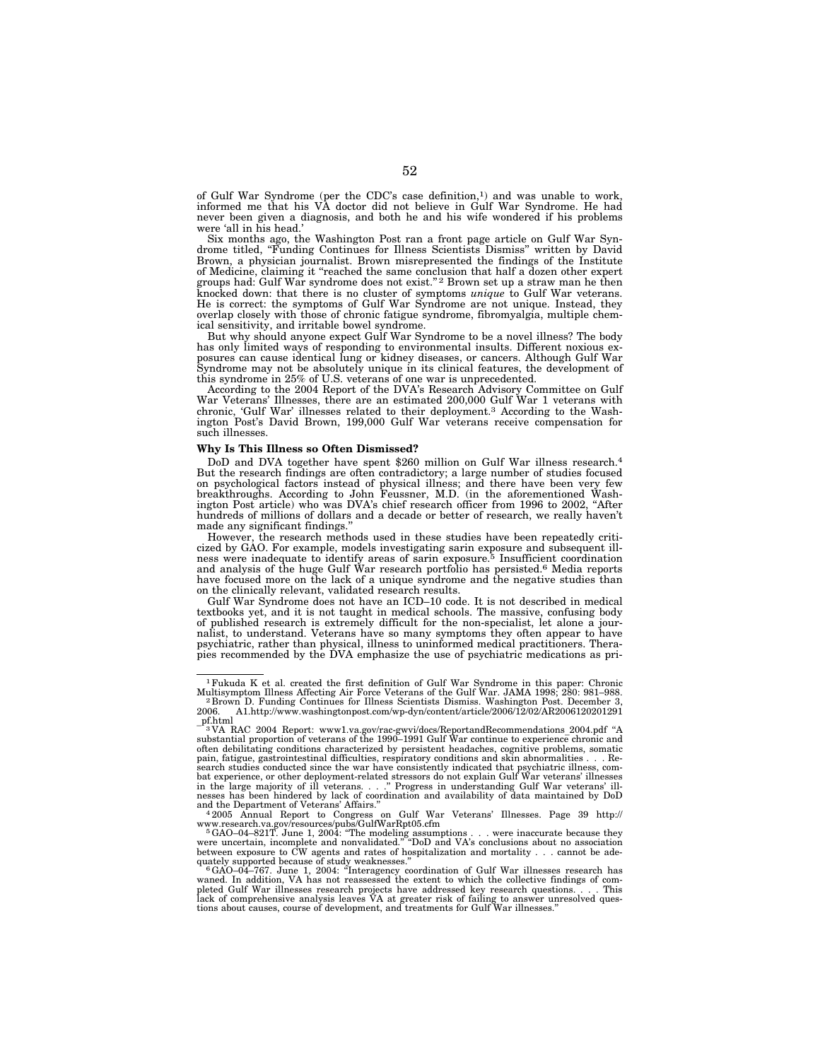of Gulf War Syndrome (per the CDC's case definition,[1]) and was unable to work, informed me that his VA doctor did not believe in Gulf War Syndrome. He had never been given a diagnosis, and both he and his wife wondered if his problems were 'all in his head.'

Six months ago, the Washington Post ran a front page article on Gulf War Syndrome titled, "Funding Continues for Illness Scientists Dismiss" written by David Brown, a physician journalist. Brown misrepresented the findings of the Institute of Medicine, claiming it "reached the same conclusion that half a dozen other expert groups had: Gulf War syndrome does not exist."[2] Brown set up a straw man he then knocked down: that there is no cluster of symptoms *unique* to Gulf War veterans. He is correct: the symptoms of Gulf War Syndrome are not unique. Instead, they overlap closely with those of chronic fatigue syndrome, fibromyalgia, multiple chemical sensitivity, and irritable bowel syndrome.

But why should anyone expect Gulf War Syndrome to be a novel illness? The body has only limited ways of responding to environmental insults. Different noxious exposures can cause identical lung or kidney diseases, or cancers. Although Gulf War Syndrome may not be absolutely unique in its clinical features, the development of this syndrome in 25% of U.S. veterans of one war is unprecedented.

According to the 2004 Report of the DVA's Research Advisory Committee on Gulf War Veterans' Illnesses, there are an estimated 200,000 Gulf War 1 veterans with chronic, 'Gulf War' illnesses related to their deployment.[3] According to the Washington Post's David Brown, 199,000 Gulf War veterans receive compensation for such illnesses.

**Why Is This Illness so Often Dismissed?**

DoD and DVA together have spent $260 million on Gulf War illness research.[4] But the research findings are often contradictory; a large number of studies focused on psychological factors instead of physical illness; and there have been very few breakthroughs. According to John Feussner, M.D. (in the aforementioned Washington Post article) who was DVA's chief research officer from 1996 to 2002, "After hundreds of millions of dollars and a decade or better of research, we really haven't made any significant findings."

However, the research methods used in these studies have been repeatedly criticized by GAO. For example, models investigating sarin exposure and subsequent illness were inadequate to identify areas of sarin exposure.[5] Insufficient coordination and analysis of the huge Gulf War research portfolio has persisted.[6] Media reports have focused more on the lack of a unique syndrome and the negative studies than on the clinically relevant, validated research results.

Gulf War Syndrome does not have an ICD–10 code. It is not described in medical textbooks yet, and it is not taught in medical schools. The massive, confusing body of published research is extremely difficult for the non-specialist, let alone a journalist, to understand. Veterans have so many symptoms they often appear to have psychiatric, rather than physical, illness to uninformed medical practitioners. Therapies recommended by the DVA emphasize the use of psychiatric medications as pri-

---

[1] Fukuda K et al. created the first definition of Gulf War Syndrome in this paper: Chronic Multisymptom Illness Affecting Air Force Veterans of the Gulf War. JAMA 1998; 280: 981–988.

[2] Brown D. Funding Continues for Illness Scientists Dismiss. Washington Post. December 3, 2006. A1.http://www.washingtonpost.com/wp-dyn/content/article/2006/12/02/AR2006120201291_pf.html

[3] VA RAC 2004 Report: www1.va.gov/rac-gwvi/docs/ReportandRecommendations_2004.pdf "A substantial proportion of veterans of the 1990–1991 Gulf War continue to experience chronic and often debilitating conditions characterized by persistent headaches, cognitive problems, somatic pain, fatigue, gastrointestinal difficulties, respiratory conditions and skin abnormalities . . . Research studies conducted since the war have consistently indicated that psychiatric illness, combat experience, or other deployment-related stressors do not explain Gulf War veterans' illnesses in the large majority of ill veterans. . . ." Progress in understanding Gulf War veterans' illnesses has been hindered by lack of coordination and availability of data maintained by DoD and the Department of Veterans' Affairs."

[4] 2005 Annual Report to Congress on Gulf War Veterans' Illnesses. Page 39 http://www.research.va.gov/resources/pubs/GulfWarRpt05.cfm

[5] GAO–04–821T. June 1, 2004: "The modeling assumptions . . . were inaccurate because they were uncertain, incomplete and nonvalidated." "DoD and VA's conclusions about no association between exposure to CW agents and rates of hospitalization and mortality . . . cannot be adequately supported because of study weaknesses."

[6] GAO–04–767. June 1, 2004: "Interagency coordination of Gulf War illnesses research has waned. In addition, VA has not reassessed the extent to which the collective findings of completed Gulf War illnesses research projects have addressed key research questions. . . . This lack of comprehensive analysis leaves VA at greater risk of failing to answer unresolved questions about causes, course of development, and treatments for Gulf War illnesses."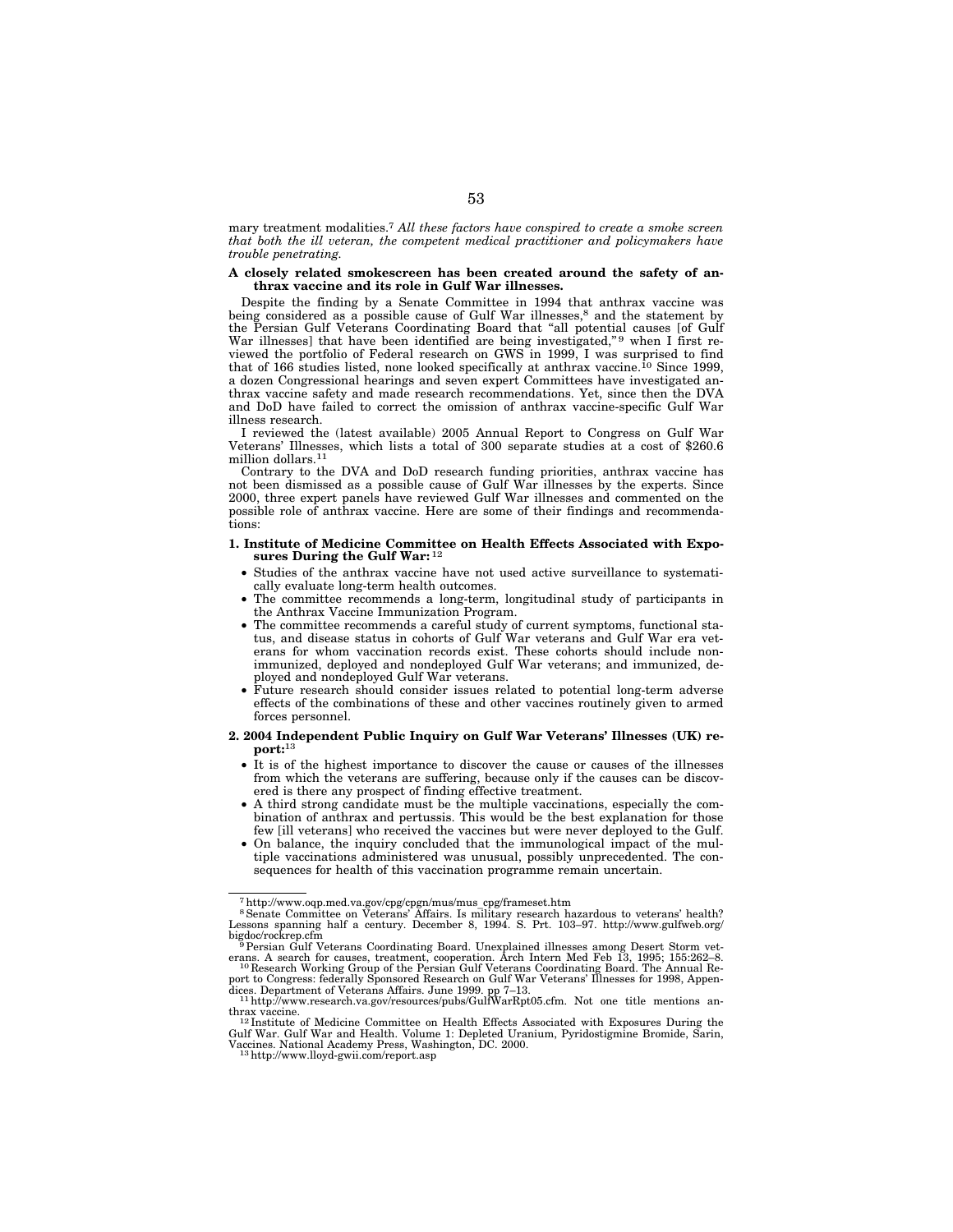mary treatment modalities.[7] *All these factors have conspired to create a smoke screen that both the ill veteran, the competent medical practitioner and policymakers have trouble penetrating.*

**A closely related smokescreen has been created around the safety of anthrax vaccine and its role in Gulf War illnesses.**

Despite the finding by a Senate Committee in 1994 that anthrax vaccine was being considered as a possible cause of Gulf War illnesses,[8] and the statement by the Persian Gulf Veterans Coordinating Board that "all potential causes [of Gulf War illnesses] that have been identified are being investigated,"[9] when I first reviewed the portfolio of Federal research on GWS in 1999, I was surprised to find that of 166 studies listed, none looked specifically at anthrax vaccine.[10] Since 1999, a dozen Congressional hearings and seven expert Committees have investigated anthrax vaccine safety and made research recommendations. Yet, since then the DVA and DoD have failed to correct the omission of anthrax vaccine-specific Gulf War illness research.

I reviewed the (latest available) 2005 Annual Report to Congress on Gulf War Veterans' Illnesses, which lists a total of 300 separate studies at a cost of $260.6 million dollars.[11]

Contrary to the DVA and DoD research funding priorities, anthrax vaccine has not been dismissed as a possible cause of Gulf War illnesses by the experts. Since 2000, three expert panels have reviewed Gulf War illnesses and commented on the possible role of anthrax vaccine. Here are some of their findings and recommendations:

**1. Institute of Medicine Committee on Health Effects Associated with Exposures During the Gulf War:**[12]

- Studies of the anthrax vaccine have not used active surveillance to systematically evaluate long-term health outcomes.
- The committee recommends a long-term, longitudinal study of participants in the Anthrax Vaccine Immunization Program.
- The committee recommends a careful study of current symptoms, functional status, and disease status in cohorts of Gulf War veterans and Gulf War era veterans for whom vaccination records exist. These cohorts should include nonimmunized, deployed and nondeployed Gulf War veterans; and immunized, deployed and nondeployed Gulf War veterans.
- Future research should consider issues related to potential long-term adverse effects of the combinations of these and other vaccines routinely given to armed forces personnel.

**2. 2004 Independent Public Inquiry on Gulf War Veterans' Illnesses (UK) report:**[13]

- It is of the highest importance to discover the cause or causes of the illnesses from which the veterans are suffering, because only if the causes can be discovered is there any prospect of finding effective treatment.
- A third strong candidate must be the multiple vaccinations, especially the combination of anthrax and pertussis. This would be the best explanation for those few [ill veterans] who received the vaccines but were never deployed to the Gulf.
- On balance, the inquiry concluded that the immunological impact of the multiple vaccinations administered was unusual, possibly unprecedented. The consequences for health of this vaccination programme remain uncertain.

---

[7] http://www.oqp.med.va.gov/cpg/cpgn/mus/mus_cpg/frameset.htm

[8] Senate Committee on Veterans' Affairs. Is military research hazardous to veterans' health? Lessons spanning half a century. December 8, 1994. S. Prt. 103–97. http://www.gulfweb.org/bigdoc/rockrep.cfm

[9] Persian Gulf Veterans Coordinating Board. Unexplained illnesses among Desert Storm veterans. A search for causes, treatment, cooperation. Arch Intern Med Feb 13, 1995; 155:262–8.

[10] Research Working Group of the Persian Gulf Veterans Coordinating Board. The Annual Report to Congress: federally Sponsored Research on Gulf War Veterans' Illnesses for 1998, Appendices. Department of Veterans Affairs. June 1999. pp 7–13.

[11] http://www.research.va.gov/resources/pubs/GulfWarRpt05.cfm. Not one title mentions anthrax vaccine.

[12] Institute of Medicine Committee on Health Effects Associated with Exposures During the Gulf War. Gulf War and Health. Volume 1: Depleted Uranium, Pyridostigmine Bromide, Sarin, Vaccines. National Academy Press, Washington, DC. 2000.

[13] http://www.lloyd-gwii.com/report.asp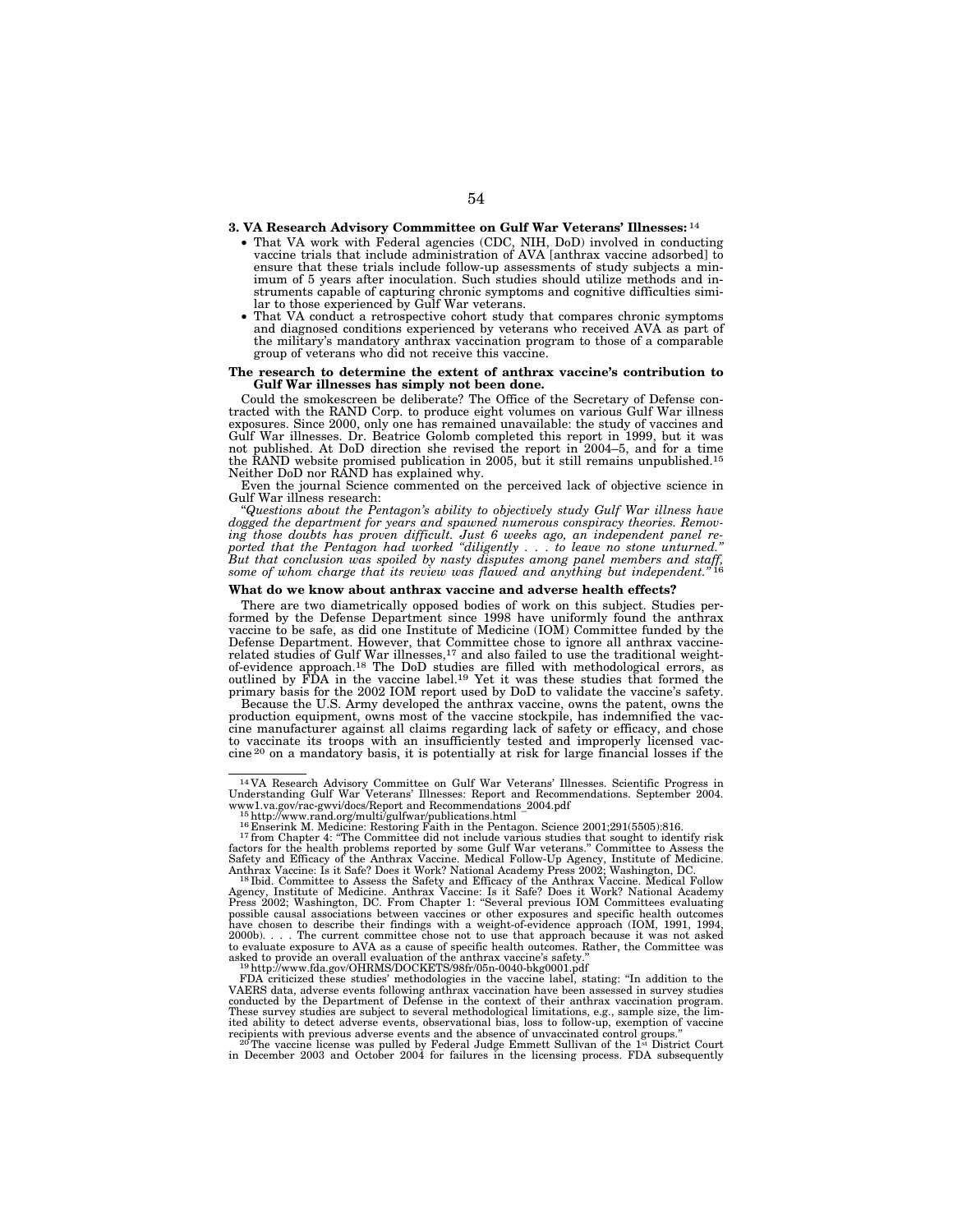**3. VA Research Advisory Commmittee on Gulf War Veterans' Illnesses:** [14]

- That VA work with Federal agencies (CDC, NIH, DoD) involved in conducting vaccine trials that include administration of AVA [anthrax vaccine adsorbed] to ensure that these trials include follow-up assessments of study subjects a minimum of 5 years after inoculation. Such studies should utilize methods and instruments capable of capturing chronic symptoms and cognitive difficulties similar to those experienced by Gulf War veterans.
- That VA conduct a retrospective cohort study that compares chronic symptoms and diagnosed conditions experienced by veterans who received AVA as part of the military's mandatory anthrax vaccination program to those of a comparable group of veterans who did not receive this vaccine.

**The research to determine the extent of anthrax vaccine's contribution to Gulf War illnesses has simply not been done.**

Could the smokescreen be deliberate? The Office of the Secretary of Defense contracted with the RAND Corp. to produce eight volumes on various Gulf War illness exposures. Since 2000, only one has remained unavailable: the study of vaccines and Gulf War illnesses. Dr. Beatrice Golomb completed this report in 1999, but it was not published. At DoD direction she revised the report in 2004–5, and for a time the RAND website promised publication in 2005, but it still remains unpublished.[15] Neither DoD nor RAND has explained why.

Even the journal Science commented on the perceived lack of objective science in Gulf War illness research:

"*Questions about the Pentagon's ability to objectively study Gulf War illness have dogged the department for years and spawned numerous conspiracy theories. Removing those doubts has proven difficult. Just 6 weeks ago, an independent panel reported that the Pentagon had worked "diligently . . . to leave no stone unturned." But that conclusion was spoiled by nasty disputes among panel members and staff, some of whom charge that its review was flawed and anything but independent.*" [16]

**What do we know about anthrax vaccine and adverse health effects?**

There are two diametrically opposed bodies of work on this subject. Studies performed by the Defense Department since 1998 have uniformly found the anthrax vaccine to be safe, as did one Institute of Medicine (IOM) Committee funded by the Defense Department. However, that Committee chose to ignore all anthrax vaccine-related studies of Gulf War illnesses,[17] and also failed to use the traditional weight-of-evidence approach.[18] The DoD studies are filled with methodological errors, as outlined by FDA in the vaccine label.[19] Yet it was these studies that formed the primary basis for the 2002 IOM report used by DoD to validate the vaccine's safety.

Because the U.S. Army developed the anthrax vaccine, owns the patent, owns the production equipment, owns most of the vaccine stockpile, has indemnified the vaccine manufacturer against all claims regarding lack of safety or efficacy, and chose to vaccinate its troops with an insufficiently tested and improperly licensed vaccine [20] on a mandatory basis, it is potentially at risk for large financial losses if the

---

[14] VA Research Advisory Committee on Gulf War Veterans' Illnesses. Scientific Progress in Understanding Gulf War Veterans' Illnesses: Report and Recommendations. September 2004. www1.va.gov/rac-gwvi/docs/Report and Recommendations_2004.pdf

[15] http://www.rand.org/multi/gulfwar/publications.html

[16] Enserink M. Medicine: Restoring Faith in the Pentagon. Science 2001;291(5505):816.

[17] from Chapter 4: "The Committee did not include various studies that sought to identify risk factors for the health problems reported by some Gulf War veterans." Committee to Assess the Safety and Efficacy of the Anthrax Vaccine. Medical Follow-Up Agency, Institute of Medicine. Anthrax Vaccine: Is it Safe? Does it Work? National Academy Press 2002; Washington, DC.

[18] Ibid. Committee to Assess the Safety and Efficacy of the Anthrax Vaccine. Medical Follow Agency, Institute of Medicine. Anthrax Vaccine: Is it Safe? Does it Work? National Academy Press 2002; Washington, DC. From Chapter 1: "Several previous IOM Committees evaluating possible causal associations between vaccines or other exposures and specific health outcomes have chosen to describe their findings with a weight-of-evidence approach (IOM, 1991, 1994, 2000b). . . . The current committee chose not to use that approach because it was not asked to evaluate exposure to AVA as a cause of specific health outcomes. Rather, the Committee was asked to provide an overall evaluation of the anthrax vaccine's safety."

[19] http://www.fda.gov/OHRMS/DOCKETS/98fr/05n-0040-bkg0001.pdf

FDA criticized these studies' methodologies in the vaccine label, stating: "In addition to the VAERS data, adverse events following anthrax vaccination have been assessed in survey studies conducted by the Department of Defense in the context of their anthrax vaccination program. These survey studies are subject to several methodological limitations, e.g., sample size, the limited ability to detect adverse events, observational bias, loss to follow-up, exemption of vaccine recipients with previous adverse events and the absence of unvaccinated control groups."

[20] The vaccine license was pulled by Federal Judge Emmett Sullivan of the 1st District Court in December 2003 and October 2004 for failures in the licensing process. FDA subsequently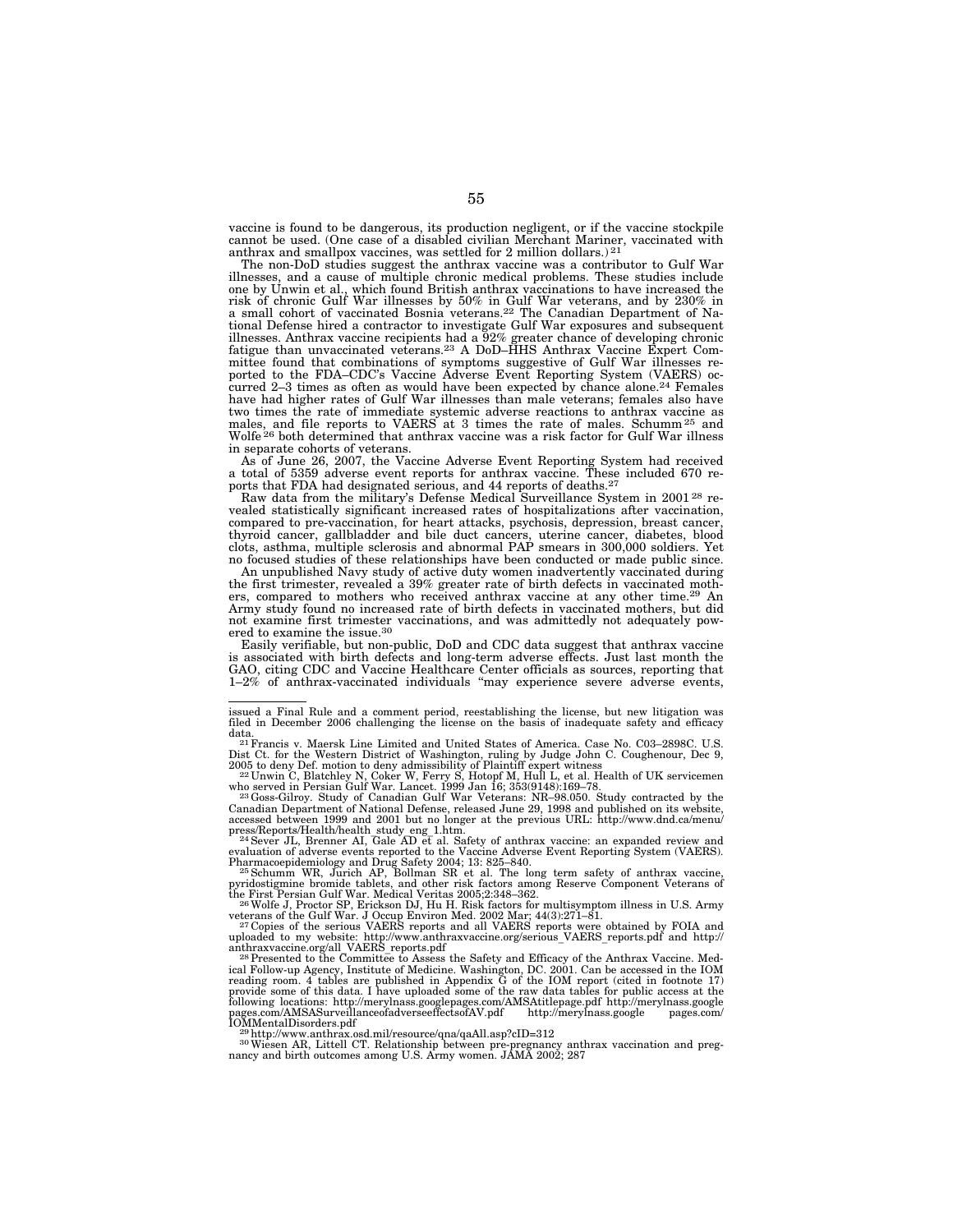vaccine is found to be dangerous, its production negligent, or if the vaccine stockpile cannot be used. (One case of a disabled civilian Merchant Mariner, vaccinated with anthrax and smallpox vaccines, was settled for 2 million dollars.) [21]

The non-DoD studies suggest the anthrax vaccine was a contributor to Gulf War illnesses, and a cause of multiple chronic medical problems. These studies include one by Unwin et al., which found British anthrax vaccinations to have increased the risk of chronic Gulf War illnesses by 50% in Gulf War veterans, and by 230% in a small cohort of vaccinated Bosnia veterans.[22] The Canadian Department of National Defense hired a contractor to investigate Gulf War exposures and subsequent illnesses. Anthrax vaccine recipients had a 92% greater chance of developing chronic fatigue than unvaccinated veterans.[23] A DoD–HHS Anthrax Vaccine Expert Committee found that combinations of symptoms suggestive of Gulf War illnesses reported to the FDA–CDC's Vaccine Adverse Event Reporting System (VAERS) occurred 2–3 times as often as would have been expected by chance alone.[24] Females have had higher rates of Gulf War illnesses than male veterans; females also have two times the rate of immediate systemic adverse reactions to anthrax vaccine as males, and file reports to VAERS at 3 times the rate of males. Schumm [25] and Wolfe [26] both determined that anthrax vaccine was a risk factor for Gulf War illness in separate cohorts of veterans.

As of June 26, 2007, the Vaccine Adverse Event Reporting System had received a total of 5359 adverse event reports for anthrax vaccine. These included 670 reports that FDA had designated serious, and 44 reports of deaths.[27]

Raw data from the military's Defense Medical Surveillance System in 2001 [28] revealed statistically significant increased rates of hospitalizations after vaccination, compared to pre-vaccination, for heart attacks, psychosis, depression, breast cancer, thyroid cancer, gallbladder and bile duct cancers, uterine cancer, diabetes, blood clots, asthma, multiple sclerosis and abnormal PAP smears in 300,000 soldiers. Yet no focused studies of these relationships have been conducted or made public since.

An unpublished Navy study of active duty women inadvertently vaccinated during the first trimester, revealed a 39% greater rate of birth defects in vaccinated mothers, compared to mothers who received anthrax vaccine at any other time.[29] An Army study found no increased rate of birth defects in vaccinated mothers, but did not examine first trimester vaccinations, and was admittedly not adequately powered to examine the issue.[30]

Easily verifiable, but non-public, DoD and CDC data suggest that anthrax vaccine is associated with birth defects and long-term adverse effects. Just last month the GAO, citing CDC and Vaccine Healthcare Center officials as sources, reporting that 1–2% of anthrax-vaccinated individuals "may experience severe adverse events,

---

issued a Final Rule and a comment period, reestablishing the license, but new litigation was filed in December 2006 challenging the license on the basis of inadequate safety and efficacy data.

[21] Francis v. Maersk Line Limited and United States of America. Case No. C03–2898C. U.S. Dist Ct. for the Western District of Washington, ruling by Judge John C. Coughenour, Dec 9, 2005 to deny Def. motion to deny admissibility of Plaintiff expert witness

[22] Unwin C, Blatchley N, Coker W, Ferry S, Hotopf M, Hull L, et al. Health of UK servicemen who served in Persian Gulf War. Lancet. 1999 Jan 16; 353(9148):169–78.

[23] Goss-Gilroy. Study of Canadian Gulf War Veterans: NR–98.050. Study contracted by the Canadian Department of National Defense, released June 29, 1998 and published on its website, accessed between 1999 and 2001 but no longer at the previous URL: http://www.dnd.ca/menu/press/Reports/Health/health_study_eng_1.htm.

[24] Sever JL, Brenner AI, Gale AD et al. Safety of anthrax vaccine: an expanded review and evaluation of adverse events reported to the Vaccine Adverse Event Reporting System (VAERS). Pharmacoepidemiology and Drug Safety 2004; 13: 825–840.

[25] Schumm WR, Jurich AP, Bollman SR et al. The long term safety of anthrax vaccine, pyridostigmine bromide tablets, and other risk factors among Reserve Component Veterans of the First Persian Gulf War. Medical Veritas 2005;2:348–362.

[26] Wolfe J, Proctor SP, Erickson DJ, Hu H. Risk factors for multisymptom illness in U.S. Army veterans of the Gulf War. J Occup Environ Med. 2002 Mar; 44(3):271–81.

[27] Copies of the serious VAERS reports and all VAERS reports were obtained by FOIA and uploaded to my website: http://www.anthraxvaccine.org/serious_VAERS_reports.pdf and http://anthraxvaccine.org/all_VAERS_reports.pdf

[28] Presented to the Committee to Assess the Safety and Efficacy of the Anthrax Vaccine. Medical Follow-up Agency, Institute of Medicine. Washington, DC. 2001. Can be accessed in the IOM reading room. 4 tables are published in Appendix G of the IOM report (cited in footnote 17) provide some of this data. I have uploaded some of the raw data tables for public access at the following locations: http://merylnass.googlepages.com/AMSAtitlepage.pdf http://merylnass.googlepages.com/AMSASurveillanceofadverseeffectsofAV.pdf http://merylnass.googlepages.com/IOMMentalDisorders.pdf

[29] http://www.anthrax.osd.mil/resource/qna/qaAll.asp?cID=312

[30] Wiesen AR, Littell CT. Relationship between pre-pregnancy anthrax vaccination and pregnancy and birth outcomes among U.S. Army women. JAMA 2002; 287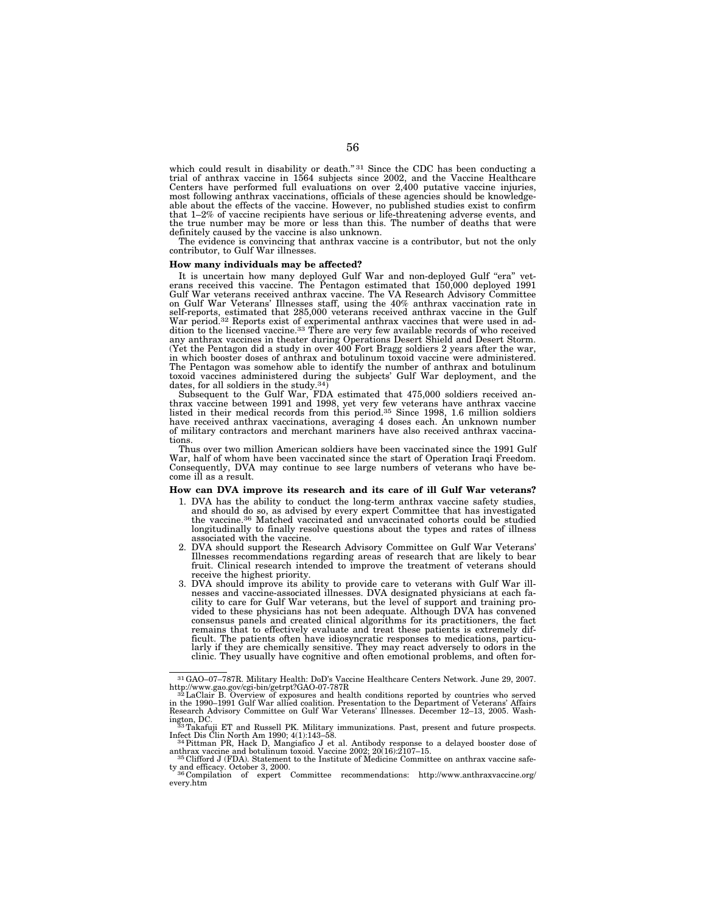which could result in disability or death."[31] Since the CDC has been conducting a trial of anthrax vaccine in 1564 subjects since 2002, and the Vaccine Healthcare Centers have performed full evaluations on over 2,400 putative vaccine injuries, most following anthrax vaccinations, officials of these agencies should be knowledgeable about the effects of the vaccine. However, no published studies exist to confirm that 1–2% of vaccine recipients have serious or life-threatening adverse events, and the true number may be more or less than this. The number of deaths that were definitely caused by the vaccine is also unknown.

The evidence is convincing that anthrax vaccine is a contributor, but not the only contributor, to Gulf War illnesses.

**How many individuals may be affected?**

It is uncertain how many deployed Gulf War and non-deployed Gulf "era" veterans received this vaccine. The Pentagon estimated that 150,000 deployed 1991 Gulf War veterans received anthrax vaccine. The VA Research Advisory Committee on Gulf War Veterans' Illnesses staff, using the 40% anthrax vaccination rate in self-reports, estimated that 285,000 veterans received anthrax vaccine in the Gulf War period.[32] Reports exist of experimental anthrax vaccines that were used in addition to the licensed vaccine.[33] There are very few available records of who received any anthrax vaccines in theater during Operations Desert Shield and Desert Storm. (Yet the Pentagon did a study in over 400 Fort Bragg soldiers 2 years after the war, in which booster doses of anthrax and botulinum toxoid vaccine were administered. The Pentagon was somehow able to identify the number of anthrax and botulinum toxoid vaccines administered during the subjects' Gulf War deployment, and the dates, for all soldiers in the study.[34])

Subsequent to the Gulf War, FDA estimated that 475,000 soldiers received anthrax vaccine between 1991 and 1998, yet very few veterans have anthrax vaccine listed in their medical records from this period.[35] Since 1998, 1.6 million soldiers have received anthrax vaccinations, averaging 4 doses each. An unknown number of military contractors and merchant mariners have also received anthrax vaccinations.

Thus over two million American soldiers have been vaccinated since the 1991 Gulf War, half of whom have been vaccinated since the start of Operation Iraqi Freedom. Consequently, DVA may continue to see large numbers of veterans who have become ill as a result.

**How can DVA improve its research and its care of ill Gulf War veterans?**

1. DVA has the ability to conduct the long-term anthrax vaccine safety studies, and should do so, as advised by every expert Committee that has investigated the vaccine.[36] Matched vaccinated and unvaccinated cohorts could be studied longitudinally to finally resolve questions about the types and rates of illness associated with the vaccine.
2. DVA should support the Research Advisory Committee on Gulf War Veterans' Illnesses recommendations regarding areas of research that are likely to bear fruit. Clinical research intended to improve the treatment of veterans should receive the highest priority.
3. DVA should improve its ability to provide care to veterans with Gulf War illnesses and vaccine-associated illnesses. DVA designated physicians at each facility to care for Gulf War veterans, but the level of support and training provided to these physicians has not been adequate. Although DVA has convened consensus panels and created clinical algorithms for its practitioners, the fact remains that to effectively evaluate and treat these patients is extremely difficult. The patients often have idiosyncratic responses to medications, particularly if they are chemically sensitive. They may react adversely to odors in the clinic. They usually have cognitive and often emotional problems, and often for-

---

[31] GAO–07–787R. Military Health: DoD's Vaccine Healthcare Centers Network. June 29, 2007. http://www.gao.gov/cgi-bin/getrpt?GAO-07-787R

[32] LaClair B. Overview of exposures and health conditions reported by countries who served in the 1990–1991 Gulf War allied coalition. Presentation to the Department of Veterans' Affairs Research Advisory Committee on Gulf War Veterans' Illnesses. December 12–13, 2005. Washington, DC.

[33] Takafuji ET and Russell PK. Military immunizations. Past, present and future prospects. Infect Dis Clin North Am 1990; 4(1):143–58.

[34] Pittman PR, Hack D, Mangiafico J et al. Antibody response to a delayed booster dose of anthrax vaccine and botulinum toxoid. Vaccine 2002; 20(16):2107–15.

[35] Clifford J (FDA). Statement to the Institute of Medicine Committee on anthrax vaccine safety and efficacy. October 3, 2000.

[36] Compilation of expert Committee recommendations: http://www.anthraxvaccine.org/every.htm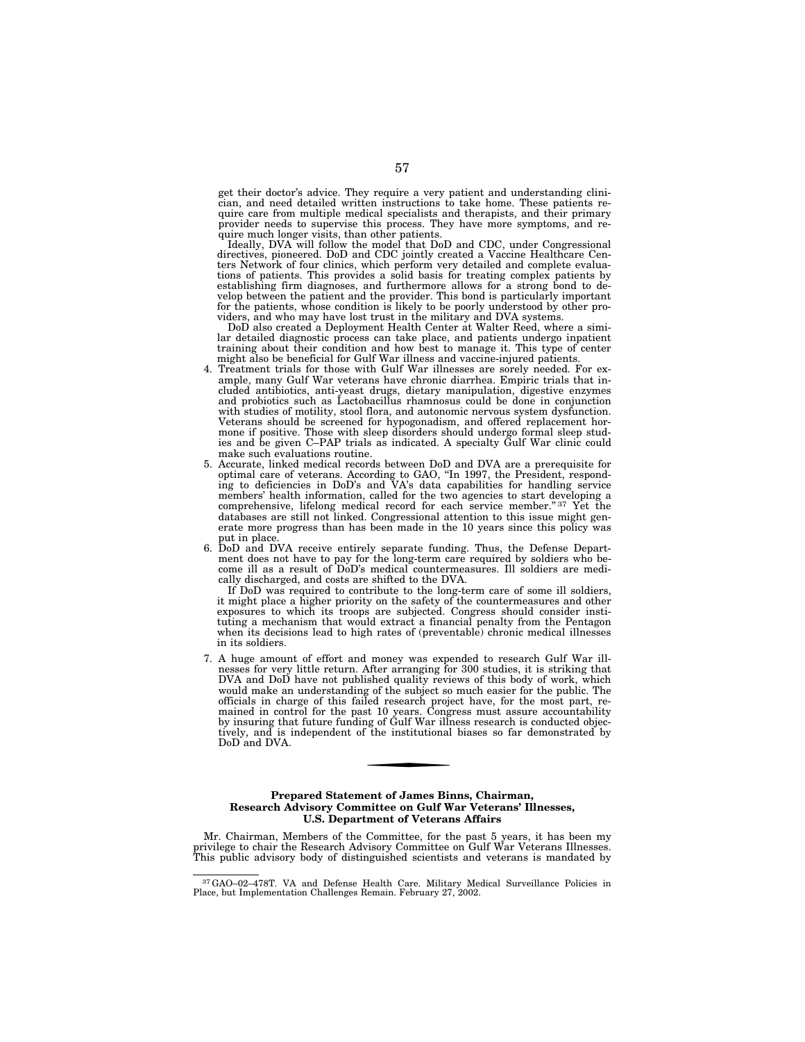get their doctor's advice. They require a very patient and understanding clinician, and need detailed written instructions to take home. These patients require care from multiple medical specialists and therapists, and their primary provider needs to supervise this process. They have more symptoms, and require much longer visits, than other patients.

Ideally, DVA will follow the model that DoD and CDC, under Congressional directives, pioneered. DoD and CDC jointly created a Vaccine Healthcare Centers Network of four clinics, which perform very detailed and complete evaluations of patients. This provides a solid basis for treating complex patients by establishing firm diagnoses, and furthermore allows for a strong bond to develop between the patient and the provider. This bond is particularly important for the patients, whose condition is likely to be poorly understood by other providers, and who may have lost trust in the military and DVA systems.

DoD also created a Deployment Health Center at Walter Reed, where a similar detailed diagnostic process can take place, and patients undergo inpatient training about their condition and how best to manage it. This type of center might also be beneficial for Gulf War illness and vaccine-injured patients.

4. Treatment trials for those with Gulf War illnesses are sorely needed. For example, many Gulf War veterans have chronic diarrhea. Empiric trials that included antibiotics, anti-yeast drugs, dietary manipulation, digestive enzymes and probiotics such as Lactobacillus rhamnosus could be done in conjunction with studies of motility, stool flora, and autonomic nervous system dysfunction. Veterans should be screened for hypogonadism, and offered replacement hormone if positive. Those with sleep disorders should undergo formal sleep studies and be given C–PAP trials as indicated. A specialty Gulf War clinic could make such evaluations routine.
5. Accurate, linked medical records between DoD and DVA are a prerequisite for optimal care of veterans. According to GAO, "In 1997, the President, responding to deficiencies in DoD's and VA's data capabilities for handling service members' health information, called for the two agencies to start developing a comprehensive, lifelong medical record for each service member." [37] Yet the databases are still not linked. Congressional attention to this issue might generate more progress than has been made in the 10 years since this policy was put in place.
6. DoD and DVA receive entirely separate funding. Thus, the Defense Department does not have to pay for the long-term care required by soldiers who become ill as a result of DoD's medical countermeasures. Ill soldiers are medically discharged, and costs are shifted to the DVA.

   If DoD was required to contribute to the long-term care of some ill soldiers, it might place a higher priority on the safety of the countermeasures and other exposures to which its troops are subjected. Congress should consider instituting a mechanism that would extract a financial penalty from the Pentagon when its decisions lead to high rates of (preventable) chronic medical illnesses in its soldiers.
7. A huge amount of effort and money was expended to research Gulf War illnesses for very little return. After arranging for 300 studies, it is striking that DVA and DoD have not published quality reviews of this body of work, which would make an understanding of the subject so much easier for the public. The officials in charge of this failed research project have, for the most part, remained in control for the past 10 years. Congress must assure accountability by insuring that future funding of Gulf War illness research is conducted objectively, and is independent of the institutional biases so far demonstrated by DoD and DVA.

---

**Prepared Statement of James Binns, Chairman, Research Advisory Committee on Gulf War Veterans' Illnesses, U.S. Department of Veterans Affairs**

Mr. Chairman, Members of the Committee, for the past 5 years, it has been my privilege to chair the Research Advisory Committee on Gulf War Veterans Illnesses. This public advisory body of distinguished scientists and veterans is mandated by

[37] GAO–02–478T. VA and Defense Health Care. Military Medical Surveillance Policies in Place, but Implementation Challenges Remain. February 27, 2002.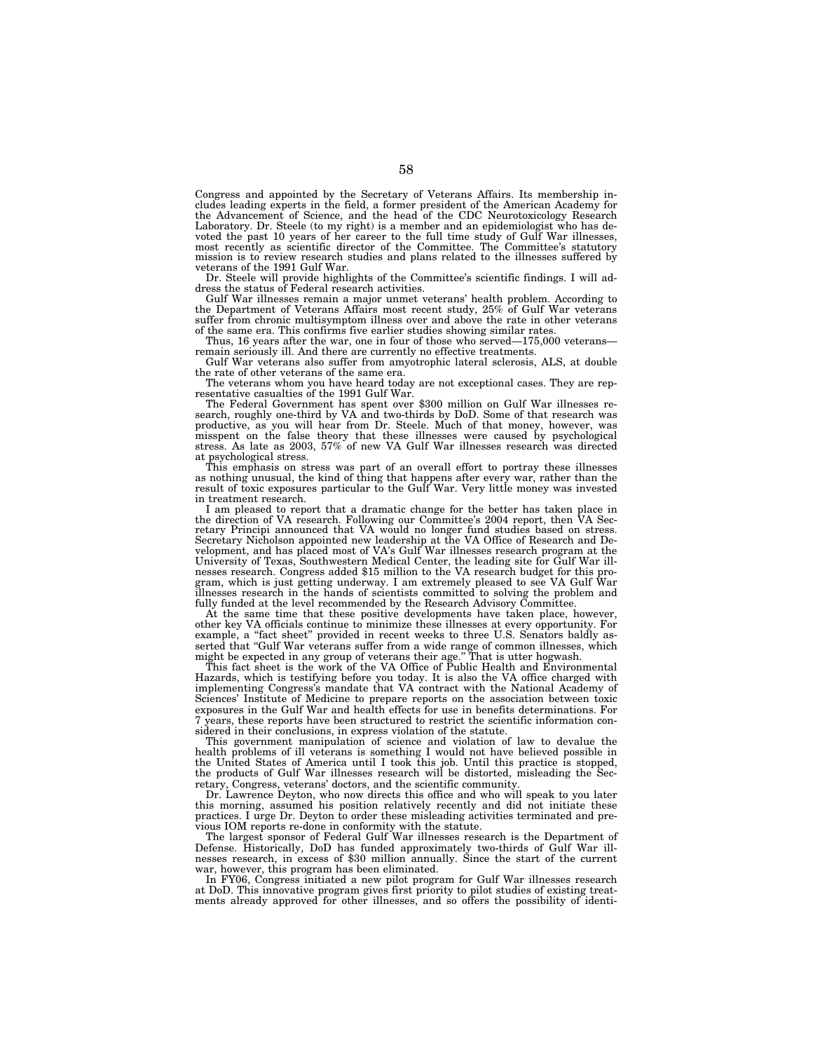Congress and appointed by the Secretary of Veterans Affairs. Its membership includes leading experts in the field, a former president of the American Academy for the Advancement of Science, and the head of the CDC Neurotoxicology Research Laboratory. Dr. Steele (to my right) is a member and an epidemiologist who has devoted the past 10 years of her career to the full time study of Gulf War illnesses, most recently as scientific director of the Committee. The Committee's statutory mission is to review research studies and plans related to the illnesses suffered by veterans of the 1991 Gulf War.

Dr. Steele will provide highlights of the Committee's scientific findings. I will address the status of Federal research activities.

Gulf War illnesses remain a major unmet veterans' health problem. According to the Department of Veterans Affairs most recent study, 25% of Gulf War veterans suffer from chronic multisymptom illness over and above the rate in other veterans of the same era. This confirms five earlier studies showing similar rates.

Thus, 16 years after the war, one in four of those who served—175,000 veterans—remain seriously ill. And there are currently no effective treatments.

Gulf War veterans also suffer from amyotrophic lateral sclerosis, ALS, at double the rate of other veterans of the same era.

The veterans whom you have heard today are not exceptional cases. They are representative casualties of the 1991 Gulf War.

The Federal Government has spent over $300 million on Gulf War illnesses research, roughly one-third by VA and two-thirds by DoD. Some of that research was productive, as you will hear from Dr. Steele. Much of that money, however, was misspent on the false theory that these illnesses were caused by psychological stress. As late as 2003, 57% of new VA Gulf War illnesses research was directed at psychological stress.

This emphasis on stress was part of an overall effort to portray these illnesses as nothing unusual, the kind of thing that happens after every war, rather than the result of toxic exposures particular to the Gulf War. Very little money was invested in treatment research.

I am pleased to report that a dramatic change for the better has taken place in the direction of VA research. Following our Committee's 2004 report, then VA Secretary Principi announced that VA would no longer fund studies based on stress. Secretary Nicholson appointed new leadership at the VA Office of Research and Development, and has placed most of VA's Gulf War illnesses research program at the University of Texas, Southwestern Medical Center, the leading site for Gulf War illnesses research. Congress added $15 million to the VA research budget for this program, which is just getting underway. I am extremely pleased to see VA Gulf War illnesses research in the hands of scientists committed to solving the problem and fully funded at the level recommended by the Research Advisory Committee.

At the same time that these positive developments have taken place, however, other key VA officials continue to minimize these illnesses at every opportunity. For example, a "fact sheet" provided in recent weeks to three U.S. Senators baldly asserted that "Gulf War veterans suffer from a wide range of common illnesses, which might be expected in any group of veterans their age." That is utter hogwash.

This fact sheet is the work of the VA Office of Public Health and Environmental Hazards, which is testifying before you today. It is also the VA office charged with implementing Congress's mandate that VA contract with the National Academy of Sciences' Institute of Medicine to prepare reports on the association between toxic exposures in the Gulf War and health effects for use in benefits determinations. For 7 years, these reports have been structured to restrict the scientific information considered in their conclusions, in express violation of the statute.

This government manipulation of science and violation of law to devalue the health problems of ill veterans is something I would not have believed possible in the United States of America until I took this job. Until this practice is stopped, the products of Gulf War illnesses research will be distorted, misleading the Secretary, Congress, veterans' doctors, and the scientific community.

Dr. Lawrence Deyton, who now directs this office and who will speak to you later this morning, assumed his position relatively recently and did not initiate these practices. I urge Dr. Deyton to order these misleading activities terminated and previous IOM reports re-done in conformity with the statute.

The largest sponsor of Federal Gulf War illnesses research is the Department of Defense. Historically, DoD has funded approximately two-thirds of Gulf War illnesses research, in excess of $30 million annually. Since the start of the current war, however, this program has been eliminated.

In FY06, Congress initiated a new pilot program for Gulf War illnesses research at DoD. This innovative program gives first priority to pilot studies of existing treatments already approved for other illnesses, and so offers the possibility of identi-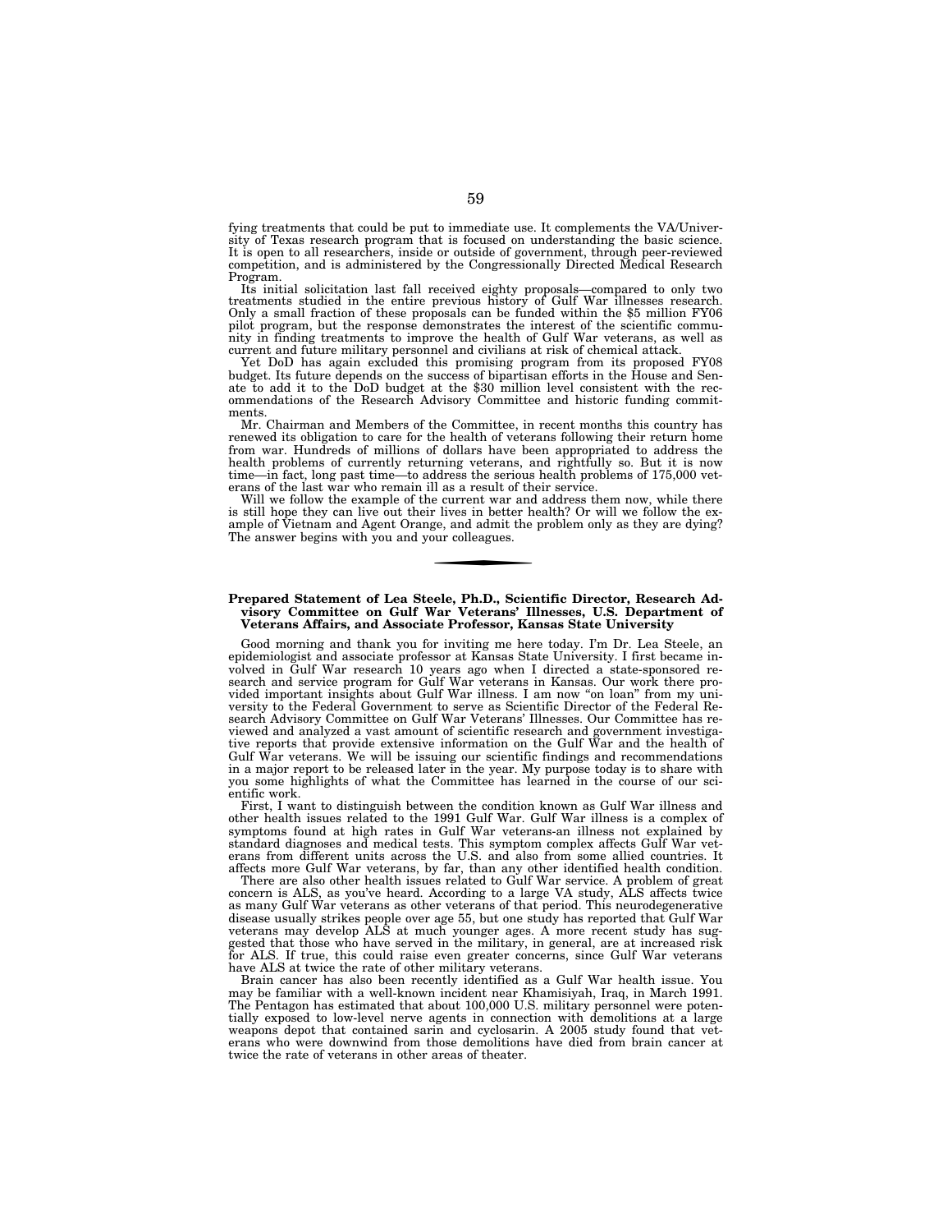fying treatments that could be put to immediate use. It complements the VA/University of Texas research program that is focused on understanding the basic science. It is open to all researchers, inside or outside of government, through peer-reviewed competition, and is administered by the Congressionally Directed Medical Research Program.

Its initial solicitation last fall received eighty proposals—compared to only two treatments studied in the entire previous history of Gulf War illnesses research. Only a small fraction of these proposals can be funded within the $5 million FY06 pilot program, but the response demonstrates the interest of the scientific community in finding treatments to improve the health of Gulf War veterans, as well as current and future military personnel and civilians at risk of chemical attack.

Yet DoD has again excluded this promising program from its proposed FY08 budget. Its future depends on the success of bipartisan efforts in the House and Senate to add it to the DoD budget at the $30 million level consistent with the recommendations of the Research Advisory Committee and historic funding commitments.

Mr. Chairman and Members of the Committee, in recent months this country has renewed its obligation to care for the health of veterans following their return home from war. Hundreds of millions of dollars have been appropriated to address the health problems of currently returning veterans, and rightfully so. But it is now time—in fact, long past time—to address the serious health problems of 175,000 veterans of the last war who remain ill as a result of their service.

Will we follow the example of the current war and address them now, while there is still hope they can live out their lives in better health? Or will we follow the example of Vietnam and Agent Orange, and admit the problem only as they are dying? The answer begins with you and your colleagues.

---

**Prepared Statement of Lea Steele, Ph.D., Scientific Director, Research Advisory Committee on Gulf War Veterans' Illnesses, U.S. Department of Veterans Affairs, and Associate Professor, Kansas State University**

Good morning and thank you for inviting me here today. I'm Dr. Lea Steele, an epidemiologist and associate professor at Kansas State University. I first became involved in Gulf War research 10 years ago when I directed a state-sponsored research and service program for Gulf War veterans in Kansas. Our work there provided important insights about Gulf War illness. I am now "on loan" from my university to the Federal Government to serve as Scientific Director of the Federal Research Advisory Committee on Gulf War Veterans' Illnesses. Our Committee has reviewed and analyzed a vast amount of scientific research and government investigative reports that provide extensive information on the Gulf War and the health of Gulf War veterans. We will be issuing our scientific findings and recommendations in a major report to be released later in the year. My purpose today is to share with you some highlights of what the Committee has learned in the course of our scientific work.

First, I want to distinguish between the condition known as Gulf War illness and other health issues related to the 1991 Gulf War. Gulf War illness is a complex of symptoms found at high rates in Gulf War veterans-an illness not explained by standard diagnoses and medical tests. This symptom complex affects Gulf War veterans from different units across the U.S. and also from some allied countries. It affects more Gulf War veterans, by far, than any other identified health condition.

There are also other health issues related to Gulf War service. A problem of great concern is ALS, as you've heard. According to a large VA study, ALS affects twice as many Gulf War veterans as other veterans of that period. This neurodegenerative disease usually strikes people over age 55, but one study has reported that Gulf War veterans may develop ALS at much younger ages. A more recent study has suggested that those who have served in the military, in general, are at increased risk for ALS. If true, this could raise even greater concerns, since Gulf War veterans have ALS at twice the rate of other military veterans.

Brain cancer has also been recently identified as a Gulf War health issue. You may be familiar with a well-known incident near Khamisiyah, Iraq, in March 1991. The Pentagon has estimated that about 100,000 U.S. military personnel were potentially exposed to low-level nerve agents in connection with demolitions at a large weapons depot that contained sarin and cyclosarin. A 2005 study found that veterans who were downwind from those demolitions have died from brain cancer at twice the rate of veterans in other areas of theater.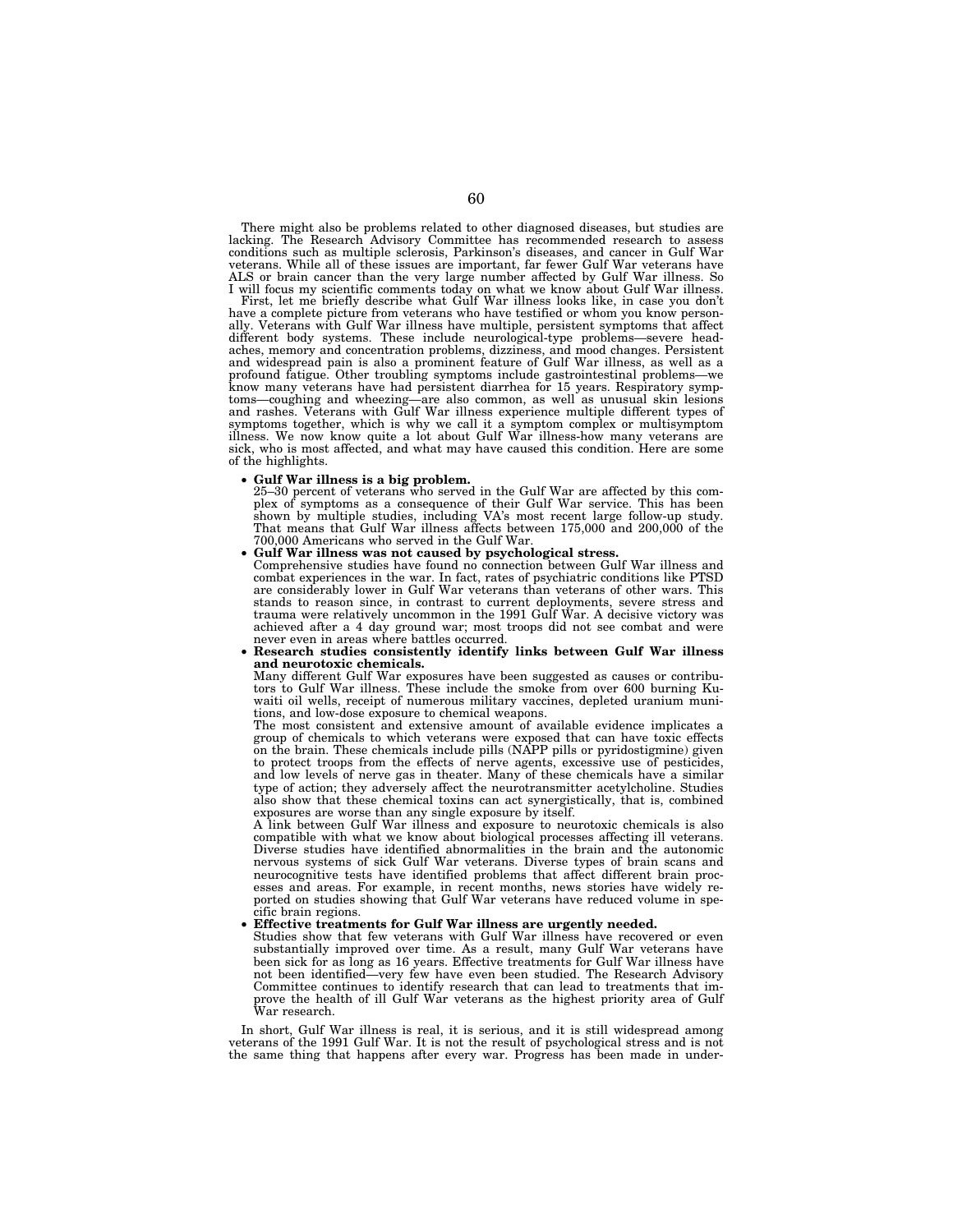There might also be problems related to other diagnosed diseases, but studies are lacking. The Research Advisory Committee has recommended research to assess conditions such as multiple sclerosis, Parkinson's diseases, and cancer in Gulf War veterans. While all of these issues are important, far fewer Gulf War veterans have ALS or brain cancer than the very large number affected by Gulf War illness. So I will focus my scientific comments today on what we know about Gulf War illness.

First, let me briefly describe what Gulf War illness looks like, in case you don't have a complete picture from veterans who have testified or whom you know personally. Veterans with Gulf War illness have multiple, persistent symptoms that affect different body systems. These include neurological-type problems—severe headaches, memory and concentration problems, dizziness, and mood changes. Persistent and widespread pain is also a prominent feature of Gulf War illness, as well as a profound fatigue. Other troubling symptoms include gastrointestinal problems—we know many veterans have had persistent diarrhea for 15 years. Respiratory symptoms—coughing and wheezing—are also common, as well as unusual skin lesions and rashes. Veterans with Gulf War illness experience multiple different types of symptoms together, which is why we call it a symptom complex or multisymptom illness. We now know quite a lot about Gulf War illness-how many veterans are sick, who is most affected, and what may have caused this condition. Here are some of the highlights.

- **Gulf War illness is a big problem.**
  25–30 percent of veterans who served in the Gulf War are affected by this complex of symptoms as a consequence of their Gulf War service. This has been shown by multiple studies, including VA's most recent large follow-up study. That means that Gulf War illness affects between 175,000 and 200,000 of the 700,000 Americans who served in the Gulf War.
- **Gulf War illness was not caused by psychological stress.**
  Comprehensive studies have found no connection between Gulf War illness and combat experiences in the war. In fact, rates of psychiatric conditions like PTSD are considerably lower in Gulf War veterans than veterans of other wars. This stands to reason since, in contrast to current deployments, severe stress and trauma were relatively uncommon in the 1991 Gulf War. A decisive victory was achieved after a 4 day ground war; most troops did not see combat and were never even in areas where battles occurred.
- **Research studies consistently identify links between Gulf War illness and neurotoxic chemicals.**
  Many different Gulf War exposures have been suggested as causes or contributors to Gulf War illness. These include the smoke from over 600 burning Kuwaiti oil wells, receipt of numerous military vaccines, depleted uranium munitions, and low-dose exposure to chemical weapons.
  The most consistent and extensive amount of available evidence implicates a group of chemicals to which veterans were exposed that can have toxic effects on the brain. These chemicals include pills (NAPP pills or pyridostigmine) given to protect troops from the effects of nerve agents, excessive use of pesticides, and low levels of nerve gas in theater. Many of these chemicals have a similar type of action; they adversely affect the neurotransmitter acetylcholine. Studies also show that these chemical toxins can act synergistically, that is, combined exposures are worse than any single exposure by itself.
  A link between Gulf War illness and exposure to neurotoxic chemicals is also compatible with what we know about biological processes affecting ill veterans. Diverse studies have identified abnormalities in the brain and the autonomic nervous systems of sick Gulf War veterans. Diverse types of brain scans and neurocognitive tests have identified problems that affect different brain processes and areas. For example, in recent months, news stories have widely reported on studies showing that Gulf War veterans have reduced volume in specific brain regions.
- **Effective treatments for Gulf War illness are urgently needed.**
  Studies show that few veterans with Gulf War illness have recovered or even substantially improved over time. As a result, many Gulf War veterans have been sick for as long as 16 years. Effective treatments for Gulf War illness have not been identified—very few have even been studied. The Research Advisory Committee continues to identify research that can lead to treatments that improve the health of ill Gulf War veterans as the highest priority area of Gulf War research.

In short, Gulf War illness is real, it is serious, and it is still widespread among veterans of the 1991 Gulf War. It is not the result of psychological stress and is not the same thing that happens after every war. Progress has been made in under-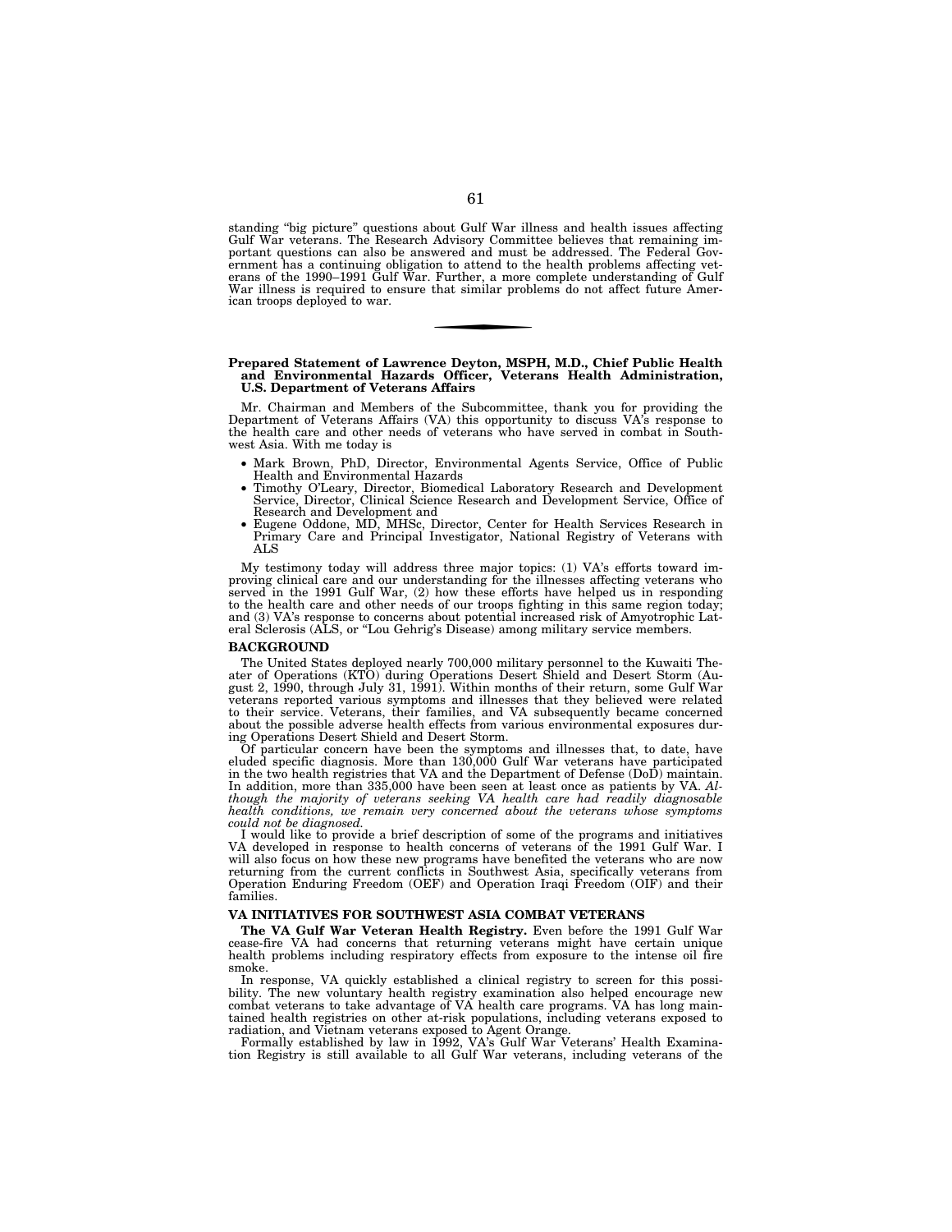standing "big picture" questions about Gulf War illness and health issues affecting Gulf War veterans. The Research Advisory Committee believes that remaining important questions can also be answered and must be addressed. The Federal Government has a continuing obligation to attend to the health problems affecting veterans of the 1990–1991 Gulf War. Further, a more complete understanding of Gulf War illness is required to ensure that similar problems do not affect future American troops deployed to war.

---

**Prepared Statement of Lawrence Deyton, MSPH, M.D., Chief Public Health and Environmental Hazards Officer, Veterans Health Administration, U.S. Department of Veterans Affairs**

Mr. Chairman and Members of the Subcommittee, thank you for providing the Department of Veterans Affairs (VA) this opportunity to discuss VA's response to the health care and other needs of veterans who have served in combat in Southwest Asia. With me today is

- Mark Brown, PhD, Director, Environmental Agents Service, Office of Public Health and Environmental Hazards
- Timothy O'Leary, Director, Biomedical Laboratory Research and Development Service, Director, Clinical Science Research and Development Service, Office of Research and Development and
- Eugene Oddone, MD, MHSc, Director, Center for Health Services Research in Primary Care and Principal Investigator, National Registry of Veterans with ALS

My testimony today will address three major topics: (1) VA's efforts toward improving clinical care and our understanding for the illnesses affecting veterans who served in the 1991 Gulf War, (2) how these efforts have helped us in responding to the health care and other needs of our troops fighting in this same region today; and (3) VA's response to concerns about potential increased risk of Amyotrophic Lateral Sclerosis (ALS, or "Lou Gehrig's Disease) among military service members.

**BACKGROUND**

The United States deployed nearly 700,000 military personnel to the Kuwaiti Theater of Operations (KTO) during Operations Desert Shield and Desert Storm (August 2, 1990, through July 31, 1991). Within months of their return, some Gulf War veterans reported various symptoms and illnesses that they believed were related to their service. Veterans, their families, and VA subsequently became concerned about the possible adverse health effects from various environmental exposures during Operations Desert Shield and Desert Storm.

Of particular concern have been the symptoms and illnesses that, to date, have eluded specific diagnosis. More than 130,000 Gulf War veterans have participated in the two health registries that VA and the Department of Defense (DoD) maintain. In addition, more than 335,000 have been seen at least once as patients by VA. *Although the majority of veterans seeking VA health care had readily diagnosable health conditions, we remain very concerned about the veterans whose symptoms could not be diagnosed.*

I would like to provide a brief description of some of the programs and initiatives VA developed in response to health concerns of veterans of the 1991 Gulf War. I will also focus on how these new programs have benefited the veterans who are now returning from the current conflicts in Southwest Asia, specifically veterans from Operation Enduring Freedom (OEF) and Operation Iraqi Freedom (OIF) and their families.

**VA INITIATIVES FOR SOUTHWEST ASIA COMBAT VETERANS**

**The VA Gulf War Veteran Health Registry.** Even before the 1991 Gulf War cease-fire VA had concerns that returning veterans might have certain unique health problems including respiratory effects from exposure to the intense oil fire smoke.

In response, VA quickly established a clinical registry to screen for this possibility. The new voluntary health registry examination also helped encourage new combat veterans to take advantage of VA health care programs. VA has long maintained health registries on other at-risk populations, including veterans exposed to radiation, and Vietnam veterans exposed to Agent Orange.

Formally established by law in 1992, VA's Gulf War Veterans' Health Examination Registry is still available to all Gulf War veterans, including veterans of the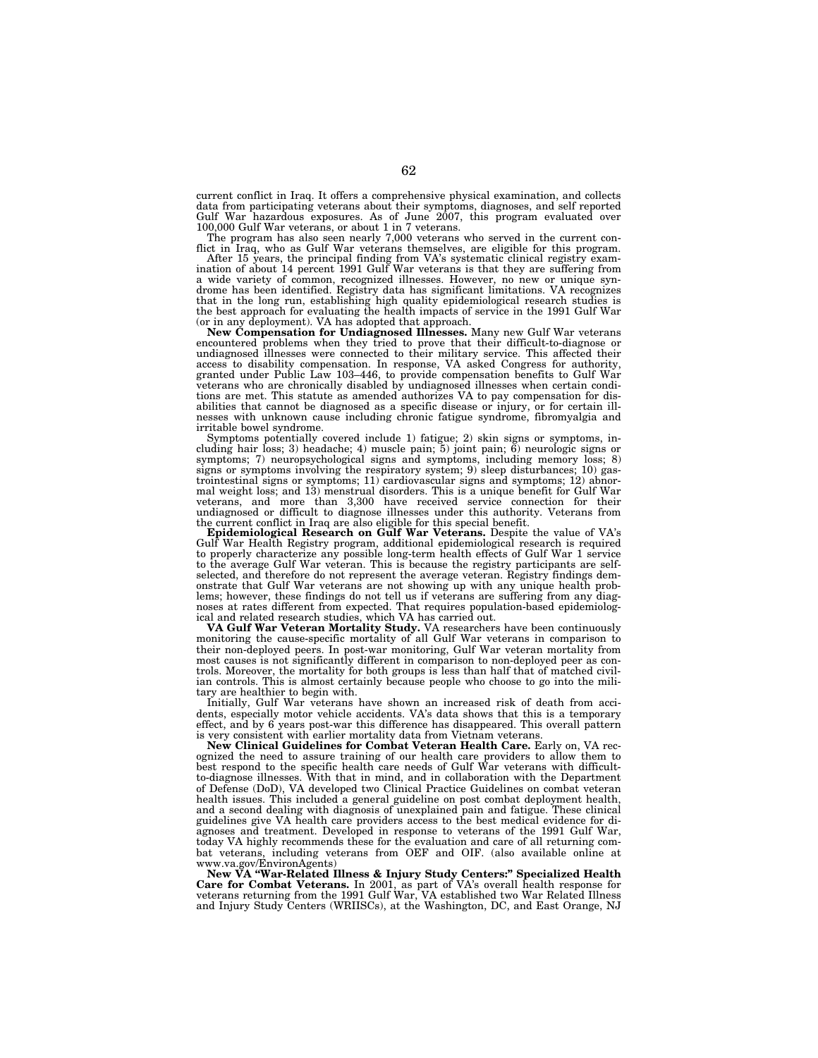current conflict in Iraq. It offers a comprehensive physical examination, and collects data from participating veterans about their symptoms, diagnoses, and self reported Gulf War hazardous exposures. As of June 2007, this program evaluated over 100,000 Gulf War veterans, or about 1 in 7 veterans.

The program has also seen nearly 7,000 veterans who served in the current conflict in Iraq, who as Gulf War veterans themselves, are eligible for this program.

After 15 years, the principal finding from VA's systematic clinical registry examination of about 14 percent 1991 Gulf War veterans is that they are suffering from a wide variety of common, recognized illnesses. However, no new or unique syndrome has been identified. Registry data has significant limitations. VA recognizes that in the long run, establishing high quality epidemiological research studies is the best approach for evaluating the health impacts of service in the 1991 Gulf War (or in any deployment). VA has adopted that approach.

**New Compensation for Undiagnosed Illnesses.** Many new Gulf War veterans encountered problems when they tried to prove that their difficult-to-diagnose or undiagnosed illnesses were connected to their military service. This affected their access to disability compensation. In response, VA asked Congress for authority, granted under Public Law 103–446, to provide compensation benefits to Gulf War veterans who are chronically disabled by undiagnosed illnesses when certain conditions are met. This statute as amended authorizes VA to pay compensation for disabilities that cannot be diagnosed as a specific disease or injury, or for certain illnesses with unknown cause including chronic fatigue syndrome, fibromyalgia and irritable bowel syndrome.

Symptoms potentially covered include 1) fatigue; 2) skin signs or symptoms, including hair loss; 3) headache; 4) muscle pain; 5) joint pain; 6) neurologic signs or symptoms; 7) neuropsychological signs and symptoms, including memory loss; 8) signs or symptoms involving the respiratory system; 9) sleep disturbances; 10) gastrointestinal signs or symptoms; 11) cardiovascular signs and symptoms; 12) abnormal weight loss; and 13) menstrual disorders. This is a unique benefit for Gulf War veterans, and more than 3,300 have received service connection for their undiagnosed or difficult to diagnose illnesses under this authority. Veterans from the current conflict in Iraq are also eligible for this special benefit.

**Epidemiological Research on Gulf War Veterans.** Despite the value of VA's Gulf War Health Registry program, additional epidemiological research is required to properly characterize any possible long-term health effects of Gulf War 1 service to the average Gulf War veteran. This is because the registry participants are self-selected, and therefore do not represent the average veteran. Registry findings demonstrate that Gulf War veterans are not showing up with any unique health problems; however, these findings do not tell us if veterans are suffering from any diagnoses at rates different from expected. That requires population-based epidemiological and related research studies, which VA has carried out.

**VA Gulf War Veteran Mortality Study.** VA researchers have been continuously monitoring the cause-specific mortality of all Gulf War veterans in comparison to their non-deployed peers. In post-war monitoring, Gulf War veteran mortality from most causes is not significantly different in comparison to non-deployed peer as controls. Moreover, the mortality for both groups is less than half that of matched civilian controls. This is almost certainly because people who choose to go into the military are healthier to begin with.

Initially, Gulf War veterans have shown an increased risk of death from accidents, especially motor vehicle accidents. VA's data shows that this is a temporary effect, and by 6 years post-war this difference has disappeared. This overall pattern is very consistent with earlier mortality data from Vietnam veterans.

**New Clinical Guidelines for Combat Veteran Health Care.** Early on, VA recognized the need to assure training of our health care providers to allow them to best respond to the specific health care needs of Gulf War veterans with difficult-to-diagnose illnesses. With that in mind, and in collaboration with the Department of Defense (DoD), VA developed two Clinical Practice Guidelines on combat veteran health issues. This included a general guideline on post combat deployment health, and a second dealing with diagnosis of unexplained pain and fatigue. These clinical guidelines give VA health care providers access to the best medical evidence for diagnoses and treatment. Developed in response to veterans of the 1991 Gulf War, today VA highly recommends these for the evaluation and care of all returning combat veterans, including veterans from OEF and OIF. (also available online at www.va.gov/EnvironAgents)

**New VA "War-Related Illness & Injury Study Centers:" Specialized Health Care for Combat Veterans.** In 2001, as part of VA's overall health response for veterans returning from the 1991 Gulf War, VA established two War Related Illness and Injury Study Centers (WRIISCs), at the Washington, DC, and East Orange, NJ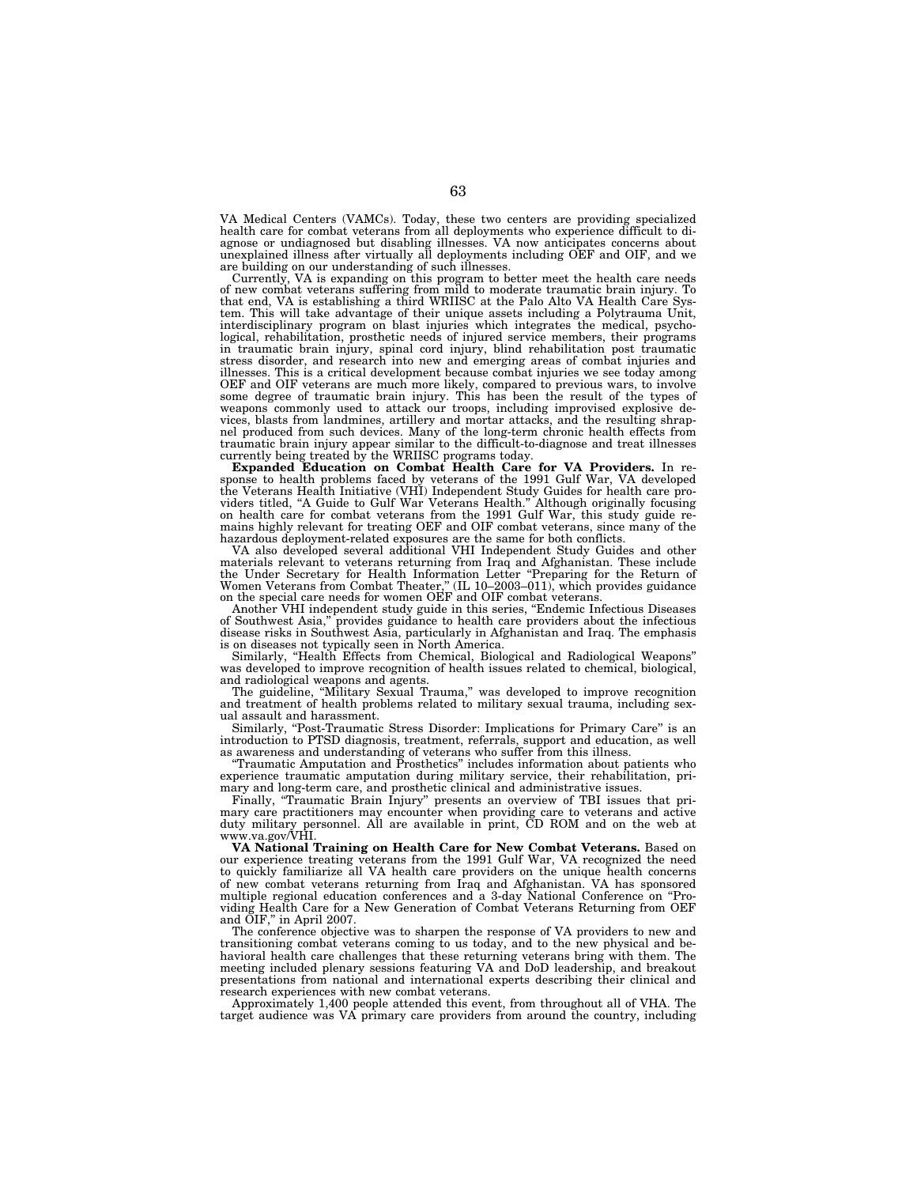VA Medical Centers (VAMCs). Today, these two centers are providing specialized health care for combat veterans from all deployments who experience difficult to diagnose or undiagnosed but disabling illnesses. VA now anticipates concerns about unexplained illness after virtually all deployments including OEF and OIF, and we are building on our understanding of such illnesses.

Currently, VA is expanding on this program to better meet the health care needs of new combat veterans suffering from mild to moderate traumatic brain injury. To that end, VA is establishing a third WRIISC at the Palo Alto VA Health Care System. This will take advantage of their unique assets including a Polytrauma Unit, interdisciplinary program on blast injuries which integrates the medical, psychological, rehabilitation, prosthetic needs of injured service members, their programs in traumatic brain injury, spinal cord injury, blind rehabilitation post traumatic stress disorder, and research into new and emerging areas of combat injuries and illnesses. This is a critical development because combat injuries we see today among OEF and OIF veterans are much more likely, compared to previous wars, to involve some degree of traumatic brain injury. This has been the result of the types of weapons commonly used to attack our troops, including improvised explosive devices, blasts from landmines, artillery and mortar attacks, and the resulting shrapnel produced from such devices. Many of the long-term chronic health effects from traumatic brain injury appear similar to the difficult-to-diagnose and treat illnesses currently being treated by the WRIISC programs today.

**Expanded Education on Combat Health Care for VA Providers.** In response to health problems faced by veterans of the 1991 Gulf War, VA developed the Veterans Health Initiative (VHI) Independent Study Guides for health care providers titled, "A Guide to Gulf War Veterans Health." Although originally focusing on health care for combat veterans from the 1991 Gulf War, this study guide remains highly relevant for treating OEF and OIF combat veterans, since many of the hazardous deployment-related exposures are the same for both conflicts.

VA also developed several additional VHI Independent Study Guides and other materials relevant to veterans returning from Iraq and Afghanistan. These include the Under Secretary for Health Information Letter "Preparing for the Return of Women Veterans from Combat Theater," (IL 10–2003–011), which provides guidance on the special care needs for women OEF and OIF combat veterans.

Another VHI independent study guide in this series, "Endemic Infectious Diseases of Southwest Asia," provides guidance to health care providers about the infectious disease risks in Southwest Asia, particularly in Afghanistan and Iraq. The emphasis is on diseases not typically seen in North America.

Similarly, "Health Effects from Chemical, Biological and Radiological Weapons" was developed to improve recognition of health issues related to chemical, biological, and radiological weapons and agents.

The guideline, "Military Sexual Trauma," was developed to improve recognition and treatment of health problems related to military sexual trauma, including sexual assault and harassment.

Similarly, "Post-Traumatic Stress Disorder: Implications for Primary Care" is an introduction to PTSD diagnosis, treatment, referrals, support and education, as well as awareness and understanding of veterans who suffer from this illness.

"Traumatic Amputation and Prosthetics" includes information about patients who experience traumatic amputation during military service, their rehabilitation, primary and long-term care, and prosthetic clinical and administrative issues.

Finally, "Traumatic Brain Injury" presents an overview of TBI issues that primary care practitioners may encounter when providing care to veterans and active duty military personnel. All are available in print, CD ROM and on the web at www.va.gov/VHI.

**VA National Training on Health Care for New Combat Veterans.** Based on our experience treating veterans from the 1991 Gulf War, VA recognized the need to quickly familiarize all VA health care providers on the unique health concerns of new combat veterans returning from Iraq and Afghanistan. VA has sponsored multiple regional education conferences and a 3-day National Conference on "Providing Health Care for a New Generation of Combat Veterans Returning from OEF and OIF," in April 2007.

The conference objective was to sharpen the response of VA providers to new and transitioning combat veterans coming to us today, and to the new physical and behavioral health care challenges that these returning veterans bring with them. The meeting included plenary sessions featuring VA and DoD leadership, and breakout presentations from national and international experts describing their clinical and research experiences with new combat veterans.

Approximately 1,400 people attended this event, from throughout all of VHA. The target audience was VA primary care providers from around the country, including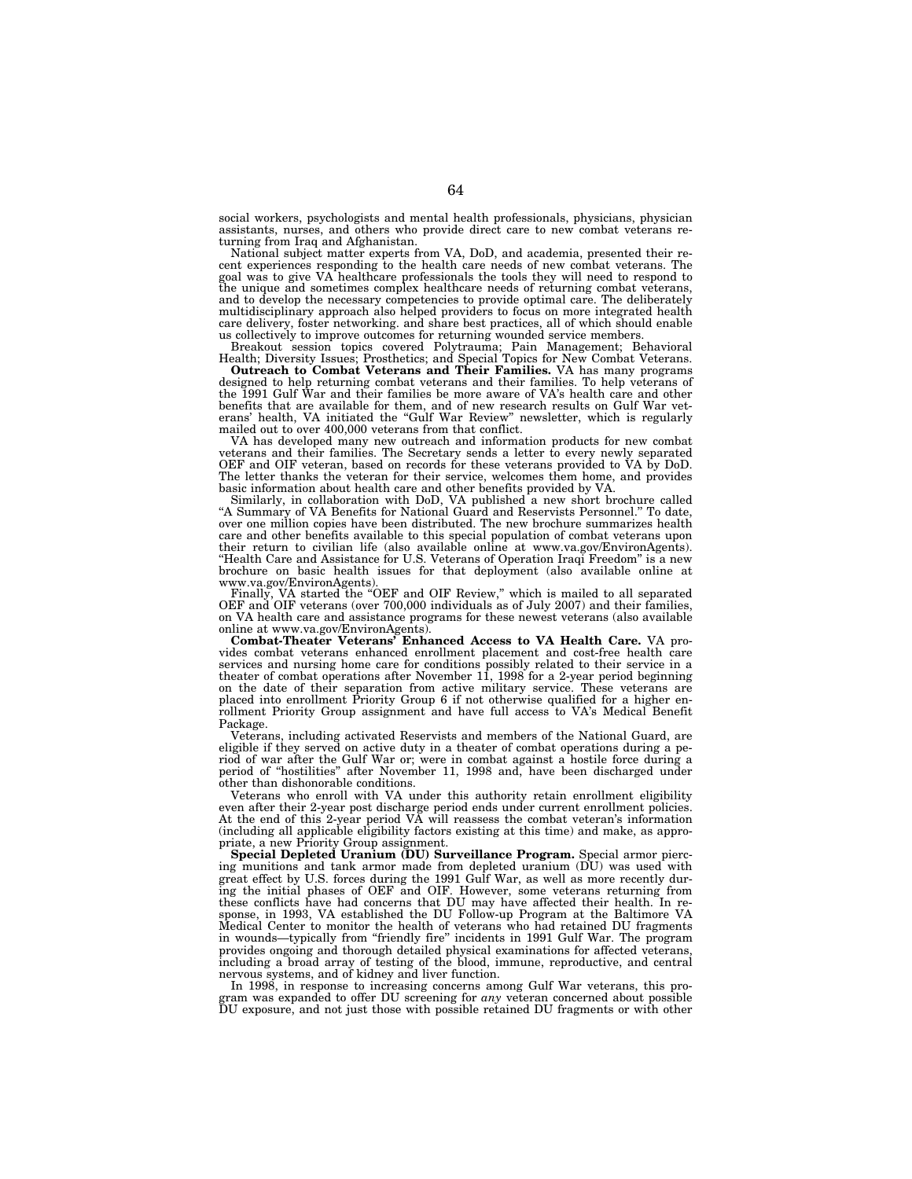social workers, psychologists and mental health professionals, physicians, physician assistants, nurses, and others who provide direct care to new combat veterans returning from Iraq and Afghanistan.

National subject matter experts from VA, DoD, and academia, presented their recent experiences responding to the health care needs of new combat veterans. The goal was to give VA healthcare professionals the tools they will need to respond to the unique and sometimes complex healthcare needs of returning combat veterans, and to develop the necessary competencies to provide optimal care. The deliberately multidisciplinary approach also helped providers to focus on more integrated health care delivery, foster networking. and share best practices, all of which should enable us collectively to improve outcomes for returning wounded service members.

Breakout session topics covered Polytrauma; Pain Management; Behavioral Health; Diversity Issues; Prosthetics; and Special Topics for New Combat Veterans.

**Outreach to Combat Veterans and Their Families.** VA has many programs designed to help returning combat veterans and their families. To help veterans of the 1991 Gulf War and their families be more aware of VA's health care and other benefits that are available for them, and of new research results on Gulf War veterans' health, VA initiated the "Gulf War Review" newsletter, which is regularly mailed out to over 400,000 veterans from that conflict.

VA has developed many new outreach and information products for new combat veterans and their families. The Secretary sends a letter to every newly separated OEF and OIF veteran, based on records for these veterans provided to VA by DoD. The letter thanks the veteran for their service, welcomes them home, and provides basic information about health care and other benefits provided by VA.

Similarly, in collaboration with DoD, VA published a new short brochure called "A Summary of VA Benefits for National Guard and Reservists Personnel." To date, over one million copies have been distributed. The new brochure summarizes health care and other benefits available to this special population of combat veterans upon their return to civilian life (also available online at www.va.gov/EnvironAgents). "Health Care and Assistance for U.S. Veterans of Operation Iraqi Freedom" is a new brochure on basic health issues for that deployment (also available online at www.va.gov/EnvironAgents).

Finally, VA started the "OEF and OIF Review," which is mailed to all separated OEF and OIF veterans (over 700,000 individuals as of July 2007) and their families, on VA health care and assistance programs for these newest veterans (also available online at www.va.gov/EnvironAgents).

**Combat-Theater Veterans' Enhanced Access to VA Health Care.** VA provides combat veterans enhanced enrollment placement and cost-free health care services and nursing home care for conditions possibly related to their service in a theater of combat operations after November 11, 1998 for a 2-year period beginning on the date of their separation from active military service. These veterans are placed into enrollment Priority Group 6 if not otherwise qualified for a higher enrollment Priority Group assignment and have full access to VA's Medical Benefit Package.

Veterans, including activated Reservists and members of the National Guard, are eligible if they served on active duty in a theater of combat operations during a period of war after the Gulf War or; were in combat against a hostile force during a period of "hostilities" after November 11, 1998 and, have been discharged under other than dishonorable conditions.

Veterans who enroll with VA under this authority retain enrollment eligibility even after their 2-year post discharge period ends under current enrollment policies. At the end of this 2-year period VA will reassess the combat veteran's information (including all applicable eligibility factors existing at this time) and make, as appropriate, a new Priority Group assignment.

**Special Depleted Uranium (DU) Surveillance Program.** Special armor piercing munitions and tank armor made from depleted uranium (DU) was used with great effect by U.S. forces during the 1991 Gulf War, as well as more recently during the initial phases of OEF and OIF. However, some veterans returning from these conflicts have had concerns that DU may have affected their health. In response, in 1993, VA established the DU Follow-up Program at the Baltimore VA Medical Center to monitor the health of veterans who had retained DU fragments in wounds—typically from "friendly fire" incidents in 1991 Gulf War. The program provides ongoing and thorough detailed physical examinations for affected veterans, including a broad array of testing of the blood, immune, reproductive, and central nervous systems, and of kidney and liver function.

In 1998, in response to increasing concerns among Gulf War veterans, this program was expanded to offer DU screening for *any* veteran concerned about possible DU exposure, and not just those with possible retained DU fragments or with other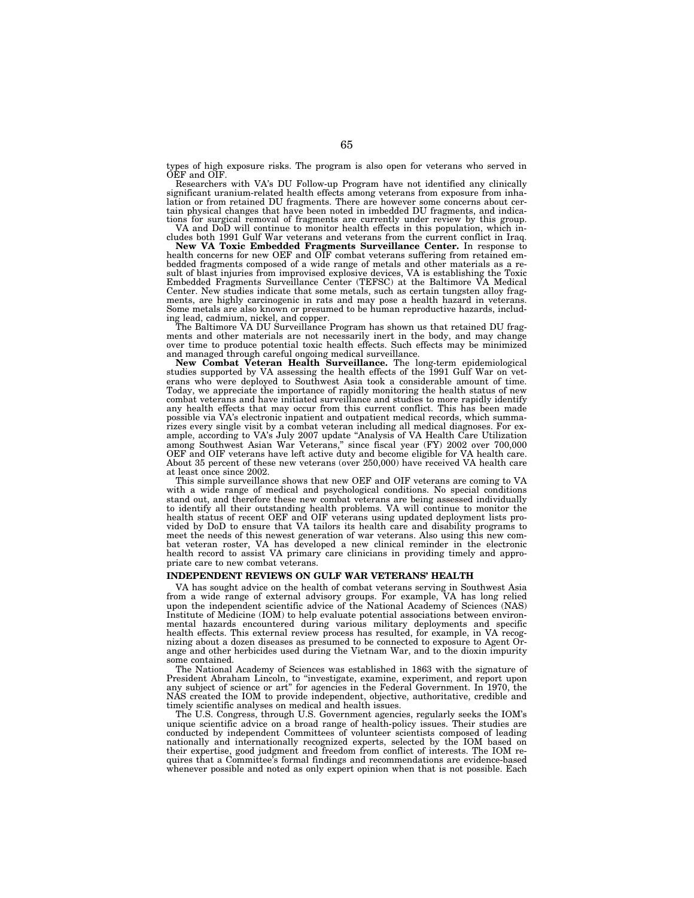types of high exposure risks. The program is also open for veterans who served in OEF and OIF.

Researchers with VA's DU Follow-up Program have not identified any clinically significant uranium-related health effects among veterans from exposure from inhalation or from retained DU fragments. There are however some concerns about certain physical changes that have been noted in imbedded DU fragments, and indications for surgical removal of fragments are currently under review by this group.

VA and DoD will continue to monitor health effects in this population, which includes both 1991 Gulf War veterans and veterans from the current conflict in Iraq.

**New VA Toxic Embedded Fragments Surveillance Center.** In response to health concerns for new OEF and OIF combat veterans suffering from retained embedded fragments composed of a wide range of metals and other materials as a result of blast injuries from improvised explosive devices, VA is establishing the Toxic Embedded Fragments Surveillance Center (TEFSC) at the Baltimore VA Medical Center. New studies indicate that some metals, such as certain tungsten alloy fragments, are highly carcinogenic in rats and may pose a health hazard in veterans. Some metals are also known or presumed to be human reproductive hazards, including lead, cadmium, nickel, and copper.

The Baltimore VA DU Surveillance Program has shown us that retained DU fragments and other materials are not necessarily inert in the body, and may change over time to produce potential toxic health effects. Such effects may be minimized and managed through careful ongoing medical surveillance.

**New Combat Veteran Health Surveillance.** The long-term epidemiological studies supported by VA assessing the health effects of the 1991 Gulf War on veterans who were deployed to Southwest Asia took a considerable amount of time. Today, we appreciate the importance of rapidly monitoring the health status of new combat veterans and have initiated surveillance and studies to more rapidly identify any health effects that may occur from this current conflict. This has been made possible via VA's electronic inpatient and outpatient medical records, which summarizes every single visit by a combat veteran including all medical diagnoses. For example, according to VA's July 2007 update "Analysis of VA Health Care Utilization among Southwest Asian War Veterans," since fiscal year (FY) 2002 over 700,000 OEF and OIF veterans have left active duty and become eligible for VA health care. About 35 percent of these new veterans (over 250,000) have received VA health care at least once since 2002.

This simple surveillance shows that new OEF and OIF veterans are coming to VA with a wide range of medical and psychological conditions. No special conditions stand out, and therefore these new combat veterans are being assessed individually to identify all their outstanding health problems. VA will continue to monitor the health status of recent OEF and OIF veterans using updated deployment lists provided by DoD to ensure that VA tailors its health care and disability programs to meet the needs of this newest generation of war veterans. Also using this new combat veteran roster, VA has developed a new clinical reminder in the electronic health record to assist VA primary care clinicians in providing timely and appropriate care to new combat veterans.

## INDEPENDENT REVIEWS ON GULF WAR VETERANS' HEALTH

VA has sought advice on the health of combat veterans serving in Southwest Asia from a wide range of external advisory groups. For example, VA has long relied upon the independent scientific advice of the National Academy of Sciences (NAS) Institute of Medicine (IOM) to help evaluate potential associations between environmental hazards encountered during various military deployments and specific health effects. This external review process has resulted, for example, in VA recognizing about a dozen diseases as presumed to be connected to exposure to Agent Orange and other herbicides used during the Vietnam War, and to the dioxin impurity some contained.

The National Academy of Sciences was established in 1863 with the signature of President Abraham Lincoln, to "investigate, examine, experiment, and report upon any subject of science or art" for agencies in the Federal Government. In 1970, the NAS created the IOM to provide independent, objective, authoritative, credible and timely scientific analyses on medical and health issues.

The U.S. Congress, through U.S. Government agencies, regularly seeks the IOM's unique scientific advice on a broad range of health-policy issues. Their studies are conducted by independent Committees of volunteer scientists composed of leading nationally and internationally recognized experts, selected by the IOM based on their expertise, good judgment and freedom from conflict of interests. The IOM requires that a Committee's formal findings and recommendations are evidence-based whenever possible and noted as only expert opinion when that is not possible. Each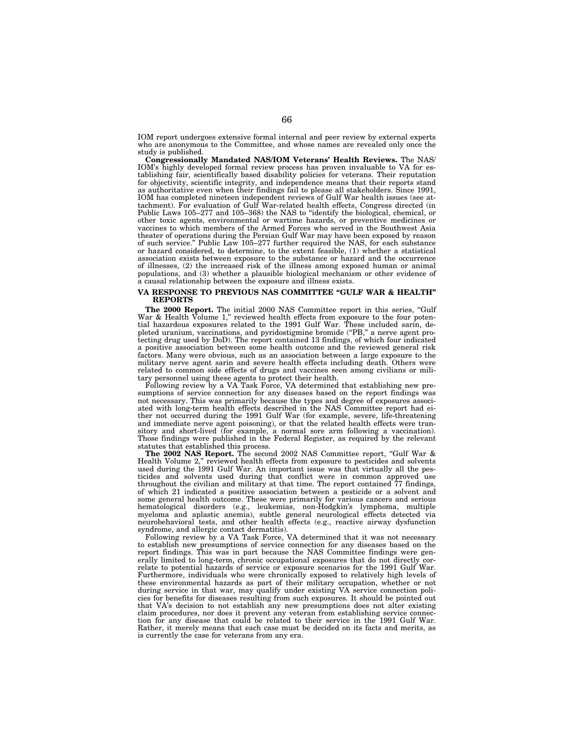IOM report undergoes extensive formal internal and peer review by external experts who are anonymous to the Committee, and whose names are revealed only once the study is published.

**Congressionally Mandated NAS/IOM Veterans' Health Reviews.** The NAS/IOM's highly developed formal review process has proven invaluable to VA for establishing fair, scientifically based disability policies for veterans. Their reputation for objectivity, scientific integrity, and independence means that their reports stand as authoritative even when their findings fail to please all stakeholders. Since 1991, IOM has completed nineteen independent reviews of Gulf War health issues (see attachment). For evaluation of Gulf War-related health effects, Congress directed (in Public Laws 105–277 and 105–368) the NAS to "identify the biological, chemical, or other toxic agents, environmental or wartime hazards, or preventive medicines or vaccines to which members of the Armed Forces who served in the Southwest Asia theater of operations during the Persian Gulf War may have been exposed by reason of such service." Public Law 105–277 further required the NAS, for each substance or hazard considered, to determine, to the extent feasible, (1) whether a statistical association exists between exposure to the substance or hazard and the occurrence of illnesses, (2) the increased risk of the illness among exposed human or animal populations, and (3) whether a plausible biological mechanism or other evidence of a causal relationship between the exposure and illness exists.

## VA RESPONSE TO PREVIOUS NAS COMMITTEE "GULF WAR & HEALTH" REPORTS

**The 2000 Report.** The initial 2000 NAS Committee report in this series, "Gulf War & Health Volume 1," reviewed health effects from exposure to the four potential hazardous exposures related to the 1991 Gulf War. These included sarin, depleted uranium, vaccinations, and pyridostigmine bromide ("PB," a nerve agent protecting drug used by DoD). The report contained 13 findings, of which four indicated a positive association between some health outcome and the reviewed general risk factors. Many were obvious, such as an association between a large exposure to the military nerve agent sarin and severe health effects including death. Others were related to common side effects of drugs and vaccines seen among civilians or military personnel using these agents to protect their health.

Following review by a VA Task Force, VA determined that establishing new presumptions of service connection for any diseases based on the report findings was not necessary. This was primarily because the types and degree of exposures associated with long-term health effects described in the NAS Committee report had either not occurred during the 1991 Gulf War (for example, severe, life-threatening and immediate nerve agent poisoning), or that the related health effects were transitory and short-lived (for example, a normal sore arm following a vaccination). Those findings were published in the Federal Register, as required by the relevant statutes that established this process.

**The 2002 NAS Report.** The second 2002 NAS Committee report, "Gulf War & Health Volume 2," reviewed health effects from exposure to pesticides and solvents used during the 1991 Gulf War. An important issue was that virtually all the pesticides and solvents used during that conflict were in common approved use throughout the civilian and military at that time. The report contained 77 findings, of which 21 indicated a positive association between a pesticide or a solvent and some general health outcome. These were primarily for various cancers and serious hematological disorders (e.g., leukemias, non-Hodgkin's lymphoma, multiple myeloma and aplastic anemia), subtle general neurological effects detected via neurobehavioral tests, and other health effects (e.g., reactive airway dysfunction syndrome, and allergic contact dermatitis).

Following review by a VA Task Force, VA determined that it was not necessary to establish new presumptions of service connection for any diseases based on the report findings. This was in part because the NAS Committee findings were generally limited to long-term, chronic occupational exposures that do not directly correlate to potential hazards of service or exposure scenarios for the 1991 Gulf War. Furthermore, individuals who were chronically exposed to relatively high levels of these environmental hazards as part of their military occupation, whether or not during service in that war, may qualify under existing VA service connection policies for benefits for diseases resulting from such exposures. It should be pointed out that VA's decision to not establish any new presumptions does not alter existing claim procedures, nor does it prevent any veteran from establishing service connection for any disease that could be related to their service in the 1991 Gulf War. Rather, it merely means that each case must be decided on its facts and merits, as is currently the case for veterans from any era.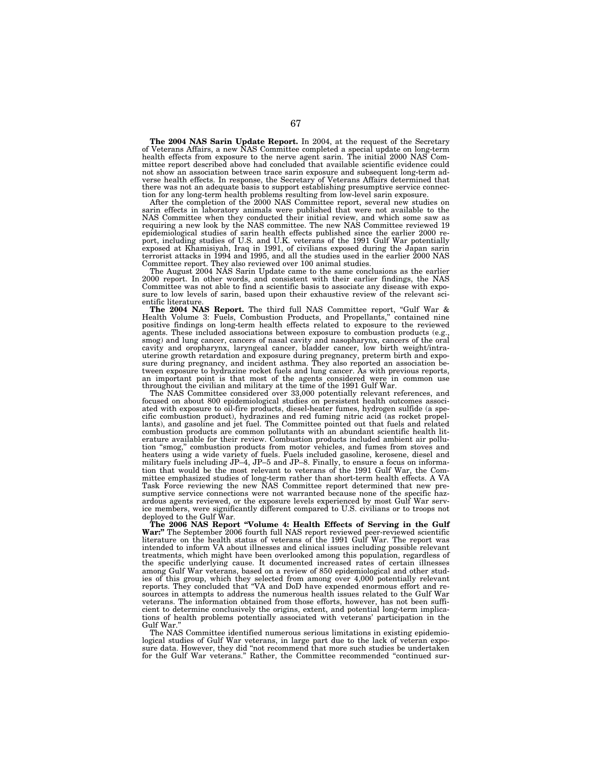**The 2004 NAS Sarin Update Report.** In 2004, at the request of the Secretary of Veterans Affairs, a new NAS Committee completed a special update on long-term health effects from exposure to the nerve agent sarin. The initial 2000 NAS Committee report described above had concluded that available scientific evidence could not show an association between trace sarin exposure and subsequent long-term adverse health effects. In response, the Secretary of Veterans Affairs determined that there was not an adequate basis to support establishing presumptive service connection for any long-term health problems resulting from low-level sarin exposure.

After the completion of the 2000 NAS Committee report, several new studies on sarin effects in laboratory animals were published that were not available to the NAS Committee when they conducted their initial review, and which some saw as requiring a new look by the NAS committee. The new NAS Committee reviewed 19 epidemiological studies of sarin health effects published since the earlier 2000 report, including studies of U.S. and U.K. veterans of the 1991 Gulf War potentially exposed at Khamisiyah, Iraq in 1991, of civilians exposed during the Japan sarin terrorist attacks in 1994 and 1995, and all the studies used in the earlier 2000 NAS Committee report. They also reviewed over 100 animal studies.

The August 2004 NAS Sarin Update came to the same conclusions as the earlier 2000 report. In other words, and consistent with their earlier findings, the NAS Committee was not able to find a scientific basis to associate any disease with exposure to low levels of sarin, based upon their exhaustive review of the relevant scientific literature.

**The 2004 NAS Report.** The third full NAS Committee report, "Gulf War & Health Volume 3: Fuels, Combustion Products, and Propellants," contained nine positive findings on long-term health effects related to exposure to the reviewed agents. These included associations between exposure to combustion products (e.g., smog) and lung cancer, cancers of nasal cavity and nasopharynx, cancers of the oral cavity and oropharynx, laryngeal cancer, bladder cancer, low birth weight/intrauterine growth retardation and exposure during pregnancy, preterm birth and exposure during pregnancy, and incident asthma. They also reported an association between exposure to hydrazine rocket fuels and lung cancer. As with previous reports, an important point is that most of the agents considered were in common use throughout the civilian and military at the time of the 1991 Gulf War.

The NAS Committee considered over 33,000 potentially relevant references, and focused on about 800 epidemiological studies on persistent health outcomes associated with exposure to oil-fire products, diesel-heater fumes, hydrogen sulfide (a specific combustion product), hydrazines and red fuming nitric acid (as rocket propellants), and gasoline and jet fuel. The Committee pointed out that fuels and related combustion products are common pollutants with an abundant scientific health literature available for their review. Combustion products included ambient air pollution "smog," combustion products from motor vehicles, and fumes from stoves and heaters using a wide variety of fuels. Fuels included gasoline, kerosene, diesel and military fuels including JP–4, JP–5 and JP–8. Finally, to ensure a focus on information that would be the most relevant to veterans of the 1991 Gulf War, the Committee emphasized studies of long-term rather than short-term health effects. A VA Task Force reviewing the new NAS Committee report determined that new presumptive service connections were not warranted because none of the specific hazardous agents reviewed, or the exposure levels experienced by most Gulf War service members, were significantly different compared to U.S. civilians or to troops not deployed to the Gulf War.

**The 2006 NAS Report "Volume 4: Health Effects of Serving in the Gulf War:"** The September 2006 fourth full NAS report reviewed peer-reviewed scientific literature on the health status of veterans of the 1991 Gulf War. The report was intended to inform VA about illnesses and clinical issues including possible relevant treatments, which might have been overlooked among this population, regardless of the specific underlying cause. It documented increased rates of certain illnesses among Gulf War veterans, based on a review of 850 epidemiological and other studies of this group, which they selected from among over 4,000 potentially relevant reports. They concluded that "VA and DoD have expended enormous effort and resources in attempts to address the numerous health issues related to the Gulf War veterans. The information obtained from those efforts, however, has not been sufficient to determine conclusively the origins, extent, and potential long-term implications of health problems potentially associated with veterans' participation in the Gulf War."

The NAS Committee identified numerous serious limitations in existing epidemiological studies of Gulf War veterans, in large part due to the lack of veteran exposure data. However, they did "not recommend that more such studies be undertaken for the Gulf War veterans." Rather, the Committee recommended "continued sur-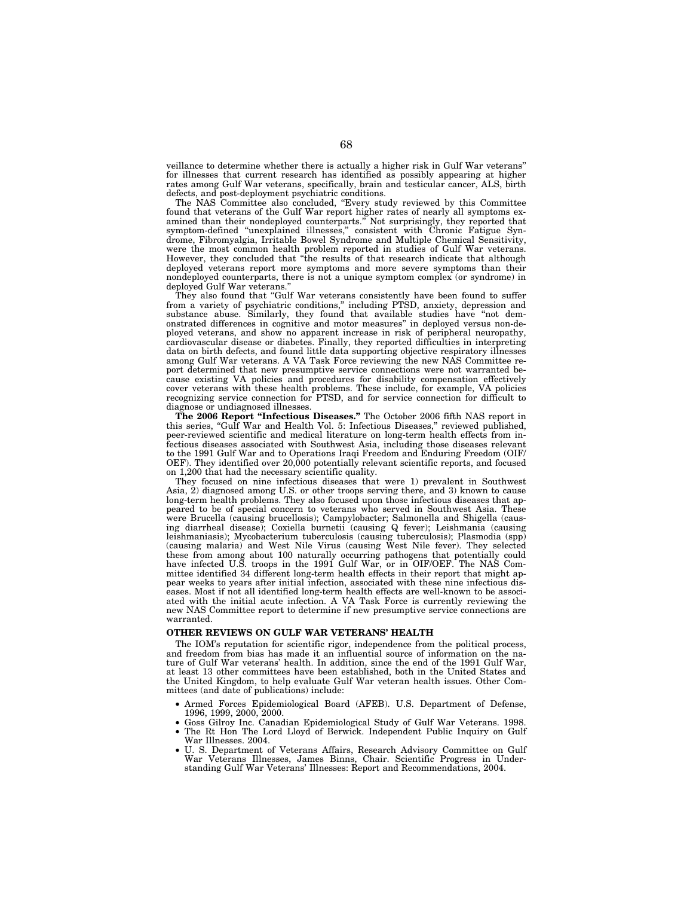veillance to determine whether there is actually a higher risk in Gulf War veterans" for illnesses that current research has identified as possibly appearing at higher rates among Gulf War veterans, specifically, brain and testicular cancer, ALS, birth defects, and post-deployment psychiatric conditions.

The NAS Committee also concluded, "Every study reviewed by this Committee found that veterans of the Gulf War report higher rates of nearly all symptoms examined than their nondeployed counterparts." Not surprisingly, they reported that symptom-defined "unexplained illnesses," consistent with Chronic Fatigue Syndrome, Fibromyalgia, Irritable Bowel Syndrome and Multiple Chemical Sensitivity, were the most common health problem reported in studies of Gulf War veterans. However, they concluded that "the results of that research indicate that although deployed veterans report more symptoms and more severe symptoms than their nondeployed counterparts, there is not a unique symptom complex (or syndrome) in deployed Gulf War veterans."

They also found that "Gulf War veterans consistently have been found to suffer from a variety of psychiatric conditions," including PTSD, anxiety, depression and substance abuse. Similarly, they found that available studies have "not demonstrated differences in cognitive and motor measures" in deployed versus non-deployed veterans, and show no apparent increase in risk of peripheral neuropathy, cardiovascular disease or diabetes. Finally, they reported difficulties in interpreting data on birth defects, and found little data supporting objective respiratory illnesses among Gulf War veterans. A VA Task Force reviewing the new NAS Committee report determined that new presumptive service connections were not warranted because existing VA policies and procedures for disability compensation effectively cover veterans with these health problems. These include, for example, VA policies recognizing service connection for PTSD, and for service connection for difficult to diagnose or undiagnosed illnesses.

**The 2006 Report "Infectious Diseases."** The October 2006 fifth NAS report in this series, "Gulf War and Health Vol. 5: Infectious Diseases," reviewed published, peer-reviewed scientific and medical literature on long-term health effects from infectious diseases associated with Southwest Asia, including those diseases relevant to the 1991 Gulf War and to Operations Iraqi Freedom and Enduring Freedom (OIF/OEF). They identified over 20,000 potentially relevant scientific reports, and focused on 1,200 that had the necessary scientific quality.

They focused on nine infectious diseases that were 1) prevalent in Southwest Asia, 2) diagnosed among U.S. or other troops serving there, and 3) known to cause long-term health problems. They also focused upon those infectious diseases that appeared to be of special concern to veterans who served in Southwest Asia. These were Brucella (causing brucellosis); Campylobacter; Salmonella and Shigella (causing diarrheal disease); Coxiella burnetii (causing Q fever); Leishmania (causing leishmaniasis); Mycobacterium tuberculosis (causing tuberculosis); Plasmodia (spp) (causing malaria) and West Nile Virus (causing West Nile fever). They selected these from among about 100 naturally occurring pathogens that potentially could have infected U.S. troops in the 1991 Gulf War, or in OIF/OEF. The NAS Committee identified 34 different long-term health effects in their report that might appear weeks to years after initial infection, associated with these nine infectious diseases. Most if not all identified long-term health effects are well-known to be associated with the initial acute infection. A VA Task Force is currently reviewing the new NAS Committee report to determine if new presumptive service connections are warranted.

**OTHER REVIEWS ON GULF WAR VETERANS' HEALTH**

The IOM's reputation for scientific rigor, independence from the political process, and freedom from bias has made it an influential source of information on the nature of Gulf War veterans' health. In addition, since the end of the 1991 Gulf War, at least 13 other committees have been established, both in the United States and the United Kingdom, to help evaluate Gulf War veteran health issues. Other Committees (and date of publications) include:

- Armed Forces Epidemiological Board (AFEB). U.S. Department of Defense, 1996, 1999, 2000, 2000.
- Goss Gilroy Inc. Canadian Epidemiological Study of Gulf War Veterans. 1998.
- The Rt Hon The Lord Lloyd of Berwick. Independent Public Inquiry on Gulf War Illnesses. 2004.
- U. S. Department of Veterans Affairs, Research Advisory Committee on Gulf War Veterans Illnesses, James Binns, Chair. Scientific Progress in Understanding Gulf War Veterans' Illnesses: Report and Recommendations, 2004.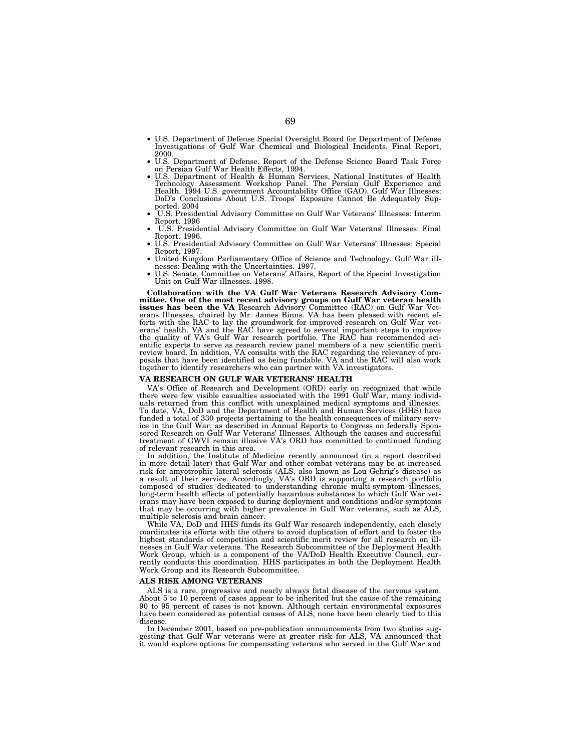- U.S. Department of Defense Special Oversight Board for Department of Defense Investigations of Gulf War Chemical and Biological Incidents. Final Report, 2000.
- U.S. Department of Defense. Report of the Defense Science Board Task Force on Persian Gulf War Health Effects, 1994.
- U.S. Department of Health & Human Services, National Institutes of Health Technology Assessment Workshop Panel. The Persian Gulf Experience and Health. 1994 U.S. government Accountability Office (GAO). Gulf War Illnesses: DoD's Conclusions About U.S. Troops' Exposure Cannot Be Adequately Supported. 2004
- U.S. Presidential Advisory Committee on Gulf War Veterans' Illnesses: Interim Report. 1996
- U.S. Presidential Advisory Committee on Gulf War Veterans' Illnesses: Final Report. 1996.
- U.S. Presidential Advisory Committee on Gulf War Veterans' Illnesses: Special Report, 1997.
- United Kingdom Parliamentary Office of Science and Technology. Gulf War illnesses: Dealing with the Uncertainties. 1997.
- U.S. Senate, Committee on Veterans' Affairs, Report of the Special Investigation Unit on Gulf War illnesses. 1998.

**Collaboration with the VA Gulf War Veterans Research Advisory Committee. One of the most recent advisory groups on Gulf War veteran health issues has been the VA** Research Advisory Committee (RAC) on Gulf War Veterans Illnesses, chaired by Mr. James Binns. VA has been pleased with recent efforts with the RAC to lay the groundwork for improved research on Gulf War veterans' health. VA and the RAC have agreed to several important steps to improve the quality of VA's Gulf War research portfolio. The RAC has recommended scientific experts to serve as research review panel members of a new scientific merit review board. In addition, VA consults with the RAC regarding the relevancy of proposals that have been identified as being fundable. VA and the RAC will also work together to identify researchers who can partner with VA investigators.

### VA RESEARCH ON GULF WAR VETERANS' HEALTH

VA's Office of Research and Development (ORD) early on recognized that while there were few visible casualties associated with the 1991 Gulf War, many individuals returned from this conflict with unexplained medical symptoms and illnesses. To date, VA, DoD and the Department of Health and Human Services (HHS) have funded a total of 330 projects pertaining to the health consequences of military service in the Gulf War, as described in Annual Reports to Congress on federally Sponsored Research on Gulf War Veterans' Illnesses. Although the causes and successful treatment of GWVI remain illusive VA's ORD has committed to continued funding of relevant research in this area.

In addition, the Institute of Medicine recently announced (in a report described in more detail later) that Gulf War and other combat veterans may be at increased risk for amyotrophic lateral sclerosis (ALS, also known as Lou Gehrig's disease) as a result of their service. Accordingly, VA's ORD is supporting a research portfolio composed of studies dedicated to understanding chronic multi-symptom illnesses, long-term health effects of potentially hazardous substances to which Gulf War veterans may have been exposed to during deployment and conditions and/or symptoms that may be occurring with higher prevalence in Gulf War veterans, such as ALS, multiple sclerosis and brain cancer.

While VA, DoD and HHS funds its Gulf War research independently, each closely coordinates its efforts with the others to avoid duplication of effort and to foster the highest standards of competition and scientific merit review for all research on illnesses in Gulf War veterans. The Research Subcommittee of the Deployment Health Work Group, which is a component of the VA/DoD Health Executive Council, currently conducts this coordination. HHS participates in both the Deployment Health Work Group and its Research Subcommittee.

### ALS RISK AMONG VETERANS

ALS is a rare, progressive and nearly always fatal disease of the nervous system. About 5 to 10 percent of cases appear to be inherited but the cause of the remaining 90 to 95 percent of cases is not known. Although certain environmental exposures have been considered as potential causes of ALS, none have been clearly tied to this disease.

In December 2001, based on pre-publication announcements from two studies suggesting that Gulf War veterans were at greater risk for ALS, VA announced that it would explore options for compensating veterans who served in the Gulf War and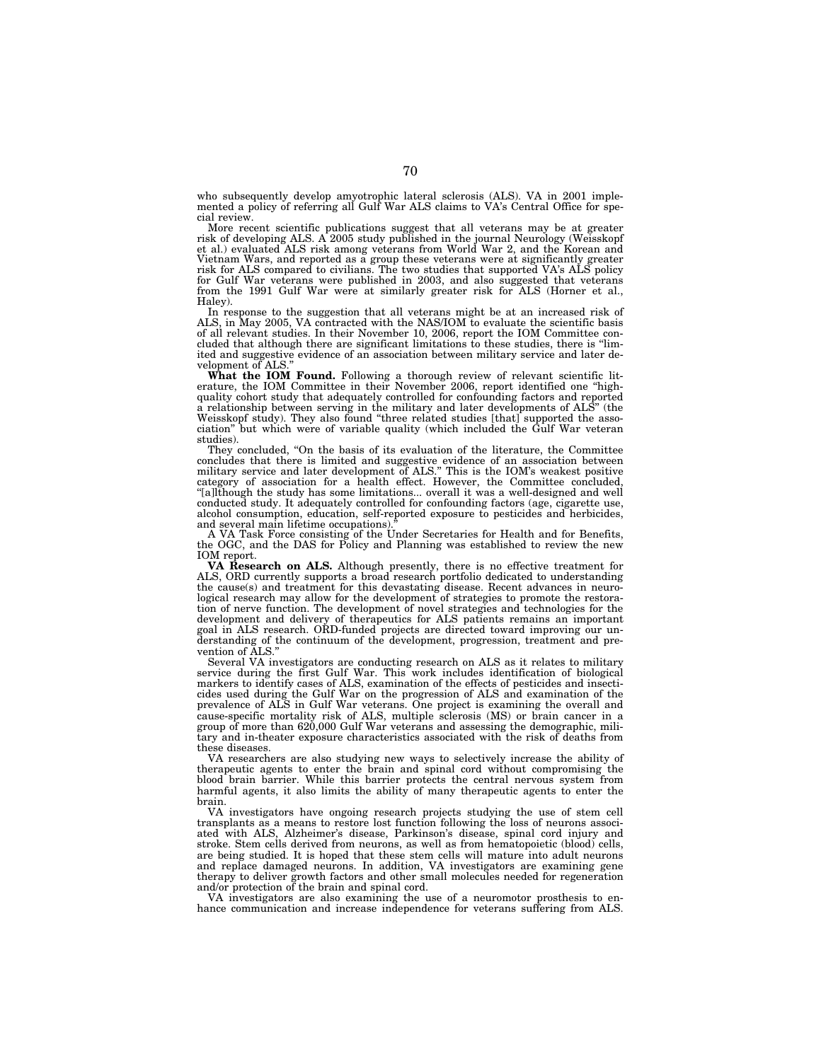who subsequently develop amyotrophic lateral sclerosis (ALS). VA in 2001 implemented a policy of referring all Gulf War ALS claims to VA's Central Office for special review.

More recent scientific publications suggest that all veterans may be at greater risk of developing ALS. A 2005 study published in the journal Neurology (Weisskopf et al.) evaluated ALS risk among veterans from World War 2, and the Korean and Vietnam Wars, and reported as a group these veterans were at significantly greater risk for ALS compared to civilians. The two studies that supported VA's ALS policy for Gulf War veterans were published in 2003, and also suggested that veterans from the 1991 Gulf War were at similarly greater risk for ALS (Horner et al., Haley).

In response to the suggestion that all veterans might be at an increased risk of ALS, in May 2005, VA contracted with the NAS/IOM to evaluate the scientific basis of all relevant studies. In their November 10, 2006, report the IOM Committee concluded that although there are significant limitations to these studies, there is "limited and suggestive evidence of an association between military service and later development of ALS."

**What the IOM Found.** Following a thorough review of relevant scientific literature, the IOM Committee in their November 2006, report identified one "high-quality cohort study that adequately controlled for confounding factors and reported a relationship between serving in the military and later developments of ALS" (the Weisskopf study). They also found "three related studies [that] supported the association" but which were of variable quality (which included the Gulf War veteran studies).

They concluded, "On the basis of its evaluation of the literature, the Committee concludes that there is limited and suggestive evidence of an association between military service and later development of ALS." This is the IOM's weakest positive category of association for a health effect. However, the Committee concluded, "[a]lthough the study has some limitations... overall it was a well-designed and well conducted study. It adequately controlled for confounding factors (age, cigarette use, alcohol consumption, education, self-reported exposure to pesticides and herbicides, and several main lifetime occupations)."

A VA Task Force consisting of the Under Secretaries for Health and for Benefits, the OGC, and the DAS for Policy and Planning was established to review the new IOM report.

**VA Research on ALS.** Although presently, there is no effective treatment for ALS, ORD currently supports a broad research portfolio dedicated to understanding the cause(s) and treatment for this devastating disease. Recent advances in neurological research may allow for the development of strategies to promote the restoration of nerve function. The development of novel strategies and technologies for the development and delivery of therapeutics for ALS patients remains an important goal in ALS research. ORD-funded projects are directed toward improving our understanding of the continuum of the development, progression, treatment and prevention of ALS."

Several VA investigators are conducting research on ALS as it relates to military service during the first Gulf War. This work includes identification of biological markers to identify cases of ALS, examination of the effects of pesticides and insecticides used during the Gulf War on the progression of ALS and examination of the prevalence of ALS in Gulf War veterans. One project is examining the overall and cause-specific mortality risk of ALS, multiple sclerosis (MS) or brain cancer in a group of more than 620,000 Gulf War veterans and assessing the demographic, military and in-theater exposure characteristics associated with the risk of deaths from these diseases.

VA researchers are also studying new ways to selectively increase the ability of therapeutic agents to enter the brain and spinal cord without compromising the blood brain barrier. While this barrier protects the central nervous system from harmful agents, it also limits the ability of many therapeutic agents to enter the brain.

VA investigators have ongoing research projects studying the use of stem cell transplants as a means to restore lost function following the loss of neurons associated with ALS, Alzheimer's disease, Parkinson's disease, spinal cord injury and stroke. Stem cells derived from neurons, as well as from hematopoietic (blood) cells, are being studied. It is hoped that these stem cells will mature into adult neurons and replace damaged neurons. In addition, VA investigators are examining gene therapy to deliver growth factors and other small molecules needed for regeneration and/or protection of the brain and spinal cord.

VA investigators are also examining the use of a neuromotor prosthesis to enhance communication and increase independence for veterans suffering from ALS.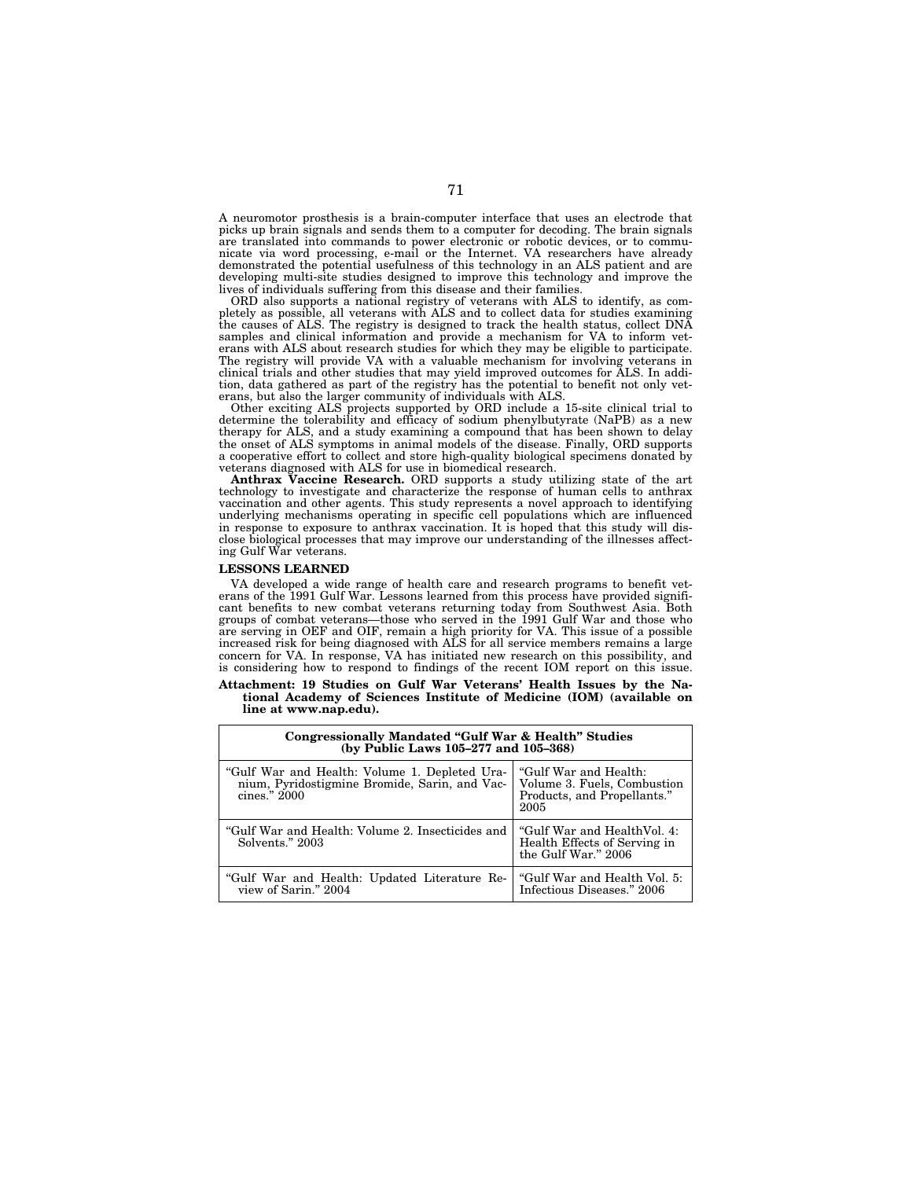A neuromotor prosthesis is a brain-computer interface that uses an electrode that picks up brain signals and sends them to a computer for decoding. The brain signals are translated into commands to power electronic or robotic devices, or to communicate via word processing, e-mail or the Internet. VA researchers have already demonstrated the potential usefulness of this technology in an ALS patient and are developing multi-site studies designed to improve this technology and improve the lives of individuals suffering from this disease and their families.

ORD also supports a national registry of veterans with ALS to identify, as completely as possible, all veterans with ALS and to collect data for studies examining the causes of ALS. The registry is designed to track the health status, collect DNA samples and clinical information and provide a mechanism for VA to inform veterans with ALS about research studies for which they may be eligible to participate. The registry will provide VA with a valuable mechanism for involving veterans in clinical trials and other studies that may yield improved outcomes for ALS. In addition, data gathered as part of the registry has the potential to benefit not only veterans, but also the larger community of individuals with ALS.

Other exciting ALS projects supported by ORD include a 15-site clinical trial to determine the tolerability and efficacy of sodium phenylbutyrate (NaPB) as a new therapy for ALS, and a study examining a compound that has been shown to delay the onset of ALS symptoms in animal models of the disease. Finally, ORD supports a cooperative effort to collect and store high-quality biological specimens donated by veterans diagnosed with ALS for use in biomedical research.

**Anthrax Vaccine Research.** ORD supports a study utilizing state of the art technology to investigate and characterize the response of human cells to anthrax vaccination and other agents. This study represents a novel approach to identifying underlying mechanisms operating in specific cell populations which are influenced in response to exposure to anthrax vaccination. It is hoped that this study will disclose biological processes that may improve our understanding of the illnesses affecting Gulf War veterans.

**LESSONS LEARNED**

VA developed a wide range of health care and research programs to benefit veterans of the 1991 Gulf War. Lessons learned from this process have provided significant benefits to new combat veterans returning today from Southwest Asia. Both groups of combat veterans—those who served in the 1991 Gulf War and those who are serving in OEF and OIF, remain a high priority for VA. This issue of a possible increased risk for being diagnosed with ALS for all service members remains a large concern for VA. In response, VA has initiated new research on this possibility, and is considering how to respond to findings of the recent IOM report on this issue.

**Attachment: 19 Studies on Gulf War Veterans' Health Issues by the National Academy of Sciences Institute of Medicine (IOM) (available on line at www.nap.edu).**

| Congressionally Mandated "Gulf War & Health" Studies (by Public Laws 105–277 and 105–368) | |
|---|---|
| "Gulf War and Health: Volume 1. Depleted Uranium, Pyridostigmine Bromide, Sarin, and Vaccines." 2000 | "Gulf War and Health: Volume 3. Fuels, Combustion Products, and Propellants." 2005 |
| "Gulf War and Health: Volume 2. Insecticides and Solvents." 2003 | "Gulf War and HealthVol. 4: Health Effects of Serving in the Gulf War." 2006 |
| "Gulf War and Health: Updated Literature Review of Sarin." 2004 | "Gulf War and Health Vol. 5: Infectious Diseases." 2006 |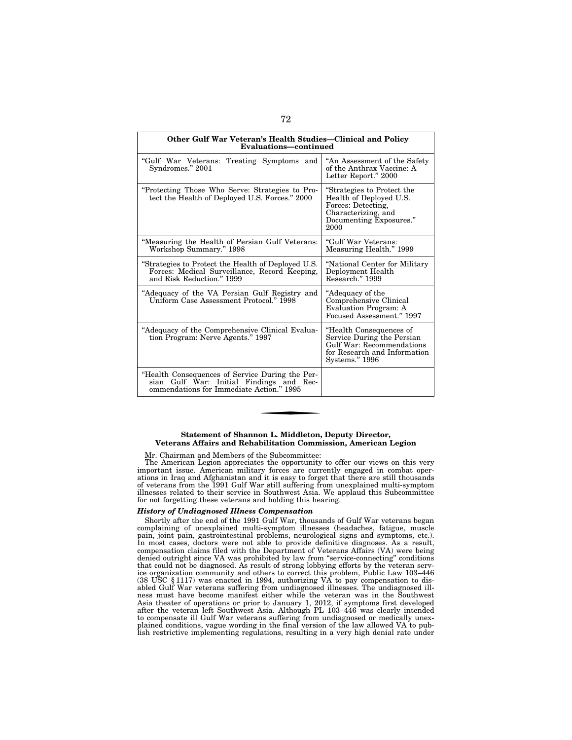| Other Gulf War Veteran's Health Studies—Clinical and Policy Evaluations—continued | |
|---|---|
| "Gulf War Veterans: Treating Symptoms and Syndromes." 2001 | "An Assessment of the Safety of the Anthrax Vaccine: A Letter Report." 2000 |
| "Protecting Those Who Serve: Strategies to Protect the Health of Deployed U.S. Forces." 2000 | "Strategies to Protect the Health of Deployed U.S. Forces: Detecting, Characterizing, and Documenting Exposures." 2000 |
| "Measuring the Health of Persian Gulf Veterans: Workshop Summary." 1998 | "Gulf War Veterans: Measuring Health." 1999 |
| "Strategies to Protect the Health of Deployed U.S. Forces: Medical Surveillance, Record Keeping, and Risk Reduction." 1999 | "National Center for Military Deployment Health Research." 1999 |
| "Adequacy of the VA Persian Gulf Registry and Uniform Case Assessment Protocol." 1998 | "Adequacy of the Comprehensive Clinical Evaluation Program: A Focused Assessment." 1997 |
| "Adequacy of the Comprehensive Clinical Evaluation Program: Nerve Agents." 1997 | "Health Consequences of Service During the Persian Gulf War: Recommendations for Research and Information Systems." 1996 |
| "Health Consequences of Service During the Persian Gulf War: Initial Findings and Recommendations for Immediate Action." 1995 | |

**Statement of Shannon L. Middleton, Deputy Director, Veterans Affairs and Rehabilitation Commission, American Legion**

Mr. Chairman and Members of the Subcommittee:

The American Legion appreciates the opportunity to offer our views on this very important issue. American military forces are currently engaged in combat operations in Iraq and Afghanistan and it is easy to forget that there are still thousands of veterans from the 1991 Gulf War still suffering from unexplained multi-symptom illnesses related to their service in Southwest Asia. We applaud this Subcommittee for not forgetting these veterans and holding this hearing.

***History of Undiagnosed Illness Compensation***

Shortly after the end of the 1991 Gulf War, thousands of Gulf War veterans began complaining of unexplained multi-symptom illnesses (headaches, fatigue, muscle pain, joint pain, gastrointestinal problems, neurological signs and symptoms, etc.). In most cases, doctors were not able to provide definitive diagnoses. As a result, compensation claims filed with the Department of Veterans Affairs (VA) were being denied outright since VA was prohibited by law from "service-connecting" conditions that could not be diagnosed. As result of strong lobbying efforts by the veteran service organization community and others to correct this problem, Public Law 103–446 (38 USC § 1117) was enacted in 1994, authorizing VA to pay compensation to disabled Gulf War veterans suffering from undiagnosed illnesses. The undiagnosed illness must have become manifest either while the veteran was in the Southwest Asia theater of operations or prior to January 1, 2012, if symptoms first developed after the veteran left Southwest Asia. Although PL 103–446 was clearly intended to compensate ill Gulf War veterans suffering from undiagnosed or medically unexplained conditions, vague wording in the final version of the law allowed VA to publish restrictive implementing regulations, resulting in a very high denial rate under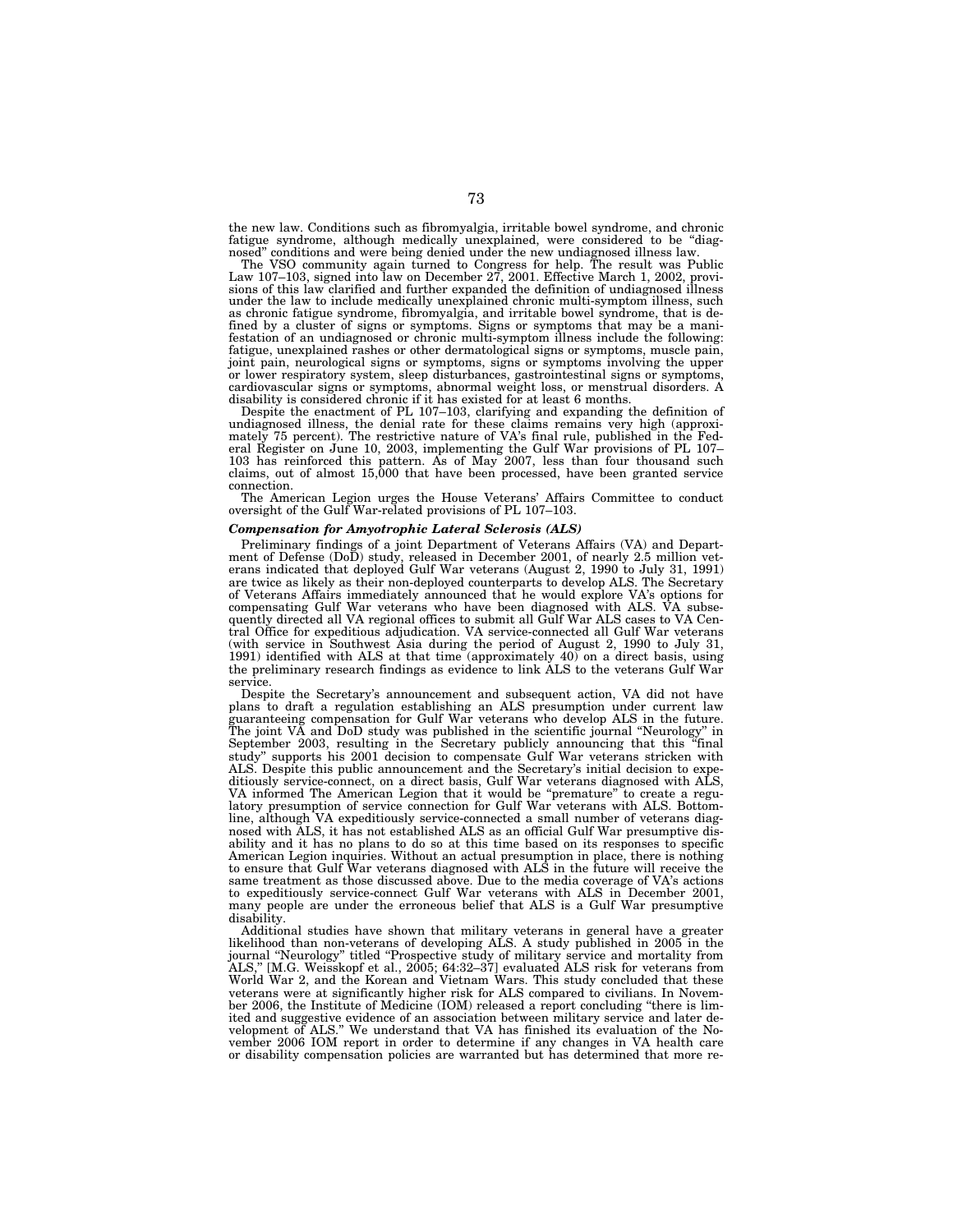the new law. Conditions such as fibromyalgia, irritable bowel syndrome, and chronic fatigue syndrome, although medically unexplained, were considered to be "diagnosed" conditions and were being denied under the new undiagnosed illness law.

The VSO community again turned to Congress for help. The result was Public Law 107–103, signed into law on December 27, 2001. Effective March 1, 2002, provisions of this law clarified and further expanded the definition of undiagnosed illness under the law to include medically unexplained chronic multi-symptom illness, such as chronic fatigue syndrome, fibromyalgia, and irritable bowel syndrome, that is defined by a cluster of signs or symptoms. Signs or symptoms that may be a manifestation of an undiagnosed or chronic multi-symptom illness include the following: fatigue, unexplained rashes or other dermatological signs or symptoms, muscle pain, joint pain, neurological signs or symptoms, signs or symptoms involving the upper or lower respiratory system, sleep disturbances, gastrointestinal signs or symptoms, cardiovascular signs or symptoms, abnormal weight loss, or menstrual disorders. A disability is considered chronic if it has existed for at least 6 months.

Despite the enactment of PL 107–103, clarifying and expanding the definition of undiagnosed illness, the denial rate for these claims remains very high (approximately 75 percent). The restrictive nature of VA's final rule, published in the Federal Register on June 10, 2003, implementing the Gulf War provisions of PL 107–103 has reinforced this pattern. As of May 2007, less than four thousand such claims, out of almost 15,000 that have been processed, have been granted service connection.

The American Legion urges the House Veterans' Affairs Committee to conduct oversight of the Gulf War-related provisions of PL 107–103.

***Compensation for Amyotrophic Lateral Sclerosis (ALS)***

Preliminary findings of a joint Department of Veterans Affairs (VA) and Department of Defense (DoD) study, released in December 2001, of nearly 2.5 million veterans indicated that deployed Gulf War veterans (August 2, 1990 to July 31, 1991) are twice as likely as their non-deployed counterparts to develop ALS. The Secretary of Veterans Affairs immediately announced that he would explore VA's options for compensating Gulf War veterans who have been diagnosed with ALS. VA subsequently directed all VA regional offices to submit all Gulf War ALS cases to VA Central Office for expeditious adjudication. VA service-connected all Gulf War veterans (with service in Southwest Asia during the period of August 2, 1990 to July 31, 1991) identified with ALS at that time (approximately 40) on a direct basis, using the preliminary research findings as evidence to link ALS to the veterans Gulf War service.

Despite the Secretary's announcement and subsequent action, VA did not have plans to draft a regulation establishing an ALS presumption under current law guaranteeing compensation for Gulf War veterans who develop ALS in the future. The joint VA and DoD study was published in the scientific journal "Neurology" in September 2003, resulting in the Secretary publicly announcing that this "final study" supports his 2001 decision to compensate Gulf War veterans stricken with ALS. Despite this public announcement and the Secretary's initial decision to expeditiously service-connect, on a direct basis, Gulf War veterans diagnosed with ALS, VA informed The American Legion that it would be "premature" to create a regulatory presumption of service connection for Gulf War veterans with ALS. Bottom-line, although VA expeditiously service-connected a small number of veterans diagnosed with ALS, it has not established ALS as an official Gulf War presumptive disability and it has no plans to do so at this time based on its responses to specific American Legion inquiries. Without an actual presumption in place, there is nothing to ensure that Gulf War veterans diagnosed with ALS in the future will receive the same treatment as those discussed above. Due to the media coverage of VA's actions to expeditiously service-connect Gulf War veterans with ALS in December 2001, many people are under the erroneous belief that ALS is a Gulf War presumptive disability.

Additional studies have shown that military veterans in general have a greater likelihood than non-veterans of developing ALS. A study published in 2005 in the journal "Neurology" titled "Prospective study of military service and mortality from ALS," [M.G. Weisskopf et al., 2005; 64:32–37] evaluated ALS risk for veterans from World War 2, and the Korean and Vietnam Wars. This study concluded that these veterans were at significantly higher risk for ALS compared to civilians. In November 2006, the Institute of Medicine (IOM) released a report concluding "there is limited and suggestive evidence of an association between military service and later development of ALS." We understand that VA has finished its evaluation of the November 2006 IOM report in order to determine if any changes in VA health care or disability compensation policies are warranted but has determined that more re-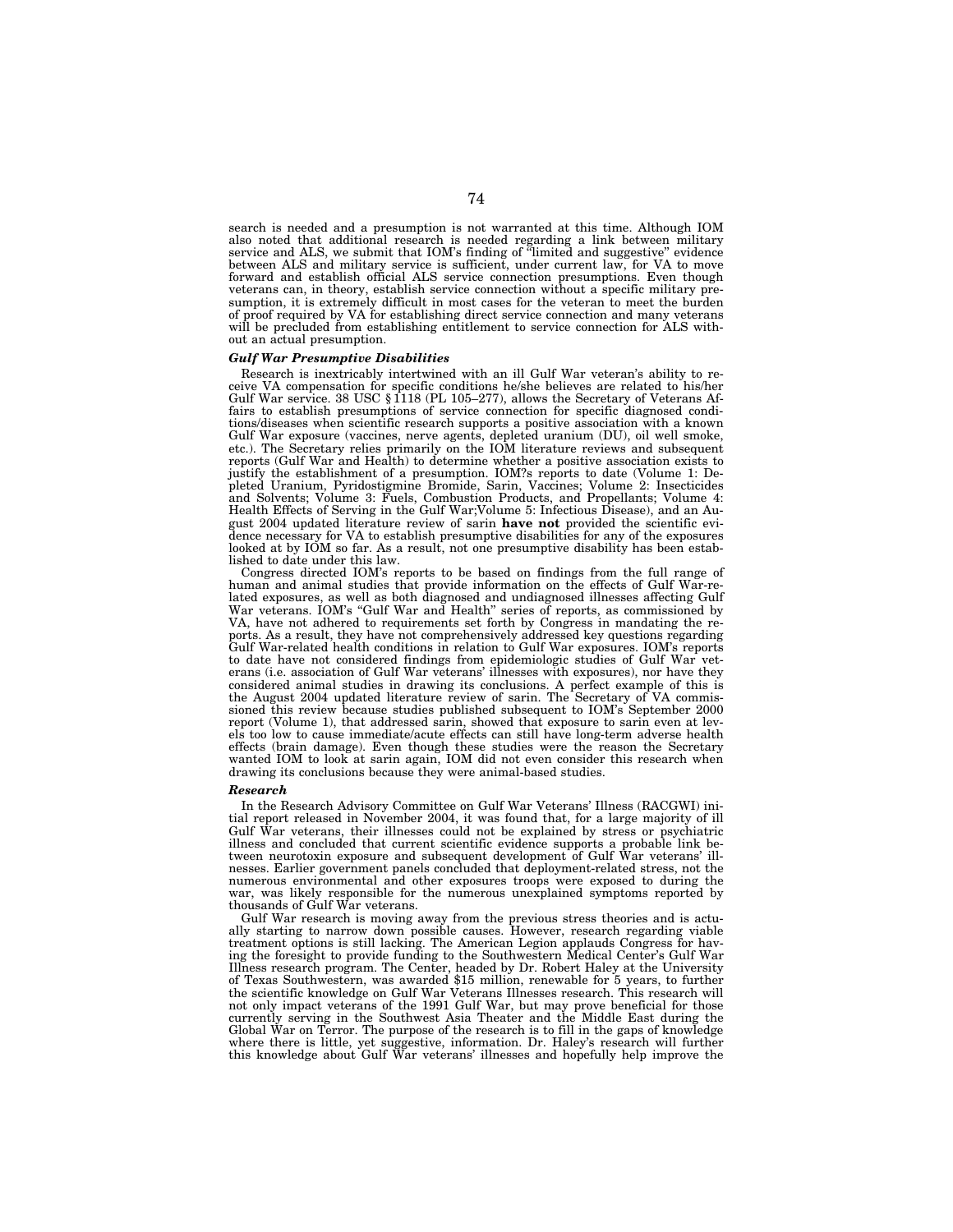search is needed and a presumption is not warranted at this time. Although IOM also noted that additional research is needed regarding a link between military service and ALS, we submit that IOM's finding of "limited and suggestive" evidence between ALS and military service is sufficient, under current law, for VA to move forward and establish official ALS service connection presumptions. Even though veterans can, in theory, establish service connection without a specific military presumption, it is extremely difficult in most cases for the veteran to meet the burden of proof required by VA for establishing direct service connection and many veterans will be precluded from establishing entitlement to service connection for ALS without an actual presumption.

### *Gulf War Presumptive Disabilities*

Research is inextricably intertwined with an ill Gulf War veteran's ability to receive VA compensation for specific conditions he/she believes are related to his/her Gulf War service. 38 USC § 1118 (PL 105–277), allows the Secretary of Veterans Affairs to establish presumptions of service connection for specific diagnosed conditions/diseases when scientific research supports a positive association with a known Gulf War exposure (vaccines, nerve agents, depleted uranium (DU), oil well smoke, etc.). The Secretary relies primarily on the IOM literature reviews and subsequent reports (Gulf War and Health) to determine whether a positive association exists to justify the establishment of a presumption. IOM?s reports to date (Volume 1: Depleted Uranium, Pyridostigmine Bromide, Sarin, Vaccines; Volume 2: Insecticides and Solvents; Volume 3: Fuels, Combustion Products, and Propellants; Volume 4: Health Effects of Serving in the Gulf War;Volume 5: Infectious Disease), and an August 2004 updated literature review of sarin **have not** provided the scientific evidence necessary for VA to establish presumptive disabilities for any of the exposures looked at by IOM so far. As a result, not one presumptive disability has been established to date under this law.

Congress directed IOM's reports to be based on findings from the full range of human and animal studies that provide information on the effects of Gulf War-related exposures, as well as both diagnosed and undiagnosed illnesses affecting Gulf War veterans. IOM's "Gulf War and Health" series of reports, as commissioned by VA, have not adhered to requirements set forth by Congress in mandating the reports. As a result, they have not comprehensively addressed key questions regarding Gulf War-related health conditions in relation to Gulf War exposures. IOM's reports to date have not considered findings from epidemiologic studies of Gulf War veterans (i.e. association of Gulf War veterans' illnesses with exposures), nor have they considered animal studies in drawing its conclusions. A perfect example of this is the August 2004 updated literature review of sarin. The Secretary of VA commissioned this review because studies published subsequent to IOM's September 2000 report (Volume 1), that addressed sarin, showed that exposure to sarin even at levels too low to cause immediate/acute effects can still have long-term adverse health effects (brain damage). Even though these studies were the reason the Secretary wanted IOM to look at sarin again, IOM did not even consider this research when drawing its conclusions because they were animal-based studies.

### *Research*

In the Research Advisory Committee on Gulf War Veterans' Illness (RACGWI) initial report released in November 2004, it was found that, for a large majority of ill Gulf War veterans, their illnesses could not be explained by stress or psychiatric illness and concluded that current scientific evidence supports a probable link between neurotoxin exposure and subsequent development of Gulf War veterans' illnesses. Earlier government panels concluded that deployment-related stress, not the numerous environmental and other exposures troops were exposed to during the war, was likely responsible for the numerous unexplained symptoms reported by thousands of Gulf War veterans.

Gulf War research is moving away from the previous stress theories and is actually starting to narrow down possible causes. However, research regarding viable treatment options is still lacking. The American Legion applauds Congress for having the foresight to provide funding to the Southwestern Medical Center's Gulf War Illness research program. The Center, headed by Dr. Robert Haley at the University of Texas Southwestern, was awarded $15 million, renewable for 5 years, to further the scientific knowledge on Gulf War Veterans Illnesses research. This research will not only impact veterans of the 1991 Gulf War, but may prove beneficial for those currently serving in the Southwest Asia Theater and the Middle East during the Global War on Terror. The purpose of the research is to fill in the gaps of knowledge where there is little, yet suggestive, information. Dr. Haley's research will further this knowledge about Gulf War veterans' illnesses and hopefully help improve the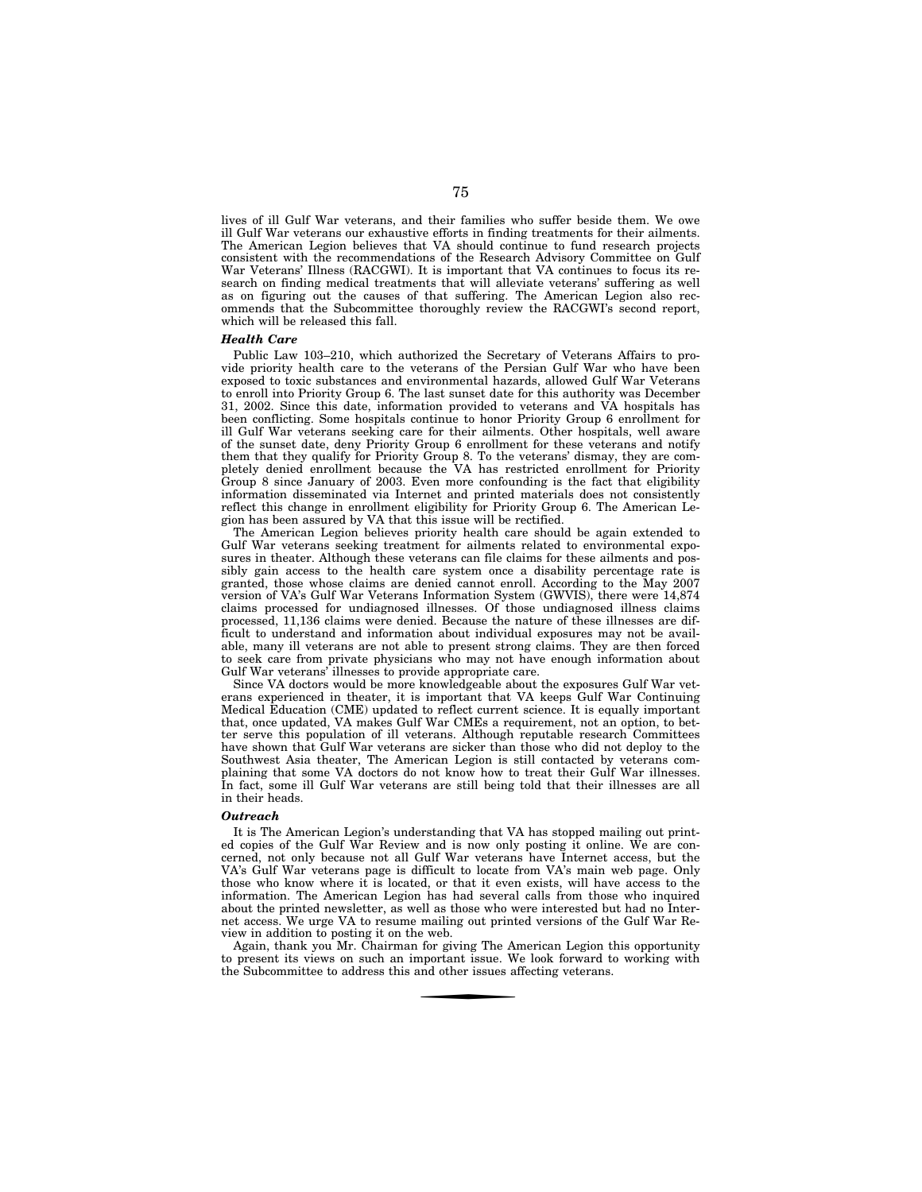lives of ill Gulf War veterans, and their families who suffer beside them. We owe ill Gulf War veterans our exhaustive efforts in finding treatments for their ailments. The American Legion believes that VA should continue to fund research projects consistent with the recommendations of the Research Advisory Committee on Gulf War Veterans' Illness (RACGWI). It is important that VA continues to focus its research on finding medical treatments that will alleviate veterans' suffering as well as on figuring out the causes of that suffering. The American Legion also recommends that the Subcommittee thoroughly review the RACGWI's second report, which will be released this fall.

### *Health Care*

Public Law 103–210, which authorized the Secretary of Veterans Affairs to provide priority health care to the veterans of the Persian Gulf War who have been exposed to toxic substances and environmental hazards, allowed Gulf War Veterans to enroll into Priority Group 6. The last sunset date for this authority was December 31, 2002. Since this date, information provided to veterans and VA hospitals has been conflicting. Some hospitals continue to honor Priority Group 6 enrollment for ill Gulf War veterans seeking care for their ailments. Other hospitals, well aware of the sunset date, deny Priority Group 6 enrollment for these veterans and notify them that they qualify for Priority Group 8. To the veterans' dismay, they are completely denied enrollment because the VA has restricted enrollment for Priority Group 8 since January of 2003. Even more confounding is the fact that eligibility information disseminated via Internet and printed materials does not consistently reflect this change in enrollment eligibility for Priority Group 6. The American Legion has been assured by VA that this issue will be rectified.

The American Legion believes priority health care should be again extended to Gulf War veterans seeking treatment for ailments related to environmental exposures in theater. Although these veterans can file claims for these ailments and possibly gain access to the health care system once a disability percentage rate is granted, those whose claims are denied cannot enroll. According to the May 2007 version of VA's Gulf War Veterans Information System (GWVIS), there were 14,874 claims processed for undiagnosed illnesses. Of those undiagnosed illness claims processed, 11,136 claims were denied. Because the nature of these illnesses are difficult to understand and information about individual exposures may not be available, many ill veterans are not able to present strong claims. They are then forced to seek care from private physicians who may not have enough information about Gulf War veterans' illnesses to provide appropriate care.

Since VA doctors would be more knowledgeable about the exposures Gulf War veterans experienced in theater, it is important that VA keeps Gulf War Continuing Medical Education (CME) updated to reflect current science. It is equally important that, once updated, VA makes Gulf War CMEs a requirement, not an option, to better serve this population of ill veterans. Although reputable research Committees have shown that Gulf War veterans are sicker than those who did not deploy to the Southwest Asia theater, The American Legion is still contacted by veterans complaining that some VA doctors do not know how to treat their Gulf War illnesses. In fact, some ill Gulf War veterans are still being told that their illnesses are all in their heads.

### *Outreach*

It is The American Legion's understanding that VA has stopped mailing out printed copies of the Gulf War Review and is now only posting it online. We are concerned, not only because not all Gulf War veterans have Internet access, but the VA's Gulf War veterans page is difficult to locate from VA's main web page. Only those who know where it is located, or that it even exists, will have access to the information. The American Legion has had several calls from those who inquired about the printed newsletter, as well as those who were interested but had no Internet access. We urge VA to resume mailing out printed versions of the Gulf War Review in addition to posting it on the web.

Again, thank you Mr. Chairman for giving The American Legion this opportunity to present its views on such an important issue. We look forward to working with the Subcommittee to address this and other issues affecting veterans.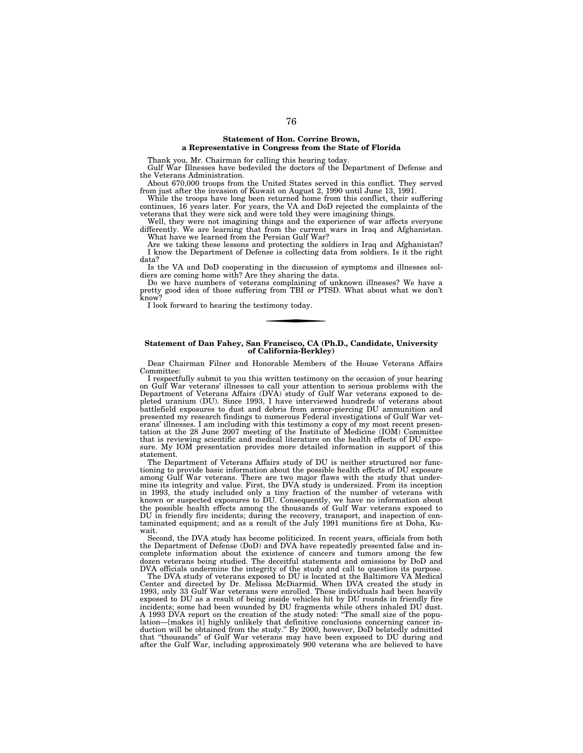## Statement of Hon. Corrine Brown, a Representative in Congress from the State of Florida

Thank you, Mr. Chairman for calling this hearing today.

Gulf War Illnesses have bedeviled the doctors of the Department of Defense and the Veterans Administration.

About 670,000 troops from the United States served in this conflict. They served from just after the invasion of Kuwait on August 2, 1990 until June 13, 1991.

While the troops have long been returned home from this conflict, their suffering continues, 16 years later. For years, the VA and DoD rejected the complaints of the veterans that they were sick and were told they were imagining things.

Well, they were not imagining things and the experience of war affects everyone differently. We are learning that from the current wars in Iraq and Afghanistan.

What have we learned from the Persian Gulf War?

Are we taking these lessons and protecting the soldiers in Iraq and Afghanistan? I know the Department of Defense is collecting data from soldiers. Is it the right data?

Is the VA and DoD cooperating in the discussion of symptoms and illnesses soldiers are coming home with? Are they sharing the data.

Do we have numbers of veterans complaining of unknown illnesses? We have a pretty good idea of those suffering from TBI or PTSD. What about what we don't know?

I look forward to hearing the testimony today.

## Statement of Dan Fahey, San Francisco, CA (Ph.D., Candidate, University of California-Berkley)

Dear Chairman Filner and Honorable Members of the House Veterans Affairs Committee:

I respectfully submit to you this written testimony on the occasion of your hearing on Gulf War veterans' illnesses to call your attention to serious problems with the Department of Veterans Affairs (DVA) study of Gulf War veterans exposed to depleted uranium (DU). Since 1993, I have interviewed hundreds of veterans about battlefield exposures to dust and debris from armor-piercing DU ammunition and presented my research findings to numerous Federal investigations of Gulf War veterans' illnesses. I am including with this testimony a copy of my most recent presentation at the 28 June 2007 meeting of the Institute of Medicine (IOM) Committee that is reviewing scientific and medical literature on the health effects of DU exposure. My IOM presentation provides more detailed information in support of this statement.

The Department of Veterans Affairs study of DU is neither structured nor functioning to provide basic information about the possible health effects of DU exposure among Gulf War veterans. There are two major flaws with the study that undermine its integrity and value. First, the DVA study is undersized. From its inception in 1993, the study included only a tiny fraction of the number of veterans with known or suspected exposures to DU. Consequently, we have no information about the possible health effects among the thousands of Gulf War veterans exposed to DU in friendly fire incidents; during the recovery, transport, and inspection of contaminated equipment; and as a result of the July 1991 munitions fire at Doha, Kuwait.

Second, the DVA study has become politicized. In recent years, officials from both the Department of Defense (DoD) and DVA have repeatedly presented false and incomplete information about the existence of cancers and tumors among the few dozen veterans being studied. The deceitful statements and omissions by DoD and DVA officials undermine the integrity of the study and call to question its purpose.

The DVA study of veterans exposed to DU is located at the Baltimore VA Medical Center and directed by Dr. Melissa McDiarmid. When DVA created the study in 1993, only 33 Gulf War veterans were enrolled. These individuals had been heavily exposed to DU as a result of being inside vehicles hit by DU rounds in friendly fire incidents; some had been wounded by DU fragments while others inhaled DU dust. A 1993 DVA report on the creation of the study noted: "The small size of the population—[makes it] highly unlikely that definitive conclusions concerning cancer induction will be obtained from the study." By 2000, however, DoD belatedly admitted that "thousands" of Gulf War veterans may have been exposed to DU during and after the Gulf War, including approximately 900 veterans who are believed to have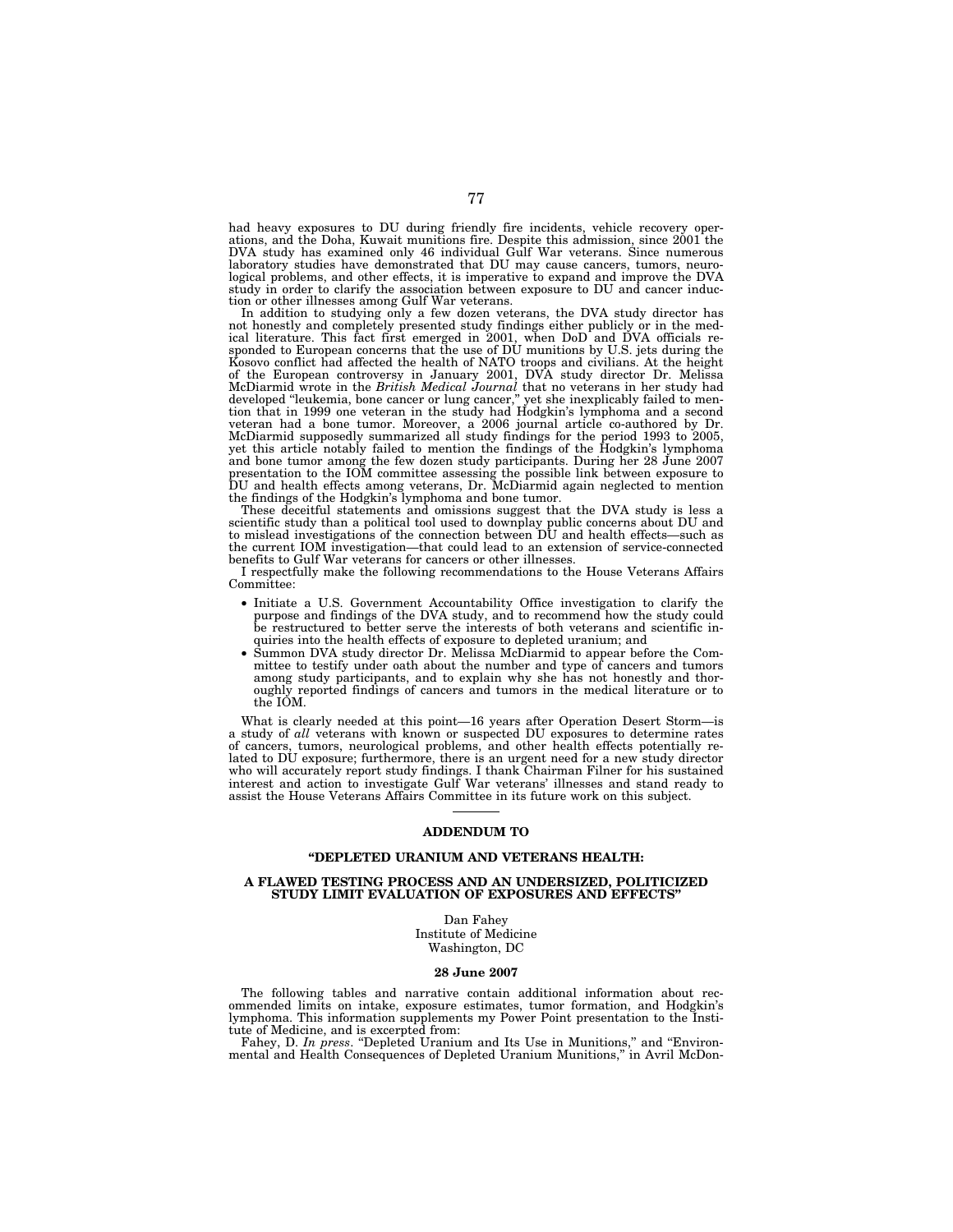had heavy exposures to DU during friendly fire incidents, vehicle recovery operations, and the Doha, Kuwait munitions fire. Despite this admission, since 2001 the DVA study has examined only 46 individual Gulf War veterans. Since numerous laboratory studies have demonstrated that DU may cause cancers, tumors, neurological problems, and other effects, it is imperative to expand and improve the DVA study in order to clarify the association between exposure to DU and cancer induction or other illnesses among Gulf War veterans.

In addition to studying only a few dozen veterans, the DVA study director has not honestly and completely presented study findings either publicly or in the medical literature. This fact first emerged in 2001, when DoD and DVA officials responded to European concerns that the use of DU munitions by U.S. jets during the Kosovo conflict had affected the health of NATO troops and civilians. At the height of the European controversy in January 2001, DVA study director Dr. Melissa McDiarmid wrote in the *British Medical Journal* that no veterans in her study had developed "leukemia, bone cancer or lung cancer," yet she inexplicably failed to mention that in 1999 one veteran in the study had Hodgkin's lymphoma and a second veteran had a bone tumor. Moreover, a 2006 journal article co-authored by Dr. McDiarmid supposedly summarized all study findings for the period 1993 to 2005, yet this article notably failed to mention the findings of the Hodgkin's lymphoma and bone tumor among the few dozen study participants. During her 28 June 2007 presentation to the IOM committee assessing the possible link between exposure to DU and health effects among veterans, Dr. McDiarmid again neglected to mention the findings of the Hodgkin's lymphoma and bone tumor.

These deceitful statements and omissions suggest that the DVA study is less a scientific study than a political tool used to downplay public concerns about DU and to mislead investigations of the connection between DU and health effects—such as the current IOM investigation—that could lead to an extension of service-connected benefits to Gulf War veterans for cancers or other illnesses.

I respectfully make the following recommendations to the House Veterans Affairs Committee:

- Initiate a U.S. Government Accountability Office investigation to clarify the purpose and findings of the DVA study, and to recommend how the study could be restructured to better serve the interests of both veterans and scientific inquiries into the health effects of exposure to depleted uranium; and
- Summon DVA study director Dr. Melissa McDiarmid to appear before the Committee to testify under oath about the number and type of cancers and tumors among study participants, and to explain why she has not honestly and thoroughly reported findings of cancers and tumors in the medical literature or to the IOM.

What is clearly needed at this point—16 years after Operation Desert Storm—is a study of *all* veterans with known or suspected DU exposures to determine rates of cancers, tumors, neurological problems, and other health effects potentially related to DU exposure; furthermore, there is an urgent need for a new study director who will accurately report study findings. I thank Chairman Filner for his sustained interest and action to investigate Gulf War veterans' illnesses and stand ready to assist the House Veterans Affairs Committee in its future work on this subject.

---

## ADDENDUM TO

## "DEPLETED URANIUM AND VETERANS HEALTH:

## A FLAWED TESTING PROCESS AND AN UNDERSIZED, POLITICIZED STUDY LIMIT EVALUATION OF EXPOSURES AND EFFECTS"

Dan Fahey
Institute of Medicine
Washington, DC

**28 June 2007**

The following tables and narrative contain additional information about recommended limits on intake, exposure estimates, tumor formation, and Hodgkin's lymphoma. This information supplements my Power Point presentation to the Institute of Medicine, and is excerpted from:

Fahey, D. *In press*. "Depleted Uranium and Its Use in Munitions," and "Environmental and Health Consequences of Depleted Uranium Munitions," in Avril McDon-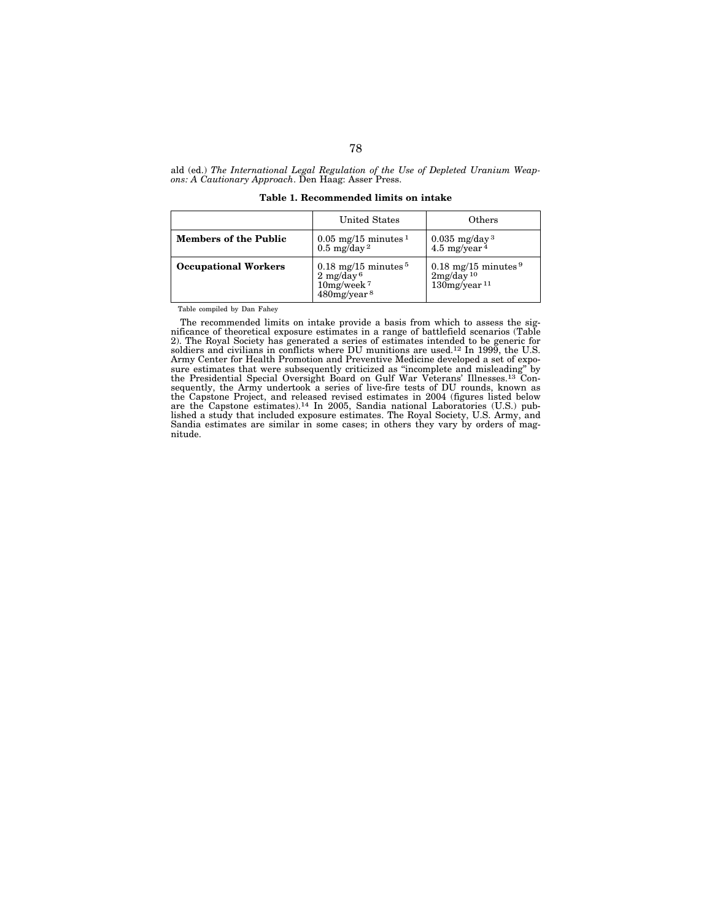ald (ed.) *The International Legal Regulation of the Use of Depleted Uranium Weapons: A Cautionary Approach*. Den Haag: Asser Press.

**Table 1. Recommended limits on intake**

| | United States | Others |
|---|---|---|
| **Members of the Public** | 0.05 mg/15 minutes [1]<br>0.5 mg/day [2] | 0.035 mg/day [3]<br>4.5 mg/year [4] |
| **Occupational Workers** | 0.18 mg/15 minutes [5]<br>2 mg/day [6]<br>10mg/week [7]<br>480mg/year [8] | 0.18 mg/15 minutes [9]<br>2mg/day [10]<br>130mg/year [11] |

Table compiled by Dan Fahey

The recommended limits on intake provide a basis from which to assess the significance of theoretical exposure estimates in a range of battlefield scenarios (Table 2). The Royal Society has generated a series of estimates intended to be generic for soldiers and civilians in conflicts where DU munitions are used.[12] In 1999, the U.S. Army Center for Health Promotion and Preventive Medicine developed a set of exposure estimates that were subsequently criticized as "incomplete and misleading" by the Presidential Special Oversight Board on Gulf War Veterans' Illnesses.[13] Consequently, the Army undertook a series of live-fire tests of DU rounds, known as the Capstone Project, and released revised estimates in 2004 (figures listed below are the Capstone estimates).[14] In 2005, Sandia national Laboratories (U.S.) published a study that included exposure estimates. The Royal Society, U.S. Army, and Sandia estimates are similar in some cases; in others they vary by orders of magnitude.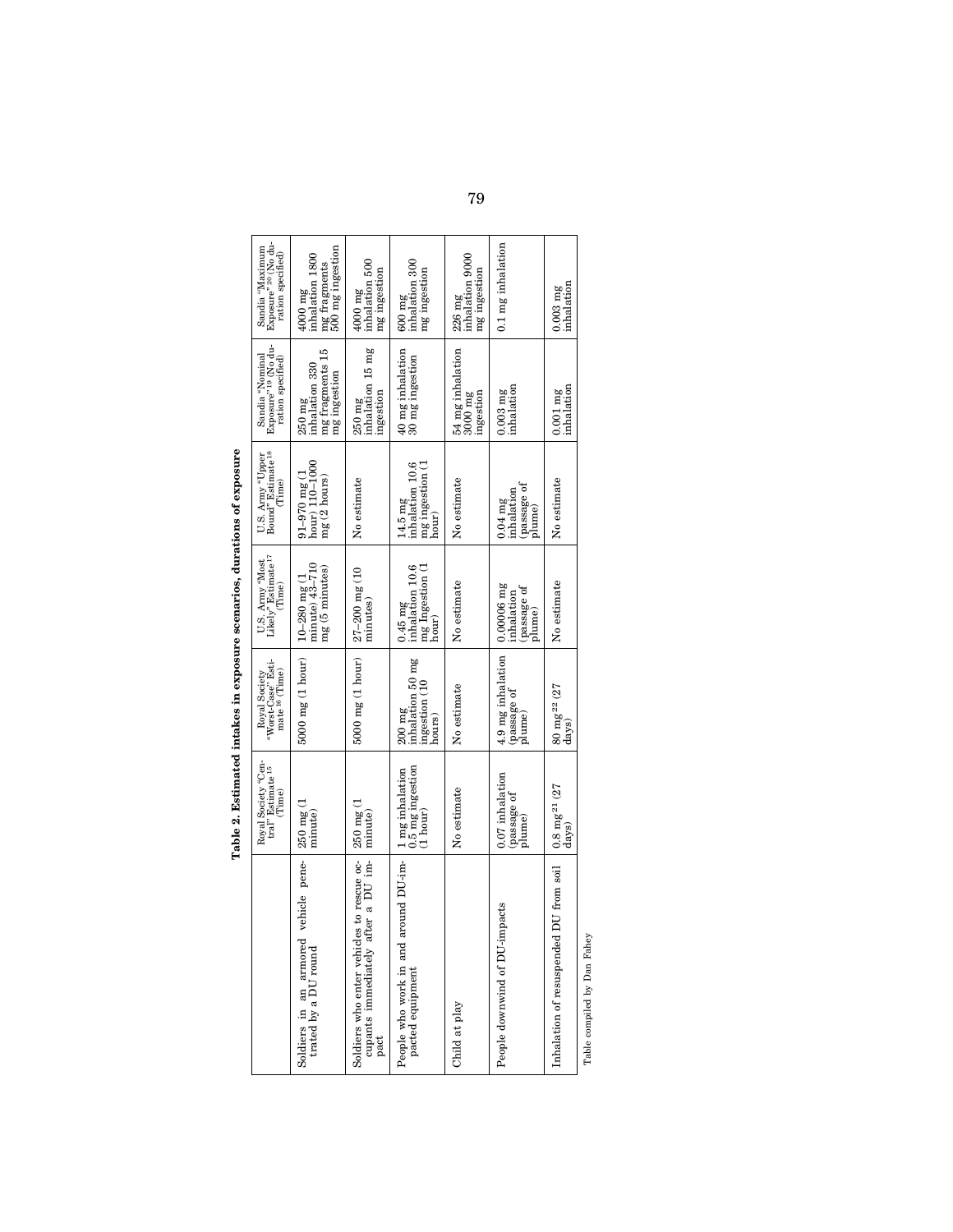**Table 2. Estimated intakes in exposure scenarios, durations of exposure**

| | Royal Society "Central" Estimate [15] (Time) | Royal Society "Worst-Case" Estimate [16] (Time) | U.S. Army "Most Likely" Estimate [17] (Time) | U.S. Army "Upper Bound" Estimate [18] (Time) | Sandia "Nominal Exposure" [19] (No duration specified) | Sandia "Maximum Exposure" [20] (No duration specified) |
|---|---|---|---|---|---|---|
| Soldiers in an armored vehicle penetrated by a DU round | 250 mg (1 minute) | 5000 mg (1 hour) | 10–280 mg (1 minute) 43–710 mg (5 minutes) | 91–970 mg (1 hour) 110–1000 mg (2 hours) | 250 mg inhalation 330 mg fragments 15 mg ingestion | 4000 mg inhalation 1800 mg fragments 500 mg ingestion |
| Soldiers who enter vehicles to rescue occupants immediately after a DU impact | 250 mg (1 minute) | 5000 mg (1 hour) | 27–200 mg (10 minutes) | No estimate | 250 mg inhalation 15 mg ingestion | 4000 mg inhalation 500 mg ingestion |
| People who work in and around DU-impacted equipment | 1 mg inhalation 0.5 mg ingestion (1 hour) | 200 mg inhalation 50 mg ingestion (10 hours) | 0.45 mg inhalation 10.6 mg Ingestion (1 hour) | 14.5 mg inhalation 10.6 mg ingestion (1 hour) | 40 mg inhalation 30 mg ingestion | 600 mg inhalation 300 mg ingestion |
| Child at play | No estimate | No estimate | No estimate | No estimate | 54 mg inhalation 3000 mg ingestion | 226 mg inhalation 9000 mg ingestion |
| People downwind of DU-impacts | 0.07 inhalation (passage of plume) | 4.9 mg inhalation (passage of plume) | 0.00006 mg inhalation (passage of plume) | 0.04 mg inhalation (passage of plume) | 0.003 mg inhalation | 0.1 mg inhalation |
| Inhalation of resuspended DU from soil | 0.8 mg [21] (27 days) | 80 mg [22] (27 days) | No estimate | No estimate | 0.001 mg inhalation | 0.003 mg inhalation |

Table compiled by Dan Fahey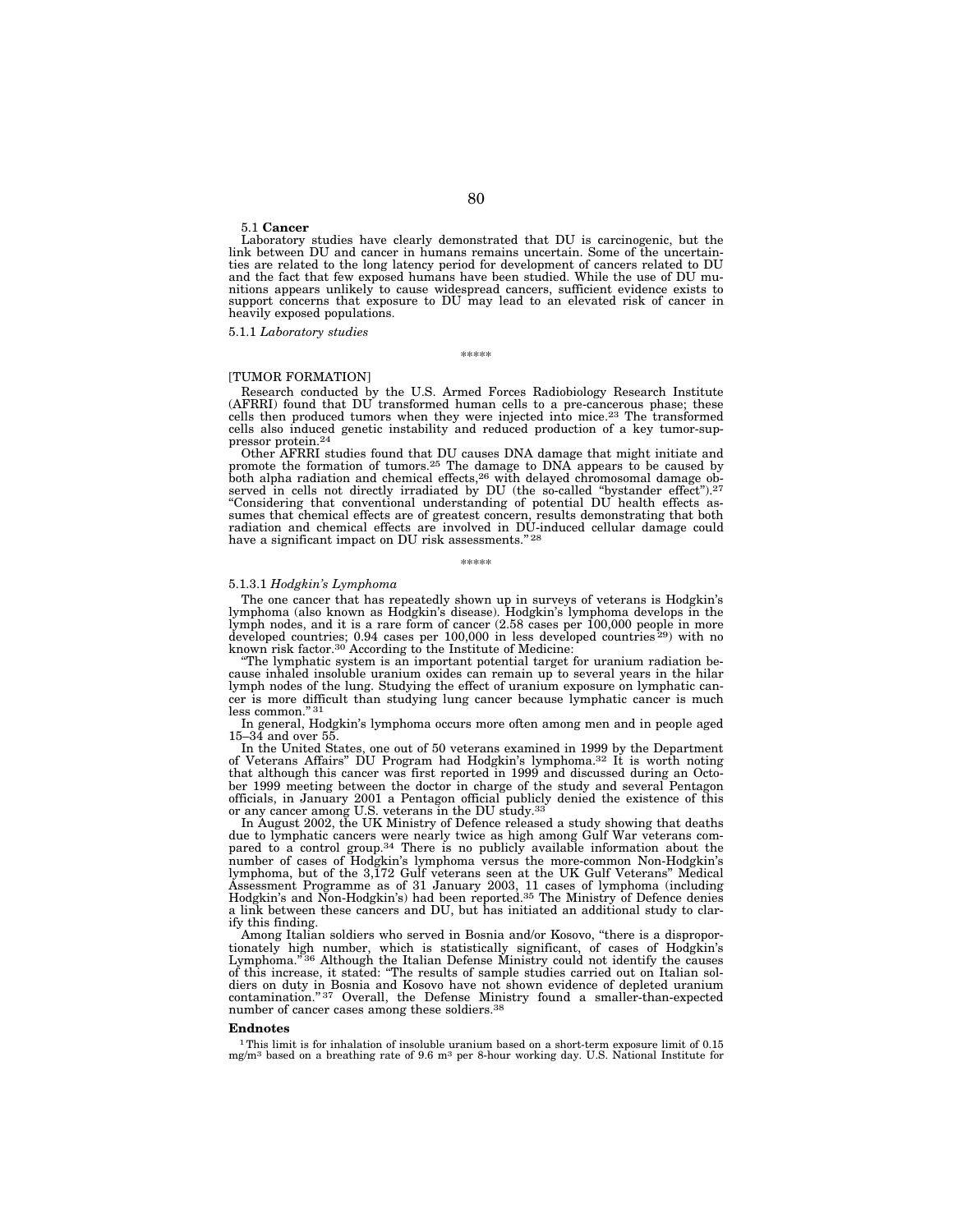5.1 **Cancer**

Laboratory studies have clearly demonstrated that DU is carcinogenic, but the link between DU and cancer in humans remains uncertain. Some of the uncertainties are related to the long latency period for development of cancers related to DU and the fact that few exposed humans have been studied. While the use of DU munitions appears unlikely to cause widespread cancers, sufficient evidence exists to support concerns that exposure to DU may lead to an elevated risk of cancer in heavily exposed populations.

5.1.1 *Laboratory studies*

\*\*\*\*\*

[TUMOR FORMATION]

Research conducted by the U.S. Armed Forces Radiobiology Research Institute (AFRRI) found that DU transformed human cells to a pre-cancerous phase; these cells then produced tumors when they were injected into mice.[23] The transformed cells also induced genetic instability and reduced production of a key tumor-suppressor protein.[24]

Other AFRRI studies found that DU causes DNA damage that might initiate and promote the formation of tumors.[25] The damage to DNA appears to be caused by both alpha radiation and chemical effects,[26] with delayed chromosomal damage observed in cells not directly irradiated by DU (the so-called "bystander effect").[27] "Considering that conventional understanding of potential DU health effects assumes that chemical effects are of greatest concern, results demonstrating that both radiation and chemical effects are involved in DU-induced cellular damage could have a significant impact on DU risk assessments."[28]

\*\*\*\*\*

5.1.3.1 *Hodgkin's Lymphoma*

The one cancer that has repeatedly shown up in surveys of veterans is Hodgkin's lymphoma (also known as Hodgkin's disease). Hodgkin's lymphoma develops in the lymph nodes, and it is a rare form of cancer (2.58 cases per 100,000 people in more developed countries; 0.94 cases per 100,000 in less developed countries[29]) with no known risk factor.[30] According to the Institute of Medicine:

"The lymphatic system is an important potential target for uranium radiation because inhaled insoluble uranium oxides can remain up to several years in the hilar lymph nodes of the lung. Studying the effect of uranium exposure on lymphatic cancer is more difficult than studying lung cancer because lymphatic cancer is much less common."[31]

In general, Hodgkin's lymphoma occurs more often among men and in people aged 15–34 and over 55.

In the United States, one out of 50 veterans examined in 1999 by the Department of Veterans Affairs" DU Program had Hodgkin's lymphoma.[32] It is worth noting that although this cancer was first reported in 1999 and discussed during an October 1999 meeting between the doctor in charge of the study and several Pentagon officials, in January 2001 a Pentagon official publicly denied the existence of this or any cancer among U.S. veterans in the DU study.[33]

In August 2002, the UK Ministry of Defence released a study showing that deaths due to lymphatic cancers were nearly twice as high among Gulf War veterans compared to a control group.[34] There is no publicly available information about the number of cases of Hodgkin's lymphoma versus the more-common Non-Hodgkin's lymphoma, but of the 3,172 Gulf veterans seen at the UK Gulf Veterans" Medical Assessment Programme as of 31 January 2003, 11 cases of lymphoma (including Hodgkin's and Non-Hodgkin's) had been reported.[35] The Ministry of Defence denies a link between these cancers and DU, but has initiated an additional study to clarify this finding.

Among Italian soldiers who served in Bosnia and/or Kosovo, "there is a disproportionately high number, which is statistically significant, of cases of Hodgkin's Lymphoma."[36] Although the Italian Defense Ministry could not identify the causes of this increase, it stated: "The results of sample studies carried out on Italian soldiers on duty in Bosnia and Kosovo have not shown evidence of depleted uranium contamination."[37] Overall, the Defense Ministry found a smaller-than-expected number of cancer cases among these soldiers.[38]

**Endnotes**

[1] This limit is for inhalation of insoluble uranium based on a short-term exposure limit of 0.15 $mg/m^3$ based on a breathing rate of 9.6 $m^3$ per 8-hour working day. U.S. National Institute for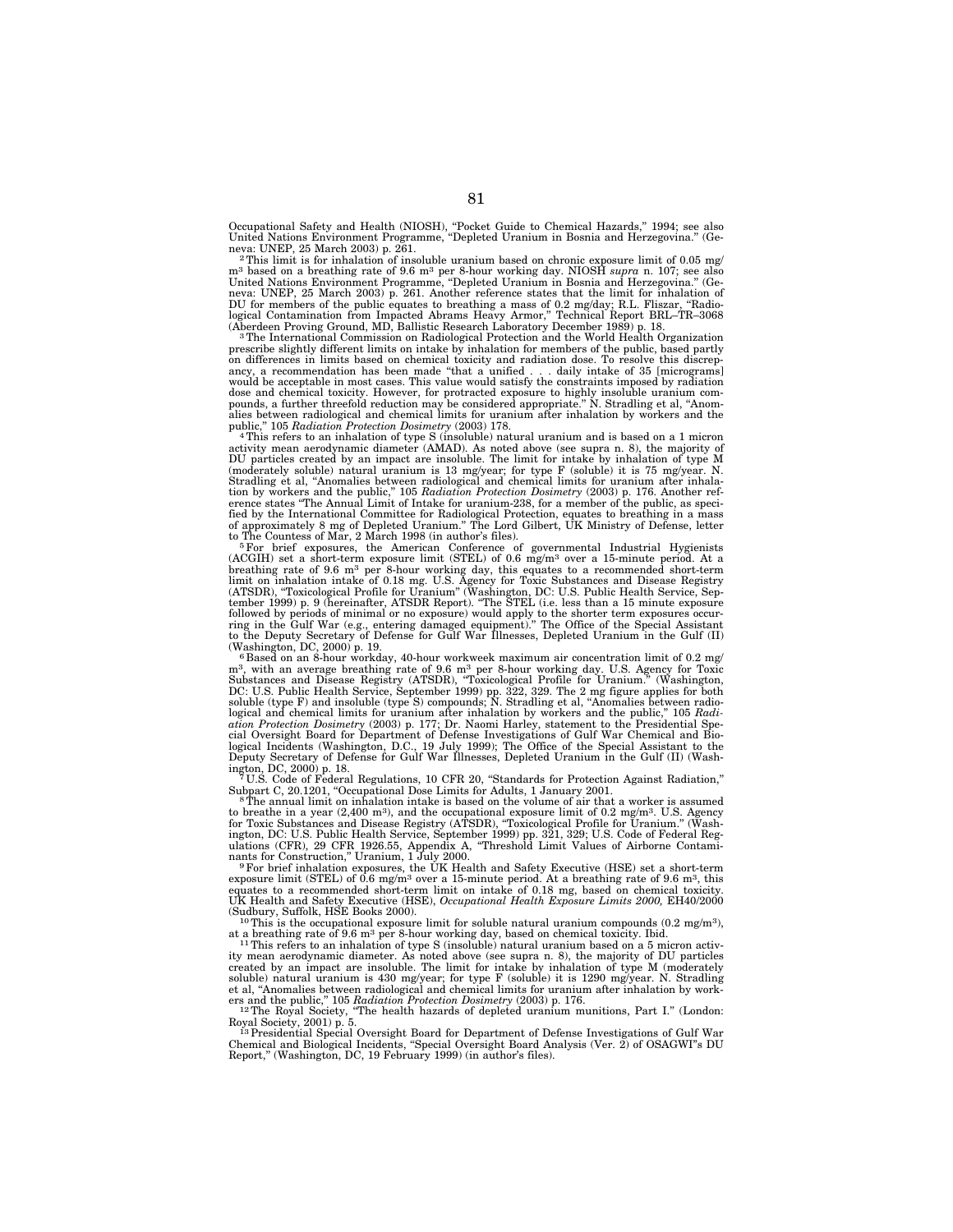Occupational Safety and Health (NIOSH), "Pocket Guide to Chemical Hazards," 1994; see also United Nations Environment Programme, "Depleted Uranium in Bosnia and Herzegovina." (Geneva: UNEP, 25 March 2003) p. 261.

[2] This limit is for inhalation of insoluble uranium based on chronic exposure limit of 0.05 mg/$m^3$ based on a breathing rate of 9.6 $m^3$ per 8-hour working day. NIOSH *supra* n. 107; see also United Nations Environment Programme, "Depleted Uranium in Bosnia and Herzegovina." (Geneva: UNEP, 25 March 2003) p. 261. Another reference states that the limit for inhalation of DU for members of the public equates to breathing a mass of 0.2 mg/day; R.L. Fliszar, "Radiological Contamination from Impacted Abrams Heavy Armor," Technical Report BRL–TR–3068 (Aberdeen Proving Ground, MD, Ballistic Research Laboratory December 1989) p. 18.

[3] The International Commission on Radiological Protection and the World Health Organization prescribe slightly different limits on intake by inhalation for members of the public, based partly on differences in limits based on chemical toxicity and radiation dose. To resolve this discrepancy, a recommendation has been made "that a unified . . . daily intake of 35 [micrograms] would be acceptable in most cases. This value would satisfy the constraints imposed by radiation dose and chemical toxicity. However, for protracted exposure to highly insoluble uranium compounds, a further threefold reduction may be considered appropriate." N. Stradling et al, "Anomalies between radiological and chemical limits for uranium after inhalation by workers and the public," 105 *Radiation Protection Dosimetry* (2003) 178.

[4] This refers to an inhalation of type S (insoluble) natural uranium and is based on a 1 micron activity mean aerodynamic diameter (AMAD). As noted above (see supra n. 8), the majority of DU particles created by an impact are insoluble. The limit for intake by inhalation of type M (moderately soluble) natural uranium is 13 mg/year; for type F (soluble) it is 75 mg/year. N. Stradling et al, "Anomalies between radiological and chemical limits for uranium after inhalation by workers and the public," 105 *Radiation Protection Dosimetry* (2003) p. 176. Another reference states "The Annual Limit of Intake for uranium-238, for a member of the public, as specified by the International Committee for Radiological Protection, equates to breathing in a mass of approximately 8 mg of Depleted Uranium." The Lord Gilbert, UK Ministry of Defense, letter to The Countess of Mar, 2 March 1998 (in author's files).

[5] For brief exposures, the American Conference of governmental Industrial Hygienists (ACGIH) set a short-term exposure limit (STEL) of 0.6 mg/$m^3$ over a 15-minute period. At a breathing rate of 9.6 $m^3$ per 8-hour working day, this equates to a recommended short-term limit on inhalation intake of 0.18 mg. U.S. Agency for Toxic Substances and Disease Registry (ATSDR), "Toxicological Profile for Uranium" (Washington, DC: U.S. Public Health Service, September 1999) p. 9 (hereinafter, ATSDR Report). "The STEL (i.e. less than a 15 minute exposure followed by periods of minimal or no exposure) would apply to the shorter term exposures occurring in the Gulf War (e.g., entering damaged equipment)." The Office of the Special Assistant to the Deputy Secretary of Defense for Gulf War Illnesses, Depleted Uranium in the Gulf (II) (Washington, DC, 2000) p. 19.

[6] Based on an 8-hour workday, 40-hour workweek maximum air concentration limit of 0.2 mg/$m^3$, with an average breathing rate of 9.6 $m^3$ per 8-hour working day. U.S. Agency for Toxic Substances and Disease Registry (ATSDR), "Toxicological Profile for Uranium." (Washington, DC: U.S. Public Health Service, September 1999) pp. 322, 329. The 2 mg figure applies for both soluble (type F) and insoluble (type S) compounds; N. Stradling et al, "Anomalies between radiological and chemical limits for uranium after inhalation by workers and the public," 105 *Radiation Protection Dosimetry* (2003) p. 177; Dr. Naomi Harley, statement to the Presidential Special Oversight Board for Department of Defense Investigations of Gulf War Chemical and Biological Incidents (Washington, D.C., 19 July 1999); The Office of the Special Assistant to the Deputy Secretary of Defense for Gulf War Illnesses, Depleted Uranium in the Gulf (II) (Washington, DC, 2000) p. 18.

[7] U.S. Code of Federal Regulations, 10 CFR 20, "Standards for Protection Against Radiation," Subpart C, 20.1201, "Occupational Dose Limits for Adults, 1 January 2001.

[8] The annual limit on inhalation intake is based on the volume of air that a worker is assumed to breathe in a year (2,400 $m^3$), and the occupational exposure limit of 0.2 mg/$m^3$. U.S. Agency for Toxic Substances and Disease Registry (ATSDR), "Toxicological Profile for Uranium." (Washington, DC: U.S. Public Health Service, September 1999) pp. 321, 329; U.S. Code of Federal Regulations (CFR), 29 CFR 1926.55, Appendix A, "Threshold Limit Values of Airborne Contaminants for Construction," Uranium, 1 July 2000.

[9] For brief inhalation exposures, the UK Health and Safety Executive (HSE) set a short-term exposure limit (STEL) of 0.6 mg/$m^3$ over a 15-minute period. At a breathing rate of 9.6 $m^3$, this equates to a recommended short-term limit on intake of 0.18 mg, based on chemical toxicity. UK Health and Safety Executive (HSE), *Occupational Health Exposure Limits 2000,* EH40/2000 (Sudbury, Suffolk, HSE Books 2000).

[10] This is the occupational exposure limit for soluble natural uranium compounds (0.2 mg/$m^3$), at a breathing rate of 9.6 $m^3$ per 8-hour working day, based on chemical toxicity. Ibid.

[11] This refers to an inhalation of type S (insoluble) natural uranium based on a 5 micron activity mean aerodynamic diameter. As noted above (see supra n. 8), the majority of DU particles created by an impact are insoluble. The limit for intake by inhalation of type M (moderately soluble) natural uranium is 430 mg/year; for type F (soluble) it is 1290 mg/year. N. Stradling et al, "Anomalies between radiological and chemical limits for uranium after inhalation by workers and the public," 105 *Radiation Protection Dosimetry* (2003) p. 176.

[12] The Royal Society, "The health hazards of depleted uranium munitions, Part I." (London: Royal Society, 2001) p. 5.

[13] Presidential Special Oversight Board for Department of Defense Investigations of Gulf War Chemical and Biological Incidents, "Special Oversight Board Analysis (Ver. 2) of OSAGWI"s DU Report," (Washington, DC, 19 February 1999) (in author's files).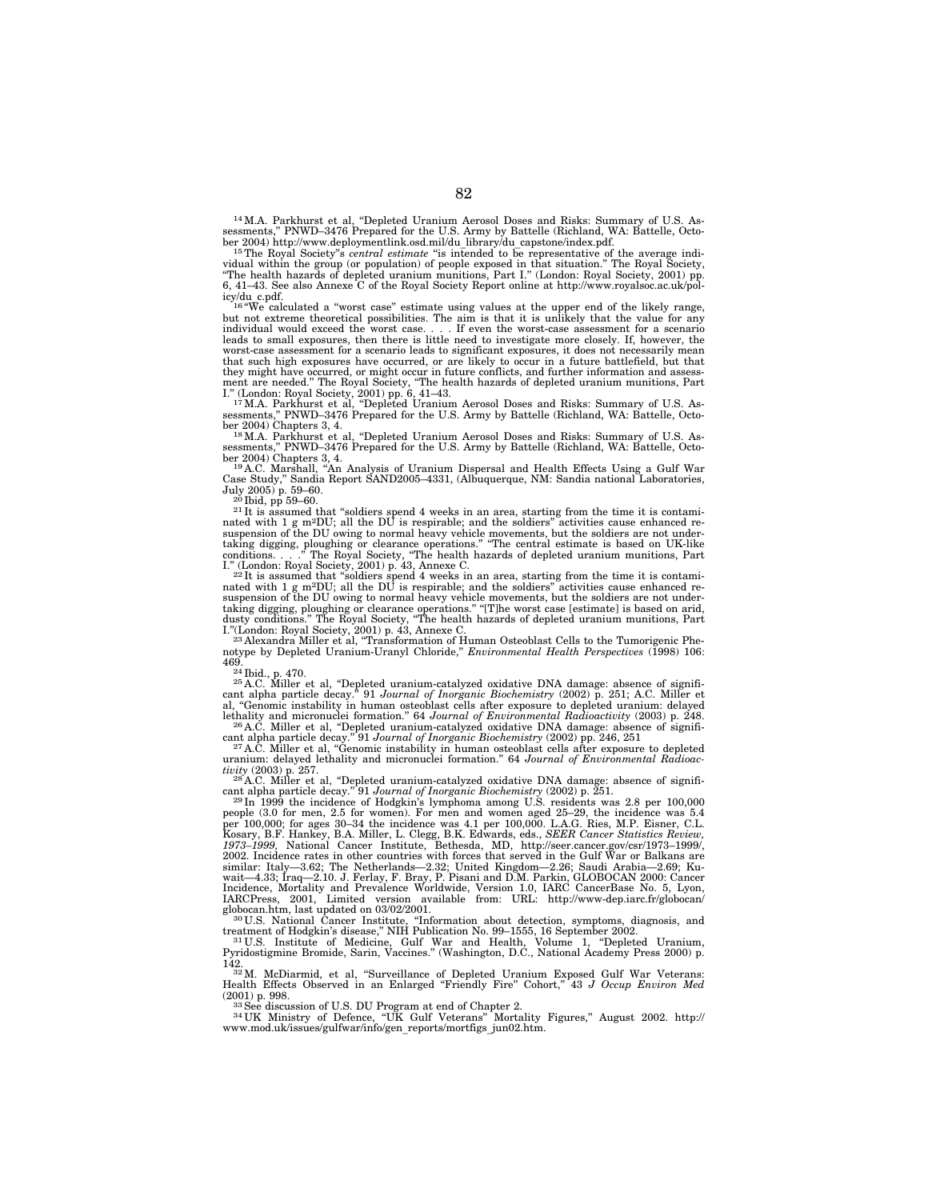[14] M.A. Parkhurst et al, "Depleted Uranium Aerosol Doses and Risks: Summary of U.S. Assessments," PNWD–3476 Prepared for the U.S. Army by Battelle (Richland, WA: Battelle, October 2004) http://www.deploymentlink.osd.mil/du_library/du_capstone/index.pdf.

[15] The Royal Society"s *central estimate* "is intended to be representative of the average individual within the group (or population) of people exposed in that situation." The Royal Society, "The health hazards of depleted uranium munitions, Part I." (London: Royal Society, 2001) pp. 6, 41–43. See also Annexe C of the Royal Society Report online at http://www.royalsoc.ac.uk/policy/du_c.pdf.

[16] "We calculated a "worst case" estimate using values at the upper end of the likely range, but not extreme theoretical possibilities. The aim is that it is unlikely that the value for any individual would exceed the worst case. . . . If even the worst-case assessment for a scenario leads to small exposures, then there is little need to investigate more closely. If, however, the worst-case assessment for a scenario leads to significant exposures, it does not necessarily mean that such high exposures have occurred, or are likely to occur in a future battlefield, but that they might have occurred, or might occur in future conflicts, and further information and assessment are needed." The Royal Society, "The health hazards of depleted uranium munitions, Part I." (London: Royal Society, 2001) pp. 6, 41–43.

[17] M.A. Parkhurst et al, "Depleted Uranium Aerosol Doses and Risks: Summary of U.S. Assessments," PNWD–3476 Prepared for the U.S. Army by Battelle (Richland, WA: Battelle, October 2004) Chapters 3, 4.

[18] M.A. Parkhurst et al, "Depleted Uranium Aerosol Doses and Risks: Summary of U.S. Assessments," PNWD–3476 Prepared for the U.S. Army by Battelle (Richland, WA: Battelle, October 2004) Chapters 3, 4.

[19] A.C. Marshall, "An Analysis of Uranium Dispersal and Health Effects Using a Gulf War Case Study," Sandia Report SAND2005–4331, (Albuquerque, NM: Sandia national Laboratories, July 2005) p. 59–60.

[20] Ibid, pp 59–60.

[21] It is assumed that "soldiers spend 4 weeks in an area, starting from the time it is contaminated with 1 g m$^2$DU; all the DU is respirable; and the soldiers" activities cause enhanced re-suspension of the DU owing to normal heavy vehicle movements, but the soldiers are not undertaking digging, ploughing or clearance operations." "The central estimate is based on UK-like conditions. . . ." The Royal Society, "The health hazards of depleted uranium munitions, Part I." (London: Royal Society, 2001) p. 43, Annexe C.

[22] It is assumed that "soldiers spend 4 weeks in an area, starting from the time it is contaminated with 1 g m$^2$DU; all the DU is respirable; and the soldiers" activities cause enhanced re-suspension of the DU owing to normal heavy vehicle movements, but the soldiers are not undertaking digging, ploughing or clearance operations." "[T]he worst case [estimate] is based on arid, dusty conditions." The Royal Society, "The health hazards of depleted uranium munitions, Part I."(London: Royal Society, 2001) p. 43, Annexe C.

[23] Alexandra Miller et al, "Transformation of Human Osteoblast Cells to the Tumorigenic Phenotype by Depleted Uranium-Uranyl Chloride," *Environmental Health Perspectives* (1998) 106: 469.

[24] Ibid., p. 470.

[25] A.C. Miller et al, "Depleted uranium-catalyzed oxidative DNA damage: absence of significant alpha particle decay." 91 *Journal of Inorganic Biochemistry* (2002) p. 251; A.C. Miller et al, "Genomic instability in human osteoblast cells after exposure to depleted uranium: delayed lethality and micronuclei formation." 64 *Journal of Environmental Radioactivity* (2003) p. 248.

[26] A.C. Miller et al, "Depleted uranium-catalyzed oxidative DNA damage: absence of significant alpha particle decay." 91 *Journal of Inorganic Biochemistry* (2002) pp. 246, 251

[27] A.C. Miller et al, "Genomic instability in human osteoblast cells after exposure to depleted uranium: delayed lethality and micronuclei formation." 64 *Journal of Environmental Radioactivity* (2003) p. 257.

[28] A.C. Miller et al, "Depleted uranium-catalyzed oxidative DNA damage: absence of significant alpha particle decay." 91 *Journal of Inorganic Biochemistry* (2002) p. 251.

[29] In 1999 the incidence of Hodgkin's lymphoma among U.S. residents was 2.8 per 100,000 people (3.0 for men, 2.5 for women). For men and women aged 25–29, the incidence was 5.4 per 100,000; for ages 30–34 the incidence was 4.1 per 100,000. L.A.G. Ries, M.P. Eisner, C.L. Kosary, B.F. Hankey, B.A. Miller, L. Clegg, B.K. Edwards, eds., *SEER Cancer Statistics Review, 1973–1999*, National Cancer Institute, Bethesda, MD, http://seer.cancer.gov/csr/1973–1999/, 2002. Incidence rates in other countries with forces that served in the Gulf War or Balkans are similar: Italy—3.62; The Netherlands—2.32; United Kingdom—2.26; Saudi Arabia—2.69; Kuwait—4.33; Iraq—2.10. J. Ferlay, F. Bray, P. Pisani and D.M. Parkin, GLOBOCAN 2000: Cancer Incidence, Mortality and Prevalence Worldwide, Version 1.0, IARC CancerBase No. 5, Lyon, IARCPress, 2001, Limited version available from: URL: http://www-dep.iarc.fr/globocan/globocan.htm, last updated on 03/02/2001.

[30] U.S. National Cancer Institute, "Information about detection, symptoms, diagnosis, and treatment of Hodgkin's disease," NIH Publication No. 99–1555, 16 September 2002.

[31] U.S. Institute of Medicine, Gulf War and Health, Volume 1, "Depleted Uranium, Pyridostigmine Bromide, Sarin, Vaccines." (Washington, D.C., National Academy Press 2000) p. 142.

[32] M. McDiarmid, et al, "Surveillance of Depleted Uranium Exposed Gulf War Veterans: Health Effects Observed in an Enlarged "Friendly Fire" Cohort," 43 *J Occup Environ Med* (2001) p. 998.

[33] See discussion of U.S. DU Program at end of Chapter 2.

[34] UK Ministry of Defence, "UK Gulf Veterans" Mortality Figures," August 2002. http://www.mod.uk/issues/gulfwar/info/gen_reports/mortfigs_jun02.htm.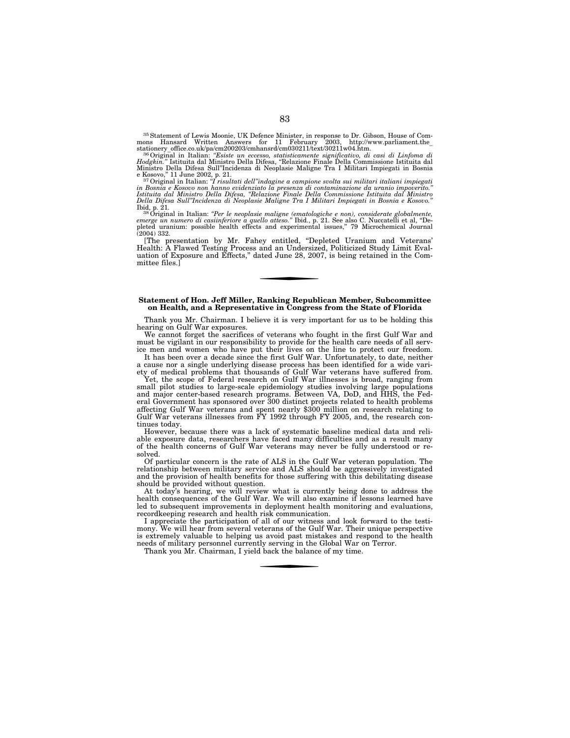[35] Statement of Lewis Moonie, UK Defence Minister, in response to Dr. Gibson, House of Commons Hansard Written Answers for 11 February 2003, http://www.parliament.the_stationery_office.co.uk/pa/cm200203/cmhansrd/cm030211/text/30211w04.htm.

[36] Original in Italian: *"Esiste un eccesso, statisticamente significativo, di casi di Linfoma di Hodgkin."* Istituita dal Ministro Della Difesa, "Relazione Finale Della Commissione Istituita dal Ministro Della Difesa Sull"Incidenza di Neoplasie Maligne Tra I Militari Impiegati in Bosnia e Kosovo," 11 June 2002, p. 21.

[37] Original in Italian: *"I risultati dell"indagine a campione svolta sui militari italiani impiegati in Bosnia e Kosovo non hanno evidenziato la presenza di contaminazione da uranio impoverito." Istituita dal Ministro Della Difesa, "Relazione Finale Della Commissione Istituita dal Ministro Della Difesa Sull"Incidenza di Neoplasie Maligne Tra I Militari Impiegati in Bosnia e Kosovo."* Ibid, p. 21.

[38] Original in Italian: *"Per le neoplasie maligne (ematologiche e non), considerate globalmente, emerge un numero di casiinferiore a quello atteso."* Ibid., p. 21. See also C. Nuccatelli et al, "Depleted uranium: possible health effects and experimental issues," 79 Microchemical Journal (2004) 332.

[The presentation by Mr. Fahey entitled, "Depleted Uranium and Veterans' Health: A Flawed Testing Process and an Undersized, Politicized Study Limit Evaluation of Exposure and Effects," dated June 28, 2007, is being retained in the Committee files.]

---

**Statement of Hon. Jeff Miller, Ranking Republican Member, Subcommittee on Health, and a Representative in Congress from the State of Florida**

Thank you Mr. Chairman. I believe it is very important for us to be holding this hearing on Gulf War exposures.

We cannot forget the sacrifices of veterans who fought in the first Gulf War and must be vigilant in our responsibility to provide for the health care needs of all service men and women who have put their lives on the line to protect our freedom.

It has been over a decade since the first Gulf War. Unfortunately, to date, neither a cause nor a single underlying disease process has been identified for a wide variety of medical problems that thousands of Gulf War veterans have suffered from.

Yet, the scope of Federal research on Gulf War illnesses is broad, ranging from small pilot studies to large-scale epidemiology studies involving large populations and major center-based research programs. Between VA, DoD, and HHS, the Federal Government has sponsored over 300 distinct projects related to health problems affecting Gulf War veterans and spent nearly $300 million on research relating to Gulf War veterans illnesses from FY 1992 through FY 2005, and, the research continues today.

However, because there was a lack of systematic baseline medical data and reliable exposure data, researchers have faced many difficulties and as a result many of the health concerns of Gulf War veterans may never be fully understood or resolved.

Of particular concern is the rate of ALS in the Gulf War veteran population. The relationship between military service and ALS should be aggressively investigated and the provision of health benefits for those suffering with this debilitating disease should be provided without question.

At today's hearing, we will review what is currently being done to address the health consequences of the Gulf War. We will also examine if lessons learned have led to subsequent improvements in deployment health monitoring and evaluations, recordkeeping research and health risk communication.

I appreciate the participation of all of our witness and look forward to the testimony. We will hear from several veterans of the Gulf War. Their unique perspective is extremely valuable to helping us avoid past mistakes and respond to the health needs of military personnel currently serving in the Global War on Terror.

Thank you Mr. Chairman, I yield back the balance of my time.

---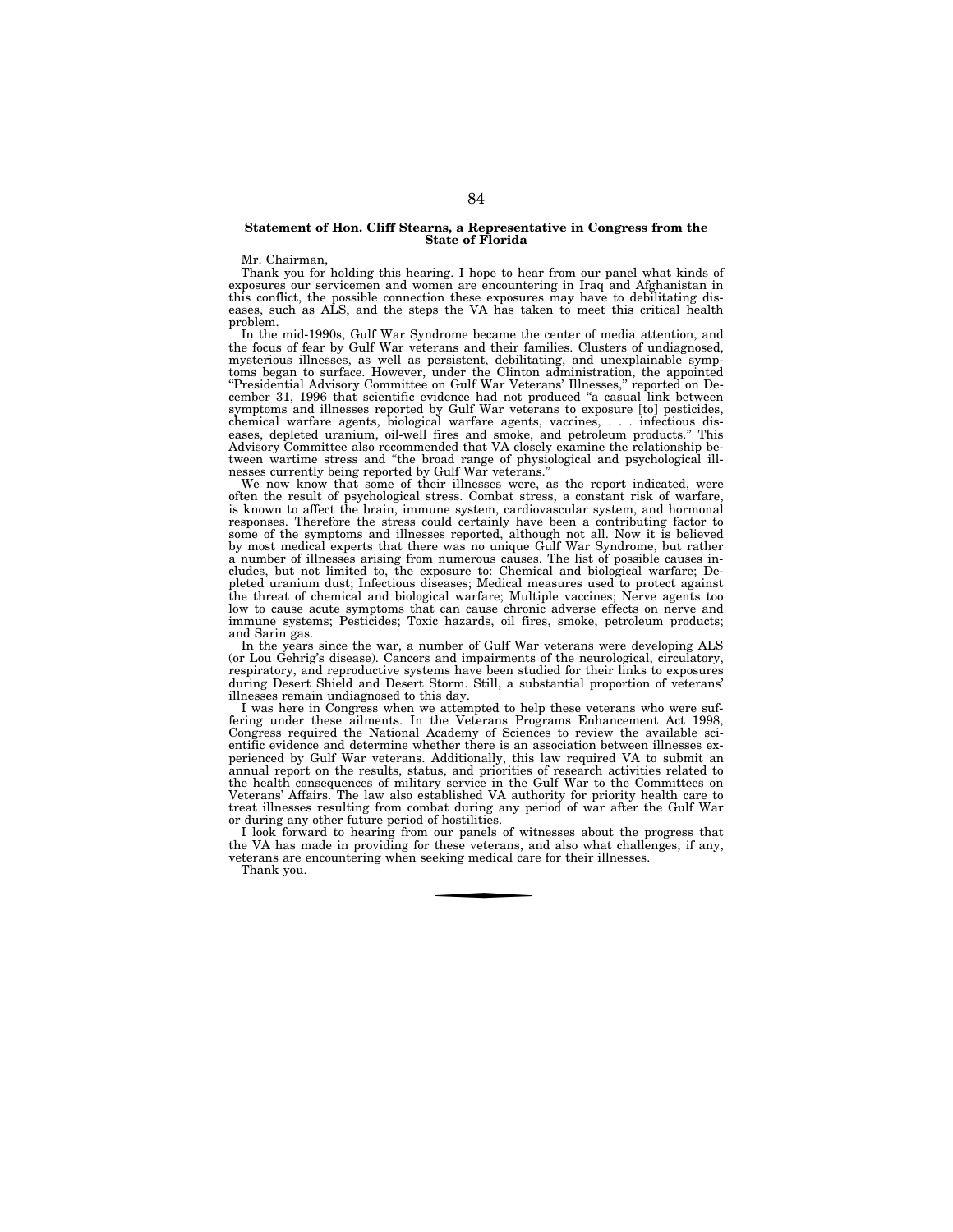**Statement of Hon. Cliff Stearns, a Representative in Congress from the State of Florida**

Mr. Chairman,

Thank you for holding this hearing. I hope to hear from our panel what kinds of exposures our servicemen and women are encountering in Iraq and Afghanistan in this conflict, the possible connection these exposures may have to debilitating diseases, such as ALS, and the steps the VA has taken to meet this critical health problem.

In the mid-1990s, Gulf War Syndrome became the center of media attention, and the focus of fear by Gulf War veterans and their families. Clusters of undiagnosed, mysterious illnesses, as well as persistent, debilitating, and unexplainable symptoms began to surface. However, under the Clinton administration, the appointed "Presidential Advisory Committee on Gulf War Veterans' Illnesses," reported on December 31, 1996 that scientific evidence had not produced "a casual link between symptoms and illnesses reported by Gulf War veterans to exposure [to] pesticides, chemical warfare agents, biological warfare agents, vaccines, . . . infectious diseases, depleted uranium, oil-well fires and smoke, and petroleum products." This Advisory Committee also recommended that VA closely examine the relationship between wartime stress and "the broad range of physiological and psychological illnesses currently being reported by Gulf War veterans."

We now know that some of their illnesses were, as the report indicated, were often the result of psychological stress. Combat stress, a constant risk of warfare, is known to affect the brain, immune system, cardiovascular system, and hormonal responses. Therefore the stress could certainly have been a contributing factor to some of the symptoms and illnesses reported, although not all. Now it is believed by most medical experts that there was no unique Gulf War Syndrome, but rather a number of illnesses arising from numerous causes. The list of possible causes includes, but not limited to, the exposure to: Chemical and biological warfare; Depleted uranium dust; Infectious diseases; Medical measures used to protect against the threat of chemical and biological warfare; Multiple vaccines; Nerve agents too low to cause acute symptoms that can cause chronic adverse effects on nerve and immune systems; Pesticides; Toxic hazards, oil fires, smoke, petroleum products; and Sarin gas.

In the years since the war, a number of Gulf War veterans were developing ALS (or Lou Gehrig's disease). Cancers and impairments of the neurological, circulatory, respiratory, and reproductive systems have been studied for their links to exposures during Desert Shield and Desert Storm. Still, a substantial proportion of veterans' illnesses remain undiagnosed to this day.

I was here in Congress when we attempted to help these veterans who were suffering under these ailments. In the Veterans Programs Enhancement Act 1998, Congress required the National Academy of Sciences to review the available scientific evidence and determine whether there is an association between illnesses experienced by Gulf War veterans. Additionally, this law required VA to submit an annual report on the results, status, and priorities of research activities related to the health consequences of military service in the Gulf War to the Committees on Veterans' Affairs. The law also established VA authority for priority health care to treat illnesses resulting from combat during any period of war after the Gulf War or during any other future period of hostilities.

I look forward to hearing from our panels of witnesses about the progress that the VA has made in providing for these veterans, and also what challenges, if any, veterans are encountering when seeking medical care for their illnesses.

Thank you.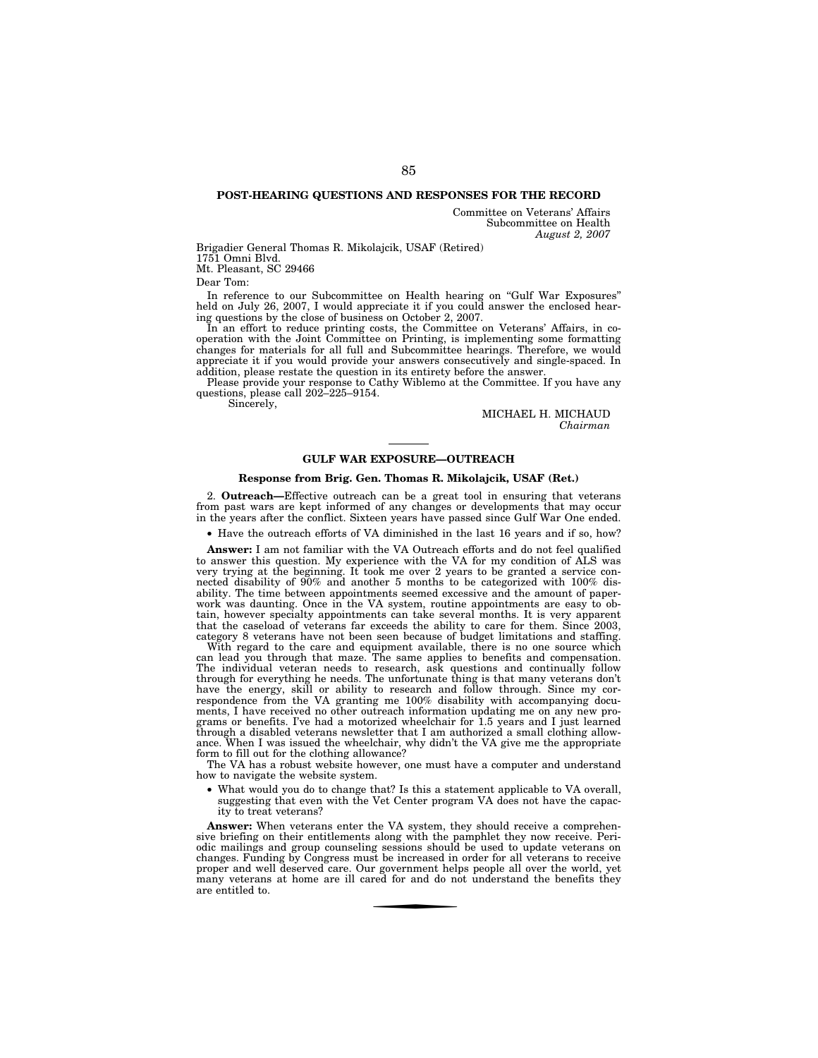## POST-HEARING QUESTIONS AND RESPONSES FOR THE RECORD

Committee on Veterans' Affairs
Subcommittee on Health
*August 2, 2007*

Brigadier General Thomas R. Mikolajcik, USAF (Retired)
1751 Omni Blvd.
Mt. Pleasant, SC 29466

Dear Tom:

In reference to our Subcommittee on Health hearing on "Gulf War Exposures" held on July 26, 2007, I would appreciate it if you could answer the enclosed hearing questions by the close of business on October 2, 2007.

In an effort to reduce printing costs, the Committee on Veterans' Affairs, in cooperation with the Joint Committee on Printing, is implementing some formatting changes for materials for all full and Subcommittee hearings. Therefore, we would appreciate it if you would provide your answers consecutively and single-spaced. In addition, please restate the question in its entirety before the answer.

Please provide your response to Cathy Wiblemo at the Committee. If you have any questions, please call 202–225–9154.

Sincerely,

MICHAEL H. MICHAUD
*Chairman*

---

## GULF WAR EXPOSURE—OUTREACH

### Response from Brig. Gen. Thomas R. Mikolajcik, USAF (Ret.)

2. **Outreach—**Effective outreach can be a great tool in ensuring that veterans from past wars are kept informed of any changes or developments that may occur in the years after the conflict. Sixteen years have passed since Gulf War One ended.

- Have the outreach efforts of VA diminished in the last 16 years and if so, how?

**Answer:** I am not familiar with the VA Outreach efforts and do not feel qualified to answer this question. My experience with the VA for my condition of ALS was very trying at the beginning. It took me over 2 years to be granted a service connected disability of 90% and another 5 months to be categorized with 100% disability. The time between appointments seemed excessive and the amount of paperwork was daunting. Once in the VA system, routine appointments are easy to obtain, however specialty appointments can take several months. It is very apparent that the caseload of veterans far exceeds the ability to care for them. Since 2003, category 8 veterans have not been seen because of budget limitations and staffing.

With regard to the care and equipment available, there is no one source which can lead you through that maze. The same applies to benefits and compensation. The individual veteran needs to research, ask questions and continually follow through for everything he needs. The unfortunate thing is that many veterans don't have the energy, skill or ability to research and follow through. Since my correspondence from the VA granting me 100% disability with accompanying documents, I have received no other outreach information updating me on any new programs or benefits. I've had a motorized wheelchair for 1.5 years and I just learned through a disabled veterans newsletter that I am authorized a small clothing allowance. When I was issued the wheelchair, why didn't the VA give me the appropriate form to fill out for the clothing allowance?

The VA has a robust website however, one must have a computer and understand how to navigate the website system.

- What would you do to change that? Is this a statement applicable to VA overall, suggesting that even with the Vet Center program VA does not have the capacity to treat veterans?

**Answer:** When veterans enter the VA system, they should receive a comprehensive briefing on their entitlements along with the pamphlet they now receive. Periodic mailings and group counseling sessions should be used to update veterans on changes. Funding by Congress must be increased in order for all veterans to receive proper and well deserved care. Our government helps people all over the world, yet many veterans at home are ill cared for and do not understand the benefits they are entitled to.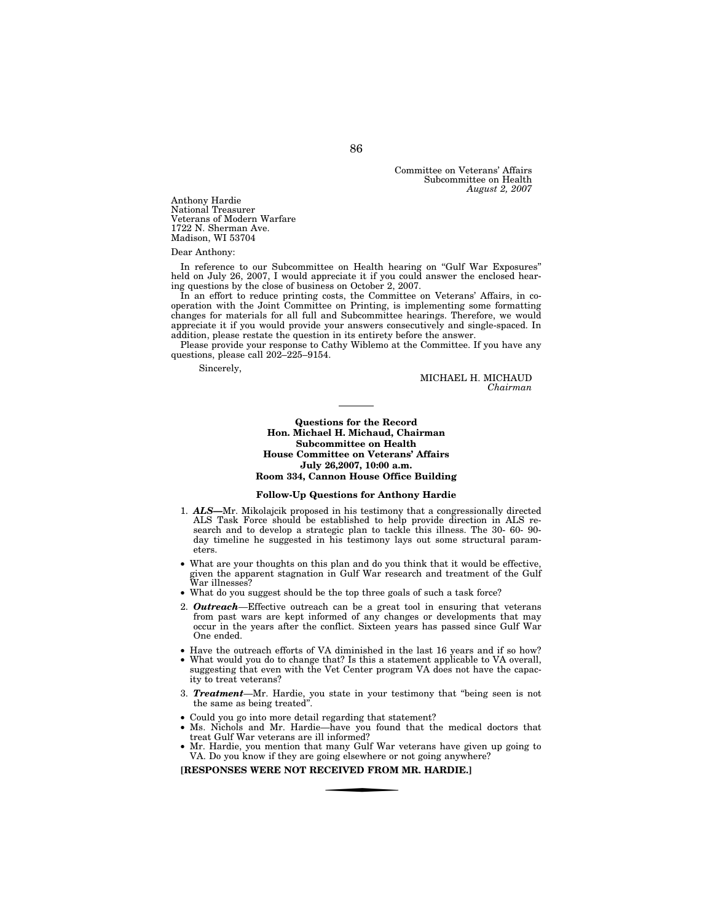Committee on Veterans' Affairs
Subcommittee on Health
*August 2, 2007*

Anthony Hardie
National Treasurer
Veterans of Modern Warfare
1722 N. Sherman Ave.
Madison, WI 53704

Dear Anthony:

In reference to our Subcommittee on Health hearing on "Gulf War Exposures" held on July 26, 2007, I would appreciate it if you could answer the enclosed hearing questions by the close of business on October 2, 2007.

In an effort to reduce printing costs, the Committee on Veterans' Affairs, in cooperation with the Joint Committee on Printing, is implementing some formatting changes for materials for all full and Subcommittee hearings. Therefore, we would appreciate it if you would provide your answers consecutively and single-spaced. In addition, please restate the question in its entirety before the answer.

Please provide your response to Cathy Wiblemo at the Committee. If you have any questions, please call 202–225–9154.

Sincerely,

MICHAEL H. MICHAUD
*Chairman*

---

**Questions for the Record**
**Hon. Michael H. Michaud, Chairman**
**Subcommittee on Health**
**House Committee on Veterans' Affairs**
**July 26,2007, 10:00 a.m.**
**Room 334, Cannon House Office Building**

**Follow-Up Questions for Anthony Hardie**

1. ***ALS***—Mr. Mikolajcik proposed in his testimony that a congressionally directed ALS Task Force should be established to help provide direction in ALS research and to develop a strategic plan to tackle this illness. The 30- 60- 90-day timeline he suggested in his testimony lays out some structural parameters.

- What are your thoughts on this plan and do you think that it would be effective, given the apparent stagnation in Gulf War research and treatment of the Gulf War illnesses?
- What do you suggest should be the top three goals of such a task force?

2. ***Outreach***—Effective outreach can be a great tool in ensuring that veterans from past wars are kept informed of any changes or developments that may occur in the years after the conflict. Sixteen years has passed since Gulf War One ended.

- Have the outreach efforts of VA diminished in the last 16 years and if so how?
- What would you do to change that? Is this a statement applicable to VA overall, suggesting that even with the Vet Center program VA does not have the capacity to treat veterans?

3. ***Treatment***—Mr. Hardie, you state in your testimony that "being seen is not the same as being treated".

- Could you go into more detail regarding that statement?
- Ms. Nichols and Mr. Hardie—have you found that the medical doctors that treat Gulf War veterans are ill informed?
- Mr. Hardie, you mention that many Gulf War veterans have given up going to VA. Do you know if they are going elsewhere or not going anywhere?

**[RESPONSES WERE NOT RECEIVED FROM MR. HARDIE.]**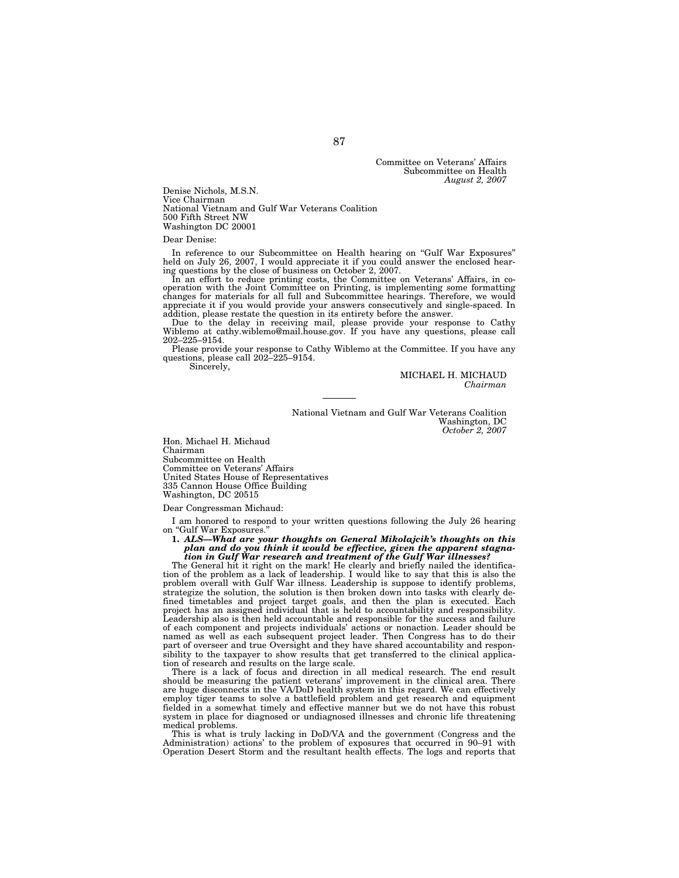Committee on Veterans' Affairs
Subcommittee on Health
*August 2, 2007*

Denise Nichols, M.S.N.
Vice Chairman
National Vietnam and Gulf War Veterans Coalition
500 Fifth Street NW
Washington DC 20001

Dear Denise:

In reference to our Subcommittee on Health hearing on "Gulf War Exposures" held on July 26, 2007, I would appreciate it if you could answer the enclosed hearing questions by the close of business on October 2, 2007.

In an effort to reduce printing costs, the Committee on Veterans' Affairs, in cooperation with the Joint Committee on Printing, is implementing some formatting changes for materials for all full and Subcommittee hearings. Therefore, we would appreciate it if you would provide your answers consecutively and single-spaced. In addition, please restate the question in its entirety before the answer.

Due to the delay in receiving mail, please provide your response to Cathy Wiblemo at cathy.wiblemo@mail.house.gov. If you have any questions, please call 202–225–9154.

Please provide your response to Cathy Wiblemo at the Committee. If you have any questions, please call 202–225–9154.

Sincerely,

MICHAEL H. MICHAUD
*Chairman*

---

National Vietnam and Gulf War Veterans Coalition
Washington, DC
*October 2, 2007*

Hon. Michael H. Michaud
Chairman
Subcommittee on Health
Committee on Veterans' Affairs
United States House of Representatives
335 Cannon House Office Building
Washington, DC 20515

Dear Congressman Michaud:

I am honored to respond to your written questions following the July 26 hearing on "Gulf War Exposures."

**1.** ***ALS—What are your thoughts on General Mikolajcik's thoughts on this plan and do you think it would be effective, given the apparent stagnation in Gulf War research and treatment of the Gulf War illnesses?***

The General hit it right on the mark! He clearly and briefly nailed the identification of the problem as a lack of leadership. I would like to say that this is also the problem overall with Gulf War illness. Leadership is suppose to identify problems, strategize the solution, the solution is then broken down into tasks with clearly defined timetables and project target goals, and then the plan is executed. Each project has an assigned individual that is held to accountability and responsibility. Leadership also is then held accountable and responsible for the success and failure of each component and projects individuals' actions or nonaction. Leader should be named as well as each subsequent project leader. Then Congress has to do their part of overseer and true Oversight and they have shared accountability and responsibility to the taxpayer to show results that get transferred to the clinical application of research and results on the large scale.

There is a lack of focus and direction in all medical research. The end result should be measuring the patient veterans' improvement in the clinical area. There are huge disconnects in the VA/DoD health system in this regard. We can effectively employ tiger teams to solve a battlefield problem and get research and equipment fielded in a somewhat timely and effective manner but we do not have this robust system in place for diagnosed or undiagnosed illnesses and chronic life threatening medical problems.

This is what is truly lacking in DoD/VA and the government (Congress and the Administration) actions' to the problem of exposures that occurred in 90–91 with Operation Desert Storm and the resultant health effects. The logs and reports that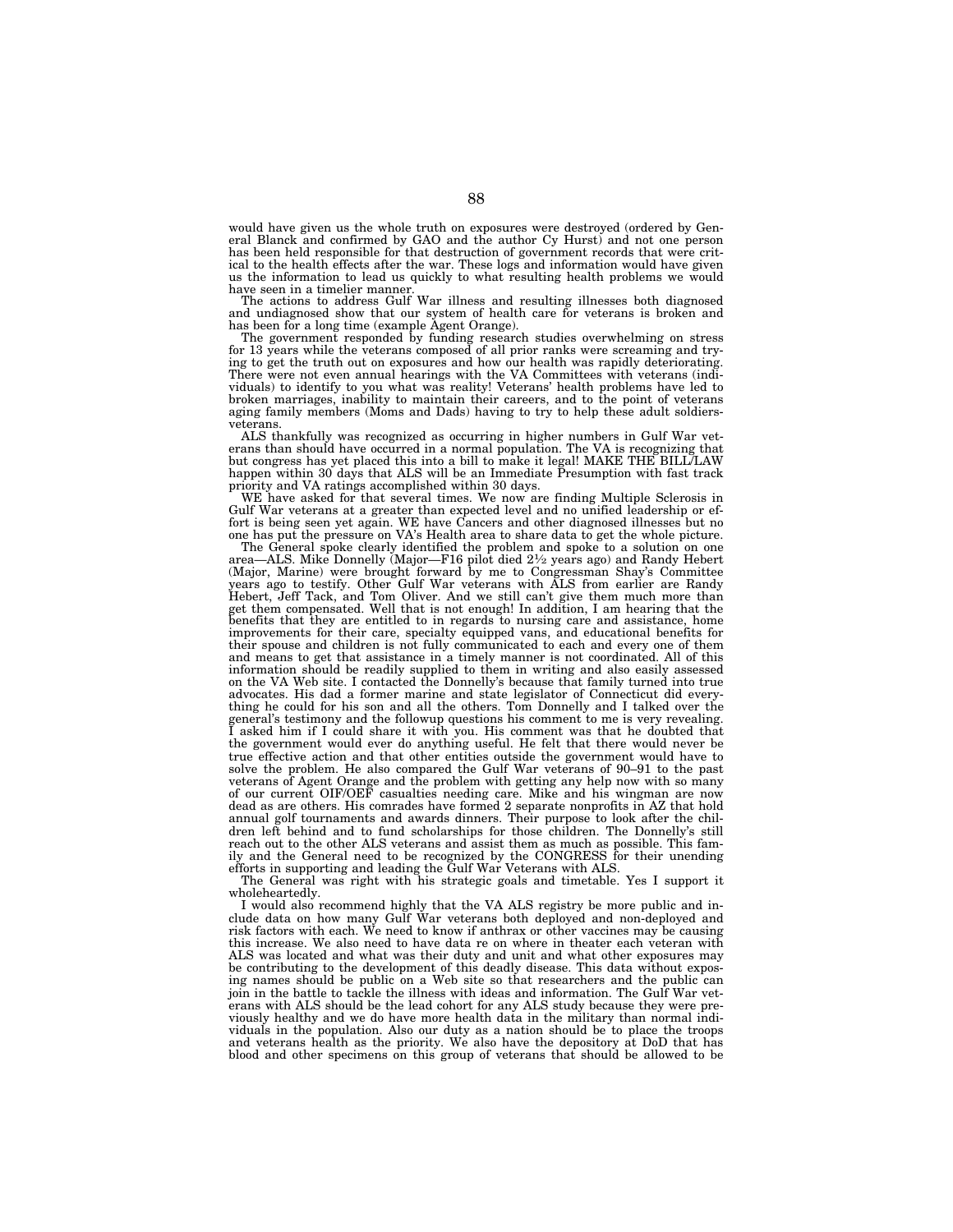would have given us the whole truth on exposures were destroyed (ordered by General Blanck and confirmed by GAO and the author Cy Hurst) and not one person has been held responsible for that destruction of government records that were critical to the health effects after the war. These logs and information would have given us the information to lead us quickly to what resulting health problems we would have seen in a timelier manner.

The actions to address Gulf War illness and resulting illnesses both diagnosed and undiagnosed show that our system of health care for veterans is broken and has been for a long time (example Agent Orange).

The government responded by funding research studies overwhelming on stress for 13 years while the veterans composed of all prior ranks were screaming and trying to get the truth out on exposures and how our health was rapidly deteriorating. There were not even annual hearings with the VA Committees with veterans (individuals) to identify to you what was reality! Veterans' health problems have led to broken marriages, inability to maintain their careers, and to the point of veterans aging family members (Moms and Dads) having to try to help these adult soldiers-veterans.

ALS thankfully was recognized as occurring in higher numbers in Gulf War veterans than should have occurred in a normal population. The VA is recognizing that but congress has yet placed this into a bill to make it legal! MAKE THE BILL/LAW happen within 30 days that ALS will be an Immediate Presumption with fast track priority and VA ratings accomplished within 30 days.

WE have asked for that several times. We now are finding Multiple Sclerosis in Gulf War veterans at a greater than expected level and no unified leadership or effort is being seen yet again. WE have Cancers and other diagnosed illnesses but no one has put the pressure on VA's Health area to share data to get the whole picture.

The General spoke clearly identified the problem and spoke to a solution on one area—ALS. Mike Donnelly (Major—F16 pilot died 2½ years ago) and Randy Hebert (Major, Marine) were brought forward by me to Congressman Shay's Committee years ago to testify. Other Gulf War veterans with ALS from earlier are Randy Hebert, Jeff Tack, and Tom Oliver. And we still can't give them much more than get them compensated. Well that is not enough! In addition, I am hearing that the benefits that they are entitled to in regards to nursing care and assistance, home improvements for their care, specialty equipped vans, and educational benefits for their spouse and children is not fully communicated to each and every one of them and means to get that assistance in a timely manner is not coordinated. All of this information should be readily supplied to them in writing and also easily assessed on the VA Web site. I contacted the Donnelly's because that family turned into true advocates. His dad a former marine and state legislator of Connecticut did everything he could for his son and all the others. Tom Donnelly and I talked over the general's testimony and the followup questions his comment to me is very revealing. I asked him if I could share it with you. His comment was that he doubted that the government would ever do anything useful. He felt that there would never be true effective action and that other entities outside the government would have to solve the problem. He also compared the Gulf War veterans of 90–91 to the past veterans of Agent Orange and the problem with getting any help now with so many of our current OIF/OEF casualties needing care. Mike and his wingman are now dead as are others. His comrades have formed 2 separate nonprofits in AZ that hold annual golf tournaments and awards dinners. Their purpose to look after the children left behind and to fund scholarships for those children. The Donnelly's still reach out to the other ALS veterans and assist them as much as possible. This family and the General need to be recognized by the CONGRESS for their unending efforts in supporting and leading the Gulf War Veterans with ALS.

The General was right with his strategic goals and timetable. Yes I support it wholeheartedly.

I would also recommend highly that the VA ALS registry be more public and include data on how many Gulf War veterans both deployed and non-deployed and risk factors with each. We need to know if anthrax or other vaccines may be causing this increase. We also need to have data re on where in theater each veteran with ALS was located and what was their duty and unit and what other exposures may be contributing to the development of this deadly disease. This data without exposing names should be public on a Web site so that researchers and the public can join in the battle to tackle the illness with ideas and information. The Gulf War veterans with ALS should be the lead cohort for any ALS study because they were previously healthy and we do have more health data in the military than normal individuals in the population. Also our duty as a nation should be to place the troops and veterans health as the priority. We also have the depository at DoD that has blood and other specimens on this group of veterans that should be allowed to be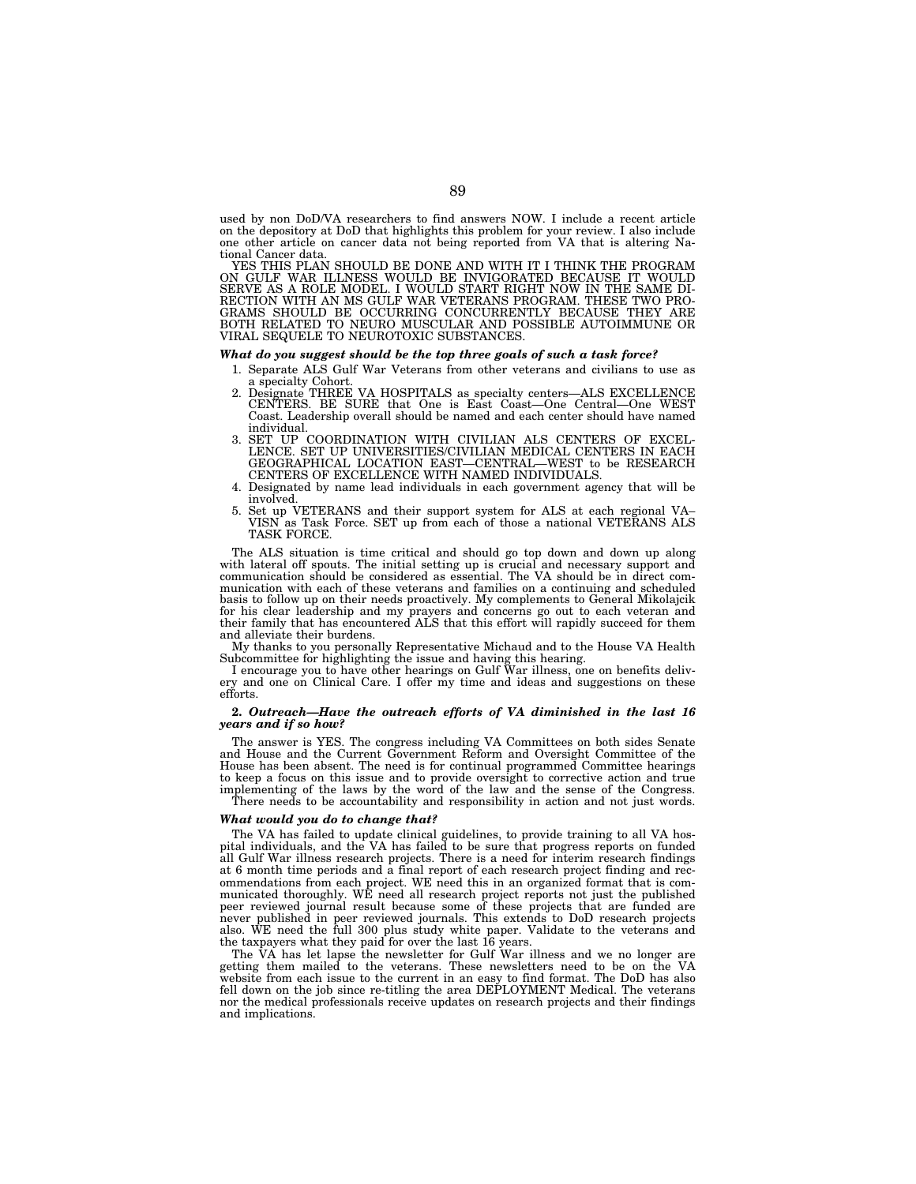used by non DoD/VA researchers to find answers NOW. I include a recent article on the depository at DoD that highlights this problem for your review. I also include one other article on cancer data not being reported from VA that is altering National Cancer data.

YES THIS PLAN SHOULD BE DONE AND WITH IT I THINK THE PROGRAM ON GULF WAR ILLNESS WOULD BE INVIGORATED BECAUSE IT WOULD SERVE AS A ROLE MODEL. I WOULD START RIGHT NOW IN THE SAME DIRECTION WITH AN MS GULF WAR VETERANS PROGRAM. THESE TWO PROGRAMS SHOULD BE OCCURRING CONCURRENTLY BECAUSE THEY ARE BOTH RELATED TO NEURO MUSCULAR AND POSSIBLE AUTOIMMUNE OR VIRAL SEQUELE TO NEUROTOXIC SUBSTANCES.

***What do you suggest should be the top three goals of such a task force?***

1. Separate ALS Gulf War Veterans from other veterans and civilians to use as a specialty Cohort.
2. Designate THREE VA HOSPITALS as specialty centers—ALS EXCELLENCE CENTERS. BE SURE that One is East Coast—One Central—One WEST Coast. Leadership overall should be named and each center should have named individual.
3. SET UP COORDINATION WITH CIVILIAN ALS CENTERS OF EXCELLENCE. SET UP UNIVERSITIES/CIVILIAN MEDICAL CENTERS IN EACH GEOGRAPHICAL LOCATION EAST—CENTRAL—WEST to be RESEARCH CENTERS OF EXCELLENCE WITH NAMED INDIVIDUALS.
4. Designated by name lead individuals in each government agency that will be involved.
5. Set up VETERANS and their support system for ALS at each regional VA–VISN as Task Force. SET up from each of those a national VETERANS ALS TASK FORCE.

The ALS situation is time critical and should go top down and down up along with lateral off spouts. The initial setting up is crucial and necessary support and communication should be considered as essential. The VA should be in direct communication with each of these veterans and families on a continuing and scheduled basis to follow up on their needs proactively. My complements to General Mikolajcik for his clear leadership and my prayers and concerns go out to each veteran and their family that has encountered ALS that this effort will rapidly succeed for them and alleviate their burdens.

My thanks to you personally Representative Michaud and to the House VA Health Subcommittee for highlighting the issue and having this hearing.

I encourage you to have other hearings on Gulf War illness, one on benefits delivery and one on Clinical Care. I offer my time and ideas and suggestions on these efforts.

**2. *Outreach—Have the outreach efforts of VA diminished in the last 16 years and if so how?***

The answer is YES. The congress including VA Committees on both sides Senate and House and the Current Government Reform and Oversight Committee of the House has been absent. The need is for continual programmed Committee hearings to keep a focus on this issue and to provide oversight to corrective action and true implementing of the laws by the word of the law and the sense of the Congress.

There needs to be accountability and responsibility in action and not just words.

***What would you do to change that?***

The VA has failed to update clinical guidelines, to provide training to all VA hospital individuals, and the VA has failed to be sure that progress reports on funded all Gulf War illness research projects. There is a need for interim research findings at 6 month time periods and a final report of each research project finding and recommendations from each project. WE need this in an organized format that is communicated thoroughly. WE need all research project reports not just the published peer reviewed journal result because some of these projects that are funded are never published in peer reviewed journals. This extends to DoD research projects also. WE need the full 300 plus study white paper. Validate to the veterans and the taxpayers what they paid for over the last 16 years.

The VA has let lapse the newsletter for Gulf War illness and we no longer are getting them mailed to the veterans. These newsletters need to be on the VA website from each issue to the current in an easy to find format. The DoD has also fell down on the job since re-titling the area DEPLOYMENT Medical. The veterans nor the medical professionals receive updates on research projects and their findings and implications.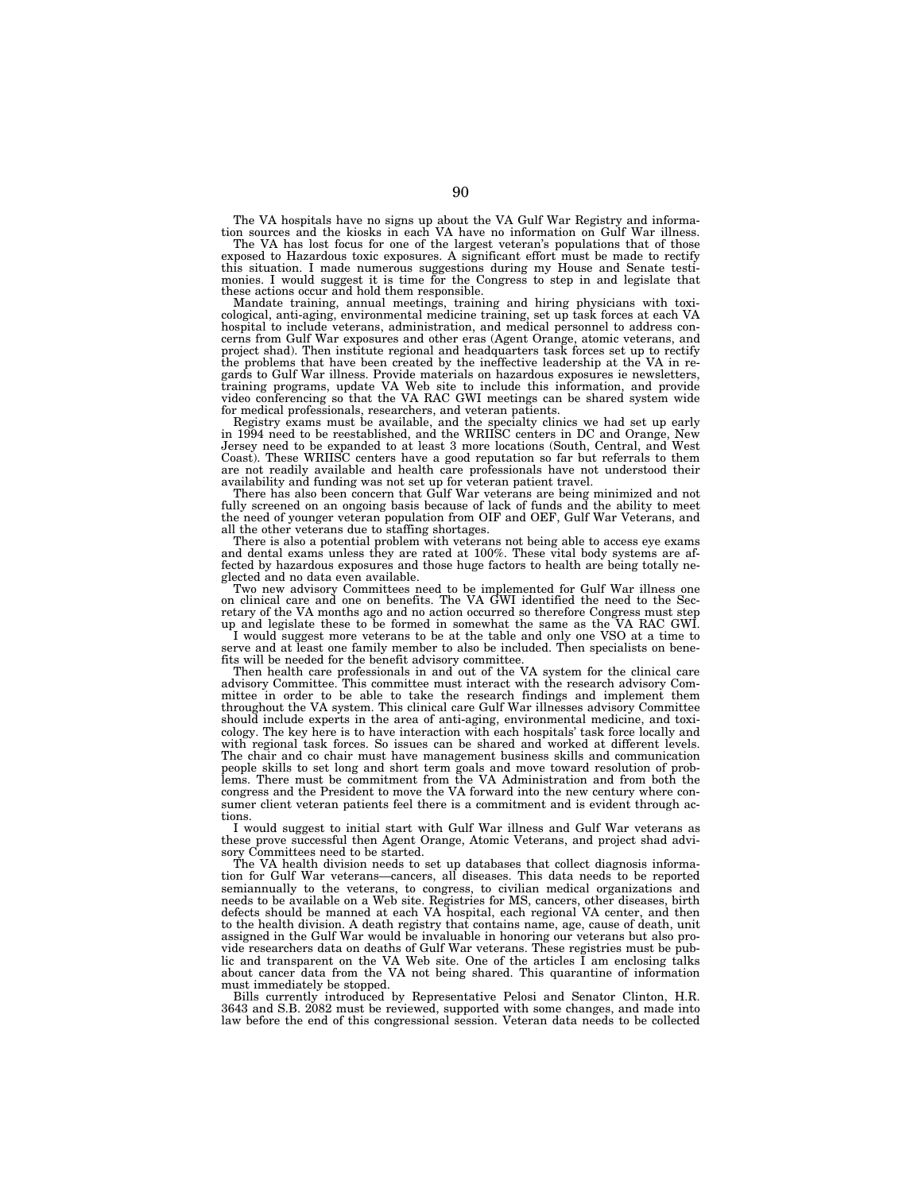The VA hospitals have no signs up about the VA Gulf War Registry and information sources and the kiosks in each VA have no information on Gulf War illness.

The VA has lost focus for one of the largest veteran's populations that of those exposed to Hazardous toxic exposures. A significant effort must be made to rectify this situation. I made numerous suggestions during my House and Senate testimonies. I would suggest it is time for the Congress to step in and legislate that these actions occur and hold them responsible.

Mandate training, annual meetings, training and hiring physicians with toxicological, anti-aging, environmental medicine training, set up task forces at each VA hospital to include veterans, administration, and medical personnel to address concerns from Gulf War exposures and other eras (Agent Orange, atomic veterans, and project shad). Then institute regional and headquarters task forces set up to rectify the problems that have been created by the ineffective leadership at the VA in regards to Gulf War illness. Provide materials on hazardous exposures ie newsletters, training programs, update VA Web site to include this information, and provide video conferencing so that the VA RAC GWI meetings can be shared system wide for medical professionals, researchers, and veteran patients.

Registry exams must be available, and the specialty clinics we had set up early in 1994 need to be reestablished, and the WRIISC centers in DC and Orange, New Jersey need to be expanded to at least 3 more locations (South, Central, and West Coast). These WRIISC centers have a good reputation so far but referrals to them are not readily available and health care professionals have not understood their availability and funding was not set up for veteran patient travel.

There has also been concern that Gulf War veterans are being minimized and not fully screened on an ongoing basis because of lack of funds and the ability to meet the need of younger veteran population from OIF and OEF, Gulf War Veterans, and all the other veterans due to staffing shortages.

There is also a potential problem with veterans not being able to access eye exams and dental exams unless they are rated at 100%. These vital body systems are affected by hazardous exposures and those huge factors to health are being totally neglected and no data even available.

Two new advisory Committees need to be implemented for Gulf War illness one on clinical care and one on benefits. The VA GWI identified the need to the Secretary of the VA months ago and no action occurred so therefore Congress must step up and legislate these to be formed in somewhat the same as the VA RAC GWI.

I would suggest more veterans to be at the table and only one VSO at a time to serve and at least one family member to also be included. Then specialists on benefits will be needed for the benefit advisory committee.

Then health care professionals in and out of the VA system for the clinical care advisory Committee. This committee must interact with the research advisory Committee in order to be able to take the research findings and implement them throughout the VA system. This clinical care Gulf War illnesses advisory Committee should include experts in the area of anti-aging, environmental medicine, and toxicology. The key here is to have interaction with each hospitals' task force locally and with regional task forces. So issues can be shared and worked at different levels. The chair and co chair must have management business skills and communication people skills to set long and short term goals and move toward resolution of problems. There must be commitment from the VA Administration and from both the congress and the President to move the VA forward into the new century where consumer client veteran patients feel there is a commitment and is evident through actions.

I would suggest to initial start with Gulf War illness and Gulf War veterans as these prove successful then Agent Orange, Atomic Veterans, and project shad advisory Committees need to be started.

The VA health division needs to set up databases that collect diagnosis information for Gulf War veterans—cancers, all diseases. This data needs to be reported semiannually to the veterans, to congress, to civilian medical organizations and needs to be available on a Web site. Registries for MS, cancers, other diseases, birth defects should be manned at each VA hospital, each regional VA center, and then to the health division. A death registry that contains name, age, cause of death, unit assigned in the Gulf War would be invaluable in honoring our veterans but also provide researchers data on deaths of Gulf War veterans. These registries must be public and transparent on the VA Web site. One of the articles I am enclosing talks about cancer data from the VA not being shared. This quarantine of information must immediately be stopped.

Bills currently introduced by Representative Pelosi and Senator Clinton, H.R. 3643 and S.B. 2082 must be reviewed, supported with some changes, and made into law before the end of this congressional session. Veteran data needs to be collected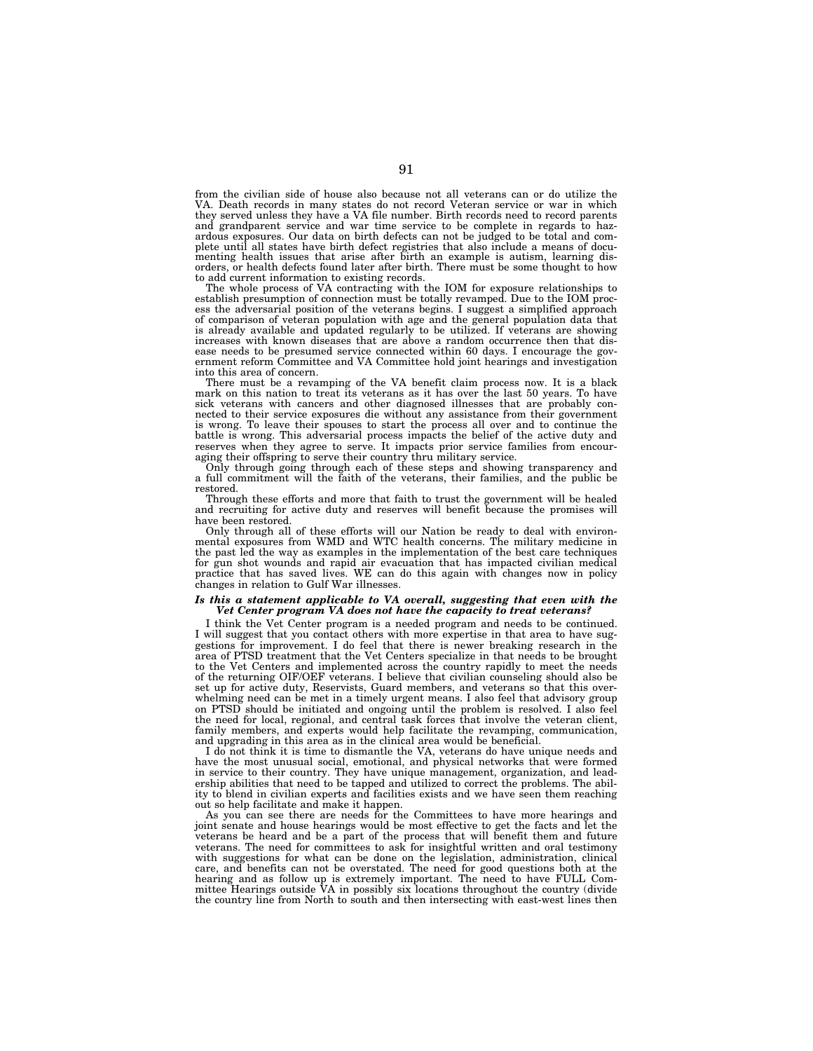from the civilian side of house also because not all veterans can or do utilize the VA. Death records in many states do not record Veteran service or war in which they served unless they have a VA file number. Birth records need to record parents and grandparent service and war time service to be complete in regards to hazardous exposures. Our data on birth defects can not be judged to be total and complete until all states have birth defect registries that also include a means of documenting health issues that arise after birth an example is autism, learning disorders, or health defects found later after birth. There must be some thought to how to add current information to existing records.

The whole process of VA contracting with the IOM for exposure relationships to establish presumption of connection must be totally revamped. Due to the IOM process the adversarial position of the veterans begins. I suggest a simplified approach of comparison of veteran population with age and the general population data that is already available and updated regularly to be utilized. If veterans are showing increases with known diseases that are above a random occurrence then that disease needs to be presumed service connected within 60 days. I encourage the government reform Committee and VA Committee hold joint hearings and investigation into this area of concern.

There must be a revamping of the VA benefit claim process now. It is a black mark on this nation to treat its veterans as it has over the last 50 years. To have sick veterans with cancers and other diagnosed illnesses that are probably connected to their service exposures die without any assistance from their government is wrong. To leave their spouses to start the process all over and to continue the battle is wrong. This adversarial process impacts the belief of the active duty and reserves when they agree to serve. It impacts prior service families from encouraging their offspring to serve their country thru military service.

Only through going through each of these steps and showing transparency and a full commitment will the faith of the veterans, their families, and the public be restored.

Through these efforts and more that faith to trust the government will be healed and recruiting for active duty and reserves will benefit because the promises will have been restored.

Only through all of these efforts will our Nation be ready to deal with environmental exposures from WMD and WTC health concerns. The military medicine in the past led the way as examples in the implementation of the best care techniques for gun shot wounds and rapid air evacuation that has impacted civilian medical practice that has saved lives. WE can do this again with changes now in policy changes in relation to Gulf War illnesses.

***Is this a statement applicable to VA overall, suggesting that even with the Vet Center program VA does not have the capacity to treat veterans?***

I think the Vet Center program is a needed program and needs to be continued. I will suggest that you contact others with more expertise in that area to have suggestions for improvement. I do feel that there is newer breaking research in the area of PTSD treatment that the Vet Centers specialize in that needs to be brought to the Vet Centers and implemented across the country rapidly to meet the needs of the returning OIF/OEF veterans. I believe that civilian counseling should also be set up for active duty, Reservists, Guard members, and veterans so that this overwhelming need can be met in a timely urgent means. I also feel that advisory group on PTSD should be initiated and ongoing until the problem is resolved. I also feel the need for local, regional, and central task forces that involve the veteran client, family members, and experts would help facilitate the revamping, communication, and upgrading in this area as in the clinical area would be beneficial.

I do not think it is time to dismantle the VA, veterans do have unique needs and have the most unusual social, emotional, and physical networks that were formed in service to their country. They have unique management, organization, and leadership abilities that need to be tapped and utilized to correct the problems. The ability to blend in civilian experts and facilities exists and we have seen them reaching out so help facilitate and make it happen.

As you can see there are needs for the Committees to have more hearings and joint senate and house hearings would be most effective to get the facts and let the veterans be heard and be a part of the process that will benefit them and future veterans. The need for committees to ask for insightful written and oral testimony with suggestions for what can be done on the legislation, administration, clinical care, and benefits can not be overstated. The need for good questions both at the hearing and as follow up is extremely important. The need to have FULL Committee Hearings outside VA in possibly six locations throughout the country (divide the country line from North to south and then intersecting with east-west lines then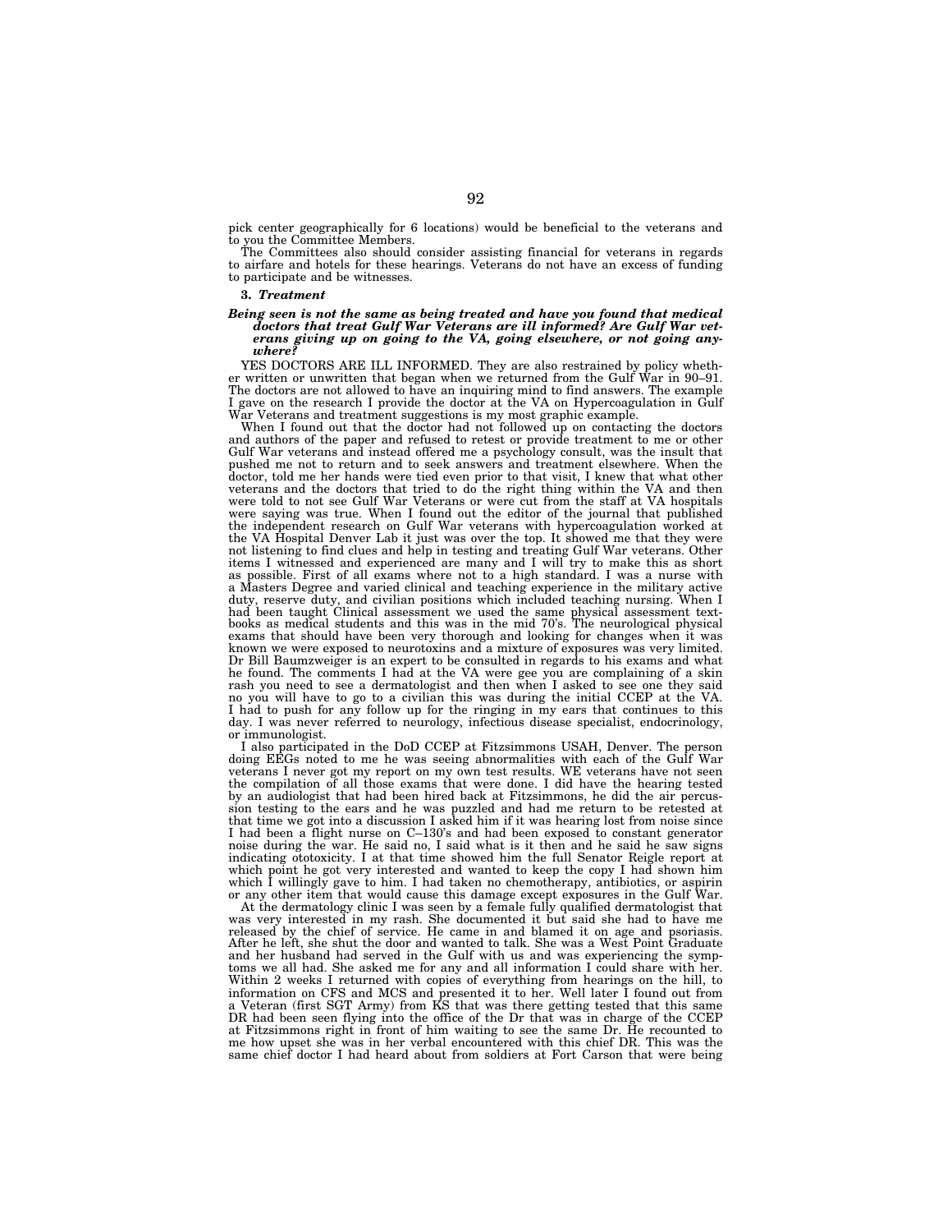pick center geographically for 6 locations) would be beneficial to the veterans and to you the Committee Members.

The Committees also should consider assisting financial for veterans in regards to airfare and hotels for these hearings. Veterans do not have an excess of funding to participate and be witnesses.

**3. *Treatment***

***Being seen is not the same as being treated and have you found that medical doctors that treat Gulf War Veterans are ill informed? Are Gulf War veterans giving up on going to the VA, going elsewhere, or not going anywhere?***

YES DOCTORS ARE ILL INFORMED. They are also restrained by policy whether written or unwritten that began when we returned from the Gulf War in 90–91. The doctors are not allowed to have an inquiring mind to find answers. The example I gave on the research I provide the doctor at the VA on Hypercoagulation in Gulf War Veterans and treatment suggestions is my most graphic example.

When I found out that the doctor had not followed up on contacting the doctors and authors of the paper and refused to retest or provide treatment to me or other Gulf War veterans and instead offered me a psychology consult, was the insult that pushed me not to return and to seek answers and treatment elsewhere. When the doctor, told me her hands were tied even prior to that visit, I knew that what other veterans and the doctors that tried to do the right thing within the VA and then were told to not see Gulf War Veterans or were cut from the staff at VA hospitals were saying was true. When I found out the editor of the journal that published the independent research on Gulf War veterans with hypercoagulation worked at the VA Hospital Denver Lab it just was over the top. It showed me that they were not listening to find clues and help in testing and treating Gulf War veterans. Other items I witnessed and experienced are many and I will try to make this as short as possible. First of all exams where not to a high standard. I was a nurse with a Masters Degree and varied clinical and teaching experience in the military active duty, reserve duty, and civilian positions which included teaching nursing. When I had been taught Clinical assessment we used the same physical assessment textbooks as medical students and this was in the mid 70's. The neurological physical exams that should have been very thorough and looking for changes when it was known we were exposed to neurotoxins and a mixture of exposures was very limited. Dr Bill Baumzweiger is an expert to be consulted in regards to his exams and what he found. The comments I had at the VA were gee you are complaining of a skin rash you need to see a dermatologist and then when I asked to see one they said no you will have to go to a civilian this was during the initial CCEP at the VA. I had to push for any follow up for the ringing in my ears that continues to this day. I was never referred to neurology, infectious disease specialist, endocrinology, or immunologist.

I also participated in the DoD CCEP at Fitzsimmons USAH, Denver. The person doing EEGs noted to me he was seeing abnormalities with each of the Gulf War veterans I never got my report on my own test results. WE veterans have not seen the compilation of all those exams that were done. I did have the hearing tested by an audiologist that had been hired back at Fitzsimmons, he did the air percussion testing to the ears and he was puzzled and had me return to be retested at that time we got into a discussion I asked him if it was hearing lost from noise since I had been a flight nurse on C–130's and had been exposed to constant generator noise during the war. He said no, I said what is it then and he said he saw signs indicating ototoxicity. I at that time showed him the full Senator Reigle report at which point he got very interested and wanted to keep the copy I had shown him which I willingly gave to him. I had taken no chemotherapy, antibiotics, or aspirin or any other item that would cause this damage except exposures in the Gulf War.

At the dermatology clinic I was seen by a female fully qualified dermatologist that was very interested in my rash. She documented it but said she had to have me released by the chief of service. He came in and blamed it on age and psoriasis. After he left, she shut the door and wanted to talk. She was a West Point Graduate and her husband had served in the Gulf with us and was experiencing the symptoms we all had. She asked me for any and all information I could share with her. Within 2 weeks I returned with copies of everything from hearings on the hill, to information on CFS and MCS and presented it to her. Well later I found out from a Veteran (first SGT Army) from KS that was there getting tested that this same DR had been seen flying into the office of the Dr that was in charge of the CCEP at Fitzsimmons right in front of him waiting to see the same Dr. He recounted to me how upset she was in her verbal encountered with this chief DR. This was the same chief doctor I had heard about from soldiers at Fort Carson that were being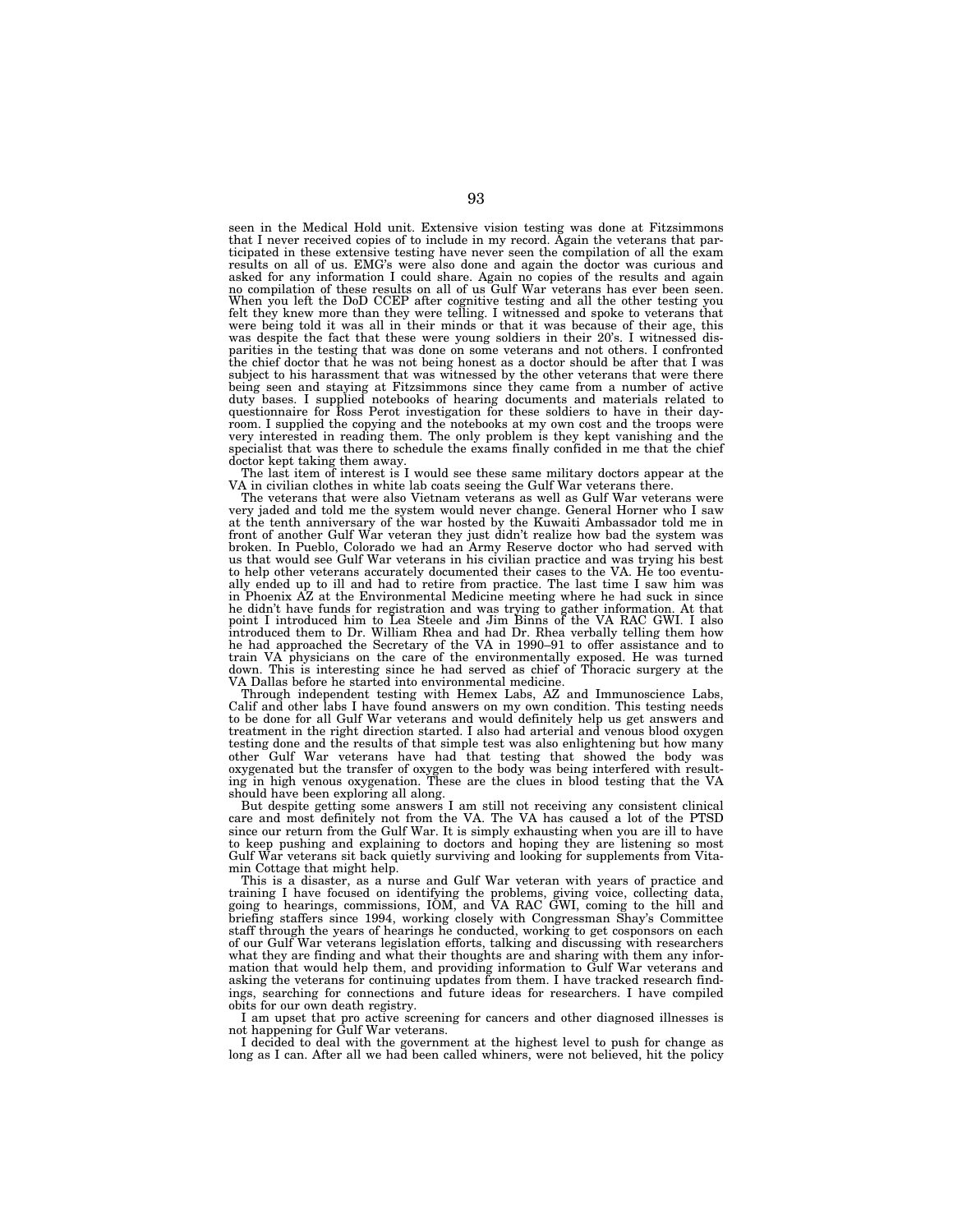seen in the Medical Hold unit. Extensive vision testing was done at Fitzsimmons that I never received copies of to include in my record. Again the veterans that participated in these extensive testing have never seen the compilation of all the exam results on all of us. EMG's were also done and again the doctor was curious and asked for any information I could share. Again no copies of the results and again no compilation of these results on all of us Gulf War veterans has ever been seen. When you left the DoD CCEP after cognitive testing and all the other testing you felt they knew more than they were telling. I witnessed and spoke to veterans that were being told it was all in their minds or that it was because of their age, this was despite the fact that these were young soldiers in their 20's. I witnessed disparities in the testing that was done on some veterans and not others. I confronted the chief doctor that he was not being honest as a doctor should be after that I was subject to his harassment that was witnessed by the other veterans that were there being seen and staying at Fitzsimmons since they came from a number of active duty bases. I supplied notebooks of hearing documents and materials related to questionnaire for Ross Perot investigation for these soldiers to have in their dayroom. I supplied the copying and the notebooks at my own cost and the troops were very interested in reading them. The only problem is they kept vanishing and the specialist that was there to schedule the exams finally confided in me that the chief doctor kept taking them away.

The last item of interest is I would see these same military doctors appear at the VA in civilian clothes in white lab coats seeing the Gulf War veterans there.

The veterans that were also Vietnam veterans as well as Gulf War veterans were very jaded and told me the system would never change. General Horner who I saw at the tenth anniversary of the war hosted by the Kuwaiti Ambassador told me in front of another Gulf War veteran they just didn't realize how bad the system was broken. In Pueblo, Colorado we had an Army Reserve doctor who had served with us that would see Gulf War veterans in his civilian practice and was trying his best to help other veterans accurately documented their cases to the VA. He too eventually ended up to ill and had to retire from practice. The last time I saw him was in Phoenix AZ at the Environmental Medicine meeting where he had suck in since he didn't have funds for registration and was trying to gather information. At that point I introduced him to Lea Steele and Jim Binns of the VA RAC GWI. I also introduced them to Dr. William Rhea and had Dr. Rhea verbally telling them how he had approached the Secretary of the VA in 1990–91 to offer assistance and to train VA physicians on the care of the environmentally exposed. He was turned down. This is interesting since he had served as chief of Thoracic surgery at the VA Dallas before he started into environmental medicine.

Through independent testing with Hemex Labs, AZ and Immunoscience Labs, Calif and other labs I have found answers on my own condition. This testing needs to be done for all Gulf War veterans and would definitely help us get answers and treatment in the right direction started. I also had arterial and venous blood oxygen testing done and the results of that simple test was also enlightening but how many other Gulf War veterans have had that testing that showed the body was oxygenated but the transfer of oxygen to the body was being interfered with resulting in high venous oxygenation. These are the clues in blood testing that the VA should have been exploring all along.

But despite getting some answers I am still not receiving any consistent clinical care and most definitely not from the VA. The VA has caused a lot of the PTSD since our return from the Gulf War. It is simply exhausting when you are ill to have to keep pushing and explaining to doctors and hoping they are listening so most Gulf War veterans sit back quietly surviving and looking for supplements from Vitamin Cottage that might help.

This is a disaster, as a nurse and Gulf War veteran with years of practice and training I have focused on identifying the problems, giving voice, collecting data, going to hearings, commissions, IOM, and VA RAC GWI, coming to the hill and briefing staffers since 1994, working closely with Congressman Shay's Committee staff through the years of hearings he conducted, working to get cosponsors on each of our Gulf War veterans legislation efforts, talking and discussing with researchers what they are finding and what their thoughts are and sharing with them any information that would help them, and providing information to Gulf War veterans and asking the veterans for continuing updates from them. I have tracked research findings, searching for connections and future ideas for researchers. I have compiled obits for our own death registry.

I am upset that pro active screening for cancers and other diagnosed illnesses is not happening for Gulf War veterans.

I decided to deal with the government at the highest level to push for change as long as I can. After all we had been called whiners, were not believed, hit the policy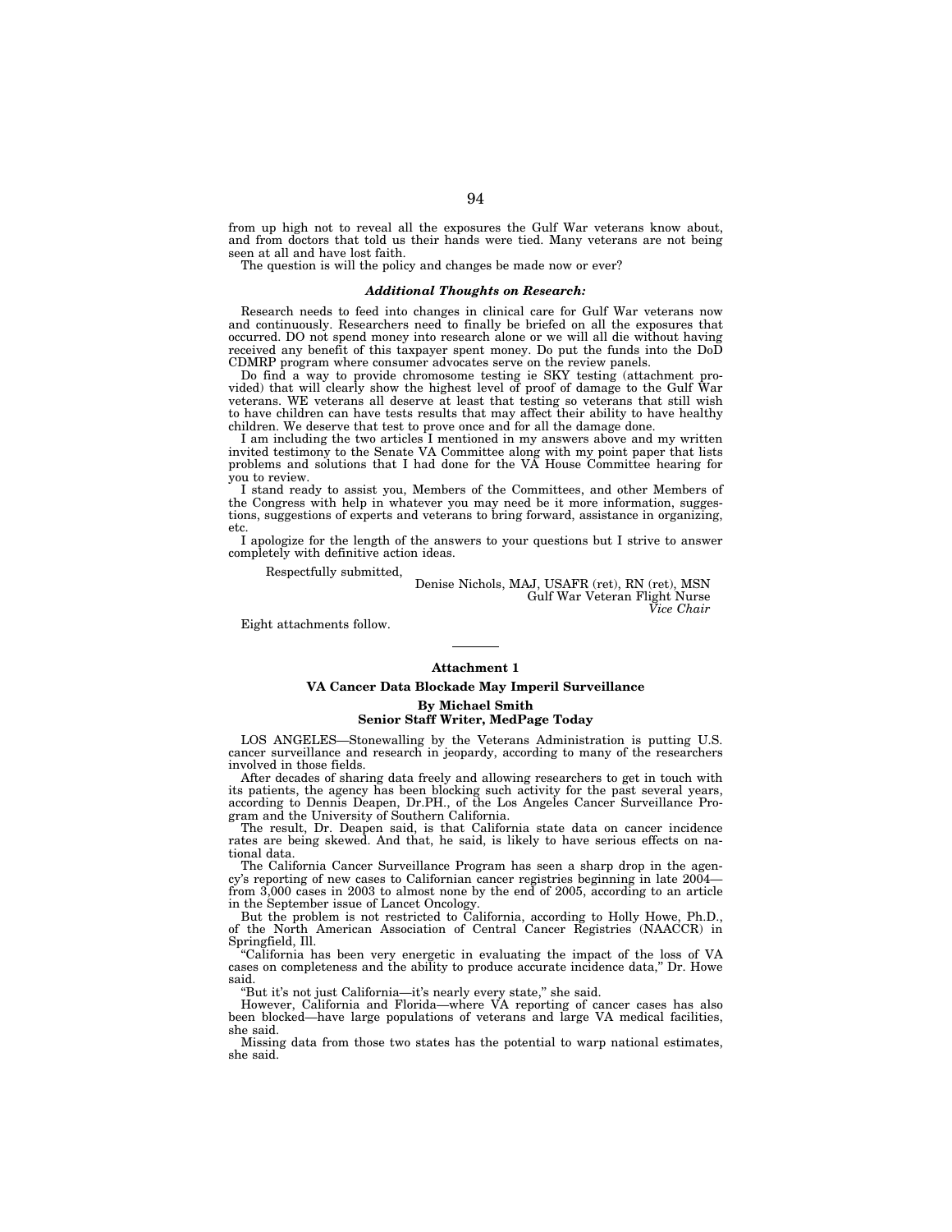from up high not to reveal all the exposures the Gulf War veterans know about, and from doctors that told us their hands were tied. Many veterans are not being seen at all and have lost faith.

The question is will the policy and changes be made now or ever?

### *Additional Thoughts on Research:*

Research needs to feed into changes in clinical care for Gulf War veterans now and continuously. Researchers need to finally be briefed on all the exposures that occurred. DO not spend money into research alone or we will all die without having received any benefit of this taxpayer spent money. Do put the funds into the DoD CDMRP program where consumer advocates serve on the review panels.

Do find a way to provide chromosome testing ie SKY testing (attachment provided) that will clearly show the highest level of proof of damage to the Gulf War veterans. WE veterans all deserve at least that testing so veterans that still wish to have children can have tests results that may affect their ability to have healthy children. We deserve that test to prove once and for all the damage done.

I am including the two articles I mentioned in my answers above and my written invited testimony to the Senate VA Committee along with my point paper that lists problems and solutions that I had done for the VA House Committee hearing for you to review.

I stand ready to assist you, Members of the Committees, and other Members of the Congress with help in whatever you may need be it more information, suggestions, suggestions of experts and veterans to bring forward, assistance in organizing, etc.

I apologize for the length of the answers to your questions but I strive to answer completely with definitive action ideas.

Respectfully submitted,

Denise Nichols, MAJ, USAFR (ret), RN (ret), MSN
Gulf War Veteran Flight Nurse
*Vice Chair*

Eight attachments follow.

---

## Attachment 1

## VA Cancer Data Blockade May Imperil Surveillance

**By Michael Smith**
**Senior Staff Writer, MedPage Today**

LOS ANGELES—Stonewalling by the Veterans Administration is putting U.S. cancer surveillance and research in jeopardy, according to many of the researchers involved in those fields.

After decades of sharing data freely and allowing researchers to get in touch with its patients, the agency has been blocking such activity for the past several years, according to Dennis Deapen, Dr.PH., of the Los Angeles Cancer Surveillance Program and the University of Southern California.

The result, Dr. Deapen said, is that California state data on cancer incidence rates are being skewed. And that, he said, is likely to have serious effects on national data.

The California Cancer Surveillance Program has seen a sharp drop in the agency's reporting of new cases to Californian cancer registries beginning in late 2004—from 3,000 cases in 2003 to almost none by the end of 2005, according to an article in the September issue of Lancet Oncology.

But the problem is not restricted to California, according to Holly Howe, Ph.D., of the North American Association of Central Cancer Registries (NAACCR) in Springfield, Ill.

"California has been very energetic in evaluating the impact of the loss of VA cases on completeness and the ability to produce accurate incidence data," Dr. Howe said.

"But it's not just California—it's nearly every state," she said.

However, California and Florida—where VA reporting of cancer cases has also been blocked—have large populations of veterans and large VA medical facilities, she said.

Missing data from those two states has the potential to warp national estimates, she said.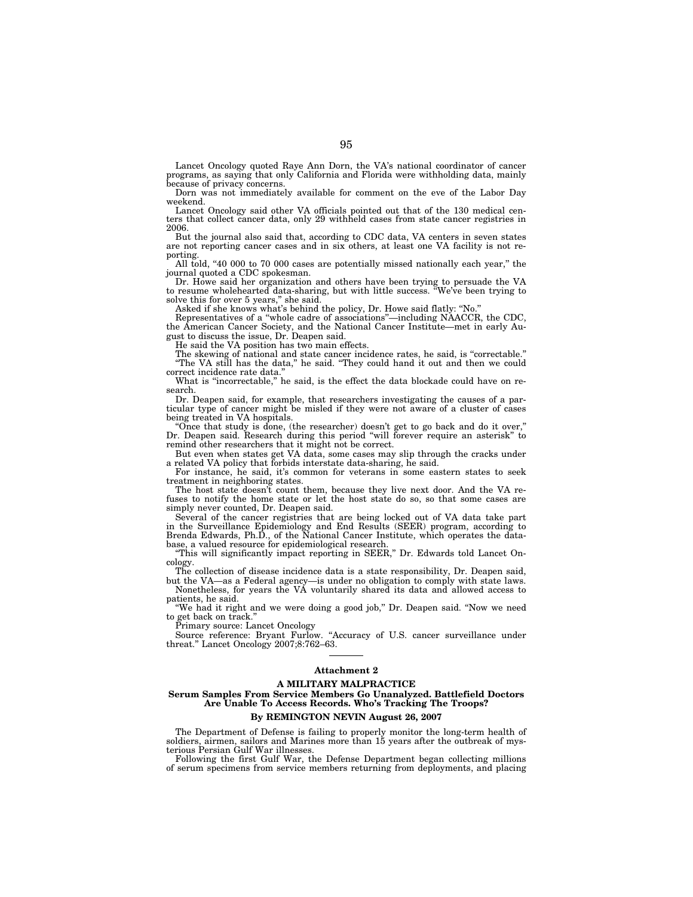Lancet Oncology quoted Raye Ann Dorn, the VA's national coordinator of cancer programs, as saying that only California and Florida were withholding data, mainly because of privacy concerns.

Dorn was not immediately available for comment on the eve of the Labor Day weekend.

Lancet Oncology said other VA officials pointed out that of the 130 medical centers that collect cancer data, only 29 withheld cases from state cancer registries in 2006.

But the journal also said that, according to CDC data, VA centers in seven states are not reporting cancer cases and in six others, at least one VA facility is not reporting.

All told, "40 000 to 70 000 cases are potentially missed nationally each year," the journal quoted a CDC spokesman.

Dr. Howe said her organization and others have been trying to persuade the VA to resume wholehearted data-sharing, but with little success. "We've been trying to solve this for over 5 years," she said.

Asked if she knows what's behind the policy, Dr. Howe said flatly: "No."

Representatives of a "whole cadre of associations"—including NAACCR, the CDC, the American Cancer Society, and the National Cancer Institute—met in early August to discuss the issue, Dr. Deapen said.

He said the VA position has two main effects.

The skewing of national and state cancer incidence rates, he said, is "correctable." "The VA still has the data," he said. "They could hand it out and then we could correct incidence rate data."

What is "incorrectable," he said, is the effect the data blockade could have on research.

Dr. Deapen said, for example, that researchers investigating the causes of a particular type of cancer might be misled if they were not aware of a cluster of cases being treated in VA hospitals.

"Once that study is done, (the researcher) doesn't get to go back and do it over," Dr. Deapen said. Research during this period "will forever require an asterisk" to remind other researchers that it might not be correct.

But even when states get VA data, some cases may slip through the cracks under a related VA policy that forbids interstate data-sharing, he said.

For instance, he said, it's common for veterans in some eastern states to seek treatment in neighboring states.

The host state doesn't count them, because they live next door. And the VA refuses to notify the home state or let the host state do so, so that some cases are simply never counted, Dr. Deapen said.

Several of the cancer registries that are being locked out of VA data take part in the Surveillance Epidemiology and End Results (SEER) program, according to Brenda Edwards, Ph.D., of the National Cancer Institute, which operates the database, a valued resource for epidemiological research.

"This will significantly impact reporting in SEER," Dr. Edwards told Lancet Oncology.

The collection of disease incidence data is a state responsibility, Dr. Deapen said, but the VA—as a Federal agency—is under no obligation to comply with state laws.

Nonetheless, for years the VA voluntarily shared its data and allowed access to patients, he said.

"We had it right and we were doing a good job," Dr. Deapen said. "Now we need to get back on track."

Primary source: Lancet Oncology

Source reference: Bryant Furlow. "Accuracy of U.S. cancer surveillance under threat." Lancet Oncology 2007;8:762–63.

---

**Attachment 2**

## A MILITARY MALPRACTICE

### Serum Samples From Service Members Go Unanalyzed. Battlefield Doctors Are Unable To Access Records. Who's Tracking The Troops?

**By REMINGTON NEVIN August 26, 2007**

The Department of Defense is failing to properly monitor the long-term health of soldiers, airmen, sailors and Marines more than 15 years after the outbreak of mysterious Persian Gulf War illnesses.

Following the first Gulf War, the Defense Department began collecting millions of serum specimens from service members returning from deployments, and placing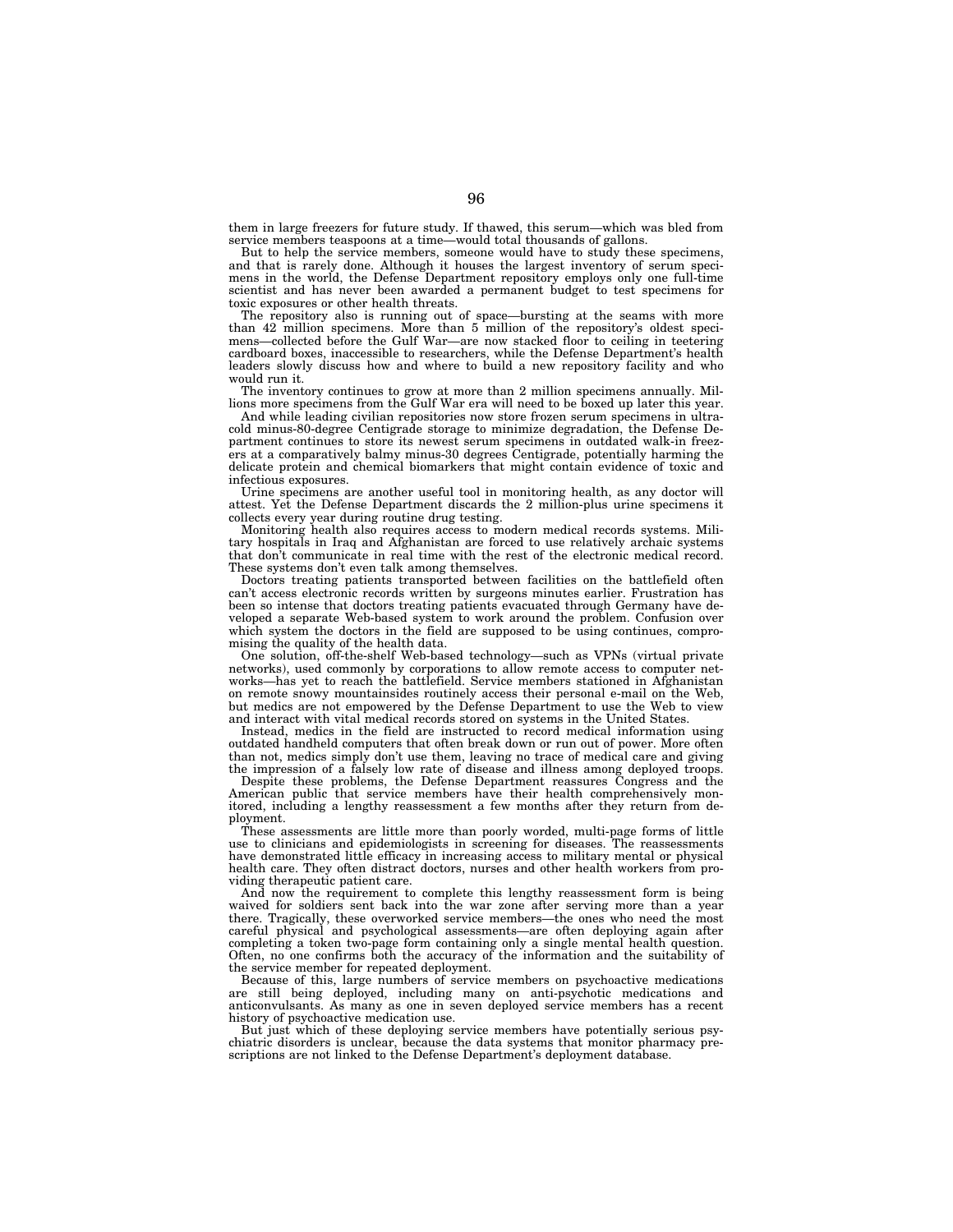them in large freezers for future study. If thawed, this serum—which was bled from service members teaspoons at a time—would total thousands of gallons.

But to help the service members, someone would have to study these specimens, and that is rarely done. Although it houses the largest inventory of serum specimens in the world, the Defense Department repository employs only one full-time scientist and has never been awarded a permanent budget to test specimens for toxic exposures or other health threats.

The repository also is running out of space—bursting at the seams with more than 42 million specimens. More than 5 million of the repository's oldest specimens—collected before the Gulf War—are now stacked floor to ceiling in teetering cardboard boxes, inaccessible to researchers, while the Defense Department's health leaders slowly discuss how and where to build a new repository facility and who would run it.

The inventory continues to grow at more than 2 million specimens annually. Millions more specimens from the Gulf War era will need to be boxed up later this year.

And while leading civilian repositories now store frozen serum specimens in ultra-cold minus-80-degree Centigrade storage to minimize degradation, the Defense Department continues to store its newest serum specimens in outdated walk-in freezers at a comparatively balmy minus-30 degrees Centigrade, potentially harming the delicate protein and chemical biomarkers that might contain evidence of toxic and infectious exposures.

Urine specimens are another useful tool in monitoring health, as any doctor will attest. Yet the Defense Department discards the 2 million-plus urine specimens it collects every year during routine drug testing.

Monitoring health also requires access to modern medical records systems. Military hospitals in Iraq and Afghanistan are forced to use relatively archaic systems that don't communicate in real time with the rest of the electronic medical record. These systems don't even talk among themselves.

Doctors treating patients transported between facilities on the battlefield often can't access electronic records written by surgeons minutes earlier. Frustration has been so intense that doctors treating patients evacuated through Germany have developed a separate Web-based system to work around the problem. Confusion over which system the doctors in the field are supposed to be using continues, compromising the quality of the health data.

One solution, off-the-shelf Web-based technology—such as VPNs (virtual private networks), used commonly by corporations to allow remote access to computer networks—has yet to reach the battlefield. Service members stationed in Afghanistan on remote snowy mountainsides routinely access their personal e-mail on the Web, but medics are not empowered by the Defense Department to use the Web to view and interact with vital medical records stored on systems in the United States.

Instead, medics in the field are instructed to record medical information using outdated handheld computers that often break down or run out of power. More often than not, medics simply don't use them, leaving no trace of medical care and giving the impression of a falsely low rate of disease and illness among deployed troops.

Despite these problems, the Defense Department reassures Congress and the American public that service members have their health comprehensively monitored, including a lengthy reassessment a few months after they return from deployment.

These assessments are little more than poorly worded, multi-page forms of little use to clinicians and epidemiologists in screening for diseases. The reassessments have demonstrated little efficacy in increasing access to military mental or physical health care. They often distract doctors, nurses and other health workers from providing therapeutic patient care.

And now the requirement to complete this lengthy reassessment form is being waived for soldiers sent back into the war zone after serving more than a year there. Tragically, these overworked service members—the ones who need the most careful physical and psychological assessments—are often deploying again after completing a token two-page form containing only a single mental health question. Often, no one confirms both the accuracy of the information and the suitability of the service member for repeated deployment.

Because of this, large numbers of service members on psychoactive medications are still being deployed, including many on anti-psychotic medications and anticonvulsants. As many as one in seven deployed service members has a recent history of psychoactive medication use.

But just which of these deploying service members have potentially serious psychiatric disorders is unclear, because the data systems that monitor pharmacy prescriptions are not linked to the Defense Department's deployment database.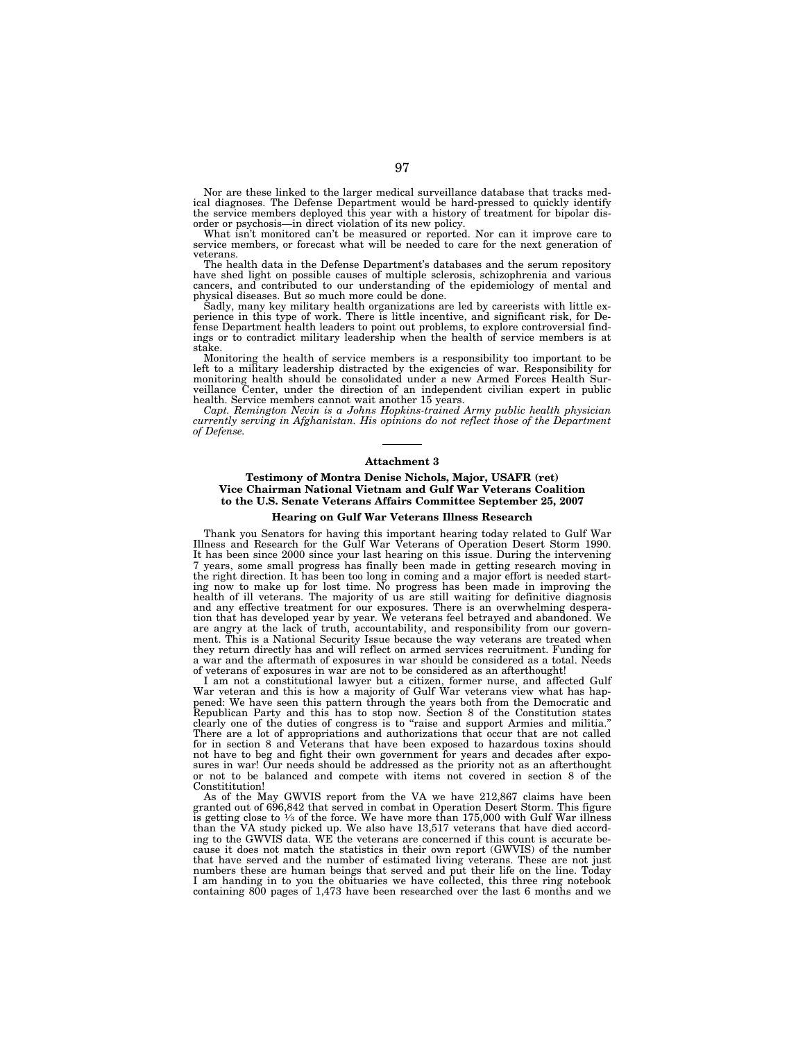Nor are these linked to the larger medical surveillance database that tracks medical diagnoses. The Defense Department would be hard-pressed to quickly identify the service members deployed this year with a history of treatment for bipolar disorder or psychosis—in direct violation of its new policy.

What isn't monitored can't be measured or reported. Nor can it improve care to service members, or forecast what will be needed to care for the next generation of veterans.

The health data in the Defense Department's databases and the serum repository have shed light on possible causes of multiple sclerosis, schizophrenia and various cancers, and contributed to our understanding of the epidemiology of mental and physical diseases. But so much more could be done.

Sadly, many key military health organizations are led by careerists with little experience in this type of work. There is little incentive, and significant risk, for Defense Department health leaders to point out problems, to explore controversial findings or to contradict military leadership when the health of service members is at stake.

Monitoring the health of service members is a responsibility too important to be left to a military leadership distracted by the exigencies of war. Responsibility for monitoring health should be consolidated under a new Armed Forces Health Surveillance Center, under the direction of an independent civilian expert in public health. Service members cannot wait another 15 years.

*Capt. Remington Nevin is a Johns Hopkins-trained Army public health physician currently serving in Afghanistan. His opinions do not reflect those of the Department of Defense.*

---

**Attachment 3**

**Testimony of Montra Denise Nichols, Major, USAFR (ret) Vice Chairman National Vietnam and Gulf War Veterans Coalition to the U.S. Senate Veterans Affairs Committee September 25, 2007**

**Hearing on Gulf War Veterans Illness Research**

Thank you Senators for having this important hearing today related to Gulf War Illness and Research for the Gulf War Veterans of Operation Desert Storm 1990. It has been since 2000 since your last hearing on this issue. During the intervening 7 years, some small progress has finally been made in getting research moving in the right direction. It has been too long in coming and a major effort is needed starting now to make up for lost time. No progress has been made in improving the health of ill veterans. The majority of us are still waiting for definitive diagnosis and any effective treatment for our exposures. There is an overwhelming desperation that has developed year by year. We veterans feel betrayed and abandoned. We are angry at the lack of truth, accountability, and responsibility from our government. This is a National Security Issue because the way veterans are treated when they return directly has and will reflect on armed services recruitment. Funding for a war and the aftermath of exposures in war should be considered as a total. Needs of veterans of exposures in war are not to be considered as an afterthought!

I am not a constitutional lawyer but a citizen, former nurse, and affected Gulf War veteran and this is how a majority of Gulf War veterans view what has happened: We have seen this pattern through the years both from the Democratic and Republican Party and this has to stop now. Section 8 of the Constitution states clearly one of the duties of congress is to "raise and support Armies and militia." There are a lot of appropriations and authorizations that occur that are not called for in section 8 and Veterans that have been exposed to hazardous toxins should not have to beg and fight their own government for years and decades after exposures in war! Our needs should be addressed as the priority not as an afterthought or not to be balanced and compete with items not covered in section 8 of the Constititution!

As of the May GWVIS report from the VA we have 212,867 claims have been granted out of 696,842 that served in combat in Operation Desert Storm. This figure is getting close to ⅓ of the force. We have more than 175,000 with Gulf War illness than the VA study picked up. We also have 13,517 veterans that have died according to the GWVIS data. WE the veterans are concerned if this count is accurate because it does not match the statistics in their own report (GWVIS) of the number that have served and the number of estimated living veterans. These are not just numbers these are human beings that served and put their life on the line. Today I am handing in to you the obituaries we have collected, this three ring notebook containing 800 pages of 1,473 have been researched over the last 6 months and we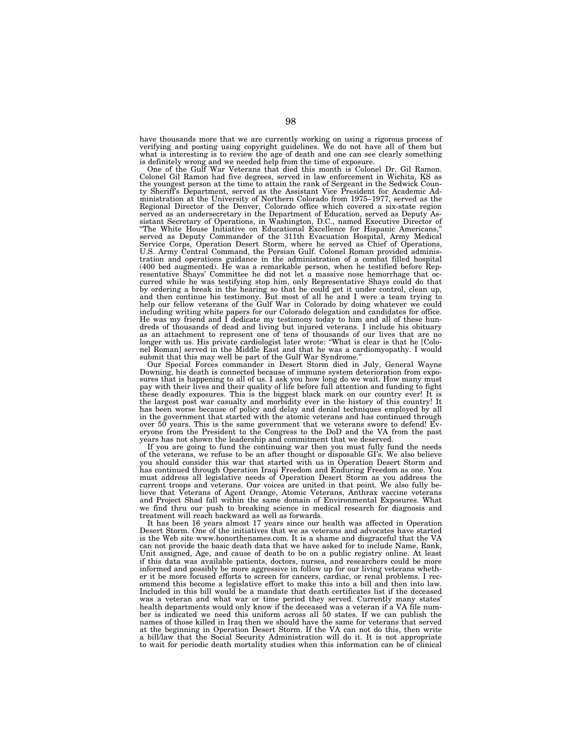have thousands more that we are currently working on using a rigorous process of verifying and posting using copyright guidelines. We do not have all of them but what is interesting is to review the age of death and one can see clearly something is definitely wrong and we needed help from the time of exposure.

One of the Gulf War Veterans that died this month is Colonel Dr. Gil Ramon. Colonel Gil Ramon had five degrees, served in law enforcement in Wichita, KS as the youngest person at the time to attain the rank of Sergeant in the Sedwick County Sheriff's Department, served as the Assistant Vice President for Academic Administration at the University of Northern Colorado from 1975–1977, served as the Regional Director of the Denver, Colorado office which covered a six-state region served as an undersecretary in the Department of Education, served as Deputy Assistant Secretary of Operations, in Washington, D.C., named Executive Director of "The White House Initiative on Educational Excellence for Hispanic Americans," served as Deputy Commander of the 311th Evacuation Hospital, Army Medical Service Corps, Operation Desert Storm, where he served as Chief of Operations, U.S. Army Central Command, the Persian Gulf. Colonel Roman provided administration and operations guidance in the administration of a combat filled hospital (400 bed augmented). He was a remarkable person, when he testified before Representative Shays' Committee he did not let a massive nose hemorrhage that occurred while he was testifying stop him, only Representative Shays could do that by ordering a break in the hearing so that he could get it under control, clean up, and then continue his testimony. But most of all he and I were a team trying to help our fellow veterans of the Gulf War in Colorado by doing whatever we could including writing white papers for our Colorado delegation and candidates for office. He was my friend and I dedicate my testimony today to him and all of these hundreds of thousands of dead and living but injured veterans. I include his obituary as an attachment to represent one of tens of thousands of our lives that are no longer with us. His private cardiologist later wrote: "What is clear is that he [Colonel Roman] served in the Middle East and that he was a cardiomyopathy. I would submit that this may well be part of the Gulf War Syndrome."

Our Special Forces commander in Desert Storm died in July, General Wayne Downing, his death is connected because of immune system deterioration from exposures that is happening to all of us. I ask you how long do we wait. How many must pay with their lives and their quality of life before full attention and funding to fight these deadly exposures. This is the biggest black mark on our country ever! It is the largest post war casualty and morbidity ever in the history of this country! It has been worse because of policy and delay and denial techniques employed by all in the government that started with the atomic veterans and has continued through over 50 years. This is the same government that we veterans swore to defend! Everyone from the President to the Congress to the DoD and the VA from the past years has not shown the leadership and commitment that we deserved.

If you are going to fund the continuing war then you must fully fund the needs of the veterans, we refuse to be an after thought or disposable GI's. We also believe you should consider this war that started with us in Operation Desert Storm and has continued through Operation Iraqi Freedom and Enduring Freedom as one. You must address all legislative needs of Operation Desert Storm as you address the current troops and veterans. Our voices are united in that point. We also fully believe that Veterans of Agent Orange, Atomic Veterans, Anthrax vaccine veterans and Project Shad fall within the same domain of Environmental Exposures. What we find thru our push to breaking science in medical research for diagnosis and treatment will reach backward as well as forwards.

It has been 16 years almost 17 years since our health was affected in Operation Desert Storm. One of the initiatives that we as veterans and advocates have started is the Web site www.honorthenames.com. It is a shame and disgraceful that the VA can not provide the basic death data that we have asked for to include Name, Rank, Unit assigned, Age, and cause of death to be on a public registry online. At least if this data was available patients, doctors, nurses, and researchers could be more informed and possibly be more aggressive in follow up for our living veterans whether it be more focused efforts to screen for cancers, cardiac, or renal problems. I recommend this become a legislative effort to make this into a bill and then into law. Included in this bill would be a mandate that death certificates list if the deceased was a veteran and what war or time period they served. Currently many states' health departments would only know if the deceased was a veteran if a VA file number is indicated we need this uniform across all 50 states. If we can publish the names of those killed in Iraq then we should have the same for veterans that served at the beginning in Operation Desert Storm. If the VA can not do this, then write a bill/law that the Social Security Administration will do it. It is not appropriate to wait for periodic death mortality studies when this information can be of clinical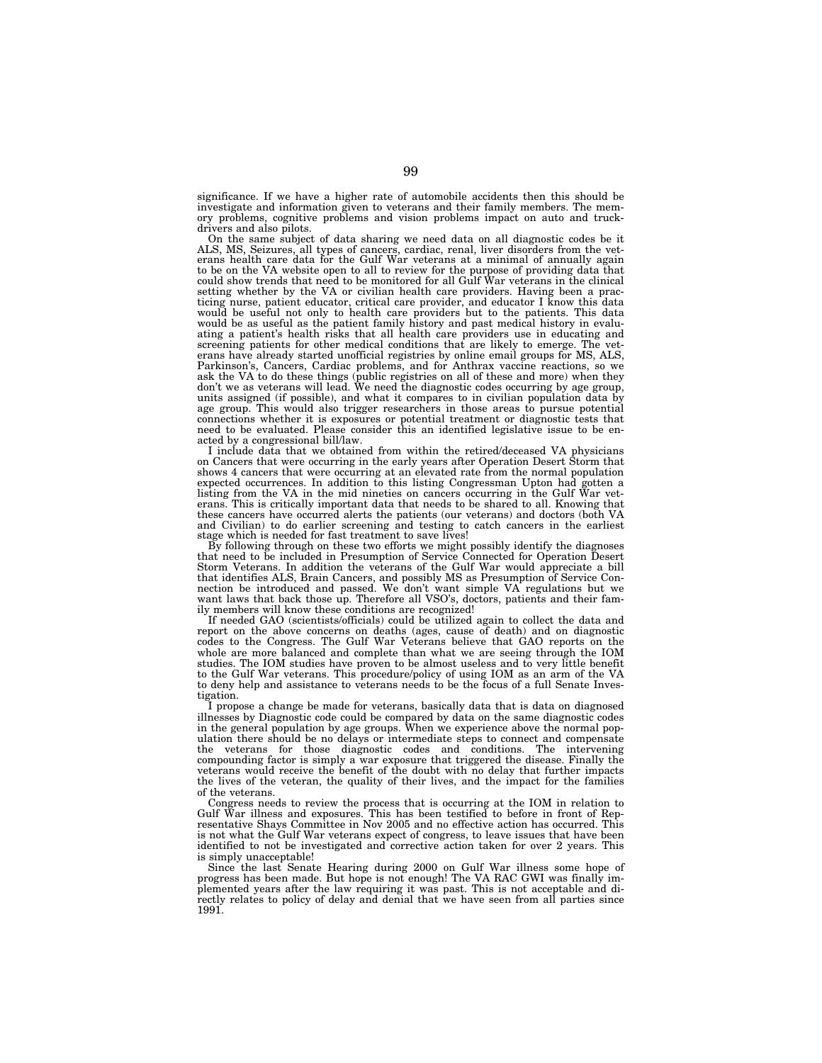significance. If we have a higher rate of automobile accidents then this should be investigate and information given to veterans and their family members. The memory problems, cognitive problems and vision problems impact on auto and truck-drivers and also pilots.

On the same subject of data sharing we need data on all diagnostic codes be it ALS, MS, Seizures, all types of cancers, cardiac, renal, liver disorders from the veterans health care data for the Gulf War veterans at a minimal of annually again to be on the VA website open to all to review for the purpose of providing data that could show trends that need to be monitored for all Gulf War veterans in the clinical setting whether by the VA or civilian health care providers. Having been a practicing nurse, patient educator, critical care provider, and educator I know this data would be useful not only to health care providers but to the patients. This data would be as useful as the patient family history and past medical history in evaluating a patient's health risks that all health care providers use in educating and screening patients for other medical conditions that are likely to emerge. The veterans have already started unofficial registries by online email groups for MS, ALS, Parkinson's, Cancers, Cardiac problems, and for Anthrax vaccine reactions, so we ask the VA to do these things (public registries on all of these and more) when they don't we as veterans will lead. We need the diagnostic codes occurring by age group, units assigned (if possible), and what it compares to in civilian population data by age group. This would also trigger researchers in those areas to pursue potential connections whether it is exposures or potential treatment or diagnostic tests that need to be evaluated. Please consider this an identified legislative issue to be enacted by a congressional bill/law.

I include data that we obtained from within the retired/deceased VA physicians on Cancers that were occurring in the early years after Operation Desert Storm that shows 4 cancers that were occurring at an elevated rate from the normal population expected occurrences. In addition to this listing Congressman Upton had gotten a listing from the VA in the mid nineties on cancers occurring in the Gulf War veterans. This is critically important data that needs to be shared to all. Knowing that these cancers have occurred alerts the patients (our veterans) and doctors (both VA and Civilian) to do earlier screening and testing to catch cancers in the earliest stage which is needed for fast treatment to save lives!

By following through on these two efforts we might possibly identify the diagnoses that need to be included in Presumption of Service Connected for Operation Desert Storm Veterans. In addition the veterans of the Gulf War would appreciate a bill that identifies ALS, Brain Cancers, and possibly MS as Presumption of Service Connection be introduced and passed. We don't want simple VA regulations but we want laws that back those up. Therefore all VSO's, doctors, patients and their family members will know these conditions are recognized!

If needed GAO (scientists/officials) could be utilized again to collect the data and report on the above concerns on deaths (ages, cause of death) and on diagnostic codes to the Congress. The Gulf War Veterans believe that GAO reports on the whole are more balanced and complete than what we are seeing through the IOM studies. The IOM studies have proven to be almost useless and to very little benefit to the Gulf War veterans. This procedure/policy of using IOM as an arm of the VA to deny help and assistance to veterans needs to be the focus of a full Senate Investigation.

I propose a change be made for veterans, basically data that is data on diagnosed illnesses by Diagnostic code could be compared by data on the same diagnostic codes in the general population by age groups. When we experience above the normal population there should be no delays or intermediate steps to connect and compensate the veterans for those diagnostic codes and conditions. The intervening compounding factor is simply a war exposure that triggered the disease. Finally the veterans would receive the benefit of the doubt with no delay that further impacts the lives of the veteran, the quality of their lives, and the impact for the families of the veterans.

Congress needs to review the process that is occurring at the IOM in relation to Gulf War illness and exposures. This has been testified to before in front of Representative Shays Committee in Nov 2005 and no effective action has occurred. This is not what the Gulf War veterans expect of congress, to leave issues that have been identified to not be investigated and corrective action taken for over 2 years. This is simply unacceptable!

Since the last Senate Hearing during 2000 on Gulf War illness some hope of progress has been made. But hope is not enough! The VA RAC GWI was finally implemented years after the law requiring it was past. This is not acceptable and directly relates to policy of delay and denial that we have seen from all parties since 1991.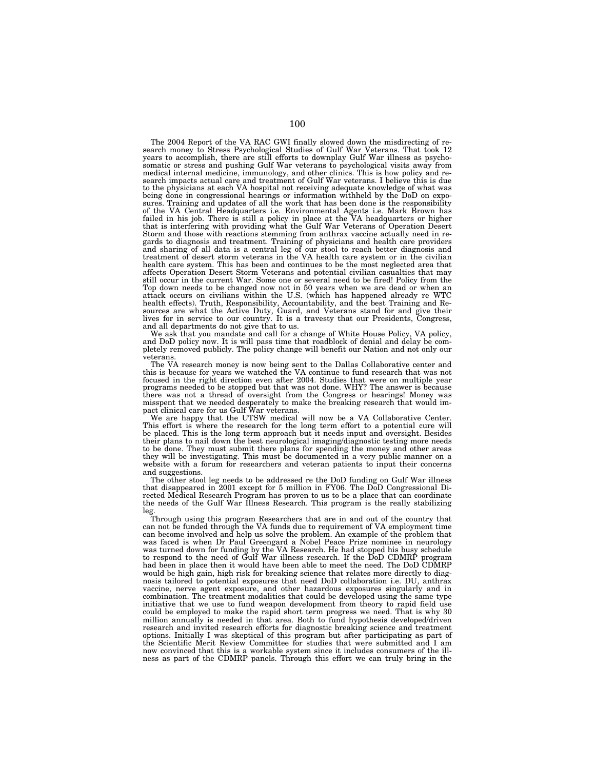The 2004 Report of the VA RAC GWI finally slowed down the misdirecting of research money to Stress Psychological Studies of Gulf War Veterans. That took 12 years to accomplish, there are still efforts to downplay Gulf War illness as psychosomatic or stress and pushing Gulf War veterans to psychological visits away from medical internal medicine, immunology, and other clinics. This is how policy and research impacts actual care and treatment of Gulf War veterans. I believe this is due to the physicians at each VA hospital not receiving adequate knowledge of what was being done in congressional hearings or information withheld by the DoD on exposures. Training and updates of all the work that has been done is the responsibility of the VA Central Headquarters i.e. Environmental Agents i.e. Mark Brown has failed in his job. There is still a policy in place at the VA headquarters or higher that is interfering with providing what the Gulf War Veterans of Operation Desert Storm and those with reactions stemming from anthrax vaccine actually need in regards to diagnosis and treatment. Training of physicians and health care providers and sharing of all data is a central leg of our stool to reach better diagnosis and treatment of desert storm veterans in the VA health care system or in the civilian health care system. This has been and continues to be the most neglected area that affects Operation Desert Storm Veterans and potential civilian casualties that may still occur in the current War. Some one or several need to be fired! Policy from the Top down needs to be changed now not in 50 years when we are dead or when an attack occurs on civilians within the U.S. (which has happened already re WTC health effects). Truth, Responsibility, Accountability, and the best Training and Resources are what the Active Duty, Guard, and Veterans stand for and give their lives for in service to our country. It is a travesty that our Presidents, Congress, and all departments do not give that to us.

We ask that you mandate and call for a change of White House Policy, VA policy, and DoD policy now. It is will pass time that roadblock of denial and delay be completely removed publicly. The policy change will benefit our Nation and not only our veterans.

The VA research money is now being sent to the Dallas Collaborative center and this is because for years we watched the VA continue to fund research that was not focused in the right direction even after 2004. Studies that were on multiple year programs needed to be stopped but that was not done. WHY? The answer is because there was not a thread of oversight from the Congress or hearings! Money was misspent that we needed desperately to make the breaking research that would impact clinical care for us Gulf War veterans.

We are happy that the UTSW medical will now be a VA Collaborative Center. This effort is where the research for the long term effort to a potential cure will be placed. This is the long term approach but it needs input and oversight. Besides their plans to nail down the best neurological imaging/diagnostic testing more needs to be done. They must submit there plans for spending the money and other areas they will be investigating. This must be documented in a very public manner on a website with a forum for researchers and veteran patients to input their concerns and suggestions.

The other stool leg needs to be addressed re the DoD funding on Gulf War illness that disappeared in 2001 except for 5 million in FY06. The DoD Congressional Directed Medical Research Program has proven to us to be a place that can coordinate the needs of the Gulf War Illness Research. This program is the really stabilizing leg.

Through using this program Researchers that are in and out of the country that can not be funded through the VA funds due to requirement of VA employment time can become involved and help us solve the problem. An example of the problem that was faced is when Dr Paul Greengard a Nobel Peace Prize nominee in neurology was turned down for funding by the VA Research. He had stopped his busy schedule to respond to the need of Gulf War illness research. If the DoD CDMRP program had been in place then it would have been able to meet the need. The DoD CDMRP would be high gain, high risk for breaking science that relates more directly to diagnosis tailored to potential exposures that need DoD collaboration i.e. DU, anthrax vaccine, nerve agent exposure, and other hazardous exposures singularly and in combination. The treatment modalities that could be developed using the same type initiative that we use to fund weapon development from theory to rapid field use could be employed to make the rapid short term progress we need. That is why 30 million annually is needed in that area. Both to fund hypothesis developed/driven research and invited research efforts for diagnostic breaking science and treatment options. Initially I was skeptical of this program but after participating as part of the Scientific Merit Review Committee for studies that were submitted and I am now convinced that this is a workable system since it includes consumers of the illness as part of the CDMRP panels. Through this effort we can truly bring in the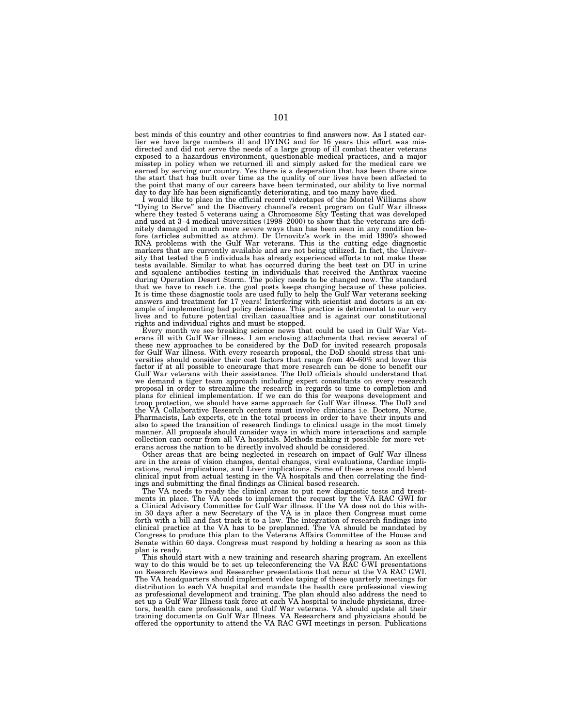best minds of this country and other countries to find answers now. As I stated earlier we have large numbers ill and DYING and for 16 years this effort was misdirected and did not serve the needs of a large group of ill combat theater veterans exposed to a hazardous environment, questionable medical practices, and a major misstep in policy when we returned ill and simply asked for the medical care we earned by serving our country. Yes there is a desperation that has been there since the start that has built over time as the quality of our lives have been affected to the point that many of our careers have been terminated, our ability to live normal day to day life has been significantly deteriorating, and too many have died.

I would like to place in the official record videotapes of the Montel Williams show "Dying to Serve" and the Discovery channel's recent program on Gulf War illness where they tested 5 veterans using a Chromosome Sky Testing that was developed and used at 3–4 medical universities (1998–2000) to show that the veterans are definitely damaged in much more severe ways than has been seen in any condition before (articles submitted as atchm). Dr Urnovitz's work in the mid 1990's showed RNA problems with the Gulf War veterans. This is the cutting edge diagnostic markers that are currently available and are not being utilized. In fact, the University that tested the 5 individuals has already experienced efforts to not make these tests available. Similar to what has occurred during the best test on DU in urine and squalene antibodies testing in individuals that received the Anthrax vaccine during Operation Desert Storm. The policy needs to be changed now. The standard that we have to reach i.e. the goal posts keeps changing because of these policies. It is time these diagnostic tools are used fully to help the Gulf War veterans seeking answers and treatment for 17 years! Interfering with scientist and doctors is an example of implementing bad policy decisions. This practice is detrimental to our very lives and to future potential civilian casualties and is against our constitutional rights and individual rights and must be stopped.

Every month we see breaking science news that could be used in Gulf War Veterans ill with Gulf War illness. I am enclosing attachments that review several of these new approaches to be considered by the DoD for invited research proposals for Gulf War illness. With every research proposal, the DoD should stress that universities should consider their cost factors that range from 40–60% and lower this factor if at all possible to encourage that more research can be done to benefit our Gulf War veterans with their assistance. The DoD officials should understand that we demand a tiger team approach including expert consultants on every research proposal in order to streamline the research in regards to time to completion and plans for clinical implementation. If we can do this for weapons development and troop protection, we should have same approach for Gulf War illness. The DoD and the VA Collaborative Research centers must involve clinicians i.e. Doctors, Nurse, Pharmacists, Lab experts, etc in the total process in order to have their inputs and also to speed the transition of research findings to clinical usage in the most timely manner. All proposals should consider ways in which more interactions and sample collection can occur from all VA hospitals. Methods making it possible for more veterans across the nation to be directly involved should be considered.

Other areas that are being neglected in research on impact of Gulf War illness are in the areas of vision changes, dental changes, viral evaluations, Cardiac implications, renal implications, and Liver implications. Some of these areas could blend clinical input from actual testing in the VA hospitals and then correlating the findings and submitting the final findings as Clinical based research.

The VA needs to ready the clinical areas to put new diagnostic tests and treatments in place. The VA needs to implement the request by the VA RAC GWI for a Clinical Advisory Committee for Gulf War illness. If the VA does not do this within 30 days after a new Secretary of the VA is in place then Congress must come forth with a bill and fast track it to a law. The integration of research findings into clinical practice at the VA has to be preplanned. The VA should be mandated by Congress to produce this plan to the Veterans Affairs Committee of the House and Senate within 60 days. Congress must respond by holding a hearing as soon as this plan is ready.

This should start with a new training and research sharing program. An excellent way to do this would be to set up teleconferencing the VA RAC GWI presentations on Research Reviews and Researcher presentations that occur at the VA RAC GWI. The VA headquarters should implement video taping of these quarterly meetings for distribution to each VA hospital and mandate the health care professional viewing as professional development and training. The plan should also address the need to set up a Gulf War Illness task force at each VA hospital to include physicians, directors, health care professionals, and Gulf War veterans. VA should update all their training documents on Gulf War Illness. VA Researchers and physicians should be offered the opportunity to attend the VA RAC GWI meetings in person. Publications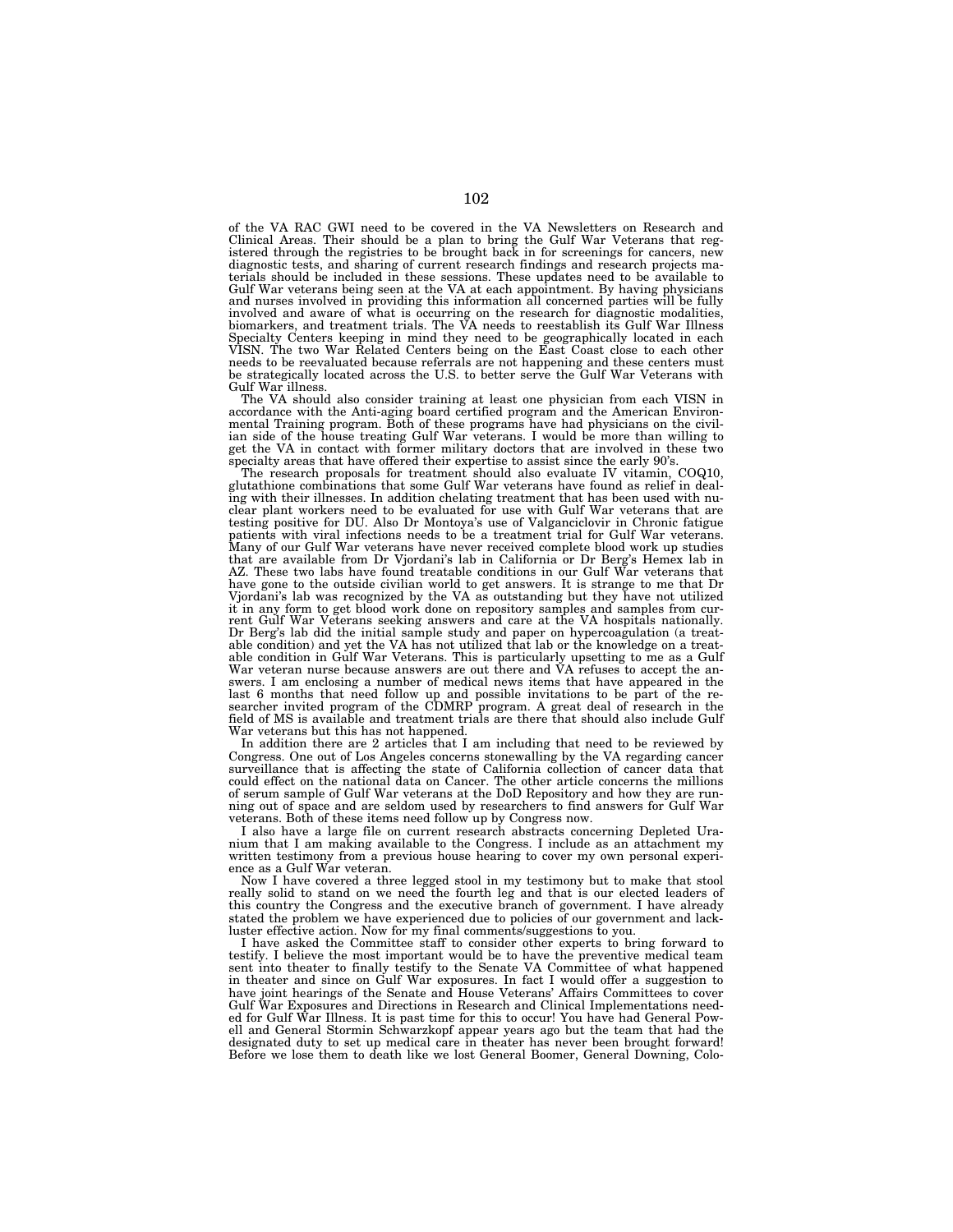of the VA RAC GWI need to be covered in the VA Newsletters on Research and Clinical Areas. Their should be a plan to bring the Gulf War Veterans that registered through the registries to be brought back in for screenings for cancers, new diagnostic tests, and sharing of current research findings and research projects materials should be included in these sessions. These updates need to be available to Gulf War veterans being seen at the VA at each appointment. By having physicians and nurses involved in providing this information all concerned parties will be fully involved and aware of what is occurring on the research for diagnostic modalities, biomarkers, and treatment trials. The VA needs to reestablish its Gulf War Illness Specialty Centers keeping in mind they need to be geographically located in each VISN. The two War Related Centers being on the East Coast close to each other needs to be reevaluated because referrals are not happening and these centers must be strategically located across the U.S. to better serve the Gulf War Veterans with Gulf War illness.

The VA should also consider training at least one physician from each VISN in accordance with the Anti-aging board certified program and the American Environmental Training program. Both of these programs have had physicians on the civilian side of the house treating Gulf War veterans. I would be more than willing to get the VA in contact with former military doctors that are involved in these two specialty areas that have offered their expertise to assist since the early 90's.

The research proposals for treatment should also evaluate IV vitamin, COQ10, glutathione combinations that some Gulf War veterans have found as relief in dealing with their illnesses. In addition chelating treatment that has been used with nuclear plant workers need to be evaluated for use with Gulf War veterans that are testing positive for DU. Also Dr Montoya's use of Valganciclovir in Chronic fatigue patients with viral infections needs to be a treatment trial for Gulf War veterans. Many of our Gulf War veterans have never received complete blood work up studies that are available from Dr Vjordani's lab in California or Dr Berg's Hemex lab in AZ. These two labs have found treatable conditions in our Gulf War veterans that have gone to the outside civilian world to get answers. It is strange to me that Dr Vjordani's lab was recognized by the VA as outstanding but they have not utilized it in any form to get blood work done on repository samples and samples from current Gulf War Veterans seeking answers and care at the VA hospitals nationally. Dr Berg's lab did the initial sample study and paper on hypercoagulation (a treatable condition) and yet the VA has not utilized that lab or the knowledge on a treatable condition in Gulf War Veterans. This is particularly upsetting to me as a Gulf War veteran nurse because answers are out there and VA refuses to accept the answers. I am enclosing a number of medical news items that have appeared in the last 6 months that need follow up and possible invitations to be part of the researcher invited program of the CDMRP program. A great deal of research in the field of MS is available and treatment trials are there that should also include Gulf War veterans but this has not happened.

In addition there are 2 articles that I am including that need to be reviewed by Congress. One out of Los Angeles concerns stonewalling by the VA regarding cancer surveillance that is affecting the state of California collection of cancer data that could effect on the national data on Cancer. The other article concerns the millions of serum sample of Gulf War veterans at the DoD Repository and how they are running out of space and are seldom used by researchers to find answers for Gulf War veterans. Both of these items need follow up by Congress now.

I also have a large file on current research abstracts concerning Depleted Uranium that I am making available to the Congress. I include as an attachment my written testimony from a previous house hearing to cover my own personal experience as a Gulf War veteran.

Now I have covered a three legged stool in my testimony but to make that stool really solid to stand on we need the fourth leg and that is our elected leaders of this country the Congress and the executive branch of government. I have already stated the problem we have experienced due to policies of our government and lackluster effective action. Now for my final comments/suggestions to you.

I have asked the Committee staff to consider other experts to bring forward to testify. I believe the most important would be to have the preventive medical team sent into theater to finally testify to the Senate VA Committee of what happened in theater and since on Gulf War exposures. In fact I would offer a suggestion to have joint hearings of the Senate and House Veterans' Affairs Committees to cover Gulf War Exposures and Directions in Research and Clinical Implementations needed for Gulf War Illness. It is past time for this to occur! You have had General Powell and General Stormin Schwarzkopf appear years ago but the team that had the designated duty to set up medical care in theater has never been brought forward! Before we lose them to death like we lost General Boomer, General Downing, Colo-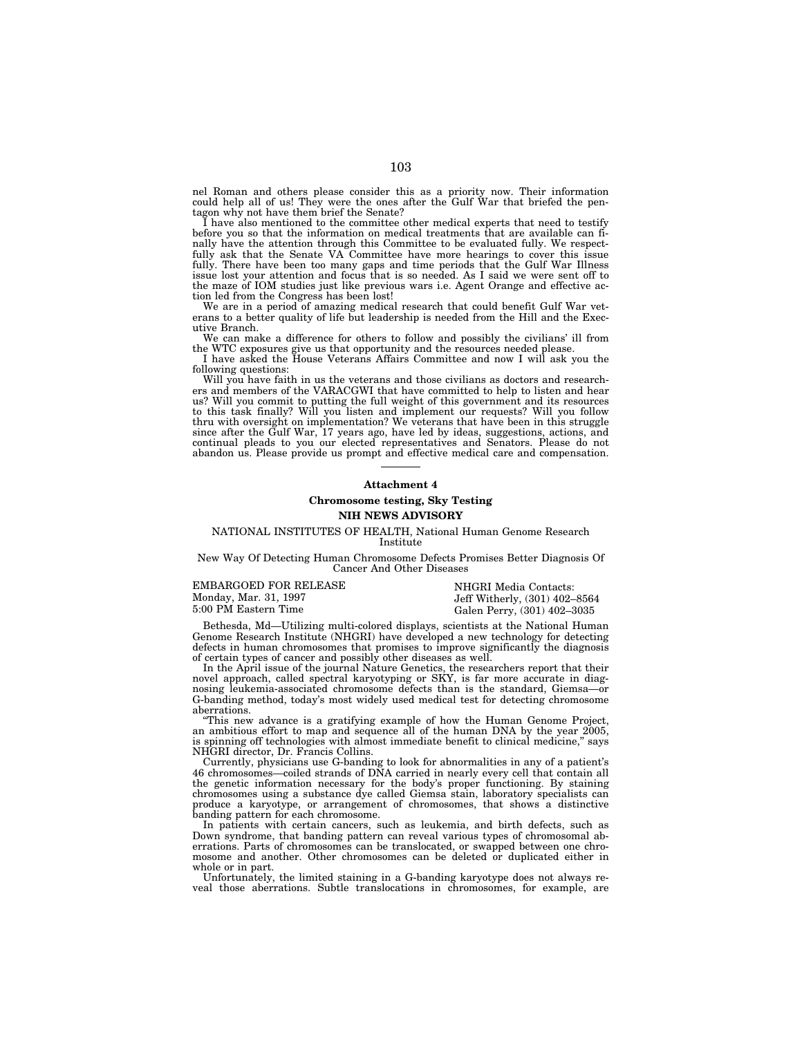nel Roman and others please consider this as a priority now. Their information could help all of us! They were the ones after the Gulf War that briefed the pentagon why not have them brief the Senate?

I have also mentioned to the committee other medical experts that need to testify before you so that the information on medical treatments that are available can finally have the attention through this Committee to be evaluated fully. We respectfully ask that the Senate VA Committee have more hearings to cover this issue fully. There have been too many gaps and time periods that the Gulf War Illness issue lost your attention and focus that is so needed. As I said we were sent off to the maze of IOM studies just like previous wars i.e. Agent Orange and effective action led from the Congress has been lost!

We are in a period of amazing medical research that could benefit Gulf War veterans to a better quality of life but leadership is needed from the Hill and the Executive Branch.

We can make a difference for others to follow and possibly the civilians' ill from the WTC exposures give us that opportunity and the resources needed please.

I have asked the House Veterans Affairs Committee and now I will ask you the following questions:

Will you have faith in us the veterans and those civilians as doctors and researchers and members of the VARACGWI that have committed to help to listen and hear us? Will you commit to putting the full weight of this government and its resources to this task finally? Will you listen and implement our requests? Will you follow thru with oversight on implementation? We veterans that have been in this struggle since after the Gulf War, 17 years ago, have led by ideas, suggestions, actions, and continual pleads to you our elected representatives and Senators. Please do not abandon us. Please provide us prompt and effective medical care and compensation.

---

**Attachment 4**

**Chromosome testing, Sky Testing**

**NIH NEWS ADVISORY**

NATIONAL INSTITUTES OF HEALTH, National Human Genome Research Institute

New Way Of Detecting Human Chromosome Defects Promises Better Diagnosis Of Cancer And Other Diseases

EMBARGOED FOR RELEASE
Monday, Mar. 31, 1997
5:00 PM Eastern Time

NHGRI Media Contacts:
Jeff Witherly, (301) 402–8564
Galen Perry, (301) 402–3035

Bethesda, Md—Utilizing multi-colored displays, scientists at the National Human Genome Research Institute (NHGRI) have developed a new technology for detecting defects in human chromosomes that promises to improve significantly the diagnosis of certain types of cancer and possibly other diseases as well.

In the April issue of the journal Nature Genetics, the researchers report that their novel approach, called spectral karyotyping or SKY, is far more accurate in diagnosing leukemia-associated chromosome defects than is the standard, Giemsa—or G-banding method, today's most widely used medical test for detecting chromosome aberrations.

"This new advance is a gratifying example of how the Human Genome Project, an ambitious effort to map and sequence all of the human DNA by the year 2005, is spinning off technologies with almost immediate benefit to clinical medicine," says NHGRI director, Dr. Francis Collins.

Currently, physicians use G-banding to look for abnormalities in any of a patient's 46 chromosomes—coiled strands of DNA carried in nearly every cell that contain all the genetic information necessary for the body's proper functioning. By staining chromosomes using a substance dye called Giemsa stain, laboratory specialists can produce a karyotype, or arrangement of chromosomes, that shows a distinctive banding pattern for each chromosome.

In patients with certain cancers, such as leukemia, and birth defects, such as Down syndrome, that banding pattern can reveal various types of chromosomal aberrations. Parts of chromosomes can be translocated, or swapped between one chromosome and another. Other chromosomes can be deleted or duplicated either in whole or in part.

Unfortunately, the limited staining in a G-banding karyotype does not always reveal those aberrations. Subtle translocations in chromosomes, for example, are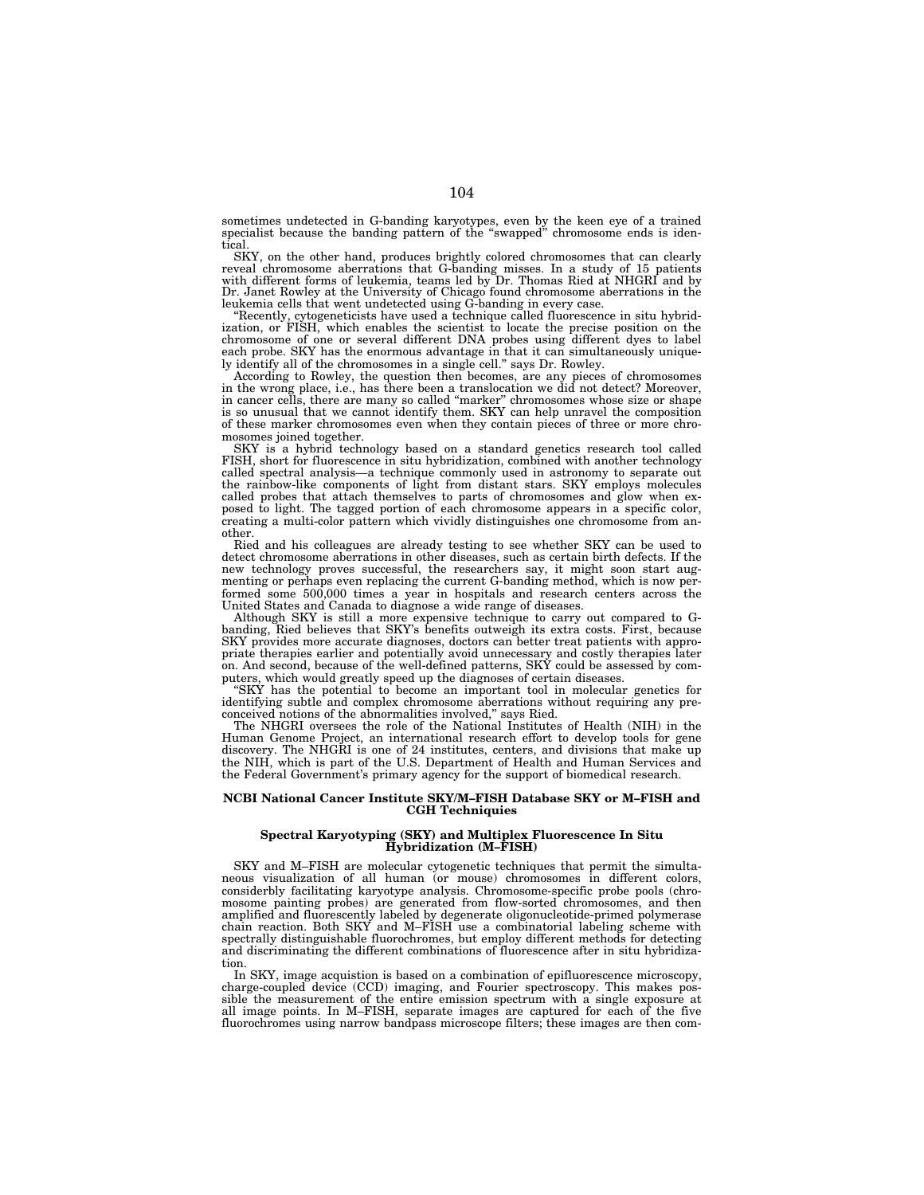sometimes undetected in G-banding karyotypes, even by the keen eye of a trained specialist because the banding pattern of the "swapped" chromosome ends is identical.

SKY, on the other hand, produces brightly colored chromosomes that can clearly reveal chromosome aberrations that G-banding misses. In a study of 15 patients with different forms of leukemia, teams led by Dr. Thomas Ried at NHGRI and by Dr. Janet Rowley at the University of Chicago found chromosome aberrations in the leukemia cells that went undetected using G-banding in every case.

"Recently, cytogeneticists have used a technique called fluorescence in situ hybridization, or FISH, which enables the scientist to locate the precise position on the chromosome of one or several different DNA probes using different dyes to label each probe. SKY has the enormous advantage in that it can simultaneously uniquely identify all of the chromosomes in a single cell." says Dr. Rowley.

According to Rowley, the question then becomes, are any pieces of chromosomes in the wrong place, i.e., has there been a translocation we did not detect? Moreover, in cancer cells, there are many so called "marker" chromosomes whose size or shape is so unusual that we cannot identify them. SKY can help unravel the composition of these marker chromosomes even when they contain pieces of three or more chromosomes joined together.

SKY is a hybrid technology based on a standard genetics research tool called FISH, short for fluorescence in situ hybridization, combined with another technology called spectral analysis—a technique commonly used in astronomy to separate out the rainbow-like components of light from distant stars. SKY employs molecules called probes that attach themselves to parts of chromosomes and glow when exposed to light. The tagged portion of each chromosome appears in a specific color, creating a multi-color pattern which vividly distinguishes one chromosome from another.

Ried and his colleagues are already testing to see whether SKY can be used to detect chromosome aberrations in other diseases, such as certain birth defects. If the new technology proves successful, the researchers say, it might soon start augmenting or perhaps even replacing the current G-banding method, which is now performed some 500,000 times a year in hospitals and research centers across the United States and Canada to diagnose a wide range of diseases.

Although SKY is still a more expensive technique to carry out compared to G-banding, Ried believes that SKY's benefits outweigh its extra costs. First, because SKY provides more accurate diagnoses, doctors can better treat patients with appropriate therapies earlier and potentially avoid unnecessary and costly therapies later on. And second, because of the well-defined patterns, SKY could be assessed by computers, which would greatly speed up the diagnoses of certain diseases.

"SKY has the potential to become an important tool in molecular genetics for identifying subtle and complex chromosome aberrations without requiring any preconceived notions of the abnormalities involved," says Ried.

The NHGRI oversees the role of the National Institutes of Health (NIH) in the Human Genome Project, an international research effort to develop tools for gene discovery. The NHGRI is one of 24 institutes, centers, and divisions that make up the NIH, which is part of the U.S. Department of Health and Human Services and the Federal Government's primary agency for the support of biomedical research.

**NCBI National Cancer Institute SKY/M–FISH Database SKY or M–FISH and CGH Techniquies**

**Spectral Karyotyping (SKY) and Multiplex Fluorescence In Situ Hybridization (M–FISH)**

SKY and M–FISH are molecular cytogenetic techniques that permit the simultaneous visualization of all human (or mouse) chromosomes in different colors, considerbly facilitating karyotype analysis. Chromosome-specific probe pools (chromosome painting probes) are generated from flow-sorted chromosomes, and then amplified and fluorescently labeled by degenerate oligonucleotide-primed polymerase chain reaction. Both SKY and M–FISH use a combinatorial labeling scheme with spectrally distinguishable fluorochromes, but employ different methods for detecting and discriminating the different combinations of fluorescence after in situ hybridization.

In SKY, image acquistion is based on a combination of epifluorescence microscopy, charge-coupled device (CCD) imaging, and Fourier spectroscopy. This makes possible the measurement of the entire emission spectrum with a single exposure at all image points. In M–FISH, separate images are captured for each of the five fluorochromes using narrow bandpass microscope filters; these images are then com-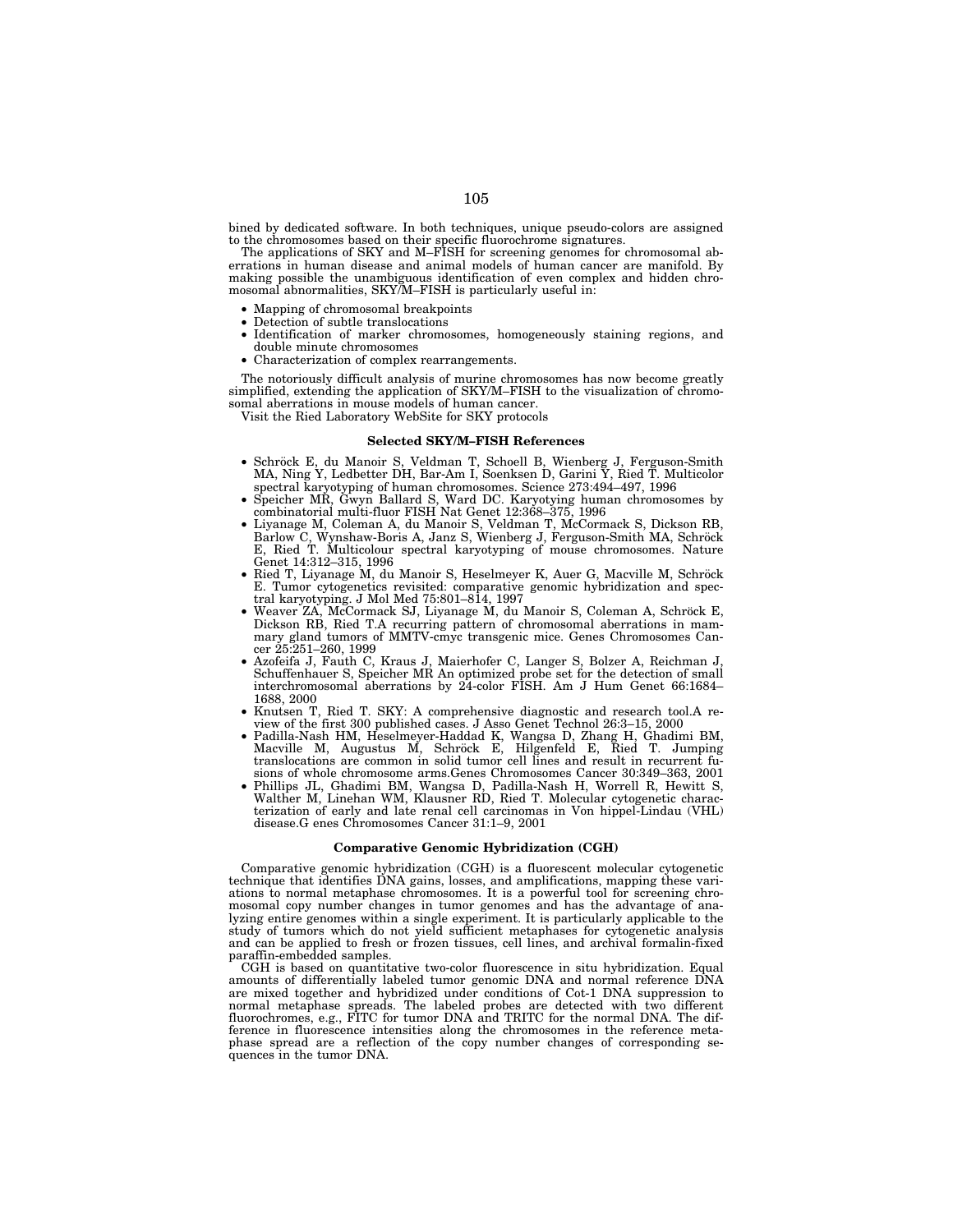bined by dedicated software. In both techniques, unique pseudo-colors are assigned to the chromosomes based on their specific fluorochrome signatures.

The applications of SKY and M–FISH for screening genomes for chromosomal aberrations in human disease and animal models of human cancer are manifold. By making possible the unambiguous identification of even complex and hidden chromosomal abnormalities, SKY/M–FISH is particularly useful in:

- Mapping of chromosomal breakpoints
- Detection of subtle translocations
- Identification of marker chromosomes, homogeneously staining regions, and double minute chromosomes
- Characterization of complex rearrangements.

The notoriously difficult analysis of murine chromosomes has now become greatly simplified, extending the application of SKY/M–FISH to the visualization of chromosomal aberrations in mouse models of human cancer.

Visit the Ried Laboratory WebSite for SKY protocols

### Selected SKY/M–FISH References

- Schröck E, du Manoir S, Veldman T, Schoell B, Wienberg J, Ferguson-Smith MA, Ning Y, Ledbetter DH, Bar-Am I, Soenksen D, Garini Y, Ried T. Multicolor spectral karyotyping of human chromosomes. Science 273:494–497, 1996
- Speicher MR, Gwyn Ballard S, Ward DC. Karyotying human chromosomes by combinatorial multi-fluor FISH Nat Genet 12:368–375, 1996
- Liyanage M, Coleman A, du Manoir S, Veldman T, McCormack S, Dickson RB, Barlow C, Wynshaw-Boris A, Janz S, Wienberg J, Ferguson-Smith MA, Schröck E, Ried T. Multicolour spectral karyotyping of mouse chromosomes. Nature Genet 14:312–315, 1996
- Ried T, Liyanage M, du Manoir S, Heselmeyer K, Auer G, Macville M, Schröck E. Tumor cytogenetics revisited: comparative genomic hybridization and spectral karyotyping. J Mol Med 75:801–814, 1997
- Weaver ZA, McCormack SJ, Liyanage M, du Manoir S, Coleman A, Schröck E, Dickson RB, Ried T.A recurring pattern of chromosomal aberrations in mammary gland tumors of MMTV-cmyc transgenic mice. Genes Chromosomes Cancer 25:251–260, 1999
- Azofeifa J, Fauth C, Kraus J, Maierhofer C, Langer S, Bolzer A, Reichman J, Schuffenhauer S, Speicher MR An optimized probe set for the detection of small interchromosomal aberrations by 24-color FISH. Am J Hum Genet 66:1684–1688, 2000
- Knutsen T, Ried T. SKY: A comprehensive diagnostic and research tool.A review of the first 300 published cases. J Asso Genet Technol 26:3–15, 2000
- Padilla-Nash HM, Heselmeyer-Haddad K, Wangsa D, Zhang H, Ghadimi BM, Macville M, Augustus M, Schröck E, Hilgenfeld E, Ried T. Jumping translocations are common in solid tumor cell lines and result in recurrent fusions of whole chromosome arms.Genes Chromosomes Cancer 30:349–363, 2001
- Phillips JL, Ghadimi BM, Wangsa D, Padilla-Nash H, Worrell R, Hewitt S, Walther M, Linehan WM, Klausner RD, Ried T. Molecular cytogenetic characterization of early and late renal cell carcinomas in Von hippel-Lindau (VHL) disease.G enes Chromosomes Cancer 31:1–9, 2001

### Comparative Genomic Hybridization (CGH)

Comparative genomic hybridization (CGH) is a fluorescent molecular cytogenetic technique that identifies DNA gains, losses, and amplifications, mapping these variations to normal metaphase chromosomes. It is a powerful tool for screening chromosomal copy number changes in tumor genomes and has the advantage of analyzing entire genomes within a single experiment. It is particularly applicable to the study of tumors which do not yield sufficient metaphases for cytogenetic analysis and can be applied to fresh or frozen tissues, cell lines, and archival formalin-fixed paraffin-embedded samples.

CGH is based on quantitative two-color fluorescence in situ hybridization. Equal amounts of differentially labeled tumor genomic DNA and normal reference DNA are mixed together and hybridized under conditions of Cot-1 DNA suppression to normal metaphase spreads. The labeled probes are detected with two different fluorochromes, e.g., FITC for tumor DNA and TRITC for the normal DNA. The difference in fluorescence intensities along the chromosomes in the reference metaphase spread are a reflection of the copy number changes of corresponding sequences in the tumor DNA.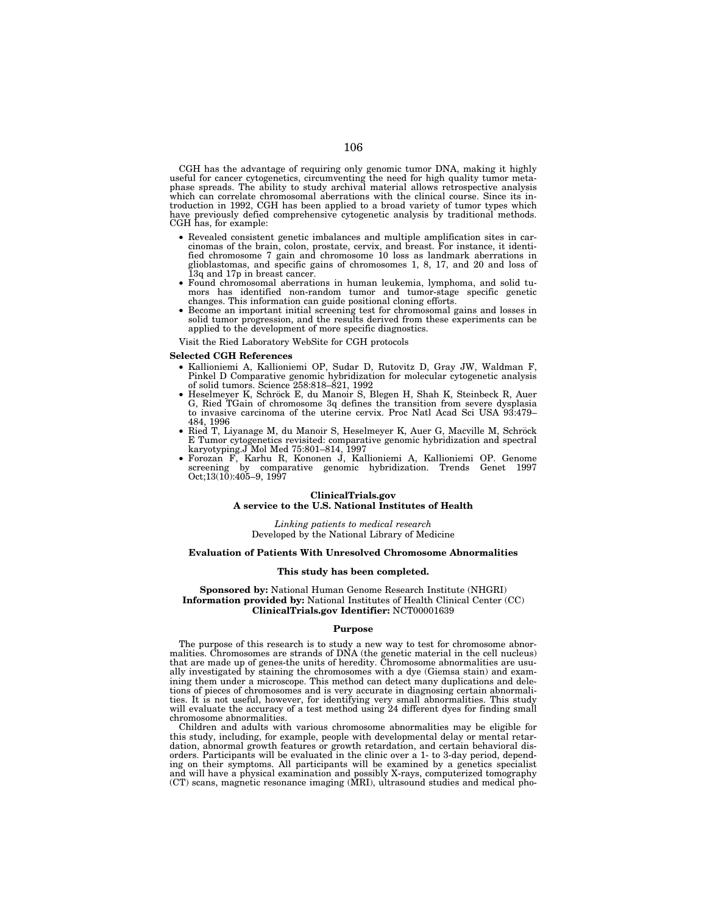CGH has the advantage of requiring only genomic tumor DNA, making it highly useful for cancer cytogenetics, circumventing the need for high quality tumor metaphase spreads. The ability to study archival material allows retrospective analysis which can correlate chromosomal aberrations with the clinical course. Since its introduction in 1992, CGH has been applied to a broad variety of tumor types which have previously defied comprehensive cytogenetic analysis by traditional methods. CGH has, for example:

- Revealed consistent genetic imbalances and multiple amplification sites in carcinomas of the brain, colon, prostate, cervix, and breast. For instance, it identified chromosome 7 gain and chromosome 10 loss as landmark aberrations in glioblastomas, and specific gains of chromosomes 1, 8, 17, and 20 and loss of 13q and 17p in breast cancer.
- Found chromosomal aberrations in human leukemia, lymphoma, and solid tumors has identified non-random tumor and tumor-stage specific genetic changes. This information can guide positional cloning efforts.
- Become an important initial screening test for chromosomal gains and losses in solid tumor progression, and the results derived from these experiments can be applied to the development of more specific diagnostics.

Visit the Ried Laboratory WebSite for CGH protocols

**Selected CGH References**

- Kallioniemi A, Kallioniemi OP, Sudar D, Rutovitz D, Gray JW, Waldman F, Pinkel D Comparative genomic hybridization for molecular cytogenetic analysis of solid tumors. Science 258:818–821, 1992
- Heselmeyer K, Schröck E, du Manoir S, Blegen H, Shah K, Steinbeck R, Auer G, Ried TGain of chromosome 3q defines the transition from severe dysplasia to invasive carcinoma of the uterine cervix. Proc Natl Acad Sci USA 93:479–484, 1996
- Ried T, Liyanage M, du Manoir S, Heselmeyer K, Auer G, Macville M, Schröck E Tumor cytogenetics revisited: comparative genomic hybridization and spectral karyotyping.J Mol Med 75:801–814, 1997
- Forozan F, Karhu R, Kononen J, Kallioniemi A, Kallioniemi OP. Genome screening by comparative genomic hybridization. Trends Genet 1997 Oct;13(10):405–9, 1997

**ClinicalTrials.gov**
**A service to the U.S. National Institutes of Health**

*Linking patients to medical research*
Developed by the National Library of Medicine

**Evaluation of Patients With Unresolved Chromosome Abnormalities**

**This study has been completed.**

**Sponsored by:** National Human Genome Research Institute (NHGRI)
**Information provided by:** National Institutes of Health Clinical Center (CC)
**ClinicalTrials.gov Identifier:** NCT00001639

**Purpose**

The purpose of this research is to study a new way to test for chromosome abnormalities. Chromosomes are strands of DNA (the genetic material in the cell nucleus) that are made up of genes-the units of heredity. Chromosome abnormalities are usually investigated by staining the chromosomes with a dye (Giemsa stain) and examining them under a microscope. This method can detect many duplications and deletions of pieces of chromosomes and is very accurate in diagnosing certain abnormalities. It is not useful, however, for identifying very small abnormalities. This study will evaluate the accuracy of a test method using 24 different dyes for finding small chromosome abnormalities.

Children and adults with various chromosome abnormalities may be eligible for this study, including, for example, people with developmental delay or mental retardation, abnormal growth features or growth retardation, and certain behavioral disorders. Participants will be evaluated in the clinic over a 1- to 3-day period, depending on their symptoms. All participants will be examined by a genetics specialist and will have a physical examination and possibly X-rays, computerized tomography (CT) scans, magnetic resonance imaging (MRI), ultrasound studies and medical pho-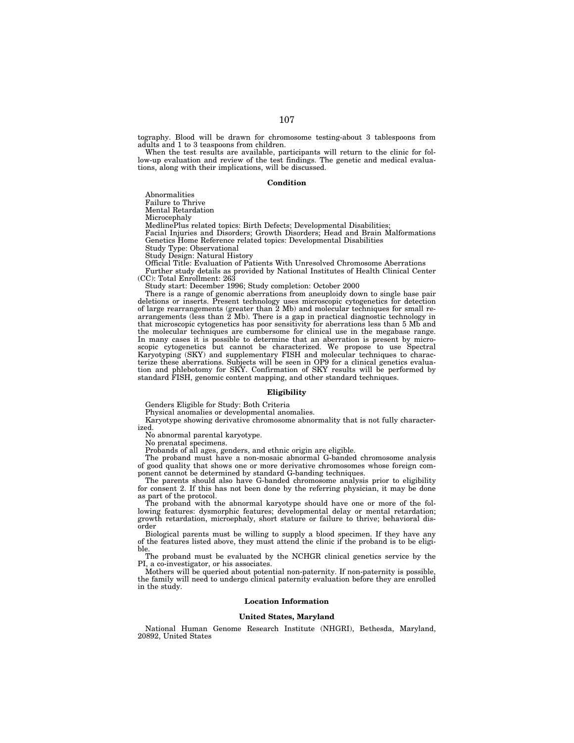tography. Blood will be drawn for chromosome testing-about 3 tablespoons from adults and 1 to 3 teaspoons from children.

When the test results are available, participants will return to the clinic for follow-up evaluation and review of the test findings. The genetic and medical evaluations, along with their implications, will be discussed.

**Condition**

Abnormalities
Failure to Thrive
Mental Retardation
Microcephaly
MedlinePlus related topics: Birth Defects; Developmental Disabilities;
Facial Injuries and Disorders; Growth Disorders; Head and Brain Malformations
Genetics Home Reference related topics: Developmental Disabilities
Study Type: Observational
Study Design: Natural History
Official Title: Evaluation of Patients With Unresolved Chromosome Aberrations
Further study details as provided by National Institutes of Health Clinical Center (CC): Total Enrollment: 263
Study start: December 1996; Study completion: October 2000

There is a range of genomic aberrations from aneuploidy down to single base pair deletions or inserts. Present technology uses microscopic cytogenetics for detection of large rearrangements (greater than 2 Mb) and molecular techniques for small rearrangements (less than 2 Mb). There is a gap in practical diagnostic technology in that microscopic cytogenetics has poor sensitivity for aberrations less than 5 Mb and the molecular techniques are cumbersome for clinical use in the megabase range. In many cases it is possible to determine that an aberration is present by microscopic cytogenetics but cannot be characterized. We propose to use Spectral Karyotyping (SKY) and supplementary FISH and molecular techniques to characterize these aberrations. Subjects will be seen in OP9 for a clinical genetics evaluation and phlebotomy for SKY. Confirmation of SKY results will be performed by standard FISH, genomic content mapping, and other standard techniques.

**Eligibility**

Genders Eligible for Study: Both Criteria
Physical anomalies or developmental anomalies.
Karyotype showing derivative chromosome abnormality that is not fully characterized.
No abnormal parental karyotype.
No prenatal specimens.
Probands of all ages, genders, and ethnic origin are eligible.

The proband must have a non-mosaic abnormal G-banded chromosome analysis of good quality that shows one or more derivative chromosomes whose foreign component cannot be determined by standard G-banding techniques.

The parents should also have G-banded chromosome analysis prior to eligibility for consent 2. If this has not been done by the referring physician, it may be done as part of the protocol.

The proband with the abnormal karyotype should have one or more of the following features: dysmorphic features; developmental delay or mental retardation; growth retardation, microephaly, short stature or failure to thrive; behavioral disorder

Biological parents must be willing to supply a blood specimen. If they have any of the features listed above, they must attend the clinic if the proband is to be eligible.

The proband must be evaluated by the NCHGR clinical genetics service by the PI, a co-investigator, or his associates.

Mothers will be queried about potential non-paternity. If non-paternity is possible, the family will need to undergo clinical paternity evaluation before they are enrolled in the study.

**Location Information**

**United States, Maryland**

National Human Genome Research Institute (NHGRI), Bethesda, Maryland, 20892, United States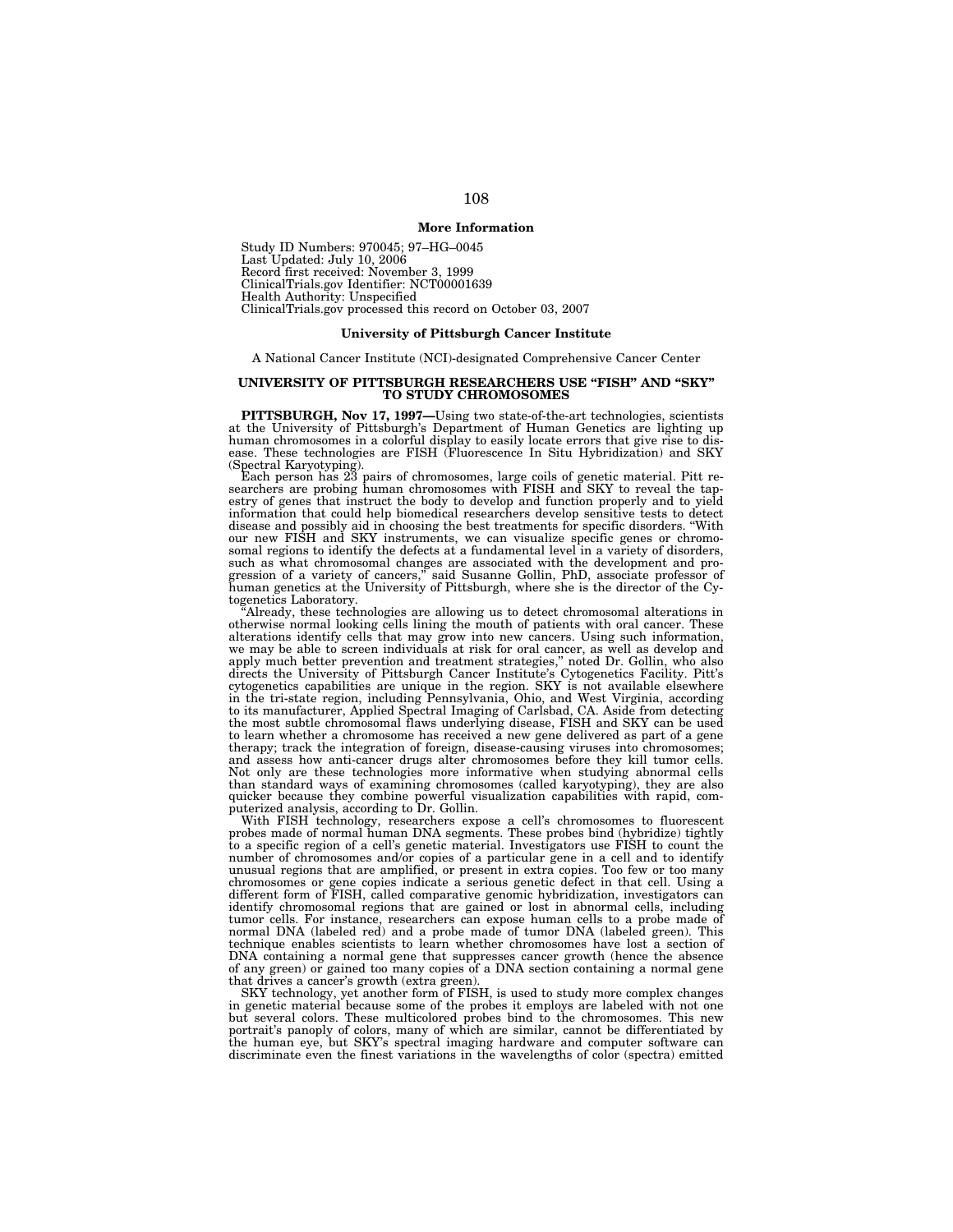**More Information**

Study ID Numbers: 970045; 97–HG–0045
Last Updated: July 10, 2006
Record first received: November 3, 1999
ClinicalTrials.gov Identifier: NCT00001639
Health Authority: Unspecified
ClinicalTrials.gov processed this record on October 03, 2007

**University of Pittsburgh Cancer Institute**

A National Cancer Institute (NCI)-designated Comprehensive Cancer Center

## UNIVERSITY OF PITTSBURGH RESEARCHERS USE "FISH" AND "SKY" TO STUDY CHROMOSOMES

**PITTSBURGH, Nov 17, 1997—**Using two state-of-the-art technologies, scientists at the University of Pittsburgh's Department of Human Genetics are lighting up human chromosomes in a colorful display to easily locate errors that give rise to disease. These technologies are FISH (Fluorescence In Situ Hybridization) and SKY (Spectral Karyotyping).

Each person has 23 pairs of chromosomes, large coils of genetic material. Pitt researchers are probing human chromosomes with FISH and SKY to reveal the tapestry of genes that instruct the body to develop and function properly and to yield information that could help biomedical researchers develop sensitive tests to detect disease and possibly aid in choosing the best treatments for specific disorders. "With our new FISH and SKY instruments, we can visualize specific genes or chromosomal regions to identify the defects at a fundamental level in a variety of disorders, such as what chromosomal changes are associated with the development and progression of a variety of cancers," said Susanne Gollin, PhD, associate professor of human genetics at the University of Pittsburgh, where she is the director of the Cytogenetics Laboratory.

"Already, these technologies are allowing us to detect chromosomal alterations in otherwise normal looking cells lining the mouth of patients with oral cancer. These alterations identify cells that may grow into new cancers. Using such information, we may be able to screen individuals at risk for oral cancer, as well as develop and apply much better prevention and treatment strategies," noted Dr. Gollin, who also directs the University of Pittsburgh Cancer Institute's Cytogenetics Facility. Pitt's cytogenetics capabilities are unique in the region. SKY is not available elsewhere in the tri-state region, including Pennsylvania, Ohio, and West Virginia, according to its manufacturer, Applied Spectral Imaging of Carlsbad, CA. Aside from detecting the most subtle chromosomal flaws underlying disease, FISH and SKY can be used to learn whether a chromosome has received a new gene delivered as part of a gene therapy; track the integration of foreign, disease-causing viruses into chromosomes; and assess how anti-cancer drugs alter chromosomes before they kill tumor cells. Not only are these technologies more informative when studying abnormal cells than standard ways of examining chromosomes (called karyotyping), they are also quicker because they combine powerful visualization capabilities with rapid, computerized analysis, according to Dr. Gollin.

With FISH technology, researchers expose a cell's chromosomes to fluorescent probes made of normal human DNA segments. These probes bind (hybridize) tightly to a specific region of a cell's genetic material. Investigators use FISH to count the number of chromosomes and/or copies of a particular gene in a cell and to identify unusual regions that are amplified, or present in extra copies. Too few or too many chromosomes or gene copies indicate a serious genetic defect in that cell. Using a different form of FISH, called comparative genomic hybridization, investigators can identify chromosomal regions that are gained or lost in abnormal cells, including tumor cells. For instance, researchers can expose human cells to a probe made of normal DNA (labeled red) and a probe made of tumor DNA (labeled green). This technique enables scientists to learn whether chromosomes have lost a section of DNA containing a normal gene that suppresses cancer growth (hence the absence of any green) or gained too many copies of a DNA section containing a normal gene that drives a cancer's growth (extra green).

SKY technology, yet another form of FISH, is used to study more complex changes in genetic material because some of the probes it employs are labeled with not one but several colors. These multicolored probes bind to the chromosomes. This new portrait's panoply of colors, many of which are similar, cannot be differentiated by the human eye, but SKY's spectral imaging hardware and computer software can discriminate even the finest variations in the wavelengths of color (spectra) emitted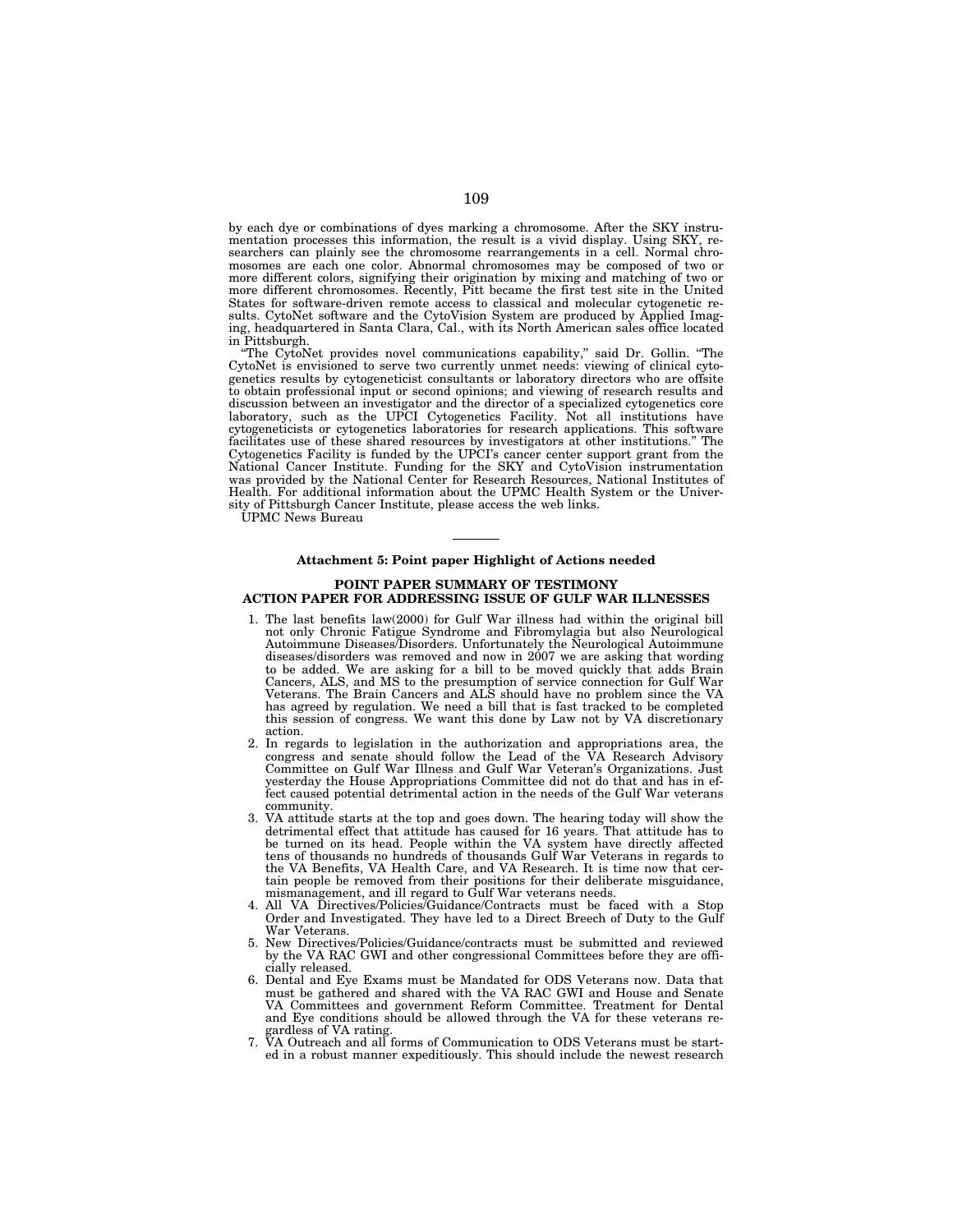by each dye or combinations of dyes marking a chromosome. After the SKY instrumentation processes this information, the result is a vivid display. Using SKY, researchers can plainly see the chromosome rearrangements in a cell. Normal chromosomes are each one color. Abnormal chromosomes may be composed of two or more different colors, signifying their origination by mixing and matching of two or more different chromosomes. Recently, Pitt became the first test site in the United States for software-driven remote access to classical and molecular cytogenetic results. CytoNet software and the CytoVision System are produced by Applied Imaging, headquartered in Santa Clara, Cal., with its North American sales office located in Pittsburgh.

"The CytoNet provides novel communications capability," said Dr. Gollin. "The CytoNet is envisioned to serve two currently unmet needs: viewing of clinical cytogenetics results by cytogeneticist consultants or laboratory directors who are offsite to obtain professional input or second opinions; and viewing of research results and discussion between an investigator and the director of a specialized cytogenetics core laboratory, such as the UPCI Cytogenetics Facility. Not all institutions have cytogeneticists or cytogenetics laboratories for research applications. This software facilitates use of these shared resources by investigators at other institutions." The Cytogenetics Facility is funded by the UPCI's cancer center support grant from the National Cancer Institute. Funding for the SKY and CytoVision instrumentation was provided by the National Center for Research Resources, National Institutes of Health. For additional information about the UPMC Health System or the University of Pittsburgh Cancer Institute, please access the web links.

UPMC News Bureau

---

**Attachment 5: Point paper Highlight of Actions needed**

**POINT PAPER SUMMARY OF TESTIMONY**
**ACTION PAPER FOR ADDRESSING ISSUE OF GULF WAR ILLNESSES**

1. The last benefits law(2000) for Gulf War illness had within the original bill not only Chronic Fatigue Syndrome and Fibromylagia but also Neurological Autoimmune Diseases/Disorders. Unfortunately the Neurological Autoimmune diseases/disorders was removed and now in 2007 we are asking that wording to be added. We are asking for a bill to be moved quickly that adds Brain Cancers, ALS, and MS to the presumption of service connection for Gulf War Veterans. The Brain Cancers and ALS should have no problem since the VA has agreed by regulation. We need a bill that is fast tracked to be completed this session of congress. We want this done by Law not by VA discretionary action.
2. In regards to legislation in the authorization and appropriations area, the congress and senate should follow the Lead of the VA Research Advisory Committee on Gulf War Illness and Gulf War Veteran's Organizations. Just yesterday the House Appropriations Committee did not do that and has in effect caused potential detrimental action in the needs of the Gulf War veterans community.
3. VA attitude starts at the top and goes down. The hearing today will show the detrimental effect that attitude has caused for 16 years. That attitude has to be turned on its head. People within the VA system have directly affected tens of thousands no hundreds of thousands Gulf War Veterans in regards to the VA Benefits, VA Health Care, and VA Research. It is time now that certain people be removed from their positions for their deliberate misguidance, mismanagement, and ill regard to Gulf War veterans needs.
4. All VA Directives/Policies/Guidance/Contracts must be faced with a Stop Order and Investigated. They have led to a Direct Breech of Duty to the Gulf War Veterans.
5. New Directives/Policies/Guidance/contracts must be submitted and reviewed by the VA RAC GWI and other congressional Committees before they are officially released.
6. Dental and Eye Exams must be Mandated for ODS Veterans now. Data that must be gathered and shared with the VA RAC GWI and House and Senate VA Committees and government Reform Committee. Treatment for Dental and Eye conditions should be allowed through the VA for these veterans regardless of VA rating.
7. VA Outreach and all forms of Communication to ODS Veterans must be started in a robust manner expeditiously. This should include the newest research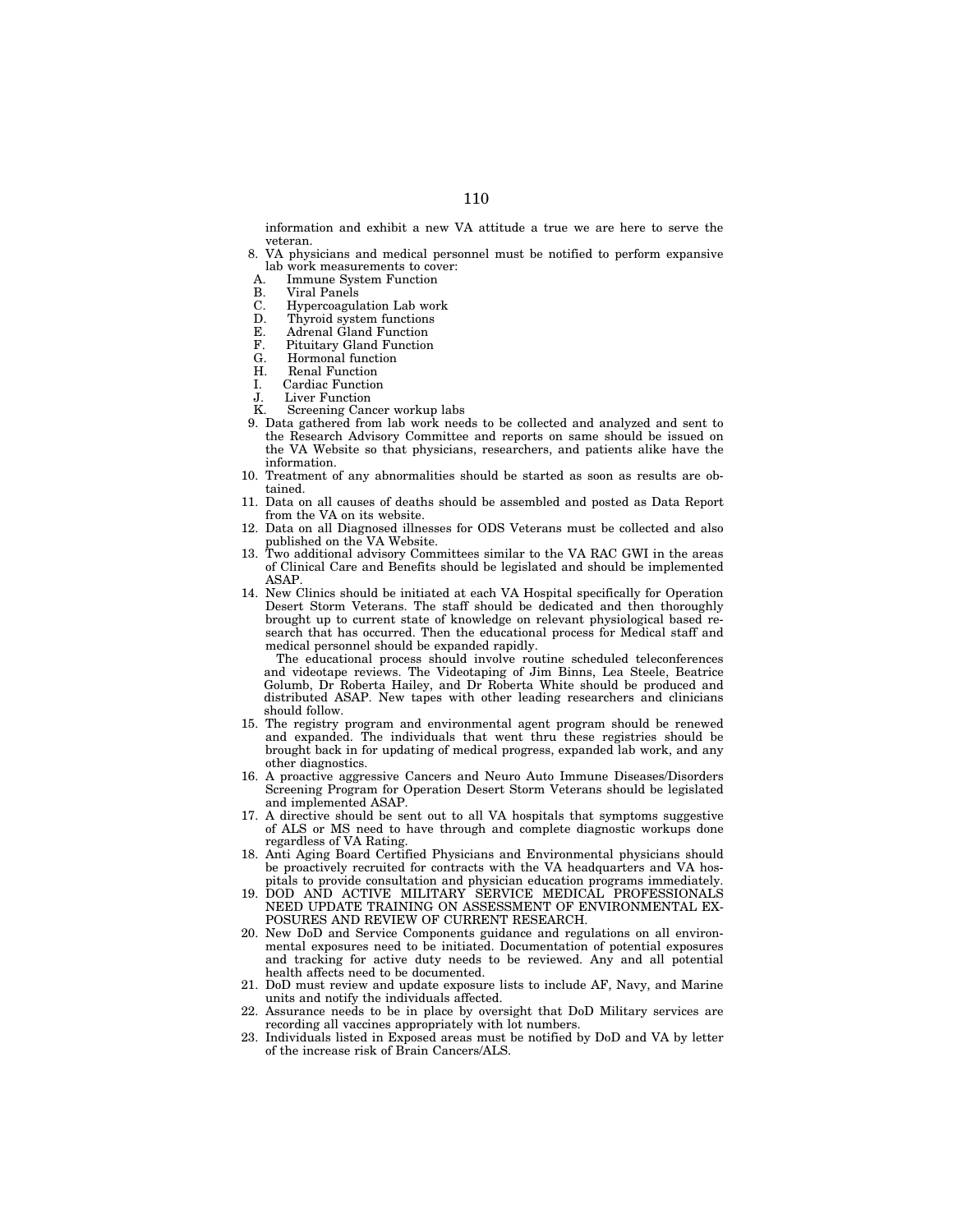information and exhibit a new VA attitude a true we are here to serve the veteran.

8. VA physicians and medical personnel must be notified to perform expansive lab work measurements to cover:
   A. Immune System Function
   B. Viral Panels
   C. Hypercoagulation Lab work
   D. Thyroid system functions
   E. Adrenal Gland Function
   F. Pituitary Gland Function
   G. Hormonal function
   H. Renal Function
   I. Cardiac Function
   J. Liver Function
   K. Screening Cancer workup labs
9. Data gathered from lab work needs to be collected and analyzed and sent to the Research Advisory Committee and reports on same should be issued on the VA Website so that physicians, researchers, and patients alike have the information.
10. Treatment of any abnormalities should be started as soon as results are obtained.
11. Data on all causes of deaths should be assembled and posted as Data Report from the VA on its website.
12. Data on all Diagnosed illnesses for ODS Veterans must be collected and also published on the VA Website.
13. Two additional advisory Committees similar to the VA RAC GWI in the areas of Clinical Care and Benefits should be legislated and should be implemented ASAP.
14. New Clinics should be initiated at each VA Hospital specifically for Operation Desert Storm Veterans. The staff should be dedicated and then thoroughly brought up to current state of knowledge on relevant physiological based research that has occurred. Then the educational process for Medical staff and medical personnel should be expanded rapidly.

    The educational process should involve routine scheduled teleconferences and videotape reviews. The Videotaping of Jim Binns, Lea Steele, Beatrice Golumb, Dr Roberta Hailey, and Dr Roberta White should be produced and distributed ASAP. New tapes with other leading researchers and clinicians should follow.
15. The registry program and environmental agent program should be renewed and expanded. The individuals that went thru these registries should be brought back in for updating of medical progress, expanded lab work, and any other diagnostics.
16. A proactive aggressive Cancers and Neuro Auto Immune Diseases/Disorders Screening Program for Operation Desert Storm Veterans should be legislated and implemented ASAP.
17. A directive should be sent out to all VA hospitals that symptoms suggestive of ALS or MS need to have through and complete diagnostic workups done regardless of VA Rating.
18. Anti Aging Board Certified Physicians and Environmental physicians should be proactively recruited for contracts with the VA headquarters and VA hospitals to provide consultation and physician education programs immediately.
19. DOD AND ACTIVE MILITARY SERVICE MEDICAL PROFESSIONALS NEED UPDATE TRAINING ON ASSESSMENT OF ENVIRONMENTAL EXPOSURES AND REVIEW OF CURRENT RESEARCH.
20. New DoD and Service Components guidance and regulations on all environmental exposures need to be initiated. Documentation of potential exposures and tracking for active duty needs to be reviewed. Any and all potential health affects need to be documented.
21. DoD must review and update exposure lists to include AF, Navy, and Marine units and notify the individuals affected.
22. Assurance needs to be in place by oversight that DoD Military services are recording all vaccines appropriately with lot numbers.
23. Individuals listed in Exposed areas must be notified by DoD and VA by letter of the increase risk of Brain Cancers/ALS.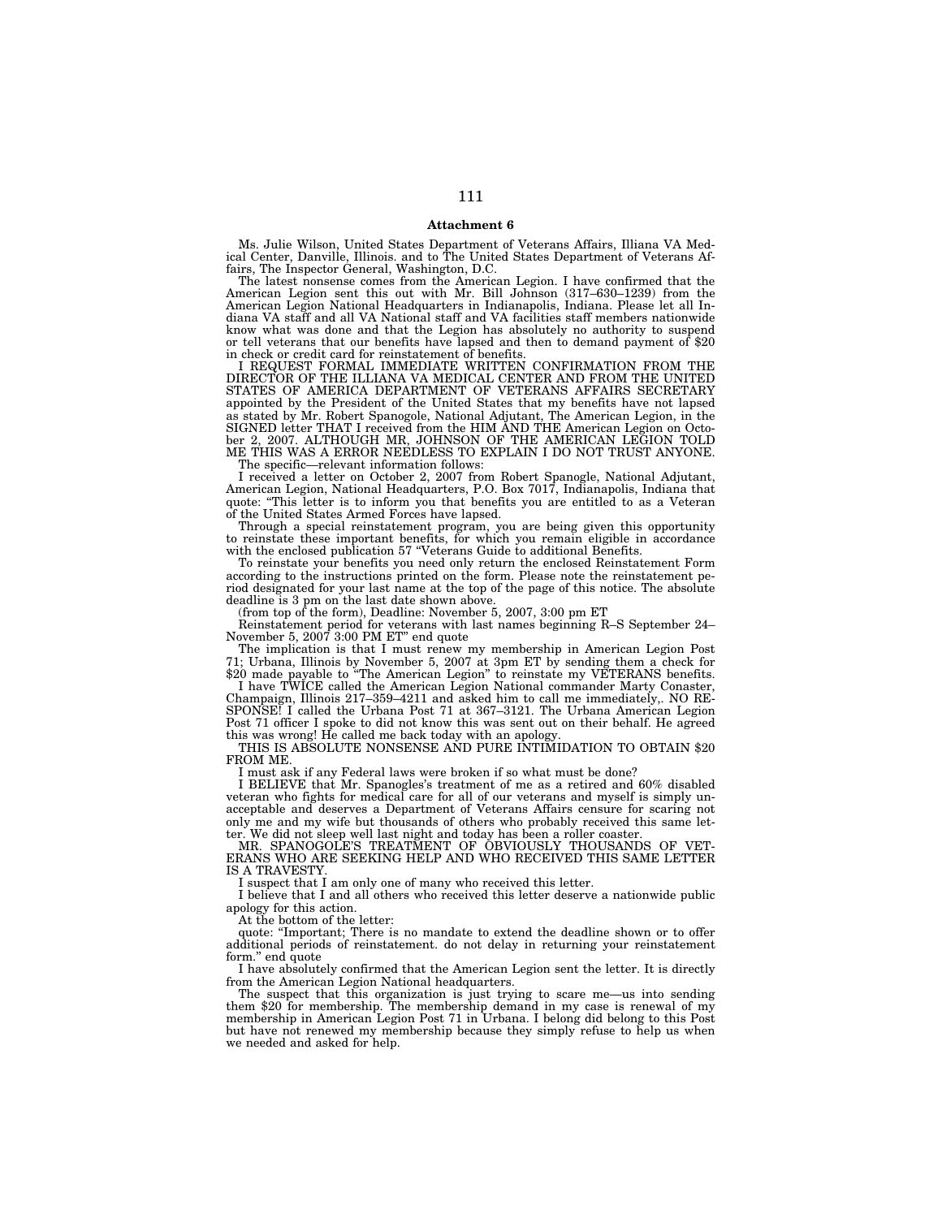**Attachment 6**

Ms. Julie Wilson, United States Department of Veterans Affairs, Illiana VA Medical Center, Danville, Illinois. and to The United States Department of Veterans Affairs, The Inspector General, Washington, D.C.

The latest nonsense comes from the American Legion. I have confirmed that the American Legion sent this out with Mr. Bill Johnson (317–630–1239) from the American Legion National Headquarters in Indianapolis, Indiana. Please let all Indiana VA staff and all VA National staff and VA facilities staff members nationwide know what was done and that the Legion has absolutely no authority to suspend or tell veterans that our benefits have lapsed and then to demand payment of $20 in check or credit card for reinstatement of benefits.

I REQUEST FORMAL IMMEDIATE WRITTEN CONFIRMATION FROM THE DIRECTOR OF THE ILLIANA VA MEDICAL CENTER AND FROM THE UNITED STATES OF AMERICA DEPARTMENT OF VETERANS AFFAIRS SECRETARY appointed by the President of the United States that my benefits have not lapsed as stated by Mr. Robert Spanogole, National Adjutant, The American Legion, in the SIGNED letter THAT I received from the HIM AND THE American Legion on October 2, 2007. ALTHOUGH MR, JOHNSON OF THE AMERICAN LEGION TOLD ME THIS WAS A ERROR NEEDLESS TO EXPLAIN I DO NOT TRUST ANYONE.

The specific—relevant information follows:

I received a letter on October 2, 2007 from Robert Spanogle, National Adjutant, American Legion, National Headquarters, P.O. Box 7017, Indianapolis, Indiana that quote: "This letter is to inform you that benefits you are entitled to as a Veteran of the United States Armed Forces have lapsed.

Through a special reinstatement program, you are being given this opportunity to reinstate these important benefits, for which you remain eligible in accordance with the enclosed publication 57 "Veterans Guide to additional Benefits.

To reinstate your benefits you need only return the enclosed Reinstatement Form according to the instructions printed on the form. Please note the reinstatement period designated for your last name at the top of the page of this notice. The absolute deadline is 3 pm on the last date shown above.

(from top of the form), Deadline: November 5, 2007, 3:00 pm ET

Reinstatement period for veterans with last names beginning R–S September 24–November 5, 2007 3:00 PM ET" end quote

The implication is that I must renew my membership in American Legion Post 71; Urbana, Illinois by November 5, 2007 at 3pm ET by sending them a check for $20 made payable to "The American Legion" to reinstate my VETERANS benefits.

I have TWICE called the American Legion National commander Marty Conaster, Champaign, Illinois 217–359–4211 and asked him to call me immediately,. NO RESPONSE! I called the Urbana Post 71 at 367–3121. The Urbana American Legion Post 71 officer I spoke to did not know this was sent out on their behalf. He agreed this was wrong! He called me back today with an apology.

THIS IS ABSOLUTE NONSENSE AND PURE INTIMIDATION TO OBTAIN $20 FROM ME.

I must ask if any Federal laws were broken if so what must be done?

I BELIEVE that Mr. Spanogles's treatment of me as a retired and 60% disabled veteran who fights for medical care for all of our veterans and myself is simply unacceptable and deserves a Department of Veterans Affairs censure for scaring not only me and my wife but thousands of others who probably received this same letter. We did not sleep well last night and today has been a roller coaster.

MR. SPANOGOLE'S TREATMENT OF OBVIOUSLY THOUSANDS OF VETERANS WHO ARE SEEKING HELP AND WHO RECEIVED THIS SAME LETTER IS A TRAVESTY.

I suspect that I am only one of many who received this letter.

I believe that I and all others who received this letter deserve a nationwide public apology for this action.

At the bottom of the letter:

quote: "Important; There is no mandate to extend the deadline shown or to offer additional periods of reinstatement. do not delay in returning your reinstatement form." end quote

I have absolutely confirmed that the American Legion sent the letter. It is directly from the American Legion National headquarters.

The suspect that this organization is just trying to scare me—us into sending them $20 for membership. The membership demand in my case is renewal of my membership in American Legion Post 71 in Urbana. I belong did belong to this Post but have not renewed my membership because they simply refuse to help us when we needed and asked for help.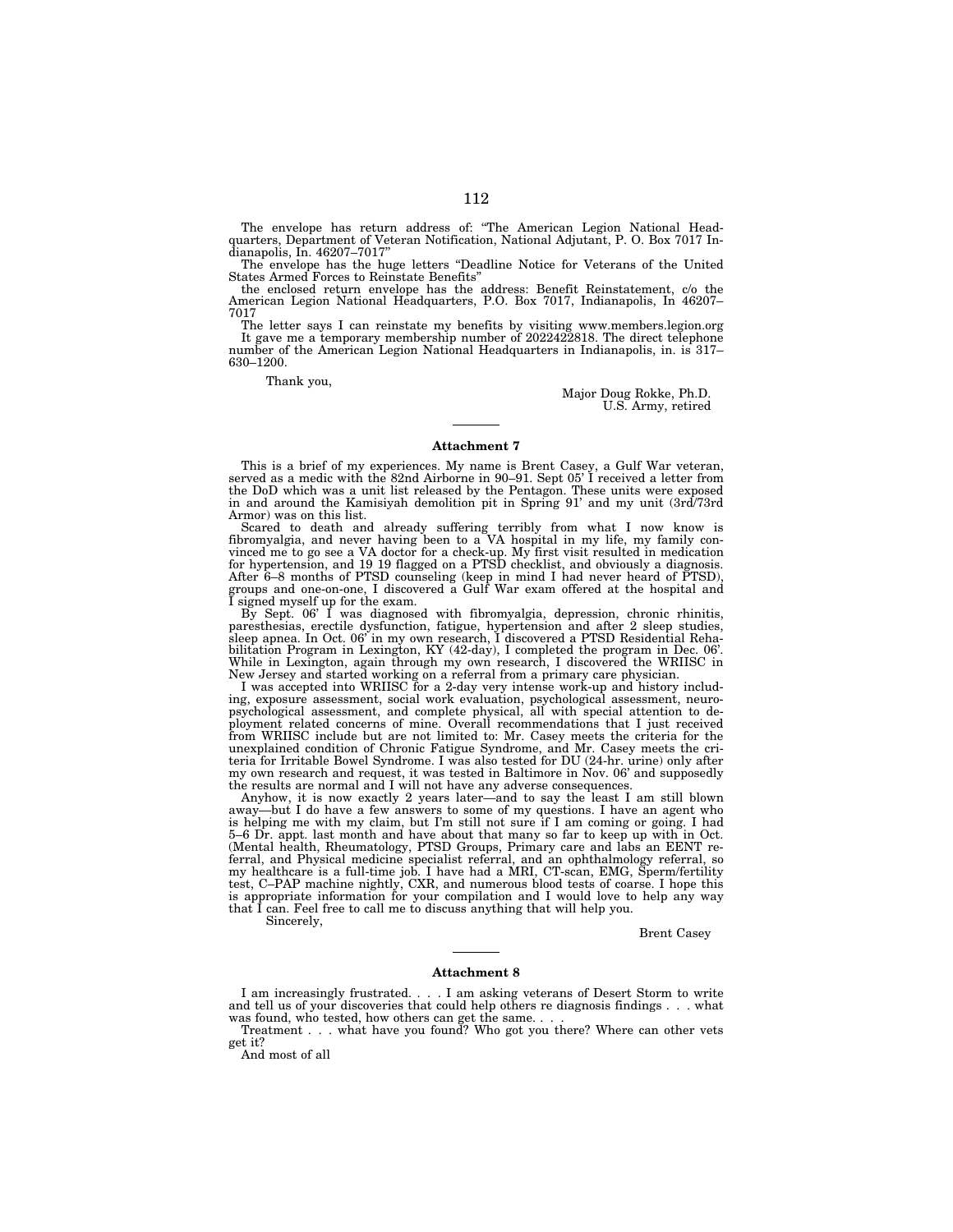The envelope has return address of: "The American Legion National Headquarters, Department of Veteran Notification, National Adjutant, P. O. Box 7017 Indianapolis, In. 46207–7017"

The envelope has the huge letters "Deadline Notice for Veterans of the United States Armed Forces to Reinstate Benefits"

the enclosed return envelope has the address: Benefit Reinstatement, c/o the American Legion National Headquarters, P.O. Box 7017, Indianapolis, In 46207–7017

The letter says I can reinstate my benefits by visiting www.members.legion.org It gave me a temporary membership number of 2022422818. The direct telephone number of the American Legion National Headquarters in Indianapolis, in. is 317–630–1200.

Thank you,

Major Doug Rokke, Ph.D.
U.S. Army, retired

---

## Attachment 7

This is a brief of my experiences. My name is Brent Casey, a Gulf War veteran, served as a medic with the 82nd Airborne in 90–91. Sept 05' I received a letter from the DoD which was a unit list released by the Pentagon. These units were exposed in and around the Kamisiyah demolition pit in Spring 91' and my unit (3rd/73rd Armor) was on this list.

Scared to death and already suffering terribly from what I now know is fibromyalgia, and never having been to a VA hospital in my life, my family convinced me to go see a VA doctor for a check-up. My first visit resulted in medication for hypertension, and 19 19 flagged on a PTSD checklist, and obviously a diagnosis. After 6–8 months of PTSD counseling (keep in mind I had never heard of PTSD), groups and one-on-one, I discovered a Gulf War exam offered at the hospital and I signed myself up for the exam.

By Sept. 06' I was diagnosed with fibromyalgia, depression, chronic rhinitis, paresthesias, erectile dysfunction, fatigue, hypertension and after 2 sleep studies, sleep apnea. In Oct. 06' in my own research, I discovered a PTSD Residential Rehabilitation Program in Lexington, KY (42-day), I completed the program in Dec. 06'. While in Lexington, again through my own research, I discovered the WRIISC in New Jersey and started working on a referral from a primary care physician.

I was accepted into WRIISC for a 2-day very intense work-up and history including, exposure assessment, social work evaluation, psychological assessment, neuropsychological assessment, and complete physical, all with special attention to deployment related concerns of mine. Overall recommendations that I just received from WRIISC include but are not limited to: Mr. Casey meets the criteria for the unexplained condition of Chronic Fatigue Syndrome, and Mr. Casey meets the criteria for Irritable Bowel Syndrome. I was also tested for DU (24-hr. urine) only after my own research and request, it was tested in Baltimore in Nov. 06' and supposedly the results are normal and I will not have any adverse consequences.

Anyhow, it is now exactly 2 years later—and to say the least I am still blown away—but I do have a few answers to some of my questions. I have an agent who is helping me with my claim, but I'm still not sure if I am coming or going. I had 5–6 Dr. appt. last month and have about that many so far to keep up with in Oct. (Mental health, Rheumatology, PTSD Groups, Primary care and labs an EENT referral, and Physical medicine specialist referral, and an ophthalmology referral, so my healthcare is a full-time job. I have had a MRI, CT-scan, EMG, Sperm/fertility test, C–PAP machine nightly, CXR, and numerous blood tests of coarse. I hope this is appropriate information for your compilation and I would love to help any way that I can. Feel free to call me to discuss anything that will help you.

Sincerely,

Brent Casey

---

## Attachment 8

I am increasingly frustrated. . . . I am asking veterans of Desert Storm to write and tell us of your discoveries that could help others re diagnosis findings . . . what was found, who tested, how others can get the same. . . .

Treatment . . . what have you found? Who got you there? Where can other vets get it?

And most of all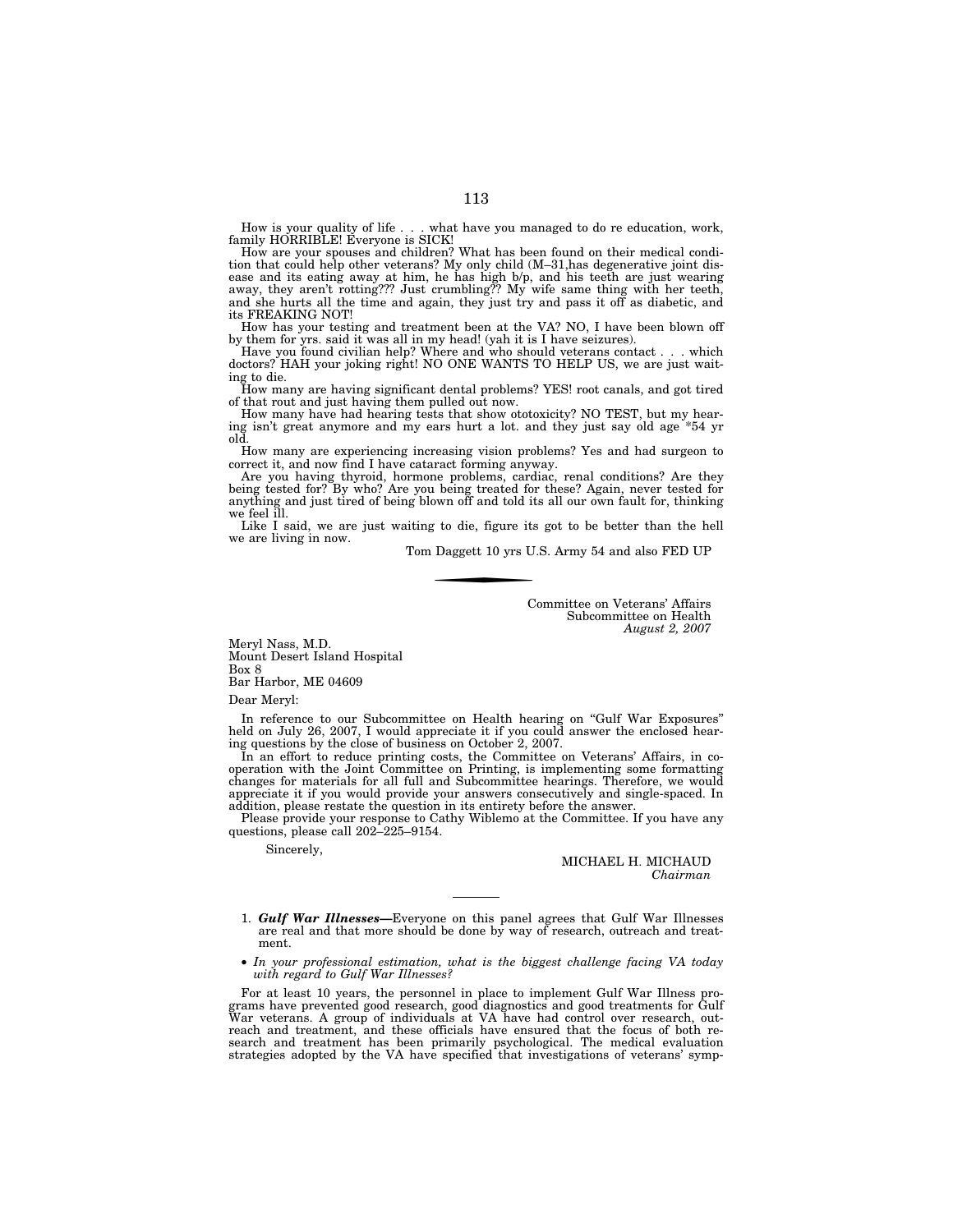How is your quality of life . . . what have you managed to do re education, work, family HORRIBLE! Everyone is SICK!

How are your spouses and children? What has been found on their medical condition that could help other veterans? My only child (M–31,has degenerative joint disease and its eating away at him, he has high b/p, and his teeth are just wearing away, they aren't rotting??? Just crumbling?? My wife same thing with her teeth, and she hurts all the time and again, they just try and pass it off as diabetic, and its FREAKING NOT!

How has your testing and treatment been at the VA? NO, I have been blown off by them for yrs. said it was all in my head! (yah it is I have seizures).

Have you found civilian help? Where and who should veterans contact . . . which doctors? HAH your joking right! NO ONE WANTS TO HELP US, we are just waiting to die.

How many are having significant dental problems? YES! root canals, and got tired of that rout and just having them pulled out now.

How many have had hearing tests that show ototoxicity? NO TEST, but my hearing isn't great anymore and my ears hurt a lot. and they just say old age *54 yr old.

How many are experiencing increasing vision problems? Yes and had surgeon to correct it, and now find I have cataract forming anyway.

Are you having thyroid, hormone problems, cardiac, renal conditions? Are they being tested for? By who? Are you being treated for these? Again, never tested for anything and just tired of being blown off and told its all our own fault for, thinking we feel ill.

Like I said, we are just waiting to die, figure its got to be better than the hell we are living in now.

Tom Daggett 10 yrs U.S. Army 54 and also FED UP

---

Committee on Veterans' Affairs
Subcommittee on Health
*August 2, 2007*

Meryl Nass, M.D.
Mount Desert Island Hospital
Box 8
Bar Harbor, ME 04609

Dear Meryl:

In reference to our Subcommittee on Health hearing on "Gulf War Exposures" held on July 26, 2007, I would appreciate it if you could answer the enclosed hearing questions by the close of business on October 2, 2007.

In an effort to reduce printing costs, the Committee on Veterans' Affairs, in cooperation with the Joint Committee on Printing, is implementing some formatting changes for materials for all full and Subcommittee hearings. Therefore, we would appreciate it if you would provide your answers consecutively and single-spaced. In addition, please restate the question in its entirety before the answer.

Please provide your response to Cathy Wiblemo at the Committee. If you have any questions, please call 202–225–9154.

Sincerely,

MICHAEL H. MICHAUD
*Chairman*

---

1. ***Gulf War Illnesses***—Everyone on this panel agrees that Gulf War Illnesses are real and that more should be done by way of research, outreach and treatment.

- *In your professional estimation, what is the biggest challenge facing VA today with regard to Gulf War Illnesses?*

For at least 10 years, the personnel in place to implement Gulf War Illness programs have prevented good research, good diagnostics and good treatments for Gulf War veterans. A group of individuals at VA have had control over research, outreach and treatment, and these officials have ensured that the focus of both research and treatment has been primarily psychological. The medical evaluation strategies adopted by the VA have specified that investigations of veterans' symp-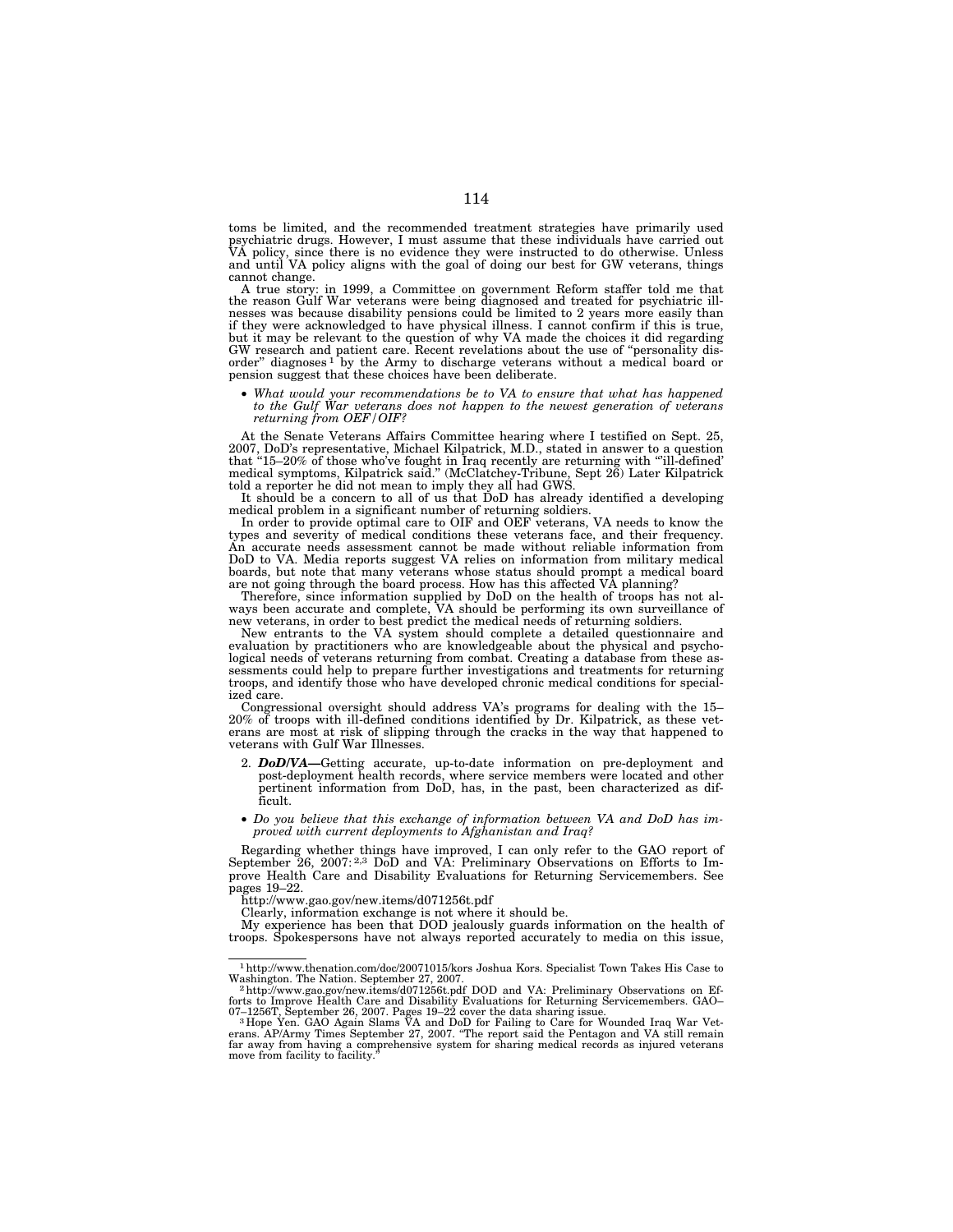toms be limited, and the recommended treatment strategies have primarily used psychiatric drugs. However, I must assume that these individuals have carried out VA policy, since there is no evidence they were instructed to do otherwise. Unless and until VA policy aligns with the goal of doing our best for GW veterans, things cannot change.

A true story: in 1999, a Committee on government Reform staffer told me that the reason Gulf War veterans were being diagnosed and treated for psychiatric illnesses was because disability pensions could be limited to 2 years more easily than if they were acknowledged to have physical illness. I cannot confirm if this is true, but it may be relevant to the question of why VA made the choices it did regarding GW research and patient care. Recent revelations about the use of "personality disorder" diagnoses[1] by the Army to discharge veterans without a medical board or pension suggest that these choices have been deliberate.

- *What would your recommendations be to VA to ensure that what has happened to the Gulf War veterans does not happen to the newest generation of veterans returning from OEF/OIF?*

At the Senate Veterans Affairs Committee hearing where I testified on Sept. 25, 2007, DoD's representative, Michael Kilpatrick, M.D., stated in answer to a question that "15–20% of those who've fought in Iraq recently are returning with "'ill-defined' medical symptoms, Kilpatrick said." (McClatchey-Tribune, Sept 26) Later Kilpatrick told a reporter he did not mean to imply they all had GWS.

It should be a concern to all of us that DoD has already identified a developing medical problem in a significant number of returning soldiers.

In order to provide optimal care to OIF and OEF veterans, VA needs to know the types and severity of medical conditions these veterans face, and their frequency. An accurate needs assessment cannot be made without reliable information from DoD to VA. Media reports suggest VA relies on information from military medical boards, but note that many veterans whose status should prompt a medical board are not going through the board process. How has this affected VA planning?

Therefore, since information supplied by DoD on the health of troops has not always been accurate and complete, VA should be performing its own surveillance of new veterans, in order to best predict the medical needs of returning soldiers.

New entrants to the VA system should complete a detailed questionnaire and evaluation by practitioners who are knowledgeable about the physical and psychological needs of veterans returning from combat. Creating a database from these assessments could help to prepare further investigations and treatments for returning troops, and identify those who have developed chronic medical conditions for specialized care.

Congressional oversight should address VA's programs for dealing with the 15–20% of troops with ill-defined conditions identified by Dr. Kilpatrick, as these veterans are most at risk of slipping through the cracks in the way that happened to veterans with Gulf War Illnesses.

2. ***DoD/VA—***Getting accurate, up-to-date information on pre-deployment and post-deployment health records, where service members were located and other pertinent information from DoD, has, in the past, been characterized as difficult.

- *Do you believe that this exchange of information between VA and DoD has improved with current deployments to Afghanistan and Iraq?*

Regarding whether things have improved, I can only refer to the GAO report of September 26, 2007:[2,3] DoD and VA: Preliminary Observations on Efforts to Improve Health Care and Disability Evaluations for Returning Servicemembers. See pages 19–22.

http://www.gao.gov/new.items/d071256t.pdf

Clearly, information exchange is not where it should be.

My experience has been that DOD jealously guards information on the health of troops. Spokespersons have not always reported accurately to media on this issue,

---

[1] http://www.thenation.com/doc/20071015/kors Joshua Kors. Specialist Town Takes His Case to Washington. The Nation. September 27, 2007.

[2] http://www.gao.gov/new.items/d071256t.pdf DOD and VA: Preliminary Observations on Efforts to Improve Health Care and Disability Evaluations for Returning Servicemembers. GAO–07–1256T, September 26, 2007. Pages 19–22 cover the data sharing issue.

[3] Hope Yen. GAO Again Slams VA and DoD for Failing to Care for Wounded Iraq War Veterans. AP/Army Times September 27, 2007. "The report said the Pentagon and VA still remain far away from having a comprehensive system for sharing medical records as injured veterans move from facility to facility."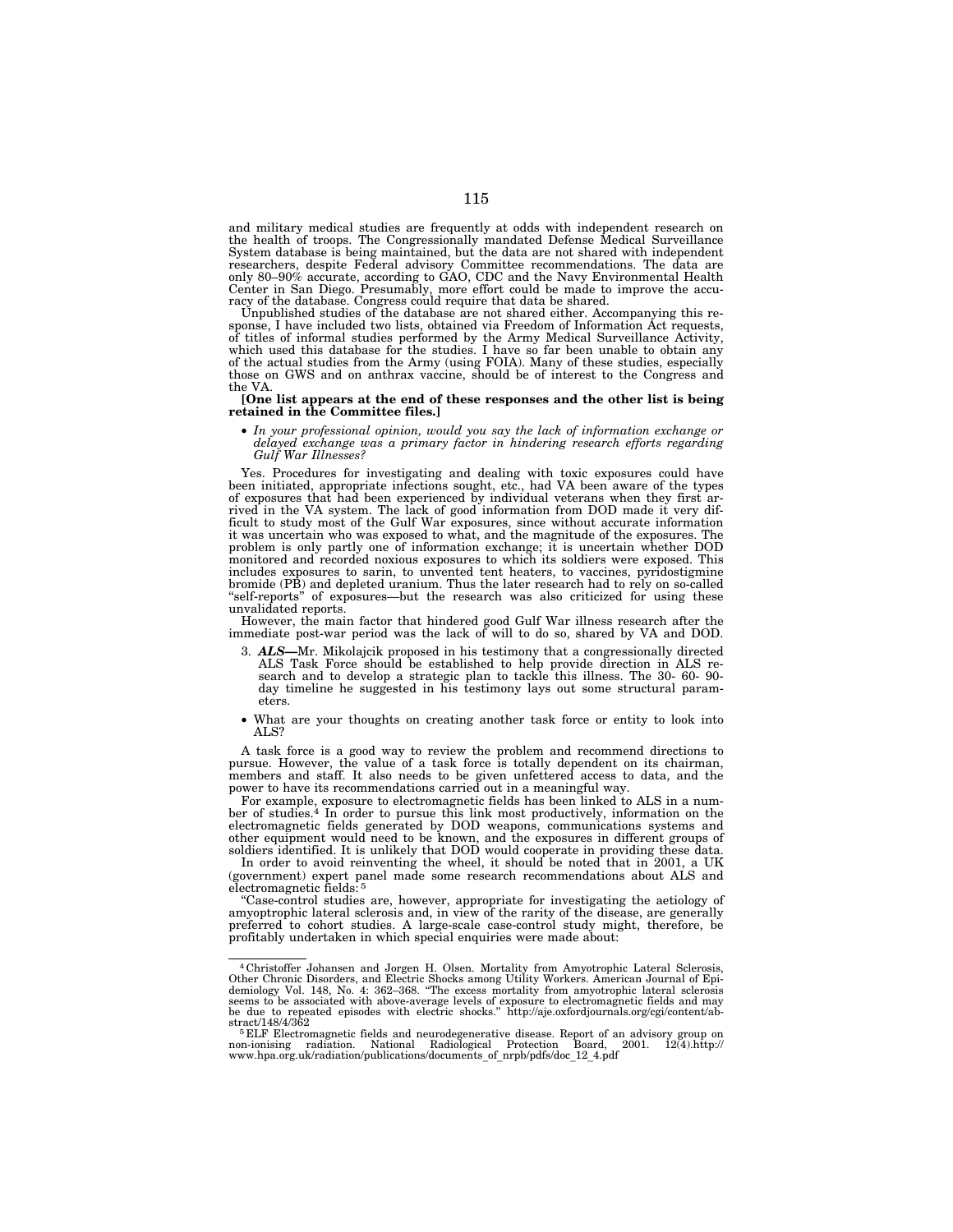and military medical studies are frequently at odds with independent research on the health of troops. The Congressionally mandated Defense Medical Surveillance System database is being maintained, but the data are not shared with independent researchers, despite Federal advisory Committee recommendations. The data are only 80–90% accurate, according to GAO, CDC and the Navy Environmental Health Center in San Diego. Presumably, more effort could be made to improve the accuracy of the database. Congress could require that data be shared.

Unpublished studies of the database are not shared either. Accompanying this response, I have included two lists, obtained via Freedom of Information Act requests, of titles of informal studies performed by the Army Medical Surveillance Activity, which used this database for the studies. I have so far been unable to obtain any of the actual studies from the Army (using FOIA). Many of these studies, especially those on GWS and on anthrax vaccine, should be of interest to the Congress and the VA.

**[One list appears at the end of these responses and the other list is being retained in the Committee files.]**

- *In your professional opinion, would you say the lack of information exchange or delayed exchange was a primary factor in hindering research efforts regarding Gulf War Illnesses?*

Yes. Procedures for investigating and dealing with toxic exposures could have been initiated, appropriate infections sought, etc., had VA been aware of the types of exposures that had been experienced by individual veterans when they first arrived in the VA system. The lack of good information from DOD made it very difficult to study most of the Gulf War exposures, since without accurate information it was uncertain who was exposed to what, and the magnitude of the exposures. The problem is only partly one of information exchange; it is uncertain whether DOD monitored and recorded noxious exposures to which its soldiers were exposed. This includes exposures to sarin, to unvented tent heaters, to vaccines, pyridostigmine bromide (PB) and depleted uranium. Thus the later research had to rely on so-called "self-reports" of exposures—but the research was also criticized for using these unvalidated reports.

However, the main factor that hindered good Gulf War illness research after the immediate post-war period was the lack of will to do so, shared by VA and DOD.

3. ***ALS***—Mr. Mikolajcik proposed in his testimony that a congressionally directed ALS Task Force should be established to help provide direction in ALS research and to develop a strategic plan to tackle this illness. The 30- 60- 90-day timeline he suggested in his testimony lays out some structural parameters.

- What are your thoughts on creating another task force or entity to look into ALS?

A task force is a good way to review the problem and recommend directions to pursue. However, the value of a task force is totally dependent on its chairman, members and staff. It also needs to be given unfettered access to data, and the power to have its recommendations carried out in a meaningful way.

For example, exposure to electromagnetic fields has been linked to ALS in a number of studies.[4] In order to pursue this link most productively, information on the electromagnetic fields generated by DOD weapons, communications systems and other equipment would need to be known, and the exposures in different groups of soldiers identified. It is unlikely that DOD would cooperate in providing these data.

In order to avoid reinventing the wheel, it should be noted that in 2001, a UK (government) expert panel made some research recommendations about ALS and electromagnetic fields:[5]

"Case-control studies are, however, appropriate for investigating the aetiology of amyoptrophic lateral sclerosis and, in view of the rarity of the disease, are generally preferred to cohort studies. A large-scale case-control study might, therefore, be profitably undertaken in which special enquiries were made about:

---

[4] Christoffer Johansen and Jorgen H. Olsen. Mortality from Amyotrophic Lateral Sclerosis, Other Chronic Disorders, and Electric Shocks among Utility Workers. American Journal of Epidemiology Vol. 148, No. 4: 362–368. "The excess mortality from amyotrophic lateral sclerosis seems to be associated with above-average levels of exposure to electromagnetic fields and may be due to repeated episodes with electric shocks." http://aje.oxfordjournals.org/cgi/content/abstract/148/4/362

[5] ELF Electromagnetic fields and neurodegenerative disease. Report of an advisory group on non-ionising radiation. National Radiological Protection Board, 2001. 12(4).http://www.hpa.org.uk/radiation/publications/documents_of_nrpb/pdfs/doc_12_4.pdf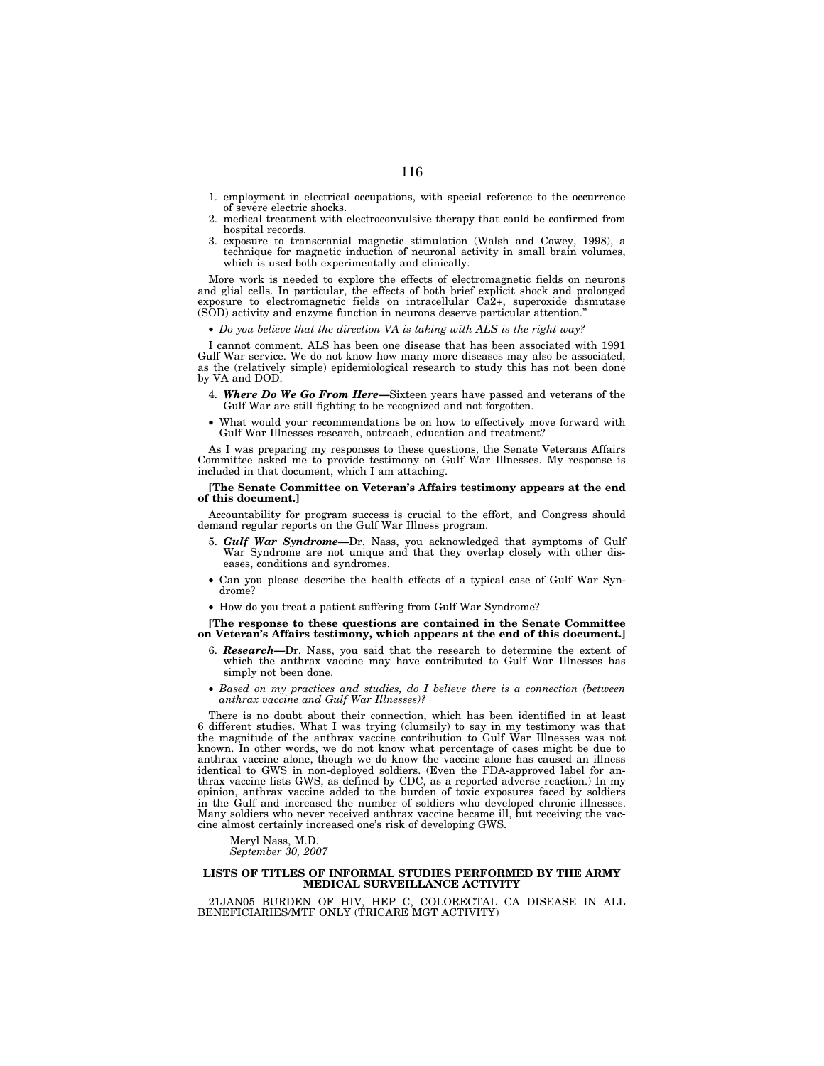1. employment in electrical occupations, with special reference to the occurrence of severe electric shocks.
2. medical treatment with electroconvulsive therapy that could be confirmed from hospital records.
3. exposure to transcranial magnetic stimulation (Walsh and Cowey, 1998), a technique for magnetic induction of neuronal activity in small brain volumes, which is used both experimentally and clinically.

More work is needed to explore the effects of electromagnetic fields on neurons and glial cells. In particular, the effects of both brief explicit shock and prolonged exposure to electromagnetic fields on intracellular $Ca2+$, superoxide dismutase (SOD) activity and enzyme function in neurons deserve particular attention."

- *Do you believe that the direction VA is taking with ALS is the right way?*

I cannot comment. ALS has been one disease that has been associated with 1991 Gulf War service. We do not know how many more diseases may also be associated, as the (relatively simple) epidemiological research to study this has not been done by VA and DOD.

4. ***Where Do We Go From Here***—Sixteen years have passed and veterans of the Gulf War are still fighting to be recognized and not forgotten.

- What would your recommendations be on how to effectively move forward with Gulf War Illnesses research, outreach, education and treatment?

As I was preparing my responses to these questions, the Senate Veterans Affairs Committee asked me to provide testimony on Gulf War Illnesses. My response is included in that document, which I am attaching.

**[The Senate Committee on Veteran's Affairs testimony appears at the end of this document.]**

Accountability for program success is crucial to the effort, and Congress should demand regular reports on the Gulf War Illness program.

5. ***Gulf War Syndrome***—Dr. Nass, you acknowledged that symptoms of Gulf War Syndrome are not unique and that they overlap closely with other diseases, conditions and syndromes.

- Can you please describe the health effects of a typical case of Gulf War Syndrome?
- How do you treat a patient suffering from Gulf War Syndrome?

**[The response to these questions are contained in the Senate Committee on Veteran's Affairs testimony, which appears at the end of this document.]**

6. ***Research***—Dr. Nass, you said that the research to determine the extent of which the anthrax vaccine may have contributed to Gulf War Illnesses has simply not been done.

- *Based on my practices and studies, do I believe there is a connection (between anthrax vaccine and Gulf War Illnesses)?*

There is no doubt about their connection, which has been identified in at least 6 different studies. What I was trying (clumsily) to say in my testimony was that the magnitude of the anthrax vaccine contribution to Gulf War Illnesses was not known. In other words, we do not know what percentage of cases might be due to anthrax vaccine alone, though we do know the vaccine alone has caused an illness identical to GWS in non-deployed soldiers. (Even the FDA-approved label for anthrax vaccine lists GWS, as defined by CDC, as a reported adverse reaction.) In my opinion, anthrax vaccine added to the burden of toxic exposures faced by soldiers in the Gulf and increased the number of soldiers who developed chronic illnesses. Many soldiers who never received anthrax vaccine became ill, but receiving the vaccine almost certainly increased one's risk of developing GWS.

Meryl Nass, M.D.
*September 30, 2007*

**LISTS OF TITLES OF INFORMAL STUDIES PERFORMED BY THE ARMY MEDICAL SURVEILLANCE ACTIVITY**

21JAN05 BURDEN OF HIV, HEP C, COLORECTAL CA DISEASE IN ALL BENEFICIARIES/MTF ONLY (TRICARE MGT ACTIVITY)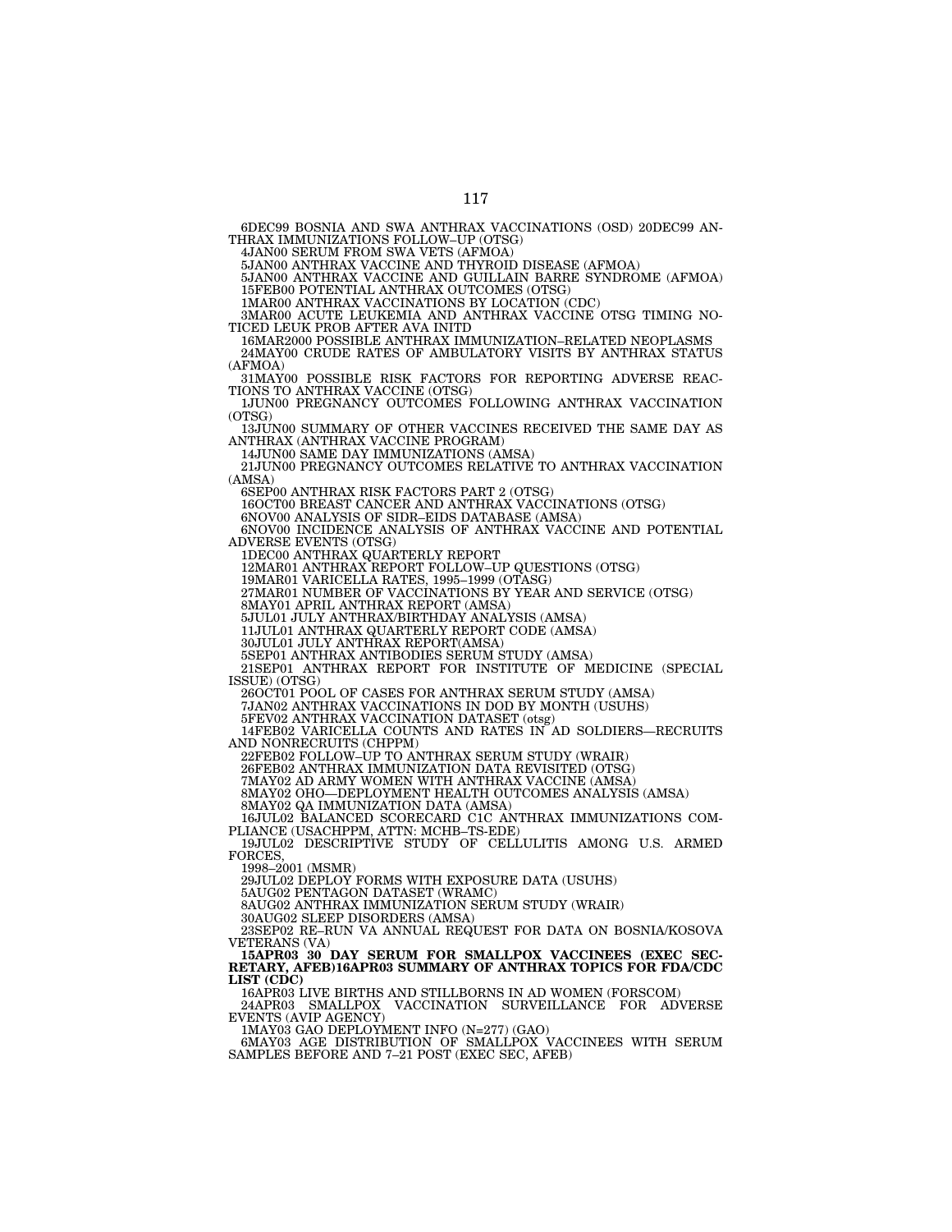6DEC99 BOSNIA AND SWA ANTHRAX VACCINATIONS (OSD) 20DEC99 ANTHRAX IMMUNIZATIONS FOLLOW–UP (OTSG)

4JAN00 SERUM FROM SWA VETS (AFMOA)

5JAN00 ANTHRAX VACCINE AND THYROID DISEASE (AFMOA)

5JAN00 ANTHRAX VACCINE AND GUILLAIN BARRE SYNDROME (AFMOA)

15FEB00 POTENTIAL ANTHRAX OUTCOMES (OTSG)

1MAR00 ANTHRAX VACCINATIONS BY LOCATION (CDC)

3MAR00 ACUTE LEUKEMIA AND ANTHRAX VACCINE OTSG TIMING NOTICED LEUK PROB AFTER AVA INITD

16MAR2000 POSSIBLE ANTHRAX IMMUNIZATION–RELATED NEOPLASMS

24MAY00 CRUDE RATES OF AMBULATORY VISITS BY ANTHRAX STATUS (AFMOA)

31MAY00 POSSIBLE RISK FACTORS FOR REPORTING ADVERSE REACTIONS TO ANTHRAX VACCINE (OTSG)

1JUN00 PREGNANCY OUTCOMES FOLLOWING ANTHRAX VACCINATION (OTSG)

13JUN00 SUMMARY OF OTHER VACCINES RECEIVED THE SAME DAY AS ANTHRAX (ANTHRAX VACCINE PROGRAM)

14JUN00 SAME DAY IMMUNIZATIONS (AMSA)

21JUN00 PREGNANCY OUTCOMES RELATIVE TO ANTHRAX VACCINATION (AMSA)

6SEP00 ANTHRAX RISK FACTORS PART 2 (OTSG)

16OCT00 BREAST CANCER AND ANTHRAX VACCINATIONS (OTSG)

6NOV00 ANALYSIS OF SIDR–EIDS DATABASE (AMSA)

6NOV00 INCIDENCE ANALYSIS OF ANTHRAX VACCINE AND POTENTIAL ADVERSE EVENTS (OTSG)

1DEC00 ANTHRAX QUARTERLY REPORT

12MAR01 ANTHRAX REPORT FOLLOW–UP QUESTIONS (OTSG)

19MAR01 VARICELLA RATES, 1995–1999 (OTASG)

27MAR01 NUMBER OF VACCINATIONS BY YEAR AND SERVICE (OTSG)

8MAY01 APRIL ANTHRAX REPORT (AMSA)

5JUL01 JULY ANTHRAX/BIRTHDAY ANALYSIS (AMSA)

11JUL01 ANTHRAX QUARTERLY REPORT CODE (AMSA)

30JUL01 JULY ANTHRAX REPORT(AMSA)

5SEP01 ANTHRAX ANTIBODIES SERUM STUDY (AMSA)

21SEP01 ANTHRAX REPORT FOR INSTITUTE OF MEDICINE (SPECIAL ISSUE) (OTSG)

26OCT01 POOL OF CASES FOR ANTHRAX SERUM STUDY (AMSA)

7JAN02 ANTHRAX VACCINATIONS IN DOD BY MONTH (USUHS)

5FEV02 ANTHRAX VACCINATION DATASET (otsg)

14FEB02 VARICELLA COUNTS AND RATES IN AD SOLDIERS—RECRUITS AND NONRECRUITS (CHPPM)

22FEB02 FOLLOW–UP TO ANTHRAX SERUM STUDY (WRAIR)

26FEB02 ANTHRAX IMMUNIZATION DATA REVISITED (OTSG)

7MAY02 AD ARMY WOMEN WITH ANTHRAX VACCINE (AMSA)

8MAY02 OHO—DEPLOYMENT HEALTH OUTCOMES ANALYSIS (AMSA)

8MAY02 QA IMMUNIZATION DATA (AMSA)

16JUL02 BALANCED SCORECARD C1C ANTHRAX IMMUNIZATIONS COMPLIANCE (USACHPPM, ATTN: MCHB–TS-EDE)

19JUL02 DESCRIPTIVE STUDY OF CELLULITIS AMONG U.S. ARMED FORCES,

1998–2001 (MSMR)

29JUL02 DEPLOY FORMS WITH EXPOSURE DATA (USUHS)

5AUG02 PENTAGON DATASET (WRAMC)

8AUG02 ANTHRAX IMMUNIZATION SERUM STUDY (WRAIR)

30AUG02 SLEEP DISORDERS (AMSA)

23SEP02 RE–RUN VA ANNUAL REQUEST FOR DATA ON BOSNIA/KOSOVA VETERANS (VA)

**15APR03 30 DAY SERUM FOR SMALLPOX VACCINEES (EXEC SECRETARY, AFEB)16APR03 SUMMARY OF ANTHRAX TOPICS FOR FDA/CDC LIST (CDC)**

16APR03 LIVE BIRTHS AND STILLBORNS IN AD WOMEN (FORSCOM)

24APR03 SMALLPOX VACCINATION SURVEILLANCE FOR ADVERSE EVENTS (AVIP AGENCY)

1MAY03 GAO DEPLOYMENT INFO (N=277) (GAO)

6MAY03 AGE DISTRIBUTION OF SMALLPOX VACCINEES WITH SERUM SAMPLES BEFORE AND 7–21 POST (EXEC SEC, AFEB)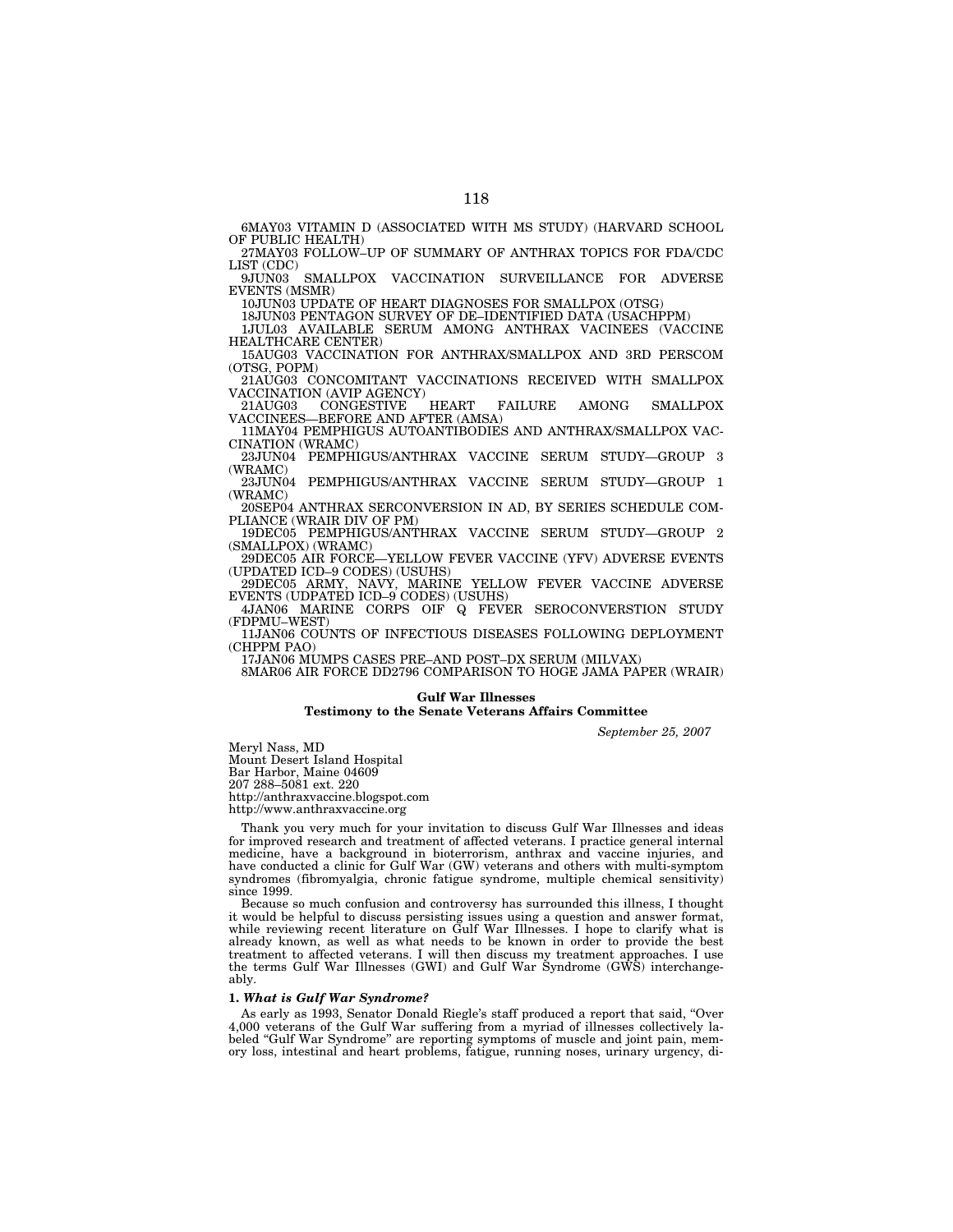6MAY03 VITAMIN D (ASSOCIATED WITH MS STUDY) (HARVARD SCHOOL OF PUBLIC HEALTH)

27MAY03 FOLLOW–UP OF SUMMARY OF ANTHRAX TOPICS FOR FDA/CDC LIST (CDC)

9JUN03 SMALLPOX VACCINATION SURVEILLANCE FOR ADVERSE EVENTS (MSMR)

10JUN03 UPDATE OF HEART DIAGNOSES FOR SMALLPOX (OTSG)

18JUN03 PENTAGON SURVEY OF DE–IDENTIFIED DATA (USACHPPM)

1JUL03 AVAILABLE SERUM AMONG ANTHRAX VACINEES (VACCINE HEALTHCARE CENTER)

15AUG03 VACCINATION FOR ANTHRAX/SMALLPOX AND 3RD PERSCOM (OTSG, POPM)

21AUG03 CONCOMITANT VACCINATIONS RECEIVED WITH SMALLPOX VACCINATION (AVIP AGENCY)

21AUG03 CONGESTIVE HEART FAILURE AMONG SMALLPOX VACCINEES—BEFORE AND AFTER (AMSA)

11MAY04 PEMPHIGUS AUTOANTIBODIES AND ANTHRAX/SMALLPOX VACCINATION (WRAMC)

23JUN04 PEMPHIGUS/ANTHRAX VACCINE SERUM STUDY—GROUP 3 (WRAMC)

23JUN04 PEMPHIGUS/ANTHRAX VACCINE SERUM STUDY—GROUP 1 (WRAMC)

20SEP04 ANTHRAX SERCONVERSION IN AD, BY SERIES SCHEDULE COMPLIANCE (WRAIR DIV OF PM)

19DEC05 PEMPHIGUS/ANTHRAX VACCINE SERUM STUDY—GROUP 2 (SMALLPOX) (WRAMC)

29DEC05 AIR FORCE—YELLOW FEVER VACCINE (YFV) ADVERSE EVENTS (UPDATED ICD–9 CODES) (USUHS)

29DEC05 ARMY, NAVY, MARINE YELLOW FEVER VACCINE ADVERSE EVENTS (UDPATED ICD–9 CODES) (USUHS)

4JAN06 MARINE CORPS OIF Q FEVER SEROCONVERSTION STUDY (FDPMU–WEST)

11JAN06 COUNTS OF INFECTIOUS DISEASES FOLLOWING DEPLOYMENT (CHPPM PAO)

17JAN06 MUMPS CASES PRE–AND POST–DX SERUM (MILVAX)

8MAR06 AIR FORCE DD2796 COMPARISON TO HOGE JAMA PAPER (WRAIR)

## Gulf War Illnesses
### Testimony to the Senate Veterans Affairs Committee

*September 25, 2007*

Meryl Nass, MD
Mount Desert Island Hospital
Bar Harbor, Maine 04609
207 288–5081 ext. 220
http://anthraxvaccine.blogspot.com
http://www.anthraxvaccine.org

Thank you very much for your invitation to discuss Gulf War Illnesses and ideas for improved research and treatment of affected veterans. I practice general internal medicine, have a background in bioterrorism, anthrax and vaccine injuries, and have conducted a clinic for Gulf War (GW) veterans and others with multi-symptom syndromes (fibromyalgia, chronic fatigue syndrome, multiple chemical sensitivity) since 1999.

Because so much confusion and controversy has surrounded this illness, I thought it would be helpful to discuss persisting issues using a question and answer format, while reviewing recent literature on Gulf War Illnesses. I hope to clarify what is already known, as well as what needs to be known in order to provide the best treatment to affected veterans. I will then discuss my treatment approaches. I use the terms Gulf War Illnesses (GWI) and Gulf War Syndrome (GWS) interchangeably.

**1.** ***What is Gulf War Syndrome?***

As early as 1993, Senator Donald Riegle's staff produced a report that said, "Over 4,000 veterans of the Gulf War suffering from a myriad of illnesses collectively labeled "Gulf War Syndrome" are reporting symptoms of muscle and joint pain, memory loss, intestinal and heart problems, fatigue, running noses, urinary urgency, di-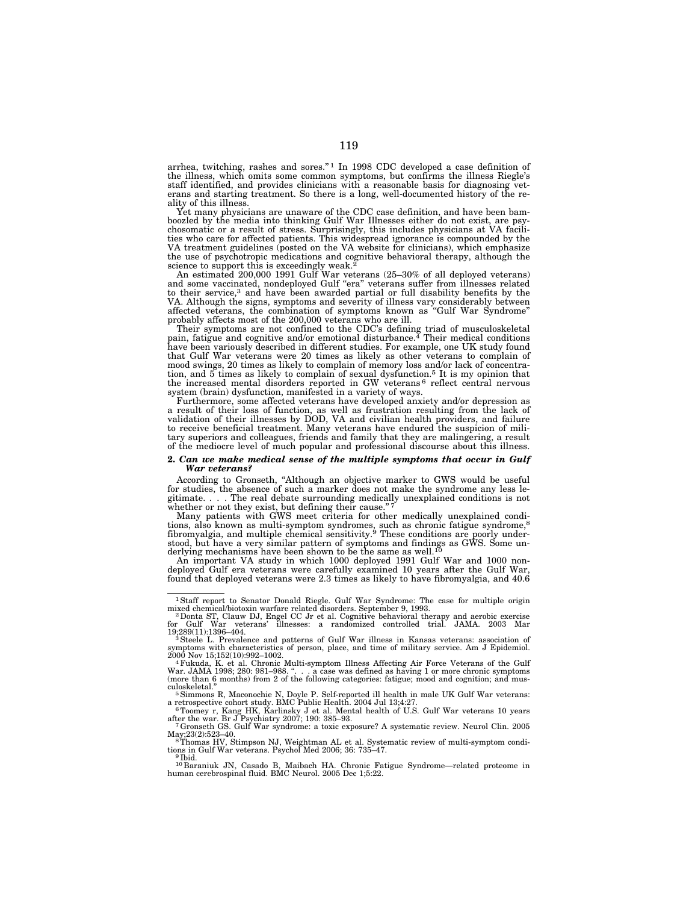arrhea, twitching, rashes and sores."[1] In 1998 CDC developed a case definition of the illness, which omits some common symptoms, but confirms the illness Riegle's staff identified, and provides clinicians with a reasonable basis for diagnosing veterans and starting treatment. So there is a long, well-documented history of the reality of this illness.

Yet many physicians are unaware of the CDC case definition, and have been bamboozled by the media into thinking Gulf War Illnesses either do not exist, are psychosomatic or a result of stress. Surprisingly, this includes physicians at VA facilities who care for affected patients. This widespread ignorance is compounded by the VA treatment guidelines (posted on the VA website for clinicians), which emphasize the use of psychotropic medications and cognitive behavioral therapy, although the science to support this is exceedingly weak.[2]

An estimated 200,000 1991 Gulf War veterans (25–30% of all deployed veterans) and some vaccinated, nondeployed Gulf "era" veterans suffer from illnesses related to their service,[3] and have been awarded partial or full disability benefits by the VA. Although the signs, symptoms and severity of illness vary considerably between affected veterans, the combination of symptoms known as "Gulf War Syndrome" probably affects most of the 200,000 veterans who are ill.

Their symptoms are not confined to the CDC's defining triad of musculoskeletal pain, fatigue and cognitive and/or emotional disturbance.[4] Their medical conditions have been variously described in different studies. For example, one UK study found that Gulf War veterans were 20 times as likely as other veterans to complain of mood swings, 20 times as likely to complain of memory loss and/or lack of concentration, and 5 times as likely to complain of sexual dysfunction.[5] It is my opinion that the increased mental disorders reported in GW veterans[6] reflect central nervous system (brain) dysfunction, manifested in a variety of ways.

Furthermore, some affected veterans have developed anxiety and/or depression as a result of their loss of function, as well as frustration resulting from the lack of validation of their illnesses by DOD, VA and civilian health providers, and failure to receive beneficial treatment. Many veterans have endured the suspicion of military superiors and colleagues, friends and family that they are malingering, a result of the mediocre level of much popular and professional discourse about this illness.

**2. *Can we make medical sense of the multiple symptoms that occur in Gulf War veterans?***

According to Gronseth, "Although an objective marker to GWS would be useful for studies, the absence of such a marker does not make the syndrome any less legitimate. . . . The real debate surrounding medically unexplained conditions is not whether or not they exist, but defining their cause."[7]

Many patients with GWS meet criteria for other medically unexplained conditions, also known as multi-symptom syndromes, such as chronic fatigue syndrome,[8] fibromyalgia, and multiple chemical sensitivity.[9] These conditions are poorly understood, but have a very similar pattern of symptoms and findings as GWS. Some underlying mechanisms have been shown to be the same as well.[10]

An important VA study in which 1000 deployed 1991 Gulf War and 1000 nondeployed Gulf era veterans were carefully examined 10 years after the Gulf War, found that deployed veterans were 2.3 times as likely to have fibromyalgia, and 40.6

---

[1] Staff report to Senator Donald Riegle. Gulf War Syndrome: The case for multiple origin mixed chemical/biotoxin warfare related disorders. September 9, 1993.

[2] Donta ST, Clauw DJ, Engel CC Jr et al. Cognitive behavioral therapy and aerobic exercise for Gulf War veterans' illnesses: a randomized controlled trial. JAMA. 2003 Mar 19;289(11):1396–404.

[3] Steele L. Prevalence and patterns of Gulf War illness in Kansas veterans: association of symptoms with characteristics of person, place, and time of military service. Am J Epidemiol. 2000 Nov 15;152(10):992–1002.

[4] Fukuda, K. et al. Chronic Multi-symptom Illness Affecting Air Force Veterans of the Gulf War. JAMA 1998; 280: 981–988. ". . . a case was defined as having 1 or more chronic symptoms (more than 6 months) from 2 of the following categories: fatigue; mood and cognition; and musculoskeletal."

[5] Simmons R, Maconochie N, Doyle P. Self-reported ill health in male UK Gulf War veterans: a retrospective cohort study. BMC Public Health. 2004 Jul 13;4:27.

[6] Toomey r, Kang HK, Karlinsky J et al. Mental health of U.S. Gulf War veterans 10 years after the war. Br J Psychiatry 2007; 190: 385–93.

[7] Gronseth GS. Gulf War syndrome: a toxic exposure? A systematic review. Neurol Clin. 2005 May;23(2):523–40.

[8] Thomas HV, Stimpson NJ, Weightman AL et al. Systematic review of multi-symptom conditions in Gulf War veterans. Psychol Med 2006; 36: 735–47.

[9] Ibid.

[10] Baraniuk JN, Casado B, Maibach HA. Chronic Fatigue Syndrome—related proteome in human cerebrospinal fluid. BMC Neurol. 2005 Dec 1;5:22.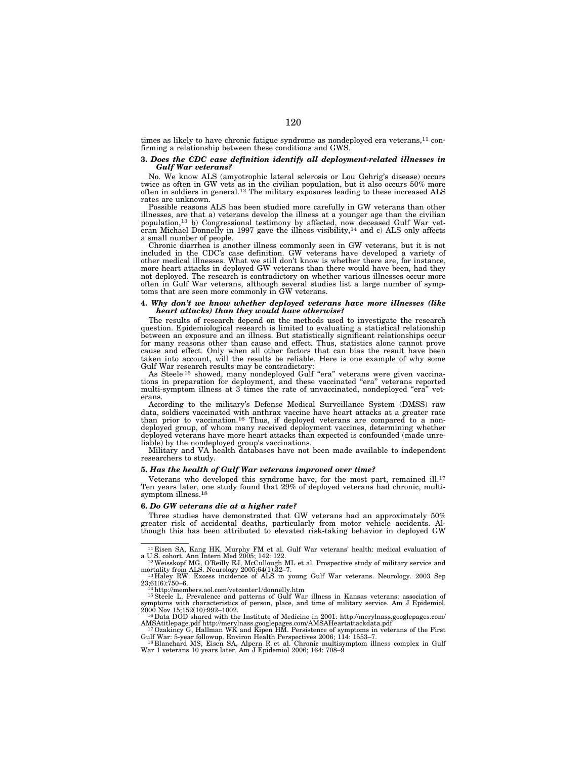times as likely to have chronic fatigue syndrome as nondeployed era veterans,[11] confirming a relationship between these conditions and GWS.

**3. *Does the CDC case definition identify all deployment-related illnesses in Gulf War veterans?***

No. We know ALS (amyotrophic lateral sclerosis or Lou Gehrig's disease) occurs twice as often in GW vets as in the civilian population, but it also occurs 50% more often in soldiers in general.[12] The military exposures leading to these increased ALS rates are unknown.

Possible reasons ALS has been studied more carefully in GW veterans than other illnesses, are that a) veterans develop the illness at a younger age than the civilian population,[13] b) Congressional testimony by affected, now deceased Gulf War veteran Michael Donnelly in 1997 gave the illness visibility,[14] and c) ALS only affects a small number of people.

Chronic diarrhea is another illness commonly seen in GW veterans, but it is not included in the CDC's case definition. GW veterans have developed a variety of other medical illnesses. What we still don't know is whether there are, for instance, more heart attacks in deployed GW veterans than there would have been, had they not deployed. The research is contradictory on whether various illnesses occur more often in Gulf War veterans, although several studies list a large number of symptoms that are seen more commonly in GW veterans.

**4. *Why don't we know whether deployed veterans have more illnesses (like heart attacks) than they would have otherwise?***

The results of research depend on the methods used to investigate the research question. Epidemiological research is limited to evaluating a statistical relationship between an exposure and an illness. But statistically significant relationships occur for many reasons other than cause and effect. Thus, statistics alone cannot prove cause and effect. Only when all other factors that can bias the result have been taken into account, will the results be reliable. Here is one example of why some Gulf War research results may be contradictory:

As Steele[15] showed, many nondeployed Gulf "era" veterans were given vaccinations in preparation for deployment, and these vaccinated "era" veterans reported multi-symptom illness at 3 times the rate of unvaccinated, nondeployed "era" veterans.

According to the military's Defense Medical Surveillance System (DMSS) raw data, soldiers vaccinated with anthrax vaccine have heart attacks at a greater rate than prior to vaccination.[16] Thus, if deployed veterans are compared to a nondeployed group, of whom many received deployment vaccines, determining whether deployed veterans have more heart attacks than expected is confounded (made unreliable) by the nondeployed group's vaccinations.

Military and VA health databases have not been made available to independent researchers to study.

**5. *Has the health of Gulf War veterans improved over time?***

Veterans who developed this syndrome have, for the most part, remained ill.[17] Ten years later, one study found that 29% of deployed veterans had chronic, multisymptom illness.[18]

**6. *Do GW veterans die at a higher rate?***

Three studies have demonstrated that GW veterans had an approximately 50% greater risk of accidental deaths, particularly from motor vehicle accidents. Although this has been attributed to elevated risk-taking behavior in deployed GW

---

[11] Eisen SA, Kang HK, Murphy FM et al. Gulf War veterans' health: medical evaluation of a U.S. cohort. Ann Intern Med 2005; 142: 122.

[12] Weisskopf MG, O'Reilly EJ, McCullough ML et al. Prospective study of military service and mortality from ALS. Neurology 2005;64(1):32–7.

[13] Haley RW. Excess incidence of ALS in young Gulf War veterans. Neurology. 2003 Sep 23;61(6):750–6.

[14] http://members.aol.com/vetcenter1/donnelly.htm

[15] Steele L. Prevalence and patterns of Gulf War illness in Kansas veterans: association of symptoms with characteristics of person, place, and time of military service. Am J Epidemiol. 2000 Nov 15;152(10):992–1002.

[16] Data DOD shared with the Institute of Medicine in 2001: http://merylnass.googlepages.com/AMSAtitlepage.pdf http://merylnass.googlepages.com/AMSAHeartattackdata.pdf

[17] Ozakincy G, Hallman WK and Kipen HM. Persistence of symptoms in veterans of the First Gulf War: 5-year followup. Environ Health Perspectives 2006; 114: 1553–7.

[18] Blanchard MS, Eisen SA, Alpern R et al. Chronic multisymptom illness complex in Gulf War 1 veterans 10 years later. Am J Epidemiol 2006; 164: 708–9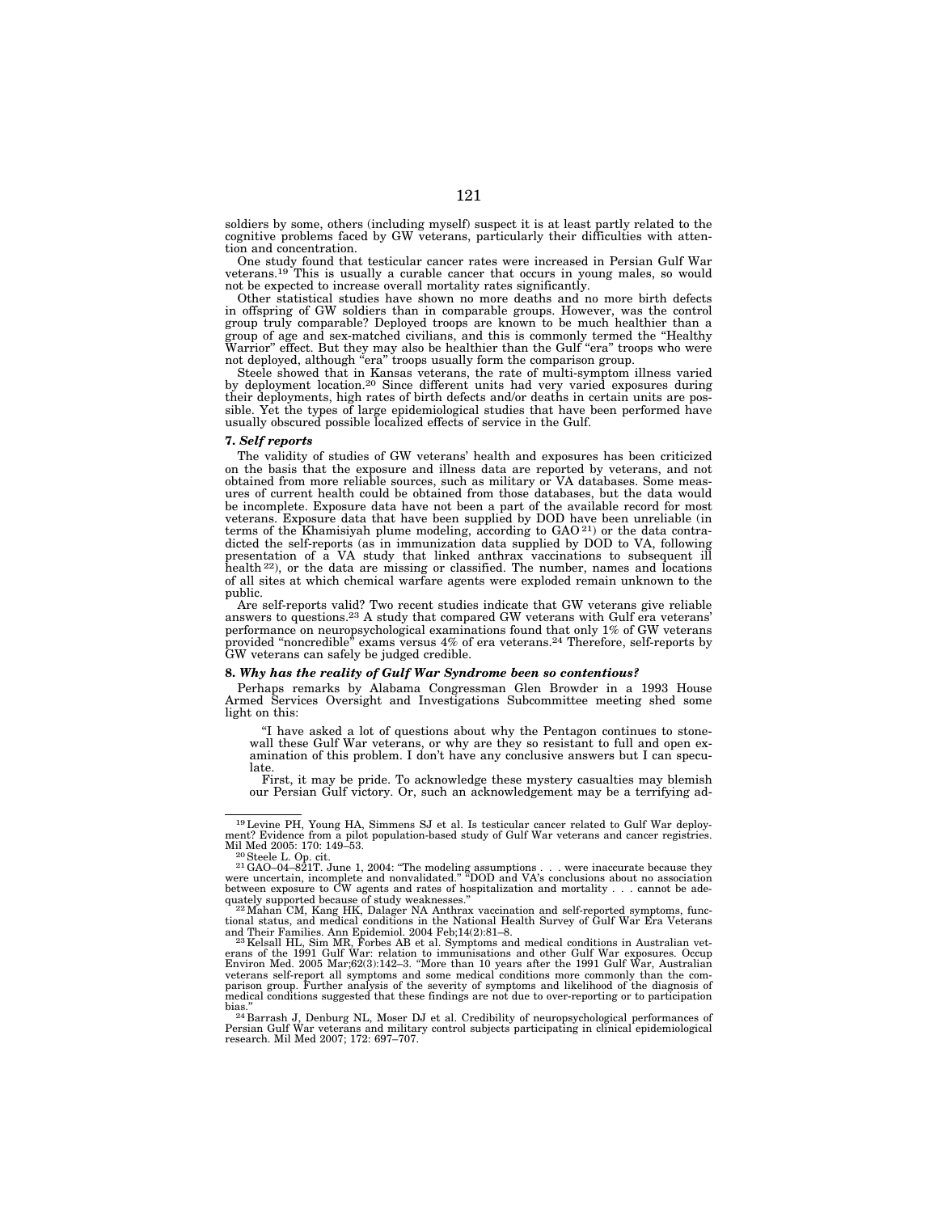soldiers by some, others (including myself) suspect it is at least partly related to the cognitive problems faced by GW veterans, particularly their difficulties with attention and concentration.

One study found that testicular cancer rates were increased in Persian Gulf War veterans.[19] This is usually a curable cancer that occurs in young males, so would not be expected to increase overall mortality rates significantly.

Other statistical studies have shown no more deaths and no more birth defects in offspring of GW soldiers than in comparable groups. However, was the control group truly comparable? Deployed troops are known to be much healthier than a group of age and sex-matched civilians, and this is commonly termed the "Healthy Warrior" effect. But they may also be healthier than the Gulf "era" troops who were not deployed, although "era" troops usually form the comparison group.

Steele showed that in Kansas veterans, the rate of multi-symptom illness varied by deployment location.[20] Since different units had very varied exposures during their deployments, high rates of birth defects and/or deaths in certain units are possible. Yet the types of large epidemiological studies that have been performed have usually obscured possible localized effects of service in the Gulf.

### 7. *Self reports*

The validity of studies of GW veterans' health and exposures has been criticized on the basis that the exposure and illness data are reported by veterans, and not obtained from more reliable sources, such as military or VA databases. Some measures of current health could be obtained from those databases, but the data would be incomplete. Exposure data have not been a part of the available record for most veterans. Exposure data that have been supplied by DOD have been unreliable (in terms of the Khamisiyah plume modeling, according to GAO[21]) or the data contradicted the self-reports (as in immunization data supplied by DOD to VA, following presentation of a VA study that linked anthrax vaccinations to subsequent ill health[22]), or the data are missing or classified. The number, names and locations of all sites at which chemical warfare agents were exploded remain unknown to the public.

Are self-reports valid? Two recent studies indicate that GW veterans give reliable answers to questions.[23] A study that compared GW veterans with Gulf era veterans' performance on neuropsychological examinations found that only 1% of GW veterans provided "noncredible" exams versus 4% of era veterans.[24] Therefore, self-reports by GW veterans can safely be judged credible.

### 8. *Why has the reality of Gulf War Syndrome been so contentious?*

Perhaps remarks by Alabama Congressman Glen Browder in a 1993 House Armed Services Oversight and Investigations Subcommittee meeting shed some light on this:

> "I have asked a lot of questions about why the Pentagon continues to stonewall these Gulf War veterans, or why are they so resistant to full and open examination of this problem. I don't have any conclusive answers but I can speculate.
>
> First, it may be pride. To acknowledge these mystery casualties may blemish our Persian Gulf victory. Or, such an acknowledgement may be a terrifying ad-

---

[19] Levine PH, Young HA, Simmens SJ et al. Is testicular cancer related to Gulf War deployment? Evidence from a pilot population-based study of Gulf War veterans and cancer registries. Mil Med 2005: 170: 149–53.

[20] Steele L. Op. cit.

[21] GAO–04–821T. June 1, 2004: "The modeling assumptions . . . were inaccurate because they were uncertain, incomplete and nonvalidated." "DOD and VA's conclusions about no association between exposure to CW agents and rates of hospitalization and mortality . . . cannot be adequately supported because of study weaknesses."

[22] Mahan CM, Kang HK, Dalager NA Anthrax vaccination and self-reported symptoms, functional status, and medical conditions in the National Health Survey of Gulf War Era Veterans and Their Families. Ann Epidemiol. 2004 Feb;14(2):81–8.

[23] Kelsall HL, Sim MR, Forbes AB et al. Symptoms and medical conditions in Australian veterans of the 1991 Gulf War: relation to immunisations and other Gulf War exposures. Occup Environ Med. 2005 Mar;62(3):142–3. "More than 10 years after the 1991 Gulf War, Australian veterans self-report all symptoms and some medical conditions more commonly than the comparison group. Further analysis of the severity of symptoms and likelihood of the diagnosis of medical conditions suggested that these findings are not due to over-reporting or to participation bias."

[24] Barrash J, Denburg NL, Moser DJ et al. Credibility of neuropsychological performances of Persian Gulf War veterans and military control subjects participating in clinical epidemiological research. Mil Med 2007; 172: 697–707.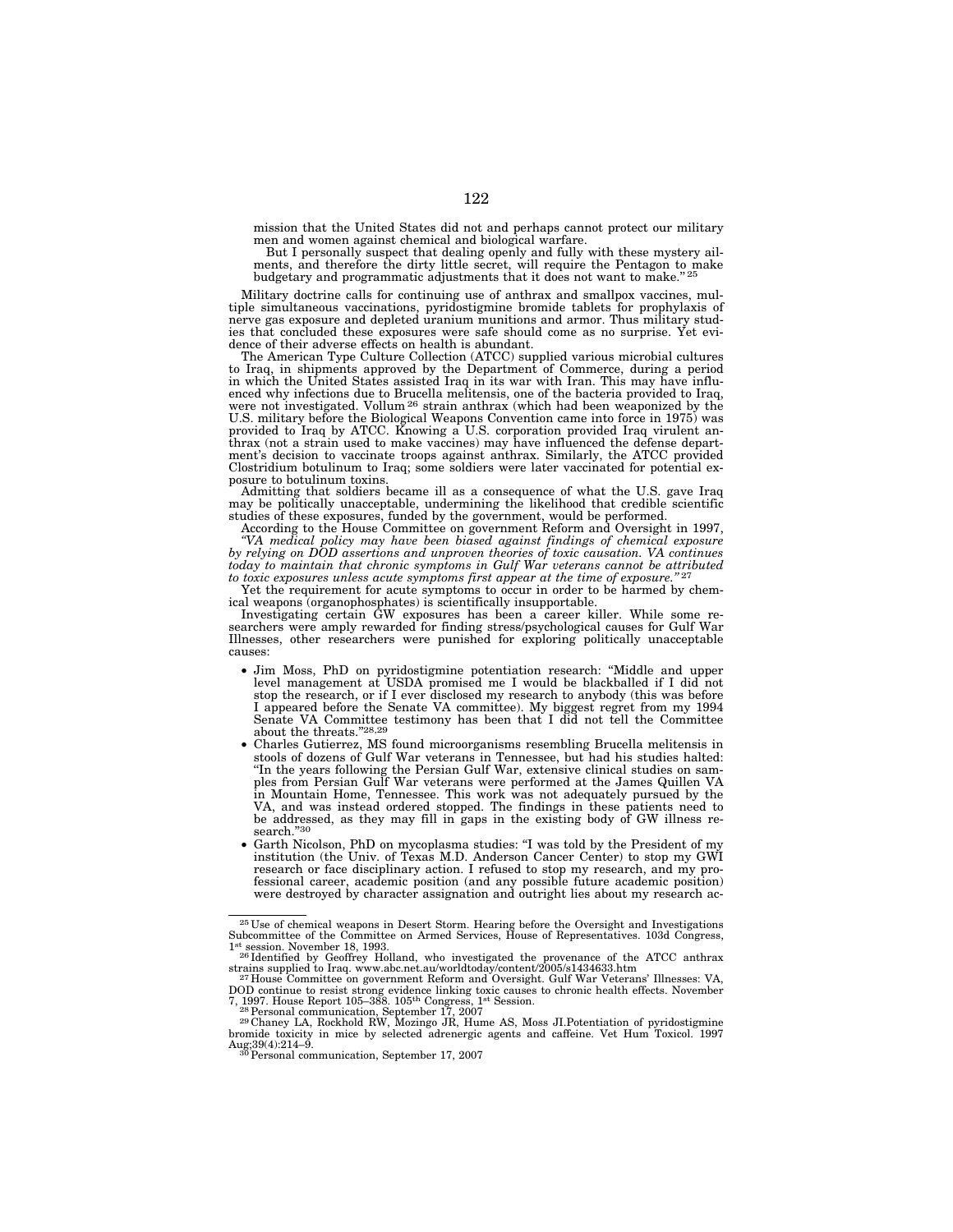mission that the United States did not and perhaps cannot protect our military men and women against chemical and biological warfare.

But I personally suspect that dealing openly and fully with these mystery ailments, and therefore the dirty little secret, will require the Pentagon to make budgetary and programmatic adjustments that it does not want to make."[25]

Military doctrine calls for continuing use of anthrax and smallpox vaccines, multiple simultaneous vaccinations, pyridostigmine bromide tablets for prophylaxis of nerve gas exposure and depleted uranium munitions and armor. Thus military studies that concluded these exposures were safe should come as no surprise. Yet evidence of their adverse effects on health is abundant.

The American Type Culture Collection (ATCC) supplied various microbial cultures to Iraq, in shipments approved by the Department of Commerce, during a period in which the United States assisted Iraq in its war with Iran. This may have influenced why infections due to Brucella melitensis, one of the bacteria provided to Iraq, were not investigated. Vollum[26] strain anthrax (which had been weaponized by the U.S. military before the Biological Weapons Convention came into force in 1975) was provided to Iraq by ATCC. Knowing a U.S. corporation provided Iraq virulent anthrax (not a strain used to make vaccines) may have influenced the defense department's decision to vaccinate troops against anthrax. Similarly, the ATCC provided Clostridium botulinum to Iraq; some soldiers were later vaccinated for potential exposure to botulinum toxins.

Admitting that soldiers became ill as a consequence of what the U.S. gave Iraq may be politically unacceptable, undermining the likelihood that credible scientific studies of these exposures, funded by the government, would be performed.

According to the House Committee on government Reform and Oversight in 1997, *"VA medical policy may have been biased against findings of chemical exposure by relying on DOD assertions and unproven theories of toxic causation. VA continues today to maintain that chronic symptoms in Gulf War veterans cannot be attributed to toxic exposures unless acute symptoms first appear at the time of exposure."*[27]

Yet the requirement for acute symptoms to occur in order to be harmed by chemical weapons (organophosphates) is scientifically insupportable.

Investigating certain GW exposures has been a career killer. While some researchers were amply rewarded for finding stress/psychological causes for Gulf War Illnesses, other researchers were punished for exploring politically unacceptable causes:

- Jim Moss, PhD on pyridostigmine potentiation research: "Middle and upper level management at USDA promised me I would be blackballed if I did not stop the research, or if I ever disclosed my research to anybody (this was before I appeared before the Senate VA committee). My biggest regret from my 1994 Senate VA Committee testimony has been that I did not tell the Committee about the threats."[28,29]
- Charles Gutierrez, MS found microorganisms resembling Brucella melitensis in stools of dozens of Gulf War veterans in Tennessee, but had his studies halted: "In the years following the Persian Gulf War, extensive clinical studies on samples from Persian Gulf War veterans were performed at the James Quillen VA in Mountain Home, Tennessee. This work was not adequately pursued by the VA, and was instead ordered stopped. The findings in these patients need to be addressed, as they may fill in gaps in the existing body of GW illness research."[30]
- Garth Nicolson, PhD on mycoplasma studies: "I was told by the President of my institution (the Univ. of Texas M.D. Anderson Cancer Center) to stop my GWI research or face disciplinary action. I refused to stop my research, and my professional career, academic position (and any possible future academic position) were destroyed by character assignation and outright lies about my research ac-

---

[25] Use of chemical weapons in Desert Storm. Hearing before the Oversight and Investigations Subcommittee of the Committee on Armed Services, House of Representatives. 103d Congress, 1st session. November 18, 1993.

[26] Identified by Geoffrey Holland, who investigated the provenance of the ATCC anthrax strains supplied to Iraq. www.abc.net.au/worldtoday/content/2005/s1434633.htm

[27] House Committee on government Reform and Oversight. Gulf War Veterans' Illnesses: VA, DOD continue to resist strong evidence linking toxic causes to chronic health effects. November 7, 1997. House Report 105–388. 105th Congress, 1st Session.

[28] Personal communication, September 17, 2007

[29] Chaney LA, Rockhold RW, Mozingo JR, Hume AS, Moss JI.Potentiation of pyridostigmine bromide toxicity in mice by selected adrenergic agents and caffeine. Vet Hum Toxicol. 1997 Aug;39(4):214–9.

[30] Personal communication, September 17, 2007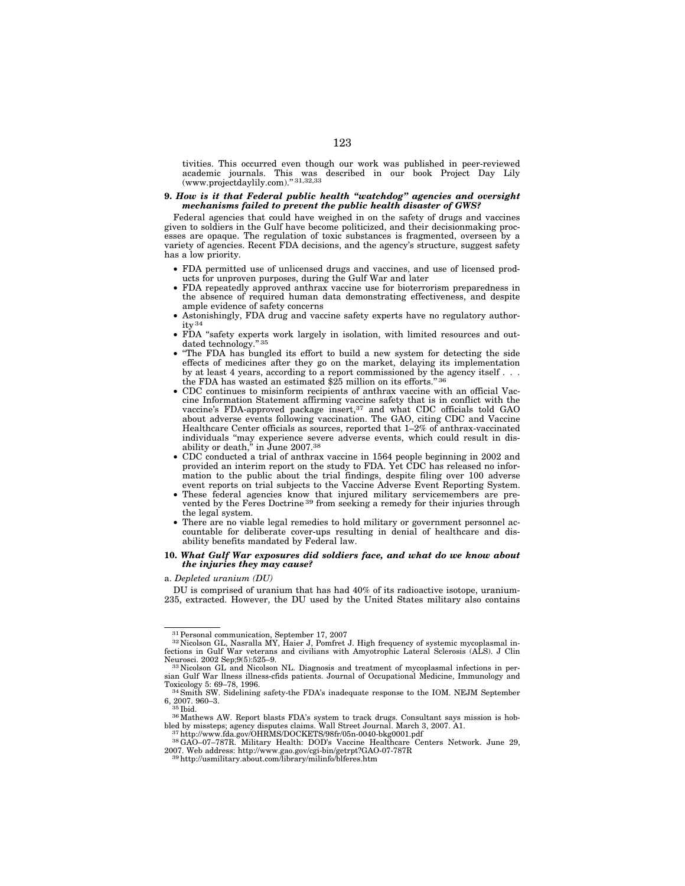tivities. This occurred even though our work was published in peer-reviewed academic journals. This was described in our book Project Day Lily (www.projectdaylily.com)." [31,32,33]

**9. *How is it that Federal public health "watchdog" agencies and oversight mechanisms failed to prevent the public health disaster of GWS?***

Federal agencies that could have weighed in on the safety of drugs and vaccines given to soldiers in the Gulf have become politicized, and their decisionmaking processes are opaque. The regulation of toxic substances is fragmented, overseen by a variety of agencies. Recent FDA decisions, and the agency's structure, suggest safety has a low priority.

- FDA permitted use of unlicensed drugs and vaccines, and use of licensed products for unproven purposes, during the Gulf War and later
- FDA repeatedly approved anthrax vaccine use for bioterrorism preparedness in the absence of required human data demonstrating effectiveness, and despite ample evidence of safety concerns
- Astonishingly, FDA drug and vaccine safety experts have no regulatory authority [34]
- FDA "safety experts work largely in isolation, with limited resources and outdated technology." [35]
- "The FDA has bungled its effort to build a new system for detecting the side effects of medicines after they go on the market, delaying its implementation by at least 4 years, according to a report commissioned by the agency itself . . . the FDA has wasted an estimated $25 million on its efforts." [36]
- CDC continues to misinform recipients of anthrax vaccine with an official Vaccine Information Statement affirming vaccine safety that is in conflict with the vaccine's FDA-approved package insert,[37] and what CDC officials told GAO about adverse events following vaccination. The GAO, citing CDC and Vaccine Healthcare Center officials as sources, reported that 1–2% of anthrax-vaccinated individuals "may experience severe adverse events, which could result in disability or death," in June 2007.[38]
- CDC conducted a trial of anthrax vaccine in 1564 people beginning in 2002 and provided an interim report on the study to FDA. Yet CDC has released no information to the public about the trial findings, despite filing over 100 adverse event reports on trial subjects to the Vaccine Adverse Event Reporting System.
- These federal agencies know that injured military servicemembers are prevented by the Feres Doctrine [39] from seeking a remedy for their injuries through the legal system.
- There are no viable legal remedies to hold military or government personnel accountable for deliberate cover-ups resulting in denial of healthcare and disability benefits mandated by Federal law.

**10. *What Gulf War exposures did soldiers face, and what do we know about the injuries they may cause?***

a. *Depleted uranium (DU)*

DU is comprised of uranium that has had 40% of its radioactive isotope, uranium-235, extracted. However, the DU used by the United States military also contains

---

[31] Personal communication, September 17, 2007

[32] Nicolson GL, Nasralla MY, Haier J, Pomfret J. High frequency of systemic mycoplasmal infections in Gulf War veterans and civilians with Amyotrophic Lateral Sclerosis (ALS). J Clin Neurosci. 2002 Sep;9(5):525–9.

[33] Nicolson GL and Nicolson NL. Diagnosis and treatment of mycoplasmal infections in persian Gulf War llness illness-cfids patients. Journal of Occupational Medicine, Immunology and Toxicology 5: 69–78, 1996.

[34] Smith SW. Sidelining safety-the FDA's inadequate response to the IOM. NEJM September 6, 2007. 960–3.

[35] Ibid.

[36] Mathews AW. Report blasts FDA's system to track drugs. Consultant says mission is hobbled by missteps; agency disputes claims. Wall Street Journal. March 3, 2007. A1.

[37] http://www.fda.gov/OHRMS/DOCKETS/98fr/05n-0040-bkg0001.pdf

[38] GAO–07–787R. Military Health: DOD's Vaccine Healthcare Centers Network. June 29, 2007. Web address: http://www.gao.gov/cgi-bin/getrpt?GAO-07-787R

[39] http://usmilitary.about.com/library/milinfo/blferes.htm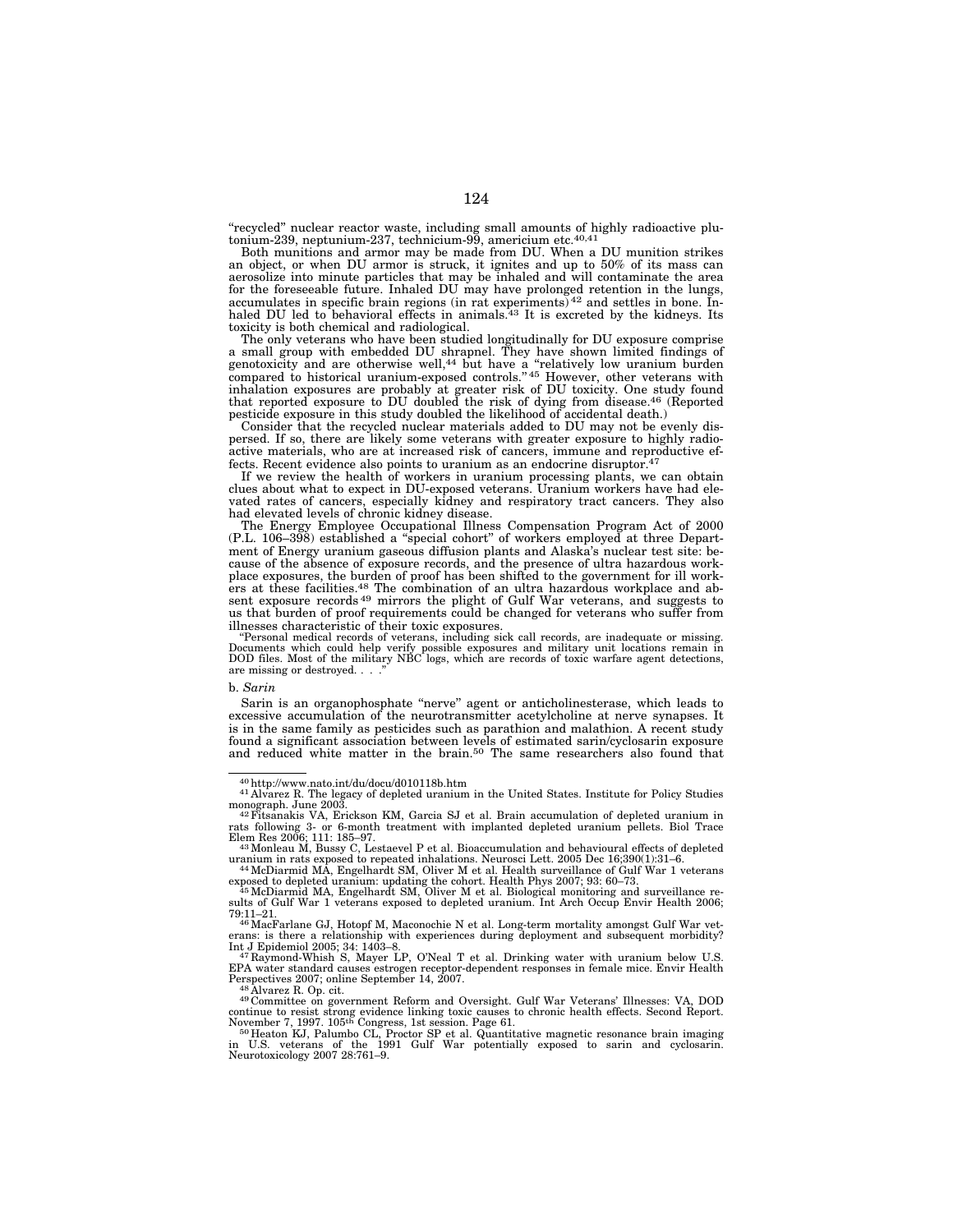"recycled" nuclear reactor waste, including small amounts of highly radioactive plutonium-239, neptunium-237, technicium-99, americium etc.[40,41]

Both munitions and armor may be made from DU. When a DU munition strikes an object, or when DU armor is struck, it ignites and up to 50% of its mass can aerosolize into minute particles that may be inhaled and will contaminate the area for the foreseeable future. Inhaled DU may have prolonged retention in the lungs, accumulates in specific brain regions (in rat experiments)[42] and settles in bone. Inhaled DU led to behavioral effects in animals.[43] It is excreted by the kidneys. Its toxicity is both chemical and radiological.

The only veterans who have been studied longitudinally for DU exposure comprise a small group with embedded DU shrapnel. They have shown limited findings of genotoxicity and are otherwise well,[44] but have a "relatively low uranium burden compared to historical uranium-exposed controls."[45] However, other veterans with inhalation exposures are probably at greater risk of DU toxicity. One study found that reported exposure to DU doubled the risk of dying from disease.[46] (Reported pesticide exposure in this study doubled the likelihood of accidental death.)

Consider that the recycled nuclear materials added to DU may not be evenly dispersed. If so, there are likely some veterans with greater exposure to highly radioactive materials, who are at increased risk of cancers, immune and reproductive effects. Recent evidence also points to uranium as an endocrine disruptor.[47]

If we review the health of workers in uranium processing plants, we can obtain clues about what to expect in DU-exposed veterans. Uranium workers have had elevated rates of cancers, especially kidney and respiratory tract cancers. They also had elevated levels of chronic kidney disease.

The Energy Employee Occupational Illness Compensation Program Act of 2000 (P.L. 106–398) established a "special cohort" of workers employed at three Department of Energy uranium gaseous diffusion plants and Alaska's nuclear test site: because of the absence of exposure records, and the presence of ultra hazardous workplace exposures, the burden of proof has been shifted to the government for ill workers at these facilities.[48] The combination of an ultra hazardous workplace and absent exposure records[49] mirrors the plight of Gulf War veterans, and suggests to us that burden of proof requirements could be changed for veterans who suffer from illnesses characteristic of their toxic exposures.

"Personal medical records of veterans, including sick call records, are inadequate or missing. Documents which could help verify possible exposures and military unit locations remain in DOD files. Most of the military NBC logs, which are records of toxic warfare agent detections, are missing or destroyed. . . ."

b. *Sarin*

Sarin is an organophosphate "nerve" agent or anticholinesterase, which leads to excessive accumulation of the neurotransmitter acetylcholine at nerve synapses. It is in the same family as pesticides such as parathion and malathion. A recent study found a significant association between levels of estimated sarin/cyclosarin exposure and reduced white matter in the brain.[50] The same researchers also found that

---

[40] http://www.nato.int/du/docu/d010118b.htm

[41] Alvarez R. The legacy of depleted uranium in the United States. Institute for Policy Studies monograph. June 2003.

[42] Fitsanakis VA, Erickson KM, Garcia SJ et al. Brain accumulation of depleted uranium in rats following 3- or 6-month treatment with implanted depleted uranium pellets. Biol Trace Elem Res 2006; 111: 185–97.

[43] Monleau M, Bussy C, Lestaevel P et al. Bioaccumulation and behavioural effects of depleted uranium in rats exposed to repeated inhalations. Neurosci Lett. 2005 Dec 16;390(1):31–6.

[44] McDiarmid MA, Engelhardt SM, Oliver M et al. Health surveillance of Gulf War 1 veterans exposed to depleted uranium: updating the cohort. Health Phys 2007; 93: 60–73.

[45] McDiarmid MA, Engelhardt SM, Oliver M et al. Biological monitoring and surveillance results of Gulf War 1 veterans exposed to depleted uranium. Int Arch Occup Envir Health 2006; 79:11–21.

[46] MacFarlane GJ, Hotopf M, Maconochie N et al. Long-term mortality amongst Gulf War veterans: is there a relationship with experiences during deployment and subsequent morbidity? Int J Epidemiol 2005; 34: 1403–8.

[47] Raymond-Whish S, Mayer LP, O'Neal T et al. Drinking water with uranium below U.S. EPA water standard causes estrogen receptor-dependent responses in female mice. Envir Health Perspectives 2007; online September 14, 2007.

[48] Alvarez R. Op. cit.

[49] Committee on government Reform and Oversight. Gulf War Veterans' Illnesses: VA, DOD continue to resist strong evidence linking toxic causes to chronic health effects. Second Report. November 7, 1997. 105th Congress, 1st session. Page 61.

[50] Heaton KJ, Palumbo CL, Proctor SP et al. Quantitative magnetic resonance brain imaging in U.S. veterans of the 1991 Gulf War potentially exposed to sarin and cyclosarin. Neurotoxicology 2007 28:761–9.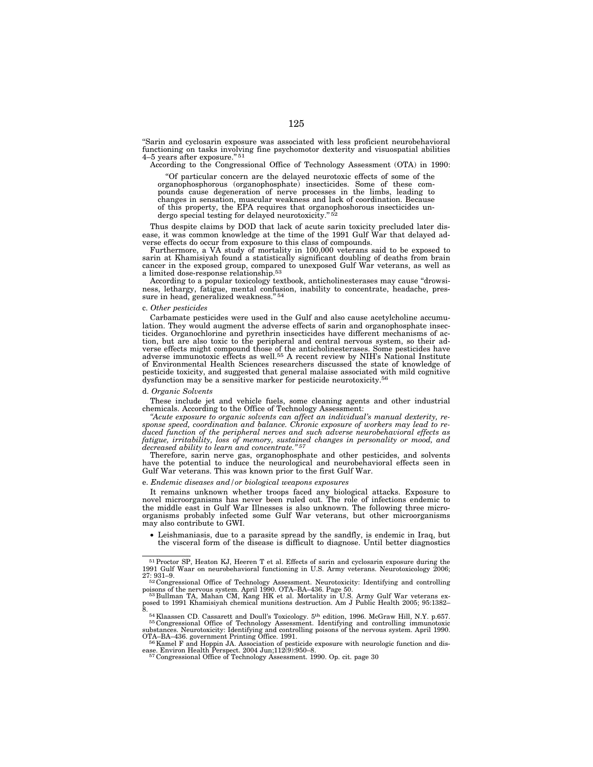"Sarin and cyclosarin exposure was associated with less proficient neurobehavioral functioning on tasks involving fine psychomotor dexterity and visuospatial abilities 4–5 years after exposure." [51]

According to the Congressional Office of Technology Assessment (OTA) in 1990:

> "Of particular concern are the delayed neurotoxic effects of some of the organophosphorous (organophosphate) insecticides. Some of these compounds cause degeneration of nerve processes in the limbs, leading to changes in sensation, muscular weakness and lack of coordination. Because of this property, the EPA requires that organophoshorous insecticides undergo special testing for delayed neurotoxicity." [52]

Thus despite claims by DOD that lack of acute sarin toxicity precluded later disease, it was common knowledge at the time of the 1991 Gulf War that delayed adverse effects do occur from exposure to this class of compounds.

Furthermore, a VA study of mortality in 100,000 veterans said to be exposed to sarin at Khamisiyah found a statistically significant doubling of deaths from brain cancer in the exposed group, compared to unexposed Gulf War veterans, as well as a limited dose-response relationship.[53]

According to a popular toxicology textbook, anticholinesterases may cause "drowsiness, lethargy, fatigue, mental confusion, inability to concentrate, headache, pressure in head, generalized weakness." [54]

c. *Other pesticides*

Carbamate pesticides were used in the Gulf and also cause acetylcholine accumulation. They would augment the adverse effects of sarin and organophosphate insecticides. Organochlorine and pyrethrin insecticides have different mechanisms of action, but are also toxic to the peripheral and central nervous system, so their adverse effects might compound those of the anticholinesterases. Some pesticides have adverse immunotoxic effects as well.[55] A recent review by NIH's National Institute of Environmental Health Sciences researchers discussed the state of knowledge of pesticide toxicity, and suggested that general malaise associated with mild cognitive dysfunction may be a sensitive marker for pesticide neurotoxicity.[56]

d. *Organic Solvents*

These include jet and vehicle fuels, some cleaning agents and other industrial chemicals. According to the Office of Technology Assessment:

*"Acute exposure to organic solvents can affect an individual's manual dexterity, response speed, coordination and balance. Chronic exposure of workers may lead to reduced function of the peripheral nerves and such adverse neurobehavioral effects as fatigue, irritability, loss of memory, sustained changes in personality or mood, and decreased ability to learn and concentrate."* [57]

Therefore, sarin nerve gas, organophosphate and other pesticides, and solvents have the potential to induce the neurological and neurobehavioral effects seen in Gulf War veterans. This was known prior to the first Gulf War.

e. *Endemic diseases and/or biological weapons exposures*

It remains unknown whether troops faced any biological attacks. Exposure to novel microorganisms has never been ruled out. The role of infections endemic to the middle east in Gulf War Illnesses is also unknown. The following three microorganisms probably infected some Gulf War veterans, but other microorganisms may also contribute to GWI.

- Leishmaniasis, due to a parasite spread by the sandfly, is endemic in Iraq, but the visceral form of the disease is difficult to diagnose. Until better diagnostics

---

[51] Proctor SP, Heaton KJ, Heeren T et al. Effects of sarin and cyclosarin exposure during the 1991 Gulf Waar on neurobehavioral functioning in U.S. Army veterans. Neurotoxicology 2006; 27: 931–9.

[52] Congressional Office of Technology Assessment. Neurotoxicity: Identifying and controlling poisons of the nervous system. April 1990. OTA–BA–436. Page 50.

[53] Bullman TA, Mahan CM, Kang HK et al. Mortality in U.S. Army Gulf War veterans exposed to 1991 Khamisiyah chemical munitions destruction. Am J Public Health 2005; 95:1382–8.

[54] Klaassen CD. Cassarett and Doull's Toxicology. 5th edition, 1996. McGraw Hill, N.Y. p.657.

[55] Congressional Office of Technology Assessment. Identifying and controlling immunotoxic substances. Neurotoxicity: Identifying and controlling poisons of the nervous system. April 1990. OTA–BA–436. government Printing Office. 1991.

[56] Kamel F and Hoppin JA. Association of pesticide exposure with neurologic function and disease. Environ Health Perspect. 2004 Jun;112(9):950–8.

[57] Congressional Office of Technology Assessment. 1990. Op. cit. page 30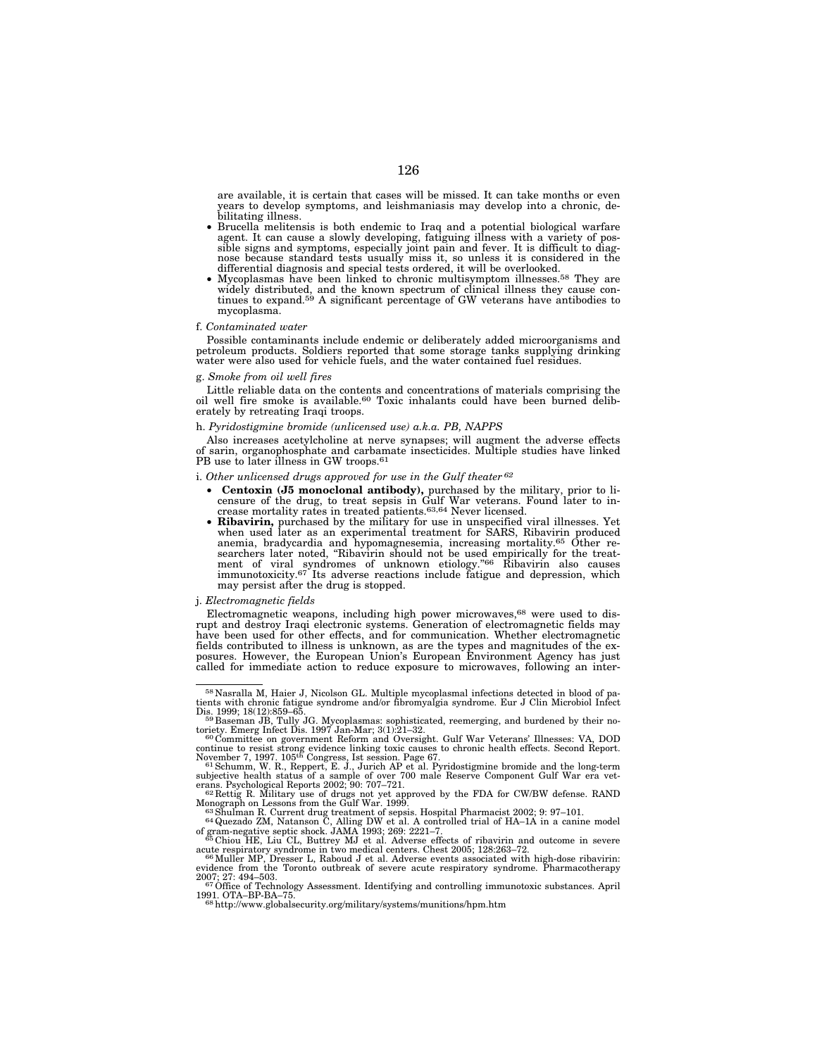are available, it is certain that cases will be missed. It can take months or even years to develop symptoms, and leishmaniasis may develop into a chronic, debilitating illness.

- Brucella melitensis is both endemic to Iraq and a potential biological warfare agent. It can cause a slowly developing, fatiguing illness with a variety of possible signs and symptoms, especially joint pain and fever. It is difficult to diagnose because standard tests usually miss it, so unless it is considered in the differential diagnosis and special tests ordered, it will be overlooked.
- Mycoplasmas have been linked to chronic multisymptom illnesses.[58] They are widely distributed, and the known spectrum of clinical illness they cause continues to expand.[59] A significant percentage of GW veterans have antibodies to mycoplasma.

f. *Contaminated water*

Possible contaminants include endemic or deliberately added microorganisms and petroleum products. Soldiers reported that some storage tanks supplying drinking water were also used for vehicle fuels, and the water contained fuel residues.

g. *Smoke from oil well fires*

Little reliable data on the contents and concentrations of materials comprising the oil well fire smoke is available.[60] Toxic inhalants could have been burned deliberately by retreating Iraqi troops.

h. *Pyridostigmine bromide (unlicensed use) a.k.a. PB, NAPPS*

Also increases acetylcholine at nerve synapses; will augment the adverse effects of sarin, organophosphate and carbamate insecticides. Multiple studies have linked PB use to later illness in GW troops.[61]

i. *Other unlicensed drugs approved for use in the Gulf theater*[62]

- **Centoxin (J5 monoclonal antibody),** purchased by the military, prior to licensure of the drug, to treat sepsis in Gulf War veterans. Found later to increase mortality rates in treated patients.[63,64] Never licensed.
- **Ribavirin,** purchased by the military for use in unspecified viral illnesses. Yet when used later as an experimental treatment for SARS, Ribavirin produced anemia, bradycardia and hypomagnesemia, increasing mortality.[65] Other researchers later noted, "Ribavirin should not be used empirically for the treatment of viral syndromes of unknown etiology."[66] Ribavirin also causes immunotoxicity.[67] Its adverse reactions include fatigue and depression, which may persist after the drug is stopped.

j. *Electromagnetic fields*

Electromagnetic weapons, including high power microwaves,[68] were used to disrupt and destroy Iraqi electronic systems. Generation of electromagnetic fields may have been used for other effects, and for communication. Whether electromagnetic fields contributed to illness is unknown, as are the types and magnitudes of the exposures. However, the European Union's European Environment Agency has just called for immediate action to reduce exposure to microwaves, following an inter-

---

[58] Nasralla M, Haier J, Nicolson GL. Multiple mycoplasmal infections detected in blood of patients with chronic fatigue syndrome and/or fibromyalgia syndrome. Eur J Clin Microbiol Infect Dis. 1999; 18(12):859–65.

[59] Baseman JB, Tully JG. Mycoplasmas: sophisticated, reemerging, and burdened by their notoriety. Emerg Infect Dis. 1997 Jan-Mar; 3(1):21–32.

[60] Committee on government Reform and Oversight. Gulf War Veterans' Illnesses: VA, DOD continue to resist strong evidence linking toxic causes to chronic health effects. Second Report. November 7, 1997. 105th Congress, Ist session. Page 67.

[61] Schumm, W. R., Reppert, E. J., Jurich AP et al. Pyridostigmine bromide and the long-term subjective health status of a sample of over 700 male Reserve Component Gulf War era veterans. Psychological Reports 2002; 90: 707–721.

[62] Rettig R. Military use of drugs not yet approved by the FDA for CW/BW defense. RAND Monograph on Lessons from the Gulf War. 1999.

[63] Shulman R. Current drug treatment of sepsis. Hospital Pharmacist 2002; 9: 97–101.

[64] Quezado ZM, Natanson C, Alling DW et al. A controlled trial of HA–1A in a canine model of gram-negative septic shock. JAMA 1993; 269: 2221–7.

[65] Chiou HE, Liu CL, Buttrey MJ et al. Adverse effects of ribavirin and outcome in severe acute respiratory syndrome in two medical centers. Chest 2005; 128:263–72.

[66] Muller MP, Dresser L, Raboud J et al. Adverse events associated with high-dose ribavirin: evidence from the Toronto outbreak of severe acute respiratory syndrome. Pharmacotherapy 2007; 27: 494–503.

[67] Office of Technology Assessment. Identifying and controlling immunotoxic substances. April 1991. OTA–BP-BA–75.

[68] http://www.globalsecurity.org/military/systems/munitions/hpm.htm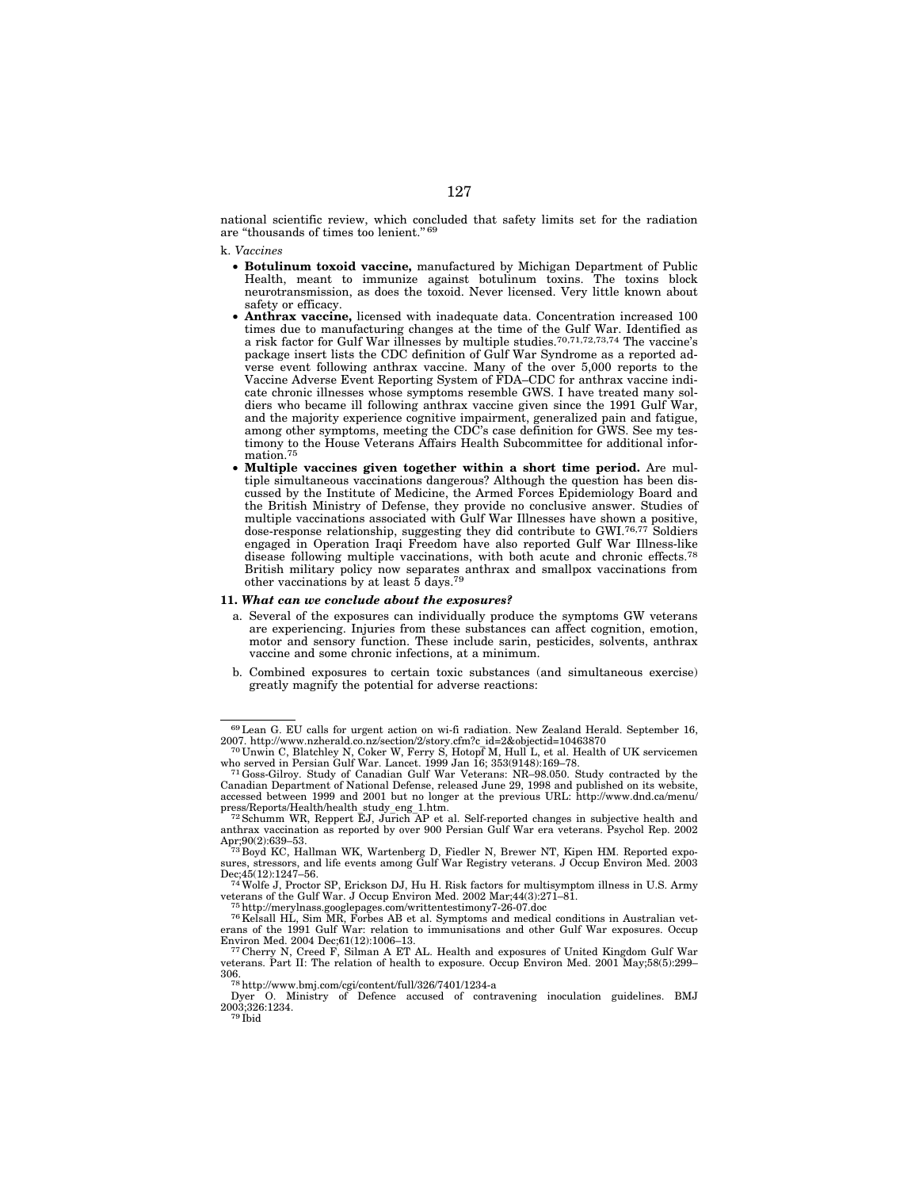national scientific review, which concluded that safety limits set for the radiation are "thousands of times too lenient."[69]

k. *Vaccines*

- **Botulinum toxoid vaccine,** manufactured by Michigan Department of Public Health, meant to immunize against botulinum toxins. The toxins block neurotransmission, as does the toxoid. Never licensed. Very little known about safety or efficacy.
- **Anthrax vaccine,** licensed with inadequate data. Concentration increased 100 times due to manufacturing changes at the time of the Gulf War. Identified as a risk factor for Gulf War illnesses by multiple studies.[70,71,72,73,74] The vaccine's package insert lists the CDC definition of Gulf War Syndrome as a reported adverse event following anthrax vaccine. Many of the over 5,000 reports to the Vaccine Adverse Event Reporting System of FDA–CDC for anthrax vaccine indicate chronic illnesses whose symptoms resemble GWS. I have treated many soldiers who became ill following anthrax vaccine given since the 1991 Gulf War, and the majority experience cognitive impairment, generalized pain and fatigue, among other symptoms, meeting the CDC's case definition for GWS. See my testimony to the House Veterans Affairs Health Subcommittee for additional information.[75]
- **Multiple vaccines given together within a short time period.** Are multiple simultaneous vaccinations dangerous? Although the question has been discussed by the Institute of Medicine, the Armed Forces Epidemiology Board and the British Ministry of Defense, they provide no conclusive answer. Studies of multiple vaccinations associated with Gulf War Illnesses have shown a positive, dose-response relationship, suggesting they did contribute to GWI.[76,77] Soldiers engaged in Operation Iraqi Freedom have also reported Gulf War Illness-like disease following multiple vaccinations, with both acute and chronic effects.[78] British military policy now separates anthrax and smallpox vaccinations from other vaccinations by at least 5 days.[79]

**11. *What can we conclude about the exposures?***

a. Several of the exposures can individually produce the symptoms GW veterans are experiencing. Injuries from these substances can affect cognition, emotion, motor and sensory function. These include sarin, pesticides, solvents, anthrax vaccine and some chronic infections, at a minimum.

b. Combined exposures to certain toxic substances (and simultaneous exercise) greatly magnify the potential for adverse reactions:

---

[69] Lean G. EU calls for urgent action on wi-fi radiation. New Zealand Herald. September 16, 2007. http://www.nzherald.co.nz/section/2/story.cfm?c_id=2&objectid=10463870

[70] Unwin C, Blatchley N, Coker W, Ferry S, Hotopf M, Hull L, et al. Health of UK servicemen who served in Persian Gulf War. Lancet. 1999 Jan 16; 353(9148):169–78.

[71] Goss-Gilroy. Study of Canadian Gulf War Veterans: NR–98.050. Study contracted by the Canadian Department of National Defense, released June 29, 1998 and published on its website, accessed between 1999 and 2001 but no longer at the previous URL: http://www.dnd.ca/menu/press/Reports/Health/health_study_eng_1.htm.

[72] Schumm WR, Reppert EJ, Jurich AP et al. Self-reported changes in subjective health and anthrax vaccination as reported by over 900 Persian Gulf War era veterans. Psychol Rep. 2002 Apr;90(2):639–53.

[73] Boyd KC, Hallman WK, Wartenberg D, Fiedler N, Brewer NT, Kipen HM. Reported exposures, stressors, and life events among Gulf War Registry veterans. J Occup Environ Med. 2003 Dec;45(12):1247–56.

[74] Wolfe J, Proctor SP, Erickson DJ, Hu H. Risk factors for multisymptom illness in U.S. Army veterans of the Gulf War. J Occup Environ Med. 2002 Mar;44(3):271–81.

[75] http://merylnass.googlepages.com/writtentestimony7-26-07.doc

[76] Kelsall HL, Sim MR, Forbes AB et al. Symptoms and medical conditions in Australian veterans of the 1991 Gulf War: relation to immunisations and other Gulf War exposures. Occup Environ Med. 2004 Dec;61(12):1006–13.

[77] Cherry N, Creed F, Silman A ET AL. Health and exposures of United Kingdom Gulf War veterans. Part II: The relation of health to exposure. Occup Environ Med. 2001 May;58(5):299–306.

[78] http://www.bmj.com/cgi/content/full/326/7401/1234-a

Dyer O. Ministry of Defence accused of contravening inoculation guidelines. BMJ 2003;326:1234.

[79] Ibid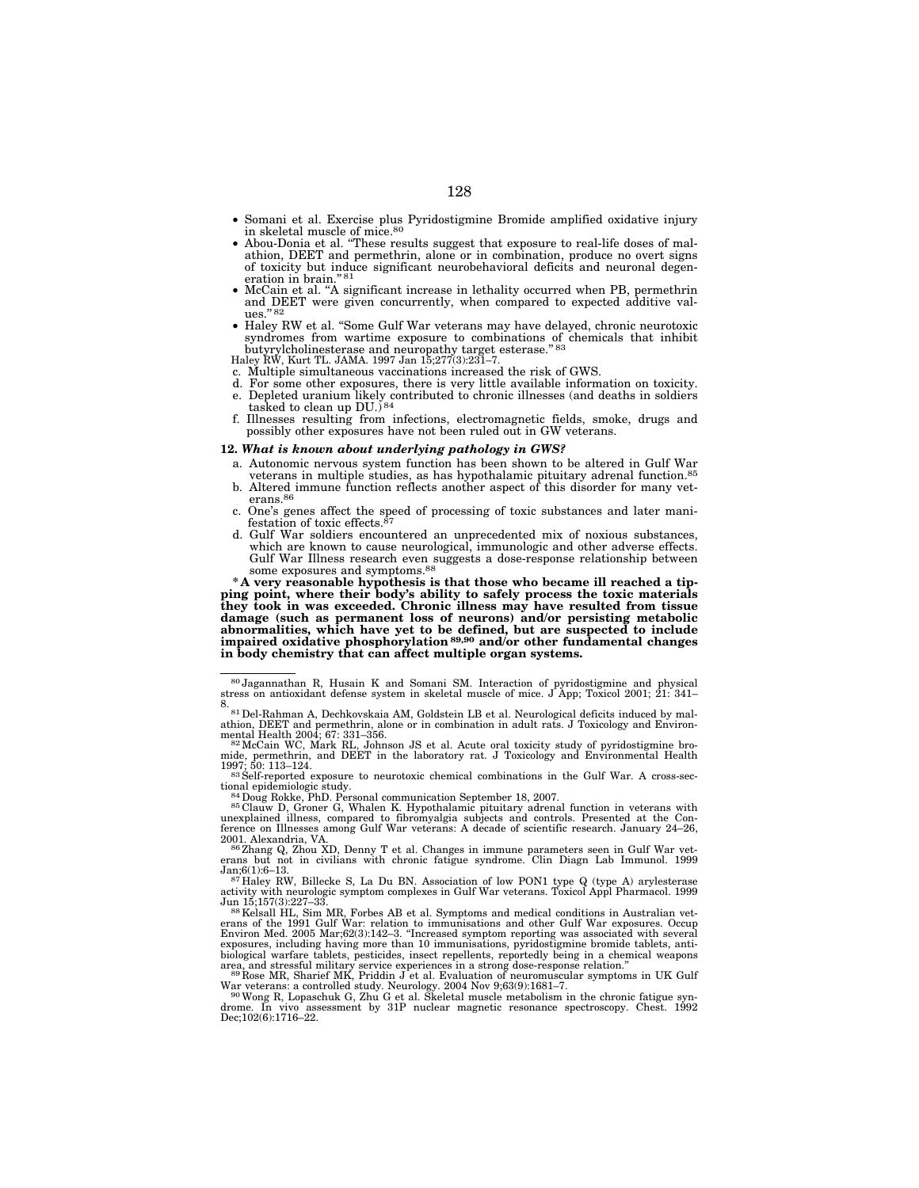- Somani et al. Exercise plus Pyridostigmine Bromide amplified oxidative injury in skeletal muscle of mice.[80]
- Abou-Donia et al. "These results suggest that exposure to real-life doses of malathion, DEET and permethrin, alone or in combination, produce no overt signs of toxicity but induce significant neurobehavioral deficits and neuronal degeneration in brain."[81]
- McCain et al. "A significant increase in lethality occurred when PB, permethrin and DEET were given concurrently, when compared to expected additive values."[82]
- Haley RW et al. "Some Gulf War veterans may have delayed, chronic neurotoxic syndromes from wartime exposure to combinations of chemicals that inhibit butyrylcholinesterase and neuropathy target esterase."[83]

Haley RW, Kurt TL. JAMA. 1997 Jan 15;277(3):231–7.

c. Multiple simultaneous vaccinations increased the risk of GWS.
d. For some other exposures, there is very little available information on toxicity.
e. Depleted uranium likely contributed to chronic illnesses (and deaths in soldiers tasked to clean up DU.)[84]
f. Illnesses resulting from infections, electromagnetic fields, smoke, drugs and possibly other exposures have not been ruled out in GW veterans.

**12. *What is known about underlying pathology in GWS?***

a. Autonomic nervous system function has been shown to be altered in Gulf War veterans in multiple studies, as has hypothalamic pituitary adrenal function.[85]
b. Altered immune function reflects another aspect of this disorder for many veterans.[86]
c. One's genes affect the speed of processing of toxic substances and later manifestation of toxic effects.[87]
d. Gulf War soldiers encountered an unprecedented mix of noxious substances, which are known to cause neurological, immunologic and other adverse effects. Gulf War Illness research even suggests a dose-response relationship between some exposures and symptoms.[88]

**\*A very reasonable hypothesis is that those who became ill reached a tipping point, where their body's ability to safely process the toxic materials they took in was exceeded. Chronic illness may have resulted from tissue damage (such as permanent loss of neurons) and/or persisting metabolic abnormalities, which have yet to be defined, but are suspected to include impaired oxidative phosphorylation[89,90] and/or other fundamental changes in body chemistry that can affect multiple organ systems.**

---

[80] Jagannathan R, Husain K and Somani SM. Interaction of pyridostigmine and physical stress on antioxidant defense system in skeletal muscle of mice. J App; Toxicol 2001; 21: 341–8.

[81] Del-Rahman A, Dechkovskaia AM, Goldstein LB et al. Neurological deficits induced by malathion, DEET and permethrin, alone or in combination in adult rats. J Toxicology and Environmental Health 2004; 67: 331–356.

[82] McCain WC, Mark RL, Johnson JS et al. Acute oral toxicity study of pyridostigmine bromide, permethrin, and DEET in the laboratory rat. J Toxicology and Environmental Health 1997; 50: 113–124.

[83] Self-reported exposure to neurotoxic chemical combinations in the Gulf War. A cross-sectional epidemiologic study.

[84] Doug Rokke, PhD. Personal communication September 18, 2007.

[85] Clauw D, Groner G, Whalen K. Hypothalamic pituitary adrenal function in veterans with unexplained illness, compared to fibromyalgia subjects and controls. Presented at the Conference on Illnesses among Gulf War veterans: A decade of scientific research. January 24–26, 2001. Alexandria, VA.

[86] Zhang Q, Zhou XD, Denny T et al. Changes in immune parameters seen in Gulf War veterans but not in civilians with chronic fatigue syndrome. Clin Diagn Lab Immunol. 1999 Jan;6(1):6–13.

[87] Haley RW, Billecke S, La Du BN. Association of low PON1 type Q (type A) arylesterase activity with neurologic symptom complexes in Gulf War veterans. Toxicol Appl Pharmacol. 1999 Jun 15;157(3):227–33.

[88] Kelsall HL, Sim MR, Forbes AB et al. Symptoms and medical conditions in Australian veterans of the 1991 Gulf War: relation to immunisations and other Gulf War exposures. Occup Environ Med. 2005 Mar;62(3):142–3. "Increased symptom reporting was associated with several exposures, including having more than 10 immunisations, pyridostigmine bromide tablets, antibiological warfare tablets, pesticides, insect repellents, reportedly being in a chemical weapons area, and stressful military service experiences in a strong dose-response relation."

[89] Rose MR, Sharief MK, Priddin J et al. Evaluation of neuromuscular symptoms in UK Gulf War veterans: a controlled study. Neurology. 2004 Nov 9;63(9):1681–7.

[90] Wong R, Lopaschuk G, Zhu G et al. Skeletal muscle metabolism in the chronic fatigue syndrome. In vivo assessment by 31P nuclear magnetic resonance spectroscopy. Chest. 1992 Dec;102(6):1716–22.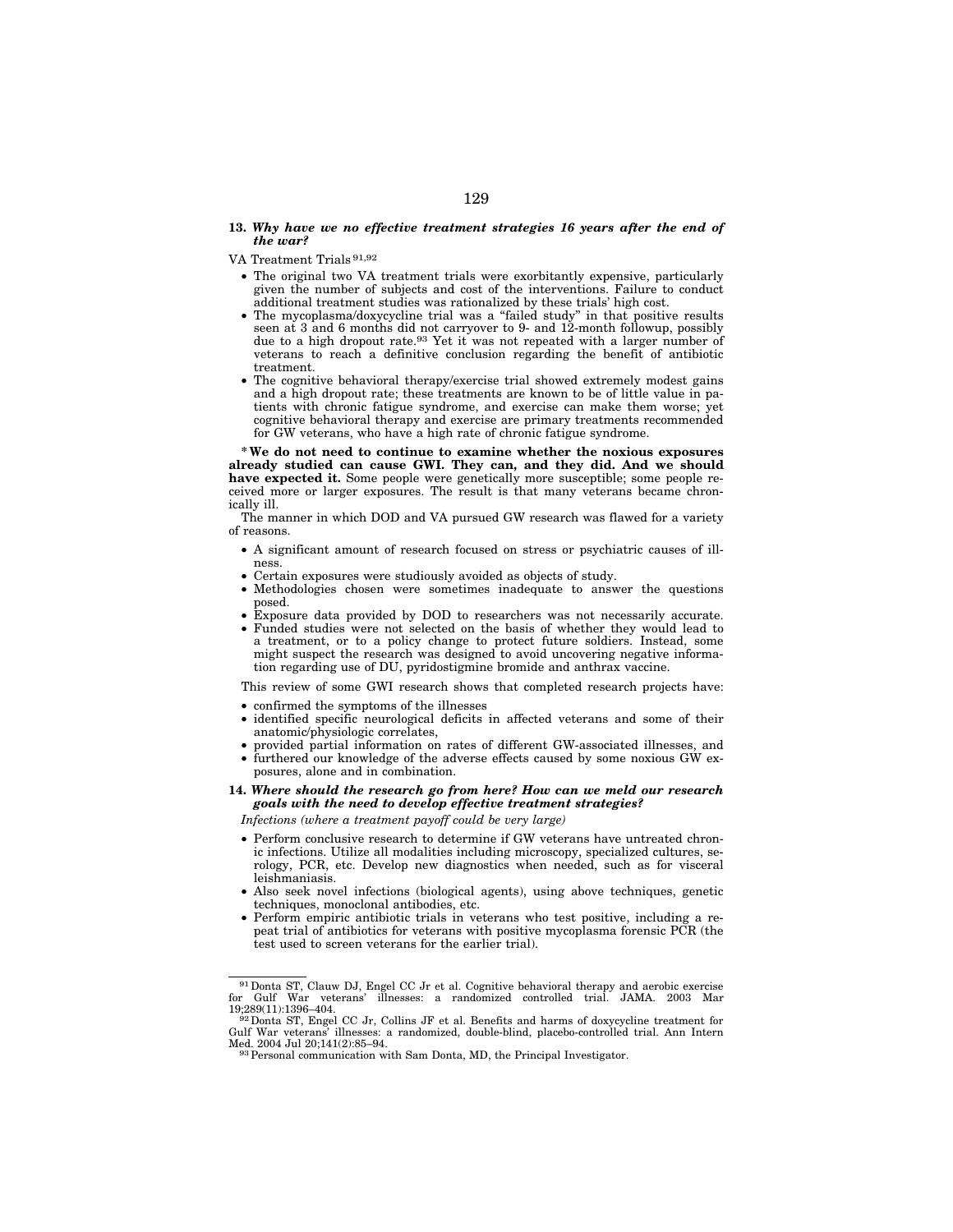**13. *Why have we no effective treatment strategies 16 years after the end of the war?***

VA Treatment Trials [91,92]

- The original two VA treatment trials were exorbitantly expensive, particularly given the number of subjects and cost of the interventions. Failure to conduct additional treatment studies was rationalized by these trials' high cost.
- The mycoplasma/doxycycline trial was a "failed study" in that positive results seen at 3 and 6 months did not carryover to 9- and 12-month followup, possibly due to a high dropout rate.[93] Yet it was not repeated with a larger number of veterans to reach a definitive conclusion regarding the benefit of antibiotic treatment.
- The cognitive behavioral therapy/exercise trial showed extremely modest gains and a high dropout rate; these treatments are known to be of little value in patients with chronic fatigue syndrome, and exercise can make them worse; yet cognitive behavioral therapy and exercise are primary treatments recommended for GW veterans, who have a high rate of chronic fatigue syndrome.

**\*We do not need to continue to examine whether the noxious exposures already studied can cause GWI. They can, and they did. And we should have expected it.** Some people were genetically more susceptible; some people received more or larger exposures. The result is that many veterans became chronically ill.

The manner in which DOD and VA pursued GW research was flawed for a variety of reasons.

- A significant amount of research focused on stress or psychiatric causes of illness.
- Certain exposures were studiously avoided as objects of study.
- Methodologies chosen were sometimes inadequate to answer the questions posed.
- Exposure data provided by DOD to researchers was not necessarily accurate.
- Funded studies were not selected on the basis of whether they would lead to a treatment, or to a policy change to protect future soldiers. Instead, some might suspect the research was designed to avoid uncovering negative information regarding use of DU, pyridostigmine bromide and anthrax vaccine.

This review of some GWI research shows that completed research projects have:

- confirmed the symptoms of the illnesses
- identified specific neurological deficits in affected veterans and some of their anatomic/physiologic correlates,
- provided partial information on rates of different GW-associated illnesses, and
- furthered our knowledge of the adverse effects caused by some noxious GW exposures, alone and in combination.

**14. *Where should the research go from here? How can we meld our research goals with the need to develop effective treatment strategies?***

*Infections (where a treatment payoff could be very large)*

- Perform conclusive research to determine if GW veterans have untreated chronic infections. Utilize all modalities including microscopy, specialized cultures, serology, PCR, etc. Develop new diagnostics when needed, such as for visceral leishmaniasis.
- Also seek novel infections (biological agents), using above techniques, genetic techniques, monoclonal antibodies, etc.
- Perform empiric antibiotic trials in veterans who test positive, including a repeat trial of antibiotics for veterans with positive mycoplasma forensic PCR (the test used to screen veterans for the earlier trial).

---

[91] Donta ST, Clauw DJ, Engel CC Jr et al. Cognitive behavioral therapy and aerobic exercise for Gulf War veterans' illnesses: a randomized controlled trial. JAMA. 2003 Mar 19;289(11):1396–404.

[92] Donta ST, Engel CC Jr, Collins JF et al. Benefits and harms of doxycycline treatment for Gulf War veterans' illnesses: a randomized, double-blind, placebo-controlled trial. Ann Intern Med. 2004 Jul 20;141(2):85–94.

[93] Personal communication with Sam Donta, MD, the Principal Investigator.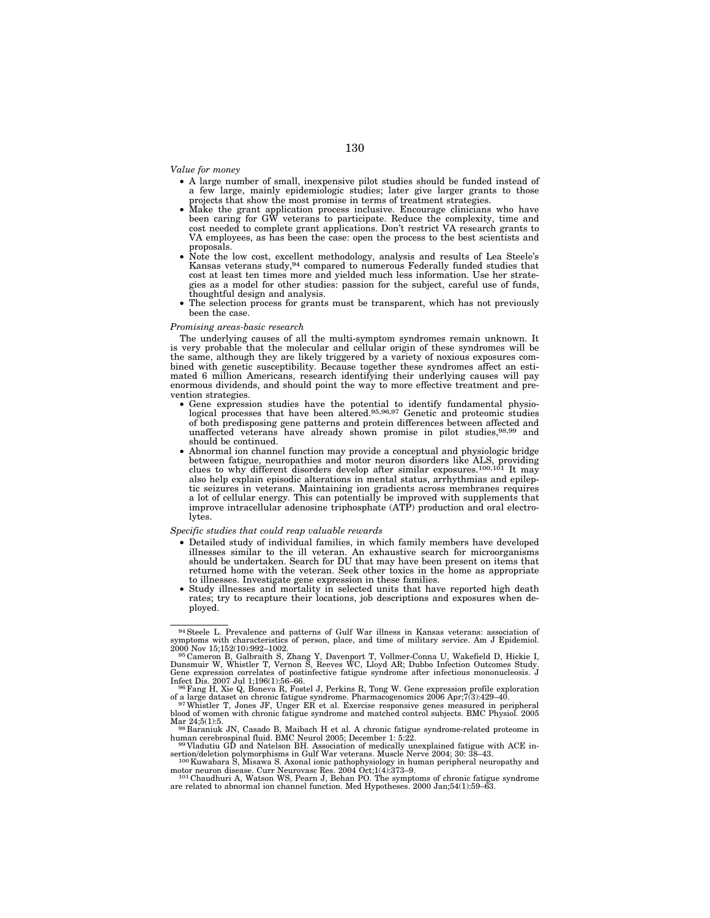*Value for money*

- A large number of small, inexpensive pilot studies should be funded instead of a few large, mainly epidemiologic studies; later give larger grants to those projects that show the most promise in terms of treatment strategies.
- Make the grant application process inclusive. Encourage clinicians who have been caring for GW veterans to participate. Reduce the complexity, time and cost needed to complete grant applications. Don't restrict VA research grants to VA employees, as has been the case: open the process to the best scientists and proposals.
- Note the low cost, excellent methodology, analysis and results of Lea Steele's Kansas veterans study,[94] compared to numerous Federally funded studies that cost at least ten times more and yielded much less information. Use her strategies as a model for other studies: passion for the subject, careful use of funds, thoughtful design and analysis.
- The selection process for grants must be transparent, which has not previously been the case.

*Promising areas-basic research*

The underlying causes of all the multi-symptom syndromes remain unknown. It is very probable that the molecular and cellular origin of these syndromes will be the same, although they are likely triggered by a variety of noxious exposures combined with genetic susceptibility. Because together these syndromes affect an estimated 6 million Americans, research identifying their underlying causes will pay enormous dividends, and should point the way to more effective treatment and prevention strategies.

- Gene expression studies have the potential to identify fundamental physiological processes that have been altered.[95,96,97] Genetic and proteomic studies of both predisposing gene patterns and protein differences between affected and unaffected veterans have already shown promise in pilot studies,[98,99] and should be continued.
- Abnormal ion channel function may provide a conceptual and physiologic bridge between fatigue, neuropathies and motor neuron disorders like ALS, providing clues to why different disorders develop after similar exposures.[100,101] It may also help explain episodic alterations in mental status, arrhythmias and epileptic seizures in veterans. Maintaining ion gradients across membranes requires a lot of cellular energy. This can potentially be improved with supplements that improve intracellular adenosine triphosphate (ATP) production and oral electrolytes.

*Specific studies that could reap valuable rewards*

- Detailed study of individual families, in which family members have developed illnesses similar to the ill veteran. An exhaustive search for microorganisms should be undertaken. Search for DU that may have been present on items that returned home with the veteran. Seek other toxics in the home as appropriate to illnesses. Investigate gene expression in these families.
- Study illnesses and mortality in selected units that have reported high death rates; try to recapture their locations, job descriptions and exposures when deployed.

---

[94] Steele L. Prevalence and patterns of Gulf War illness in Kansas veterans: association of symptoms with characteristics of person, place, and time of military service. Am J Epidemiol. 2000 Nov 15;152(10):992–1002.

[95] Cameron B, Galbraith S, Zhang Y, Davenport T, Vollmer-Conna U, Wakefield D, Hickie I, Dunsmuir W, Whistler T, Vernon S, Reeves WC, Lloyd AR; Dubbo Infection Outcomes Study. Gene expression correlates of postinfective fatigue syndrome after infectious mononucleosis. J Infect Dis. 2007 Jul 1;196(1):56–66.

[96] Fang H, Xie Q, Boneva R, Fostel J, Perkins R, Tong W. Gene expression profile exploration of a large dataset on chronic fatigue syndrome. Pharmacogenomics 2006 Apr;7(3):429–40.

[97] Whistler T, Jones JF, Unger ER et al. Exercise responsive genes measured in peripheral blood of women with chronic fatigue syndrome and matched control subjects. BMC Physiol. 2005 Mar 24;5(1):5.

[98] Baraniuk JN, Casado B, Maibach H et al. A chronic fatigue syndrome-related proteome in human cerebrospinal fluid. BMC Neurol 2005; December 1: 5:22.

[99] Vladutiu GD and Natelson BH. Association of medically unexplained fatigue with ACE insertion/deletion polymorphisms in Gulf War veterans. Muscle Nerve 2004; 30: 38–43.

[100] Kuwabara S, Misawa S. Axonal ionic pathophysiology in human peripheral neuropathy and motor neuron disease. Curr Neurovasc Res. 2004 Oct;1(4):373–9.

[101] Chaudhuri A, Watson WS, Pearn J, Behan PO. The symptoms of chronic fatigue syndrome are related to abnormal ion channel function. Med Hypotheses. 2000 Jan;54(1):59–63.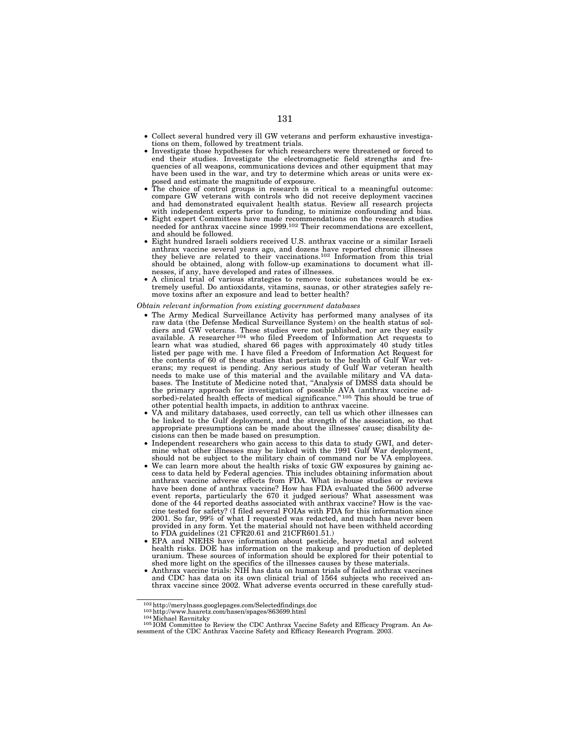- Collect several hundred very ill GW veterans and perform exhaustive investigations on them, followed by treatment trials.
- Investigate those hypotheses for which researchers were threatened or forced to end their studies. Investigate the electromagnetic field strengths and frequencies of all weapons, communications devices and other equipment that may have been used in the war, and try to determine which areas or units were exposed and estimate the magnitude of exposure.
- The choice of control groups in research is critical to a meaningful outcome: compare GW veterans with controls who did not receive deployment vaccines and had demonstrated equivalent health status. Review all research projects with independent experts prior to funding, to minimize confounding and bias.
- Eight expert Committees have made recommendations on the research studies needed for anthrax vaccine since 1999.[102] Their recommendations are excellent, and should be followed.
- Eight hundred Israeli soldiers received U.S. anthrax vaccine or a similar Israeli anthrax vaccine several years ago, and dozens have reported chronic illnesses they believe are related to their vaccinations.[103] Information from this trial should be obtained, along with follow-up examinations to document what illnesses, if any, have developed and rates of illnesses.
- A clinical trial of various strategies to remove toxic substances would be extremely useful. Do antioxidants, vitamins, saunas, or other strategies safely remove toxins after an exposure and lead to better health?

*Obtain relevant information from existing government databases*

- The Army Medical Surveillance Activity has performed many analyses of its raw data (the Defense Medical Surveillance System) on the health status of soldiers and GW veterans. These studies were not published, nor are they easily available. A researcher[104] who filed Freedom of Information Act requests to learn what was studied, shared 66 pages with approximately 40 study titles listed per page with me. I have filed a Freedom of Information Act Request for the contents of 60 of these studies that pertain to the health of Gulf War veterans; my request is pending. Any serious study of Gulf War veteran health needs to make use of this material and the available military and VA databases. The Institute of Medicine noted that, "Analysis of DMSS data should be the primary approach for investigation of possible AVA (anthrax vaccine adsorbed)-related health effects of medical significance."[105] This should be true of other potential health impacts, in addition to anthrax vaccine.
- VA and military databases, used correctly, can tell us which other illnesses can be linked to the Gulf deployment, and the strength of the association, so that appropriate presumptions can be made about the illnesses' cause; disability decisions can then be made based on presumption.
- Independent researchers who gain access to this data to study GWI, and determine what other illnesses may be linked with the 1991 Gulf War deployment, should not be subject to the military chain of command nor be VA employees.
- We can learn more about the health risks of toxic GW exposures by gaining access to data held by Federal agencies. This includes obtaining information about anthrax vaccine adverse effects from FDA. What in-house studies or reviews have been done of anthrax vaccine? How has FDA evaluated the 5600 adverse event reports, particularly the 670 it judged serious? What assessment was done of the 44 reported deaths associated with anthrax vaccine? How is the vaccine tested for safety? (I filed several FOIAs with FDA for this information since 2001. So far, 99% of what I requested was redacted, and much has never been provided in any form. Yet the material should not have been withheld according to FDA guidelines (21 CFR20.61 and 21CFR601.51.)
- EPA and NIEHS have information about pesticide, heavy metal and solvent health risks. DOE has information on the makeup and production of depleted uranium. These sources of information should be explored for their potential to shed more light on the specifics of the illnesses causes by these materials.
- Anthrax vaccine trials: NIH has data on human trials of failed anthrax vaccines and CDC has data on its own clinical trial of 1564 subjects who received anthrax vaccine since 2002. What adverse events occurred in these carefully stud-

---

[102] http://merylnass.googlepages.com/Selectedfindings.doc

[103] http://www.haaretz.com/hasen/spages/863699.html

[104] Michael Ravnitzky

[105] IOM Committee to Review the CDC Anthrax Vaccine Safety and Efficacy Program. An Assessment of the CDC Anthrax Vaccine Safety and Efficacy Research Program. 2003.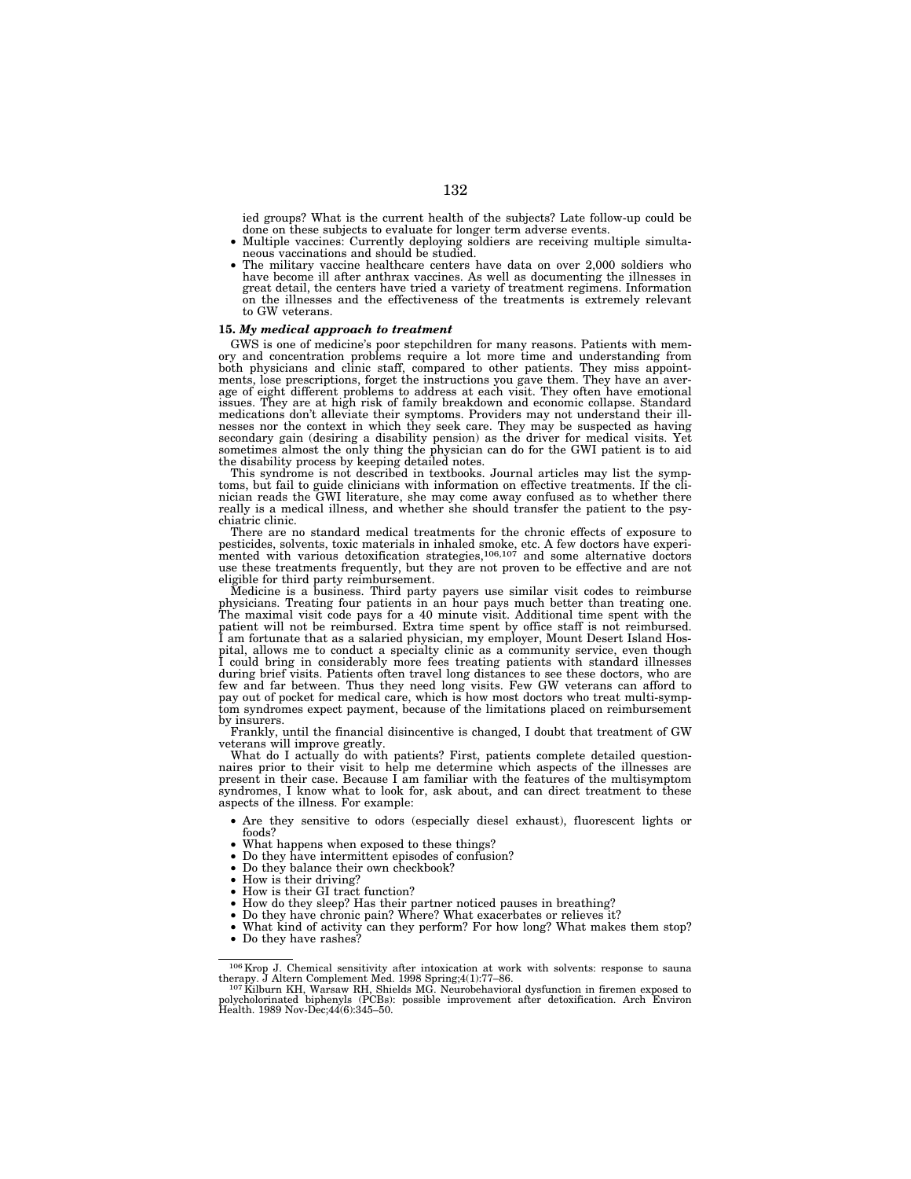ied groups? What is the current health of the subjects? Late follow-up could be done on these subjects to evaluate for longer term adverse events.

- Multiple vaccines: Currently deploying soldiers are receiving multiple simultaneous vaccinations and should be studied.
- The military vaccine healthcare centers have data on over 2,000 soldiers who have become ill after anthrax vaccines. As well as documenting the illnesses in great detail, the centers have tried a variety of treatment regimens. Information on the illnesses and the effectiveness of the treatments is extremely relevant to GW veterans.

**15.** ***My medical approach to treatment***

GWS is one of medicine's poor stepchildren for many reasons. Patients with memory and concentration problems require a lot more time and understanding from both physicians and clinic staff, compared to other patients. They miss appointments, lose prescriptions, forget the instructions you gave them. They have an average of eight different problems to address at each visit. They often have emotional issues. They are at high risk of family breakdown and economic collapse. Standard medications don't alleviate their symptoms. Providers may not understand their illnesses nor the context in which they seek care. They may be suspected as having secondary gain (desiring a disability pension) as the driver for medical visits. Yet sometimes almost the only thing the physician can do for the GWI patient is to aid the disability process by keeping detailed notes.

This syndrome is not described in textbooks. Journal articles may list the symptoms, but fail to guide clinicians with information on effective treatments. If the clinician reads the GWI literature, she may come away confused as to whether there really is a medical illness, and whether she should transfer the patient to the psychiatric clinic.

There are no standard medical treatments for the chronic effects of exposure to pesticides, solvents, toxic materials in inhaled smoke, etc. A few doctors have experimented with various detoxification strategies,[106,107] and some alternative doctors use these treatments frequently, but they are not proven to be effective and are not eligible for third party reimbursement.

Medicine is a business. Third party payers use similar visit codes to reimburse physicians. Treating four patients in an hour pays much better than treating one. The maximal visit code pays for a 40 minute visit. Additional time spent with the patient will not be reimbursed. Extra time spent by office staff is not reimbursed. I am fortunate that as a salaried physician, my employer, Mount Desert Island Hospital, allows me to conduct a specialty clinic as a community service, even though I could bring in considerably more fees treating patients with standard illnesses during brief visits. Patients often travel long distances to see these doctors, who are few and far between. Thus they need long visits. Few GW veterans can afford to pay out of pocket for medical care, which is how most doctors who treat multi-symptom syndromes expect payment, because of the limitations placed on reimbursement by insurers.

Frankly, until the financial disincentive is changed, I doubt that treatment of GW veterans will improve greatly.

What do I actually do with patients? First, patients complete detailed questionnaires prior to their visit to help me determine which aspects of the illnesses are present in their case. Because I am familiar with the features of the multisymptom syndromes, I know what to look for, ask about, and can direct treatment to these aspects of the illness. For example:

- Are they sensitive to odors (especially diesel exhaust), fluorescent lights or foods?
- What happens when exposed to these things?
- Do they have intermittent episodes of confusion?
- Do they balance their own checkbook?
- How is their driving?
- How is their GI tract function?
- How do they sleep? Has their partner noticed pauses in breathing?
- Do they have chronic pain? Where? What exacerbates or relieves it?
- What kind of activity can they perform? For how long? What makes them stop?
- Do they have rashes?

---

[106] Krop J. Chemical sensitivity after intoxication at work with solvents: response to sauna therapy. J Altern Complement Med. 1998 Spring;4(1):77–86.

[107] Kilburn KH, Warsaw RH, Shields MG. Neurobehavioral dysfunction in firemen exposed to polycholorinated biphenyls (PCBs): possible improvement after detoxification. Arch Environ Health. 1989 Nov-Dec;44(6):345–50.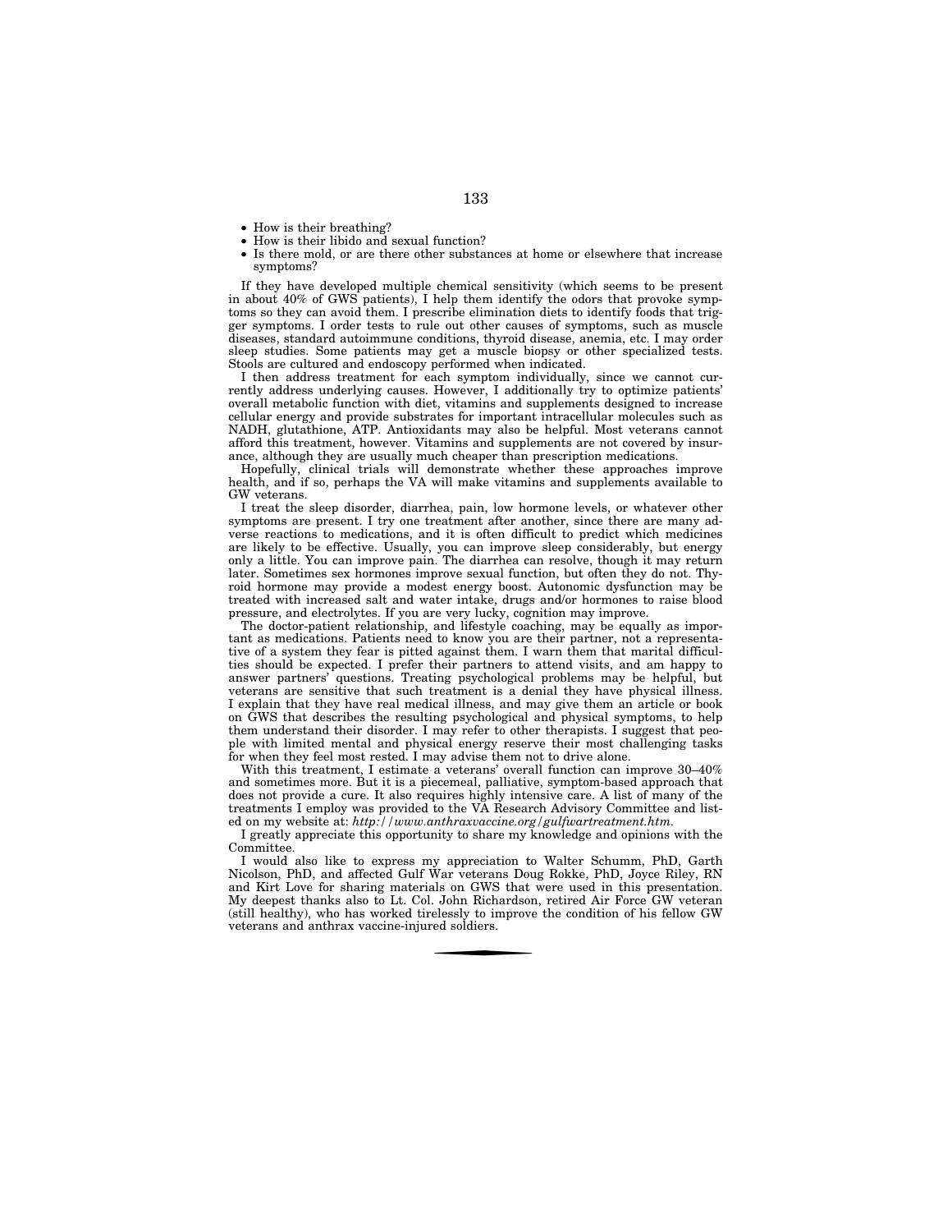- How is their breathing?
- How is their libido and sexual function?
- Is there mold, or are there other substances at home or elsewhere that increase symptoms?

If they have developed multiple chemical sensitivity (which seems to be present in about 40% of GWS patients), I help them identify the odors that provoke symptoms so they can avoid them. I prescribe elimination diets to identify foods that trigger symptoms. I order tests to rule out other causes of symptoms, such as muscle diseases, standard autoimmune conditions, thyroid disease, anemia, etc. I may order sleep studies. Some patients may get a muscle biopsy or other specialized tests. Stools are cultured and endoscopy performed when indicated.

I then address treatment for each symptom individually, since we cannot currently address underlying causes. However, I additionally try to optimize patients' overall metabolic function with diet, vitamins and supplements designed to increase cellular energy and provide substrates for important intracellular molecules such as NADH, glutathione, ATP. Antioxidants may also be helpful. Most veterans cannot afford this treatment, however. Vitamins and supplements are not covered by insurance, although they are usually much cheaper than prescription medications.

Hopefully, clinical trials will demonstrate whether these approaches improve health, and if so, perhaps the VA will make vitamins and supplements available to GW veterans.

I treat the sleep disorder, diarrhea, pain, low hormone levels, or whatever other symptoms are present. I try one treatment after another, since there are many adverse reactions to medications, and it is often difficult to predict which medicines are likely to be effective. Usually, you can improve sleep considerably, but energy only a little. You can improve pain. The diarrhea can resolve, though it may return later. Sometimes sex hormones improve sexual function, but often they do not. Thyroid hormone may provide a modest energy boost. Autonomic dysfunction may be treated with increased salt and water intake, drugs and/or hormones to raise blood pressure, and electrolytes. If you are very lucky, cognition may improve.

The doctor-patient relationship, and lifestyle coaching, may be equally as important as medications. Patients need to know you are their partner, not a representative of a system they fear is pitted against them. I warn them that marital difficulties should be expected. I prefer their partners to attend visits, and am happy to answer partners' questions. Treating psychological problems may be helpful, but veterans are sensitive that such treatment is a denial they have physical illness. I explain that they have real medical illness, and may give them an article or book on GWS that describes the resulting psychological and physical symptoms, to help them understand their disorder. I may refer to other therapists. I suggest that people with limited mental and physical energy reserve their most challenging tasks for when they feel most rested. I may advise them not to drive alone.

With this treatment, I estimate a veterans' overall function can improve 30–40% and sometimes more. But it is a piecemeal, palliative, symptom-based approach that does not provide a cure. It also requires highly intensive care. A list of many of the treatments I employ was provided to the VA Research Advisory Committee and listed on my website at: *http://www.anthraxvaccine.org/gulfwartreatment.htm.*

I greatly appreciate this opportunity to share my knowledge and opinions with the Committee.

I would also like to express my appreciation to Walter Schumm, PhD, Garth Nicolson, PhD, and affected Gulf War veterans Doug Rokke, PhD, Joyce Riley, RN and Kirt Love for sharing materials on GWS that were used in this presentation. My deepest thanks also to Lt. Col. John Richardson, retired Air Force GW veteran (still healthy), who has worked tirelessly to improve the condition of his fellow GW veterans and anthrax vaccine-injured soldiers.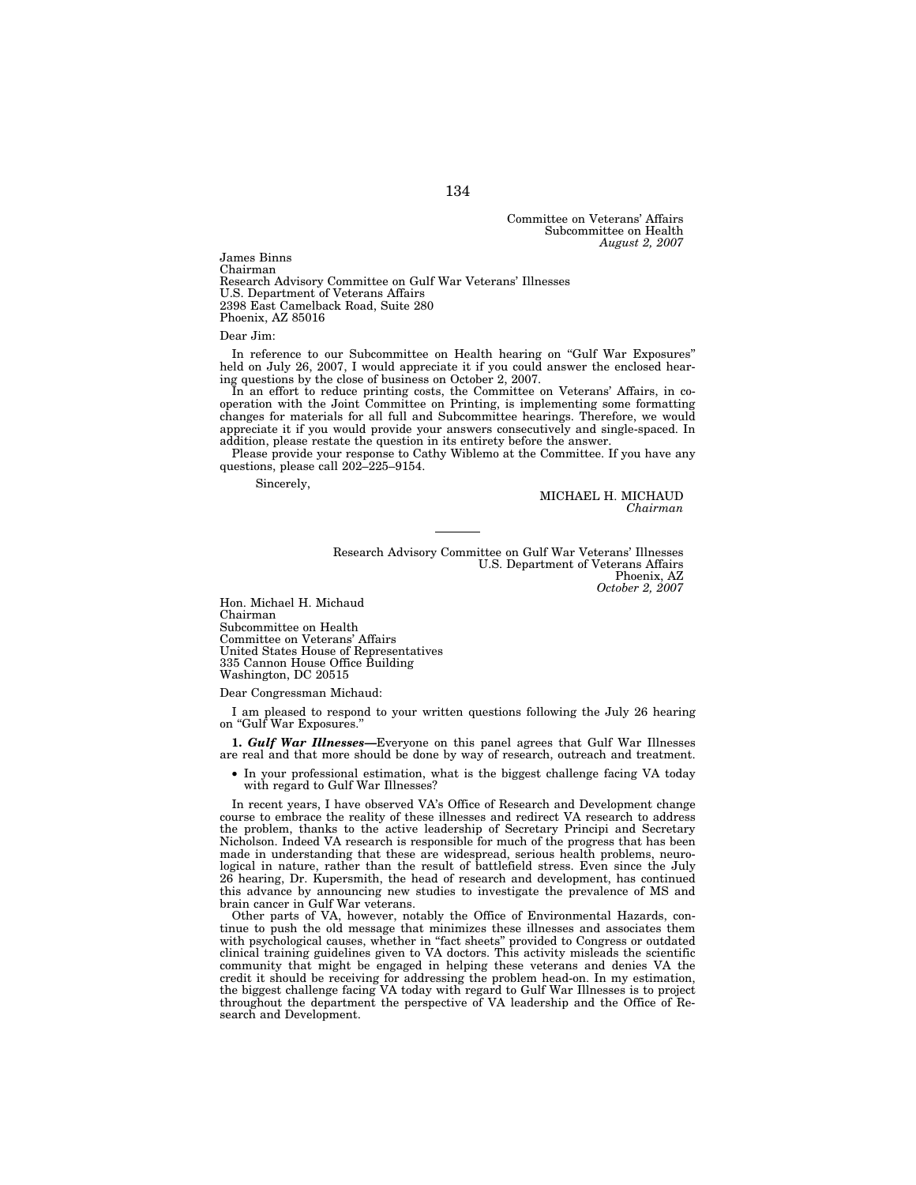Committee on Veterans' Affairs
Subcommittee on Health
*August 2, 2007*

James Binns
Chairman
Research Advisory Committee on Gulf War Veterans' Illnesses
U.S. Department of Veterans Affairs
2398 East Camelback Road, Suite 280
Phoenix, AZ 85016

Dear Jim:

In reference to our Subcommittee on Health hearing on "Gulf War Exposures" held on July 26, 2007, I would appreciate it if you could answer the enclosed hearing questions by the close of business on October 2, 2007.

In an effort to reduce printing costs, the Committee on Veterans' Affairs, in cooperation with the Joint Committee on Printing, is implementing some formatting changes for materials for all full and Subcommittee hearings. Therefore, we would appreciate it if you would provide your answers consecutively and single-spaced. In addition, please restate the question in its entirety before the answer.

Please provide your response to Cathy Wiblemo at the Committee. If you have any questions, please call 202–225–9154.

Sincerely,

MICHAEL H. MICHAUD
*Chairman*

---

Research Advisory Committee on Gulf War Veterans' Illnesses
U.S. Department of Veterans Affairs
Phoenix, AZ
*October 2, 2007*

Hon. Michael H. Michaud
Chairman
Subcommittee on Health
Committee on Veterans' Affairs
United States House of Representatives
335 Cannon House Office Building
Washington, DC 20515

Dear Congressman Michaud:

I am pleased to respond to your written questions following the July 26 hearing on "Gulf War Exposures."

**1. *Gulf War Illnesses*—**Everyone on this panel agrees that Gulf War Illnesses are real and that more should be done by way of research, outreach and treatment.

- In your professional estimation, what is the biggest challenge facing VA today with regard to Gulf War Illnesses?

In recent years, I have observed VA's Office of Research and Development change course to embrace the reality of these illnesses and redirect VA research to address the problem, thanks to the active leadership of Secretary Principi and Secretary Nicholson. Indeed VA research is responsible for much of the progress that has been made in understanding that these are widespread, serious health problems, neurological in nature, rather than the result of battlefield stress. Even since the July 26 hearing, Dr. Kupersmith, the head of research and development, has continued this advance by announcing new studies to investigate the prevalence of MS and brain cancer in Gulf War veterans.

Other parts of VA, however, notably the Office of Environmental Hazards, continue to push the old message that minimizes these illnesses and associates them with psychological causes, whether in "fact sheets" provided to Congress or outdated clinical training guidelines given to VA doctors. This activity misleads the scientific community that might be engaged in helping these veterans and denies VA the credit it should be receiving for addressing the problem head-on. In my estimation, the biggest challenge facing VA today with regard to Gulf War Illnesses is to project throughout the department the perspective of VA leadership and the Office of Research and Development.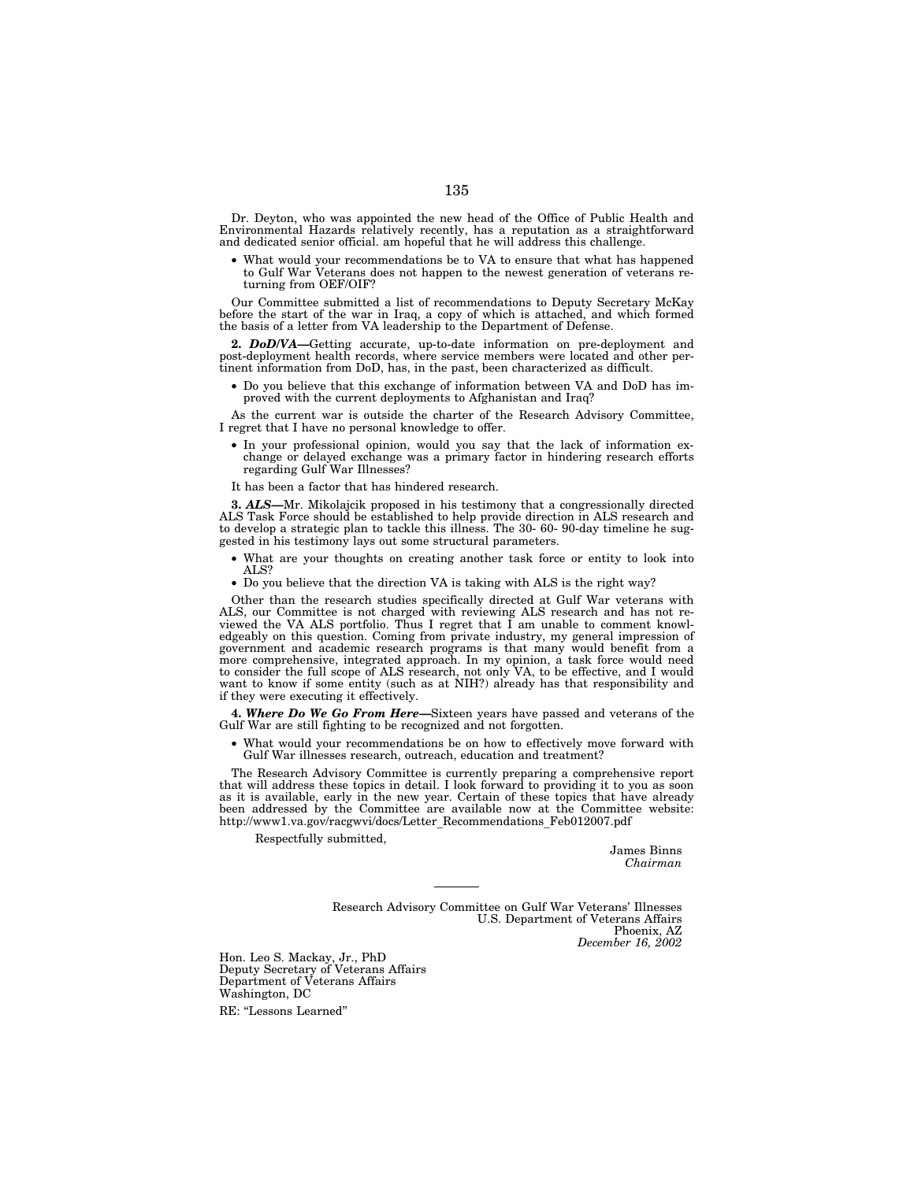Dr. Deyton, who was appointed the new head of the Office of Public Health and Environmental Hazards relatively recently, has a reputation as a straightforward and dedicated senior official. am hopeful that he will address this challenge.

- What would your recommendations be to VA to ensure that what has happened to Gulf War Veterans does not happen to the newest generation of veterans returning from OEF/OIF?

Our Committee submitted a list of recommendations to Deputy Secretary McKay before the start of the war in Iraq, a copy of which is attached, and which formed the basis of a letter from VA leadership to the Department of Defense.

**2. *DoD/VA*—**Getting accurate, up-to-date information on pre-deployment and post-deployment health records, where service members were located and other pertinent information from DoD, has, in the past, been characterized as difficult.

- Do you believe that this exchange of information between VA and DoD has improved with the current deployments to Afghanistan and Iraq?

As the current war is outside the charter of the Research Advisory Committee, I regret that I have no personal knowledge to offer.

- In your professional opinion, would you say that the lack of information exchange or delayed exchange was a primary factor in hindering research efforts regarding Gulf War Illnesses?

It has been a factor that has hindered research.

**3. *ALS*—**Mr. Mikolajcik proposed in his testimony that a congressionally directed ALS Task Force should be established to help provide direction in ALS research and to develop a strategic plan to tackle this illness. The 30- 60- 90-day timeline he suggested in his testimony lays out some structural parameters.

- What are your thoughts on creating another task force or entity to look into ALS?
- Do you believe that the direction VA is taking with ALS is the right way?

Other than the research studies specifically directed at Gulf War veterans with ALS, our Committee is not charged with reviewing ALS research and has not reviewed the VA ALS portfolio. Thus I regret that I am unable to comment knowledgeably on this question. Coming from private industry, my general impression of government and academic research programs is that many would benefit from a more comprehensive, integrated approach. In my opinion, a task force would need to consider the full scope of ALS research, not only VA, to be effective, and I would want to know if some entity (such as at NIH?) already has that responsibility and if they were executing it effectively.

**4. *Where Do We Go From Here*—**Sixteen years have passed and veterans of the Gulf War are still fighting to be recognized and not forgotten.

- What would your recommendations be on how to effectively move forward with Gulf War illnesses research, outreach, education and treatment?

The Research Advisory Committee is currently preparing a comprehensive report that will address these topics in detail. I look forward to providing it to you as soon as it is available, early in the new year. Certain of these topics that have already been addressed by the Committee are available now at the Committee website: http://www1.va.gov/racgwvi/docs/Letter_Recommendations_Feb012007.pdf

Respectfully submitted,

James Binns
*Chairman*

---

Research Advisory Committee on Gulf War Veterans' Illnesses
U.S. Department of Veterans Affairs
Phoenix, AZ
*December 16, 2002*

Hon. Leo S. Mackay, Jr., PhD
Deputy Secretary of Veterans Affairs
Department of Veterans Affairs
Washington, DC

RE: "Lessons Learned"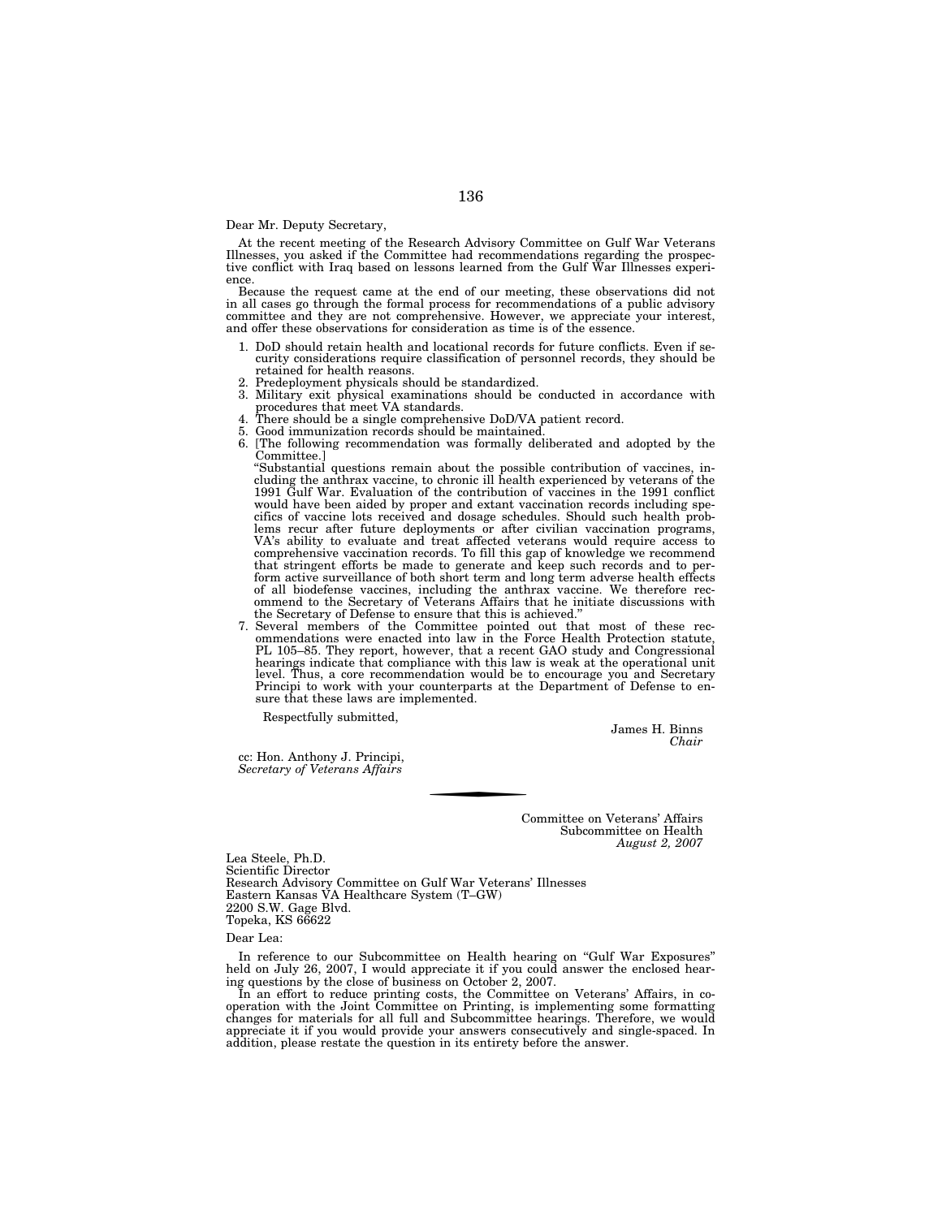Dear Mr. Deputy Secretary,

At the recent meeting of the Research Advisory Committee on Gulf War Veterans Illnesses, you asked if the Committee had recommendations regarding the prospective conflict with Iraq based on lessons learned from the Gulf War Illnesses experience.

Because the request came at the end of our meeting, these observations did not in all cases go through the formal process for recommendations of a public advisory committee and they are not comprehensive. However, we appreciate your interest, and offer these observations for consideration as time is of the essence.

1. DoD should retain health and locational records for future conflicts. Even if security considerations require classification of personnel records, they should be retained for health reasons.
2. Predeployment physicals should be standardized.
3. Military exit physical examinations should be conducted in accordance with procedures that meet VA standards.
4. There should be a single comprehensive DoD/VA patient record.
5. Good immunization records should be maintained.
6. [The following recommendation was formally deliberated and adopted by the Committee.]

   "Substantial questions remain about the possible contribution of vaccines, including the anthrax vaccine, to chronic ill health experienced by veterans of the 1991 Gulf War. Evaluation of the contribution of vaccines in the 1991 conflict would have been aided by proper and extant vaccination records including specifics of vaccine lots received and dosage schedules. Should such health problems recur after future deployments or after civilian vaccination programs, VA's ability to evaluate and treat affected veterans would require access to comprehensive vaccination records. To fill this gap of knowledge we recommend that stringent efforts be made to generate and keep such records and to perform active surveillance of both short term and long term adverse health effects of all biodefense vaccines, including the anthrax vaccine. We therefore recommend to the Secretary of Veterans Affairs that he initiate discussions with the Secretary of Defense to ensure that this is achieved."
7. Several members of the Committee pointed out that most of these recommendations were enacted into law in the Force Health Protection statute, PL 105–85. They report, however, that a recent GAO study and Congressional hearings indicate that compliance with this law is weak at the operational unit level. Thus, a core recommendation would be to encourage you and Secretary Principi to work with your counterparts at the Department of Defense to ensure that these laws are implemented.

Respectfully submitted,

James H. Binns
*Chair*

cc: Hon. Anthony J. Principi,
*Secretary of Veterans Affairs*

---

Committee on Veterans' Affairs
Subcommittee on Health
*August 2, 2007*

Lea Steele, Ph.D.
Scientific Director
Research Advisory Committee on Gulf War Veterans' Illnesses
Eastern Kansas VA Healthcare System (T–GW)
2200 S.W. Gage Blvd.
Topeka, KS 66622

Dear Lea:

In reference to our Subcommittee on Health hearing on "Gulf War Exposures" held on July 26, 2007, I would appreciate it if you could answer the enclosed hearing questions by the close of business on October 2, 2007.

In an effort to reduce printing costs, the Committee on Veterans' Affairs, in cooperation with the Joint Committee on Printing, is implementing some formatting changes for materials for all full and Subcommittee hearings. Therefore, we would appreciate it if you would provide your answers consecutively and single-spaced. In addition, please restate the question in its entirety before the answer.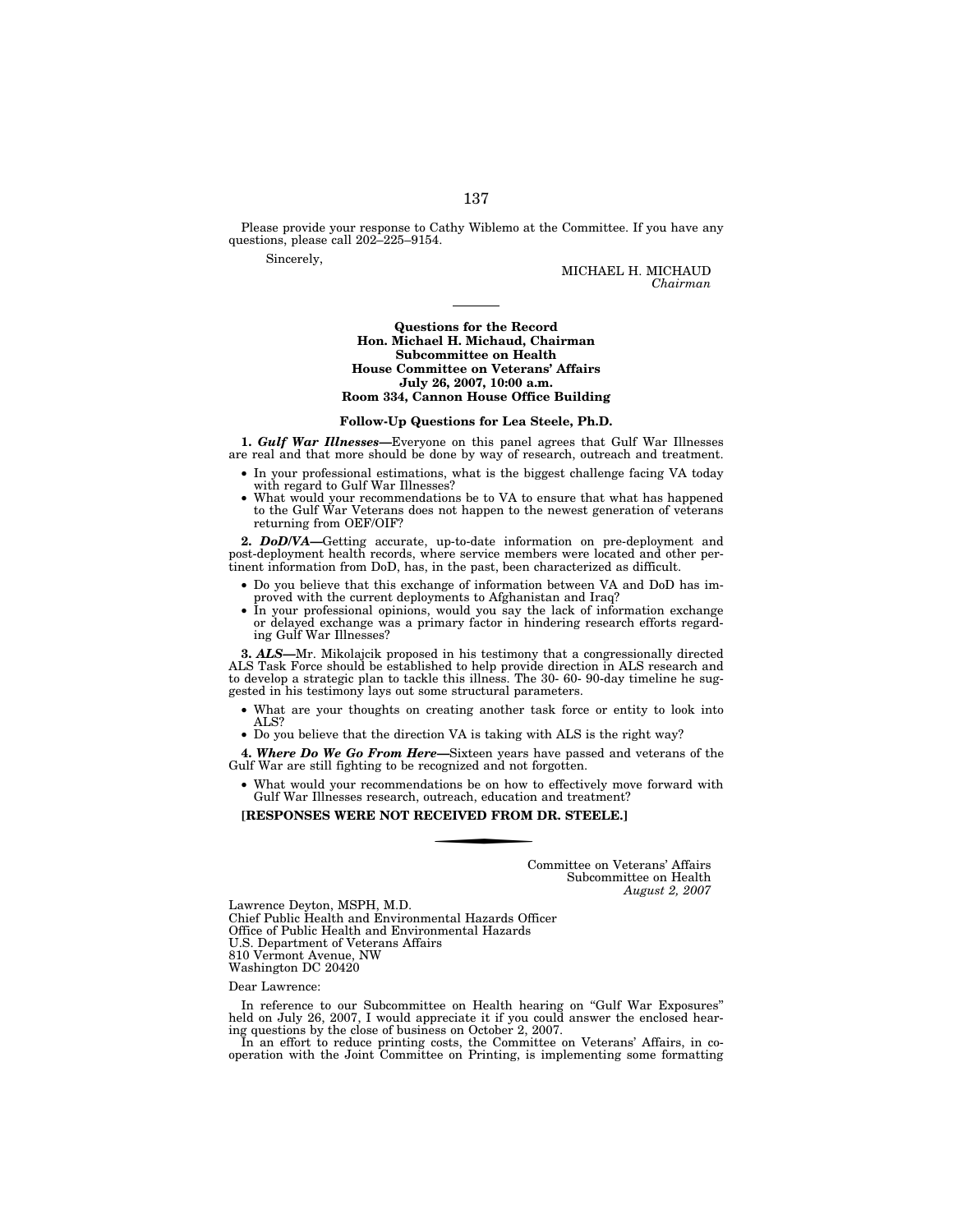Please provide your response to Cathy Wiblemo at the Committee. If you have any questions, please call 202–225–9154.

Sincerely,

MICHAEL H. MICHAUD
*Chairman*

---

**Questions for the Record**
**Hon. Michael H. Michaud, Chairman**
**Subcommittee on Health**
**House Committee on Veterans' Affairs**
**July 26, 2007, 10:00 a.m.**
**Room 334, Cannon House Office Building**

**Follow-Up Questions for Lea Steele, Ph.D.**

**1. *Gulf War Illnesses*—**Everyone on this panel agrees that Gulf War Illnesses are real and that more should be done by way of research, outreach and treatment.

- In your professional estimations, what is the biggest challenge facing VA today with regard to Gulf War Illnesses?
- What would your recommendations be to VA to ensure that what has happened to the Gulf War Veterans does not happen to the newest generation of veterans returning from OEF/OIF?

**2. *DoD/VA*—**Getting accurate, up-to-date information on pre-deployment and post-deployment health records, where service members were located and other pertinent information from DoD, has, in the past, been characterized as difficult.

- Do you believe that this exchange of information between VA and DoD has improved with the current deployments to Afghanistan and Iraq?
- In your professional opinions, would you say the lack of information exchange or delayed exchange was a primary factor in hindering research efforts regarding Gulf War Illnesses?

**3. *ALS*—**Mr. Mikolajcik proposed in his testimony that a congressionally directed ALS Task Force should be established to help provide direction in ALS research and to develop a strategic plan to tackle this illness. The 30- 60- 90-day timeline he suggested in his testimony lays out some structural parameters.

- What are your thoughts on creating another task force or entity to look into ALS?
- Do you believe that the direction VA is taking with ALS is the right way?

**4. *Where Do We Go From Here*—**Sixteen years have passed and veterans of the Gulf War are still fighting to be recognized and not forgotten.

- What would your recommendations be on how to effectively move forward with Gulf War Illnesses research, outreach, education and treatment?

**[RESPONSES WERE NOT RECEIVED FROM DR. STEELE.]**

---

Committee on Veterans' Affairs
Subcommittee on Health
*August 2, 2007*

Lawrence Deyton, MSPH, M.D.
Chief Public Health and Environmental Hazards Officer
Office of Public Health and Environmental Hazards
U.S. Department of Veterans Affairs
810 Vermont Avenue, NW
Washington DC 20420

Dear Lawrence:

In reference to our Subcommittee on Health hearing on "Gulf War Exposures" held on July 26, 2007, I would appreciate it if you could answer the enclosed hearing questions by the close of business on October 2, 2007.

In an effort to reduce printing costs, the Committee on Veterans' Affairs, in cooperation with the Joint Committee on Printing, is implementing some formatting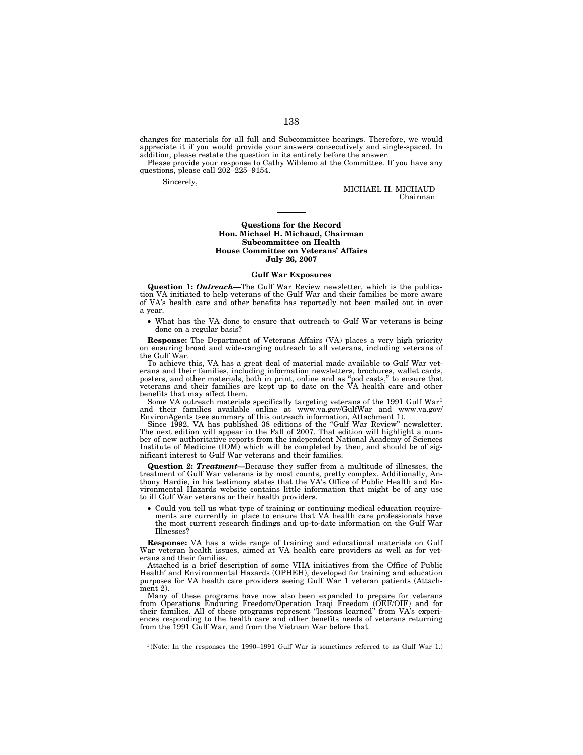changes for materials for all full and Subcommittee hearings. Therefore, we would appreciate it if you would provide your answers consecutively and single-spaced. In addition, please restate the question in its entirety before the answer.

Please provide your response to Cathy Wiblemo at the Committee. If you have any questions, please call 202–225–9154.

Sincerely,

MICHAEL H. MICHAUD
Chairman

---

**Questions for the Record**
**Hon. Michael H. Michaud, Chairman**
**Subcommittee on Health**
**House Committee on Veterans' Affairs**
**July 26, 2007**

**Gulf War Exposures**

**Question 1:** ***Outreach***—The Gulf War Review newsletter, which is the publication VA initiated to help veterans of the Gulf War and their families be more aware of VA's health care and other benefits has reportedly not been mailed out in over a year.

- What has the VA done to ensure that outreach to Gulf War veterans is being done on a regular basis?

**Response:** The Department of Veterans Affairs (VA) places a very high priority on ensuring broad and wide-ranging outreach to all veterans, including veterans of the Gulf War.

To achieve this, VA has a great deal of material made available to Gulf War veterans and their families, including information newsletters, brochures, wallet cards, posters, and other materials, both in print, online and as "pod casts," to ensure that veterans and their families are kept up to date on the VA health care and other benefits that may affect them.

Some VA outreach materials specifically targeting veterans of the 1991 Gulf War[1] and their families available online at www.va.gov/GulfWar and www.va.gov/EnvironAgents (see summary of this outreach information, Attachment 1).

Since 1992, VA has published 38 editions of the "Gulf War Review" newsletter. The next edition will appear in the Fall of 2007. That edition will highlight a number of new authoritative reports from the independent National Academy of Sciences Institute of Medicine (IOM) which will be completed by then, and should be of significant interest to Gulf War veterans and their families.

**Question 2:** ***Treatment***—Because they suffer from a multitude of illnesses, the treatment of Gulf War veterans is by most counts, pretty complex. Additionally, Anthony Hardie, in his testimony states that the VA's Office of Public Health and Environmental Hazards website contains little information that might be of any use to ill Gulf War veterans or their health providers.

- Could you tell us what type of training or continuing medical education requirements are currently in place to ensure that VA health care professionals have the most current research findings and up-to-date information on the Gulf War Illnesses?

**Response:** VA has a wide range of training and educational materials on Gulf War veteran health issues, aimed at VA health care providers as well as for veterans and their families.

Attached is a brief description of some VHA initiatives from the Office of Public Health' and Environmental Hazards (OPHEH), developed for training and education purposes for VA health care providers seeing Gulf War 1 veteran patients (Attachment 2).

Many of these programs have now also been expanded to prepare for veterans from Operations Enduring Freedom/Operation Iraqi Freedom (OEF/OIF) and for their families. All of these programs represent "lessons learned" from VA's experiences responding to the health care and other benefits needs of veterans returning from the 1991 Gulf War, and from the Vietnam War before that.

---

[1] (Note: In the responses the 1990–1991 Gulf War is sometimes referred to as Gulf War 1.)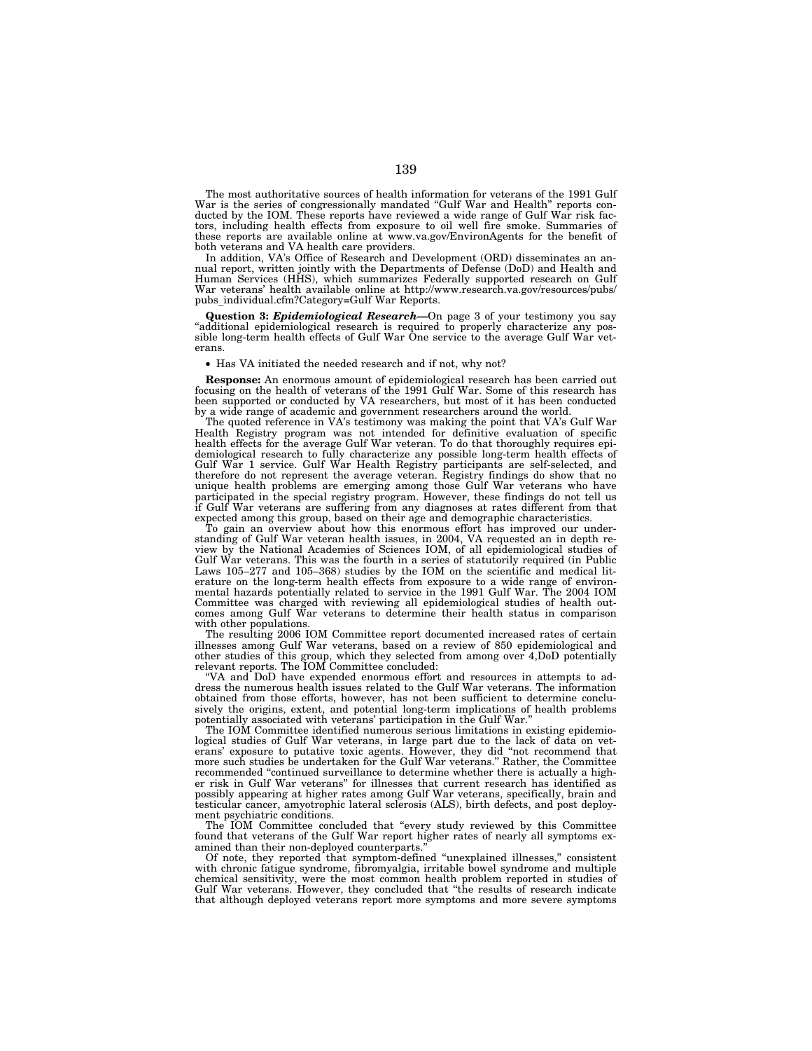The most authoritative sources of health information for veterans of the 1991 Gulf War is the series of congressionally mandated "Gulf War and Health" reports conducted by the IOM. These reports have reviewed a wide range of Gulf War risk factors, including health effects from exposure to oil well fire smoke. Summaries of these reports are available online at www.va.gov/EnvironAgents for the benefit of both veterans and VA health care providers.

In addition, VA's Office of Research and Development (ORD) disseminates an annual report, written jointly with the Departments of Defense (DoD) and Health and Human Services (HHS), which summarizes Federally supported research on Gulf War veterans' health available online at http://www.research.va.gov/resources/pubs/pubs_individual.cfm?Category=Gulf War Reports.

**Question 3:** ***Epidemiological Research***—On page 3 of your testimony you say "additional epidemiological research is required to properly characterize any possible long-term health effects of Gulf War One service to the average Gulf War veterans.

- Has VA initiated the needed research and if not, why not?

**Response:** An enormous amount of epidemiological research has been carried out focusing on the health of veterans of the 1991 Gulf War. Some of this research has been supported or conducted by VA researchers, but most of it has been conducted by a wide range of academic and government researchers around the world.

The quoted reference in VA's testimony was making the point that VA's Gulf War Health Registry program was not intended for definitive evaluation of specific health effects for the average Gulf War veteran. To do that thoroughly requires epidemiological research to fully characterize any possible long-term health effects of Gulf War 1 service. Gulf War Health Registry participants are self-selected, and therefore do not represent the average veteran. Registry findings do show that no unique health problems are emerging among those Gulf War veterans who have participated in the special registry program. However, these findings do not tell us if Gulf War veterans are suffering from any diagnoses at rates different from that expected among this group, based on their age and demographic characteristics.

To gain an overview about how this enormous effort has improved our understanding of Gulf War veteran health issues, in 2004, VA requested an in depth review by the National Academies of Sciences IOM, of all epidemiological studies of Gulf War veterans. This was the fourth in a series of statutorily required (in Public Laws 105–277 and 105–368) studies by the IOM on the scientific and medical literature on the long-term health effects from exposure to a wide range of environmental hazards potentially related to service in the 1991 Gulf War. The 2004 IOM Committee was charged with reviewing all epidemiological studies of health outcomes among Gulf War veterans to determine their health status in comparison with other populations.

The resulting 2006 IOM Committee report documented increased rates of certain illnesses among Gulf War veterans, based on a review of 850 epidemiological and other studies of this group, which they selected from among over 4,DoD potentially relevant reports. The IOM Committee concluded:

"VA and DoD have expended enormous effort and resources in attempts to address the numerous health issues related to the Gulf War veterans. The information obtained from those efforts, however, has not been sufficient to determine conclusively the origins, extent, and potential long-term implications of health problems potentially associated with veterans' participation in the Gulf War."

The IOM Committee identified numerous serious limitations in existing epidemiological studies of Gulf War veterans, in large part due to the lack of data on veterans' exposure to putative toxic agents. However, they did "not recommend that more such studies be undertaken for the Gulf War veterans." Rather, the Committee recommended "continued surveillance to determine whether there is actually a higher risk in Gulf War veterans" for illnesses that current research has identified as possibly appearing at higher rates among Gulf War veterans, specifically, brain and testicular cancer, amyotrophic lateral sclerosis (ALS), birth defects, and post deployment psychiatric conditions.

The IOM Committee concluded that "every study reviewed by this Committee found that veterans of the Gulf War report higher rates of nearly all symptoms examined than their non-deployed counterparts."

Of note, they reported that symptom-defined "unexplained illnesses," consistent with chronic fatigue syndrome, fibromyalgia, irritable bowel syndrome and multiple chemical sensitivity, were the most common health problem reported in studies of Gulf War veterans. However, they concluded that "the results of research indicate that although deployed veterans report more symptoms and more severe symptoms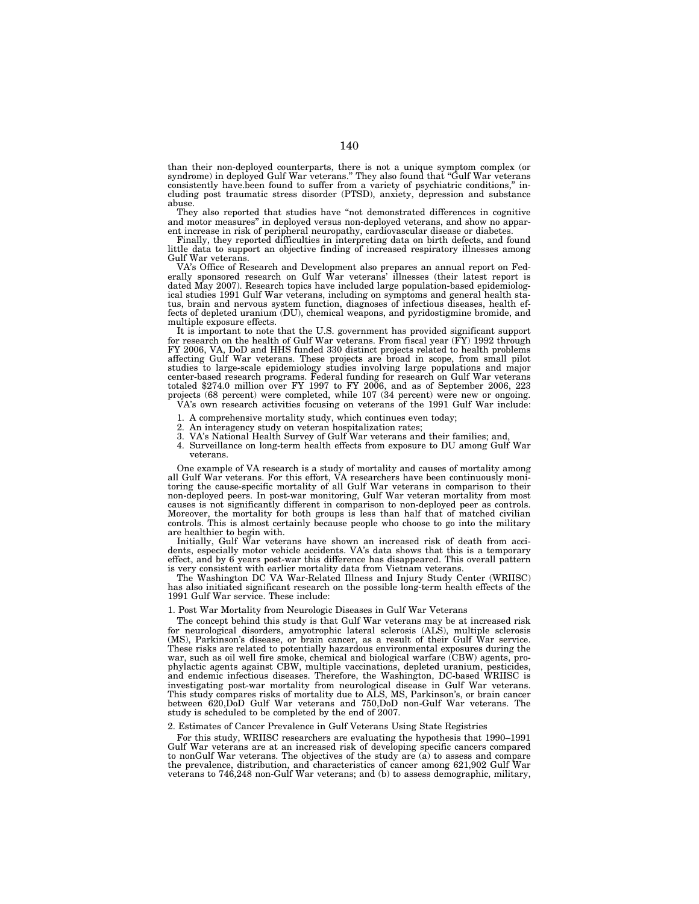than their non-deployed counterparts, there is not a unique symptom complex (or syndrome) in deployed Gulf War veterans." They also found that "Gulf War veterans consistently have.been found to suffer from a variety of psychiatric conditions," including post traumatic stress disorder (PTSD), anxiety, depression and substance abuse.

They also reported that studies have "not demonstrated differences in cognitive and motor measures" in deployed versus non-deployed veterans, and show no apparent increase in risk of peripheral neuropathy, cardiovascular disease or diabetes.

Finally, they reported difficulties in interpreting data on birth defects, and found little data to support an objective finding of increased respiratory illnesses among Gulf War veterans.

VA's Office of Research and Development also prepares an annual report on Federally sponsored research on Gulf War veterans' illnesses (their latest report is dated May 2007). Research topics have included large population-based epidemiological studies 1991 Gulf War veterans, including on symptoms and general health status, brain and nervous system function, diagnoses of infectious diseases, health effects of depleted uranium (DU), chemical weapons, and pyridostigmine bromide, and multiple exposure effects.

It is important to note that the U.S. government has provided significant support for research on the health of Gulf War veterans. From fiscal year (FY) 1992 through FY 2006, VA, DoD and HHS funded 330 distinct projects related to health problems affecting Gulf War veterans. These projects are broad in scope, from small pilot studies to large-scale epidemiology studies involving large populations and major center-based research programs. Federal funding for research on Gulf War veterans totaled $274.0 million over FY 1997 to FY 2006, and as of September 2006, 223 projects (68 percent) were completed, while 107 (34 percent) were new or ongoing.

VA's own research activities focusing on veterans of the 1991 Gulf War include:

1. A comprehensive mortality study, which continues even today;
2. An interagency study on veteran hospitalization rates;
3. VA's National Health Survey of Gulf War veterans and their families; and,
4. Surveillance on long-term health effects from exposure to DU among Gulf War veterans.

One example of VA research is a study of mortality and causes of mortality among all Gulf War veterans. For this effort, VA researchers have been continuously monitoring the cause-specific mortality of all Gulf War veterans in comparison to their non-deployed peers. In post-war monitoring, Gulf War veteran mortality from most causes is not significantly different in comparison to non-deployed peer as controls. Moreover, the mortality for both groups is less than half that of matched civilian controls. This is almost certainly because people who choose to go into the military are healthier to begin with.

Initially, Gulf War veterans have shown an increased risk of death from accidents, especially motor vehicle accidents. VA's data shows that this is a temporary effect, and by 6 years post-war this difference has disappeared. This overall pattern is very consistent with earlier mortality data from Vietnam veterans.

The Washington DC VA War-Related Illness and Injury Study Center (WRIISC) has also initiated significant research on the possible long-term health effects of the 1991 Gulf War service. These include:

1. Post War Mortality from Neurologic Diseases in Gulf War Veterans

The concept behind this study is that Gulf War veterans may be at increased risk for neurological disorders, amyotrophic lateral sclerosis (ALS), multiple sclerosis (MS), Parkinson's disease, or brain cancer, as a result of their Gulf War service. These risks are related to potentially hazardous environmental exposures during the war, such as oil well fire smoke, chemical and biological warfare (CBW) agents, prophylactic agents against CBW, multiple vaccinations, depleted uranium, pesticides, and endemic infectious diseases. Therefore, the Washington, DC-based WRIISC is investigating post-war mortality from neurological disease in Gulf War veterans. This study compares risks of mortality due to ALS, MS, Parkinson's, or brain cancer between 620,DoD Gulf War veterans and 750,DoD non-Gulf War veterans. The study is scheduled to be completed by the end of 2007.

2. Estimates of Cancer Prevalence in Gulf Veterans Using State Registries

For this study, WRIISC researchers are evaluating the hypothesis that 1990–1991 Gulf War veterans are at an increased risk of developing specific cancers compared to nonGulf War veterans. The objectives of the study are (a) to assess and compare the prevalence, distribution, and characteristics of cancer among 621,902 Gulf War veterans to 746,248 non-Gulf War veterans; and (b) to assess demographic, military,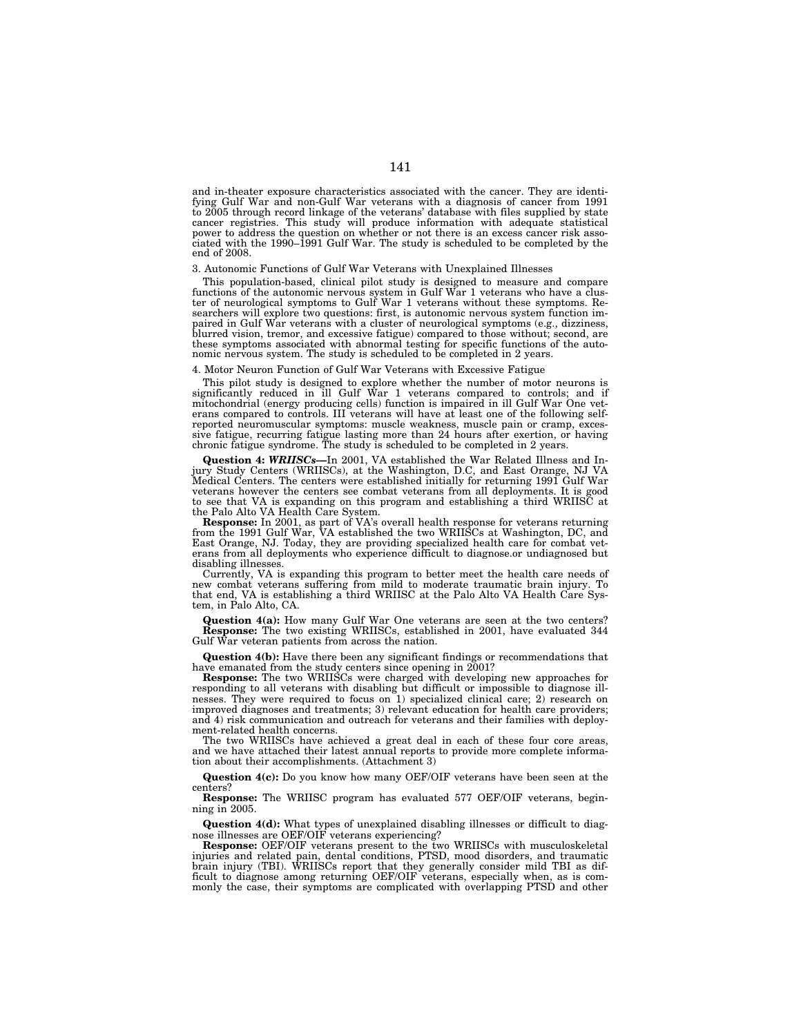and in-theater exposure characteristics associated with the cancer. They are identifying Gulf War and non-Gulf War veterans with a diagnosis of cancer from 1991 to 2005 through record linkage of the veterans' database with files supplied by state cancer registries. This study will produce information with adequate statistical power to address the question on whether or not there is an excess cancer risk associated with the 1990–1991 Gulf War. The study is scheduled to be completed by the end of 2008.

3. Autonomic Functions of Gulf War Veterans with Unexplained Illnesses

This population-based, clinical pilot study is designed to measure and compare functions of the autonomic nervous system in Gulf War 1 veterans who have a cluster of neurological symptoms to Gulf War 1 veterans without these symptoms. Researchers will explore two questions: first, is autonomic nervous system function impaired in Gulf War veterans with a cluster of neurological symptoms (e.g., dizziness, blurred vision, tremor, and excessive fatigue) compared to those without; second, are these symptoms associated with abnormal testing for specific functions of the autonomic nervous system. The study is scheduled to be completed in 2 years.

4. Motor Neuron Function of Gulf War Veterans with Excessive Fatigue

This pilot study is designed to explore whether the number of motor neurons is significantly reduced in ill Gulf War 1 veterans compared to controls; and if mitochondrial (energy producing cells) function is impaired in ill Gulf War One veterans compared to controls. Ill veterans will have at least one of the following self-reported neuromuscular symptoms: muscle weakness, muscle pain or cramp, excessive fatigue, recurring fatigue lasting more than 24 hours after exertion, or having chronic fatigue syndrome. The study is scheduled to be completed in 2 years.

**Question 4:** ***WRIISCs***—In 2001, VA established the War Related Illness and Injury Study Centers (WRIISCs), at the Washington, D.C, and East Orange, NJ VA Medical Centers. The centers were established initially for returning 1991 Gulf War veterans however the centers see combat veterans from all deployments. It is good to see that VA is expanding on this program and establishing a third WRIISC at the Palo Alto VA Health Care System.

**Response:** In 2001, as part of VA's overall health response for veterans returning from the 1991 Gulf War, VA established the two WRIISCs at Washington, DC, and East Orange, NJ. Today, they are providing specialized health care for combat veterans from all deployments who experience difficult to diagnose.or undiagnosed but disabling illnesses.

Currently, VA is expanding this program to better meet the health care needs of new combat veterans suffering from mild to moderate traumatic brain injury. To that end, VA is establishing a third WRIISC at the Palo Alto VA Health Care System, in Palo Alto, CA.

**Question 4(a):** How many Gulf War One veterans are seen at the two centers?

**Response:** The two existing WRIISCs, established in 2001, have evaluated 344 Gulf War veteran patients from across the nation.

**Question 4(b):** Have there been any significant findings or recommendations that have emanated from the study centers since opening in 2001?

**Response:** The two WRIISCs were charged with developing new approaches for responding to all veterans with disabling but difficult or impossible to diagnose illnesses. They were required to focus on 1) specialized clinical care; 2) research on improved diagnoses and treatments; 3) relevant education for health care providers; and 4) risk communication and outreach for veterans and their families with deployment-related health concerns.

The two WRIISCs have achieved a great deal in each of these four core areas, and we have attached their latest annual reports to provide more complete information about their accomplishments. (Attachment 3)

**Question 4(c):** Do you know how many OEF/OIF veterans have been seen at the centers?

**Response:** The WRIISC program has evaluated 577 OEF/OIF veterans, beginning in 2005.

**Question 4(d):** What types of unexplained disabling illnesses or difficult to diagnose illnesses are OEF/OIF veterans experiencing?

**Response:** OEF/OIF veterans present to the two WRIISCs with musculoskeletal injuries and related pain, dental conditions, PTSD, mood disorders, and traumatic brain injury (TBI). WRIISCs report that they generally consider mild TBI as difficult to diagnose among returning OEF/OIF veterans, especially when, as is commonly the case, their symptoms are complicated with overlapping PTSD and other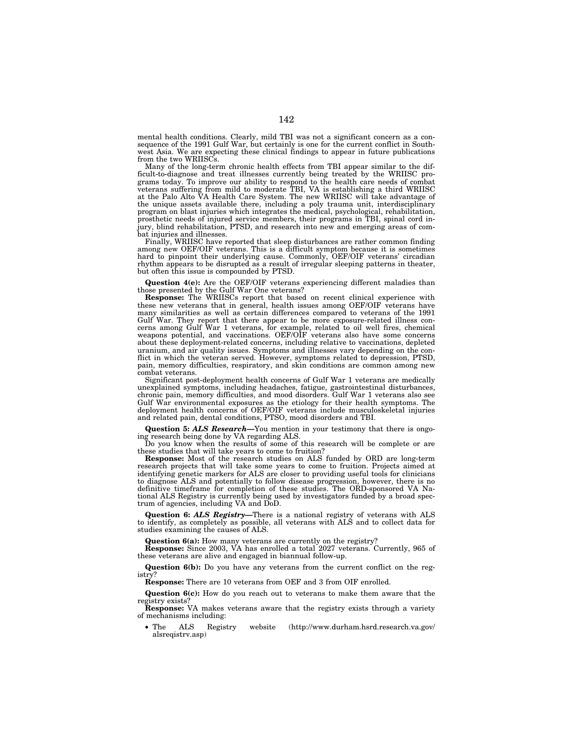mental health conditions. Clearly, mild TBI was not a significant concern as a consequence of the 1991 Gulf War, but certainly is one for the current conflict in Southwest Asia. We are expecting these clinical findings to appear in future publications from the two WRIISCs.

Many of the long-term chronic health effects from TBI appear similar to the difficult-to-diagnose and treat illnesses currently being treated by the WRIISC programs today. To improve our ability to respond to the health care needs of combat veterans suffering from mild to moderate TBI, VA is establishing a third WRIISC at the Palo Alto VA Health Care System. The new WRIISC will take advantage of the unique assets available there, including a poly trauma unit, interdisciplinary program on blast injuries which integrates the medical, psychological, rehabilitation, prosthetic needs of injured service members, their programs in TBI, spinal cord injury, blind rehabilitation, PTSD, and research into new and emerging areas of combat injuries and illnesses.

Finally, WRIISC have reported that sleep disturbances are rather common finding among new OEF/OIF veterans. This is a difficult symptom because it is sometimes hard to pinpoint their underlying cause. Commonly, OEF/OIF veterans' circadian rhythm appears to be disrupted as a result of irregular sleeping patterns in theater, but often this issue is compounded by PTSD.

**Question 4(e):** Are the OEF/OIF veterans experiencing different maladies than those presented by the Gulf War One veterans?

**Response:** The WRIISCs report that based on recent clinical experience with these new veterans that in general, health issues among OEF/OIF veterans have many similarities as well as certain differences compared to veterans of the 1991 Gulf War. They report that there appear to be more exposure-related illness concerns among Gulf War 1 veterans, for example, related to oil well fires, chemical weapons potential, and vaccinations. OEF/OIF veterans also have some concerns about these deployment-related concerns, including relative to vaccinations, depleted uranium, and air quality issues. Symptoms and illnesses vary depending on the conflict in which the veteran served. However, symptoms related to depression, PTSD, pain, memory difficulties, respiratory, and skin conditions are common among new combat veterans.

Significant post-deployment health concerns of Gulf War 1 veterans are medically unexplained symptoms, including headaches, fatigue, gastrointestinal disturbances, chronic pain, memory difficulties, and mood disorders. Gulf War 1 veterans also see Gulf War environmental exposures as the etiology for their health symptoms. The deployment health concerns of OEF/OIF veterans include musculoskeletal injuries and related pain, dental conditions, PTSO, mood disorders and TBI.

**Question 5:** ***ALS Research—***You mention in your testimony that there is ongoing research being done by VA regarding ALS.

Do you know when the results of some of this research will be complete or are these studies that will take years to come to fruition?

**Response:** Most of the research studies on ALS funded by ORD are long-term research projects that will take some years to come to fruition. Projects aimed at identifying genetic markers for ALS are closer to providing useful tools for clinicians to diagnose ALS and potentially to follow disease progression, however, there is no definitive timeframe for completion of these studies. The ORD-sponsored VA National ALS Registry is currently being used by investigators funded by a broad spectrum of agencies, including VA and DoD.

**Question 6:** ***ALS Registry—***There is a national registry of veterans with ALS to identify, as completely as possible, all veterans with ALS and to collect data for studies examining the causes of ALS.

**Question 6(a):** How many veterans are currently on the registry?

**Response:** Since 2003, VA has enrolled a total 2027 veterans. Currently, 965 of these veterans are alive and engaged in biannual follow-up.

**Question 6(b):** Do you have any veterans from the current conflict on the registry?

**Response:** There are 10 veterans from OEF and 3 from OIF enrolled.

**Question 6(c):** How do you reach out to veterans to make them aware that the registry exists?

**Response:** VA makes veterans aware that the registry exists through a variety of mechanisms including:

- The ALS Registry website (http://www.durham.hsrd.research.va.gov/alsreqistrv.asp)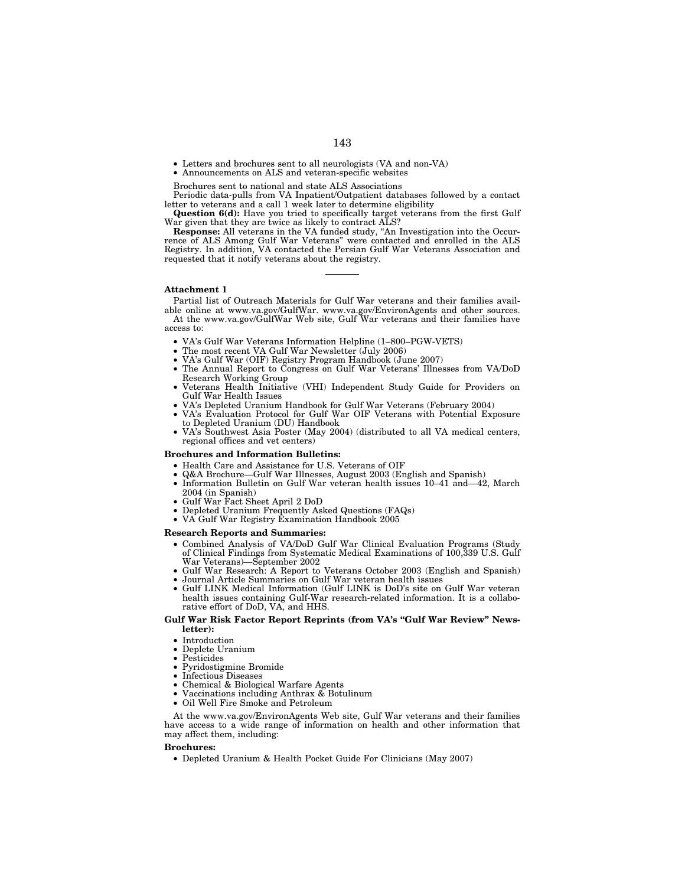- Letters and brochures sent to all neurologists (VA and non-VA)
- Announcements on ALS and veteran-specific websites

Brochures sent to national and state ALS Associations

Periodic data-pulls from VA Inpatient/Outpatient databases followed by a contact letter to veterans and a call 1 week later to determine eligibility

**Question 6(d):** Have you tried to specifically target veterans from the first Gulf War given that they are twice as likely to contract ALS?

**Response:** All veterans in the VA funded study, "An Investigation into the Occurrence of ALS Among Gulf War Veterans" were contacted and enrolled in the ALS Registry. In addition, VA contacted the Persian Gulf War Veterans Association and requested that it notify veterans about the registry.

---

**Attachment 1**

Partial list of Outreach Materials for Gulf War veterans and their families available online at www.va.gov/GulfWar. www.va.gov/EnvironAgents and other sources.

At the www.va.gov/GulfWar Web site, Gulf War veterans and their families have access to:

- VA's Gulf War Veterans Information Helpline (1–800–PGW-VETS)
- The most recent VA Gulf War Newsletter (July 2006)
- VA's Gulf War (OIF) Registry Program Handbook (June 2007)
- The Annual Report to Congress on Gulf War Veterans' Illnesses from VA/DoD Research Working Group
- Veterans Health Initiative (VHI) Independent Study Guide for Providers on Gulf War Health Issues
- VA's Depleted Uranium Handbook for Gulf War Veterans (February 2004)
- VA's Evaluation Protocol for Gulf War OIF Veterans with Potential Exposure to Depleted Uranium (DU) Handbook
- VA's Southwest Asia Poster (May 2004) (distributed to all VA medical centers, regional offices and vet centers)

**Brochures and Information Bulletins:**

- Health Care and Assistance for U.S. Veterans of OIF
- Q&A Brochure—Gulf War Illnesses, August 2003 (English and Spanish)
- Information Bulletin on Gulf War veteran health issues 10–41 and—42, March 2004 (in Spanish)
- Gulf War Fact Sheet April 2 DoD
- Depleted Uranium Frequently Asked Questions (FAQs)
- VA Gulf War Registry Examination Handbook 2005

**Research Reports and Summaries:**

- Combined Analysis of VA/DoD Gulf War Clinical Evaluation Programs (Study of Clinical Findings from Systematic Medical Examinations of 100,339 U.S. Gulf War Veterans)—September 2002
- Gulf War Research: A Report to Veterans October 2003 (English and Spanish)
- Journal Article Summaries on Gulf War veteran health issues
- Gulf LINK Medical Information (Gulf LINK is DoD's site on Gulf War veteran health issues containing Gulf-War research-related information. It is a collaborative effort of DoD, VA, and HHS.

**Gulf War Risk Factor Report Reprints (from VA's "Gulf War Review" Newsletter):**

- Introduction
- Deplete Uranium
- Pesticides
- Pyridostigmine Bromide
- Infectious Diseases
- Chemical & Biological Warfare Agents
- Vaccinations including Anthrax & Botulinum
- Oil Well Fire Smoke and Petroleum

At the www.va.gov/EnvironAgents Web site, Gulf War veterans and their families have access to a wide range of information on health and other information that may affect them, including:

**Brochures:**

- Depleted Uranium & Health Pocket Guide For Clinicians (May 2007)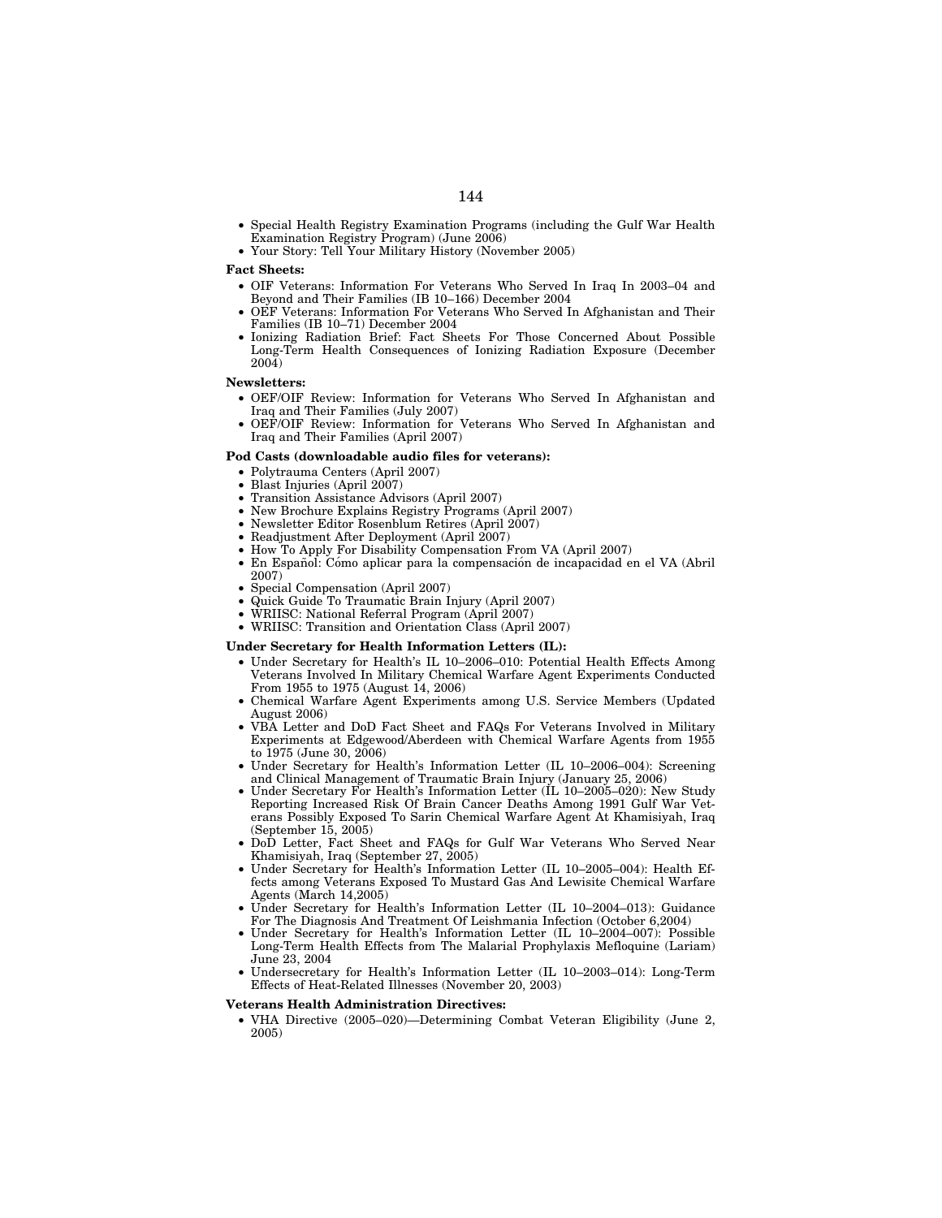- Special Health Registry Examination Programs (including the Gulf War Health Examination Registry Program) (June 2006)
- Your Story: Tell Your Military History (November 2005)

**Fact Sheets:**

- OIF Veterans: Information For Veterans Who Served In Iraq In 2003–04 and Beyond and Their Families (IB 10–166) December 2004
- OEF Veterans: Information For Veterans Who Served In Afghanistan and Their Families (IB 10–71) December 2004
- Ionizing Radiation Brief: Fact Sheets For Those Concerned About Possible Long-Term Health Consequences of Ionizing Radiation Exposure (December 2004)

**Newsletters:**

- OEF/OIF Review: Information for Veterans Who Served In Afghanistan and Iraq and Their Families (July 2007)
- OEF/OIF Review: Information for Veterans Who Served In Afghanistan and Iraq and Their Families (April 2007)

**Pod Casts (downloadable audio files for veterans):**

- Polytrauma Centers (April 2007)
- Blast Injuries (April 2007)
- Transition Assistance Advisors (April 2007)
- New Brochure Explains Registry Programs (April 2007)
- Newsletter Editor Rosenblum Retires (April 2007)
- Readjustment After Deployment (April 2007)
- How To Apply For Disability Compensation From VA (April 2007)
- En Español: Cómo aplicar para la compensación de incapacidad en el VA (Abril 2007)
- Special Compensation (April 2007)
- Quick Guide To Traumatic Brain Injury (April 2007)
- WRIISC: National Referral Program (April 2007)
- WRIISC: Transition and Orientation Class (April 2007)

**Under Secretary for Health Information Letters (IL):**

- Under Secretary for Health's IL 10–2006–010: Potential Health Effects Among Veterans Involved In Military Chemical Warfare Agent Experiments Conducted From 1955 to 1975 (August 14, 2006)
- Chemical Warfare Agent Experiments among U.S. Service Members (Updated August 2006)
- VBA Letter and DoD Fact Sheet and FAQs For Veterans Involved in Military Experiments at Edgewood/Aberdeen with Chemical Warfare Agents from 1955 to 1975 (June 30, 2006)
- Under Secretary for Health's Information Letter (IL 10–2006–004): Screening and Clinical Management of Traumatic Brain Injury (January 25, 2006)
- Under Secretary For Health's Information Letter (IL 10–2005–020): New Study Reporting Increased Risk Of Brain Cancer Deaths Among 1991 Gulf War Veterans Possibly Exposed To Sarin Chemical Warfare Agent At Khamisiyah, Iraq (September 15, 2005)
- DoD Letter, Fact Sheet and FAQs for Gulf War Veterans Who Served Near Khamisiyah, Iraq (September 27, 2005)
- Under Secretary for Health's Information Letter (IL 10–2005–004): Health Effects among Veterans Exposed To Mustard Gas And Lewisite Chemical Warfare Agents (March 14,2005)
- Under Secretary for Health's Information Letter (IL 10–2004–013): Guidance For The Diagnosis And Treatment Of Leishmania Infection (October 6,2004)
- Under Secretary for Health's Information Letter (IL 10–2004–007): Possible Long-Term Health Effects from The Malarial Prophylaxis Mefloquine (Lariam) June 23, 2004
- Undersecretary for Health's Information Letter (IL 10–2003–014): Long-Term Effects of Heat-Related Illnesses (November 20, 2003)

**Veterans Health Administration Directives:**

- VHA Directive (2005–020)—Determining Combat Veteran Eligibility (June 2, 2005)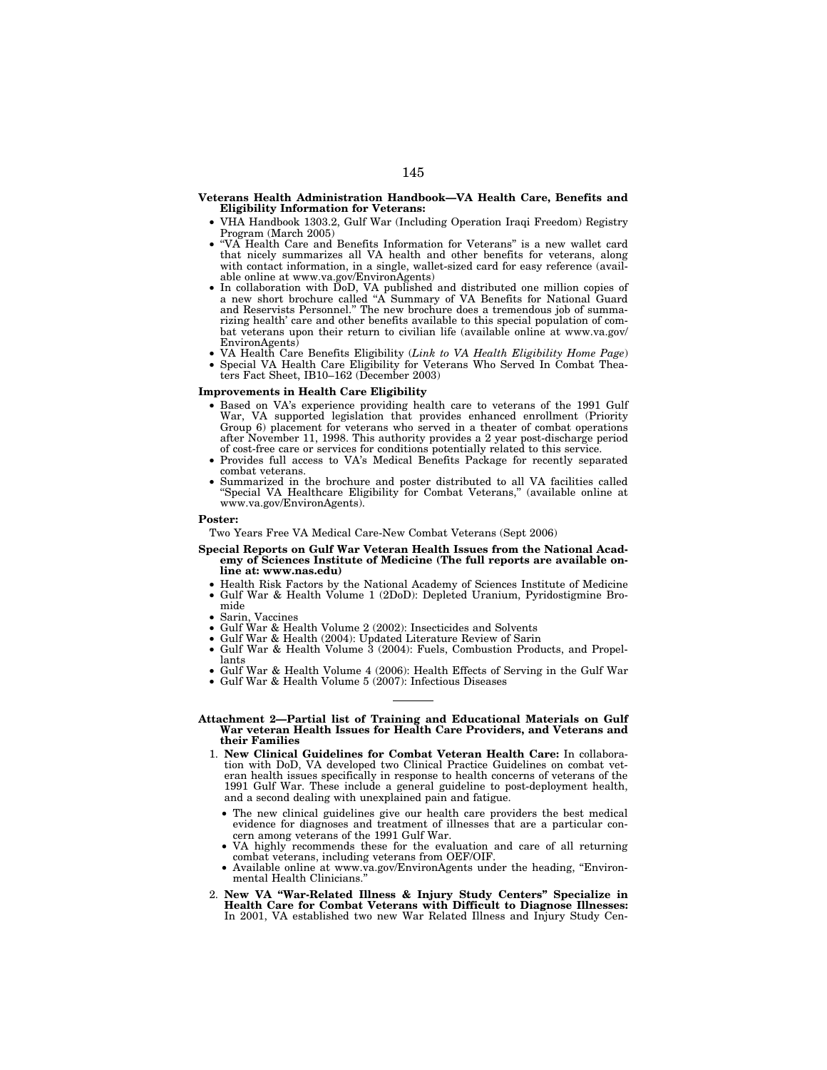**Veterans Health Administration Handbook—VA Health Care, Benefits and Eligibility Information for Veterans:**

- VHA Handbook 1303.2, Gulf War (Including Operation Iraqi Freedom) Registry Program (March 2005)
- "VA Health Care and Benefits Information for Veterans" is a new wallet card that nicely summarizes all VA health and other benefits for veterans, along with contact information, in a single, wallet-sized card for easy reference (available online at www.va.gov/EnvironAgents)
- In collaboration with DoD, VA published and distributed one million copies of a new short brochure called "A Summary of VA Benefits for National Guard and Reservists Personnel." The new brochure does a tremendous job of summarizing health' care and other benefits available to this special population of combat veterans upon their return to civilian life (available online at www.va.gov/EnvironAgents)
- VA Health Care Benefits Eligibility (*Link to VA Health Eligibility Home Page*)
- Special VA Health Care Eligibility for Veterans Who Served In Combat Theaters Fact Sheet, IB10–162 (December 2003)

**Improvements in Health Care Eligibility**

- Based on VA's experience providing health care to veterans of the 1991 Gulf War, VA supported legislation that provides enhanced enrollment (Priority Group 6) placement for veterans who served in a theater of combat operations after November 11, 1998. This authority provides a 2 year post-discharge period of cost-free care or services for conditions potentially related to this service.
- Provides full access to VA's Medical Benefits Package for recently separated combat veterans.
- Summarized in the brochure and poster distributed to all VA facilities called "Special VA Healthcare Eligibility for Combat Veterans," (available online at www.va.gov/EnvironAgents).

**Poster:**

Two Years Free VA Medical Care-New Combat Veterans (Sept 2006)

**Special Reports on Gulf War Veteran Health Issues from the National Academy of Sciences Institute of Medicine (The full reports are available online at: www.nas.edu)**

- Health Risk Factors by the National Academy of Sciences Institute of Medicine
- Gulf War & Health Volume 1 (2DoD): Depleted Uranium, Pyridostigmine Bromide
- Sarin, Vaccines
- Gulf War & Health Volume 2 (2002): Insecticides and Solvents
- Gulf War & Health (2004): Updated Literature Review of Sarin
- Gulf War & Health Volume 3 (2004): Fuels, Combustion Products, and Propellants
- Gulf War & Health Volume 4 (2006): Health Effects of Serving in the Gulf War
- Gulf War & Health Volume 5 (2007): Infectious Diseases

---

**Attachment 2—Partial list of Training and Educational Materials on Gulf War veteran Health Issues for Health Care Providers, and Veterans and their Families**

1. **New Clinical Guidelines for Combat Veteran Health Care:** In collaboration with DoD, VA developed two Clinical Practice Guidelines on combat veteran health issues specifically in response to health concerns of veterans of the 1991 Gulf War. These include a general guideline to post-deployment health, and a second dealing with unexplained pain and fatigue.
   - The new clinical guidelines give our health care providers the best medical evidence for diagnoses and treatment of illnesses that are a particular concern among veterans of the 1991 Gulf War.
   - VA highly recommends these for the evaluation and care of all returning combat veterans, including veterans from OEF/OIF.
   - Available online at www.va.gov/EnvironAgents under the heading, "Environmental Health Clinicians."
2. **New VA "War-Related Illness & Injury Study Centers" Specialize in Health Care for Combat Veterans with Difficult to Diagnose Illnesses:** In 2001, VA established two new War Related Illness and Injury Study Cen-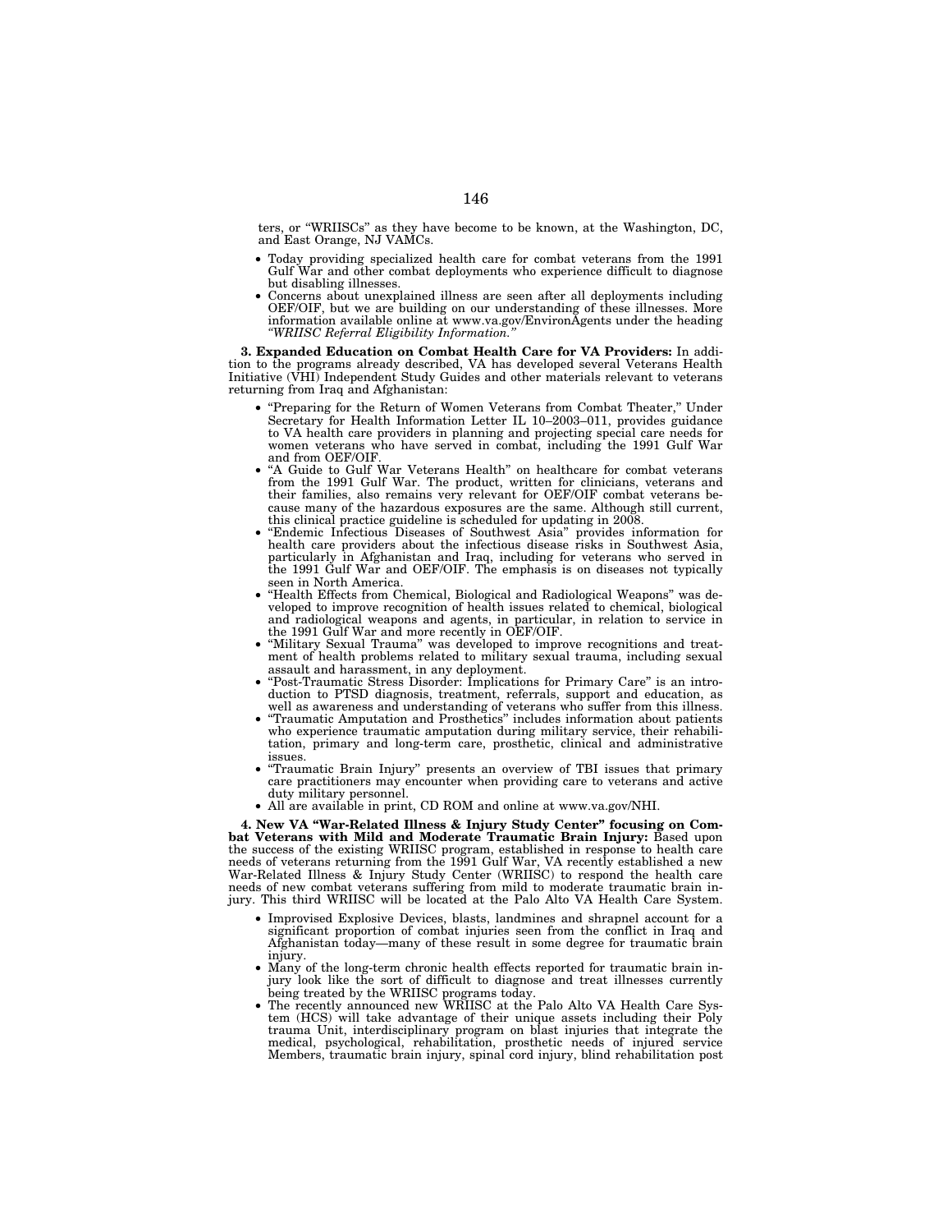ters, or "WRIISCs" as they have become to be known, at the Washington, DC, and East Orange, NJ VAMCs.

- Today providing specialized health care for combat veterans from the 1991 Gulf War and other combat deployments who experience difficult to diagnose but disabling illnesses.
- Concerns about unexplained illness are seen after all deployments including OEF/OIF, but we are building on our understanding of these illnesses. More information available online at www.va.gov/EnvironAgents under the heading *"WRIISC Referral Eligibility Information."*

**3. Expanded Education on Combat Health Care for VA Providers:** In addition to the programs already described, VA has developed several Veterans Health Initiative (VHI) Independent Study Guides and other materials relevant to veterans returning from Iraq and Afghanistan:

- "Preparing for the Return of Women Veterans from Combat Theater," Under Secretary for Health Information Letter IL 10–2003–011, provides guidance to VA health care providers in planning and projecting special care needs for women veterans who have served in combat, including the 1991 Gulf War and from OEF/OIF.
- "A Guide to Gulf War Veterans Health" on healthcare for combat veterans from the 1991 Gulf War. The product, written for clinicians, veterans and their families, also remains very relevant for OEF/OIF combat veterans because many of the hazardous exposures are the same. Although still current, this clinical practice guideline is scheduled for updating in 2008.
- "Endemic Infectious Diseases of Southwest Asia" provides information for health care providers about the infectious disease risks in Southwest Asia, particularly in Afghanistan and Iraq, including for veterans who served in the 1991 Gulf War and OEF/OIF. The emphasis is on diseases not typically seen in North America.
- "Health Effects from Chemical, Biological and Radiological Weapons" was developed to improve recognition of health issues related to chemical, biological and radiological weapons and agents, in particular, in relation to service in the 1991 Gulf War and more recently in OEF/OIF.
- "Military Sexual Trauma" was developed to improve recognitions and treatment of health problems related to military sexual trauma, including sexual assault and harassment, in any deployment.
- "Post-Traumatic Stress Disorder: Implications for Primary Care" is an introduction to PTSD diagnosis, treatment, referrals, support and education, as well as awareness and understanding of veterans who suffer from this illness.
- "Traumatic Amputation and Prosthetics" includes information about patients who experience traumatic amputation during military service, their rehabilitation, primary and long-term care, prosthetic, clinical and administrative issues.
- "Traumatic Brain Injury" presents an overview of TBI issues that primary care practitioners may encounter when providing care to veterans and active duty military personnel.
- All are available in print, CD ROM and online at www.va.gov/NHI.

**4. New VA "War-Related Illness & Injury Study Center" focusing on Combat Veterans with Mild and Moderate Traumatic Brain Injury:** Based upon the success of the existing WRIISC program, established in response to health care needs of veterans returning from the 1991 Gulf War, VA recently established a new War-Related Illness & Injury Study Center (WRIISC) to respond the health care needs of new combat veterans suffering from mild to moderate traumatic brain injury. This third WRIISC will be located at the Palo Alto VA Health Care System.

- Improvised Explosive Devices, blasts, landmines and shrapnel account for a significant proportion of combat injuries seen from the conflict in Iraq and Afghanistan today—many of these result in some degree for traumatic brain injury.
- Many of the long-term chronic health effects reported for traumatic brain injury look like the sort of difficult to diagnose and treat illnesses currently being treated by the WRIISC programs today.
- The recently announced new WRIISC at the Palo Alto VA Health Care System (HCS) will take advantage of their unique assets including their Poly trauma Unit, interdisciplinary program on blast injuries that integrate the medical, psychological, rehabilitation, prosthetic needs of injured service Members, traumatic brain injury, spinal cord injury, blind rehabilitation post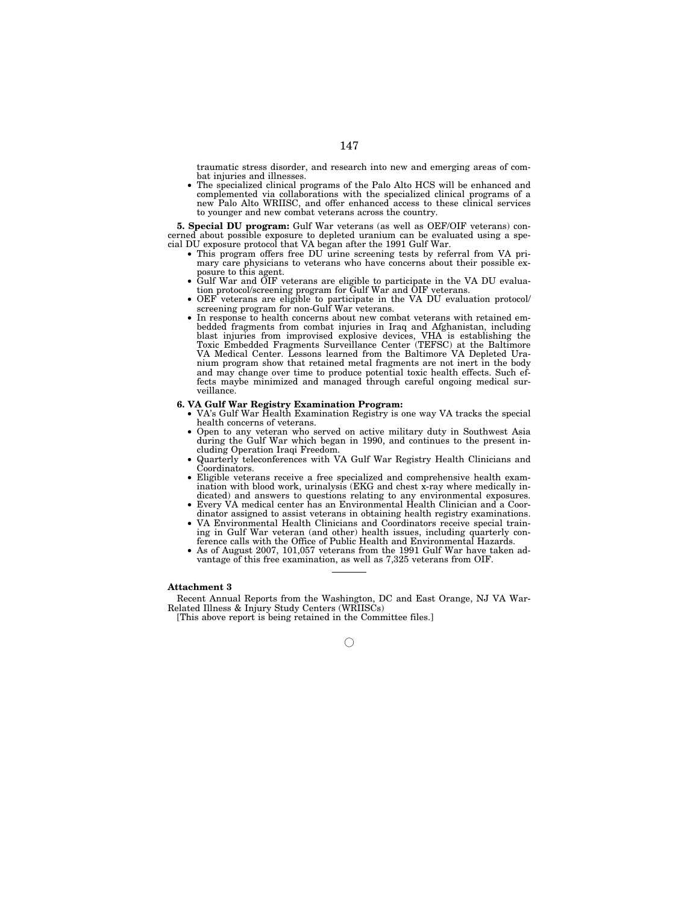traumatic stress disorder, and research into new and emerging areas of combat injuries and illnesses.

- The specialized clinical programs of the Palo Alto HCS will be enhanced and complemented via collaborations with the specialized clinical programs of a new Palo Alto WRIISC, and offer enhanced access to these clinical services to younger and new combat veterans across the country.

**5. Special DU program:** Gulf War veterans (as well as OEF/OIF veterans) concerned about possible exposure to depleted uranium can be evaluated using a special DU exposure protocol that VA began after the 1991 Gulf War.

- This program offers free DU urine screening tests by referral from VA primary care physicians to veterans who have concerns about their possible exposure to this agent.
- Gulf War and OIF veterans are eligible to participate in the VA DU evaluation protocol/screening program for Gulf War and OIF veterans.
- OEF veterans are eligible to participate in the VA DU evaluation protocol/screening program for non-Gulf War veterans.
- In response to health concerns about new combat veterans with retained embedded fragments from combat injuries in Iraq and Afghanistan, including blast injuries from improvised explosive devices, VHA is establishing the Toxic Embedded Fragments Surveillance Center (TEFSC) at the Baltimore VA Medical Center. Lessons learned from the Baltimore VA Depleted Uranium program show that retained metal fragments are not inert in the body and may change over time to produce potential toxic health effects. Such effects maybe minimized and managed through careful ongoing medical surveillance.

**6. VA Gulf War Registry Examination Program:**

- VA's Gulf War Health Examination Registry is one way VA tracks the special health concerns of veterans.
- Open to any veteran who served on active military duty in Southwest Asia during the Gulf War which began in 1990, and continues to the present including Operation Iraqi Freedom.
- Quarterly teleconferences with VA Gulf War Registry Health Clinicians and Coordinators.
- Eligible veterans receive a free specialized and comprehensive health examination with blood work, urinalysis (EKG and chest x-ray where medically indicated) and answers to questions relating to any environmental exposures.
- Every VA medical center has an Environmental Health Clinician and a Coordinator assigned to assist veterans in obtaining health registry examinations.
- VA Environmental Health Clinicians and Coordinators receive special training in Gulf War veteran (and other) health issues, including quarterly conference calls with the Office of Public Health and Environmental Hazards.
- As of August 2007, 101,057 veterans from the 1991 Gulf War have taken advantage of this free examination, as well as 7,325 veterans from OIF.

---

**Attachment 3**

Recent Annual Reports from the Washington, DC and East Orange, NJ VA War-Related Illness & Injury Study Centers (WRIISCs)

[This above report is being retained in the Committee files.]